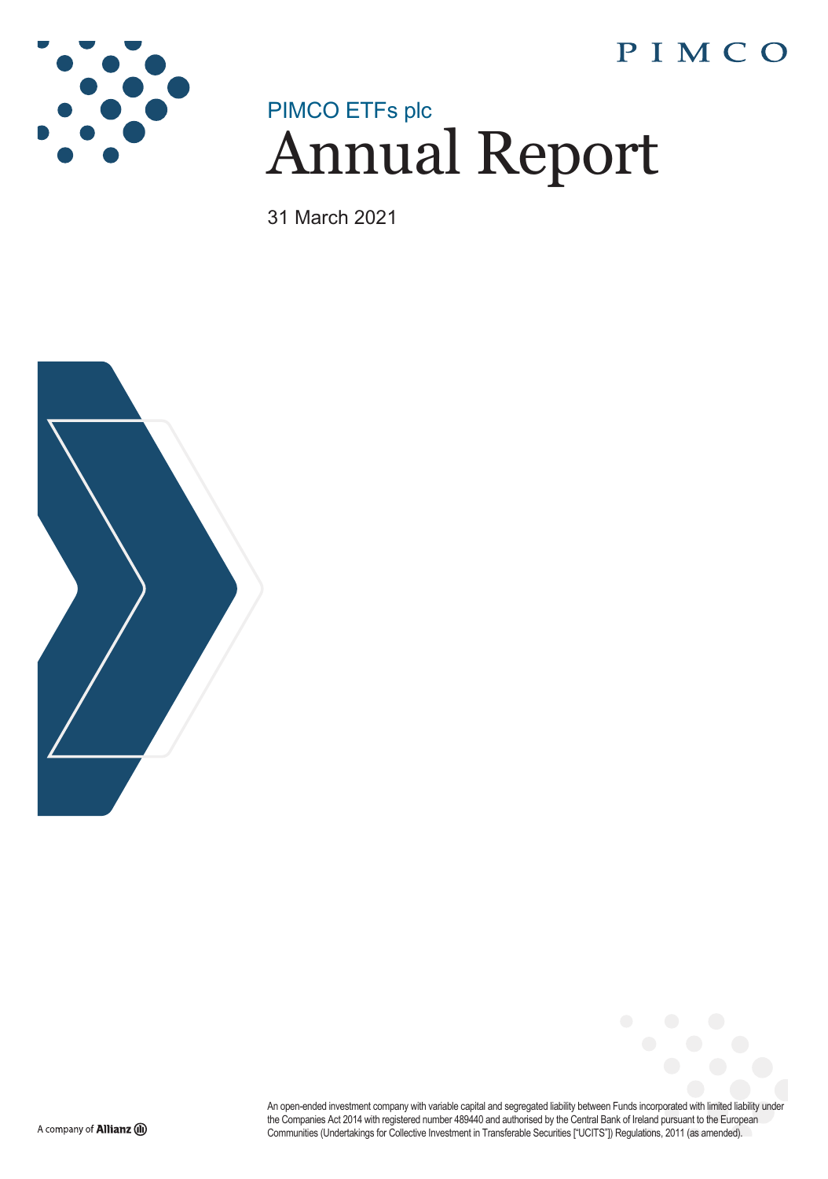PIMCO

PIMCO ETFs plc

# Annual Report

31 March 2021

An open-ended investment company with variable capital and segregated liability between Funds incorporated with limited liability under the Companies Act 2014 with registered number 489440 and authorised by the Central Bank of Ireland pursuant to the European Communities (Undertakings for Collective Investment in Transferable Securities ["UCITS"]) Regulations, 2011 (as amended).

A company of Allianz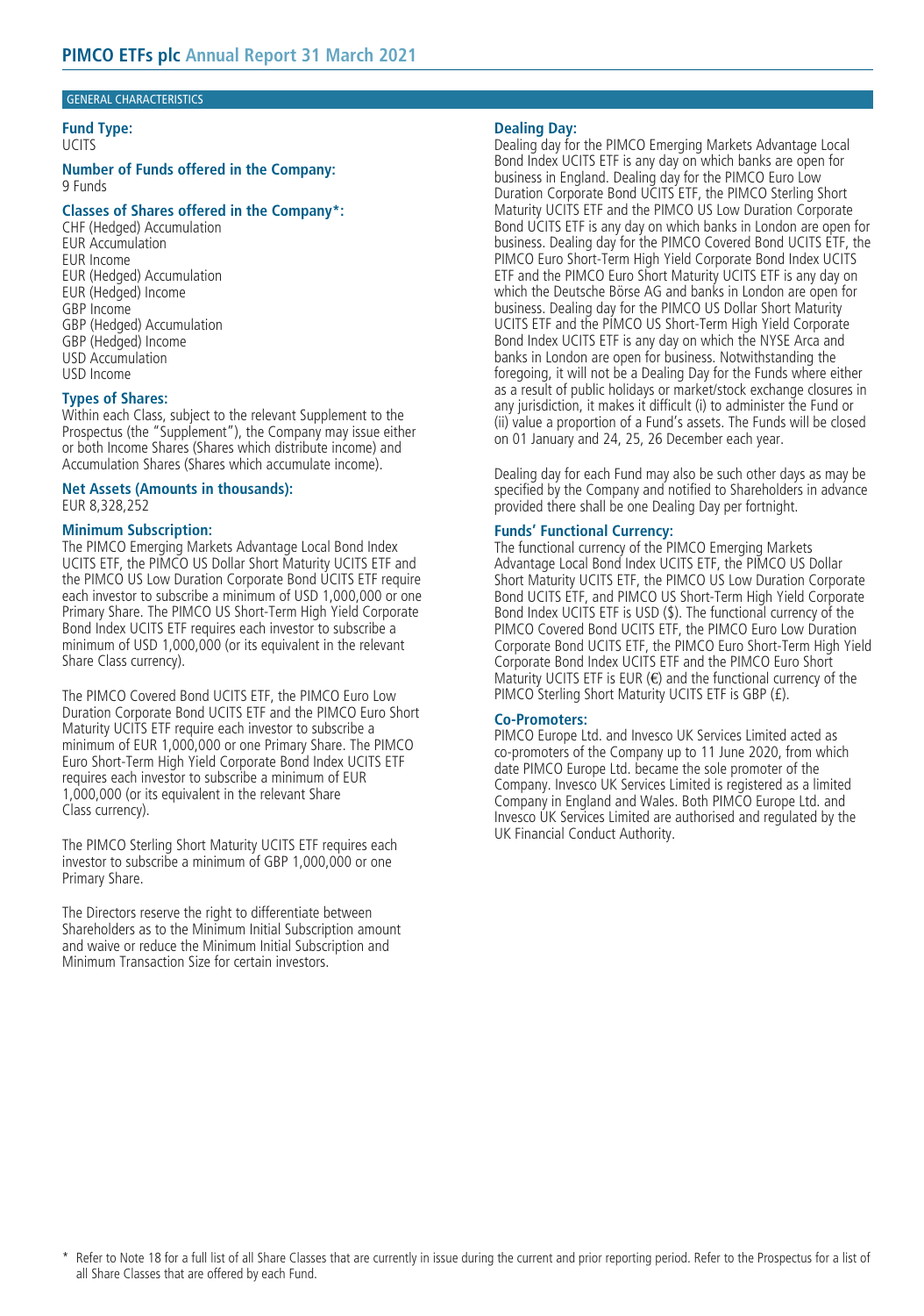## GENERAL CHARACTERISTICS

**Fund Type:**
UCITS

**Number of Funds offered in the Company:**
9 Funds

**Classes of Shares offered in the Company*:**
CHF (Hedged) Accumulation
EUR Accumulation
EUR Income
EUR (Hedged) Accumulation
EUR (Hedged) Income
GBP Income
GBP (Hedged) Accumulation
GBP (Hedged) Income
USD Accumulation
USD Income

**Types of Shares:**
Within each Class, subject to the relevant Supplement to the Prospectus (the "Supplement"), the Company may issue either or both Income Shares (Shares which distribute income) and Accumulation Shares (Shares which accumulate income).

**Net Assets (Amounts in thousands):**
EUR 8,328,252

**Minimum Subscription:**
The PIMCO Emerging Markets Advantage Local Bond Index UCITS ETF, the PIMCO US Dollar Short Maturity UCITS ETF and the PIMCO US Low Duration Corporate Bond UCITS ETF require each investor to subscribe a minimum of USD 1,000,000 or one Primary Share. The PIMCO US Short-Term High Yield Corporate Bond Index UCITS ETF requires each investor to subscribe a minimum of USD 1,000,000 (or its equivalent in the relevant Share Class currency).

The PIMCO Covered Bond UCITS ETF, the PIMCO Euro Low Duration Corporate Bond UCITS ETF and the PIMCO Euro Short Maturity UCITS ETF require each investor to subscribe a minimum of EUR 1,000,000 or one Primary Share. The PIMCO Euro Short-Term High Yield Corporate Bond Index UCITS ETF requires each investor to subscribe a minimum of EUR 1,000,000 (or its equivalent in the relevant Share Class currency).

The PIMCO Sterling Short Maturity UCITS ETF requires each investor to subscribe a minimum of GBP 1,000,000 or one Primary Share.

The Directors reserve the right to differentiate between Shareholders as to the Minimum Initial Subscription amount and waive or reduce the Minimum Initial Subscription and Minimum Transaction Size for certain investors.

**Dealing Day:**
Dealing day for the PIMCO Emerging Markets Advantage Local Bond Index UCITS ETF is any day on which banks are open for business in England. Dealing day for the PIMCO Euro Low Duration Corporate Bond UCITS ETF, the PIMCO Sterling Short Maturity UCITS ETF and the PIMCO US Low Duration Corporate Bond UCITS ETF is any day on which banks in London are open for business. Dealing day for the PIMCO Covered Bond UCITS ETF, the PIMCO Euro Short-Term High Yield Corporate Bond Index UCITS ETF and the PIMCO Euro Short Maturity UCITS ETF is any day on which the Deutsche Börse AG and banks in London are open for business. Dealing day for the PIMCO US Dollar Short Maturity UCITS ETF and the PIMCO US Short-Term High Yield Corporate Bond Index UCITS ETF is any day on which the NYSE Arca and banks in London are open for business. Notwithstanding the foregoing, it will not be a Dealing Day for the Funds where either as a result of public holidays or market/stock exchange closures in any jurisdiction, it makes it difficult (i) to administer the Fund or (ii) value a proportion of a Fund's assets. The Funds will be closed on 01 January and 24, 25, 26 December each year.

Dealing day for each Fund may also be such other days as may be specified by the Company and notified to Shareholders in advance provided there shall be one Dealing Day per fortnight.

**Funds' Functional Currency:**
The functional currency of the PIMCO Emerging Markets Advantage Local Bond Index UCITS ETF, the PIMCO US Dollar Short Maturity UCITS ETF, the PIMCO US Low Duration Corporate Bond UCITS ETF, and PIMCO US Short-Term High Yield Corporate Bond Index UCITS ETF is USD ($). The functional currency of the PIMCO Covered Bond UCITS ETF, the PIMCO Euro Low Duration Corporate Bond UCITS ETF, the PIMCO Euro Short-Term High Yield Corporate Bond Index UCITS ETF and the PIMCO Euro Short Maturity UCITS ETF is EUR (€) and the functional currency of the PIMCO Sterling Short Maturity UCITS ETF is GBP (£).

**Co-Promoters:**
PIMCO Europe Ltd. and Invesco UK Services Limited acted as co-promoters of the Company up to 11 June 2020, from which date PIMCO Europe Ltd. became the sole promoter of the Company. Invesco UK Services Limited is registered as a limited Company in England and Wales. Both PIMCO Europe Ltd. and Invesco UK Services Limited are authorised and regulated by the UK Financial Conduct Authority.

\* Refer to Note 18 for a full list of all Share Classes that are currently in issue during the current and prior reporting period. Refer to the Prospectus for a list of all Share Classes that are offered by each Fund.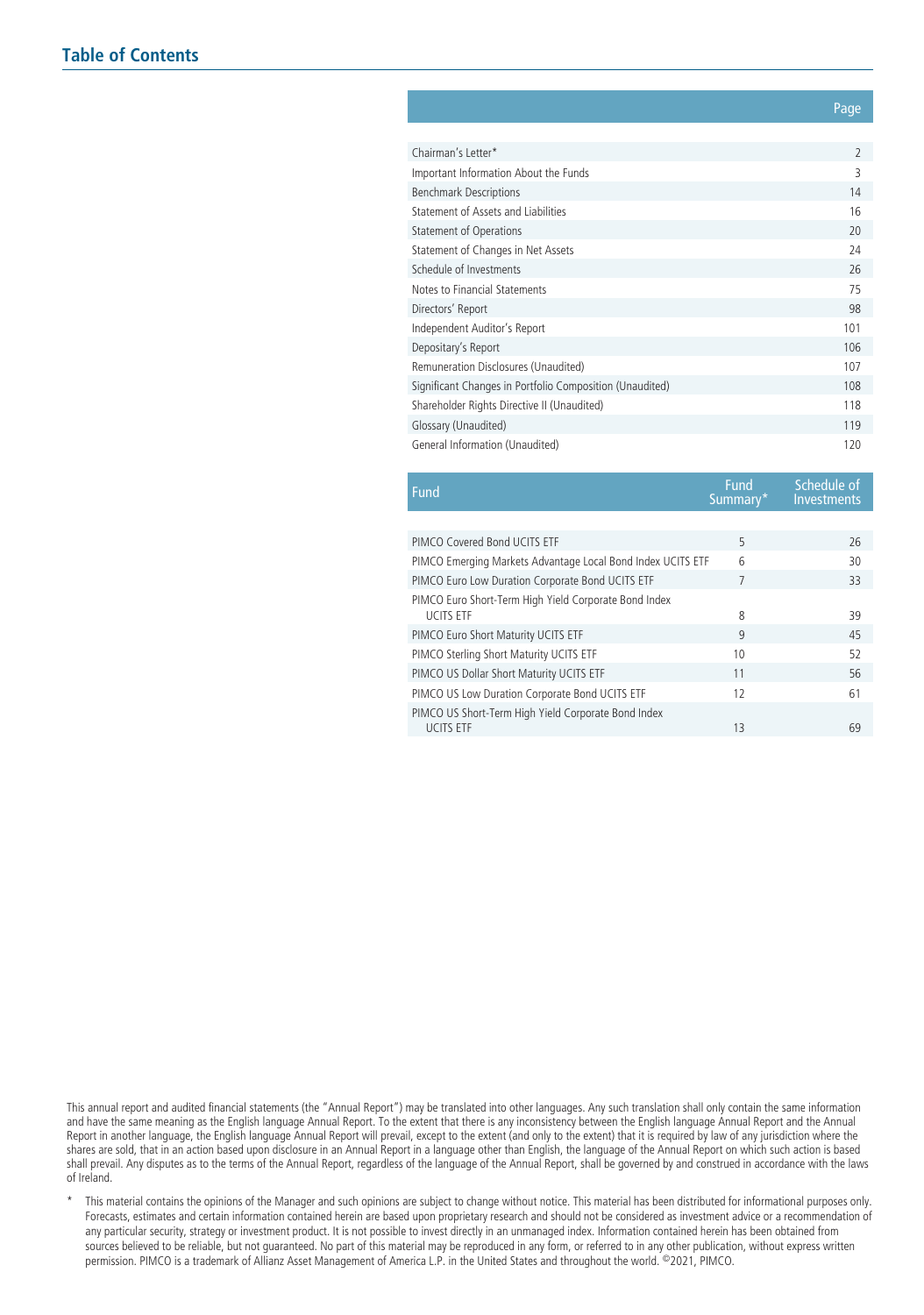## Table of Contents

| | Page |
|---|---|
| Chairman's Letter* | 2 |
| Important Information About the Funds | 3 |
| Benchmark Descriptions | 14 |
| Statement of Assets and Liabilities | 16 |
| Statement of Operations | 20 |
| Statement of Changes in Net Assets | 24 |
| Schedule of Investments | 26 |
| Notes to Financial Statements | 75 |
| Directors' Report | 98 |
| Independent Auditor's Report | 101 |
| Depositary's Report | 106 |
| Remuneration Disclosures (Unaudited) | 107 |
| Significant Changes in Portfolio Composition (Unaudited) | 108 |
| Shareholder Rights Directive II (Unaudited) | 118 |
| Glossary (Unaudited) | 119 |
| General Information (Unaudited) | 120 |

| Fund | Fund Summary* | Schedule of Investments |
|---|---|---|
| PIMCO Covered Bond UCITS ETF | 5 | 26 |
| PIMCO Emerging Markets Advantage Local Bond Index UCITS ETF | 6 | 30 |
| PIMCO Euro Low Duration Corporate Bond UCITS ETF | 7 | 33 |
| PIMCO Euro Short-Term High Yield Corporate Bond Index UCITS ETF | 8 | 39 |
| PIMCO Euro Short Maturity UCITS ETF | 9 | 45 |
| PIMCO Sterling Short Maturity UCITS ETF | 10 | 52 |
| PIMCO US Dollar Short Maturity UCITS ETF | 11 | 56 |
| PIMCO US Low Duration Corporate Bond UCITS ETF | 12 | 61 |
| PIMCO US Short-Term High Yield Corporate Bond Index UCITS ETF | 13 | 69 |

This annual report and audited financial statements (the "Annual Report") may be translated into other languages. Any such translation shall only contain the same information and have the same meaning as the English language Annual Report. To the extent that there is any inconsistency between the English language Annual Report and the Annual Report in another language, the English language Annual Report will prevail, except to the extent (and only to the extent) that it is required by law of any jurisdiction where the shares are sold, that in an action based upon disclosure in an Annual Report in a language other than English, the language of the Annual Report on which such action is based shall prevail. Any disputes as to the terms of the Annual Report, regardless of the language of the Annual Report, shall be governed by and construed in accordance with the laws of Ireland.

* This material contains the opinions of the Manager and such opinions are subject to change without notice. This material has been distributed for informational purposes only. Forecasts, estimates and certain information contained herein are based upon proprietary research and should not be considered as investment advice or a recommendation of any particular security, strategy or investment product. It is not possible to invest directly in an unmanaged index. Information contained herein has been obtained from sources believed to be reliable, but not guaranteed. No part of this material may be reproduced in any form, or referred to in any other publication, without express written permission. PIMCO is a trademark of Allianz Asset Management of America L.P. in the United States and throughout the world. ©2021, PIMCO.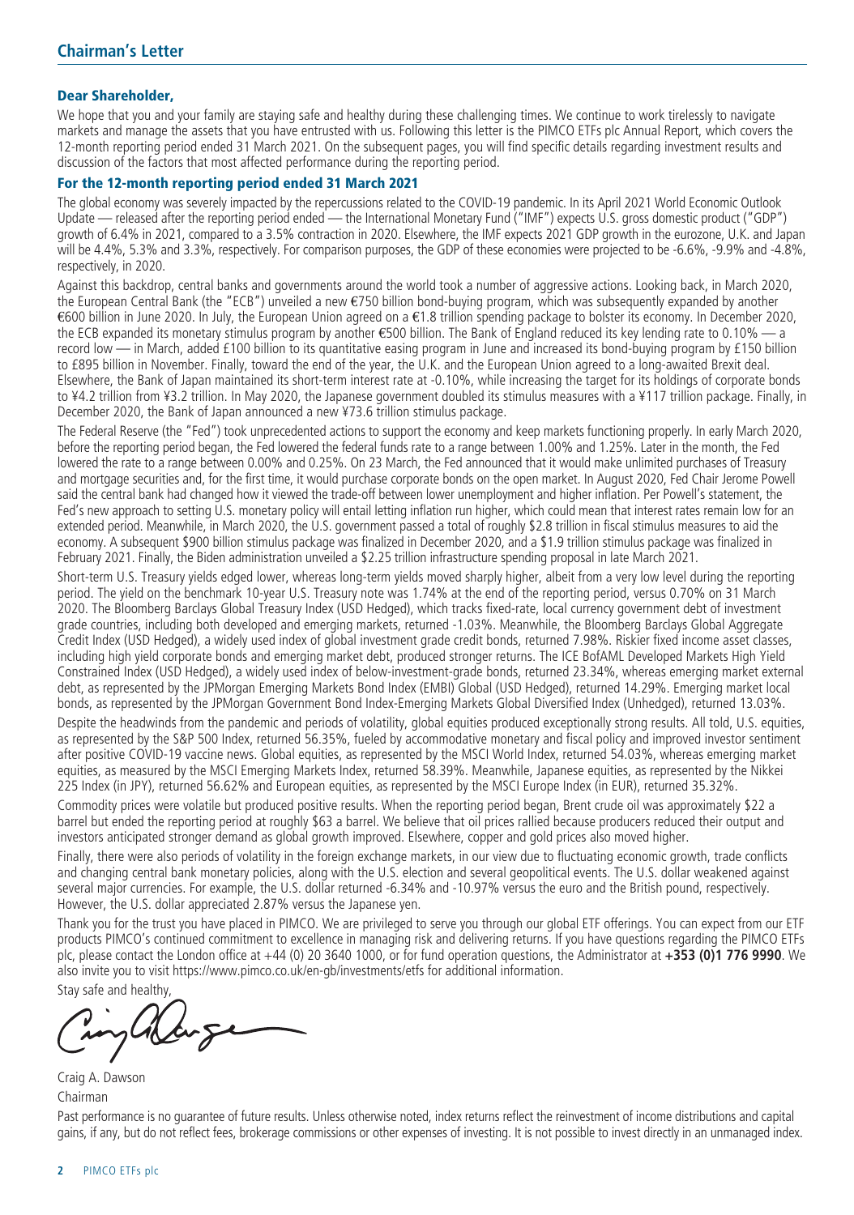## Chairman's Letter

### Dear Shareholder,

We hope that you and your family are staying safe and healthy during these challenging times. We continue to work tirelessly to navigate markets and manage the assets that you have entrusted with us. Following this letter is the PIMCO ETFs plc Annual Report, which covers the 12-month reporting period ended 31 March 2021. On the subsequent pages, you will find specific details regarding investment results and discussion of the factors that most affected performance during the reporting period.

### For the 12-month reporting period ended 31 March 2021

The global economy was severely impacted by the repercussions related to the COVID-19 pandemic. In its April 2021 World Economic Outlook Update — released after the reporting period ended — the International Monetary Fund ("IMF") expects U.S. gross domestic product ("GDP") growth of 6.4% in 2021, compared to a 3.5% contraction in 2020. Elsewhere, the IMF expects 2021 GDP growth in the eurozone, U.K. and Japan will be 4.4%, 5.3% and 3.3%, respectively. For comparison purposes, the GDP of these economies were projected to be -6.6%, -9.9% and -4.8%, respectively, in 2020.

Against this backdrop, central banks and governments around the world took a number of aggressive actions. Looking back, in March 2020, the European Central Bank (the "ECB") unveiled a new €750 billion bond-buying program, which was subsequently expanded by another €600 billion in June 2020. In July, the European Union agreed on a €1.8 trillion spending package to bolster its economy. In December 2020, the ECB expanded its monetary stimulus program by another €500 billion. The Bank of England reduced its key lending rate to 0.10% — a record low — in March, added £100 billion to its quantitative easing program in June and increased its bond-buying program by £150 billion to £895 billion in November. Finally, toward the end of the year, the U.K. and the European Union agreed to a long-awaited Brexit deal. Elsewhere, the Bank of Japan maintained its short-term interest rate at -0.10%, while increasing the target for its holdings of corporate bonds to ¥4.2 trillion from ¥3.2 trillion. In May 2020, the Japanese government doubled its stimulus measures with a ¥117 trillion package. Finally, in December 2020, the Bank of Japan announced a new ¥73.6 trillion stimulus package.

The Federal Reserve (the "Fed") took unprecedented actions to support the economy and keep markets functioning properly. In early March 2020, before the reporting period began, the Fed lowered the federal funds rate to a range between 1.00% and 1.25%. Later in the month, the Fed lowered the rate to a range between 0.00% and 0.25%. On 23 March, the Fed announced that it would make unlimited purchases of Treasury and mortgage securities and, for the first time, it would purchase corporate bonds on the open market. In August 2020, Fed Chair Jerome Powell said the central bank had changed how it viewed the trade-off between lower unemployment and higher inflation. Per Powell's statement, the Fed's new approach to setting U.S. monetary policy will entail letting inflation run higher, which could mean that interest rates remain low for an extended period. Meanwhile, in March 2020, the U.S. government passed a total of roughly $2.8 trillion in fiscal stimulus measures to aid the economy. A subsequent $900 billion stimulus package was finalized in December 2020, and a $1.9 trillion stimulus package was finalized in February 2021. Finally, the Biden administration unveiled a $2.25 trillion infrastructure spending proposal in late March 2021.

Short-term U.S. Treasury yields edged lower, whereas long-term yields moved sharply higher, albeit from a very low level during the reporting period. The yield on the benchmark 10-year U.S. Treasury note was 1.74% at the end of the reporting period, versus 0.70% on 31 March 2020. The Bloomberg Barclays Global Treasury Index (USD Hedged), which tracks fixed-rate, local currency government debt of investment grade countries, including both developed and emerging markets, returned -1.03%. Meanwhile, the Bloomberg Barclays Global Aggregate Credit Index (USD Hedged), a widely used index of global investment grade credit bonds, returned 7.98%. Riskier fixed income asset classes, including high yield corporate bonds and emerging market debt, produced stronger returns. The ICE BofAML Developed Markets High Yield Constrained Index (USD Hedged), a widely used index of below-investment-grade bonds, returned 23.34%, whereas emerging market external debt, as represented by the JPMorgan Emerging Markets Bond Index (EMBI) Global (USD Hedged), returned 14.29%. Emerging market local bonds, as represented by the JPMorgan Government Bond Index-Emerging Markets Global Diversified Index (Unhedged), returned 13.03%.

Despite the headwinds from the pandemic and periods of volatility, global equities produced exceptionally strong results. All told, U.S. equities, as represented by the S&P 500 Index, returned 56.35%, fueled by accommodative monetary and fiscal policy and improved investor sentiment after positive COVID-19 vaccine news. Global equities, as represented by the MSCI World Index, returned 54.03%, whereas emerging market equities, as measured by the MSCI Emerging Markets Index, returned 58.39%. Meanwhile, Japanese equities, as represented by the Nikkei 225 Index (in JPY), returned 56.62% and European equities, as represented by the MSCI Europe Index (in EUR), returned 35.32%.

Commodity prices were volatile but produced positive results. When the reporting period began, Brent crude oil was approximately $22 a barrel but ended the reporting period at roughly $63 a barrel. We believe that oil prices rallied because producers reduced their output and investors anticipated stronger demand as global growth improved. Elsewhere, copper and gold prices also moved higher.

Finally, there were also periods of volatility in the foreign exchange markets, in our view due to fluctuating economic growth, trade conflicts and changing central bank monetary policies, along with the U.S. election and several geopolitical events. The U.S. dollar weakened against several major currencies. For example, the U.S. dollar returned -6.34% and -10.97% versus the euro and the British pound, respectively. However, the U.S. dollar appreciated 2.87% versus the Japanese yen.

Thank you for the trust you have placed in PIMCO. We are privileged to serve you through our global ETF offerings. You can expect from our ETF products PIMCO's continued commitment to excellence in managing risk and delivering returns. If you have questions regarding the PIMCO ETFs plc, please contact the London office at +44 (0) 20 3640 1000, or for fund operation questions, the Administrator at **+353 (0)1 776 9990**. We also invite you to visit https://www.pimco.co.uk/en-gb/investments/etfs for additional information.

Stay safe and healthy,

Craig A. Dawson
Chairman

Past performance is no guarantee of future results. Unless otherwise noted, index returns reflect the reinvestment of income distributions and capital gains, if any, but do not reflect fees, brokerage commissions or other expenses of investing. It is not possible to invest directly in an unmanaged index.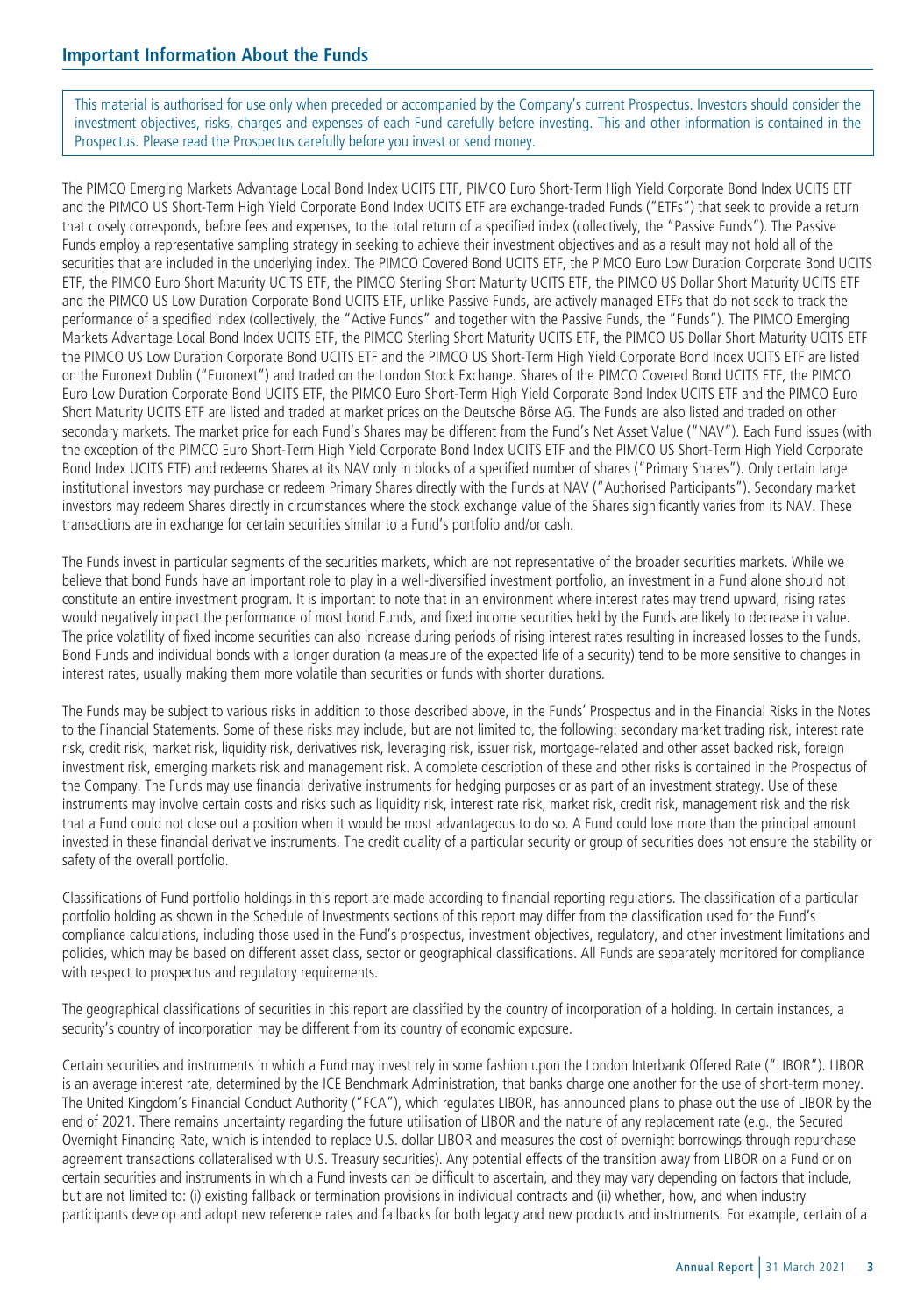## Important Information About the Funds

This material is authorised for use only when preceded or accompanied by the Company's current Prospectus. Investors should consider the investment objectives, risks, charges and expenses of each Fund carefully before investing. This and other information is contained in the Prospectus. Please read the Prospectus carefully before you invest or send money.

The PIMCO Emerging Markets Advantage Local Bond Index UCITS ETF, PIMCO Euro Short-Term High Yield Corporate Bond Index UCITS ETF and the PIMCO US Short-Term High Yield Corporate Bond Index UCITS ETF are exchange-traded Funds ("ETFs") that seek to provide a return that closely corresponds, before fees and expenses, to the total return of a specified index (collectively, the "Passive Funds"). The Passive Funds employ a representative sampling strategy in seeking to achieve their investment objectives and as a result may not hold all of the securities that are included in the underlying index. The PIMCO Covered Bond UCITS ETF, the PIMCO Euro Low Duration Corporate Bond UCITS ETF, the PIMCO Euro Short Maturity UCITS ETF, the PIMCO Sterling Short Maturity UCITS ETF, the PIMCO US Dollar Short Maturity UCITS ETF and the PIMCO US Low Duration Corporate Bond UCITS ETF, unlike Passive Funds, are actively managed ETFs that do not seek to track the performance of a specified index (collectively, the "Active Funds" and together with the Passive Funds, the "Funds"). The PIMCO Emerging Markets Advantage Local Bond Index UCITS ETF, the PIMCO Sterling Short Maturity UCITS ETF, the PIMCO US Dollar Short Maturity UCITS ETF the PIMCO US Low Duration Corporate Bond UCITS ETF and the PIMCO US Short-Term High Yield Corporate Bond Index UCITS ETF are listed on the Euronext Dublin ("Euronext") and traded on the London Stock Exchange. Shares of the PIMCO Covered Bond UCITS ETF, the PIMCO Euro Low Duration Corporate Bond UCITS ETF, the PIMCO Euro Short-Term High Yield Corporate Bond Index UCITS ETF and the PIMCO Euro Short Maturity UCITS ETF are listed and traded at market prices on the Deutsche Börse AG. The Funds are also listed and traded on other secondary markets. The market price for each Fund's Shares may be different from the Fund's Net Asset Value ("NAV"). Each Fund issues (with the exception of the PIMCO Euro Short-Term High Yield Corporate Bond Index UCITS ETF and the PIMCO US Short-Term High Yield Corporate Bond Index UCITS ETF) and redeems Shares at its NAV only in blocks of a specified number of shares ("Primary Shares"). Only certain large institutional investors may purchase or redeem Primary Shares directly with the Funds at NAV ("Authorised Participants"). Secondary market investors may redeem Shares directly in circumstances where the stock exchange value of the Shares significantly varies from its NAV. These transactions are in exchange for certain securities similar to a Fund's portfolio and/or cash.

The Funds invest in particular segments of the securities markets, which are not representative of the broader securities markets. While we believe that bond Funds have an important role to play in a well-diversified investment portfolio, an investment in a Fund alone should not constitute an entire investment program. It is important to note that in an environment where interest rates may trend upward, rising rates would negatively impact the performance of most bond Funds, and fixed income securities held by the Funds are likely to decrease in value. The price volatility of fixed income securities can also increase during periods of rising interest rates resulting in increased losses to the Funds. Bond Funds and individual bonds with a longer duration (a measure of the expected life of a security) tend to be more sensitive to changes in interest rates, usually making them more volatile than securities or funds with shorter durations.

The Funds may be subject to various risks in addition to those described above, in the Funds' Prospectus and in the Financial Risks in the Notes to the Financial Statements. Some of these risks may include, but are not limited to, the following: secondary market trading risk, interest rate risk, credit risk, market risk, liquidity risk, derivatives risk, leveraging risk, issuer risk, mortgage-related and other asset backed risk, foreign investment risk, emerging markets risk and management risk. A complete description of these and other risks is contained in the Prospectus of the Company. The Funds may use financial derivative instruments for hedging purposes or as part of an investment strategy. Use of these instruments may involve certain costs and risks such as liquidity risk, interest rate risk, market risk, credit risk, management risk and the risk that a Fund could not close out a position when it would be most advantageous to do so. A Fund could lose more than the principal amount invested in these financial derivative instruments. The credit quality of a particular security or group of securities does not ensure the stability or safety of the overall portfolio.

Classifications of Fund portfolio holdings in this report are made according to financial reporting regulations. The classification of a particular portfolio holding as shown in the Schedule of Investments sections of this report may differ from the classification used for the Fund's compliance calculations, including those used in the Fund's prospectus, investment objectives, regulatory, and other investment limitations and policies, which may be based on different asset class, sector or geographical classifications. All Funds are separately monitored for compliance with respect to prospectus and regulatory requirements.

The geographical classifications of securities in this report are classified by the country of incorporation of a holding. In certain instances, a security's country of incorporation may be different from its country of economic exposure.

Certain securities and instruments in which a Fund may invest rely in some fashion upon the London Interbank Offered Rate ("LIBOR"). LIBOR is an average interest rate, determined by the ICE Benchmark Administration, that banks charge one another for the use of short-term money. The United Kingdom's Financial Conduct Authority ("FCA"), which regulates LIBOR, has announced plans to phase out the use of LIBOR by the end of 2021. There remains uncertainty regarding the future utilisation of LIBOR and the nature of any replacement rate (e.g., the Secured Overnight Financing Rate, which is intended to replace U.S. dollar LIBOR and measures the cost of overnight borrowings through repurchase agreement transactions collateralised with U.S. Treasury securities). Any potential effects of the transition away from LIBOR on a Fund or on certain securities and instruments in which a Fund invests can be difficult to ascertain, and they may vary depending on factors that include, but are not limited to: (i) existing fallback or termination provisions in individual contracts and (ii) whether, how, and when industry participants develop and adopt new reference rates and fallbacks for both legacy and new products and instruments. For example, certain of a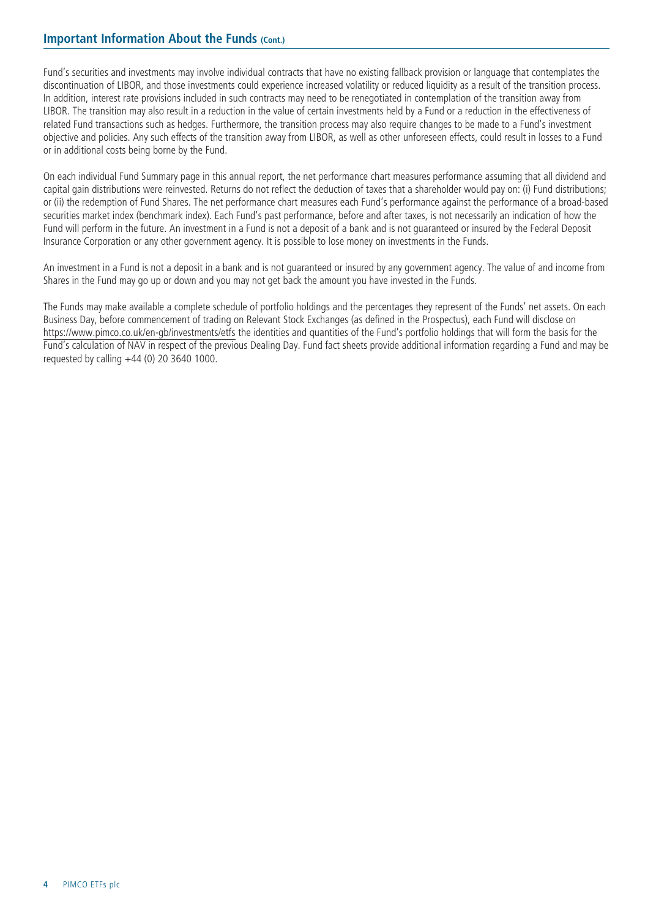## Important Information About the Funds (Cont.)

Fund's securities and investments may involve individual contracts that have no existing fallback provision or language that contemplates the discontinuation of LIBOR, and those investments could experience increased volatility or reduced liquidity as a result of the transition process. In addition, interest rate provisions included in such contracts may need to be renegotiated in contemplation of the transition away from LIBOR. The transition may also result in a reduction in the value of certain investments held by a Fund or a reduction in the effectiveness of related Fund transactions such as hedges. Furthermore, the transition process may also require changes to be made to a Fund's investment objective and policies. Any such effects of the transition away from LIBOR, as well as other unforeseen effects, could result in losses to a Fund or in additional costs being borne by the Fund.

On each individual Fund Summary page in this annual report, the net performance chart measures performance assuming that all dividend and capital gain distributions were reinvested. Returns do not reflect the deduction of taxes that a shareholder would pay on: (i) Fund distributions; or (ii) the redemption of Fund Shares. The net performance chart measures each Fund's performance against the performance of a broad-based securities market index (benchmark index). Each Fund's past performance, before and after taxes, is not necessarily an indication of how the Fund will perform in the future. An investment in a Fund is not a deposit of a bank and is not guaranteed or insured by the Federal Deposit Insurance Corporation or any other government agency. It is possible to lose money on investments in the Funds.

An investment in a Fund is not a deposit in a bank and is not guaranteed or insured by any government agency. The value of and income from Shares in the Fund may go up or down and you may not get back the amount you have invested in the Funds.

The Funds may make available a complete schedule of portfolio holdings and the percentages they represent of the Funds' net assets. On each Business Day, before commencement of trading on Relevant Stock Exchanges (as defined in the Prospectus), each Fund will disclose on https://www.pimco.co.uk/en-gb/investments/etfs the identities and quantities of the Fund's portfolio holdings that will form the basis for the Fund's calculation of NAV in respect of the previous Dealing Day. Fund fact sheets provide additional information regarding a Fund and may be requested by calling +44 (0) 20 3640 1000.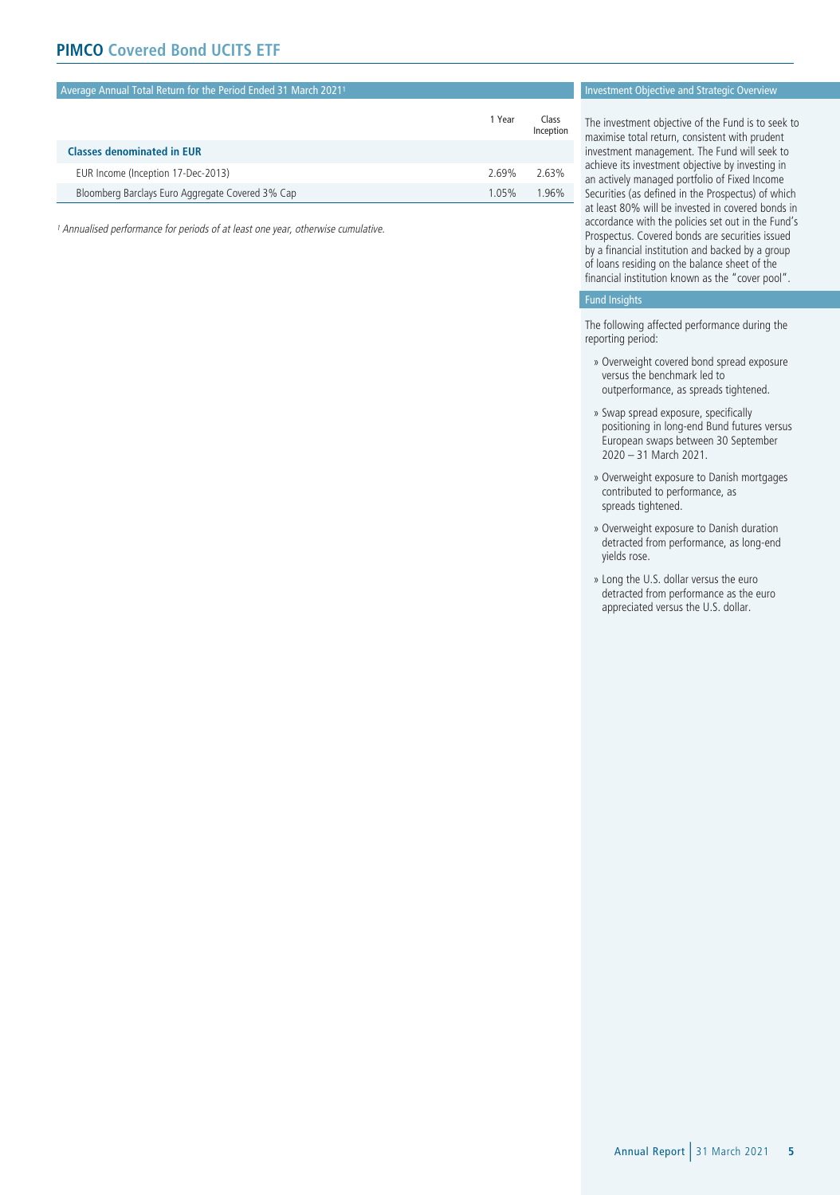# PIMCO Covered Bond UCITS ETF

## Average Annual Total Return for the Period Ended 31 March 2021[1]

| | 1 Year | Class Inception |
|---|---|---|
| **Classes denominated in EUR** | | |
| EUR Income (Inception 17-Dec-2013) | 2.69% | 2.63% |
| Bloomberg Barclays Euro Aggregate Covered 3% Cap | 1.05% | 1.96% |

[1] *Annualised performance for periods of at least one year, otherwise cumulative.*

## Investment Objective and Strategic Overview

The investment objective of the Fund is to seek to maximise total return, consistent with prudent investment management. The Fund will seek to achieve its investment objective by investing in an actively managed portfolio of Fixed Income Securities (as defined in the Prospectus) of which at least 80% will be invested in covered bonds in accordance with the policies set out in the Fund's Prospectus. Covered bonds are securities issued by a financial institution and backed by a group of loans residing on the balance sheet of the financial institution known as the "cover pool".

## Fund Insights

The following affected performance during the reporting period:

- Overweight covered bond spread exposure versus the benchmark led to outperformance, as spreads tightened.
- Swap spread exposure, specifically positioning in long-end Bund futures versus European swaps between 30 September 2020 – 31 March 2021.
- Overweight exposure to Danish mortgages contributed to performance, as spreads tightened.
- Overweight exposure to Danish duration detracted from performance, as long-end yields rose.
- Long the U.S. dollar versus the euro detracted from performance as the euro appreciated versus the U.S. dollar.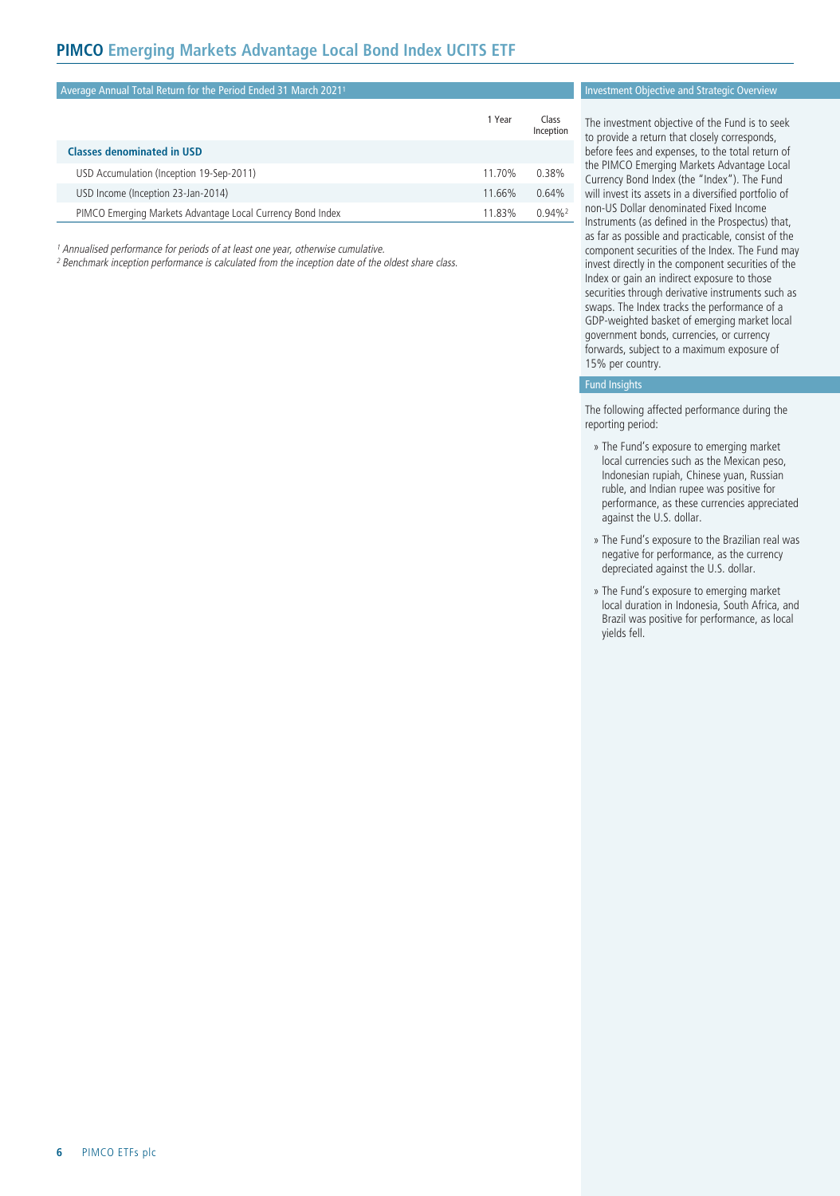# PIMCO Emerging Markets Advantage Local Bond Index UCITS ETF

## Average Annual Total Return for the Period Ended 31 March 2021[1]

| | 1 Year | Class Inception |
|---|---|---|
| **Classes denominated in USD** | | |
| USD Accumulation (Inception 19-Sep-2011) | 11.70% | 0.38% |
| USD Income (Inception 23-Jan-2014) | 11.66% | 0.64% |
| PIMCO Emerging Markets Advantage Local Currency Bond Index | 11.83% | 0.94%[2] |

*[1] Annualised performance for periods of at least one year, otherwise cumulative.*

*[2] Benchmark inception performance is calculated from the inception date of the oldest share class.*

## Investment Objective and Strategic Overview

The investment objective of the Fund is to seek to provide a return that closely corresponds, before fees and expenses, to the total return of the PIMCO Emerging Markets Advantage Local Currency Bond Index (the "Index"). The Fund will invest its assets in a diversified portfolio of non-US Dollar denominated Fixed Income Instruments (as defined in the Prospectus) that, as far as possible and practicable, consist of the component securities of the Index. The Fund may invest directly in the component securities of the Index or gain an indirect exposure to those securities through derivative instruments such as swaps. The Index tracks the performance of a GDP-weighted basket of emerging market local government bonds, currencies, or currency forwards, subject to a maximum exposure of 15% per country.

## Fund Insights

The following affected performance during the reporting period:

- The Fund's exposure to emerging market local currencies such as the Mexican peso, Indonesian rupiah, Chinese yuan, Russian ruble, and Indian rupee was positive for performance, as these currencies appreciated against the U.S. dollar.
- The Fund's exposure to the Brazilian real was negative for performance, as the currency depreciated against the U.S. dollar.
- The Fund's exposure to emerging market local duration in Indonesia, South Africa, and Brazil was positive for performance, as local yields fell.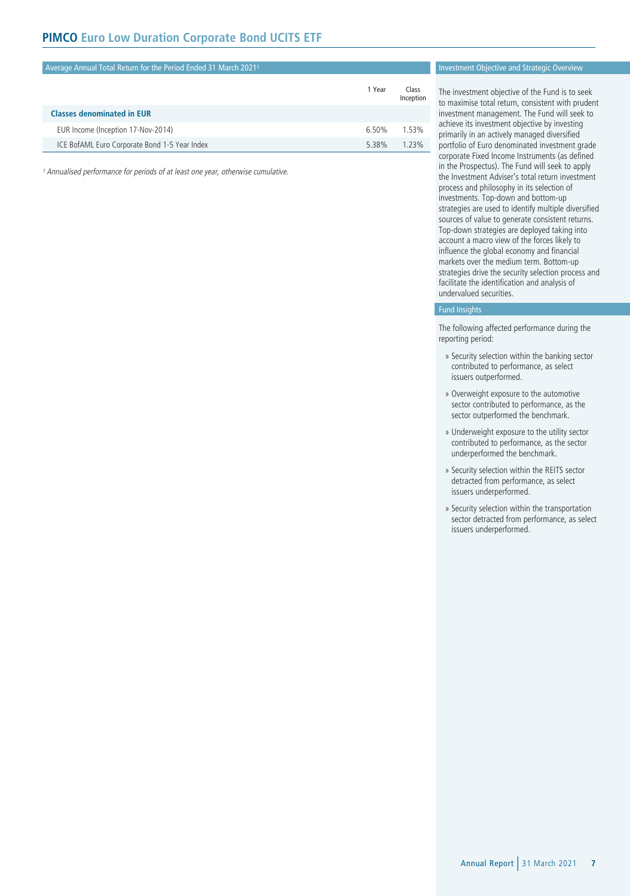# PIMCO Euro Low Duration Corporate Bond UCITS ETF

## Average Annual Total Return for the Period Ended 31 March 2021[1]

| | 1 Year | Class Inception |
|---|---|---|
| **Classes denominated in EUR** | | |
| EUR Income (Inception 17-Nov-2014) | 6.50% | 1.53% |
| ICE BofAML Euro Corporate Bond 1-5 Year Index | 5.38% | 1.23% |

*[1] Annualised performance for periods of at least one year, otherwise cumulative.*

## Investment Objective and Strategic Overview

The investment objective of the Fund is to seek to maximise total return, consistent with prudent investment management. The Fund will seek to achieve its investment objective by investing primarily in an actively managed diversified portfolio of Euro denominated investment grade corporate Fixed Income Instruments (as defined in the Prospectus). The Fund will seek to apply the Investment Adviser's total return investment process and philosophy in its selection of investments. Top-down and bottom-up strategies are used to identify multiple diversified sources of value to generate consistent returns. Top-down strategies are deployed taking into account a macro view of the forces likely to influence the global economy and financial markets over the medium term. Bottom-up strategies drive the security selection process and facilitate the identification and analysis of undervalued securities.

## Fund Insights

The following affected performance during the reporting period:

» Security selection within the banking sector contributed to performance, as select issuers outperformed.

» Overweight exposure to the automotive sector contributed to performance, as the sector outperformed the benchmark.

» Underweight exposure to the utility sector contributed to performance, as the sector underperformed the benchmark.

» Security selection within the REITS sector detracted from performance, as select issuers underperformed.

» Security selection within the transportation sector detracted from performance, as select issuers underperformed.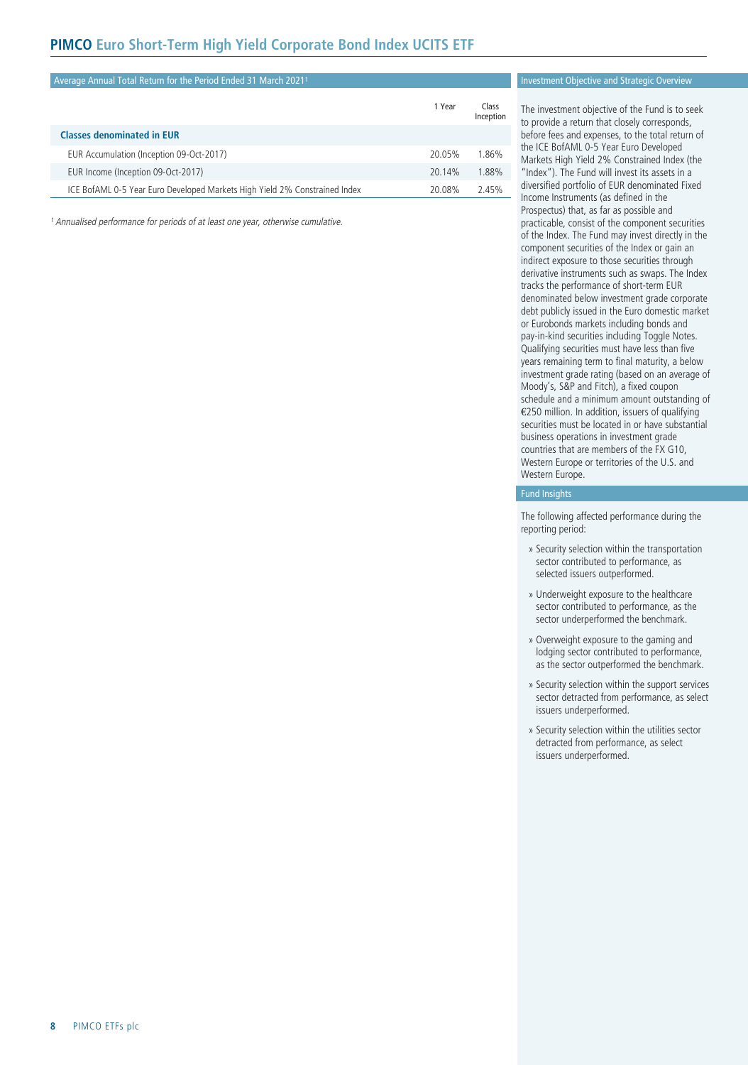# PIMCO Euro Short-Term High Yield Corporate Bond Index UCITS ETF

## Average Annual Total Return for the Period Ended 31 March 2021[1]

| | 1 Year | Class Inception |
|---|---|---|
| **Classes denominated in EUR** | | |
| EUR Accumulation (Inception 09-Oct-2017) | 20.05% | 1.86% |
| EUR Income (Inception 09-Oct-2017) | 20.14% | 1.88% |
| ICE BofAML 0-5 Year Euro Developed Markets High Yield 2% Constrained Index | 20.08% | 2.45% |

*[1] Annualised performance for periods of at least one year, otherwise cumulative.*

## Investment Objective and Strategic Overview

The investment objective of the Fund is to seek to provide a return that closely corresponds, before fees and expenses, to the total return of the ICE BofAML 0-5 Year Euro Developed Markets High Yield 2% Constrained Index (the "Index"). The Fund will invest its assets in a diversified portfolio of EUR denominated Fixed Income Instruments (as defined in the Prospectus) that, as far as possible and practicable, consist of the component securities of the Index. The Fund may invest directly in the component securities of the Index or gain an indirect exposure to those securities through derivative instruments such as swaps. The Index tracks the performance of short-term EUR denominated below investment grade corporate debt publicly issued in the Euro domestic market or Eurobonds markets including bonds and pay-in-kind securities including Toggle Notes. Qualifying securities must have less than five years remaining term to final maturity, a below investment grade rating (based on an average of Moody's, S&P and Fitch), a fixed coupon schedule and a minimum amount outstanding of €250 million. In addition, issuers of qualifying securities must be located in or have substantial business operations in investment grade countries that are members of the FX G10, Western Europe or territories of the U.S. and Western Europe.

## Fund Insights

The following affected performance during the reporting period:

- Security selection within the transportation sector contributed to performance, as selected issuers outperformed.
- Underweight exposure to the healthcare sector contributed to performance, as the sector underperformed the benchmark.
- Overweight exposure to the gaming and lodging sector contributed to performance, as the sector outperformed the benchmark.
- Security selection within the support services sector detracted from performance, as select issuers underperformed.
- Security selection within the utilities sector detracted from performance, as select issuers underperformed.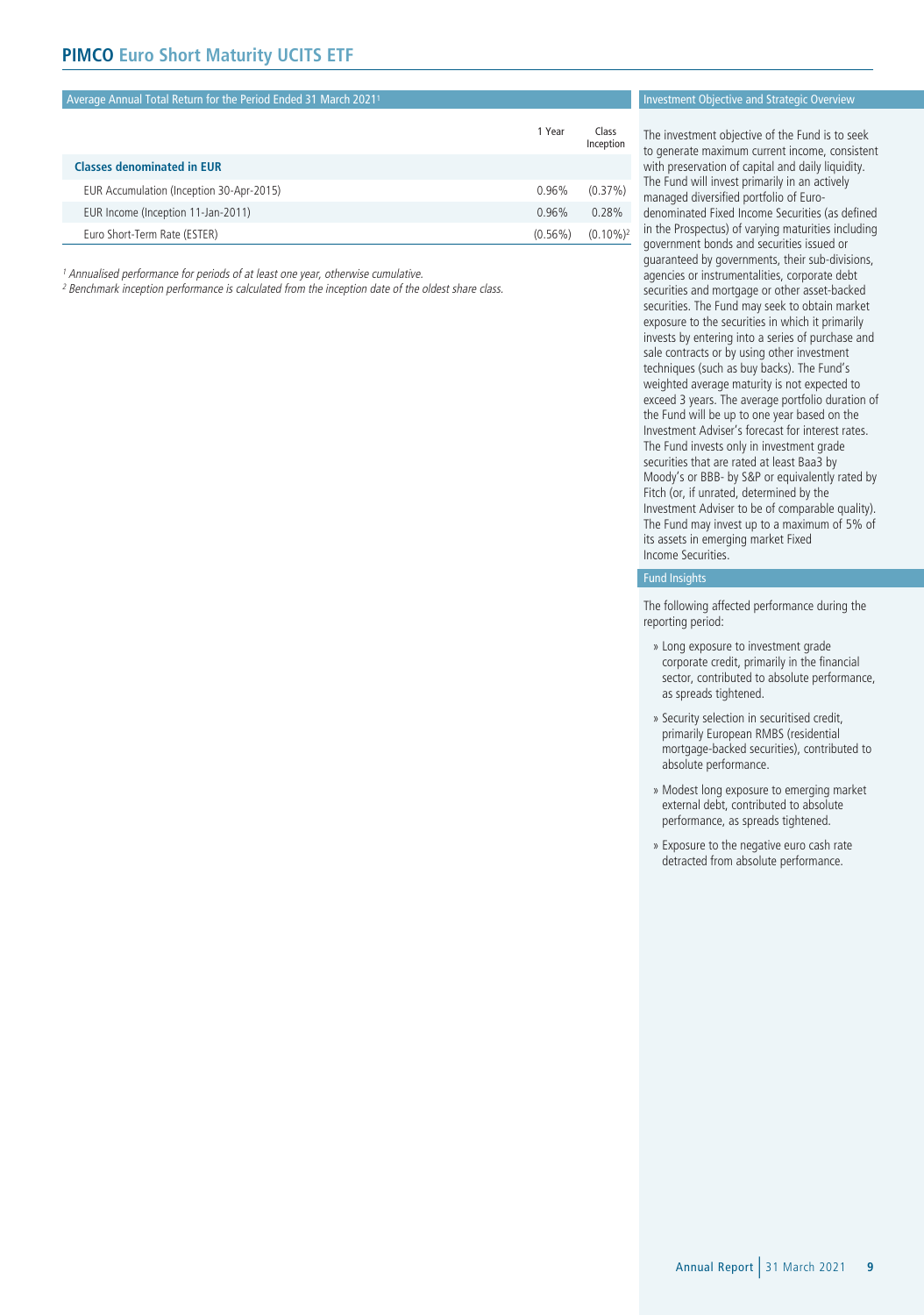# PIMCO Euro Short Maturity UCITS ETF

## Average Annual Total Return for the Period Ended 31 March 2021[1]

| | 1 Year | Class Inception |
|---|---|---|
| **Classes denominated in EUR** | | |
| EUR Accumulation (Inception 30-Apr-2015) | 0.96% | (0.37%) |
| EUR Income (Inception 11-Jan-2011) | 0.96% | 0.28% |
| Euro Short-Term Rate (ESTER) | (0.56%) | (0.10%)[2] |

*[1] Annualised performance for periods of at least one year, otherwise cumulative.*
*[2] Benchmark inception performance is calculated from the inception date of the oldest share class.*

## Investment Objective and Strategic Overview

The investment objective of the Fund is to seek to generate maximum current income, consistent with preservation of capital and daily liquidity. The Fund will invest primarily in an actively managed diversified portfolio of Euro-denominated Fixed Income Securities (as defined in the Prospectus) of varying maturities including government bonds and securities issued or guaranteed by governments, their sub-divisions, agencies or instrumentalities, corporate debt securities and mortgage or other asset-backed securities. The Fund may seek to obtain market exposure to the securities in which it primarily invests by entering into a series of purchase and sale contracts or by using other investment techniques (such as buy backs). The Fund's weighted average maturity is not expected to exceed 3 years. The average portfolio duration of the Fund will be up to one year based on the Investment Adviser's forecast for interest rates. The Fund invests only in investment grade securities that are rated at least Baa3 by Moody's or BBB- by S&P or equivalently rated by Fitch (or, if unrated, determined by the Investment Adviser to be of comparable quality). The Fund may invest up to a maximum of 5% of its assets in emerging market Fixed Income Securities.

## Fund Insights

The following affected performance during the reporting period:

- Long exposure to investment grade corporate credit, primarily in the financial sector, contributed to absolute performance, as spreads tightened.
- Security selection in securitised credit, primarily European RMBS (residential mortgage-backed securities), contributed to absolute performance.
- Modest long exposure to emerging market external debt, contributed to absolute performance, as spreads tightened.
- Exposure to the negative euro cash rate detracted from absolute performance.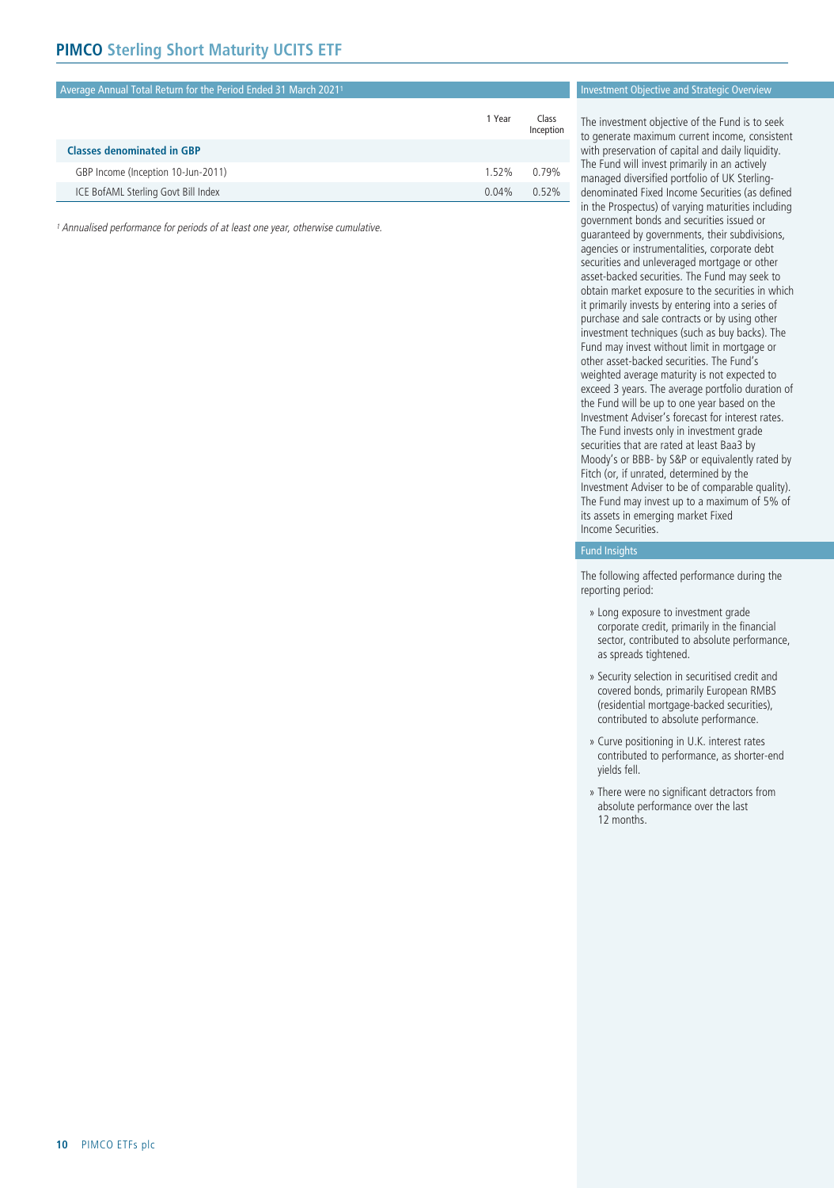# PIMCO Sterling Short Maturity UCITS ETF

## Average Annual Total Return for the Period Ended 31 March 2021[1]

| | 1 Year | Class Inception |
|---|---|---|
| **Classes denominated in GBP** | | |
| GBP Income (Inception 10-Jun-2011) | 1.52% | 0.79% |
| ICE BofAML Sterling Govt Bill Index | 0.04% | 0.52% |

*[1] Annualised performance for periods of at least one year, otherwise cumulative.*

## Investment Objective and Strategic Overview

The investment objective of the Fund is to seek to generate maximum current income, consistent with preservation of capital and daily liquidity. The Fund will invest primarily in an actively managed diversified portfolio of UK Sterling-denominated Fixed Income Securities (as defined in the Prospectus) of varying maturities including government bonds and securities issued or guaranteed by governments, their subdivisions, agencies or instrumentalities, corporate debt securities and unleveraged mortgage or other asset-backed securities. The Fund may seek to obtain market exposure to the securities in which it primarily invests by entering into a series of purchase and sale contracts or by using other investment techniques (such as buy backs). The Fund may invest without limit in mortgage or other asset-backed securities. The Fund's weighted average maturity is not expected to exceed 3 years. The average portfolio duration of the Fund will be up to one year based on the Investment Adviser's forecast for interest rates. The Fund invests only in investment grade securities that are rated at least Baa3 by Moody's or BBB- by S&P or equivalently rated by Fitch (or, if unrated, determined by the Investment Adviser to be of comparable quality). The Fund may invest up to a maximum of 5% of its assets in emerging market Fixed Income Securities.

## Fund Insights

The following affected performance during the reporting period:

- Long exposure to investment grade corporate credit, primarily in the financial sector, contributed to absolute performance, as spreads tightened.
- Security selection in securitised credit and covered bonds, primarily European RMBS (residential mortgage-backed securities), contributed to absolute performance.
- Curve positioning in U.K. interest rates contributed to performance, as shorter-end yields fell.
- There were no significant detractors from absolute performance over the last 12 months.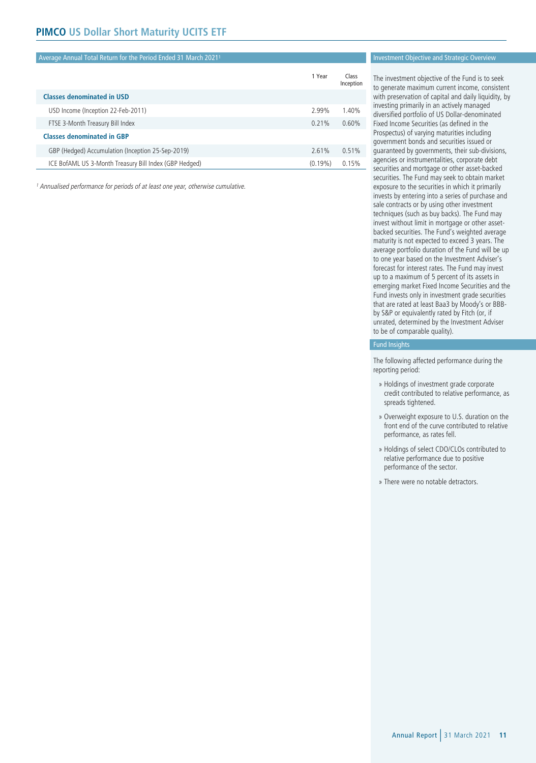# PIMCO US Dollar Short Maturity UCITS ETF

## Average Annual Total Return for the Period Ended 31 March 2021[1]

| | 1 Year | Class Inception |
|---|---|---|
| **Classes denominated in USD** | | |
| USD Income (Inception 22-Feb-2011) | 2.99% | 1.40% |
| FTSE 3-Month Treasury Bill Index | 0.21% | 0.60% |
| **Classes denominated in GBP** | | |
| GBP (Hedged) Accumulation (Inception 25-Sep-2019) | 2.61% | 0.51% |
| ICE BofAML US 3-Month Treasury Bill Index (GBP Hedged) | (0.19%) | 0.15% |

*[1] Annualised performance for periods of at least one year, otherwise cumulative.*

## Investment Objective and Strategic Overview

The investment objective of the Fund is to seek to generate maximum current income, consistent with preservation of capital and daily liquidity, by investing primarily in an actively managed diversified portfolio of US Dollar-denominated Fixed Income Securities (as defined in the Prospectus) of varying maturities including government bonds and securities issued or guaranteed by governments, their sub-divisions, agencies or instrumentalities, corporate debt securities and mortgage or other asset-backed securities. The Fund may seek to obtain market exposure to the securities in which it primarily invests by entering into a series of purchase and sale contracts or by using other investment techniques (such as buy backs). The Fund may invest without limit in mortgage or other asset-backed securities. The Fund's weighted average maturity is not expected to exceed 3 years. The average portfolio duration of the Fund will be up to one year based on the Investment Adviser's forecast for interest rates. The Fund may invest up to a maximum of 5 percent of its assets in emerging market Fixed Income Securities and the Fund invests only in investment grade securities that are rated at least Baa3 by Moody's or BBB- by S&P or equivalently rated by Fitch (or, if unrated, determined by the Investment Adviser to be of comparable quality).

## Fund Insights

The following affected performance during the reporting period:

- Holdings of investment grade corporate credit contributed to relative performance, as spreads tightened.
- Overweight exposure to U.S. duration on the front end of the curve contributed to relative performance, as rates fell.
- Holdings of select CDO/CLOs contributed to relative performance due to positive performance of the sector.
- There were no notable detractors.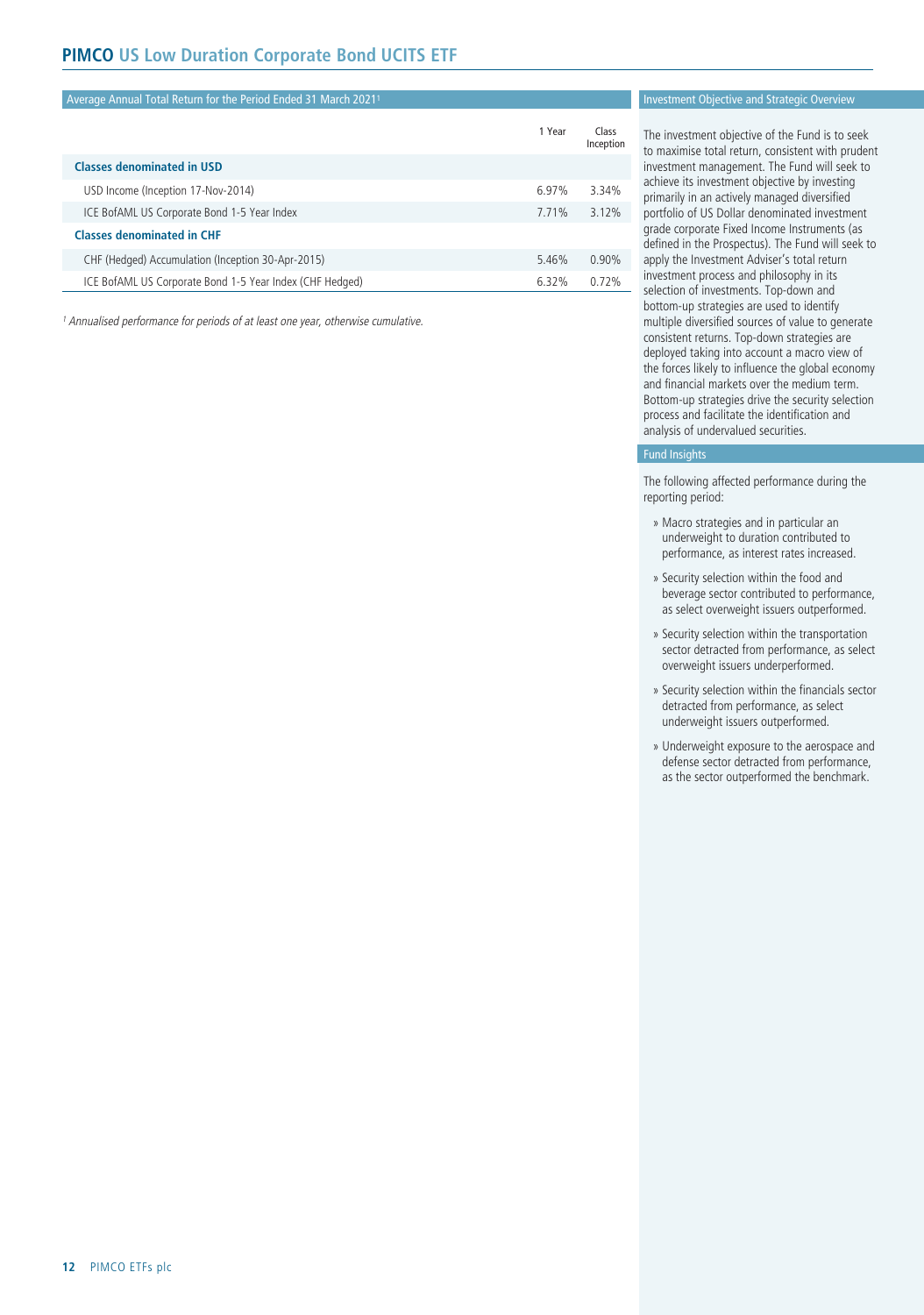# PIMCO US Low Duration Corporate Bond UCITS ETF

## Average Annual Total Return for the Period Ended 31 March 2021[1]

| | 1 Year | Class Inception |
|---|---|---|
| **Classes denominated in USD** | | |
| USD Income (Inception 17-Nov-2014) | 6.97% | 3.34% |
| ICE BofAML US Corporate Bond 1-5 Year Index | 7.71% | 3.12% |
| **Classes denominated in CHF** | | |
| CHF (Hedged) Accumulation (Inception 30-Apr-2015) | 5.46% | 0.90% |
| ICE BofAML US Corporate Bond 1-5 Year Index (CHF Hedged) | 6.32% | 0.72% |

*[1] Annualised performance for periods of at least one year, otherwise cumulative.*

## Investment Objective and Strategic Overview

The investment objective of the Fund is to seek to maximise total return, consistent with prudent investment management. The Fund will seek to achieve its investment objective by investing primarily in an actively managed diversified portfolio of US Dollar denominated investment grade corporate Fixed Income Instruments (as defined in the Prospectus). The Fund will seek to apply the Investment Adviser's total return investment process and philosophy in its selection of investments. Top-down and bottom-up strategies are used to identify multiple diversified sources of value to generate consistent returns. Top-down strategies are deployed taking into account a macro view of the forces likely to influence the global economy and financial markets over the medium term. Bottom-up strategies drive the security selection process and facilitate the identification and analysis of undervalued securities.

## Fund Insights

The following affected performance during the reporting period:

- Macro strategies and in particular an underweight to duration contributed to performance, as interest rates increased.
- Security selection within the food and beverage sector contributed to performance, as select overweight issuers outperformed.
- Security selection within the transportation sector detracted from performance, as select overweight issuers underperformed.
- Security selection within the financials sector detracted from performance, as select underweight issuers outperformed.
- Underweight exposure to the aerospace and defense sector detracted from performance, as the sector outperformed the benchmark.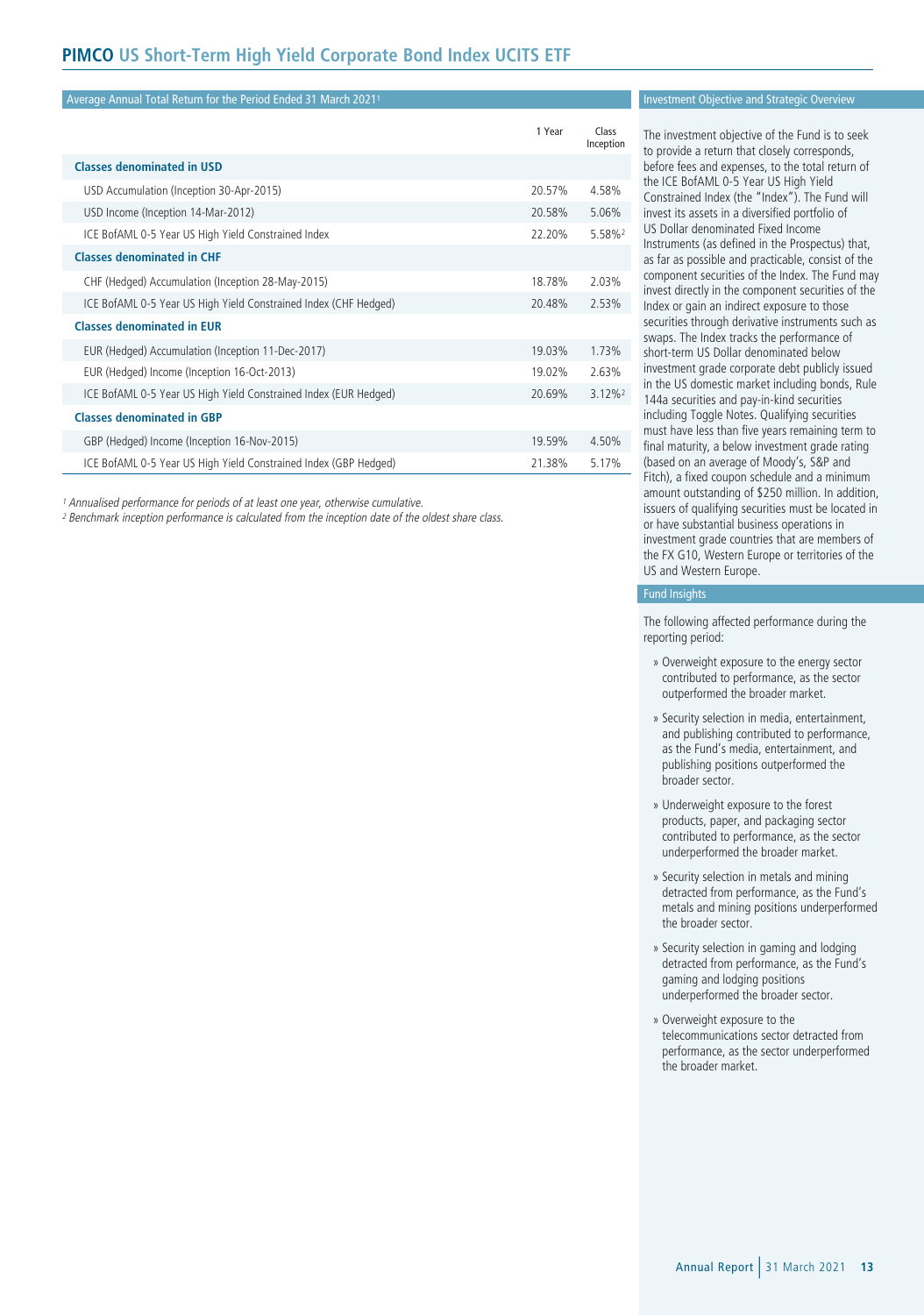# PIMCO US Short-Term High Yield Corporate Bond Index UCITS ETF

## Average Annual Total Return for the Period Ended 31 March 2021[1]

| | 1 Year | Class Inception |
|---|---|---|
| **Classes denominated in USD** | | |
| USD Accumulation (Inception 30-Apr-2015) | 20.57% | 4.58% |
| USD Income (Inception 14-Mar-2012) | 20.58% | 5.06% |
| ICE BofAML 0-5 Year US High Yield Constrained Index | 22.20% | 5.58%[2] |
| **Classes denominated in CHF** | | |
| CHF (Hedged) Accumulation (Inception 28-May-2015) | 18.78% | 2.03% |
| ICE BofAML 0-5 Year US High Yield Constrained Index (CHF Hedged) | 20.48% | 2.53% |
| **Classes denominated in EUR** | | |
| EUR (Hedged) Accumulation (Inception 11-Dec-2017) | 19.03% | 1.73% |
| EUR (Hedged) Income (Inception 16-Oct-2013) | 19.02% | 2.63% |
| ICE BofAML 0-5 Year US High Yield Constrained Index (EUR Hedged) | 20.69% | 3.12%[2] |
| **Classes denominated in GBP** | | |
| GBP (Hedged) Income (Inception 16-Nov-2015) | 19.59% | 4.50% |
| ICE BofAML 0-5 Year US High Yield Constrained Index (GBP Hedged) | 21.38% | 5.17% |

*[1] Annualised performance for periods of at least one year, otherwise cumulative.*
*[2] Benchmark inception performance is calculated from the inception date of the oldest share class.*

## Investment Objective and Strategic Overview

The investment objective of the Fund is to seek to provide a return that closely corresponds, before fees and expenses, to the total return of the ICE BofAML 0-5 Year US High Yield Constrained Index (the "Index"). The Fund will invest its assets in a diversified portfolio of US Dollar denominated Fixed Income Instruments (as defined in the Prospectus) that, as far as possible and practicable, consist of the component securities of the Index. The Fund may invest directly in the component securities of the Index or gain an indirect exposure to those securities through derivative instruments such as swaps. The Index tracks the performance of short-term US Dollar denominated below investment grade corporate debt publicly issued in the US domestic market including bonds, Rule 144a securities and pay-in-kind securities including Toggle Notes. Qualifying securities must have less than five years remaining term to final maturity, a below investment grade rating (based on an average of Moody's, S&P and Fitch), a fixed coupon schedule and a minimum amount outstanding of $250 million. In addition, issuers of qualifying securities must be located in or have substantial business operations in investment grade countries that are members of the FX G10, Western Europe or territories of the US and Western Europe.

## Fund Insights

The following affected performance during the reporting period:

- Overweight exposure to the energy sector contributed to performance, as the sector outperformed the broader market.
- Security selection in media, entertainment, and publishing contributed to performance, as the Fund's media, entertainment, and publishing positions outperformed the broader sector.
- Underweight exposure to the forest products, paper, and packaging sector contributed to performance, as the sector underperformed the broader market.
- Security selection in metals and mining detracted from performance, as the Fund's metals and mining positions underperformed the broader sector.
- Security selection in gaming and lodging detracted from performance, as the Fund's gaming and lodging positions underperformed the broader sector.
- Overweight exposure to the telecommunications sector detracted from performance, as the sector underperformed the broader market.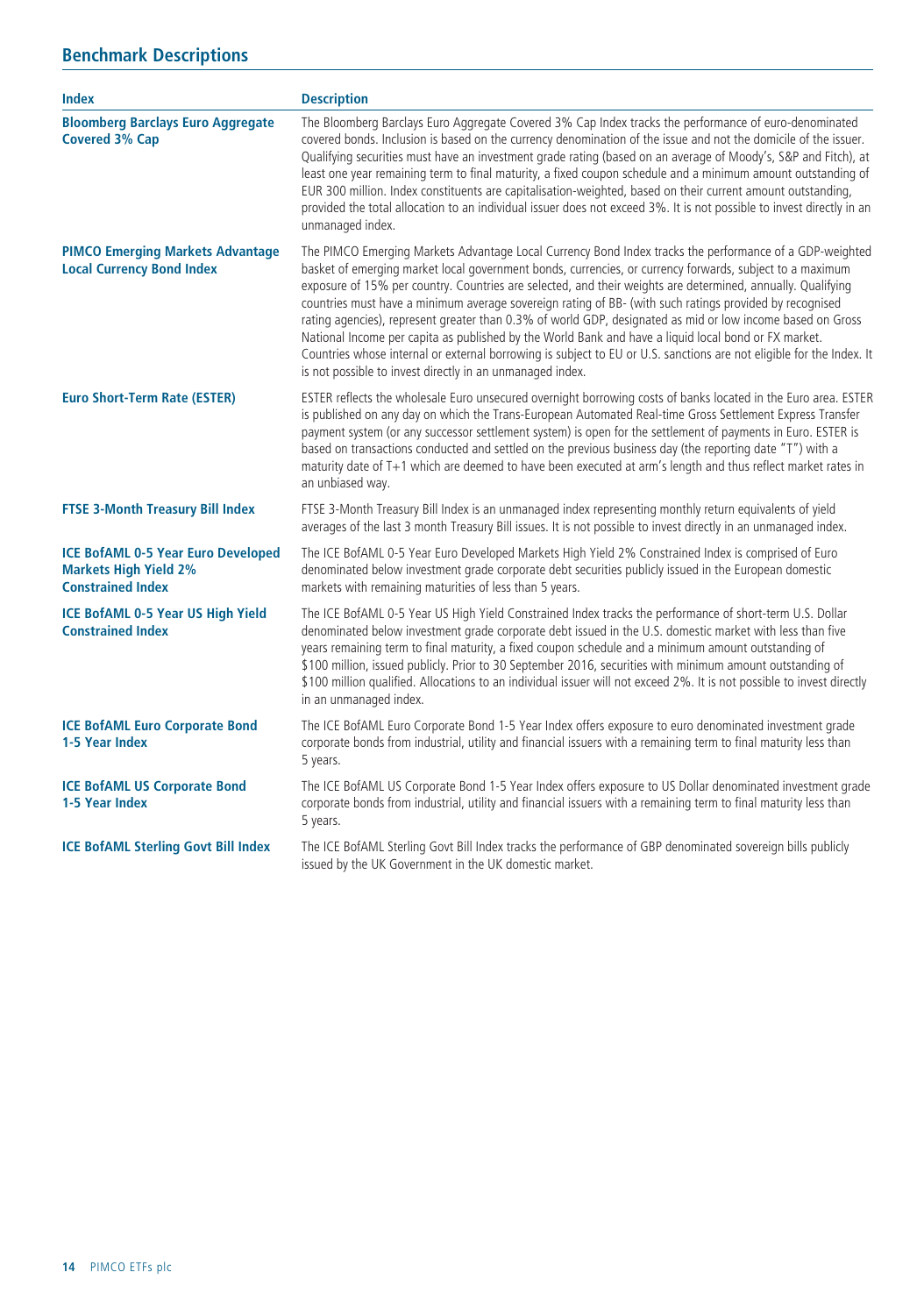## Benchmark Descriptions

| Index | Description |
|---|---|
| **Bloomberg Barclays Euro Aggregate Covered 3% Cap** | The Bloomberg Barclays Euro Aggregate Covered 3% Cap Index tracks the performance of euro-denominated covered bonds. Inclusion is based on the currency denomination of the issue and not the domicile of the issuer. Qualifying securities must have an investment grade rating (based on an average of Moody's, S&P and Fitch), at least one year remaining term to final maturity, a fixed coupon schedule and a minimum amount outstanding of EUR 300 million. Index constituents are capitalisation-weighted, based on their current amount outstanding, provided the total allocation to an individual issuer does not exceed 3%. It is not possible to invest directly in an unmanaged index. |
| **PIMCO Emerging Markets Advantage Local Currency Bond Index** | The PIMCO Emerging Markets Advantage Local Currency Bond Index tracks the performance of a GDP-weighted basket of emerging market local government bonds, currencies, or currency forwards, subject to a maximum exposure of 15% per country. Countries are selected, and their weights are determined, annually. Qualifying countries must have a minimum average sovereign rating of BB- (with such ratings provided by recognised rating agencies), represent greater than 0.3% of world GDP, designated as mid or low income based on Gross National Income per capita as published by the World Bank and have a liquid local bond or FX market. Countries whose internal or external borrowing is subject to EU or U.S. sanctions are not eligible for the Index. It is not possible to invest directly in an unmanaged index. |
| **Euro Short-Term Rate (ESTER)** | ESTER reflects the wholesale Euro unsecured overnight borrowing costs of banks located in the Euro area. ESTER is published on any day on which the Trans-European Automated Real-time Gross Settlement Express Transfer payment system (or any successor settlement system) is open for the settlement of payments in Euro. ESTER is based on transactions conducted and settled on the previous business day (the reporting date "T") with a maturity date of T+1 which are deemed to have been executed at arm's length and thus reflect market rates in an unbiased way. |
| **FTSE 3-Month Treasury Bill Index** | FTSE 3-Month Treasury Bill Index is an unmanaged index representing monthly return equivalents of yield averages of the last 3 month Treasury Bill issues. It is not possible to invest directly in an unmanaged index. |
| **ICE BofAML 0-5 Year Euro Developed Markets High Yield 2% Constrained Index** | The ICE BofAML 0-5 Year Euro Developed Markets High Yield 2% Constrained Index is comprised of Euro denominated below investment grade corporate debt securities publicly issued in the European domestic markets with remaining maturities of less than 5 years. |
| **ICE BofAML 0-5 Year US High Yield Constrained Index** | The ICE BofAML 0-5 Year US High Yield Constrained Index tracks the performance of short-term U.S. Dollar denominated below investment grade corporate debt issued in the U.S. domestic market with less than five years remaining term to final maturity, a fixed coupon schedule and a minimum amount outstanding of $100 million, issued publicly. Prior to 30 September 2016, securities with minimum amount outstanding of $100 million qualified. Allocations to an individual issuer will not exceed 2%. It is not possible to invest directly in an unmanaged index. |
| **ICE BofAML Euro Corporate Bond 1-5 Year Index** | The ICE BofAML Euro Corporate Bond 1-5 Year Index offers exposure to euro denominated investment grade corporate bonds from industrial, utility and financial issuers with a remaining term to final maturity less than 5 years. |
| **ICE BofAML US Corporate Bond 1-5 Year Index** | The ICE BofAML US Corporate Bond 1-5 Year Index offers exposure to US Dollar denominated investment grade corporate bonds from industrial, utility and financial issuers with a remaining term to final maturity less than 5 years. |
| **ICE BofAML Sterling Govt Bill Index** | The ICE BofAML Sterling Govt Bill Index tracks the performance of GBP denominated sovereign bills publicly issued by the UK Government in the UK domestic market. |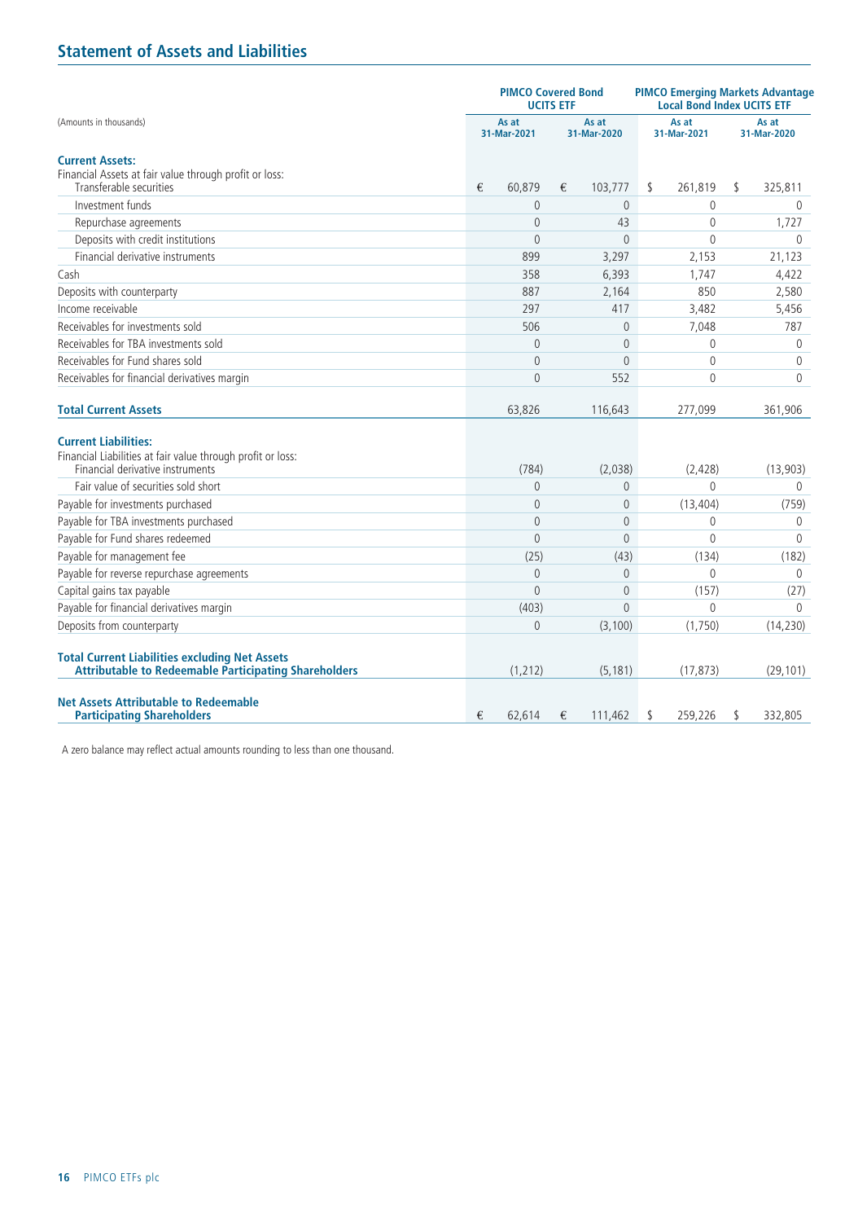## Statement of Assets and Liabilities

| (Amounts in thousands) | PIMCO Covered Bond UCITS ETF | | PIMCO Emerging Markets Advantage Local Bond Index UCITS ETF | |
|---|---|---|---|---|
| | As at 31-Mar-2021 | As at 31-Mar-2020 | As at 31-Mar-2021 | As at 31-Mar-2020 |
| **Current Assets:** | | | | |
| Financial Assets at fair value through profit or loss: | | | | |
| Transferable securities | € 60,879 | € 103,777 | $ 261,819 | $ 325,811 |
| Investment funds | 0 | 0 | 0 | 0 |
| Repurchase agreements | 0 | 43 | 0 | 1,727 |
| Deposits with credit institutions | 0 | 0 | 0 | 0 |
| Financial derivative instruments | 899 | 3,297 | 2,153 | 21,123 |
| Cash | 358 | 6,393 | 1,747 | 4,422 |
| Deposits with counterparty | 887 | 2,164 | 850 | 2,580 |
| Income receivable | 297 | 417 | 3,482 | 5,456 |
| Receivables for investments sold | 506 | 0 | 7,048 | 787 |
| Receivables for TBA investments sold | 0 | 0 | 0 | 0 |
| Receivables for Fund shares sold | 0 | 0 | 0 | 0 |
| Receivables for financial derivatives margin | 0 | 552 | 0 | 0 |
| **Total Current Assets** | 63,826 | 116,643 | 277,099 | 361,906 |
| **Current Liabilities:** | | | | |
| Financial Liabilities at fair value through profit or loss: | | | | |
| Financial derivative instruments | (784) | (2,038) | (2,428) | (13,903) |
| Fair value of securities sold short | 0 | 0 | 0 | 0 |
| Payable for investments purchased | 0 | 0 | (13,404) | (759) |
| Payable for TBA investments purchased | 0 | 0 | 0 | 0 |
| Payable for Fund shares redeemed | 0 | 0 | 0 | 0 |
| Payable for management fee | (25) | (43) | (134) | (182) |
| Payable for reverse repurchase agreements | 0 | 0 | 0 | 0 |
| Capital gains tax payable | 0 | 0 | (157) | (27) |
| Payable for financial derivatives margin | (403) | 0 | 0 | 0 |
| Deposits from counterparty | 0 | (3,100) | (1,750) | (14,230) |
| **Total Current Liabilities excluding Net Assets Attributable to Redeemable Participating Shareholders** | (1,212) | (5,181) | (17,873) | (29,101) |
| **Net Assets Attributable to Redeemable Participating Shareholders** | € 62,614 | € 111,462 | $ 259,226 | $ 332,805 |

A zero balance may reflect actual amounts rounding to less than one thousand.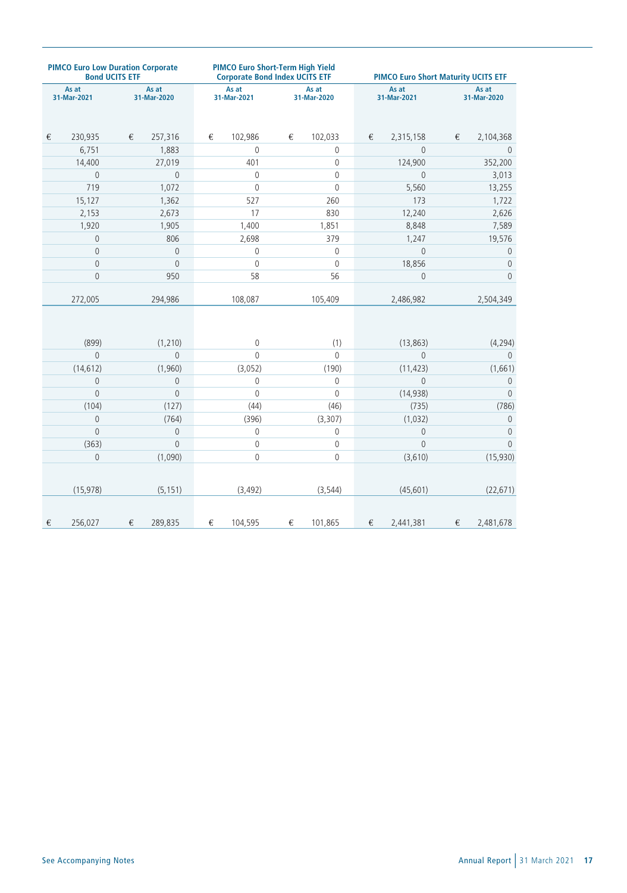| PIMCO Euro Low Duration Corporate Bond UCITS ETF | | PIMCO Euro Short-Term High Yield Corporate Bond Index UCITS ETF | | PIMCO Euro Short Maturity UCITS ETF | |
|---|---|---|---|---|---|
| As at 31-Mar-2021 | As at 31-Mar-2020 | As at 31-Mar-2021 | As at 31-Mar-2020 | As at 31-Mar-2021 | As at 31-Mar-2020 |
| € 230,935 | € 257,316 | € 102,986 | € 102,033 | € 2,315,158 | € 2,104,368 |
| 6,751 | 1,883 | 0 | 0 | 0 | 0 |
| 14,400 | 27,019 | 401 | 0 | 124,900 | 352,200 |
| 0 | 0 | 0 | 0 | 0 | 3,013 |
| 719 | 1,072 | 0 | 0 | 5,560 | 13,255 |
| 15,127 | 1,362 | 527 | 260 | 173 | 1,722 |
| 2,153 | 2,673 | 17 | 830 | 12,240 | 2,626 |
| 1,920 | 1,905 | 1,400 | 1,851 | 8,848 | 7,589 |
| 0 | 806 | 2,698 | 379 | 1,247 | 19,576 |
| 0 | 0 | 0 | 0 | 0 | 0 |
| 0 | 0 | 0 | 0 | 18,856 | 0 |
| 0 | 950 | 58 | 56 | 0 | 0 |
| 272,005 | 294,986 | 108,087 | 105,409 | 2,486,982 | 2,504,349 |
| | | | | | |
| (899) | (1,210) | 0 | (1) | (13,863) | (4,294) |
| 0 | 0 | 0 | 0 | 0 | 0 |
| (14,612) | (1,960) | (3,052) | (190) | (11,423) | (1,661) |
| 0 | 0 | 0 | 0 | 0 | 0 |
| 0 | 0 | 0 | 0 | (14,938) | 0 |
| (104) | (127) | (44) | (46) | (735) | (786) |
| 0 | (764) | (396) | (3,307) | (1,032) | 0 |
| 0 | 0 | 0 | 0 | 0 | 0 |
| (363) | 0 | 0 | 0 | 0 | 0 |
| 0 | (1,090) | 0 | 0 | (3,610) | (15,930) |
| (15,978) | (5,151) | (3,492) | (3,544) | (45,601) | (22,671) |
| € 256,027 | € 289,835 | € 104,595 | € 101,865 | € 2,441,381 | € 2,481,678 |

See Accompanying Notes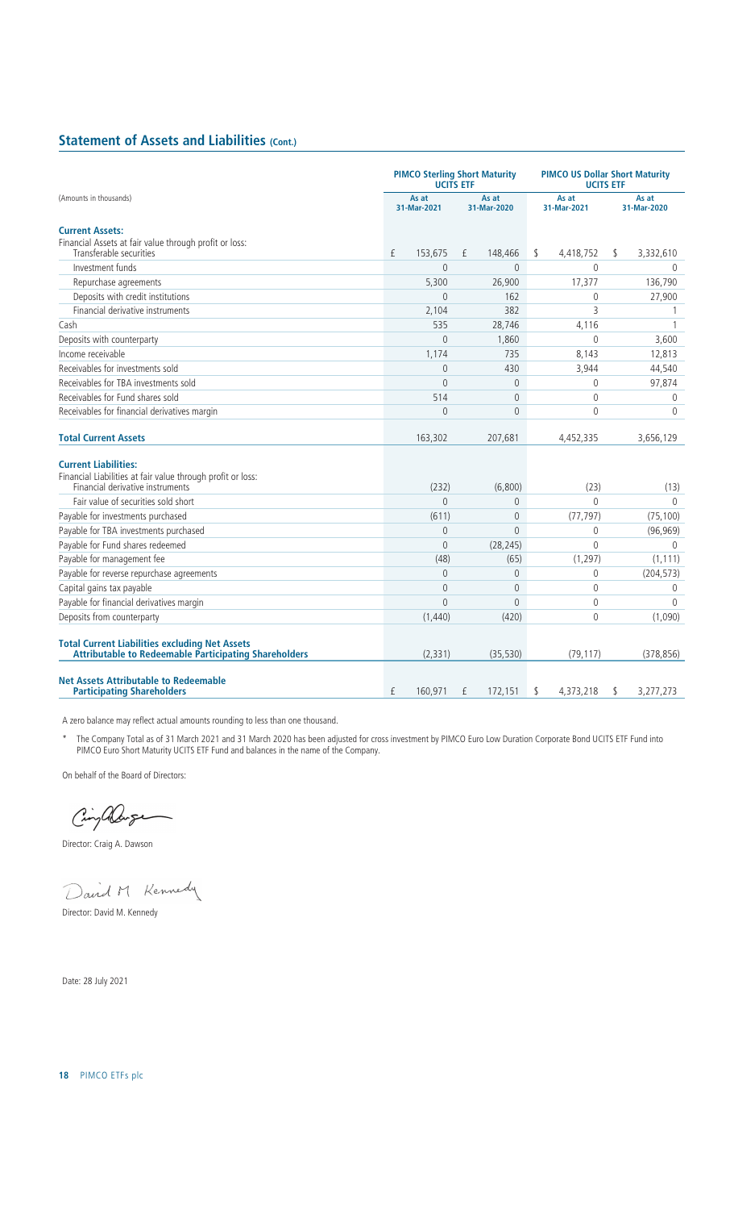## Statement of Assets and Liabilities (Cont.)

| (Amounts in thousands) | PIMCO Sterling Short Maturity UCITS ETF | | PIMCO US Dollar Short Maturity UCITS ETF | |
|---|---|---|---|---|
| | As at 31-Mar-2021 | As at 31-Mar-2020 | As at 31-Mar-2021 | As at 31-Mar-2020 |
| **Current Assets:** | | | | |
| Financial Assets at fair value through profit or loss: Transferable securities | £ 153,675 | £ 148,466 | $ 4,418,752 | $ 3,332,610 |
| Investment funds | 0 | 0 | 0 | 0 |
| Repurchase agreements | 5,300 | 26,900 | 17,377 | 136,790 |
| Deposits with credit institutions | 0 | 162 | 0 | 27,900 |
| Financial derivative instruments | 2,104 | 382 | 3 | 1 |
| Cash | 535 | 28,746 | 4,116 | 1 |
| Deposits with counterparty | 0 | 1,860 | 0 | 3,600 |
| Income receivable | 1,174 | 735 | 8,143 | 12,813 |
| Receivables for investments sold | 0 | 430 | 3,944 | 44,540 |
| Receivables for TBA investments sold | 0 | 0 | 0 | 97,874 |
| Receivables for Fund shares sold | 514 | 0 | 0 | 0 |
| Receivables for financial derivatives margin | 0 | 0 | 0 | 0 |
| **Total Current Assets** | 163,302 | 207,681 | 4,452,335 | 3,656,129 |
| **Current Liabilities:** | | | | |
| Financial Liabilities at fair value through profit or loss: Financial derivative instruments | (232) | (6,800) | (23) | (13) |
| Fair value of securities sold short | 0 | 0 | 0 | 0 |
| Payable for investments purchased | (611) | 0 | (77,797) | (75,100) |
| Payable for TBA investments purchased | 0 | 0 | 0 | (96,969) |
| Payable for Fund shares redeemed | 0 | (28,245) | 0 | 0 |
| Payable for management fee | (48) | (65) | (1,297) | (1,111) |
| Payable for reverse repurchase agreements | 0 | 0 | 0 | (204,573) |
| Capital gains tax payable | 0 | 0 | 0 | 0 |
| Payable for financial derivatives margin | 0 | 0 | 0 | 0 |
| Deposits from counterparty | (1,440) | (420) | 0 | (1,090) |
| **Total Current Liabilities excluding Net Assets Attributable to Redeemable Participating Shareholders** | (2,331) | (35,530) | (79,117) | (378,856) |
| **Net Assets Attributable to Redeemable Participating Shareholders** | £ 160,971 | £ 172,151 | $ 4,373,218 | $ 3,277,273 |

A zero balance may reflect actual amounts rounding to less than one thousand.

* The Company Total as of 31 March 2021 and 31 March 2020 has been adjusted for cross investment by PIMCO Euro Low Duration Corporate Bond UCITS ETF Fund into PIMCO Euro Short Maturity UCITS ETF Fund and balances in the name of the Company.

On behalf of the Board of Directors:

Director: Craig A. Dawson

Director: David M. Kennedy

Date: 28 July 2021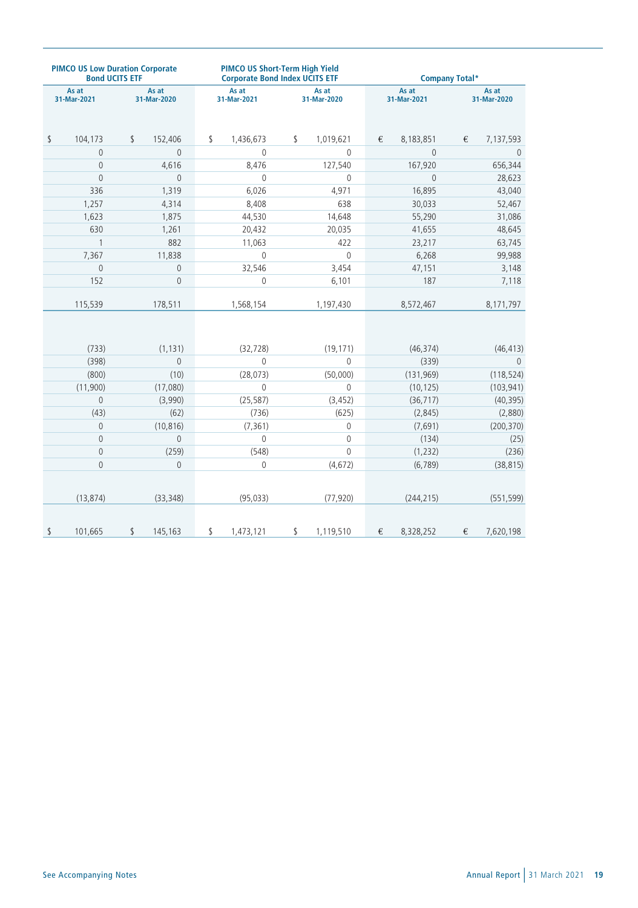| PIMCO US Low Duration Corporate Bond UCITS ETF | | PIMCO US Short-Term High Yield Corporate Bond Index UCITS ETF | | Company Total* | |
|---|---|---|---|---|---|
| As at 31-Mar-2021 | As at 31-Mar-2020 | As at 31-Mar-2021 | As at 31-Mar-2020 | As at 31-Mar-2021 | As at 31-Mar-2020 |
| $ 104,173 | $ 152,406 | $ 1,436,673 | $ 1,019,621 | € 8,183,851 | € 7,137,593 |
| 0 | 0 | 0 | 0 | 0 | 0 |
| 0 | 4,616 | 8,476 | 127,540 | 167,920 | 656,344 |
| 0 | 0 | 0 | 0 | 0 | 28,623 |
| 336 | 1,319 | 6,026 | 4,971 | 16,895 | 43,040 |
| 1,257 | 4,314 | 8,408 | 638 | 30,033 | 52,467 |
| 1,623 | 1,875 | 44,530 | 14,648 | 55,290 | 31,086 |
| 630 | 1,261 | 20,432 | 20,035 | 41,655 | 48,645 |
| 1 | 882 | 11,063 | 422 | 23,217 | 63,745 |
| 7,367 | 11,838 | 0 | 0 | 6,268 | 99,988 |
| 0 | 0 | 32,546 | 3,454 | 47,151 | 3,148 |
| 152 | 0 | 0 | 6,101 | 187 | 7,118 |
| 115,539 | 178,511 | 1,568,154 | 1,197,430 | 8,572,467 | 8,171,797 |
| | | | | | |
| (733) | (1,131) | (32,728) | (19,171) | (46,374) | (46,413) |
| (398) | 0 | 0 | 0 | (339) | 0 |
| (800) | (10) | (28,073) | (50,000) | (131,969) | (118,524) |
| (11,900) | (17,080) | 0 | 0 | (10,125) | (103,941) |
| 0 | (3,990) | (25,587) | (3,452) | (36,717) | (40,395) |
| (43) | (62) | (736) | (625) | (2,845) | (2,880) |
| 0 | (10,816) | (7,361) | 0 | (7,691) | (200,370) |
| 0 | 0 | 0 | 0 | (134) | (25) |
| 0 | (259) | (548) | 0 | (1,232) | (236) |
| 0 | 0 | 0 | (4,672) | (6,789) | (38,815) |
| (13,874) | (33,348) | (95,033) | (77,920) | (244,215) | (551,599) |
| $ 101,665 | $ 145,163 | $ 1,473,121 | $ 1,119,510 | € 8,328,252 | € 7,620,198 |

See Accompanying Notes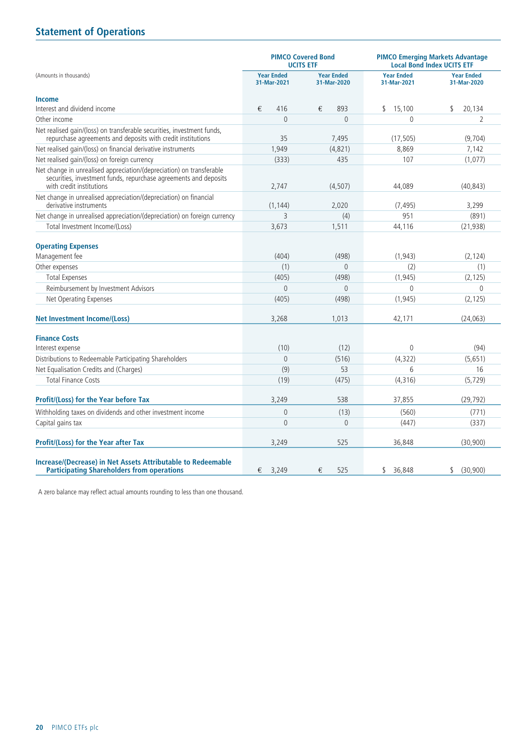## Statement of Operations

| (Amounts in thousands) | PIMCO Covered Bond UCITS ETF | | PIMCO Emerging Markets Advantage Local Bond Index UCITS ETF | |
|---|---|---|---|---|
| | Year Ended 31-Mar-2021 | Year Ended 31-Mar-2020 | Year Ended 31-Mar-2021 | Year Ended 31-Mar-2020 |
| **Income** | | | | |
| Interest and dividend income | € 416 | € 893 | $ 15,100 | $ 20,134 |
| Other income | 0 | 0 | 0 | 2 |
| Net realised gain/(loss) on transferable securities, investment funds, repurchase agreements and deposits with credit institutions | 35 | 7,495 | (17,505) | (9,704) |
| Net realised gain/(loss) on financial derivative instruments | 1,949 | (4,821) | 8,869 | 7,142 |
| Net realised gain/(loss) on foreign currency | (333) | 435 | 107 | (1,077) |
| Net change in unrealised appreciation/(depreciation) on transferable securities, investment funds, repurchase agreements and deposits with credit institutions | 2,747 | (4,507) | 44,089 | (40,843) |
| Net change in unrealised appreciation/(depreciation) on financial derivative instruments | (1,144) | 2,020 | (7,495) | 3,299 |
| Net change in unrealised appreciation/(depreciation) on foreign currency | 3 | (4) | 951 | (891) |
| Total Investment Income/(Loss) | 3,673 | 1,511 | 44,116 | (21,938) |
| **Operating Expenses** | | | | |
| Management fee | (404) | (498) | (1,943) | (2,124) |
| Other expenses | (1) | 0 | (2) | (1) |
| Total Expenses | (405) | (498) | (1,945) | (2,125) |
| Reimbursement by Investment Advisors | 0 | 0 | 0 | 0 |
| Net Operating Expenses | (405) | (498) | (1,945) | (2,125) |
| **Net Investment Income/(Loss)** | 3,268 | 1,013 | 42,171 | (24,063) |
| **Finance Costs** | | | | |
| Interest expense | (10) | (12) | 0 | (94) |
| Distributions to Redeemable Participating Shareholders | 0 | (516) | (4,322) | (5,651) |
| Net Equalisation Credits and (Charges) | (9) | 53 | 6 | 16 |
| Total Finance Costs | (19) | (475) | (4,316) | (5,729) |
| **Profit/(Loss) for the Year before Tax** | 3,249 | 538 | 37,855 | (29,792) |
| Withholding taxes on dividends and other investment income | 0 | (13) | (560) | (771) |
| Capital gains tax | 0 | 0 | (447) | (337) |
| **Profit/(Loss) for the Year after Tax** | 3,249 | 525 | 36,848 | (30,900) |
| **Increase/(Decrease) in Net Assets Attributable to Redeemable Participating Shareholders from operations** | € 3,249 | € 525 | $ 36,848 | $ (30,900) |

A zero balance may reflect actual amounts rounding to less than one thousand.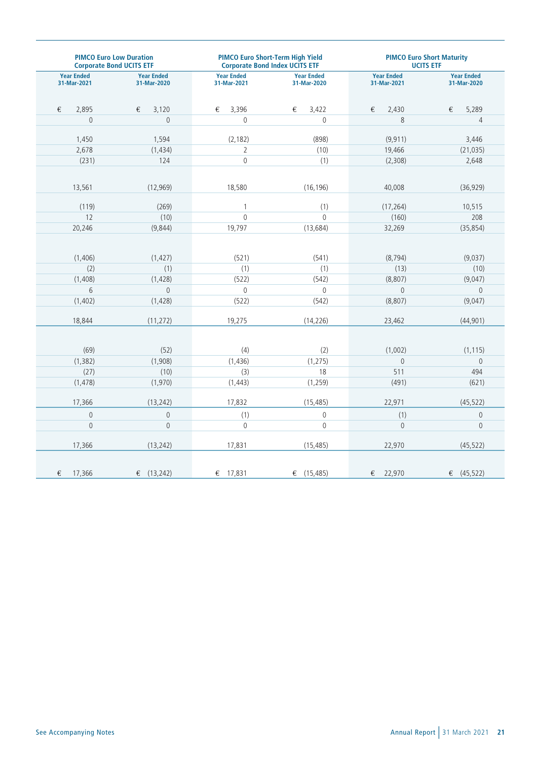| PIMCO Euro Low Duration Corporate Bond UCITS ETF | | PIMCO Euro Short-Term High Yield Corporate Bond Index UCITS ETF | | PIMCO Euro Short Maturity UCITS ETF | |
|---|---|---|---|---|---|
| Year Ended 31-Mar-2021 | Year Ended 31-Mar-2020 | Year Ended 31-Mar-2021 | Year Ended 31-Mar-2020 | Year Ended 31-Mar-2021 | Year Ended 31-Mar-2020 |
| € 2,895 | € 3,120 | € 3,396 | € 3,422 | € 2,430 | € 5,289 |
| 0 | 0 | 0 | 0 | 8 | 4 |
| 1,450 | 1,594 | (2,182) | (898) | (9,911) | 3,446 |
| 2,678 | (1,434) | 2 | (10) | 19,466 | (21,035) |
| (231) | 124 | 0 | (1) | (2,308) | 2,648 |
| 13,561 | (12,969) | 18,580 | (16,196) | 40,008 | (36,929) |
| (119) | (269) | 1 | (1) | (17,264) | 10,515 |
| 12 | (10) | 0 | 0 | (160) | 208 |
| 20,246 | (9,844) | 19,797 | (13,684) | 32,269 | (35,854) |
| (1,406) | (1,427) | (521) | (541) | (8,794) | (9,037) |
| (2) | (1) | (1) | (1) | (13) | (10) |
| (1,408) | (1,428) | (522) | (542) | (8,807) | (9,047) |
| 6 | 0 | 0 | 0 | 0 | 0 |
| (1,402) | (1,428) | (522) | (542) | (8,807) | (9,047) |
| 18,844 | (11,272) | 19,275 | (14,226) | 23,462 | (44,901) |
| (69) | (52) | (4) | (2) | (1,002) | (1,115) |
| (1,382) | (1,908) | (1,436) | (1,275) | 0 | 0 |
| (27) | (10) | (3) | 18 | 511 | 494 |
| (1,478) | (1,970) | (1,443) | (1,259) | (491) | (621) |
| 17,366 | (13,242) | 17,832 | (15,485) | 22,971 | (45,522) |
| 0 | 0 | (1) | 0 | (1) | 0 |
| 0 | 0 | 0 | 0 | 0 | 0 |
| 17,366 | (13,242) | 17,831 | (15,485) | 22,970 | (45,522) |
| € 17,366 | € (13,242) | € 17,831 | € (15,485) | € 22,970 | € (45,522) |

See Accompanying Notes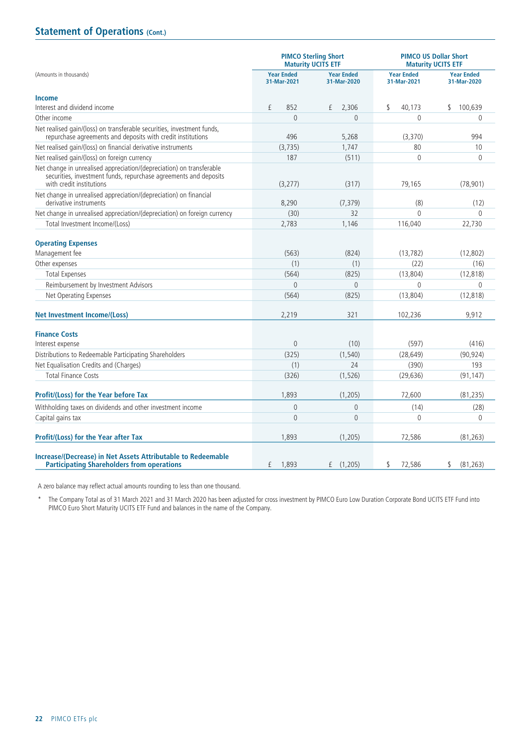## Statement of Operations (Cont.)

| (Amounts in thousands) | PIMCO Sterling Short Maturity UCITS ETF | | PIMCO US Dollar Short Maturity UCITS ETF | |
|---|---|---|---|---|
| | Year Ended 31-Mar-2021 | Year Ended 31-Mar-2020 | Year Ended 31-Mar-2021 | Year Ended 31-Mar-2020 |
| **Income** | | | | |
| Interest and dividend income | £ 852 | £ 2,306 | $ 40,173 | $ 100,639 |
| Other income | 0 | 0 | 0 | 0 |
| Net realised gain/(loss) on transferable securities, investment funds, repurchase agreements and deposits with credit institutions | 496 | 5,268 | (3,370) | 994 |
| Net realised gain/(loss) on financial derivative instruments | (3,735) | 1,747 | 80 | 10 |
| Net realised gain/(loss) on foreign currency | 187 | (511) | 0 | 0 |
| Net change in unrealised appreciation/(depreciation) on transferable securities, investment funds, repurchase agreements and deposits with credit institutions | (3,277) | (317) | 79,165 | (78,901) |
| Net change in unrealised appreciation/(depreciation) on financial derivative instruments | 8,290 | (7,379) | (8) | (12) |
| Net change in unrealised appreciation/(depreciation) on foreign currency | (30) | 32 | 0 | 0 |
| Total Investment Income/(Loss) | 2,783 | 1,146 | 116,040 | 22,730 |
| **Operating Expenses** | | | | |
| Management fee | (563) | (824) | (13,782) | (12,802) |
| Other expenses | (1) | (1) | (22) | (16) |
| Total Expenses | (564) | (825) | (13,804) | (12,818) |
| Reimbursement by Investment Advisors | 0 | 0 | 0 | 0 |
| Net Operating Expenses | (564) | (825) | (13,804) | (12,818) |
| **Net Investment Income/(Loss)** | 2,219 | 321 | 102,236 | 9,912 |
| **Finance Costs** | | | | |
| Interest expense | 0 | (10) | (597) | (416) |
| Distributions to Redeemable Participating Shareholders | (325) | (1,540) | (28,649) | (90,924) |
| Net Equalisation Credits and (Charges) | (1) | 24 | (390) | 193 |
| Total Finance Costs | (326) | (1,526) | (29,636) | (91,147) |
| **Profit/(Loss) for the Year before Tax** | 1,893 | (1,205) | 72,600 | (81,235) |
| Withholding taxes on dividends and other investment income | 0 | 0 | (14) | (28) |
| Capital gains tax | 0 | 0 | 0 | 0 |
| **Profit/(Loss) for the Year after Tax** | 1,893 | (1,205) | 72,586 | (81,263) |
| **Increase/(Decrease) in Net Assets Attributable to Redeemable Participating Shareholders from operations** | £ 1,893 | £ (1,205) | $ 72,586 | $ (81,263) |

A zero balance may reflect actual amounts rounding to less than one thousand.

\* The Company Total as of 31 March 2021 and 31 March 2020 has been adjusted for cross investment by PIMCO Euro Low Duration Corporate Bond UCITS ETF Fund into PIMCO Euro Short Maturity UCITS ETF Fund and balances in the name of the Company.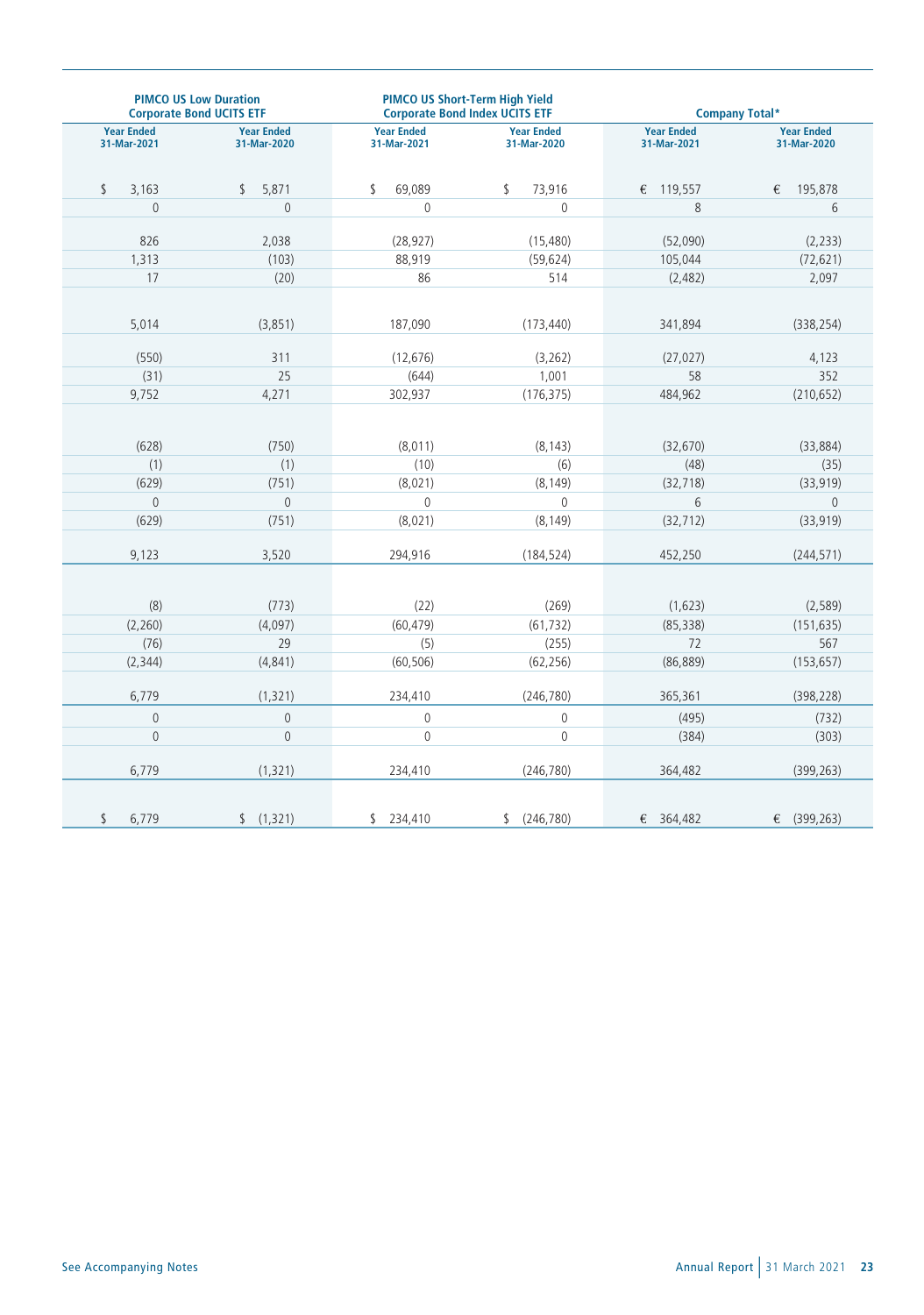| PIMCO US Low Duration Corporate Bond UCITS ETF | | PIMCO US Short-Term High Yield Corporate Bond Index UCITS ETF | | Company Total* | |
|---|---|---|---|---|---|
| Year Ended 31-Mar-2021 | Year Ended 31-Mar-2020 | Year Ended 31-Mar-2021 | Year Ended 31-Mar-2020 | Year Ended 31-Mar-2021 | Year Ended 31-Mar-2020 |
| $ 3,163 | $ 5,871 | $ 69,089 | $ 73,916 | € 119,557 | € 195,878 |
| 0 | 0 | 0 | 0 | 8 | 6 |
| 826 | 2,038 | (28,927) | (15,480) | (52,090) | (2,233) |
| 1,313 | (103) | 88,919 | (59,624) | 105,044 | (72,621) |
| 17 | (20) | 86 | 514 | (2,482) | 2,097 |
| 5,014 | (3,851) | 187,090 | (173,440) | 341,894 | (338,254) |
| (550) | 311 | (12,676) | (3,262) | (27,027) | 4,123 |
| (31) | 25 | (644) | 1,001 | 58 | 352 |
| 9,752 | 4,271 | 302,937 | (176,375) | 484,962 | (210,652) |
| (628) | (750) | (8,011) | (8,143) | (32,670) | (33,884) |
| (1) | (1) | (10) | (6) | (48) | (35) |
| (629) | (751) | (8,021) | (8,149) | (32,718) | (33,919) |
| 0 | 0 | 0 | 0 | 6 | 0 |
| (629) | (751) | (8,021) | (8,149) | (32,712) | (33,919) |
| 9,123 | 3,520 | 294,916 | (184,524) | 452,250 | (244,571) |
| (8) | (773) | (22) | (269) | (1,623) | (2,589) |
| (2,260) | (4,097) | (60,479) | (61,732) | (85,338) | (151,635) |
| (76) | 29 | (5) | (255) | 72 | 567 |
| (2,344) | (4,841) | (60,506) | (62,256) | (86,889) | (153,657) |
| 6,779 | (1,321) | 234,410 | (246,780) | 365,361 | (398,228) |
| 0 | 0 | 0 | 0 | (495) | (732) |
| 0 | 0 | 0 | 0 | (384) | (303) |
| 6,779 | (1,321) | 234,410 | (246,780) | 364,482 | (399,263) |
| $ 6,779 | $ (1,321) | $ 234,410 | $ (246,780) | € 364,482 | € (399,263) |

See Accompanying Notes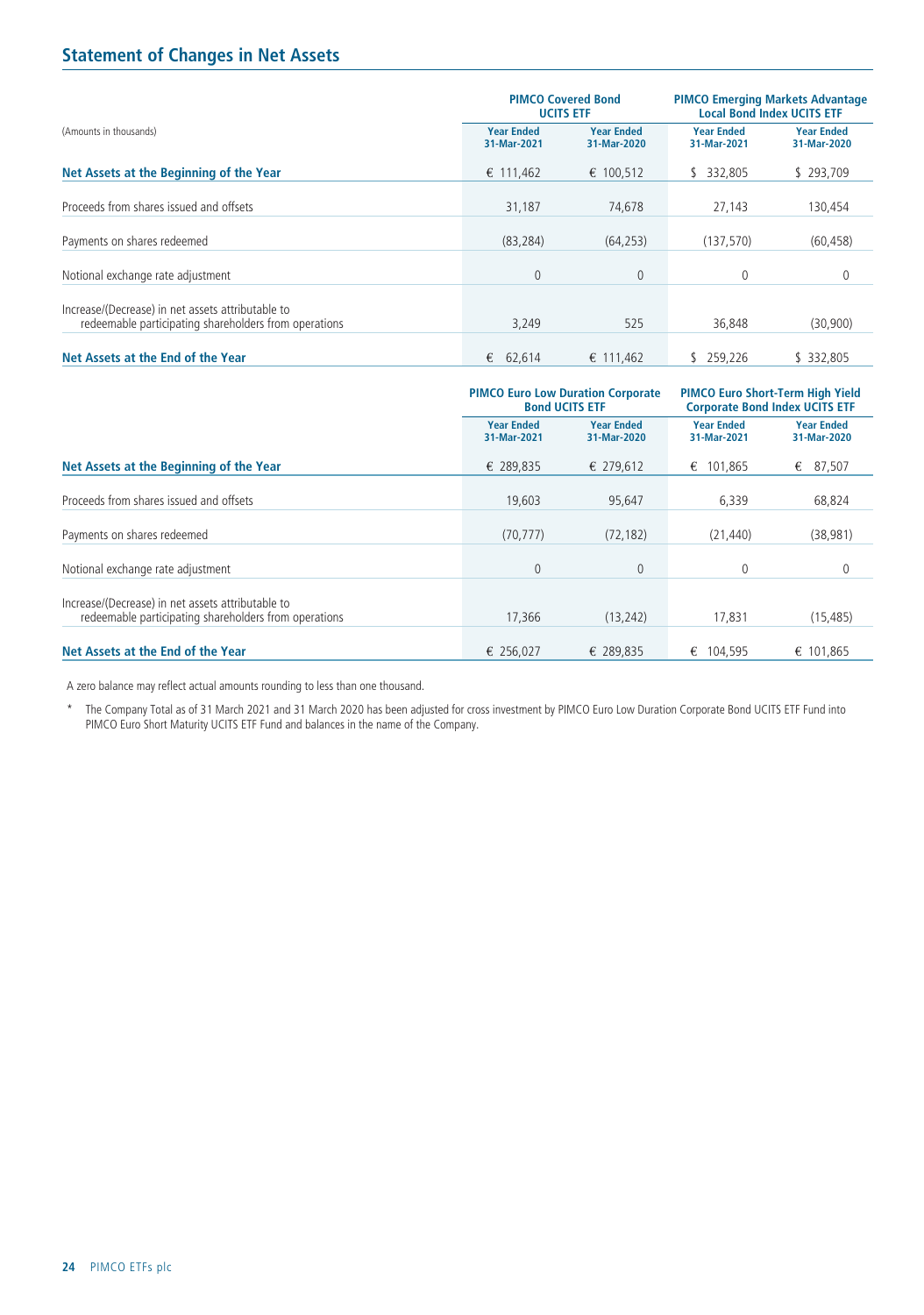## Statement of Changes in Net Assets

| (Amounts in thousands) | PIMCO Covered Bond UCITS ETF | | PIMCO Emerging Markets Advantage Local Bond Index UCITS ETF | |
|---|---|---|---|---|
| | Year Ended 31-Mar-2021 | Year Ended 31-Mar-2020 | Year Ended 31-Mar-2021 | Year Ended 31-Mar-2020 |
| **Net Assets at the Beginning of the Year** | € 111,462 | € 100,512 | $ 332,805 | $ 293,709 |
| Proceeds from shares issued and offsets | 31,187 | 74,678 | 27,143 | 130,454 |
| Payments on shares redeemed | (83,284) | (64,253) | (137,570) | (60,458) |
| Notional exchange rate adjustment | 0 | 0 | 0 | 0 |
| Increase/(Decrease) in net assets attributable to redeemable participating shareholders from operations | 3,249 | 525 | 36,848 | (30,900) |
| **Net Assets at the End of the Year** | € 62,614 | € 111,462 | $ 259,226 | $ 332,805 |

| | PIMCO Euro Low Duration Corporate Bond UCITS ETF | | PIMCO Euro Short-Term High Yield Corporate Bond Index UCITS ETF | |
|---|---|---|---|---|
| | Year Ended 31-Mar-2021 | Year Ended 31-Mar-2020 | Year Ended 31-Mar-2021 | Year Ended 31-Mar-2020 |
| **Net Assets at the Beginning of the Year** | € 289,835 | € 279,612 | € 101,865 | € 87,507 |
| Proceeds from shares issued and offsets | 19,603 | 95,647 | 6,339 | 68,824 |
| Payments on shares redeemed | (70,777) | (72,182) | (21,440) | (38,981) |
| Notional exchange rate adjustment | 0 | 0 | 0 | 0 |
| Increase/(Decrease) in net assets attributable to redeemable participating shareholders from operations | 17,366 | (13,242) | 17,831 | (15,485) |
| **Net Assets at the End of the Year** | € 256,027 | € 289,835 | € 104,595 | € 101,865 |

A zero balance may reflect actual amounts rounding to less than one thousand.

\* The Company Total as of 31 March 2021 and 31 March 2020 has been adjusted for cross investment by PIMCO Euro Low Duration Corporate Bond UCITS ETF Fund into PIMCO Euro Short Maturity UCITS ETF Fund and balances in the name of the Company.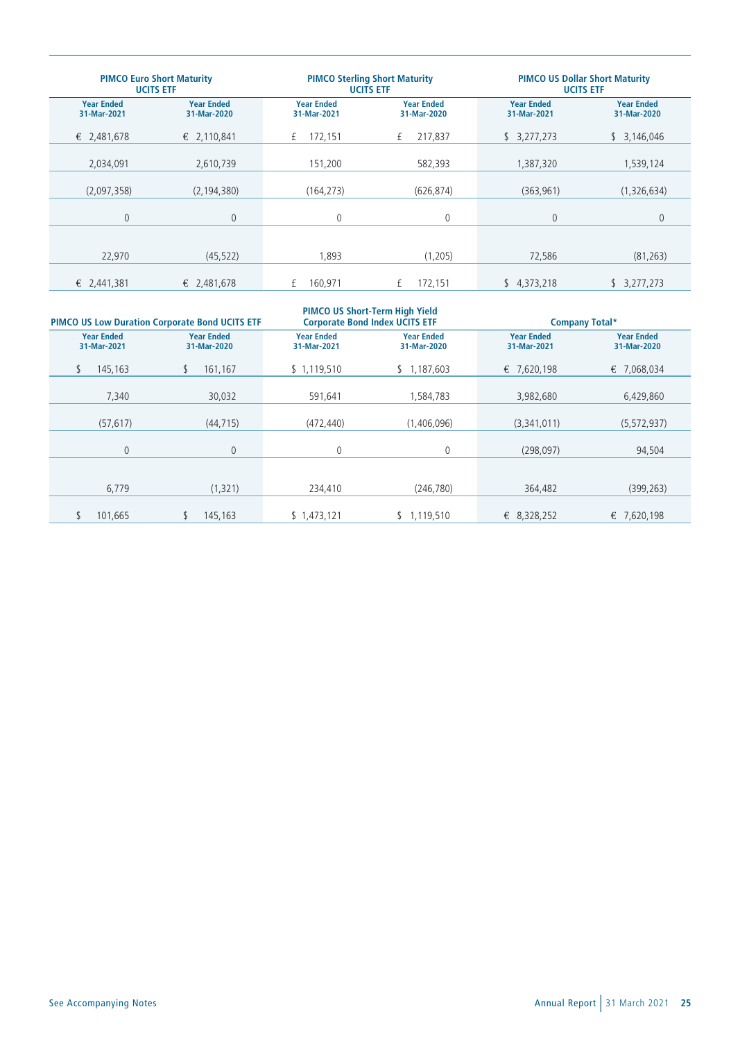| PIMCO Euro Short Maturity UCITS ETF | | PIMCO Sterling Short Maturity UCITS ETF | | PIMCO US Dollar Short Maturity UCITS ETF | |
|---|---|---|---|---|---|
| Year Ended 31-Mar-2021 | Year Ended 31-Mar-2020 | Year Ended 31-Mar-2021 | Year Ended 31-Mar-2020 | Year Ended 31-Mar-2021 | Year Ended 31-Mar-2020 |
| € 2,481,678 | € 2,110,841 | £ 172,151 | £ 217,837 | $ 3,277,273 | $ 3,146,046 |
| 2,034,091 | 2,610,739 | 151,200 | 582,393 | 1,387,320 | 1,539,124 |
| (2,097,358) | (2,194,380) | (164,273) | (626,874) | (363,961) | (1,326,634) |
| 0 | 0 | 0 | 0 | 0 | 0 |
| 22,970 | (45,522) | 1,893 | (1,205) | 72,586 | (81,263) |
| € 2,441,381 | € 2,481,678 | £ 160,971 | £ 172,151 | $ 4,373,218 | $ 3,277,273 |

| PIMCO US Low Duration Corporate Bond UCITS ETF | | PIMCO US Short-Term High Yield Corporate Bond Index UCITS ETF | | Company Total* | |
|---|---|---|---|---|---|
| Year Ended 31-Mar-2021 | Year Ended 31-Mar-2020 | Year Ended 31-Mar-2021 | Year Ended 31-Mar-2020 | Year Ended 31-Mar-2021 | Year Ended 31-Mar-2020 |
| $ 145,163 | $ 161,167 | $ 1,119,510 | $ 1,187,603 | € 7,620,198 | € 7,068,034 |
| 7,340 | 30,032 | 591,641 | 1,584,783 | 3,982,680 | 6,429,860 |
| (57,617) | (44,715) | (472,440) | (1,406,096) | (3,341,011) | (5,572,937) |
| 0 | 0 | 0 | 0 | (298,097) | 94,504 |
| 6,779 | (1,321) | 234,410 | (246,780) | 364,482 | (399,263) |
| $ 101,665 | $ 145,163 | $ 1,473,121 | $ 1,119,510 | € 8,328,252 | € 7,620,198 |

See Accompanying Notes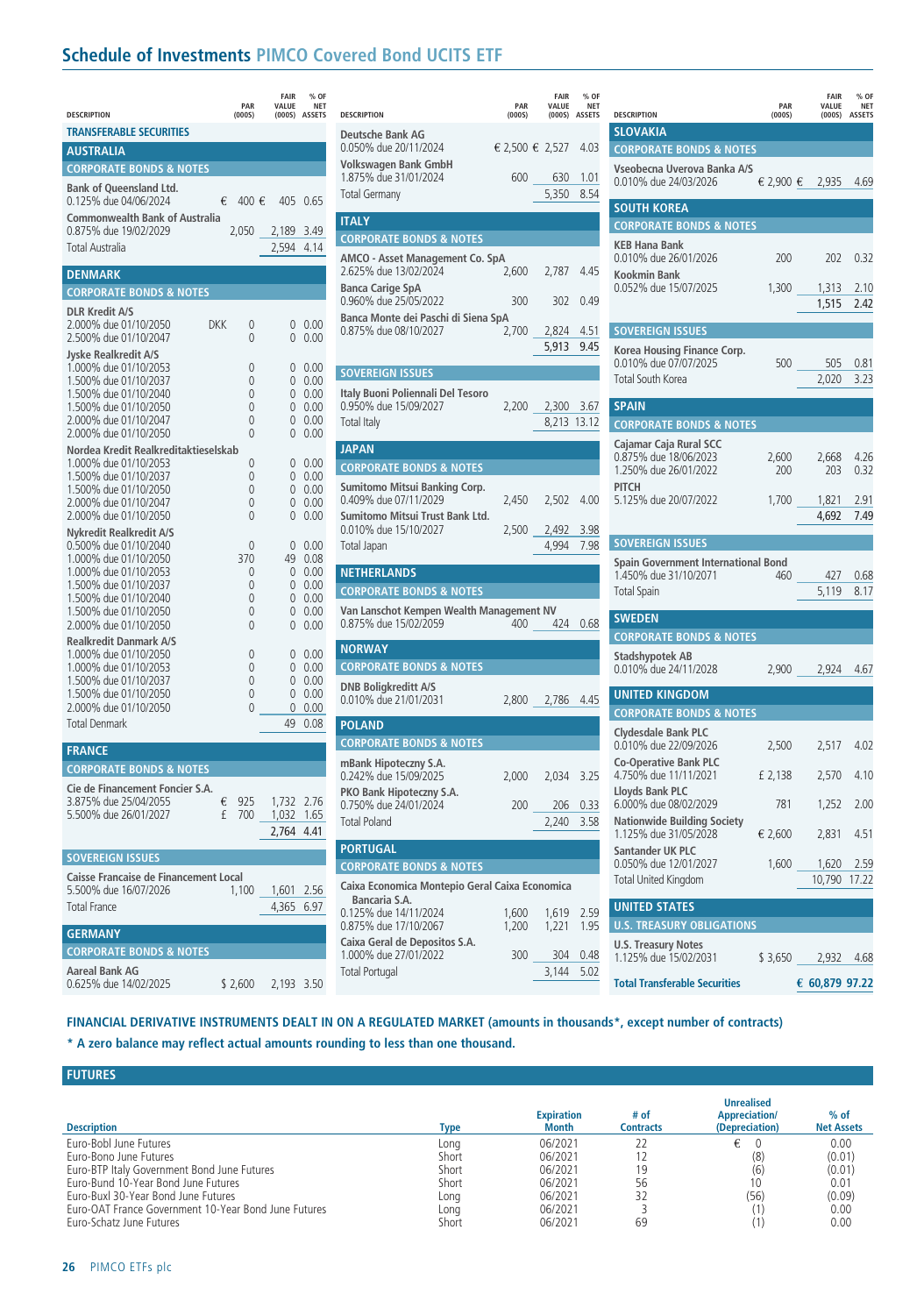# Schedule of Investments PIMCO Covered Bond UCITS ETF

| DESCRIPTION | PAR (000S) | FAIR VALUE (000S) | % OF NET ASSETS |
|---|---|---|---|
| **TRANSFERABLE SECURITIES** | | | |
| **AUSTRALIA** | | | |
| **CORPORATE BONDS & NOTES** | | | |
| **Bank of Queensland Ltd.** | | | |
| 0.125% due 04/06/2024 | € 400 | € 405 | 0.65 |
| **Commonwealth Bank of Australia** | | | |
| 0.875% due 19/02/2029 | 2,050 | 2,189 | 3.49 |
| Total Australia | | 2,594 | 4.14 |
| **DENMARK** | | | |
| **CORPORATE BONDS & NOTES** | | | |
| **DLR Kredit A/S** | | | |
| 2.000% due 01/10/2050 | DKK 0 | 0 | 0.00 |
| 2.500% due 01/10/2047 | 0 | 0 | 0.00 |
| **Jyske Realkredit A/S** | | | |
| 1.000% due 01/10/2053 | 0 | 0 | 0.00 |
| 1.500% due 01/10/2037 | 0 | 0 | 0.00 |
| 1.500% due 01/10/2040 | 0 | 0 | 0.00 |
| 1.500% due 01/10/2050 | 0 | 0 | 0.00 |
| 2.000% due 01/10/2047 | 0 | 0 | 0.00 |
| 2.000% due 01/10/2050 | 0 | 0 | 0.00 |
| **Nordea Kredit Realkreditaktieselskab** | | | |
| 1.000% due 01/10/2053 | 0 | 0 | 0.00 |
| 1.500% due 01/10/2037 | 0 | 0 | 0.00 |
| 1.500% due 01/10/2050 | 0 | 0 | 0.00 |
| 2.000% due 01/10/2047 | 0 | 0 | 0.00 |
| 2.000% due 01/10/2050 | 0 | 0 | 0.00 |
| **Nykredit Realkredit A/S** | | | |
| 0.500% due 01/10/2040 | 0 | 0 | 0.00 |
| 1.000% due 01/10/2050 | 370 | 49 | 0.08 |
| 1.000% due 01/10/2053 | 0 | 0 | 0.00 |
| 1.500% due 01/10/2037 | 0 | 0 | 0.00 |
| 1.500% due 01/10/2040 | 0 | 0 | 0.00 |
| 1.500% due 01/10/2050 | 0 | 0 | 0.00 |
| 2.000% due 01/10/2050 | 0 | 0 | 0.00 |
| **Realkredit Danmark A/S** | | | |
| 1.000% due 01/10/2050 | 0 | 0 | 0.00 |
| 1.000% due 01/10/2053 | 0 | 0 | 0.00 |
| 1.500% due 01/10/2037 | 0 | 0 | 0.00 |
| 1.500% due 01/10/2050 | 0 | 0 | 0.00 |
| 2.000% due 01/10/2050 | 0 | 0 | 0.00 |
| Total Denmark | | 49 | 0.08 |
| **FRANCE** | | | |
| **CORPORATE BONDS & NOTES** | | | |
| **Cie de Financement Foncier S.A.** | | | |
| 3.875% due 25/04/2055 | € 925 | 1,732 | 2.76 |
| 5.500% due 26/01/2027 | £ 700 | 1,032 | 1.65 |
| | | 2,764 | 4.41 |
| **SOVEREIGN ISSUES** | | | |
| **Caisse Francaise de Financement Local** | | | |
| 5.500% due 16/07/2026 | 1,100 | 1,601 | 2.56 |
| Total France | | 4,365 | 6.97 |
| **GERMANY** | | | |
| **CORPORATE BONDS & NOTES** | | | |
| **Aareal Bank AG** | | | |
| 0.625% due 14/02/2025 | $ 2,600 | 2,193 | 3.50 |
| **Deutsche Bank AG** | | | |
| 0.050% due 20/11/2024 | € 2,500 | € 2,527 | 4.03 |
| **Volkswagen Bank GmbH** | | | |
| 1.875% due 31/01/2024 | 600 | 630 | 1.01 |
| Total Germany | | 5,350 | 8.54 |
| **ITALY** | | | |
| **CORPORATE BONDS & NOTES** | | | |
| **AMCO - Asset Management Co. SpA** | | | |
| 2.625% due 13/02/2024 | 2,600 | 2,787 | 4.45 |
| **Banca Carige SpA** | | | |
| 0.960% due 25/05/2022 | 300 | 302 | 0.49 |
| **Banca Monte dei Paschi di Siena SpA** | | | |
| 0.875% due 08/10/2027 | 2,700 | 2,824 | 4.51 |
| | | 5,913 | 9.45 |
| **SOVEREIGN ISSUES** | | | |
| **Italy Buoni Poliennali Del Tesoro** | | | |
| 0.950% due 15/09/2027 | 2,200 | 2,300 | 3.67 |
| Total Italy | | 8,213 | 13.12 |
| **JAPAN** | | | |
| **CORPORATE BONDS & NOTES** | | | |
| **Sumitomo Mitsui Banking Corp.** | | | |
| 0.409% due 07/11/2029 | 2,450 | 2,502 | 4.00 |
| **Sumitomo Mitsui Trust Bank Ltd.** | | | |
| 0.010% due 15/10/2027 | 2,500 | 2,492 | 3.98 |
| Total Japan | | 4,994 | 7.98 |
| **NETHERLANDS** | | | |
| **CORPORATE BONDS & NOTES** | | | |
| **Van Lanschot Kempen Wealth Management NV** | | | |
| 0.875% due 15/02/2059 | 400 | 424 | 0.68 |
| **NORWAY** | | | |
| **CORPORATE BONDS & NOTES** | | | |
| **DNB Boligkreditt A/S** | | | |
| 0.010% due 21/01/2031 | 2,800 | 2,786 | 4.45 |
| **POLAND** | | | |
| **CORPORATE BONDS & NOTES** | | | |
| **mBank Hipoteczny S.A.** | | | |
| 0.242% due 15/09/2025 | 2,000 | 2,034 | 3.25 |
| **PKO Bank Hipoteczny S.A.** | | | |
| 0.750% due 24/01/2024 | 200 | 206 | 0.33 |
| Total Poland | | 2,240 | 3.58 |
| **PORTUGAL** | | | |
| **CORPORATE BONDS & NOTES** | | | |
| **Caixa Economica Montepio Geral Caixa Economica Bancaria S.A.** | | | |
| 0.125% due 14/11/2024 | 1,600 | 1,619 | 2.59 |
| 0.875% due 17/10/2067 | 1,200 | 1,221 | 1.95 |
| **Caixa Geral de Depositos S.A.** | | | |
| 1.000% due 27/01/2022 | 300 | 304 | 0.48 |
| Total Portugal | | 3,144 | 5.02 |
| **SLOVAKIA** | | | |
| **CORPORATE BONDS & NOTES** | | | |
| **Vseobecna Uverova Banka A/S** | | | |
| 0.010% due 24/03/2026 | € 2,900 | € 2,935 | 4.69 |
| **SOUTH KOREA** | | | |
| **CORPORATE BONDS & NOTES** | | | |
| **KEB Hana Bank** | | | |
| 0.010% due 26/01/2026 | 200 | 202 | 0.32 |
| **Kookmin Bank** | | | |
| 0.052% due 15/07/2025 | 1,300 | 1,313 | 2.10 |
| | | 1,515 | 2.42 |
| **SOVEREIGN ISSUES** | | | |
| **Korea Housing Finance Corp.** | | | |
| 0.010% due 07/07/2025 | 500 | 505 | 0.81 |
| Total South Korea | | 2,020 | 3.23 |
| **SPAIN** | | | |
| **CORPORATE BONDS & NOTES** | | | |
| **Cajamar Caja Rural SCC** | | | |
| 0.875% due 18/06/2023 | 2,600 | 2,668 | 4.26 |
| 1.250% due 26/01/2022 | 200 | 203 | 0.32 |
| **PITCH** | | | |
| 5.125% due 20/07/2022 | 1,700 | 1,821 | 2.91 |
| | | 4,692 | 7.49 |
| **SOVEREIGN ISSUES** | | | |
| **Spain Government International Bond** | | | |
| 1.450% due 31/10/2071 | 460 | 427 | 0.68 |
| Total Spain | | 5,119 | 8.17 |
| **SWEDEN** | | | |
| **CORPORATE BONDS & NOTES** | | | |
| **Stadshypotek AB** | | | |
| 0.010% due 24/11/2028 | 2,900 | 2,924 | 4.67 |
| **UNITED KINGDOM** | | | |
| **CORPORATE BONDS & NOTES** | | | |
| **Clydesdale Bank PLC** | | | |
| 0.010% due 22/09/2026 | 2,500 | 2,517 | 4.02 |
| **Co-Operative Bank PLC** | | | |
| 4.750% due 11/11/2021 | £ 2,138 | 2,570 | 4.10 |
| **Lloyds Bank PLC** | | | |
| 6.000% due 08/02/2029 | 781 | 1,252 | 2.00 |
| **Nationwide Building Society** | | | |
| 1.125% due 31/05/2028 | € 2,600 | 2,831 | 4.51 |
| **Santander UK PLC** | | | |
| 0.050% due 12/01/2027 | 1,600 | 1,620 | 2.59 |
| Total United Kingdom | | 10,790 | 17.22 |
| **UNITED STATES** | | | |
| **U.S. TREASURY OBLIGATIONS** | | | |
| **U.S. Treasury Notes** | | | |
| 1.125% due 15/02/2031 | $ 3,650 | 2,932 | 4.68 |
| **Total Transferable Securities** | | **€ 60,879** | **97.22** |

**FINANCIAL DERIVATIVE INSTRUMENTS DEALT IN ON A REGULATED MARKET (amounts in thousands\*, except number of contracts)**

**\* A zero balance may reflect actual amounts rounding to less than one thousand.**

## FUTURES

| Description | Type | Expiration Month | # of Contracts | Unrealised Appreciation/ (Depreciation) | % of Net Assets |
|---|---|---|---|---|---|
| Euro-Bobl June Futures | Long | 06/2021 | 22 | € 0 | 0.00 |
| Euro-Bono June Futures | Short | 06/2021 | 12 | (8) | (0.01) |
| Euro-BTP Italy Government Bond June Futures | Short | 06/2021 | 19 | (6) | (0.01) |
| Euro-Bund 10-Year Bond June Futures | Short | 06/2021 | 56 | 10 | 0.01 |
| Euro-Buxl 30-Year Bond June Futures | Long | 06/2021 | 32 | (56) | (0.09) |
| Euro-OAT France Government 10-Year Bond June Futures | Long | 06/2021 | 3 | (1) | 0.00 |
| Euro-Schatz June Futures | Short | 06/2021 | 69 | (1) | 0.00 |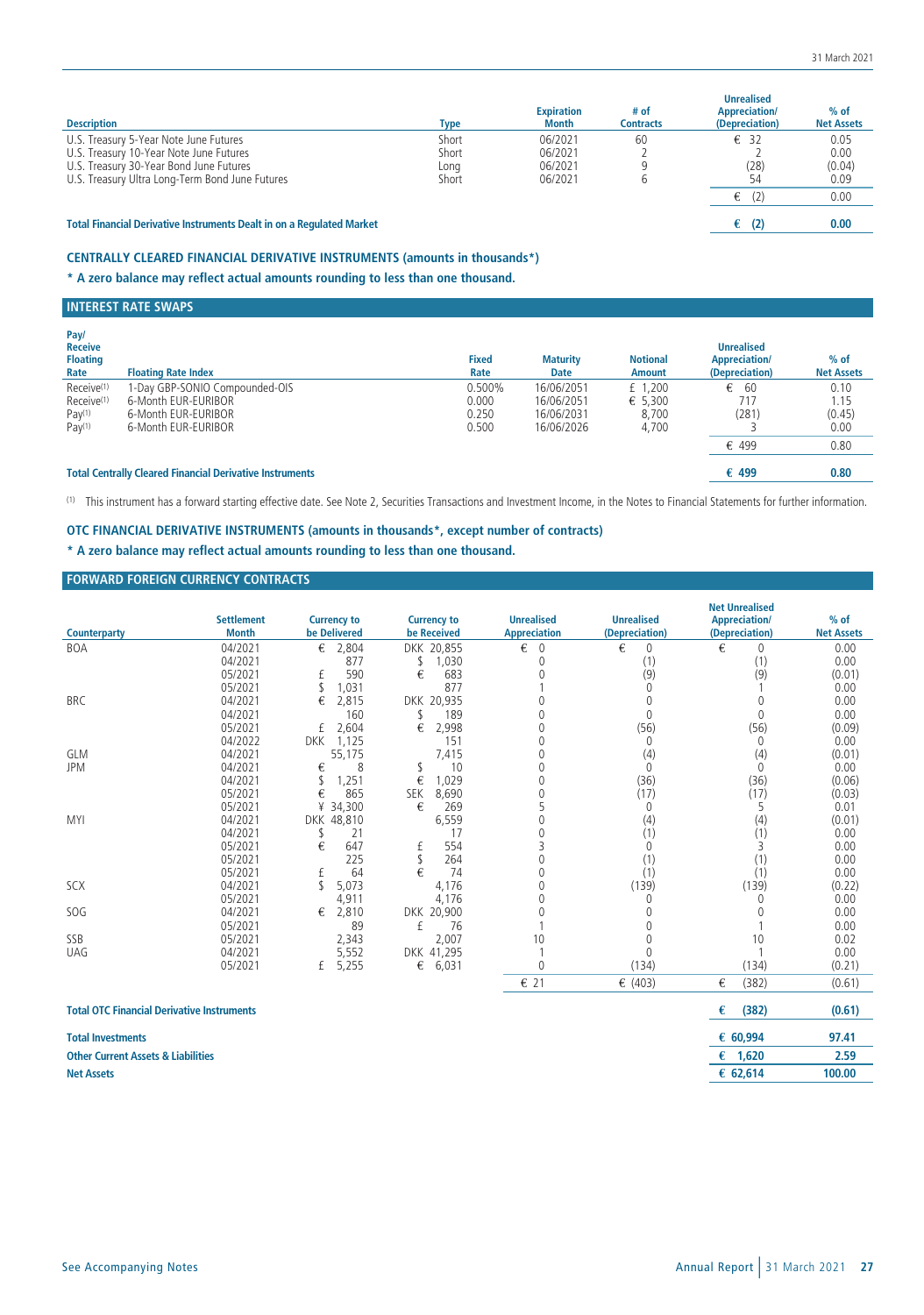| Description | Type | Expiration Month | # of Contracts | Unrealised Appreciation/ (Depreciation) | % of Net Assets |
|---|---|---|---|---|---|
| U.S. Treasury 5-Year Note June Futures | Short | 06/2021 | 60 | € 32 | 0.05 |
| U.S. Treasury 10-Year Note June Futures | Short | 06/2021 | 2 | 2 | 0.00 |
| U.S. Treasury 30-Year Bond June Futures | Long | 06/2021 | 9 | (28) | (0.04) |
| U.S. Treasury Ultra Long-Term Bond June Futures | Short | 06/2021 | 6 | 54 | 0.09 |
| | | | | € (2) | 0.00 |
| **Total Financial Derivative Instruments Dealt in on a Regulated Market** | | | | **€ (2)** | **0.00** |

**CENTRALLY CLEARED FINANCIAL DERIVATIVE INSTRUMENTS (amounts in thousands*)**

**\* A zero balance may reflect actual amounts rounding to less than one thousand.**

**INTEREST RATE SWAPS**

| Pay/ Receive Floating Rate | Floating Rate Index | Fixed Rate | Maturity Date | Notional Amount | Unrealised Appreciation/ (Depreciation) | % of Net Assets |
|---|---|---|---|---|---|---|
| Receive[1] | 1-Day GBP-SONIO Compounded-OIS | 0.500% | 16/06/2051 | £ 1,200 | € 60 | 0.10 |
| Receive[1] | 6-Month EUR-EURIBOR | 0.000 | 16/06/2051 | € 5,300 | 717 | 1.15 |
| Pay[1] | 6-Month EUR-EURIBOR | 0.250 | 16/06/2031 | 8,700 | (281) | (0.45) |
| Pay[1] | 6-Month EUR-EURIBOR | 0.500 | 16/06/2026 | 4,700 | 3 | 0.00 |
| | | | | | € 499 | 0.80 |
| **Total Centrally Cleared Financial Derivative Instruments** | | | | | **€ 499** | **0.80** |

[1] This instrument has a forward starting effective date. See Note 2, Securities Transactions and Investment Income, in the Notes to Financial Statements for further information.

**OTC FINANCIAL DERIVATIVE INSTRUMENTS (amounts in thousands*, except number of contracts)**

**\* A zero balance may reflect actual amounts rounding to less than one thousand.**

**FORWARD FOREIGN CURRENCY CONTRACTS**

| Counterparty | Settlement Month | Currency to be Delivered | Currency to be Received | Unrealised Appreciation | Unrealised (Depreciation) | Net Unrealised Appreciation/ (Depreciation) | % of Net Assets |
|---|---|---|---|---|---|---|---|
| BOA | 04/2021 | € 2,804 | DKK 20,855 | € 0 | € 0 | € 0 | 0.00 |
| | 04/2021 | 877 | $ 1,030 | 0 | (1) | (1) | 0.00 |
| | 05/2021 | £ 590 | € 683 | 0 | (9) | (9) | (0.01) |
| | 05/2021 | $ 1,031 | 877 | 1 | 0 | 1 | 0.00 |
| BRC | 04/2021 | € 2,815 | DKK 20,935 | 0 | 0 | 0 | 0.00 |
| | 04/2021 | 160 | $ 189 | 0 | 0 | 0 | 0.00 |
| | 05/2021 | £ 2,604 | € 2,998 | 0 | (56) | (56) | (0.09) |
| | 04/2022 | DKK 1,125 | 151 | 0 | 0 | 0 | 0.00 |
| GLM | 04/2021 | 55,175 | 7,415 | 0 | (4) | (4) | (0.01) |
| JPM | 04/2021 | € 8 | $ 10 | 0 | 0 | 0 | 0.00 |
| | 04/2021 | $ 1,251 | € 1,029 | 0 | (36) | (36) | (0.06) |
| | 05/2021 | € 865 | SEK 8,690 | 0 | (17) | (17) | (0.03) |
| | 05/2021 | ¥ 34,300 | € 269 | 5 | 0 | 5 | 0.01 |
| MYI | 04/2021 | DKK 48,810 | 6,559 | 0 | (4) | (4) | (0.01) |
| | 04/2021 | $ 21 | 17 | 0 | (1) | (1) | 0.00 |
| | 05/2021 | € 647 | £ 554 | 3 | 0 | 3 | 0.00 |
| | 05/2021 | 225 | $ 264 | 0 | (1) | (1) | 0.00 |
| | 05/2021 | £ 64 | € 74 | 0 | (1) | (1) | 0.00 |
| SCX | 04/2021 | $ 5,073 | 4,176 | 0 | (139) | (139) | (0.22) |
| | 05/2021 | 4,911 | 4,176 | 0 | 0 | 0 | 0.00 |
| SOG | 04/2021 | € 2,810 | DKK 20,900 | 0 | 0 | 0 | 0.00 |
| | 05/2021 | 89 | £ 76 | 1 | 0 | 1 | 0.00 |
| SSB | 05/2021 | 2,343 | 2,007 | 10 | 0 | 10 | 0.02 |
| UAG | 04/2021 | 5,552 | DKK 41,295 | 1 | 0 | 1 | 0.00 |
| | 05/2021 | £ 5,255 | € 6,031 | 0 | (134) | (134) | (0.21) |
| | | | | € 21 | € (403) | € (382) | (0.61) |
| **Total OTC Financial Derivative Instruments** | | | | | | **€ (382)** | **(0.61)** |
| **Total Investments** | | | | | | **€ 60,994** | **97.41** |
| **Other Current Assets & Liabilities** | | | | | | **€ 1,620** | **2.59** |
| **Net Assets** | | | | | | **€ 62,614** | **100.00** |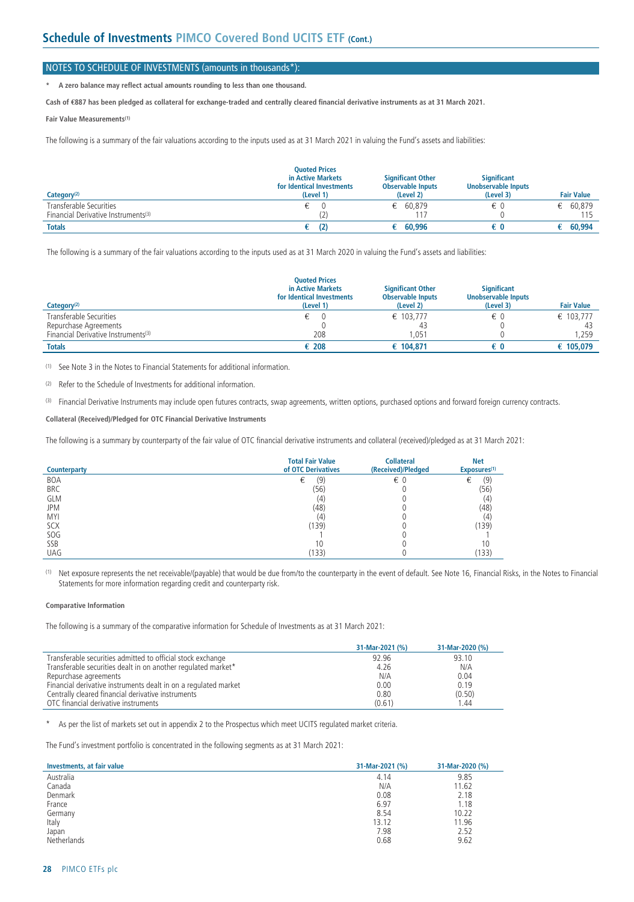# Schedule of Investments PIMCO Covered Bond UCITS ETF (Cont.)

## NOTES TO SCHEDULE OF INVESTMENTS (amounts in thousands*):

\* **A zero balance may reflect actual amounts rounding to less than one thousand.**

**Cash of €887 has been pledged as collateral for exchange-traded and centrally cleared financial derivative instruments as at 31 March 2021.**

**Fair Value Measurements[1]**

The following is a summary of the fair valuations according to the inputs used as at 31 March 2021 in valuing the Fund's assets and liabilities:

| Category[2] | Quoted Prices in Active Markets for Identical Investments (Level 1) | Significant Other Observable Inputs (Level 2) | Significant Unobservable Inputs (Level 3) | Fair Value |
|---|---|---|---|---|
| Transferable Securities | € 0 | € 60,879 | € 0 | € 60,879 |
| Financial Derivative Instruments[3] | (2) | 117 | 0 | 115 |
| **Totals** | **€ (2)** | **€ 60,996** | **€ 0** | **€ 60,994** |

The following is a summary of the fair valuations according to the inputs used as at 31 March 2020 in valuing the Fund's assets and liabilities:

| Category[2] | Quoted Prices in Active Markets for Identical Investments (Level 1) | Significant Other Observable Inputs (Level 2) | Significant Unobservable Inputs (Level 3) | Fair Value |
|---|---|---|---|---|
| Transferable Securities | € 0 | € 103,777 | € 0 | € 103,777 |
| Repurchase Agreements | 0 | 43 | 0 | 43 |
| Financial Derivative Instruments[3] | 208 | 1,051 | 0 | 1,259 |
| **Totals** | **€ 208** | **€ 104,871** | **€ 0** | **€ 105,079** |

[1] See Note 3 in the Notes to Financial Statements for additional information.

[2] Refer to the Schedule of Investments for additional information.

[3] Financial Derivative Instruments may include open futures contracts, swap agreements, written options, purchased options and forward foreign currency contracts.

**Collateral (Received)/Pledged for OTC Financial Derivative Instruments**

The following is a summary by counterparty of the fair value of OTC financial derivative instruments and collateral (received)/pledged as at 31 March 2021:

| Counterparty | Total Fair Value of OTC Derivatives | Collateral (Received)/Pledged | Net Exposures[1] |
|---|---|---|---|
| BOA | € (9) | € 0 | € (9) |
| BRC | (56) | 0 | (56) |
| GLM | (4) | 0 | (4) |
| JPM | (48) | 0 | (48) |
| MYI | (4) | 0 | (4) |
| SCX | (139) | 0 | (139) |
| SOG | 1 | 0 | 1 |
| SSB | 10 | 0 | 10 |
| UAG | (133) | 0 | (133) |

[1] Net exposure represents the net receivable/(payable) that would be due from/to the counterparty in the event of default. See Note 16, Financial Risks, in the Notes to Financial Statements for more information regarding credit and counterparty risk.

**Comparative Information**

The following is a summary of the comparative information for Schedule of Investments as at 31 March 2021:

| | 31-Mar-2021 (%) | 31-Mar-2020 (%) |
|---|---|---|
| Transferable securities admitted to official stock exchange | 92.96 | 93.10 |
| Transferable securities dealt in on another regulated market* | 4.26 | N/A |
| Repurchase agreements | N/A | 0.04 |
| Financial derivative instruments dealt in on a regulated market | 0.00 | 0.19 |
| Centrally cleared financial derivative instruments | 0.80 | (0.50) |
| OTC financial derivative instruments | (0.61) | 1.44 |

\* As per the list of markets set out in appendix 2 to the Prospectus which meet UCITS regulated market criteria.

The Fund's investment portfolio is concentrated in the following segments as at 31 March 2021:

| Investments, at fair value | 31-Mar-2021 (%) | 31-Mar-2020 (%) |
|---|---|---|
| Australia | 4.14 | 9.85 |
| Canada | N/A | 11.62 |
| Denmark | 0.08 | 2.18 |
| France | 6.97 | 1.18 |
| Germany | 8.54 | 10.22 |
| Italy | 13.12 | 11.96 |
| Japan | 7.98 | 2.52 |
| Netherlands | 0.68 | 9.62 |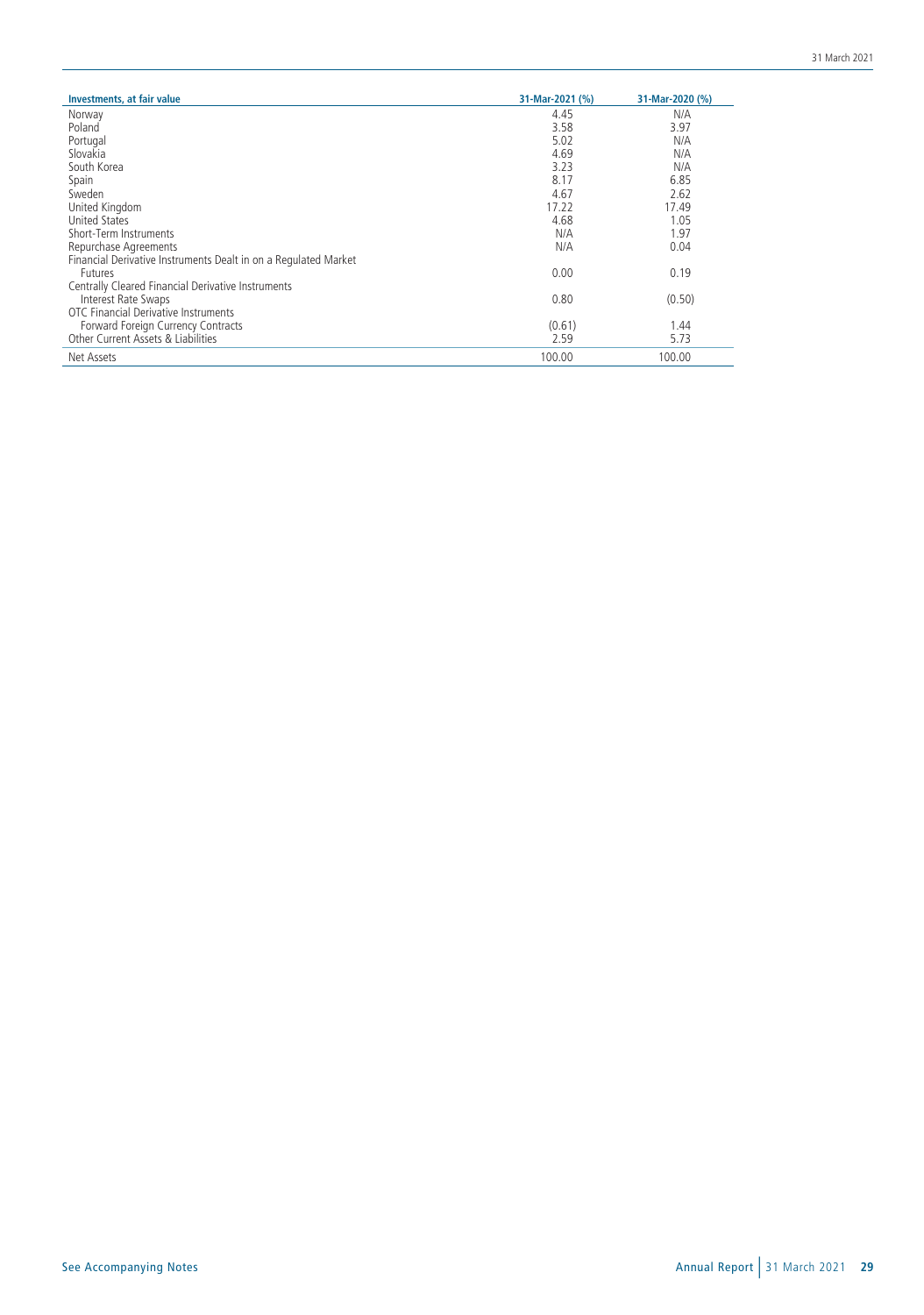| Investments, at fair value | 31-Mar-2021 (%) | 31-Mar-2020 (%) |
|---|---|---|
| Norway | 4.45 | N/A |
| Poland | 3.58 | 3.97 |
| Portugal | 5.02 | N/A |
| Slovakia | 4.69 | N/A |
| South Korea | 3.23 | N/A |
| Spain | 8.17 | 6.85 |
| Sweden | 4.67 | 2.62 |
| United Kingdom | 17.22 | 17.49 |
| United States | 4.68 | 1.05 |
| Short-Term Instruments | N/A | 1.97 |
| Repurchase Agreements | N/A | 0.04 |
| Financial Derivative Instruments Dealt in on a Regulated Market | | |
| Futures | 0.00 | 0.19 |
| Centrally Cleared Financial Derivative Instruments | | |
| Interest Rate Swaps | 0.80 | (0.50) |
| OTC Financial Derivative Instruments | | |
| Forward Foreign Currency Contracts | (0.61) | 1.44 |
| Other Current Assets & Liabilities | 2.59 | 5.73 |
| Net Assets | 100.00 | 100.00 |

See Accompanying Notes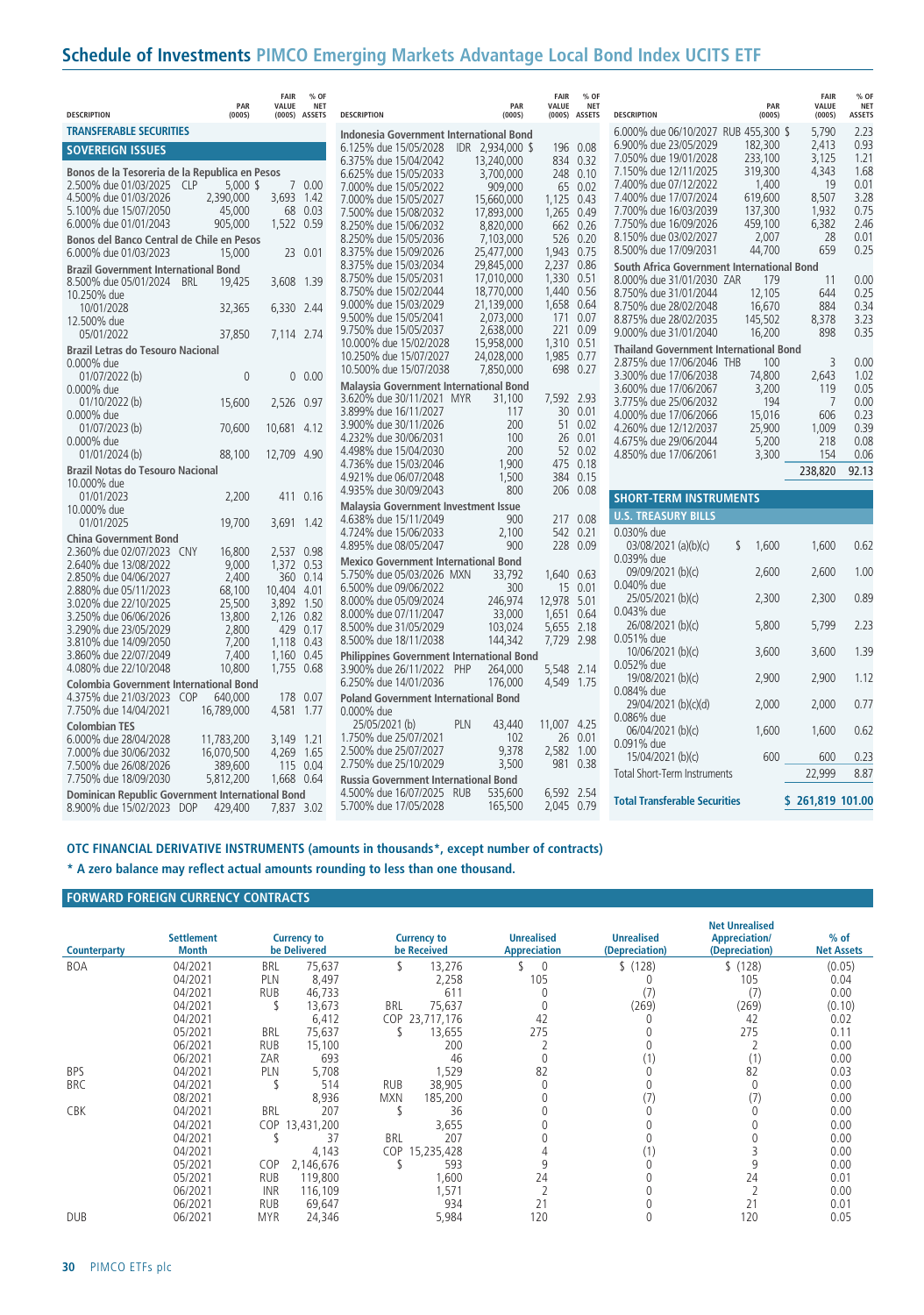# Schedule of Investments PIMCO Emerging Markets Advantage Local Bond Index UCITS ETF

| DESCRIPTION | PAR (000S) | FAIR VALUE (000S) | % OF NET ASSETS |
|---|---|---|---|
| **TRANSFERABLE SECURITIES** | | | |
| **SOVEREIGN ISSUES** | | | |
| **Bonos de la Tesoreria de la Republica en Pesos** | | | |
| 2.500% due 01/03/2025 CLP | 5,000 | $ 7 | 0.00 |
| 4.500% due 01/03/2026 | 2,390,000 | 3,693 | 1.42 |
| 5.100% due 15/07/2050 | 45,000 | 68 | 0.03 |
| 6.000% due 01/01/2043 | 905,000 | 1,522 | 0.59 |
| **Bonos del Banco Central de Chile en Pesos** | | | |
| 6.000% due 01/03/2023 | 15,000 | 23 | 0.01 |
| **Brazil Government International Bond** | | | |
| 8.500% due 05/01/2024 BRL | 19,425 | 3,608 | 1.39 |
| 10.250% due 10/01/2028 | 32,365 | 6,330 | 2.44 |
| 12.500% due 05/01/2022 | 37,850 | 7,114 | 2.74 |
| **Brazil Letras do Tesouro Nacional** | | | |
| 0.000% due 01/07/2022 (b) | 0 | 0 | 0.00 |
| 0.000% due 01/10/2022 (b) | 15,600 | 2,526 | 0.97 |
| 0.000% due 01/07/2023 (b) | 70,600 | 10,681 | 4.12 |
| 0.000% due 01/01/2024 (b) | 88,100 | 12,709 | 4.90 |
| **Brazil Notas do Tesouro Nacional** | | | |
| 10.000% due 01/01/2023 | 2,200 | 411 | 0.16 |
| 10.000% due 01/01/2025 | 19,700 | 3,691 | 1.42 |
| **China Government Bond** | | | |
| 2.360% due 02/07/2023 CNY | 16,800 | 2,537 | 0.98 |
| 2.640% due 13/08/2022 | 9,000 | 1,372 | 0.53 |
| 2.850% due 04/06/2027 | 2,400 | 360 | 0.14 |
| 2.880% due 05/11/2023 | 68,100 | 10,404 | 4.01 |
| 3.020% due 22/10/2025 | 25,500 | 3,892 | 1.50 |
| 3.250% due 06/06/2026 | 13,800 | 2,126 | 0.82 |
| 3.290% due 23/05/2029 | 2,800 | 429 | 0.17 |
| 3.810% due 14/09/2050 | 7,200 | 1,118 | 0.43 |
| 3.860% due 22/07/2049 | 7,400 | 1,160 | 0.45 |
| 4.080% due 22/10/2048 | 10,800 | 1,755 | 0.68 |
| **Colombia Government International Bond** | | | |
| 4.375% due 21/03/2023 COP | 640,000 | 178 | 0.07 |
| 7.750% due 14/04/2021 | 16,789,000 | 4,581 | 1.77 |
| **Colombian TES** | | | |
| 6.000% due 28/04/2028 | 11,783,200 | 3,149 | 1.21 |
| 7.000% due 30/06/2032 | 16,070,500 | 4,269 | 1.65 |
| 7.500% due 26/08/2026 | 389,600 | 115 | 0.04 |
| 7.750% due 18/09/2030 | 5,812,200 | 1,668 | 0.64 |
| **Dominican Republic Government International Bond** | | | |
| 8.900% due 15/02/2023 DOP | 429,400 | 7,837 | 3.02 |
| **Indonesia Government International Bond** | | | |
| 6.125% due 15/05/2028 IDR | 2,934,000 | $ 196 | 0.08 |
| 6.375% due 15/04/2042 | 13,240,000 | 834 | 0.32 |
| 6.625% due 15/05/2033 | 3,700,000 | 248 | 0.10 |
| 7.000% due 15/05/2022 | 909,000 | 65 | 0.02 |
| 7.000% due 15/05/2027 | 15,660,000 | 1,125 | 0.43 |
| 7.500% due 15/08/2032 | 17,893,000 | 1,265 | 0.49 |
| 8.250% due 15/06/2032 | 8,820,000 | 662 | 0.26 |
| 8.250% due 15/05/2036 | 7,103,000 | 526 | 0.20 |
| 8.375% due 15/09/2026 | 25,477,000 | 1,943 | 0.75 |
| 8.375% due 15/03/2034 | 29,845,000 | 2,237 | 0.86 |
| 8.750% due 15/05/2031 | 17,010,000 | 1,330 | 0.51 |
| 8.750% due 15/02/2044 | 18,770,000 | 1,440 | 0.56 |
| 9.000% due 15/03/2029 | 21,139,000 | 1,658 | 0.64 |
| 9.500% due 15/05/2041 | 2,073,000 | 171 | 0.07 |
| 9.750% due 15/05/2037 | 2,638,000 | 221 | 0.09 |
| 10.000% due 15/02/2028 | 15,958,000 | 1,310 | 0.51 |
| 10.250% due 15/07/2027 | 24,028,000 | 1,985 | 0.77 |
| 10.500% due 15/07/2038 | 7,850,000 | 698 | 0.27 |
| **Malaysia Government International Bond** | | | |
| 3.620% due 30/11/2021 MYR | 31,100 | 7,592 | 2.93 |
| 3.899% due 16/11/2027 | 117 | 30 | 0.01 |
| 3.900% due 30/11/2026 | 200 | 51 | 0.02 |
| 4.232% due 30/06/2031 | 100 | 26 | 0.01 |
| 4.498% due 15/04/2030 | 200 | 52 | 0.02 |
| 4.736% due 15/03/2046 | 1,900 | 475 | 0.18 |
| 4.921% due 06/07/2048 | 1,500 | 384 | 0.15 |
| 4.935% due 30/09/2043 | 800 | 206 | 0.08 |
| **Malaysia Government Investment Issue** | | | |
| 4.638% due 15/11/2049 | 900 | 217 | 0.08 |
| 4.724% due 15/06/2033 | 2,100 | 542 | 0.21 |
| 4.895% due 08/05/2047 | 900 | 228 | 0.09 |
| **Mexico Government International Bond** | | | |
| 5.750% due 05/03/2026 MXN | 33,792 | 1,640 | 0.63 |
| 6.500% due 09/06/2022 | 300 | 15 | 0.01 |
| 8.000% due 05/09/2024 | 246,974 | 12,978 | 5.01 |
| 8.000% due 07/11/2047 | 33,000 | 1,651 | 0.64 |
| 8.500% due 31/05/2029 | 103,024 | 5,655 | 2.18 |
| 8.500% due 18/11/2038 | 144,342 | 7,729 | 2.98 |
| **Philippines Government International Bond** | | | |
| 3.900% due 26/11/2022 PHP | 264,000 | 5,548 | 2.14 |
| 6.250% due 14/01/2036 | 176,000 | 4,549 | 1.75 |
| **Poland Government International Bond** | | | |
| 0.000% due 25/05/2021 (b) PLN | 43,440 | 11,007 | 4.25 |
| 1.750% due 25/07/2021 | 102 | 26 | 0.01 |
| 2.500% due 25/07/2027 | 9,378 | 2,582 | 1.00 |
| 2.750% due 25/10/2029 | 3,500 | 981 | 0.38 |
| **Russia Government International Bond** | | | |
| 4.500% due 16/07/2025 RUB | 535,600 | 6,592 | 2.54 |
| 5.700% due 17/05/2028 | 165,500 | 2,045 | 0.79 |
| 6.000% due 06/10/2027 RUB | 455,300 | $ 5,790 | 2.23 |
| 6.900% due 23/05/2029 | 182,300 | 2,413 | 0.93 |
| 7.050% due 19/01/2028 | 233,100 | 3,125 | 1.21 |
| 7.150% due 12/11/2025 | 319,300 | 4,343 | 1.68 |
| 7.400% due 07/12/2022 | 1,400 | 19 | 0.01 |
| 7.400% due 17/07/2024 | 619,600 | 8,507 | 3.28 |
| 7.700% due 16/03/2039 | 137,300 | 1,932 | 0.75 |
| 7.750% due 16/09/2026 | 459,100 | 6,382 | 2.46 |
| 8.150% due 03/02/2027 | 2,007 | 28 | 0.01 |
| 8.500% due 17/09/2031 | 44,700 | 659 | 0.25 |
| **South Africa Government International Bond** | | | |
| 8.000% due 31/01/2030 ZAR | 179 | 11 | 0.00 |
| 8.750% due 31/01/2044 | 12,105 | 644 | 0.25 |
| 8.750% due 28/02/2048 | 16,670 | 884 | 0.34 |
| 8.875% due 28/02/2035 | 145,502 | 8,378 | 3.23 |
| 9.000% due 31/01/2040 | 16,200 | 898 | 0.35 |
| **Thailand Government International Bond** | | | |
| 2.875% due 17/06/2046 THB | 100 | 3 | 0.00 |
| 3.300% due 17/06/2038 | 74,800 | 2,643 | 1.02 |
| 3.600% due 17/06/2067 | 3,200 | 119 | 0.05 |
| 3.775% due 25/06/2032 | 194 | 7 | 0.00 |
| 4.000% due 17/06/2066 | 15,016 | 606 | 0.23 |
| 4.260% due 12/12/2037 | 25,900 | 1,009 | 0.39 |
| 4.675% due 29/06/2044 | 5,200 | 218 | 0.08 |
| 4.850% due 17/06/2061 | 3,300 | 154 | 0.06 |
| | | 238,820 | 92.13 |
| **SHORT-TERM INSTRUMENTS** | | | |
| **U.S. TREASURY BILLS** | | | |
| 0.030% due 03/08/2021 (a)(b)(c) | $ 1,600 | 1,600 | 0.62 |
| 0.039% due 09/09/2021 (b)(c) | 2,600 | 2,600 | 1.00 |
| 0.040% due 25/05/2021 (b)(c) | 2,300 | 2,300 | 0.89 |
| 0.043% due 26/08/2021 (b)(c) | 5,800 | 5,799 | 2.23 |
| 0.051% due 10/06/2021 (b)(c) | 3,600 | 3,600 | 1.39 |
| 0.052% due 19/08/2021 (b)(c) | 2,900 | 2,900 | 1.12 |
| 0.084% due 29/04/2021 (b)(c)(d) | 2,000 | 2,000 | 0.77 |
| 0.086% due 06/04/2021 (b)(c) | 1,600 | 1,600 | 0.62 |
| 0.091% due 15/04/2021 (b)(c) | 600 | 600 | 0.23 |
| Total Short-Term Instruments | | 22,999 | 8.87 |
| **Total Transferable Securities** | | $ 261,819 | 101.00 |

**OTC FINANCIAL DERIVATIVE INSTRUMENTS (amounts in thousands*, except number of contracts)**

*** A zero balance may reflect actual amounts rounding to less than one thousand.**

**FORWARD FOREIGN CURRENCY CONTRACTS**

| Counterparty | Settlement Month | Currency to be Delivered | Currency to be Received | Unrealised Appreciation | Unrealised (Depreciation) | Net Unrealised Appreciation/ (Depreciation) | % of Net Assets |
|---|---|---|---|---|---|---|---|
| BOA | 04/2021 | BRL 75,637 | $ 13,276 | $ 0 | $ (128) | $ (128) | (0.05) |
| | 04/2021 | PLN 8,497 | 2,258 | 105 | 0 | 105 | 0.04 |
| | 04/2021 | RUB 46,733 | 611 | 0 | (7) | (7) | 0.00 |
| | 04/2021 | $ 13,673 | BRL 75,637 | 0 | (269) | (269) | (0.10) |
| | 04/2021 | 6,412 | COP 23,717,176 | 42 | 0 | 42 | 0.02 |
| | 05/2021 | BRL 75,637 | $ 13,655 | 275 | 0 | 275 | 0.11 |
| | 06/2021 | RUB 15,100 | 200 | 2 | 0 | 2 | 0.00 |
| | 06/2021 | ZAR 693 | 46 | 0 | (1) | (1) | 0.00 |
| BPS | 04/2021 | PLN 5,708 | 1,529 | 82 | 0 | 82 | 0.03 |
| BRC | 04/2021 | $ 514 | RUB 38,905 | 0 | 0 | 0 | 0.00 |
| | 08/2021 | 8,936 | MXN 185,200 | 0 | (7) | (7) | 0.00 |
| CBK | 04/2021 | BRL 207 | $ 36 | 0 | 0 | 0 | 0.00 |
| | 04/2021 | COP 13,431,200 | 3,655 | 0 | 0 | 0 | 0.00 |
| | 04/2021 | $ 37 | BRL 207 | 0 | 0 | 0 | 0.00 |
| | 04/2021 | 4,143 | COP 15,235,428 | 4 | (1) | 3 | 0.00 |
| | 05/2021 | COP 2,146,676 | $ 593 | 9 | 0 | 9 | 0.00 |
| | 05/2021 | RUB 119,800 | 1,600 | 24 | 0 | 24 | 0.01 |
| | 06/2021 | INR 116,109 | 1,571 | 2 | 0 | 2 | 0.00 |
| | 06/2021 | RUB 69,647 | 934 | 21 | 0 | 21 | 0.01 |
| DUB | 06/2021 | MYR 24,346 | 5,984 | 120 | 0 | 120 | 0.05 |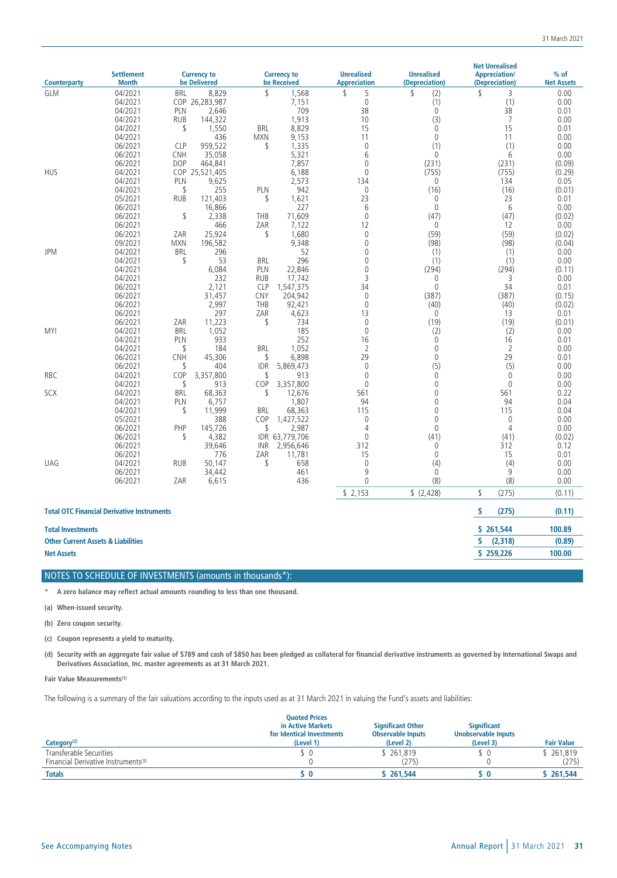| Counterparty | Settlement Month | Currency to be Delivered | | Currency to be Received | | Unrealised Appreciation | Unrealised (Depreciation) | Net Unrealised Appreciation/ (Depreciation) | % of Net Assets |
|---|---|---|---|---|---|---|---|---|---|
| GLM | 04/2021 | BRL | 8,829 | $ | 1,568 | $ 5 | $ (2) | $ 3 | 0.00 |
| | 04/2021 | COP | 26,283,987 | | 7,151 | 0 | (1) | (1) | 0.00 |
| | 04/2021 | PLN | 2,646 | | 709 | 38 | 0 | 38 | 0.01 |
| | 04/2021 | RUB | 144,322 | | 1,913 | 10 | (3) | 7 | 0.00 |
| | 04/2021 | $ | 1,550 | BRL | 8,829 | 15 | 0 | 15 | 0.01 |
| | 04/2021 | | 436 | MXN | 9,153 | 11 | 0 | 11 | 0.00 |
| | 06/2021 | CLP | 959,522 | $ | 1,335 | 0 | (1) | (1) | 0.00 |
| | 06/2021 | CNH | 35,058 | | 5,321 | 6 | 0 | 6 | 0.00 |
| | 06/2021 | DOP | 464,841 | | 7,857 | 0 | (231) | (231) | (0.09) |
| HUS | 04/2021 | COP | 25,521,405 | | 6,188 | 0 | (755) | (755) | (0.29) |
| | 04/2021 | PLN | 9,625 | | 2,573 | 134 | 0 | 134 | 0.05 |
| | 04/2021 | $ | 255 | PLN | 942 | 0 | (16) | (16) | (0.01) |
| | 05/2021 | RUB | 121,403 | $ | 1,621 | 23 | 0 | 23 | 0.01 |
| | 06/2021 | | 16,866 | | 227 | 6 | 0 | 6 | 0.00 |
| | 06/2021 | $ | 2,338 | THB | 71,609 | 0 | (47) | (47) | (0.02) |
| | 06/2021 | | 466 | ZAR | 7,122 | 12 | 0 | 12 | 0.00 |
| | 06/2021 | ZAR | 25,924 | $ | 1,680 | 0 | (59) | (59) | (0.02) |
| | 09/2021 | MXN | 196,582 | | 9,348 | 0 | (98) | (98) | (0.04) |
| JPM | 04/2021 | BRL | 296 | | 52 | 0 | (1) | (1) | 0.00 |
| | 04/2021 | $ | 53 | BRL | 296 | 0 | (1) | (1) | 0.00 |
| | 04/2021 | | 6,084 | PLN | 22,846 | 0 | (294) | (294) | (0.11) |
| | 04/2021 | | 232 | RUB | 17,742 | 3 | 0 | 3 | 0.00 |
| | 06/2021 | | 2,121 | CLP | 1,547,375 | 34 | 0 | 34 | 0.01 |
| | 06/2021 | | 31,457 | CNY | 204,942 | 0 | (387) | (387) | (0.15) |
| | 06/2021 | | 2,997 | THB | 92,421 | 0 | (40) | (40) | (0.02) |
| | 06/2021 | | 297 | ZAR | 4,623 | 13 | 0 | 13 | 0.01 |
| | 06/2021 | ZAR | 11,223 | $ | 734 | 0 | (19) | (19) | (0.01) |
| MYI | 04/2021 | BRL | 1,052 | | 185 | 0 | (2) | (2) | 0.00 |
| | 04/2021 | PLN | 933 | | 252 | 16 | 0 | 16 | 0.01 |
| | 04/2021 | $ | 184 | BRL | 1,052 | 2 | 0 | 2 | 0.00 |
| | 06/2021 | CNH | 45,306 | $ | 6,898 | 29 | 0 | 29 | 0.01 |
| | 06/2021 | $ | 404 | IDR | 5,869,473 | 0 | (5) | (5) | 0.00 |
| RBC | 04/2021 | COP | 3,357,800 | $ | 913 | 0 | 0 | 0 | 0.00 |
| | 04/2021 | $ | 913 | COP | 3,357,800 | 0 | 0 | 0 | 0.00 |
| SCX | 04/2021 | BRL | 68,363 | $ | 12,676 | 561 | 0 | 561 | 0.22 |
| | 04/2021 | PLN | 6,757 | | 1,807 | 94 | 0 | 94 | 0.04 |
| | 04/2021 | $ | 11,999 | BRL | 68,363 | 115 | 0 | 115 | 0.04 |
| | 05/2021 | | 388 | COP | 1,427,522 | 0 | 0 | 0 | 0.00 |
| | 06/2021 | PHP | 145,726 | $ | 2,987 | 4 | 0 | 4 | 0.00 |
| | 06/2021 | $ | 4,382 | IDR | 63,779,706 | 0 | (41) | (41) | (0.02) |
| | 06/2021 | | 39,646 | INR | 2,956,646 | 312 | 0 | 312 | 0.12 |
| | 06/2021 | | 776 | ZAR | 11,781 | 15 | 0 | 15 | 0.01 |
| UAG | 04/2021 | RUB | 50,147 | $ | 658 | 0 | (4) | (4) | 0.00 |
| | 06/2021 | | 34,442 | | 461 | 9 | 0 | 9 | 0.00 |
| | 06/2021 | ZAR | 6,615 | | 436 | 0 | (8) | (8) | 0.00 |
| | | | | | | $ 2,153 | $ (2,428) | $ (275) | (0.11) |

| | | |
|---|---|---|
| **Total OTC Financial Derivative Instruments** | **$ (275)** | **(0.11)** |
| **Total Investments** | **$ 261,544** | **100.89** |
| **Other Current Assets & Liabilities** | **$ (2,318)** | **(0.89)** |
| **Net Assets** | **$ 259,226** | **100.00** |

## NOTES TO SCHEDULE OF INVESTMENTS (amounts in thousands*):

\* **A zero balance may reflect actual amounts rounding to less than one thousand.**

**(a) When-issued security.**

**(b) Zero coupon security.**

**(c) Coupon represents a yield to maturity.**

**(d) Security with an aggregate fair value of $789 and cash of $850 has been pledged as collateral for financial derivative instruments as governed by International Swaps and Derivatives Association, Inc. master agreements as at 31 March 2021.**

**Fair Value Measurements[(1)]**

The following is a summary of the fair valuations according to the inputs used as at 31 March 2021 in valuing the Fund's assets and liabilities:

| Category[(2)] | Quoted Prices in Active Markets for Identical Investments (Level 1) | Significant Other Observable Inputs (Level 2) | Significant Unobservable Inputs (Level 3) | Fair Value |
|---|---|---|---|---|
| Transferable Securities | $ 0 | $ 261,819 | $ 0 | $ 261,819 |
| Financial Derivative Instruments[(3)] | 0 | (275) | 0 | (275) |
| **Totals** | **$ 0** | **$ 261,544** | **$ 0** | **$ 261,544** |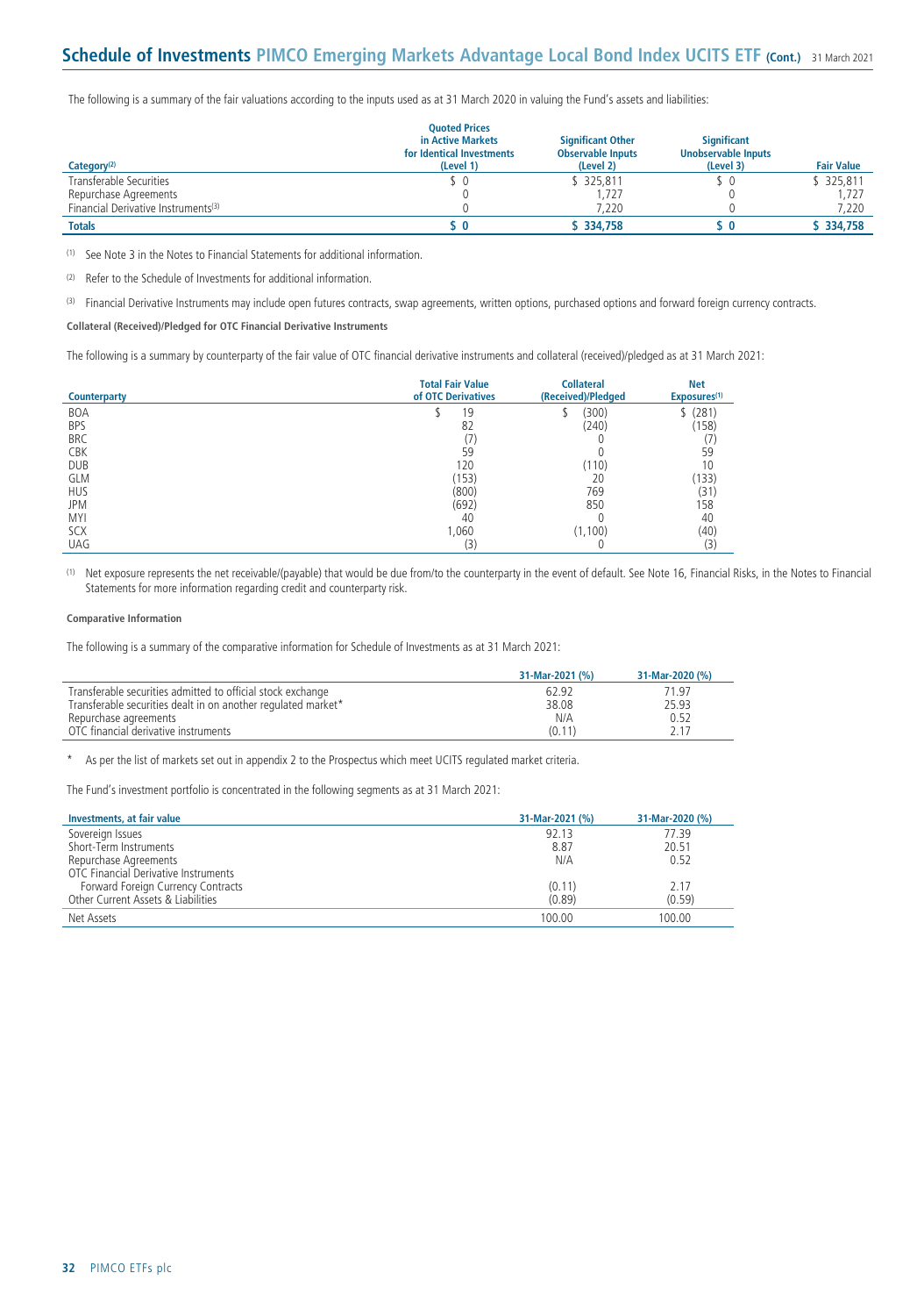The following is a summary of the fair valuations according to the inputs used as at 31 March 2020 in valuing the Fund's assets and liabilities:

| Category[2] | Quoted Prices in Active Markets for Identical Investments (Level 1) | Significant Other Observable Inputs (Level 2) | Significant Unobservable Inputs (Level 3) | Fair Value |
|---|---|---|---|---|
| Transferable Securities | $ 0 | $ 325,811 | $ 0 | $ 325,811 |
| Repurchase Agreements | 0 | 1,727 | 0 | 1,727 |
| Financial Derivative Instruments[3] | 0 | 7,220 | 0 | 7,220 |
| **Totals** | **$ 0** | **$ 334,758** | **$ 0** | **$ 334,758** |

[1] See Note 3 in the Notes to Financial Statements for additional information.

[2] Refer to the Schedule of Investments for additional information.

[3] Financial Derivative Instruments may include open futures contracts, swap agreements, written options, purchased options and forward foreign currency contracts.

**Collateral (Received)/Pledged for OTC Financial Derivative Instruments**

The following is a summary by counterparty of the fair value of OTC financial derivative instruments and collateral (received)/pledged as at 31 March 2021:

| Counterparty | Total Fair Value of OTC Derivatives | Collateral (Received)/Pledged | Net Exposures[1] |
|---|---|---|---|
| BOA | $ 19 | $ (300) | $ (281) |
| BPS | 82 | (240) | (158) |
| BRC | (7) | 0 | (7) |
| CBK | 59 | 0 | 59 |
| DUB | 120 | (110) | 10 |
| GLM | (153) | 20 | (133) |
| HUS | (800) | 769 | (31) |
| JPM | (692) | 850 | 158 |
| MYI | 40 | 0 | 40 |
| SCX | 1,060 | (1,100) | (40) |
| UAG | (3) | 0 | (3) |

[1] Net exposure represents the net receivable/(payable) that would be due from/to the counterparty in the event of default. See Note 16, Financial Risks, in the Notes to Financial Statements for more information regarding credit and counterparty risk.

**Comparative Information**

The following is a summary of the comparative information for Schedule of Investments as at 31 March 2021:

| | 31-Mar-2021 (%) | 31-Mar-2020 (%) |
|---|---|---|
| Transferable securities admitted to official stock exchange | 62.92 | 71.97 |
| Transferable securities dealt in on another regulated market* | 38.08 | 25.93 |
| Repurchase agreements | N/A | 0.52 |
| OTC financial derivative instruments | (0.11) | 2.17 |

\* As per the list of markets set out in appendix 2 to the Prospectus which meet UCITS regulated market criteria.

The Fund's investment portfolio is concentrated in the following segments as at 31 March 2021:

| Investments, at fair value | 31-Mar-2021 (%) | 31-Mar-2020 (%) |
|---|---|---|
| Sovereign Issues | 92.13 | 77.39 |
| Short-Term Instruments | 8.87 | 20.51 |
| Repurchase Agreements | N/A | 0.52 |
| OTC Financial Derivative Instruments | | |
| Forward Foreign Currency Contracts | (0.11) | 2.17 |
| Other Current Assets & Liabilities | (0.89) | (0.59) |
| Net Assets | 100.00 | 100.00 |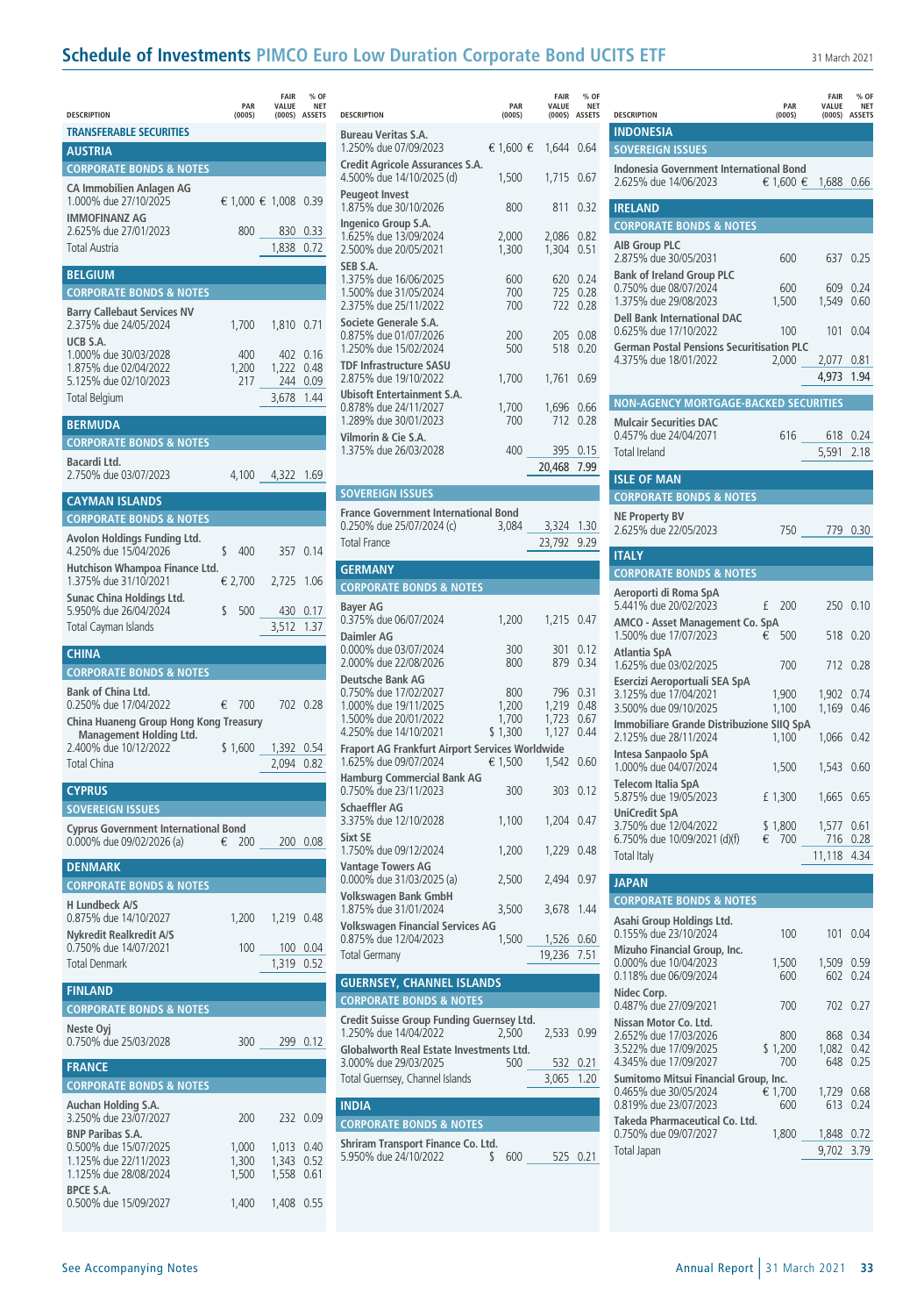# Schedule of Investments PIMCO Euro Low Duration Corporate Bond UCITS ETF

31 March 2021

| DESCRIPTION | PAR (000S) | FAIR VALUE (000S) | % OF NET ASSETS |
|---|---|---|---|
| **TRANSFERABLE SECURITIES** | | | |
| **AUSTRIA** | | | |
| **CORPORATE BONDS & NOTES** | | | |
| **CA Immobilien Anlagen AG** | | | |
| 1.000% due 27/10/2025 | € 1,000 | € 1,008 | 0.39 |
| **IMMOFINANZ AG** | | | |
| 2.625% due 27/01/2023 | 800 | 830 | 0.33 |
| Total Austria | | 1,838 | 0.72 |
| **BELGIUM** | | | |
| **CORPORATE BONDS & NOTES** | | | |
| **Barry Callebaut Services NV** | | | |
| 2.375% due 24/05/2024 | 1,700 | 1,810 | 0.71 |
| **UCB S.A.** | | | |
| 1.000% due 30/03/2028 | 400 | 402 | 0.16 |
| 1.875% due 02/04/2022 | 1,200 | 1,222 | 0.48 |
| 5.125% due 02/10/2023 | 217 | 244 | 0.09 |
| Total Belgium | | 3,678 | 1.44 |
| **BERMUDA** | | | |
| **CORPORATE BONDS & NOTES** | | | |
| **Bacardi Ltd.** | | | |
| 2.750% due 03/07/2023 | 4,100 | 4,322 | 1.69 |
| **CAYMAN ISLANDS** | | | |
| **CORPORATE BONDS & NOTES** | | | |
| **Avolon Holdings Funding Ltd.** | | | |
| 4.250% due 15/04/2026 | $ 400 | 357 | 0.14 |
| **Hutchison Whampoa Finance Ltd.** | | | |
| 1.375% due 31/10/2021 | € 2,700 | 2,725 | 1.06 |
| **Sunac China Holdings Ltd.** | | | |
| 5.950% due 26/04/2024 | $ 500 | 430 | 0.17 |
| Total Cayman Islands | | 3,512 | 1.37 |
| **CHINA** | | | |
| **CORPORATE BONDS & NOTES** | | | |
| **Bank of China Ltd.** | | | |
| 0.250% due 17/04/2022 | € 700 | 702 | 0.28 |
| **China Huaneng Group Hong Kong Treasury Management Holding Ltd.** | | | |
| 2.400% due 10/12/2022 | $ 1,600 | 1,392 | 0.54 |
| Total China | | 2,094 | 0.82 |
| **CYPRUS** | | | |
| **SOVEREIGN ISSUES** | | | |
| **Cyprus Government International Bond** | | | |
| 0.000% due 09/02/2026 (a) | € 200 | 200 | 0.08 |
| **DENMARK** | | | |
| **CORPORATE BONDS & NOTES** | | | |
| **H Lundbeck A/S** | | | |
| 0.875% due 14/10/2027 | 1,200 | 1,219 | 0.48 |
| **Nykredit Realkredit A/S** | | | |
| 0.750% due 14/07/2021 | 100 | 100 | 0.04 |
| Total Denmark | | 1,319 | 0.52 |
| **FINLAND** | | | |
| **CORPORATE BONDS & NOTES** | | | |
| **Neste Oyj** | | | |
| 0.750% due 25/03/2028 | 300 | 299 | 0.12 |
| **FRANCE** | | | |
| **CORPORATE BONDS & NOTES** | | | |
| **Auchan Holding S.A.** | | | |
| 3.250% due 23/07/2027 | 200 | 232 | 0.09 |
| **BNP Paribas S.A.** | | | |
| 0.500% due 15/07/2025 | 1,000 | 1,013 | 0.40 |
| 1.125% due 22/11/2023 | 1,300 | 1,343 | 0.52 |
| 1.125% due 28/08/2024 | 1,500 | 1,558 | 0.61 |
| **BPCE S.A.** | | | |
| 0.500% due 15/09/2027 | 1,400 | 1,408 | 0.55 |
| **Bureau Veritas S.A.** | | | |
| 1.250% due 07/09/2023 | € 1,600 | € 1,644 | 0.64 |
| **Credit Agricole Assurances S.A.** | | | |
| 4.500% due 14/10/2025 (d) | 1,500 | 1,715 | 0.67 |
| **Peugeot Invest** | | | |
| 1.875% due 30/10/2026 | 800 | 811 | 0.32 |
| **Ingenico Group S.A.** | | | |
| 1.625% due 13/09/2024 | 2,000 | 2,086 | 0.82 |
| 2.500% due 20/05/2021 | 1,300 | 1,304 | 0.51 |
| **SEB S.A.** | | | |
| 1.375% due 16/06/2025 | 600 | 620 | 0.24 |
| 1.500% due 31/05/2024 | 700 | 725 | 0.28 |
| 2.375% due 25/11/2022 | 700 | 722 | 0.28 |
| **Societe Generale S.A.** | | | |
| 0.875% due 01/07/2026 | 200 | 205 | 0.08 |
| 1.250% due 15/02/2024 | 500 | 518 | 0.20 |
| **TDF Infrastructure SASU** | | | |
| 2.875% due 19/10/2022 | 1,700 | 1,761 | 0.69 |
| **Ubisoft Entertainment S.A.** | | | |
| 0.878% due 24/11/2027 | 1,700 | 1,696 | 0.66 |
| 1.289% due 30/01/2023 | 700 | 712 | 0.28 |
| **Vilmorin & Cie S.A.** | | | |
| 1.375% due 26/03/2028 | 400 | 395 | 0.15 |
| | | 20,468 | 7.99 |
| **SOVEREIGN ISSUES** | | | |
| **France Government International Bond** | | | |
| 0.250% due 25/07/2024 (c) | 3,084 | 3,324 | 1.30 |
| Total France | | 23,792 | 9.29 |
| **GERMANY** | | | |
| **CORPORATE BONDS & NOTES** | | | |
| **Bayer AG** | | | |
| 0.375% due 06/07/2024 | 1,200 | 1,215 | 0.47 |
| **Daimler AG** | | | |
| 0.000% due 03/07/2024 | 300 | 301 | 0.12 |
| 2.000% due 22/08/2026 | 800 | 879 | 0.34 |
| **Deutsche Bank AG** | | | |
| 0.750% due 17/02/2027 | 800 | 796 | 0.31 |
| 1.000% due 19/11/2025 | 1,200 | 1,219 | 0.48 |
| 1.500% due 20/01/2022 | 1,700 | 1,723 | 0.67 |
| 4.250% due 14/10/2021 | $ 1,300 | 1,127 | 0.44 |
| **Fraport AG Frankfurt Airport Services Worldwide** | | | |
| 1.625% due 09/07/2024 | € 1,500 | 1,542 | 0.60 |
| **Hamburg Commercial Bank AG** | | | |
| 0.750% due 23/11/2023 | 300 | 303 | 0.12 |
| **Schaeffler AG** | | | |
| 3.375% due 12/10/2028 | 1,100 | 1,204 | 0.47 |
| **Sixt SE** | | | |
| 1.750% due 09/12/2024 | 1,200 | 1,229 | 0.48 |
| **Vantage Towers AG** | | | |
| 0.000% due 31/03/2025 (a) | 2,500 | 2,494 | 0.97 |
| **Volkswagen Bank GmbH** | | | |
| 1.875% due 31/01/2024 | 3,500 | 3,678 | 1.44 |
| **Volkswagen Financial Services AG** | | | |
| 0.875% due 12/04/2023 | 1,500 | 1,526 | 0.60 |
| Total Germany | | 19,236 | 7.51 |
| **GUERNSEY, CHANNEL ISLANDS** | | | |
| **CORPORATE BONDS & NOTES** | | | |
| **Credit Suisse Group Funding Guernsey Ltd.** | | | |
| 1.250% due 14/04/2022 | 2,500 | 2,533 | 0.99 |
| **Globalworth Real Estate Investments Ltd.** | | | |
| 3.000% due 29/03/2025 | 500 | 532 | 0.21 |
| Total Guernsey, Channel Islands | | 3,065 | 1.20 |
| **INDIA** | | | |
| **CORPORATE BONDS & NOTES** | | | |
| **Shriram Transport Finance Co. Ltd.** | | | |
| 5.950% due 24/10/2022 | $ 600 | 525 | 0.21 |
| **INDONESIA** | | | |
| **SOVEREIGN ISSUES** | | | |
| **Indonesia Government International Bond** | | | |
| 2.625% due 14/06/2023 | € 1,600 | € 1,688 | 0.66 |
| **IRELAND** | | | |
| **CORPORATE BONDS & NOTES** | | | |
| **AIB Group PLC** | | | |
| 2.875% due 30/05/2031 | 600 | 637 | 0.25 |
| **Bank of Ireland Group PLC** | | | |
| 0.750% due 08/07/2024 | 600 | 609 | 0.24 |
| 1.375% due 29/08/2023 | 1,500 | 1,549 | 0.60 |
| **Dell Bank International DAC** | | | |
| 0.625% due 17/10/2022 | 100 | 101 | 0.04 |
| **German Postal Pensions Securitisation PLC** | | | |
| 4.375% due 18/01/2022 | 2,000 | 2,077 | 0.81 |
| | | 4,973 | 1.94 |
| **NON-AGENCY MORTGAGE-BACKED SECURITIES** | | | |
| **Mulcair Securities DAC** | | | |
| 0.457% due 24/04/2071 | 616 | 618 | 0.24 |
| Total Ireland | | 5,591 | 2.18 |
| **ISLE OF MAN** | | | |
| **CORPORATE BONDS & NOTES** | | | |
| **NE Property BV** | | | |
| 2.625% due 22/05/2023 | 750 | 779 | 0.30 |
| **ITALY** | | | |
| **CORPORATE BONDS & NOTES** | | | |
| **Aeroporti di Roma SpA** | | | |
| 5.441% due 20/02/2023 | £ 200 | 250 | 0.10 |
| **AMCO - Asset Management Co. SpA** | | | |
| 1.500% due 17/07/2023 | € 500 | 518 | 0.20 |
| **Atlantia SpA** | | | |
| 1.625% due 03/02/2025 | 700 | 712 | 0.28 |
| **Esercizi Aeroportuali SEA SpA** | | | |
| 3.125% due 17/04/2021 | 1,900 | 1,902 | 0.74 |
| 3.500% due 09/10/2025 | 1,100 | 1,169 | 0.46 |
| **Immobiliare Grande Distribuzione SIIQ SpA** | | | |
| 2.125% due 28/11/2024 | 1,100 | 1,066 | 0.42 |
| **Intesa Sanpaolo SpA** | | | |
| 1.000% due 04/07/2024 | 1,500 | 1,543 | 0.60 |
| **Telecom Italia SpA** | | | |
| 5.875% due 19/05/2023 | £ 1,300 | 1,665 | 0.65 |
| **UniCredit SpA** | | | |
| 3.750% due 12/04/2022 | $ 1,800 | 1,577 | 0.61 |
| 6.750% due 10/09/2021 (d)(f) | € 700 | 716 | 0.28 |
| Total Italy | | 11,118 | 4.34 |
| **JAPAN** | | | |
| **CORPORATE BONDS & NOTES** | | | |
| **Asahi Group Holdings Ltd.** | | | |
| 0.155% due 23/10/2024 | 100 | 101 | 0.04 |
| **Mizuho Financial Group, Inc.** | | | |
| 0.000% due 10/04/2023 | 1,500 | 1,509 | 0.59 |
| 0.118% due 06/09/2024 | 600 | 602 | 0.24 |
| **Nidec Corp.** | | | |
| 0.487% due 27/09/2021 | 700 | 702 | 0.27 |
| **Nissan Motor Co. Ltd.** | | | |
| 2.652% due 17/03/2026 | 800 | 868 | 0.34 |
| 3.522% due 17/09/2025 | $ 1,200 | 1,082 | 0.42 |
| 4.345% due 17/09/2027 | 700 | 648 | 0.25 |
| **Sumitomo Mitsui Financial Group, Inc.** | | | |
| 0.465% due 30/05/2024 | € 1,700 | 1,729 | 0.68 |
| 0.819% due 23/07/2023 | 600 | 613 | 0.24 |
| **Takeda Pharmaceutical Co. Ltd.** | | | |
| 0.750% due 09/07/2027 | 1,800 | 1,848 | 0.72 |
| Total Japan | | 9,702 | 3.79 |

See Accompanying Notes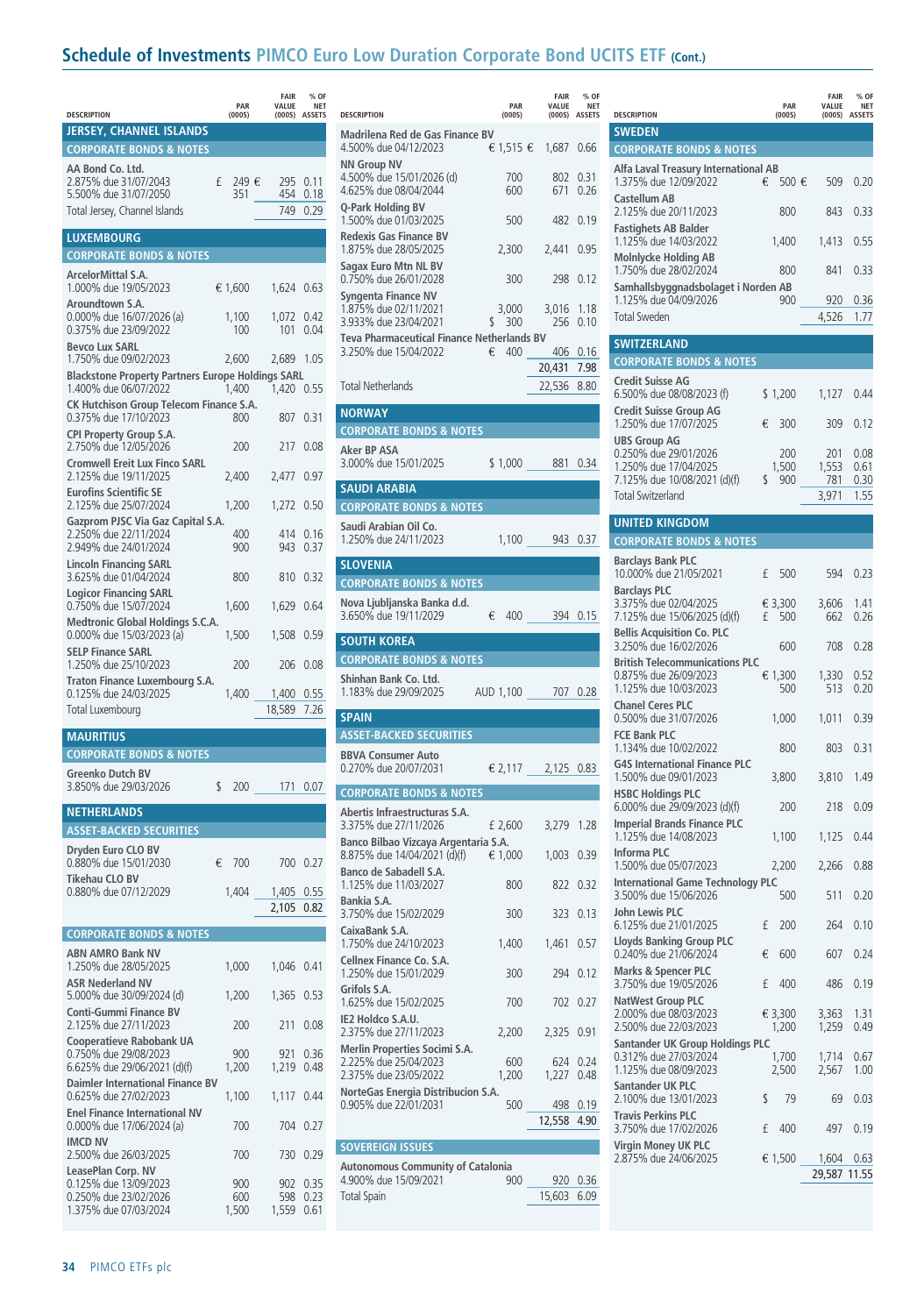## Schedule of Investments PIMCO Euro Low Duration Corporate Bond UCITS ETF (Cont.)

| DESCRIPTION | PAR (000S) | FAIR VALUE (000S) | % OF NET ASSETS |
|---|---|---|---|
| **JERSEY, CHANNEL ISLANDS** | | | |
| **CORPORATE BONDS & NOTES** | | | |
| **AA Bond Co. Ltd.** | | | |
| 2.875% due 31/07/2043 | £ 249 | € 295 | 0.11 |
| 5.500% due 31/07/2050 | 351 | 454 | 0.18 |
| Total Jersey, Channel Islands | | 749 | 0.29 |
| **LUXEMBOURG** | | | |
| **CORPORATE BONDS & NOTES** | | | |
| **ArcelorMittal S.A.** | | | |
| 1.000% due 19/05/2023 | € 1,600 | 1,624 | 0.63 |
| **Aroundtown S.A.** | | | |
| 0.000% due 16/07/2026 (a) | 1,100 | 1,072 | 0.42 |
| 0.375% due 23/09/2022 | 100 | 101 | 0.04 |
| **Bevco Lux SARL** | | | |
| 1.750% due 09/02/2023 | 2,600 | 2,689 | 1.05 |
| **Blackstone Property Partners Europe Holdings SARL** | | | |
| 1.400% due 06/07/2022 | 1,400 | 1,420 | 0.55 |
| **CK Hutchison Group Telecom Finance S.A.** | | | |
| 0.375% due 17/10/2023 | 800 | 807 | 0.31 |
| **CPI Property Group S.A.** | | | |
| 2.750% due 12/05/2026 | 200 | 217 | 0.08 |
| **Cromwell Ereit Lux Finco SARL** | | | |
| 2.125% due 19/11/2025 | 2,400 | 2,477 | 0.97 |
| **Eurofins Scientific SE** | | | |
| 2.125% due 25/07/2024 | 1,200 | 1,272 | 0.50 |
| **Gazprom PJSC Via Gaz Capital S.A.** | | | |
| 2.250% due 22/11/2024 | 400 | 414 | 0.16 |
| 2.949% due 24/01/2024 | 900 | 943 | 0.37 |
| **Lincoln Financing SARL** | | | |
| 3.625% due 01/04/2024 | 800 | 810 | 0.32 |
| **Logicor Financing SARL** | | | |
| 0.750% due 15/07/2024 | 1,600 | 1,629 | 0.64 |
| **Medtronic Global Holdings S.C.A.** | | | |
| 0.000% due 15/03/2023 (a) | 1,500 | 1,508 | 0.59 |
| **SELP Finance SARL** | | | |
| 1.250% due 25/10/2023 | 200 | 206 | 0.08 |
| **Traton Finance Luxembourg S.A.** | | | |
| 0.125% due 24/03/2025 | 1,400 | 1,400 | 0.55 |
| Total Luxembourg | | 18,589 | 7.26 |
| **MAURITIUS** | | | |
| **CORPORATE BONDS & NOTES** | | | |
| **Greenko Dutch BV** | | | |
| 3.850% due 29/03/2026 | $ 200 | 171 | 0.07 |
| **NETHERLANDS** | | | |
| **ASSET-BACKED SECURITIES** | | | |
| **Dryden Euro CLO BV** | | | |
| 0.880% due 15/01/2030 | € 700 | 700 | 0.27 |
| **Tikehau CLO BV** | | | |
| 0.880% due 07/12/2029 | 1,404 | 1,405 | 0.55 |
| | | 2,105 | 0.82 |
| **CORPORATE BONDS & NOTES** | | | |
| **ABN AMRO Bank NV** | | | |
| 1.250% due 28/05/2025 | 1,000 | 1,046 | 0.41 |
| **ASR Nederland NV** | | | |
| 5.000% due 30/09/2024 (d) | 1,200 | 1,365 | 0.53 |
| **Conti-Gummi Finance BV** | | | |
| 2.125% due 27/11/2023 | 200 | 211 | 0.08 |
| **Cooperatieve Rabobank UA** | | | |
| 0.750% due 29/08/2023 | 900 | 921 | 0.36 |
| 6.625% due 29/06/2021 (d)(f) | 1,200 | 1,219 | 0.48 |
| **Daimler International Finance BV** | | | |
| 0.625% due 27/02/2023 | 1,100 | 1,117 | 0.44 |
| **Enel Finance International NV** | | | |
| 0.000% due 17/06/2024 (a) | 700 | 704 | 0.27 |
| **IMCD NV** | | | |
| 2.500% due 26/03/2025 | 700 | 730 | 0.29 |
| **LeasePlan Corp. NV** | | | |
| 0.125% due 13/09/2023 | 900 | 902 | 0.35 |
| 0.250% due 23/02/2026 | 600 | 598 | 0.23 |
| 1.375% due 07/03/2024 | 1,500 | 1,559 | 0.61 |
| **Madrilena Red de Gas Finance BV** | | | |
| 4.500% due 04/12/2023 | € 1,515 | € 1,687 | 0.66 |
| **NN Group NV** | | | |
| 4.500% due 15/01/2026 (d) | 700 | 802 | 0.31 |
| 4.625% due 08/04/2044 | 600 | 671 | 0.26 |
| **Q-Park Holding BV** | | | |
| 1.500% due 01/03/2025 | 500 | 482 | 0.19 |
| **Redexis Gas Finance BV** | | | |
| 1.875% due 28/05/2025 | 2,300 | 2,441 | 0.95 |
| **Sagax Euro Mtn NL BV** | | | |
| 0.750% due 26/01/2028 | 300 | 298 | 0.12 |
| **Syngenta Finance NV** | | | |
| 1.875% due 02/11/2021 | 3,000 | 3,016 | 1.18 |
| 3.933% due 23/04/2021 | $ 300 | 256 | 0.10 |
| **Teva Pharmaceutical Finance Netherlands BV** | | | |
| 3.250% due 15/04/2022 | € 400 | 406 | 0.16 |
| | | 20,431 | 7.98 |
| Total Netherlands | | 22,536 | 8.80 |
| **NORWAY** | | | |
| **CORPORATE BONDS & NOTES** | | | |
| **Aker BP ASA** | | | |
| 3.000% due 15/01/2025 | $ 1,000 | 881 | 0.34 |
| **SAUDI ARABIA** | | | |
| **CORPORATE BONDS & NOTES** | | | |
| **Saudi Arabian Oil Co.** | | | |
| 1.250% due 24/11/2023 | 1,100 | 943 | 0.37 |
| **SLOVENIA** | | | |
| **CORPORATE BONDS & NOTES** | | | |
| **Nova Ljubljanska Banka d.d.** | | | |
| 3.650% due 19/11/2029 | € 400 | 394 | 0.15 |
| **SOUTH KOREA** | | | |
| **CORPORATE BONDS & NOTES** | | | |
| **Shinhan Bank Co. Ltd.** | | | |
| 1.183% due 29/09/2025 | AUD 1,100 | 707 | 0.28 |
| **SPAIN** | | | |
| **ASSET-BACKED SECURITIES** | | | |
| **BBVA Consumer Auto** | | | |
| 0.270% due 20/07/2031 | € 2,117 | 2,125 | 0.83 |
| **CORPORATE BONDS & NOTES** | | | |
| **Abertis Infraestructuras S.A.** | | | |
| 3.375% due 27/11/2026 | £ 2,600 | 3,279 | 1.28 |
| **Banco Bilbao Vizcaya Argentaria S.A.** | | | |
| 8.875% due 14/04/2021 (d)(f) | € 1,000 | 1,003 | 0.39 |
| **Banco de Sabadell S.A.** | | | |
| 1.125% due 11/03/2027 | 800 | 822 | 0.32 |
| **Bankia S.A.** | | | |
| 3.750% due 15/02/2029 | 300 | 323 | 0.13 |
| **CaixaBank S.A.** | | | |
| 1.750% due 24/10/2023 | 1,400 | 1,461 | 0.57 |
| **Cellnex Finance Co. S.A.** | | | |
| 1.250% due 15/01/2029 | 300 | 294 | 0.12 |
| **Grifols S.A.** | | | |
| 1.625% due 15/02/2025 | 700 | 702 | 0.27 |
| **IE2 Holdco S.A.U.** | | | |
| 2.375% due 27/11/2023 | 2,200 | 2,325 | 0.91 |
| **Merlin Properties Socimi S.A.** | | | |
| 2.225% due 25/04/2023 | 600 | 624 | 0.24 |
| 2.375% due 23/05/2022 | 1,200 | 1,227 | 0.48 |
| **NorteGas Energia Distribucion S.A.** | | | |
| 0.905% due 22/01/2031 | 500 | 498 | 0.19 |
| | | 12,558 | 4.90 |
| **SOVEREIGN ISSUES** | | | |
| **Autonomous Community of Catalonia** | | | |
| 4.900% due 15/09/2021 | 900 | 920 | 0.36 |
| Total Spain | | 15,603 | 6.09 |
| **SWEDEN** | | | |
| **CORPORATE BONDS & NOTES** | | | |
| **Alfa Laval Treasury International AB** | | | |
| 1.375% due 12/09/2022 | € 500 | € 509 | 0.20 |
| **Castellum AB** | | | |
| 2.125% due 20/11/2023 | 800 | 843 | 0.33 |
| **Fastighets AB Balder** | | | |
| 1.125% due 14/03/2022 | 1,400 | 1,413 | 0.55 |
| **Molnlycke Holding AB** | | | |
| 1.750% due 28/02/2024 | 800 | 841 | 0.33 |
| **Samhallsbyggnadsbolaget i Norden AB** | | | |
| 1.125% due 04/09/2026 | 900 | 920 | 0.36 |
| Total Sweden | | 4,526 | 1.77 |
| **SWITZERLAND** | | | |
| **CORPORATE BONDS & NOTES** | | | |
| **Credit Suisse AG** | | | |
| 6.500% due 08/08/2023 (f) | $ 1,200 | 1,127 | 0.44 |
| **Credit Suisse Group AG** | | | |
| 1.250% due 17/07/2025 | € 300 | 309 | 0.12 |
| **UBS Group AG** | | | |
| 0.250% due 29/01/2026 | 200 | 201 | 0.08 |
| 1.250% due 17/04/2025 | 1,500 | 1,553 | 0.61 |
| 7.125% due 10/08/2021 (d)(f) | $ 900 | 781 | 0.30 |
| Total Switzerland | | 3,971 | 1.55 |
| **UNITED KINGDOM** | | | |
| **CORPORATE BONDS & NOTES** | | | |
| **Barclays Bank PLC** | | | |
| 10.000% due 21/05/2021 | £ 500 | 594 | 0.23 |
| **Barclays PLC** | | | |
| 3.375% due 02/04/2025 | € 3,300 | 3,606 | 1.41 |
| 7.125% due 15/06/2025 (d)(f) | £ 500 | 662 | 0.26 |
| **Bellis Acquisition Co. PLC** | | | |
| 3.250% due 16/02/2026 | 600 | 708 | 0.28 |
| **British Telecommunications PLC** | | | |
| 0.875% due 26/09/2023 | € 1,300 | 1,330 | 0.52 |
| 1.125% due 10/03/2023 | 500 | 513 | 0.20 |
| **Chanel Ceres PLC** | | | |
| 0.500% due 31/07/2026 | 1,000 | 1,011 | 0.39 |
| **FCE Bank PLC** | | | |
| 1.134% due 10/02/2022 | 800 | 803 | 0.31 |
| **G4S International Finance PLC** | | | |
| 1.500% due 09/01/2023 | 3,800 | 3,810 | 1.49 |
| **HSBC Holdings PLC** | | | |
| 6.000% due 29/09/2023 (d)(f) | 200 | 218 | 0.09 |
| **Imperial Brands Finance PLC** | | | |
| 1.125% due 14/08/2023 | 1,100 | 1,125 | 0.44 |
| **Informa PLC** | | | |
| 1.500% due 05/07/2023 | 2,200 | 2,266 | 0.88 |
| **International Game Technology PLC** | | | |
| 3.500% due 15/06/2026 | 500 | 511 | 0.20 |
| **John Lewis PLC** | | | |
| 6.125% due 21/01/2025 | £ 200 | 264 | 0.10 |
| **Lloyds Banking Group PLC** | | | |
| 0.240% due 21/06/2024 | € 600 | 607 | 0.24 |
| **Marks & Spencer PLC** | | | |
| 3.750% due 19/05/2026 | £ 400 | 486 | 0.19 |
| **NatWest Group PLC** | | | |
| 2.000% due 08/03/2023 | € 3,300 | 3,363 | 1.31 |
| 2.500% due 22/03/2023 | 1,200 | 1,259 | 0.49 |
| **Santander UK Group Holdings PLC** | | | |
| 0.312% due 27/03/2024 | 1,700 | 1,714 | 0.67 |
| 1.125% due 08/09/2023 | 2,500 | 2,567 | 1.00 |
| **Santander UK PLC** | | | |
| 2.100% due 13/01/2023 | $ 79 | 69 | 0.03 |
| **Travis Perkins PLC** | | | |
| 3.750% due 17/02/2026 | £ 400 | 497 | 0.19 |
| **Virgin Money UK PLC** | | | |
| 2.875% due 24/06/2025 | € 1,500 | 1,604 | 0.63 |
| | | 29,587 | 11.55 |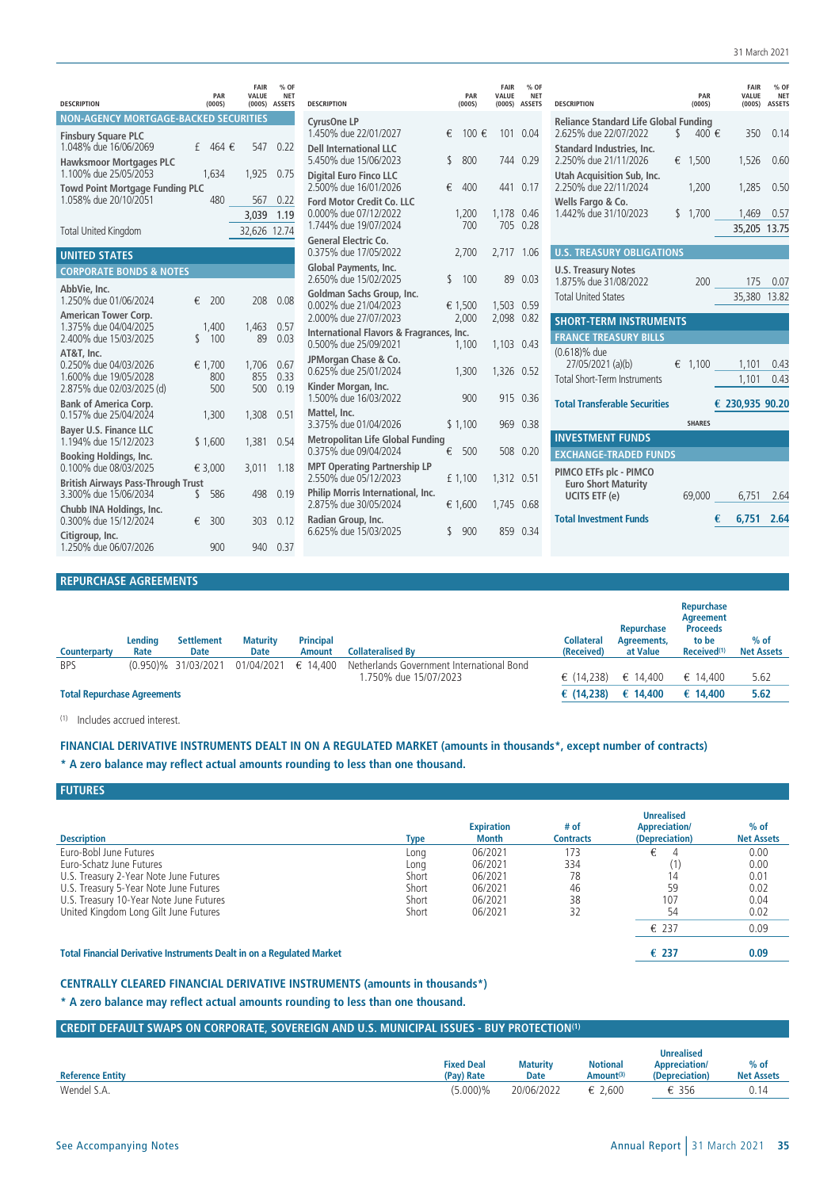| DESCRIPTION | PAR (000S) | FAIR VALUE (000S) | % OF NET ASSETS |
|---|---|---|---|
| **NON-AGENCY MORTGAGE-BACKED SECURITIES** | | | |
| **Finsbury Square PLC** | | | |
| 1.048% due 16/06/2069 | £ 464 | € 547 | 0.22 |
| **Hawksmoor Mortgages PLC** | | | |
| 1.100% due 25/05/2053 | 1,634 | 1,925 | 0.75 |
| **Towd Point Mortgage Funding PLC** | | | |
| 1.058% due 20/10/2051 | 480 | 567 | 0.22 |
| | | 3,039 | 1.19 |
| Total United Kingdom | | 32,626 | 12.74 |
| **UNITED STATES** | | | |
| **CORPORATE BONDS & NOTES** | | | |
| **AbbVie, Inc.** | | | |
| 1.250% due 01/06/2024 | € 200 | 208 | 0.08 |
| **American Tower Corp.** | | | |
| 1.375% due 04/04/2025 | 1,400 | 1,463 | 0.57 |
| 2.400% due 15/03/2025 | $ 100 | 89 | 0.03 |
| **AT&T, Inc.** | | | |
| 0.250% due 04/03/2026 | € 1,700 | 1,706 | 0.67 |
| 1.600% due 19/05/2028 | 800 | 855 | 0.33 |
| 2.875% due 02/03/2025 (d) | 500 | 500 | 0.19 |
| **Bank of America Corp.** | | | |
| 0.157% due 25/04/2024 | 1,300 | 1,308 | 0.51 |
| **Bayer U.S. Finance LLC** | | | |
| 1.194% due 15/12/2023 | $ 1,600 | 1,381 | 0.54 |
| **Booking Holdings, Inc.** | | | |
| 0.100% due 08/03/2025 | € 3,000 | 3,011 | 1.18 |
| **British Airways Pass-Through Trust** | | | |
| 3.300% due 15/06/2034 | $ 586 | 498 | 0.19 |
| **Chubb INA Holdings, Inc.** | | | |
| 0.300% due 15/12/2024 | € 300 | 303 | 0.12 |
| **Citigroup, Inc.** | | | |
| 1.250% due 06/07/2026 | 900 | 940 | 0.37 |
| **CyrusOne LP** | | | |
| 1.450% due 22/01/2027 | € 100 | € 101 | 0.04 |
| **Dell International LLC** | | | |
| 5.450% due 15/06/2023 | $ 800 | 744 | 0.29 |
| **Digital Euro Finco LLC** | | | |
| 2.500% due 16/01/2026 | € 400 | 441 | 0.17 |
| **Ford Motor Credit Co. LLC** | | | |
| 0.000% due 07/12/2022 | 1,200 | 1,178 | 0.46 |
| 1.744% due 19/07/2024 | 700 | 705 | 0.28 |
| **General Electric Co.** | | | |
| 0.375% due 17/05/2022 | 2,700 | 2,717 | 1.06 |
| **Global Payments, Inc.** | | | |
| 2.650% due 15/02/2025 | $ 100 | 89 | 0.03 |
| **Goldman Sachs Group, Inc.** | | | |
| 0.002% due 21/04/2023 | € 1,500 | 1,503 | 0.59 |
| 2.000% due 27/07/2023 | 2,000 | 2,098 | 0.82 |
| **International Flavors & Fragrances, Inc.** | | | |
| 0.500% due 25/09/2021 | 1,100 | 1,103 | 0.43 |
| **JPMorgan Chase & Co.** | | | |
| 0.625% due 25/01/2024 | 1,300 | 1,326 | 0.52 |
| **Kinder Morgan, Inc.** | | | |
| 1.500% due 16/03/2022 | 900 | 915 | 0.36 |
| **Mattel, Inc.** | | | |
| 3.375% due 01/04/2026 | $ 1,100 | 969 | 0.38 |
| **Metropolitan Life Global Funding** | | | |
| 0.375% due 09/04/2024 | € 500 | 508 | 0.20 |
| **MPT Operating Partnership LP** | | | |
| 2.550% due 05/12/2023 | £ 1,100 | 1,312 | 0.51 |
| **Philip Morris International, Inc.** | | | |
| 2.875% due 30/05/2024 | € 1,600 | 1,745 | 0.68 |
| **Radian Group, Inc.** | | | |
| 6.625% due 15/03/2025 | $ 900 | 859 | 0.34 |
| **Reliance Standard Life Global Funding** | | | |
| 2.625% due 22/07/2022 | $ 400 | € 350 | 0.14 |
| **Standard Industries, Inc.** | | | |
| 2.250% due 21/11/2026 | € 1,500 | 1,526 | 0.60 |
| **Utah Acquisition Sub, Inc.** | | | |
| 2.250% due 22/11/2024 | 1,200 | 1,285 | 0.50 |
| **Wells Fargo & Co.** | | | |
| 1.442% due 31/10/2023 | $ 1,700 | 1,469 | 0.57 |
| | | 35,205 | 13.75 |
| **U.S. TREASURY OBLIGATIONS** | | | |
| **U.S. Treasury Notes** | | | |
| 1.875% due 31/08/2022 | 200 | 175 | 0.07 |
| Total United States | | 35,380 | 13.82 |
| **SHORT-TERM INSTRUMENTS** | | | |
| **FRANCE TREASURY BILLS** | | | |
| (0.618)% due 27/05/2021 (a)(b) | € 1,100 | 1,101 | 0.43 |
| Total Short-Term Instruments | | 1,101 | 0.43 |
| **Total Transferable Securities** | | **€ 230,935** | **90.20** |

| DESCRIPTION | SHARES | FAIR VALUE (000S) | % OF NET ASSETS |
|---|---|---|---|
| **INVESTMENT FUNDS** | | | |
| **EXCHANGE-TRADED FUNDS** | | | |
| **PIMCO ETFs plc - PIMCO Euro Short Maturity UCITS ETF (e)** | 69,000 | 6,751 | 2.64 |
| **Total Investment Funds** | | **€ 6,751** | **2.64** |

## REPURCHASE AGREEMENTS

| Counterparty | Lending Rate | Settlement Date | Maturity Date | Principal Amount | Collateralised By | Collateral (Received) | Repurchase Agreements, at Value | Repurchase Agreement Proceeds to be Received[1] | % of Net Assets |
|---|---|---|---|---|---|---|---|---|---|
| BPS | (0.950)% | 31/03/2021 | 01/04/2021 | € 14,400 | Netherlands Government International Bond 1.750% due 15/07/2023 | € (14,238) | € 14,400 | € 14,400 | 5.62 |
| **Total Repurchase Agreements** | | | | | | **€ (14,238)** | **€ 14,400** | **€ 14,400** | **5.62** |

[1] Includes accrued interest.

**FINANCIAL DERIVATIVE INSTRUMENTS DEALT IN ON A REGULATED MARKET (amounts in thousands*, except number of contracts)**

**\* A zero balance may reflect actual amounts rounding to less than one thousand.**

## FUTURES

| Description | Type | Expiration Month | # of Contracts | Unrealised Appreciation/ (Depreciation) | % of Net Assets |
|---|---|---|---|---|---|
| Euro-Bobl June Futures | Long | 06/2021 | 173 | € 4 | 0.00 |
| Euro-Schatz June Futures | Long | 06/2021 | 334 | (1) | 0.00 |
| U.S. Treasury 2-Year Note June Futures | Short | 06/2021 | 78 | 14 | 0.01 |
| U.S. Treasury 5-Year Note June Futures | Short | 06/2021 | 46 | 59 | 0.02 |
| U.S. Treasury 10-Year Note June Futures | Short | 06/2021 | 38 | 107 | 0.04 |
| United Kingdom Long Gilt June Futures | Short | 06/2021 | 32 | 54 | 0.02 |
| | | | | € 237 | 0.09 |
| **Total Financial Derivative Instruments Dealt in on a Regulated Market** | | | | **€ 237** | **0.09** |

**CENTRALLY CLEARED FINANCIAL DERIVATIVE INSTRUMENTS (amounts in thousands*)**

**\* A zero balance may reflect actual amounts rounding to less than one thousand.**

## CREDIT DEFAULT SWAPS ON CORPORATE, SOVEREIGN AND U.S. MUNICIPAL ISSUES - BUY PROTECTION[1]

| Reference Entity | Fixed Deal (Pay) Rate | Maturity Date | Notional Amount[3] | Unrealised Appreciation/ (Depreciation) | % of Net Assets |
|---|---|---|---|---|---|
| Wendel S.A. | (5.000)% | 20/06/2022 | € 2,600 | € 356 | 0.14 |

See Accompanying Notes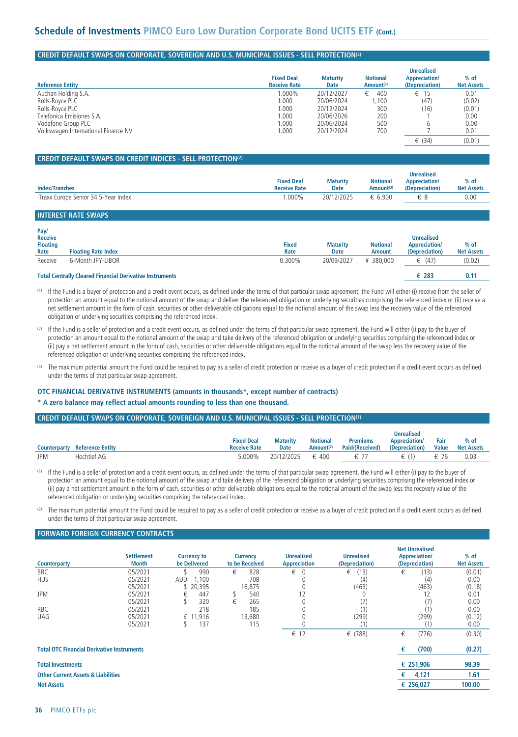## Schedule of Investments PIMCO Euro Low Duration Corporate Bond UCITS ETF (Cont.)

### CREDIT DEFAULT SWAPS ON CORPORATE, SOVEREIGN AND U.S. MUNICIPAL ISSUES - SELL PROTECTION[(2)]

| Reference Entity | Fixed Deal Receive Rate | Maturity Date | Notional Amount[(3)] | Unrealised Appreciation/ (Depreciation) | % of Net Assets |
|---|---|---|---|---|---|
| Auchan Holding S.A. | 1.000% | 20/12/2027 | € 400 | € 15 | 0.01 |
| Rolls-Royce PLC | 1.000 | 20/06/2024 | 1,100 | (47) | (0.02) |
| Rolls-Royce PLC | 1.000 | 20/12/2024 | 300 | (16) | (0.01) |
| Telefonica Emisiones S.A. | 1.000 | 20/06/2026 | 200 | 1 | 0.00 |
| Vodafone Group PLC | 1.000 | 20/06/2024 | 500 | 6 | 0.00 |
| Volkswagen International Finance NV | 1.000 | 20/12/2024 | 700 | 7 | 0.01 |
| | | | | € (34) | (0.01) |

### CREDIT DEFAULT SWAPS ON CREDIT INDICES - SELL PROTECTION[(2)]

| Index/Tranches | Fixed Deal Receive Rate | Maturity Date | Notional Amount[(3)] | Unrealised Appreciation/ (Depreciation) | % of Net Assets |
|---|---|---|---|---|---|
| iTraxx Europe Senior 34 5-Year Index | 1.000% | 20/12/2025 | € 6,900 | € 8 | 0.00 |

### INTEREST RATE SWAPS

| Pay/ Receive Floating Rate | Floating Rate Index | Fixed Rate | Maturity Date | Notional Amount | Unrealised Appreciation/ (Depreciation) | % of Net Assets |
|---|---|---|---|---|---|---|
| Receive | 6-Month JPY-LIBOR | 0.300% | 20/09/2027 | ¥ 380,000 | € (47) | (0.02) |
| **Total Centrally Cleared Financial Derivative Instruments** | | | | | **€ 283** | **0.11** |

[(1)] If the Fund is a buyer of protection and a credit event occurs, as defined under the terms of that particular swap agreement, the Fund will either (i) receive from the seller of protection an amount equal to the notional amount of the swap and deliver the referenced obligation or underlying securities comprising the referenced index or (ii) receive a net settlement amount in the form of cash, securities or other deliverable obligations equal to the notional amount of the swap less the recovery value of the referenced obligation or underlying securities comprising the referenced index.

[(2)] If the Fund is a seller of protection and a credit event occurs, as defined under the terms of that particular swap agreement, the Fund will either (i) pay to the buyer of protection an amount equal to the notional amount of the swap and take delivery of the referenced obligation or underlying securities comprising the referenced index or (ii) pay a net settlement amount in the form of cash, securities or other deliverable obligations equal to the notional amount of the swap less the recovery value of the referenced obligation or underlying securities comprising the referenced index.

[(3)] The maximum potential amount the Fund could be required to pay as a seller of credit protection or receive as a buyer of credit protection if a credit event occurs as defined under the terms of that particular swap agreement.

**OTC FINANCIAL DERIVATIVE INSTRUMENTS (amounts in thousands*, except number of contracts)**

**\* A zero balance may reflect actual amounts rounding to less than one thousand.**

### CREDIT DEFAULT SWAPS ON CORPORATE, SOVEREIGN AND U.S. MUNICIPAL ISSUES - SELL PROTECTION[(1)]

| Counterparty | Reference Entity | Fixed Deal Receive Rate | Maturity Date | Notional Amount[(2)] | Premiums Paid/(Received) | Unrealised Appreciation/ (Depreciation) | Fair Value | % of Net Assets |
|---|---|---|---|---|---|---|---|---|
| JPM | Hochtief AG | 5.000% | 20/12/2025 | € 400 | € 77 | € (1) | € 76 | 0.03 |

[(1)] If the Fund is a seller of protection and a credit event occurs, as defined under the terms of that particular swap agreement, the Fund will either (i) pay to the buyer of protection an amount equal to the notional amount of the swap and take delivery of the referenced obligation or underlying securities comprising the referenced index or (ii) pay a net settlement amount in the form of cash, securities or other deliverable obligations equal to the notional amount of the swap less the recovery value of the referenced obligation or underlying securities comprising the referenced index.

[(2)] The maximum potential amount the Fund could be required to pay as a seller of credit protection or receive as a buyer of credit protection if a credit event occurs as defined under the terms of that particular swap agreement.

### FORWARD FOREIGN CURRENCY CONTRACTS

| Counterparty | Settlement Month | Currency to be Delivered | Currency to be Received | Unrealised Appreciation | Unrealised (Depreciation) | Net Unrealised Appreciation/ (Depreciation) | % of Net Assets |
|---|---|---|---|---|---|---|---|
| BRC | 05/2021 | $ 990 | € 828 | € 0 | € (13) | € (13) | (0.01) |
| HUS | 05/2021 | AUD 1,100 | 708 | 0 | (4) | (4) | 0.00 |
| | 05/2021 | $ 20,395 | 16,875 | 0 | (463) | (463) | (0.18) |
| JPM | 05/2021 | € 447 | $ 540 | 12 | 0 | 12 | 0.01 |
| | 05/2021 | $ 320 | € 265 | 0 | (7) | (7) | 0.00 |
| RBC | 05/2021 | 218 | 185 | 0 | (1) | (1) | 0.00 |
| UAG | 05/2021 | £ 11,916 | 13,680 | 0 | (299) | (299) | (0.12) |
| | 05/2021 | $ 137 | 115 | 0 | (1) | (1) | 0.00 |
| | | | | € 12 | € (788) | € (776) | (0.30) |

| | | |
|---|---|---|
| **Total OTC Financial Derivative Instruments** | **€ (700)** | **(0.27)** |
| **Total Investments** | **€ 251,906** | **98.39** |
| **Other Current Assets & Liabilities** | **€ 4,121** | **1.61** |
| **Net Assets** | **€ 256,027** | **100.00** |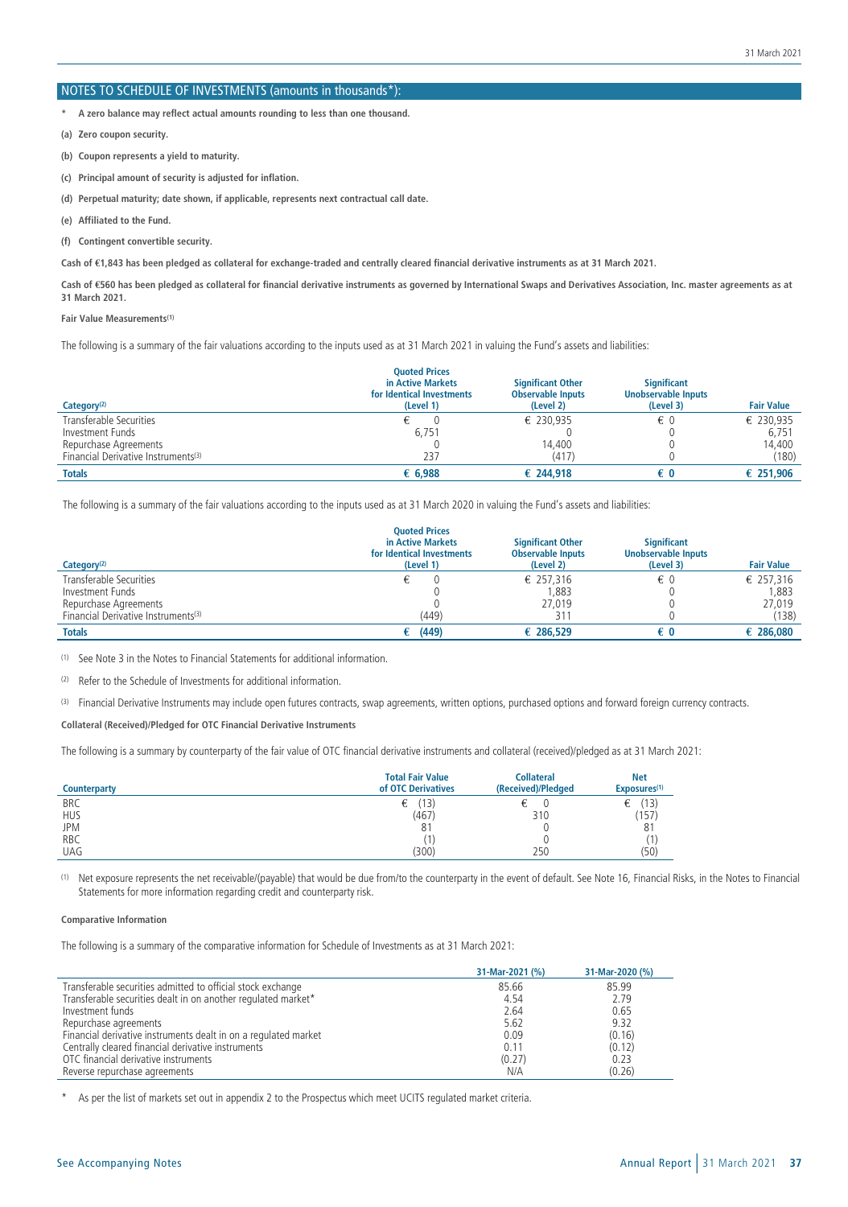## NOTES TO SCHEDULE OF INVESTMENTS (amounts in thousands*):

**\* A zero balance may reflect actual amounts rounding to less than one thousand.**

**(a) Zero coupon security.**

**(b) Coupon represents a yield to maturity.**

**(c) Principal amount of security is adjusted for inflation.**

**(d) Perpetual maturity; date shown, if applicable, represents next contractual call date.**

**(e) Affiliated to the Fund.**

**(f) Contingent convertible security.**

**Cash of €1,843 has been pledged as collateral for exchange-traded and centrally cleared financial derivative instruments as at 31 March 2021.**

**Cash of €560 has been pledged as collateral for financial derivative instruments as governed by International Swaps and Derivatives Association, Inc. master agreements as at 31 March 2021.**

**Fair Value Measurements[1]**

The following is a summary of the fair valuations according to the inputs used as at 31 March 2021 in valuing the Fund's assets and liabilities:

| Category[2] | Quoted Prices in Active Markets for Identical Investments (Level 1) | Significant Other Observable Inputs (Level 2) | Significant Unobservable Inputs (Level 3) | Fair Value |
|---|---|---|---|---|
| Transferable Securities | € 0 | € 230,935 | € 0 | € 230,935 |
| Investment Funds | 6,751 | 0 | 0 | 6,751 |
| Repurchase Agreements | 0 | 14,400 | 0 | 14,400 |
| Financial Derivative Instruments[3] | 237 | (417) | 0 | (180) |
| **Totals** | **€ 6,988** | **€ 244,918** | **€ 0** | **€ 251,906** |

The following is a summary of the fair valuations according to the inputs used as at 31 March 2020 in valuing the Fund's assets and liabilities:

| Category[2] | Quoted Prices in Active Markets for Identical Investments (Level 1) | Significant Other Observable Inputs (Level 2) | Significant Unobservable Inputs (Level 3) | Fair Value |
|---|---|---|---|---|
| Transferable Securities | € 0 | € 257,316 | € 0 | € 257,316 |
| Investment Funds | 0 | 1,883 | 0 | 1,883 |
| Repurchase Agreements | 0 | 27,019 | 0 | 27,019 |
| Financial Derivative Instruments[3] | (449) | 311 | 0 | (138) |
| **Totals** | **€ (449)** | **€ 286,529** | **€ 0** | **€ 286,080** |

[1] See Note 3 in the Notes to Financial Statements for additional information.

[2] Refer to the Schedule of Investments for additional information.

[3] Financial Derivative Instruments may include open futures contracts, swap agreements, written options, purchased options and forward foreign currency contracts.

**Collateral (Received)/Pledged for OTC Financial Derivative Instruments**

The following is a summary by counterparty of the fair value of OTC financial derivative instruments and collateral (received)/pledged as at 31 March 2021:

| Counterparty | Total Fair Value of OTC Derivatives | Collateral (Received)/Pledged | Net Exposures[1] |
|---|---|---|---|
| BRC | € (13) | € 0 | € (13) |
| HUS | (467) | 310 | (157) |
| JPM | 81 | 0 | 81 |
| RBC | (1) | 0 | (1) |
| UAG | (300) | 250 | (50) |

[1] Net exposure represents the net receivable/(payable) that would be due from/to the counterparty in the event of default. See Note 16, Financial Risks, in the Notes to Financial Statements for more information regarding credit and counterparty risk.

**Comparative Information**

The following is a summary of the comparative information for Schedule of Investments as at 31 March 2021:

| | 31-Mar-2021 (%) | 31-Mar-2020 (%) |
|---|---|---|
| Transferable securities admitted to official stock exchange | 85.66 | 85.99 |
| Transferable securities dealt in on another regulated market* | 4.54 | 2.79 |
| Investment funds | 2.64 | 0.65 |
| Repurchase agreements | 5.62 | 9.32 |
| Financial derivative instruments dealt in on a regulated market | 0.09 | (0.16) |
| Centrally cleared financial derivative instruments | 0.11 | (0.12) |
| OTC financial derivative instruments | (0.27) | 0.23 |
| Reverse repurchase agreements | N/A | (0.26) |

\* As per the list of markets set out in appendix 2 to the Prospectus which meet UCITS regulated market criteria.

See Accompanying Notes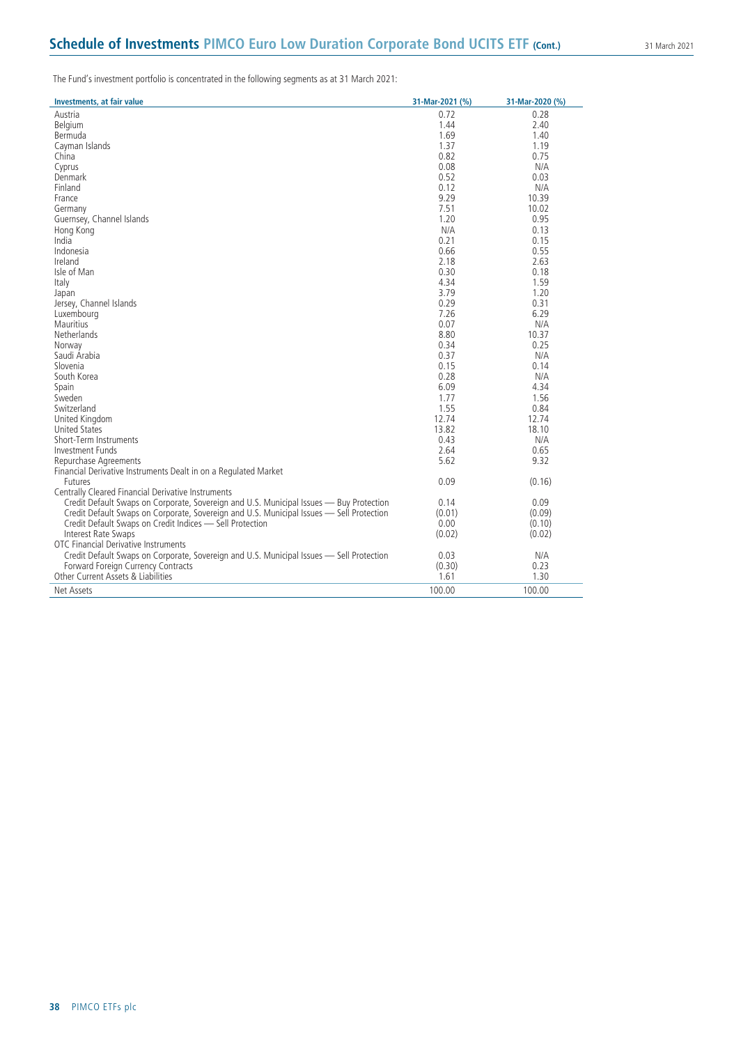# Schedule of Investments PIMCO Euro Low Duration Corporate Bond UCITS ETF (Cont.)

The Fund's investment portfolio is concentrated in the following segments as at 31 March 2021:

| Investments, at fair value | 31-Mar-2021 (%) | 31-Mar-2020 (%) |
|---|---|---|
| Austria | 0.72 | 0.28 |
| Belgium | 1.44 | 2.40 |
| Bermuda | 1.69 | 1.40 |
| Cayman Islands | 1.37 | 1.19 |
| China | 0.82 | 0.75 |
| Cyprus | 0.08 | N/A |
| Denmark | 0.52 | 0.03 |
| Finland | 0.12 | N/A |
| France | 9.29 | 10.39 |
| Germany | 7.51 | 10.02 |
| Guernsey, Channel Islands | 1.20 | 0.95 |
| Hong Kong | N/A | 0.13 |
| India | 0.21 | 0.15 |
| Indonesia | 0.66 | 0.55 |
| Ireland | 2.18 | 2.63 |
| Isle of Man | 0.30 | 0.18 |
| Italy | 4.34 | 1.59 |
| Japan | 3.79 | 1.20 |
| Jersey, Channel Islands | 0.29 | 0.31 |
| Luxembourg | 7.26 | 6.29 |
| Mauritius | 0.07 | N/A |
| Netherlands | 8.80 | 10.37 |
| Norway | 0.34 | 0.25 |
| Saudi Arabia | 0.37 | N/A |
| Slovenia | 0.15 | 0.14 |
| South Korea | 0.28 | N/A |
| Spain | 6.09 | 4.34 |
| Sweden | 1.77 | 1.56 |
| Switzerland | 1.55 | 0.84 |
| United Kingdom | 12.74 | 12.74 |
| United States | 13.82 | 18.10 |
| Short-Term Instruments | 0.43 | N/A |
| Investment Funds | 2.64 | 0.65 |
| Repurchase Agreements | 5.62 | 9.32 |
| Financial Derivative Instruments Dealt in on a Regulated Market | | |
| Futures | 0.09 | (0.16) |
| Centrally Cleared Financial Derivative Instruments | | |
| Credit Default Swaps on Corporate, Sovereign and U.S. Municipal Issues — Buy Protection | 0.14 | 0.09 |
| Credit Default Swaps on Corporate, Sovereign and U.S. Municipal Issues — Sell Protection | (0.01) | (0.09) |
| Credit Default Swaps on Credit Indices — Sell Protection | 0.00 | (0.10) |
| Interest Rate Swaps | (0.02) | (0.02) |
| OTC Financial Derivative Instruments | | |
| Credit Default Swaps on Corporate, Sovereign and U.S. Municipal Issues — Sell Protection | 0.03 | N/A |
| Forward Foreign Currency Contracts | (0.30) | 0.23 |
| Other Current Assets & Liabilities | 1.61 | 1.30 |
| Net Assets | 100.00 | 100.00 |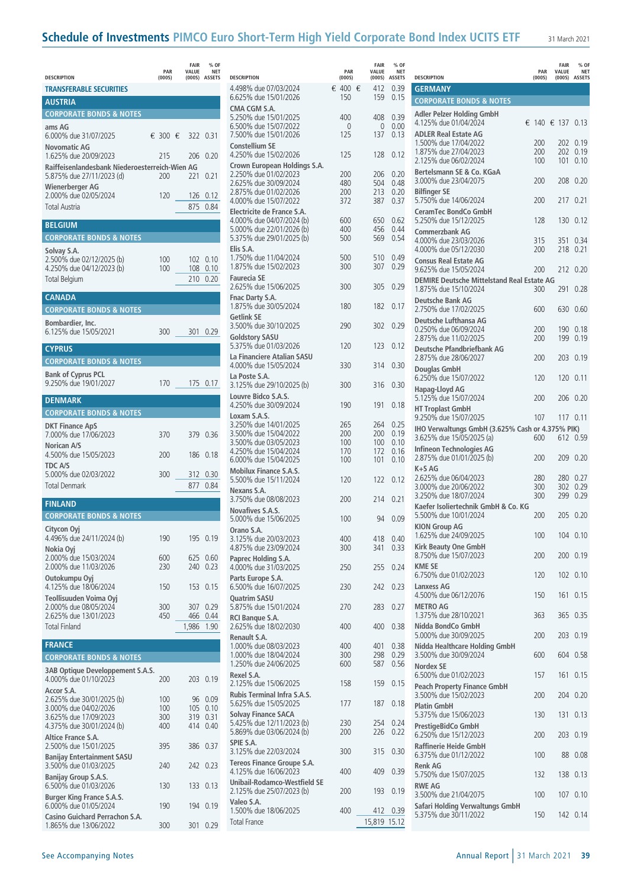# Schedule of Investments PIMCO Euro Short-Term High Yield Corporate Bond Index UCITS ETF

31 March 2021

| DESCRIPTION | PAR (000S) | FAIR VALUE (000S) | % OF NET ASSETS |
|---|---|---|---|
| **TRANSFERABLE SECURITIES** | | | |
| **AUSTRIA** | | | |
| **CORPORATE BONDS & NOTES** | | | |
| **ams AG** | | | |
| 6.000% due 31/07/2025 | € 300 | € 322 | 0.31 |
| **Novomatic AG** | | | |
| 1.625% due 20/09/2023 | 215 | 206 | 0.20 |
| **Raiffeisenlandesbank Niederoesterreich-Wien AG** | | | |
| 5.875% due 27/11/2023 (d) | 200 | 221 | 0.21 |
| **Wienerberger AG** | | | |
| 2.000% due 02/05/2024 | 120 | 126 | 0.12 |
| Total Austria | | 875 | 0.84 |
| **BELGIUM** | | | |
| **CORPORATE BONDS & NOTES** | | | |
| **Solvay S.A.** | | | |
| 2.500% due 02/12/2025 (b) | 100 | 102 | 0.10 |
| 4.250% due 04/12/2023 (b) | 100 | 108 | 0.10 |
| Total Belgium | | 210 | 0.20 |
| **CANADA** | | | |
| **CORPORATE BONDS & NOTES** | | | |
| **Bombardier, Inc.** | | | |
| 6.125% due 15/05/2021 | 300 | 301 | 0.29 |
| **CYPRUS** | | | |
| **CORPORATE BONDS & NOTES** | | | |
| **Bank of Cyprus PCL** | | | |
| 9.250% due 19/01/2027 | 170 | 175 | 0.17 |
| **DENMARK** | | | |
| **CORPORATE BONDS & NOTES** | | | |
| **DKT Finance ApS** | | | |
| 7.000% due 17/06/2023 | 370 | 379 | 0.36 |
| **Norican A/S** | | | |
| 4.500% due 15/05/2023 | 200 | 186 | 0.18 |
| **TDC A/S** | | | |
| 5.000% due 02/03/2022 | 300 | 312 | 0.30 |
| Total Denmark | | 877 | 0.84 |
| **FINLAND** | | | |
| **CORPORATE BONDS & NOTES** | | | |
| **Citycon Oyj** | | | |
| 4.496% due 24/11/2024 (b) | 190 | 195 | 0.19 |
| **Nokia Oyj** | | | |
| 2.000% due 15/03/2024 | 600 | 625 | 0.60 |
| 2.000% due 11/03/2026 | 230 | 240 | 0.23 |
| **Outokumpu Oyj** | | | |
| 4.125% due 18/06/2024 | 150 | 153 | 0.15 |
| **Teollisuuden Voima Oyj** | | | |
| 2.000% due 08/05/2024 | 300 | 307 | 0.29 |
| 2.625% due 13/01/2023 | 450 | 466 | 0.44 |
| Total Finland | | 1,986 | 1.90 |
| **FRANCE** | | | |
| **CORPORATE BONDS & NOTES** | | | |
| **3AB Optique Developpement S.A.S.** | | | |
| 4.000% due 01/10/2023 | 200 | 203 | 0.19 |
| **Accor S.A.** | | | |
| 2.625% due 30/01/2025 (b) | 100 | 96 | 0.09 |
| 3.000% due 04/02/2026 | 100 | 105 | 0.10 |
| 3.625% due 17/09/2023 | 300 | 319 | 0.31 |
| 4.375% due 30/01/2024 (b) | 400 | 414 | 0.40 |
| **Altice France S.A.** | | | |
| 2.500% due 15/01/2025 | 395 | 386 | 0.37 |
| **Banijay Entertainment SASU** | | | |
| 3.500% due 01/03/2025 | 240 | 242 | 0.23 |
| **Banijay Group S.A.S.** | | | |
| 6.500% due 01/03/2026 | 130 | 133 | 0.13 |
| **Burger King France S.A.S.** | | | |
| 6.000% due 01/05/2024 | 190 | 194 | 0.19 |
| **Casino Guichard Perrachon S.A.** | | | |
| 1.865% due 13/06/2022 | 300 | 301 | 0.29 |
| 4.498% due 07/03/2024 | € 400 | € 412 | 0.39 |
| 6.625% due 15/01/2026 | 150 | 159 | 0.15 |
| **CMA CGM S.A.** | | | |
| 5.250% due 15/01/2025 | 400 | 408 | 0.39 |
| 6.500% due 15/07/2022 | 0 | 0 | 0.00 |
| 7.500% due 15/01/2026 | 125 | 137 | 0.13 |
| **Constellium SE** | | | |
| 4.250% due 15/02/2026 | 125 | 128 | 0.12 |
| **Crown European Holdings S.A.** | | | |
| 2.250% due 01/02/2023 | 200 | 206 | 0.20 |
| 2.625% due 30/09/2024 | 480 | 504 | 0.48 |
| 2.875% due 01/02/2026 | 200 | 213 | 0.20 |
| 4.000% due 15/07/2022 | 372 | 387 | 0.37 |
| **Electricite de France S.A.** | | | |
| 4.000% due 04/07/2024 (b) | 600 | 650 | 0.62 |
| 5.000% due 22/01/2026 (b) | 400 | 456 | 0.44 |
| 5.375% due 29/01/2025 (b) | 500 | 569 | 0.54 |
| **Elis S.A.** | | | |
| 1.750% due 11/04/2024 | 500 | 510 | 0.49 |
| 1.875% due 15/02/2023 | 300 | 307 | 0.29 |
| **Faurecia SE** | | | |
| 2.625% due 15/06/2025 | 300 | 305 | 0.29 |
| **Fnac Darty S.A.** | | | |
| 1.875% due 30/05/2024 | 180 | 182 | 0.17 |
| **Getlink SE** | | | |
| 3.500% due 30/10/2025 | 290 | 302 | 0.29 |
| **Goldstory SASU** | | | |
| 5.375% due 01/03/2026 | 120 | 123 | 0.12 |
| **La Financiere Atalian SASU** | | | |
| 4.000% due 15/05/2024 | 330 | 314 | 0.30 |
| **La Poste S.A.** | | | |
| 3.125% due 29/10/2025 (b) | 300 | 316 | 0.30 |
| **Louvre Bidco S.A.S.** | | | |
| 4.250% due 30/09/2024 | 190 | 191 | 0.18 |
| **Loxam S.A.S.** | | | |
| 3.250% due 14/01/2025 | 265 | 264 | 0.25 |
| 3.500% due 15/04/2022 | 200 | 200 | 0.19 |
| 3.500% due 03/05/2023 | 100 | 100 | 0.10 |
| 4.250% due 15/04/2024 | 170 | 172 | 0.16 |
| 6.000% due 15/04/2025 | 100 | 101 | 0.10 |
| **Mobilux Finance S.A.S.** | | | |
| 5.500% due 15/11/2024 | 120 | 122 | 0.12 |
| **Nexans S.A.** | | | |
| 3.750% due 08/08/2023 | 200 | 214 | 0.21 |
| **Novafives S.A.S.** | | | |
| 5.000% due 15/06/2025 | 100 | 94 | 0.09 |
| **Orano S.A.** | | | |
| 3.125% due 20/03/2023 | 400 | 418 | 0.40 |
| 4.875% due 23/09/2024 | 300 | 341 | 0.33 |
| **Paprec Holding S.A.** | | | |
| 4.000% due 31/03/2025 | 250 | 255 | 0.24 |
| **Parts Europe S.A.** | | | |
| 6.500% due 16/07/2025 | 230 | 242 | 0.23 |
| **Quatrim SASU** | | | |
| 5.875% due 15/01/2024 | 270 | 283 | 0.27 |
| **RCI Banque S.A.** | | | |
| 2.625% due 18/02/2030 | 400 | 400 | 0.38 |
| **Renault S.A.** | | | |
| 1.000% due 08/03/2023 | 400 | 401 | 0.38 |
| 1.000% due 18/04/2024 | 300 | 298 | 0.29 |
| 1.250% due 24/06/2025 | 600 | 587 | 0.56 |
| **Rexel S.A.** | | | |
| 2.125% due 15/06/2025 | 158 | 159 | 0.15 |
| **Rubis Terminal Infra S.A.S.** | | | |
| 5.625% due 15/05/2025 | 177 | 187 | 0.18 |
| **Solvay Finance SACA** | | | |
| 5.425% due 12/11/2023 (b) | 230 | 254 | 0.24 |
| 5.869% due 03/06/2024 (b) | 200 | 226 | 0.22 |
| **SPIE S.A.** | | | |
| 3.125% due 22/03/2024 | 300 | 315 | 0.30 |
| **Tereos Finance Groupe S.A.** | | | |
| 4.125% due 16/06/2023 | 400 | 409 | 0.39 |
| **Unibail-Rodamco-Westfield SE** | | | |
| 2.125% due 25/07/2023 (b) | 200 | 193 | 0.19 |
| **Valeo S.A.** | | | |
| 1.500% due 18/06/2025 | 400 | 412 | 0.39 |
| Total France | | 15,819 | 15.12 |
| **GERMANY** | | | |
| **CORPORATE BONDS & NOTES** | | | |
| **Adler Pelzer Holding GmbH** | | | |
| 4.125% due 01/04/2024 | € 140 | € 137 | 0.13 |
| **ADLER Real Estate AG** | | | |
| 1.500% due 17/04/2022 | 200 | 202 | 0.19 |
| 1.875% due 27/04/2023 | 200 | 202 | 0.19 |
| 2.125% due 06/02/2024 | 100 | 101 | 0.10 |
| **Bertelsmann SE & Co. KGaA** | | | |
| 3.000% due 23/04/2075 | 200 | 208 | 0.20 |
| **Bilfinger SE** | | | |
| 5.750% due 14/06/2024 | 200 | 217 | 0.21 |
| **CeramTec BondCo GmbH** | | | |
| 5.250% due 15/12/2025 | 128 | 130 | 0.12 |
| **Commerzbank AG** | | | |
| 4.000% due 23/03/2026 | 315 | 351 | 0.34 |
| 4.000% due 05/12/2030 | 200 | 218 | 0.21 |
| **Consus Real Estate AG** | | | |
| 9.625% due 15/05/2024 | 200 | 212 | 0.20 |
| **DEMIRE Deutsche Mittelstand Real Estate AG** | | | |
| 1.875% due 15/10/2024 | 300 | 291 | 0.28 |
| **Deutsche Bank AG** | | | |
| 2.750% due 17/02/2025 | 600 | 630 | 0.60 |
| **Deutsche Lufthansa AG** | | | |
| 0.250% due 06/09/2024 | 200 | 190 | 0.18 |
| 2.875% due 11/02/2025 | 200 | 199 | 0.19 |
| **Deutsche Pfandbriefbank AG** | | | |
| 2.875% due 28/06/2027 | 200 | 203 | 0.19 |
| **Douglas GmbH** | | | |
| 6.250% due 15/07/2022 | 120 | 120 | 0.11 |
| **Hapag-Lloyd AG** | | | |
| 5.125% due 15/07/2024 | 200 | 206 | 0.20 |
| **HT Troplast GmbH** | | | |
| 9.250% due 15/07/2025 | 107 | 117 | 0.11 |
| **IHO Verwaltungs GmbH (3.625% Cash or 4.375% PIK)** | | | |
| 3.625% due 15/05/2025 (a) | 600 | 612 | 0.59 |
| **Infineon Technologies AG** | | | |
| 2.875% due 01/01/2025 (b) | 200 | 209 | 0.20 |
| **K+S AG** | | | |
| 2.625% due 06/04/2023 | 280 | 280 | 0.27 |
| 3.000% due 20/06/2022 | 300 | 302 | 0.29 |
| 3.250% due 18/07/2024 | 300 | 299 | 0.29 |
| **Kaefer Isoliertechnik GmbH & Co. KG** | | | |
| 5.500% due 10/01/2024 | 200 | 205 | 0.20 |
| **KION Group AG** | | | |
| 1.625% due 24/09/2025 | 100 | 104 | 0.10 |
| **Kirk Beauty One GmbH** | | | |
| 8.750% due 15/07/2023 | 200 | 200 | 0.19 |
| **KME SE** | | | |
| 6.750% due 01/02/2023 | 120 | 102 | 0.10 |
| **Lanxess AG** | | | |
| 4.500% due 06/12/2076 | 150 | 161 | 0.15 |
| **METRO AG** | | | |
| 1.375% due 28/10/2021 | 363 | 365 | 0.35 |
| **Nidda BondCo GmbH** | | | |
| 5.000% due 30/09/2025 | 200 | 203 | 0.19 |
| **Nidda Healthcare Holding GmbH** | | | |
| 3.500% due 30/09/2024 | 600 | 604 | 0.58 |
| **Nordex SE** | | | |
| 6.500% due 01/02/2023 | 157 | 161 | 0.15 |
| **Peach Property Finance GmbH** | | | |
| 3.500% due 15/02/2023 | 200 | 204 | 0.20 |
| **Platin GmbH** | | | |
| 5.375% due 15/06/2023 | 130 | 131 | 0.13 |
| **PrestigeBidCo GmbH** | | | |
| 6.250% due 15/12/2023 | 200 | 203 | 0.19 |
| **Raffinerie Heide GmbH** | | | |
| 6.375% due 01/12/2022 | 100 | 88 | 0.08 |
| **Renk AG** | | | |
| 5.750% due 15/07/2025 | 132 | 138 | 0.13 |
| **RWE AG** | | | |
| 3.500% due 21/04/2075 | 100 | 107 | 0.10 |
| **Safari Holding Verwaltungs GmbH** | | | |
| 5.375% due 30/11/2022 | 150 | 142 | 0.14 |

See Accompanying Notes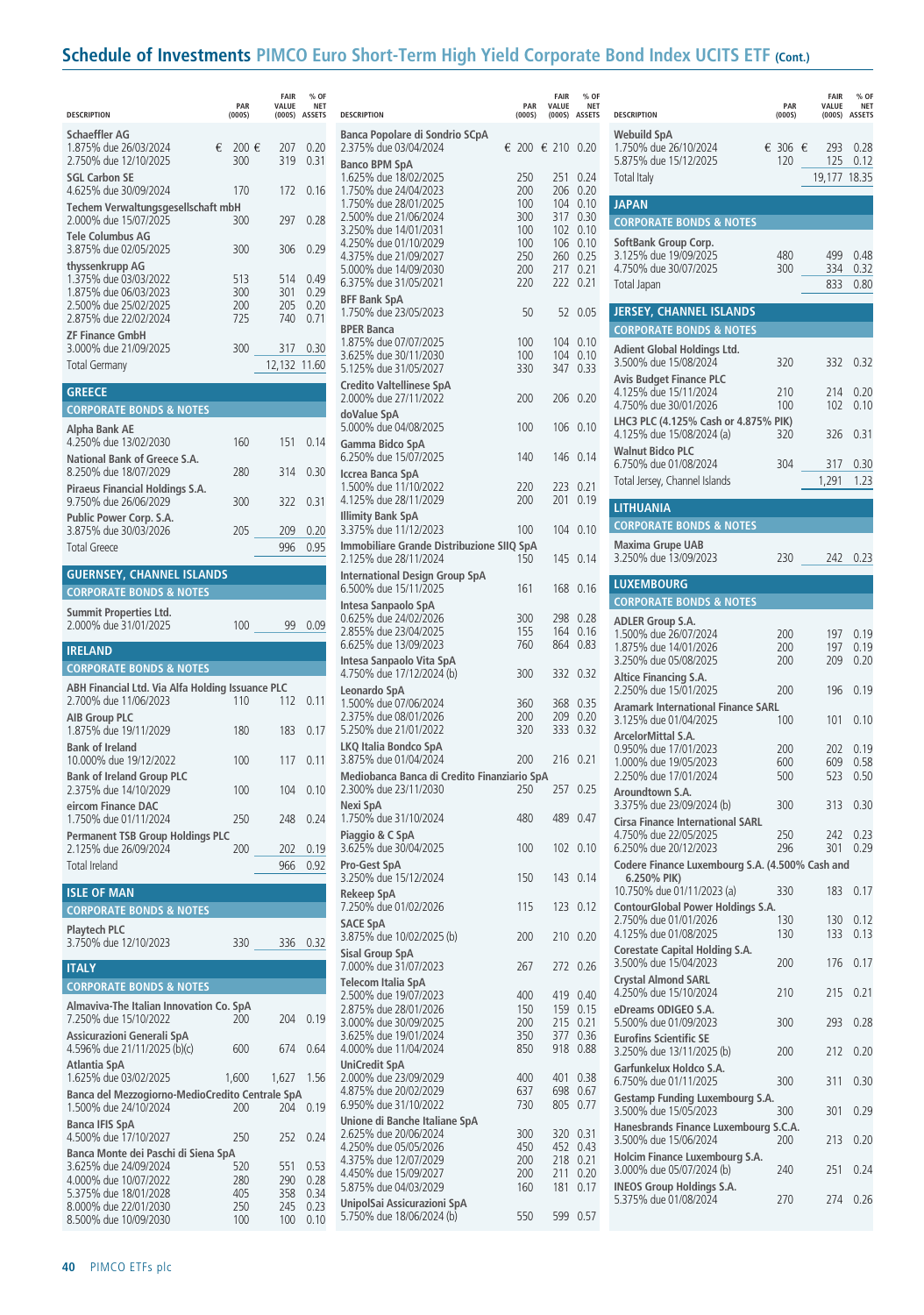## Schedule of Investments PIMCO Euro Short-Term High Yield Corporate Bond Index UCITS ETF (Cont.)

| DESCRIPTION | PAR (000S) | FAIR VALUE (000S) | % OF NET ASSETS |
|---|---|---|---|
| **Schaeffler AG** | | | |
| 1.875% due 26/03/2024 | € 200 | € 207 | 0.20 |
| 2.750% due 12/10/2025 | 300 | 319 | 0.31 |
| **SGL Carbon SE** | | | |
| 4.625% due 30/09/2024 | 170 | 172 | 0.16 |
| **Techem Verwaltungsgesellschaft mbH** | | | |
| 2.000% due 15/07/2025 | 300 | 297 | 0.28 |
| **Tele Columbus AG** | | | |
| 3.875% due 02/05/2025 | 300 | 306 | 0.29 |
| **thyssenkrupp AG** | | | |
| 1.375% due 03/03/2022 | 513 | 514 | 0.49 |
| 1.875% due 06/03/2023 | 300 | 301 | 0.29 |
| 2.500% due 25/02/2025 | 200 | 205 | 0.20 |
| 2.875% due 22/02/2024 | 725 | 740 | 0.71 |
| **ZF Finance GmbH** | | | |
| 3.000% due 21/09/2025 | 300 | 317 | 0.30 |
| Total Germany | | 12,132 | 11.60 |
| **GREECE** | | | |
| **CORPORATE BONDS & NOTES** | | | |
| **Alpha Bank AE** | | | |
| 4.250% due 13/02/2030 | 160 | 151 | 0.14 |
| **National Bank of Greece S.A.** | | | |
| 8.250% due 18/07/2029 | 280 | 314 | 0.30 |
| **Piraeus Financial Holdings S.A.** | | | |
| 9.750% due 26/06/2029 | 300 | 322 | 0.31 |
| **Public Power Corp. S.A.** | | | |
| 3.875% due 30/03/2026 | 205 | 209 | 0.20 |
| Total Greece | | 996 | 0.95 |
| **GUERNSEY, CHANNEL ISLANDS** | | | |
| **CORPORATE BONDS & NOTES** | | | |
| **Summit Properties Ltd.** | | | |
| 2.000% due 31/01/2025 | 100 | 99 | 0.09 |
| **IRELAND** | | | |
| **CORPORATE BONDS & NOTES** | | | |
| **ABH Financial Ltd. Via Alfa Holding Issuance PLC** | | | |
| 2.700% due 11/06/2023 | 110 | 112 | 0.11 |
| **AIB Group PLC** | | | |
| 1.875% due 19/11/2029 | 180 | 183 | 0.17 |
| **Bank of Ireland** | | | |
| 10.000% due 19/12/2022 | 100 | 117 | 0.11 |
| **Bank of Ireland Group PLC** | | | |
| 2.375% due 14/10/2029 | 100 | 104 | 0.10 |
| **eircom Finance DAC** | | | |
| 1.750% due 01/11/2024 | 250 | 248 | 0.24 |
| **Permanent TSB Group Holdings PLC** | | | |
| 2.125% due 26/09/2024 | 200 | 202 | 0.19 |
| Total Ireland | | 966 | 0.92 |
| **ISLE OF MAN** | | | |
| **CORPORATE BONDS & NOTES** | | | |
| **Playtech PLC** | | | |
| 3.750% due 12/10/2023 | 330 | 336 | 0.32 |
| **ITALY** | | | |
| **CORPORATE BONDS & NOTES** | | | |
| **Almaviva-The Italian Innovation Co. SpA** | | | |
| 7.250% due 15/10/2022 | 200 | 204 | 0.19 |
| **Assicurazioni Generali SpA** | | | |
| 4.596% due 21/11/2025 (b)(c) | 600 | 674 | 0.64 |
| **Atlantia SpA** | | | |
| 1.625% due 03/02/2025 | 1,600 | 1,627 | 1.56 |
| **Banca del Mezzogiorno-MedioCredito Centrale SpA** | | | |
| 1.500% due 24/10/2024 | 200 | 204 | 0.19 |
| **Banca IFIS SpA** | | | |
| 4.500% due 17/10/2027 | 250 | 252 | 0.24 |
| **Banca Monte dei Paschi di Siena SpA** | | | |
| 3.625% due 24/09/2024 | 520 | 551 | 0.53 |
| 4.000% due 10/07/2022 | 280 | 290 | 0.28 |
| 5.375% due 18/01/2028 | 405 | 358 | 0.34 |
| 8.000% due 22/01/2030 | 250 | 245 | 0.23 |
| 8.500% due 10/09/2030 | 100 | 100 | 0.10 |
| **Banca Popolare di Sondrio SCpA** | | | |
| 2.375% due 03/04/2024 | € 200 | € 210 | 0.20 |
| **Banco BPM SpA** | | | |
| 1.625% due 18/02/2025 | 250 | 251 | 0.24 |
| 1.750% due 24/04/2023 | 200 | 206 | 0.20 |
| 1.750% due 28/01/2025 | 100 | 104 | 0.10 |
| 2.500% due 21/06/2024 | 300 | 317 | 0.30 |
| 3.250% due 14/01/2031 | 100 | 102 | 0.10 |
| 4.250% due 01/10/2029 | 100 | 106 | 0.10 |
| 4.375% due 21/09/2027 | 250 | 260 | 0.25 |
| 5.000% due 14/09/2030 | 200 | 217 | 0.21 |
| 6.375% due 31/05/2021 | 220 | 222 | 0.21 |
| **BFF Bank SpA** | | | |
| 1.750% due 23/05/2023 | 50 | 52 | 0.05 |
| **BPER Banca** | | | |
| 1.875% due 07/07/2025 | 100 | 104 | 0.10 |
| 3.625% due 30/11/2030 | 100 | 104 | 0.10 |
| 5.125% due 31/05/2027 | 330 | 347 | 0.33 |
| **Credito Valtellinese SpA** | | | |
| 2.000% due 27/11/2022 | 200 | 206 | 0.20 |
| **doValue SpA** | | | |
| 5.000% due 04/08/2025 | 100 | 106 | 0.10 |
| **Gamma Bidco SpA** | | | |
| 6.250% due 15/07/2025 | 140 | 146 | 0.14 |
| **Iccrea Banca SpA** | | | |
| 1.500% due 11/10/2022 | 220 | 223 | 0.21 |
| 4.125% due 28/11/2029 | 200 | 201 | 0.19 |
| **Illimity Bank SpA** | | | |
| 3.375% due 11/12/2023 | 100 | 104 | 0.10 |
| **Immobiliare Grande Distribuzione SIIQ SpA** | | | |
| 2.125% due 28/11/2024 | 150 | 145 | 0.14 |
| **International Design Group SpA** | | | |
| 6.500% due 15/11/2025 | 161 | 168 | 0.16 |
| **Intesa Sanpaolo SpA** | | | |
| 0.625% due 24/02/2026 | 300 | 298 | 0.28 |
| 2.855% due 23/04/2025 | 155 | 164 | 0.16 |
| 6.625% due 13/09/2023 | 760 | 864 | 0.83 |
| **Intesa Sanpaolo Vita SpA** | | | |
| 4.750% due 17/12/2024 (b) | 300 | 332 | 0.32 |
| **Leonardo SpA** | | | |
| 1.500% due 07/06/2024 | 360 | 368 | 0.35 |
| 2.375% due 08/01/2026 | 200 | 209 | 0.20 |
| 5.250% due 21/01/2022 | 320 | 333 | 0.32 |
| **LKQ Italia Bondco SpA** | | | |
| 3.875% due 01/04/2024 | 200 | 216 | 0.21 |
| **Mediobanca Banca di Credito Finanziario SpA** | | | |
| 2.300% due 23/11/2030 | 250 | 257 | 0.25 |
| **Nexi SpA** | | | |
| 1.750% due 31/10/2024 | 480 | 489 | 0.47 |
| **Piaggio & C SpA** | | | |
| 3.625% due 30/04/2025 | 100 | 102 | 0.10 |
| **Pro-Gest SpA** | | | |
| 3.250% due 15/12/2024 | 150 | 143 | 0.14 |
| **Rekeep SpA** | | | |
| 7.250% due 01/02/2026 | 115 | 123 | 0.12 |
| **SACE SpA** | | | |
| 3.875% due 10/02/2025 (b) | 200 | 210 | 0.20 |
| **Sisal Group SpA** | | | |
| 7.000% due 31/07/2023 | 267 | 272 | 0.26 |
| **Telecom Italia SpA** | | | |
| 2.500% due 19/07/2023 | 400 | 419 | 0.40 |
| 2.875% due 28/01/2026 | 150 | 159 | 0.15 |
| 3.000% due 30/09/2025 | 200 | 215 | 0.21 |
| 3.625% due 19/01/2024 | 350 | 377 | 0.36 |
| 4.000% due 11/04/2024 | 850 | 918 | 0.88 |
| **UniCredit SpA** | | | |
| 2.000% due 23/09/2029 | 400 | 401 | 0.38 |
| 4.875% due 20/02/2029 | 637 | 698 | 0.67 |
| 6.950% due 31/10/2022 | 730 | 805 | 0.77 |
| **Unione di Banche Italiane SpA** | | | |
| 2.625% due 20/06/2024 | 300 | 320 | 0.31 |
| 4.250% due 05/05/2026 | 450 | 452 | 0.43 |
| 4.375% due 12/07/2029 | 200 | 218 | 0.21 |
| 4.450% due 15/09/2027 | 200 | 211 | 0.20 |
| 5.875% due 04/03/2029 | 160 | 181 | 0.17 |
| **UnipolSai Assicurazioni SpA** | | | |
| 5.750% due 18/06/2024 (b) | 550 | 599 | 0.57 |
| **Webuild SpA** | | | |
| 1.750% due 26/10/2024 | € 306 | € 293 | 0.28 |
| 5.875% due 15/12/2025 | 120 | 125 | 0.12 |
| Total Italy | | 19,177 | 18.35 |
| **JAPAN** | | | |
| **CORPORATE BONDS & NOTES** | | | |
| **SoftBank Group Corp.** | | | |
| 3.125% due 19/09/2025 | 480 | 499 | 0.48 |
| 4.750% due 30/07/2025 | 300 | 334 | 0.32 |
| Total Japan | | 833 | 0.80 |
| **JERSEY, CHANNEL ISLANDS** | | | |
| **CORPORATE BONDS & NOTES** | | | |
| **Adient Global Holdings Ltd.** | | | |
| 3.500% due 15/08/2024 | 320 | 332 | 0.32 |
| **Avis Budget Finance PLC** | | | |
| 4.125% due 15/11/2024 | 210 | 214 | 0.20 |
| 4.750% due 30/01/2026 | 100 | 102 | 0.10 |
| **LHC3 PLC (4.125% Cash or 4.875% PIK)** | | | |
| 4.125% due 15/08/2024 (a) | 320 | 326 | 0.31 |
| **Walnut Bidco PLC** | | | |
| 6.750% due 01/08/2024 | 304 | 317 | 0.30 |
| Total Jersey, Channel Islands | | 1,291 | 1.23 |
| **LITHUANIA** | | | |
| **CORPORATE BONDS & NOTES** | | | |
| **Maxima Grupe UAB** | | | |
| 3.250% due 13/09/2023 | 230 | 242 | 0.23 |
| **LUXEMBOURG** | | | |
| **CORPORATE BONDS & NOTES** | | | |
| **ADLER Group S.A.** | | | |
| 1.500% due 26/07/2024 | 200 | 197 | 0.19 |
| 1.875% due 14/01/2026 | 200 | 197 | 0.19 |
| 3.250% due 05/08/2025 | 200 | 209 | 0.20 |
| **Altice Financing S.A.** | | | |
| 2.250% due 15/01/2025 | 200 | 196 | 0.19 |
| **Aramark International Finance SARL** | | | |
| 3.125% due 01/04/2025 | 100 | 101 | 0.10 |
| **ArcelorMittal S.A.** | | | |
| 0.950% due 17/01/2023 | 200 | 202 | 0.19 |
| 1.000% due 19/05/2023 | 600 | 609 | 0.58 |
| 2.250% due 17/01/2024 | 500 | 523 | 0.50 |
| **Aroundtown S.A.** | | | |
| 3.375% due 23/09/2024 (b) | 300 | 313 | 0.30 |
| **Cirsa Finance International SARL** | | | |
| 4.750% due 22/05/2025 | 250 | 242 | 0.23 |
| 6.250% due 20/12/2023 | 296 | 301 | 0.29 |
| **Codere Finance Luxembourg S.A. (4.500% Cash and 6.250% PIK)** | | | |
| 10.750% due 01/11/2023 (a) | 330 | 183 | 0.17 |
| **ContourGlobal Power Holdings S.A.** | | | |
| 2.750% due 01/01/2026 | 130 | 130 | 0.12 |
| 4.125% due 01/08/2025 | 130 | 133 | 0.13 |
| **Corestate Capital Holding S.A.** | | | |
| 3.500% due 15/04/2023 | 200 | 176 | 0.17 |
| **Crystal Almond SARL** | | | |
| 4.250% due 15/10/2024 | 210 | 215 | 0.21 |
| **eDreams ODIGEO S.A.** | | | |
| 5.500% due 01/09/2023 | 300 | 293 | 0.28 |
| **Eurofins Scientific SE** | | | |
| 3.250% due 13/11/2025 (b) | 200 | 212 | 0.20 |
| **Garfunkelux Holdco S.A.** | | | |
| 6.750% due 01/11/2025 | 300 | 311 | 0.30 |
| **Gestamp Funding Luxembourg S.A.** | | | |
| 3.500% due 15/05/2023 | 300 | 301 | 0.29 |
| **Hanesbrands Finance Luxembourg S.C.A.** | | | |
| 3.500% due 15/06/2024 | 200 | 213 | 0.20 |
| **Holcim Finance Luxembourg S.A.** | | | |
| 3.000% due 05/07/2024 (b) | 240 | 251 | 0.24 |
| **INEOS Group Holdings S.A.** | | | |
| 5.375% due 01/08/2024 | 270 | 274 | 0.26 |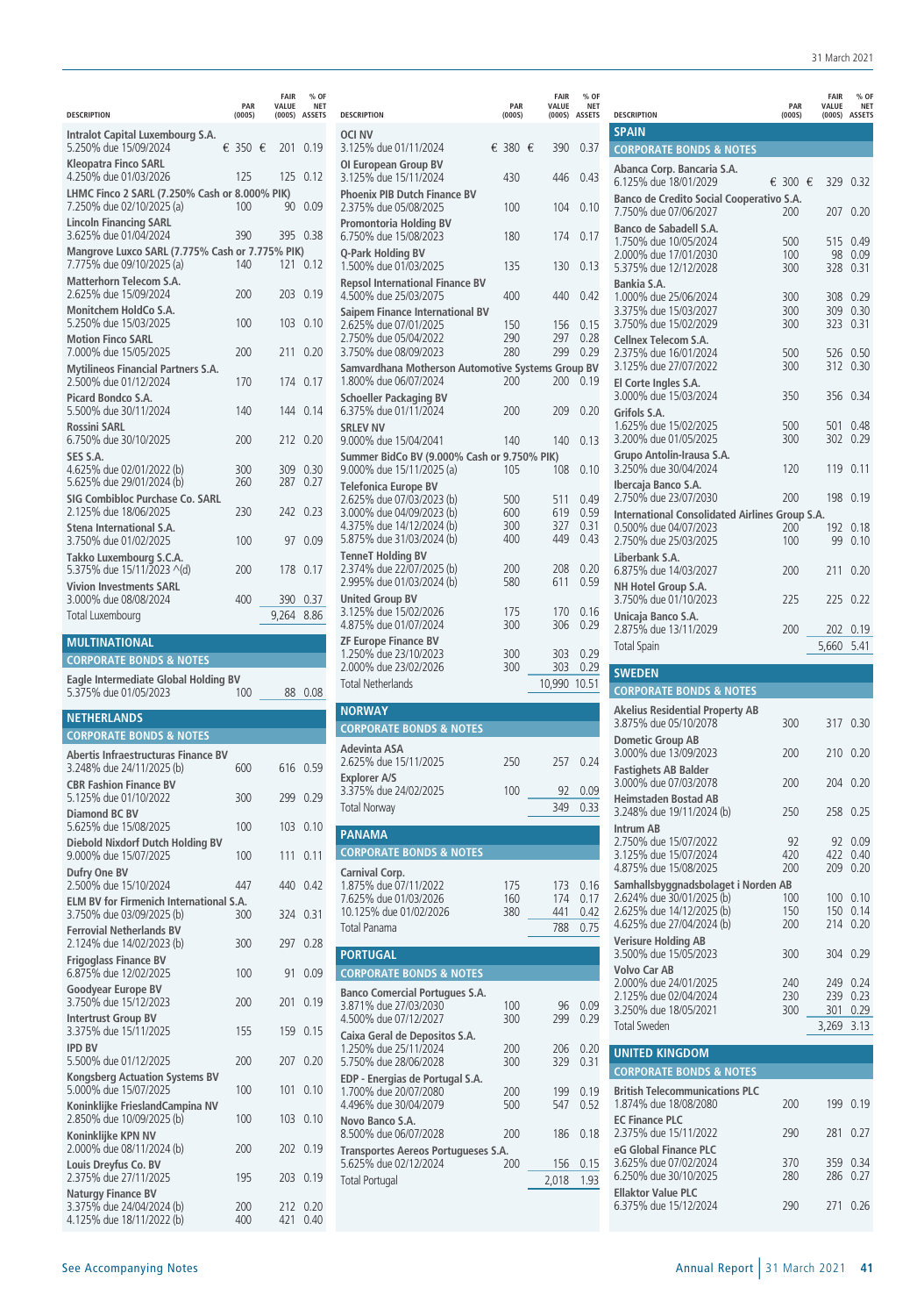| DESCRIPTION | PAR (000S) | FAIR VALUE (000S) | % OF NET ASSETS |
|---|---|---|---|
| **Intralot Capital Luxembourg S.A.** | | | |
| 5.250% due 15/09/2024 | € 350 | € 201 | 0.19 |
| **Kleopatra Finco SARL** | | | |
| 4.250% due 01/03/2026 | 125 | 125 | 0.12 |
| **LHMC Finco 2 SARL (7.250% Cash or 8.000% PIK)** | | | |
| 7.250% due 02/10/2025 (a) | 100 | 90 | 0.09 |
| **Lincoln Financing SARL** | | | |
| 3.625% due 01/04/2024 | 390 | 395 | 0.38 |
| **Mangrove Luxco SARL (7.775% Cash or 7.775% PIK)** | | | |
| 7.775% due 09/10/2025 (a) | 140 | 121 | 0.12 |
| **Matterhorn Telecom S.A.** | | | |
| 2.625% due 15/09/2024 | 200 | 203 | 0.19 |
| **Monitchem HoldCo S.A.** | | | |
| 5.250% due 15/03/2025 | 100 | 103 | 0.10 |
| **Motion Finco SARL** | | | |
| 7.000% due 15/05/2025 | 200 | 211 | 0.20 |
| **Mytilineos Financial Partners S.A.** | | | |
| 2.500% due 01/12/2024 | 170 | 174 | 0.17 |
| **Picard Bondco S.A.** | | | |
| 5.500% due 30/11/2024 | 140 | 144 | 0.14 |
| **Rossini SARL** | | | |
| 6.750% due 30/10/2025 | 200 | 212 | 0.20 |
| **SES S.A.** | | | |
| 4.625% due 02/01/2022 (b) | 300 | 309 | 0.30 |
| 5.625% due 29/01/2024 (b) | 260 | 287 | 0.27 |
| **SIG Combibloc Purchase Co. SARL** | | | |
| 2.125% due 18/06/2025 | 230 | 242 | 0.23 |
| **Stena International S.A.** | | | |
| 3.750% due 01/02/2025 | 100 | 97 | 0.09 |
| **Takko Luxembourg S.C.A.** | | | |
| 5.375% due 15/11/2023 ^(d) | 200 | 178 | 0.17 |
| **Vivion Investments SARL** | | | |
| 3.000% due 08/08/2024 | 400 | 390 | 0.37 |
| Total Luxembourg | | 9,264 | 8.86 |
| **MULTINATIONAL** | | | |
| **CORPORATE BONDS & NOTES** | | | |
| **Eagle Intermediate Global Holding BV** | | | |
| 5.375% due 01/05/2023 | 100 | 88 | 0.08 |
| **NETHERLANDS** | | | |
| **CORPORATE BONDS & NOTES** | | | |
| **Abertis Infraestructuras Finance BV** | | | |
| 3.248% due 24/11/2025 (b) | 600 | 616 | 0.59 |
| **CBR Fashion Finance BV** | | | |
| 5.125% due 01/10/2022 | 300 | 299 | 0.29 |
| **Diamond BC BV** | | | |
| 5.625% due 15/08/2025 | 100 | 103 | 0.10 |
| **Diebold Nixdorf Dutch Holding BV** | | | |
| 9.000% due 15/07/2025 | 100 | 111 | 0.11 |
| **Dufry One BV** | | | |
| 2.500% due 15/10/2024 | 447 | 440 | 0.42 |
| **ELM BV for Firmenich International S.A.** | | | |
| 3.750% due 03/09/2025 (b) | 300 | 324 | 0.31 |
| **Ferrovial Netherlands BV** | | | |
| 2.124% due 14/02/2023 (b) | 300 | 297 | 0.28 |
| **Frigoglass Finance BV** | | | |
| 6.875% due 12/02/2025 | 100 | 91 | 0.09 |
| **Goodyear Europe BV** | | | |
| 3.750% due 15/12/2023 | 200 | 201 | 0.19 |
| **Intertrust Group BV** | | | |
| 3.375% due 15/11/2025 | 155 | 159 | 0.15 |
| **IPD BV** | | | |
| 5.500% due 01/12/2025 | 200 | 207 | 0.20 |
| **Kongsberg Actuation Systems BV** | | | |
| 5.000% due 15/07/2025 | 100 | 101 | 0.10 |
| **Koninklijke FrieslandCampina NV** | | | |
| 2.850% due 10/09/2025 (b) | 100 | 103 | 0.10 |
| **Koninklijke KPN NV** | | | |
| 2.000% due 08/11/2024 (b) | 200 | 202 | 0.19 |
| **Louis Dreyfus Co. BV** | | | |
| 2.375% due 27/11/2025 | 195 | 203 | 0.19 |
| **Naturgy Finance BV** | | | |
| 3.375% due 24/04/2024 (b) | 200 | 212 | 0.20 |
| 4.125% due 18/11/2022 (b) | 400 | 421 | 0.40 |
| **OCI NV** | | | |
| 3.125% due 01/11/2024 | € 380 | € 390 | 0.37 |
| **OI European Group BV** | | | |
| 3.125% due 15/11/2024 | 430 | 446 | 0.43 |
| **Phoenix PIB Dutch Finance BV** | | | |
| 2.375% due 05/08/2025 | 100 | 104 | 0.10 |
| **Promontoria Holding BV** | | | |
| 6.750% due 15/08/2023 | 180 | 174 | 0.17 |
| **Q-Park Holding BV** | | | |
| 1.500% due 01/03/2025 | 135 | 130 | 0.13 |
| **Repsol International Finance BV** | | | |
| 4.500% due 25/03/2075 | 400 | 440 | 0.42 |
| **Saipem Finance International BV** | | | |
| 2.625% due 07/01/2025 | 150 | 156 | 0.15 |
| 2.750% due 05/04/2022 | 290 | 297 | 0.28 |
| 3.750% due 08/09/2023 | 280 | 299 | 0.29 |
| **Samvardhana Motherson Automotive Systems Group BV** | | | |
| 1.800% due 06/07/2024 | 200 | 200 | 0.19 |
| **Schoeller Packaging BV** | | | |
| 6.375% due 01/11/2024 | 200 | 209 | 0.20 |
| **SRLEV NV** | | | |
| 9.000% due 15/04/2041 | 140 | 140 | 0.13 |
| **Summer BidCo BV (9.000% Cash or 9.750% PIK)** | | | |
| 9.000% due 15/11/2025 (a) | 105 | 108 | 0.10 |
| **Telefonica Europe BV** | | | |
| 2.625% due 07/03/2023 (b) | 500 | 511 | 0.49 |
| 3.000% due 04/09/2023 (b) | 600 | 619 | 0.59 |
| 4.375% due 14/12/2024 (b) | 300 | 327 | 0.31 |
| 5.875% due 31/03/2024 (b) | 400 | 449 | 0.43 |
| **TenneT Holding BV** | | | |
| 2.374% due 22/07/2025 (b) | 200 | 208 | 0.20 |
| 2.995% due 01/03/2024 (b) | 580 | 611 | 0.59 |
| **United Group BV** | | | |
| 3.125% due 15/02/2026 | 175 | 170 | 0.16 |
| 4.875% due 01/07/2024 | 300 | 306 | 0.29 |
| **ZF Europe Finance BV** | | | |
| 1.250% due 23/10/2023 | 300 | 303 | 0.29 |
| 2.000% due 23/02/2026 | 300 | 303 | 0.29 |
| Total Netherlands | | 10,990 | 10.51 |
| **NORWAY** | | | |
| **CORPORATE BONDS & NOTES** | | | |
| **Adevinta ASA** | | | |
| 2.625% due 15/11/2025 | 250 | 257 | 0.24 |
| **Explorer A/S** | | | |
| 3.375% due 24/02/2025 | 100 | 92 | 0.09 |
| Total Norway | | 349 | 0.33 |
| **PANAMA** | | | |
| **CORPORATE BONDS & NOTES** | | | |
| **Carnival Corp.** | | | |
| 1.875% due 07/11/2022 | 175 | 173 | 0.16 |
| 7.625% due 01/03/2026 | 160 | 174 | 0.17 |
| 10.125% due 01/02/2026 | 380 | 441 | 0.42 |
| Total Panama | | 788 | 0.75 |
| **PORTUGAL** | | | |
| **CORPORATE BONDS & NOTES** | | | |
| **Banco Comercial Portugues S.A.** | | | |
| 3.871% due 27/03/2030 | 100 | 96 | 0.09 |
| 4.500% due 07/12/2027 | 300 | 299 | 0.29 |
| **Caixa Geral de Depositos S.A.** | | | |
| 1.250% due 25/11/2024 | 200 | 206 | 0.20 |
| 5.750% due 28/06/2028 | 300 | 329 | 0.31 |
| **EDP - Energias de Portugal S.A.** | | | |
| 1.700% due 20/07/2080 | 200 | 199 | 0.19 |
| 4.496% due 30/04/2079 | 500 | 547 | 0.52 |
| **Novo Banco S.A.** | | | |
| 8.500% due 06/07/2028 | 200 | 186 | 0.18 |
| **Transportes Aereos Portugueses S.A.** | | | |
| 5.625% due 02/12/2024 | 200 | 156 | 0.15 |
| Total Portugal | | 2,018 | 1.93 |
| **SPAIN** | | | |
| **CORPORATE BONDS & NOTES** | | | |
| **Abanca Corp. Bancaria S.A.** | | | |
| 6.125% due 18/01/2029 | € 300 | € 329 | 0.32 |
| **Banco de Credito Social Cooperativo S.A.** | | | |
| 7.750% due 07/06/2027 | 200 | 207 | 0.20 |
| **Banco de Sabadell S.A.** | | | |
| 1.750% due 10/05/2024 | 500 | 515 | 0.49 |
| 2.000% due 17/01/2030 | 100 | 98 | 0.09 |
| 5.375% due 12/12/2028 | 300 | 328 | 0.31 |
| **Bankia S.A.** | | | |
| 1.000% due 25/06/2024 | 300 | 308 | 0.29 |
| 3.375% due 15/03/2027 | 300 | 309 | 0.30 |
| 3.750% due 15/02/2029 | 300 | 323 | 0.31 |
| **Cellnex Telecom S.A.** | | | |
| 2.375% due 16/01/2024 | 500 | 526 | 0.50 |
| 3.125% due 27/07/2022 | 300 | 312 | 0.30 |
| **El Corte Ingles S.A.** | | | |
| 3.000% due 15/03/2024 | 350 | 356 | 0.34 |
| **Grifols S.A.** | | | |
| 1.625% due 15/02/2025 | 500 | 501 | 0.48 |
| 3.200% due 01/05/2025 | 300 | 302 | 0.29 |
| **Grupo Antolin-Irausa S.A.** | | | |
| 3.250% due 30/04/2024 | 120 | 119 | 0.11 |
| **Ibercaja Banco S.A.** | | | |
| 2.750% due 23/07/2030 | 200 | 198 | 0.19 |
| **International Consolidated Airlines Group S.A.** | | | |
| 0.500% due 04/07/2023 | 200 | 192 | 0.18 |
| 2.750% due 25/03/2025 | 100 | 99 | 0.10 |
| **Liberbank S.A.** | | | |
| 6.875% due 14/03/2027 | 200 | 211 | 0.20 |
| **NH Hotel Group S.A.** | | | |
| 3.750% due 01/10/2023 | 225 | 225 | 0.22 |
| **Unicaja Banco S.A.** | | | |
| 2.875% due 13/11/2029 | 200 | 202 | 0.19 |
| Total Spain | | 5,660 | 5.41 |
| **SWEDEN** | | | |
| **CORPORATE BONDS & NOTES** | | | |
| **Akelius Residential Property AB** | | | |
| 3.875% due 05/10/2078 | 300 | 317 | 0.30 |
| **Dometic Group AB** | | | |
| 3.000% due 13/09/2023 | 200 | 210 | 0.20 |
| **Fastighets AB Balder** | | | |
| 3.000% due 07/03/2078 | 200 | 204 | 0.20 |
| **Heimstaden Bostad AB** | | | |
| 3.248% due 19/11/2024 (b) | 250 | 258 | 0.25 |
| **Intrum AB** | | | |
| 2.750% due 15/07/2022 | 92 | 92 | 0.09 |
| 3.125% due 15/07/2024 | 420 | 422 | 0.40 |
| 4.875% due 15/08/2025 | 200 | 209 | 0.20 |
| **Samhallsbyggnadsbolaget i Norden AB** | | | |
| 2.624% due 30/01/2025 (b) | 100 | 100 | 0.10 |
| 2.625% due 14/12/2025 (b) | 150 | 150 | 0.14 |
| 4.625% due 27/04/2024 (b) | 200 | 214 | 0.20 |
| **Verisure Holding AB** | | | |
| 3.500% due 15/05/2023 | 300 | 304 | 0.29 |
| **Volvo Car AB** | | | |
| 2.000% due 24/01/2025 | 240 | 249 | 0.24 |
| 2.125% due 02/04/2024 | 230 | 239 | 0.23 |
| 3.250% due 18/05/2021 | 300 | 301 | 0.29 |
| Total Sweden | | 3,269 | 3.13 |
| **UNITED KINGDOM** | | | |
| **CORPORATE BONDS & NOTES** | | | |
| **British Telecommunications PLC** | | | |
| 1.874% due 18/08/2080 | 200 | 199 | 0.19 |
| **EC Finance PLC** | | | |
| 2.375% due 15/11/2022 | 290 | 281 | 0.27 |
| **eG Global Finance PLC** | | | |
| 3.625% due 07/02/2024 | 370 | 359 | 0.34 |
| 6.250% due 30/10/2025 | 280 | 286 | 0.27 |
| **Ellaktor Value PLC** | | | |
| 6.375% due 15/12/2024 | 290 | 271 | 0.26 |

See Accompanying Notes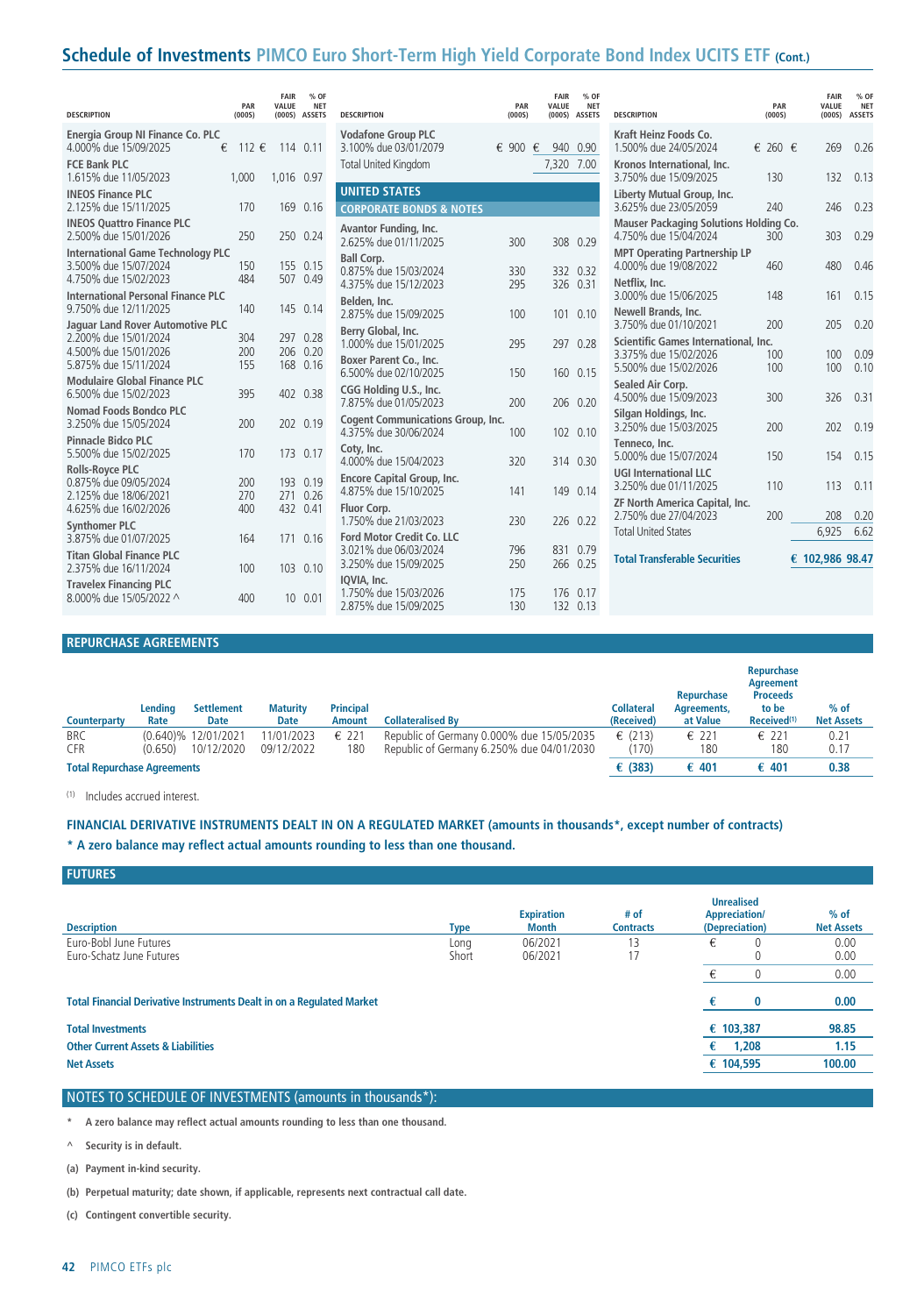# Schedule of Investments PIMCO Euro Short-Term High Yield Corporate Bond Index UCITS ETF (Cont.)

| DESCRIPTION | PAR (000S) | FAIR VALUE (000S) | % OF NET ASSETS |
|---|---|---|---|
| **Energia Group NI Finance Co. PLC** | | | |
| 4.000% due 15/09/2025 | € 112 | € 114 | 0.11 |
| **FCE Bank PLC** | | | |
| 1.615% due 11/05/2023 | 1,000 | 1,016 | 0.97 |
| **INEOS Finance PLC** | | | |
| 2.125% due 15/11/2025 | 170 | 169 | 0.16 |
| **INEOS Quattro Finance PLC** | | | |
| 2.500% due 15/01/2026 | 250 | 250 | 0.24 |
| **International Game Technology PLC** | | | |
| 3.500% due 15/07/2024 | 150 | 155 | 0.15 |
| 4.750% due 15/02/2023 | 484 | 507 | 0.49 |
| **International Personal Finance PLC** | | | |
| 9.750% due 12/11/2025 | 140 | 145 | 0.14 |
| **Jaguar Land Rover Automotive PLC** | | | |
| 2.200% due 15/01/2024 | 304 | 297 | 0.28 |
| 4.500% due 15/01/2026 | 200 | 206 | 0.20 |
| 5.875% due 15/11/2024 | 155 | 168 | 0.16 |
| **Modulaire Global Finance PLC** | | | |
| 6.500% due 15/02/2023 | 395 | 402 | 0.38 |
| **Nomad Foods Bondco PLC** | | | |
| 3.250% due 15/05/2024 | 200 | 202 | 0.19 |
| **Pinnacle Bidco PLC** | | | |
| 5.500% due 15/02/2025 | 170 | 173 | 0.17 |
| **Rolls-Royce PLC** | | | |
| 0.875% due 09/05/2024 | 200 | 193 | 0.19 |
| 2.125% due 18/06/2021 | 270 | 271 | 0.26 |
| 4.625% due 16/02/2026 | 400 | 432 | 0.41 |
| **Synthomer PLC** | | | |
| 3.875% due 01/07/2025 | 164 | 171 | 0.16 |
| **Titan Global Finance PLC** | | | |
| 2.375% due 16/11/2024 | 100 | 103 | 0.10 |
| **Travelex Financing PLC** | | | |
| 8.000% due 15/05/2022 ^ | 400 | 10 | 0.01 |
| **Vodafone Group PLC** | | | |
| 3.100% due 03/01/2079 | € 900 | € 940 | 0.90 |
| Total United Kingdom | | 7,320 | 7.00 |
| **UNITED STATES** | | | |
| **CORPORATE BONDS & NOTES** | | | |
| **Avantor Funding, Inc.** | | | |
| 2.625% due 01/11/2025 | 300 | 308 | 0.29 |
| **Ball Corp.** | | | |
| 0.875% due 15/03/2024 | 330 | 332 | 0.32 |
| 4.375% due 15/12/2023 | 295 | 326 | 0.31 |
| **Belden, Inc.** | | | |
| 2.875% due 15/09/2025 | 100 | 101 | 0.10 |
| **Berry Global, Inc.** | | | |
| 1.000% due 15/01/2025 | 295 | 297 | 0.28 |
| **Boxer Parent Co., Inc.** | | | |
| 6.500% due 02/10/2025 | 150 | 160 | 0.15 |
| **CGG Holding U.S., Inc.** | | | |
| 7.875% due 01/05/2023 | 200 | 206 | 0.20 |
| **Cogent Communications Group, Inc.** | | | |
| 4.375% due 30/06/2024 | 100 | 102 | 0.10 |
| **Coty, Inc.** | | | |
| 4.000% due 15/04/2023 | 320 | 314 | 0.30 |
| **Encore Capital Group, Inc.** | | | |
| 4.875% due 15/10/2025 | 141 | 149 | 0.14 |
| **Fluor Corp.** | | | |
| 1.750% due 21/03/2023 | 230 | 226 | 0.22 |
| **Ford Motor Credit Co. LLC** | | | |
| 3.021% due 06/03/2024 | 796 | 831 | 0.79 |
| 3.250% due 15/09/2025 | 250 | 266 | 0.25 |
| **IQVIA, Inc.** | | | |
| 1.750% due 15/03/2026 | 175 | 176 | 0.17 |
| 2.875% due 15/09/2025 | 130 | 132 | 0.13 |
| **Kraft Heinz Foods Co.** | | | |
| 1.500% due 24/05/2024 | € 260 | € 269 | 0.26 |
| **Kronos International, Inc.** | | | |
| 3.750% due 15/09/2025 | 130 | 132 | 0.13 |
| **Liberty Mutual Group, Inc.** | | | |
| 3.625% due 23/05/2059 | 240 | 246 | 0.23 |
| **Mauser Packaging Solutions Holding Co.** | | | |
| 4.750% due 15/04/2024 | 300 | 303 | 0.29 |
| **MPT Operating Partnership LP** | | | |
| 4.000% due 19/08/2022 | 460 | 480 | 0.46 |
| **Netflix, Inc.** | | | |
| 3.000% due 15/06/2025 | 148 | 161 | 0.15 |
| **Newell Brands, Inc.** | | | |
| 3.750% due 01/10/2021 | 200 | 205 | 0.20 |
| **Scientific Games International, Inc.** | | | |
| 3.375% due 15/02/2026 | 100 | 100 | 0.09 |
| 5.500% due 15/02/2026 | 100 | 100 | 0.10 |
| **Sealed Air Corp.** | | | |
| 4.500% due 15/09/2023 | 300 | 326 | 0.31 |
| **Silgan Holdings, Inc.** | | | |
| 3.250% due 15/03/2025 | 200 | 202 | 0.19 |
| **Tenneco, Inc.** | | | |
| 5.000% due 15/07/2024 | 150 | 154 | 0.15 |
| **UGI International LLC** | | | |
| 3.250% due 01/11/2025 | 110 | 113 | 0.11 |
| **ZF North America Capital, Inc.** | | | |
| 2.750% due 27/04/2023 | 200 | 208 | 0.20 |
| Total United States | | 6,925 | 6.62 |
| **Total Transferable Securities** | | **€ 102,986** | **98.47** |

## REPURCHASE AGREEMENTS

| Counterparty | Lending Rate | Settlement Date | Maturity Date | Principal Amount | Collateralised By | Collateral (Received) | Repurchase Agreements, at Value | Repurchase Agreement Proceeds to be Received[(1)] | % of Net Assets |
|---|---|---|---|---|---|---|---|---|---|
| BRC | (0.640)% | 12/01/2021 | 11/01/2023 | € 221 | Republic of Germany 0.000% due 15/05/2035 | € (213) | € 221 | € 221 | 0.21 |
| CFR | (0.650) | 10/12/2020 | 09/12/2022 | 180 | Republic of Germany 6.250% due 04/01/2030 | (170) | 180 | 180 | 0.17 |
| **Total Repurchase Agreements** | | | | | | **€ (383)** | **€ 401** | **€ 401** | **0.38** |

(1) Includes accrued interest.

**FINANCIAL DERIVATIVE INSTRUMENTS DEALT IN ON A REGULATED MARKET (amounts in thousands*, except number of contracts)**

**\* A zero balance may reflect actual amounts rounding to less than one thousand.**

## FUTURES

| Description | Type | Expiration Month | # of Contracts | Unrealised Appreciation/ (Depreciation) | % of Net Assets |
|---|---|---|---|---|---|
| Euro-Bobl June Futures | Long | 06/2021 | 13 | € 0 | 0.00 |
| Euro-Schatz June Futures | Short | 06/2021 | 17 | 0 | 0.00 |
| | | | | € 0 | 0.00 |
| **Total Financial Derivative Instruments Dealt in on a Regulated Market** | | | | **€ 0** | **0.00** |

| | | |
|---|---|---|
| **Total Investments** | **€ 103,387** | **98.85** |
| **Other Current Assets & Liabilities** | **€ 1,208** | **1.15** |
| **Net Assets** | **€ 104,595** | **100.00** |

## NOTES TO SCHEDULE OF INVESTMENTS (amounts in thousands*):

**\* A zero balance may reflect actual amounts rounding to less than one thousand.**

**^ Security is in default.**

**(a) Payment in-kind security.**

**(b) Perpetual maturity; date shown, if applicable, represents next contractual call date.**

**(c) Contingent convertible security.**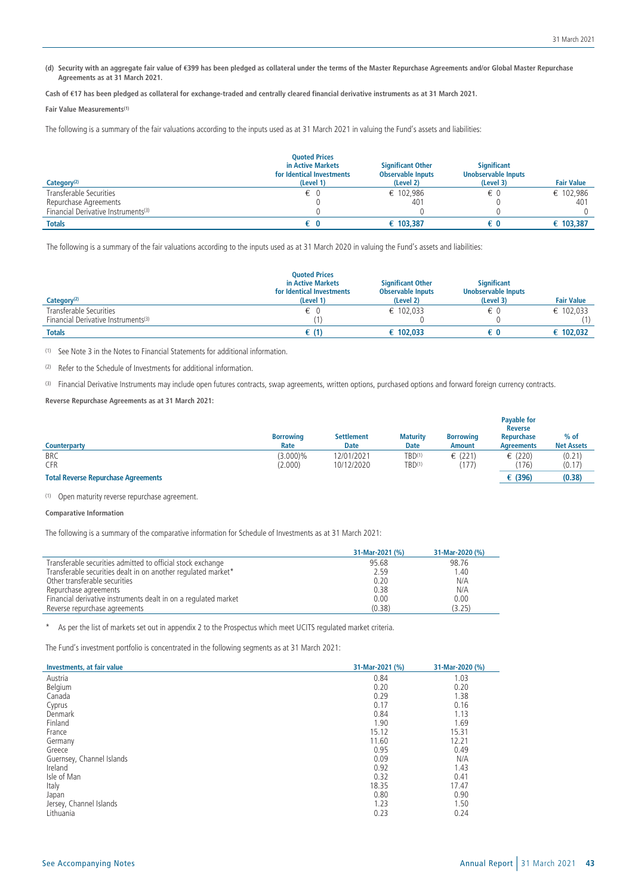**(d) Security with an aggregate fair value of €399 has been pledged as collateral under the terms of the Master Repurchase Agreements and/or Global Master Repurchase Agreements as at 31 March 2021.**

**Cash of €17 has been pledged as collateral for exchange-traded and centrally cleared financial derivative instruments as at 31 March 2021.**

**Fair Value Measurements[1]**

The following is a summary of the fair valuations according to the inputs used as at 31 March 2021 in valuing the Fund's assets and liabilities:

| Category[2] | Quoted Prices in Active Markets for Identical Investments (Level 1) | Significant Other Observable Inputs (Level 2) | Significant Unobservable Inputs (Level 3) | Fair Value |
|---|---|---|---|---|
| Transferable Securities | € 0 | € 102,986 | € 0 | € 102,986 |
| Repurchase Agreements | 0 | 401 | 0 | 401 |
| Financial Derivative Instruments[3] | 0 | 0 | 0 | 0 |
| **Totals** | **€ 0** | **€ 103,387** | **€ 0** | **€ 103,387** |

The following is a summary of the fair valuations according to the inputs used as at 31 March 2020 in valuing the Fund's assets and liabilities:

| Category[2] | Quoted Prices in Active Markets for Identical Investments (Level 1) | Significant Other Observable Inputs (Level 2) | Significant Unobservable Inputs (Level 3) | Fair Value |
|---|---|---|---|---|
| Transferable Securities | € 0 | € 102,033 | € 0 | € 102,033 |
| Financial Derivative Instruments[3] | (1) | 0 | 0 | (1) |
| **Totals** | **€ (1)** | **€ 102,033** | **€ 0** | **€ 102,032** |

[1] See Note 3 in the Notes to Financial Statements for additional information.

[2] Refer to the Schedule of Investments for additional information.

[3] Financial Derivative Instruments may include open futures contracts, swap agreements, written options, purchased options and forward foreign currency contracts.

**Reverse Repurchase Agreements as at 31 March 2021:**

| Counterparty | Borrowing Rate | Settlement Date | Maturity Date | Borrowing Amount | Payable for Reverse Repurchase Agreements | % of Net Assets |
|---|---|---|---|---|---|---|
| BRC | (3.000)% | 12/01/2021 | TBD[1] | € (221) | € (220) | (0.21) |
| CFR | (2.000) | 10/12/2020 | TBD[1] | (177) | (176) | (0.17) |
| **Total Reverse Repurchase Agreements** | | | | | **€ (396)** | **(0.38)** |

[1] Open maturity reverse repurchase agreement.

**Comparative Information**

The following is a summary of the comparative information for Schedule of Investments as at 31 March 2021:

| | 31-Mar-2021 (%) | 31-Mar-2020 (%) |
|---|---|---|
| Transferable securities admitted to official stock exchange | 95.68 | 98.76 |
| Transferable securities dealt in on another regulated market* | 2.59 | 1.40 |
| Other transferable securities | 0.20 | N/A |
| Repurchase agreements | 0.38 | N/A |
| Financial derivative instruments dealt in on a regulated market | 0.00 | 0.00 |
| Reverse repurchase agreements | (0.38) | (3.25) |

\* As per the list of markets set out in appendix 2 to the Prospectus which meet UCITS regulated market criteria.

The Fund's investment portfolio is concentrated in the following segments as at 31 March 2021:

| Investments, at fair value | 31-Mar-2021 (%) | 31-Mar-2020 (%) |
|---|---|---|
| Austria | 0.84 | 1.03 |
| Belgium | 0.20 | 0.20 |
| Canada | 0.29 | 1.38 |
| Cyprus | 0.17 | 0.16 |
| Denmark | 0.84 | 1.13 |
| Finland | 1.90 | 1.69 |
| France | 15.12 | 15.31 |
| Germany | 11.60 | 12.21 |
| Greece | 0.95 | 0.49 |
| Guernsey, Channel Islands | 0.09 | N/A |
| Ireland | 0.92 | 1.43 |
| Isle of Man | 0.32 | 0.41 |
| Italy | 18.35 | 17.47 |
| Japan | 0.80 | 0.90 |
| Jersey, Channel Islands | 1.23 | 1.50 |
| Lithuania | 0.23 | 0.24 |

See Accompanying Notes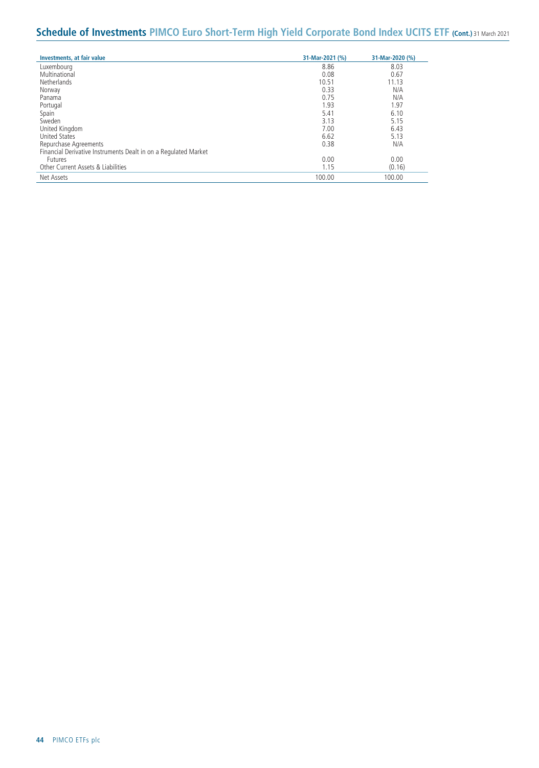## Schedule of Investments PIMCO Euro Short-Term High Yield Corporate Bond Index UCITS ETF (Cont.) 31 March 2021

| Investments, at fair value | 31-Mar-2021 (%) | 31-Mar-2020 (%) |
|---|---|---|
| Luxembourg | 8.86 | 8.03 |
| Multinational | 0.08 | 0.67 |
| Netherlands | 10.51 | 11.13 |
| Norway | 0.33 | N/A |
| Panama | 0.75 | N/A |
| Portugal | 1.93 | 1.97 |
| Spain | 5.41 | 6.10 |
| Sweden | 3.13 | 5.15 |
| United Kingdom | 7.00 | 6.43 |
| United States | 6.62 | 5.13 |
| Repurchase Agreements | 0.38 | N/A |
| Financial Derivative Instruments Dealt in on a Regulated Market | | |
| Futures | 0.00 | 0.00 |
| Other Current Assets & Liabilities | 1.15 | (0.16) |
| Net Assets | 100.00 | 100.00 |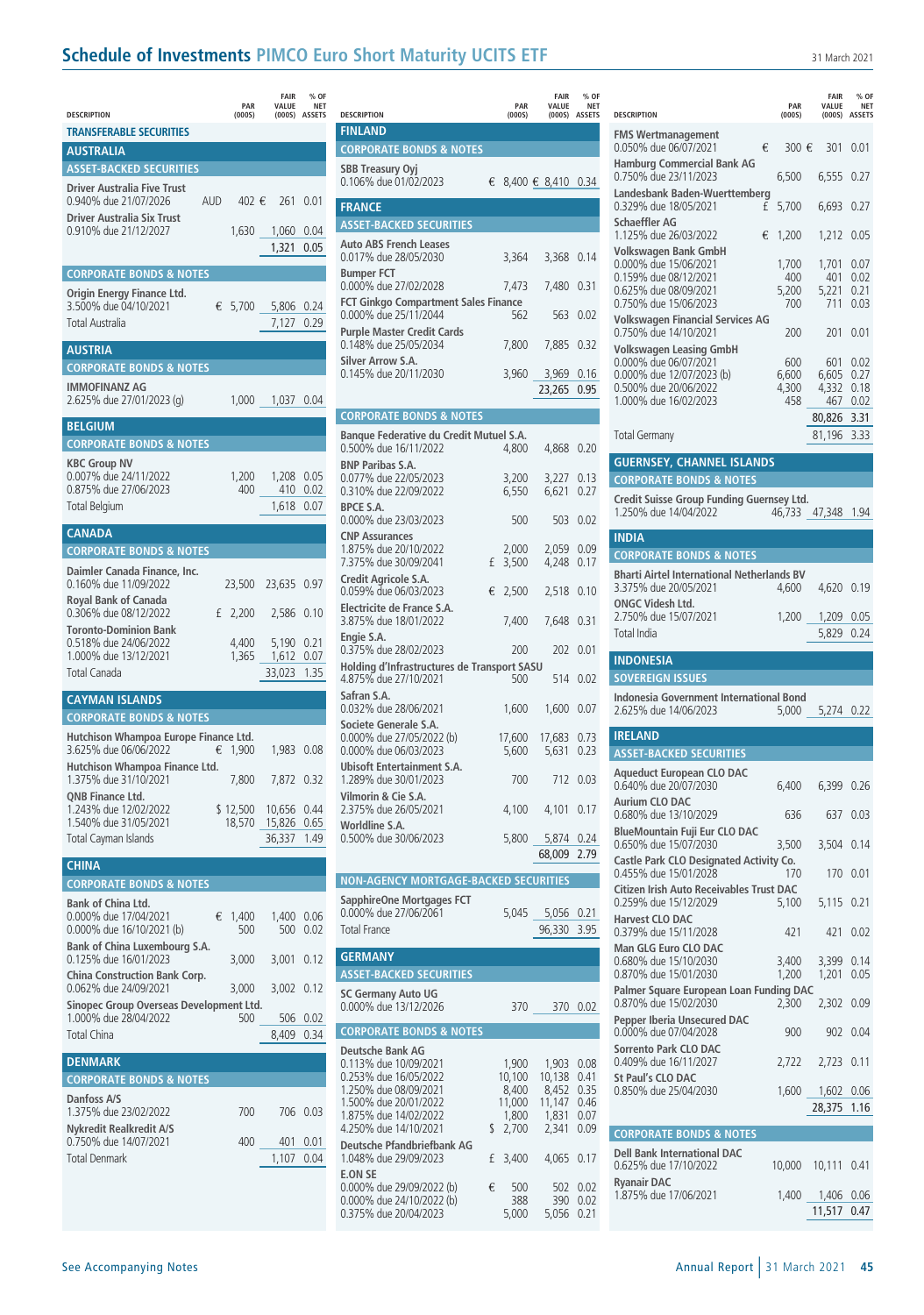# Schedule of Investments PIMCO Euro Short Maturity UCITS ETF

31 March 2021

| DESCRIPTION | | PAR (000S) | FAIR VALUE (000S) | % OF NET ASSETS |
|---|---|---|---|---|
| **TRANSFERABLE SECURITIES** | | | | |
| **AUSTRALIA** | | | | |
| **ASSET-BACKED SECURITIES** | | | | |
| **Driver Australia Five Trust** | | | | |
| 0.940% due 21/07/2026 | AUD | 402 | € 261 | 0.01 |
| **Driver Australia Six Trust** | | | | |
| 0.910% due 21/12/2027 | | 1,630 | 1,060 | 0.04 |
| | | | 1,321 | 0.05 |
| **CORPORATE BONDS & NOTES** | | | | |
| **Origin Energy Finance Ltd.** | | | | |
| 3.500% due 04/10/2021 | € | 5,700 | 5,806 | 0.24 |
| Total Australia | | | 7,127 | 0.29 |
| **AUSTRIA** | | | | |
| **CORPORATE BONDS & NOTES** | | | | |
| **IMMOFINANZ AG** | | | | |
| 2.625% due 27/01/2023 (g) | | 1,000 | 1,037 | 0.04 |
| **BELGIUM** | | | | |
| **CORPORATE BONDS & NOTES** | | | | |
| **KBC Group NV** | | | | |
| 0.007% due 24/11/2022 | | 1,200 | 1,208 | 0.05 |
| 0.875% due 27/06/2023 | | 400 | 410 | 0.02 |
| Total Belgium | | | 1,618 | 0.07 |
| **CANADA** | | | | |
| **CORPORATE BONDS & NOTES** | | | | |
| **Daimler Canada Finance, Inc.** | | | | |
| 0.160% due 11/09/2022 | | 23,500 | 23,635 | 0.97 |
| **Royal Bank of Canada** | | | | |
| 0.306% due 08/12/2022 | £ | 2,200 | 2,586 | 0.10 |
| **Toronto-Dominion Bank** | | | | |
| 0.518% due 24/06/2022 | | 4,400 | 5,190 | 0.21 |
| 1.000% due 13/12/2021 | | 1,365 | 1,612 | 0.07 |
| Total Canada | | | 33,023 | 1.35 |
| **CAYMAN ISLANDS** | | | | |
| **CORPORATE BONDS & NOTES** | | | | |
| **Hutchison Whampoa Europe Finance Ltd.** | | | | |
| 3.625% due 06/06/2022 | € | 1,900 | 1,983 | 0.08 |
| **Hutchison Whampoa Finance Ltd.** | | | | |
| 1.375% due 31/10/2021 | | 7,800 | 7,872 | 0.32 |
| **QNB Finance Ltd.** | | | | |
| 1.243% due 12/02/2022 | $ | 12,500 | 10,656 | 0.44 |
| 1.540% due 31/05/2021 | | 18,570 | 15,826 | 0.65 |
| Total Cayman Islands | | | 36,337 | 1.49 |
| **CHINA** | | | | |
| **CORPORATE BONDS & NOTES** | | | | |
| **Bank of China Ltd.** | | | | |
| 0.000% due 17/04/2021 | € | 1,400 | 1,400 | 0.06 |
| 0.000% due 16/10/2021 (b) | | 500 | 500 | 0.02 |
| **Bank of China Luxembourg S.A.** | | | | |
| 0.125% due 16/01/2023 | | 3,000 | 3,001 | 0.12 |
| **China Construction Bank Corp.** | | | | |
| 0.062% due 24/09/2021 | | 3,000 | 3,002 | 0.12 |
| **Sinopec Group Overseas Development Ltd.** | | | | |
| 1.000% due 28/04/2022 | | 500 | 506 | 0.02 |
| Total China | | | 8,409 | 0.34 |
| **DENMARK** | | | | |
| **CORPORATE BONDS & NOTES** | | | | |
| **Danfoss A/S** | | | | |
| 1.375% due 23/02/2022 | | 700 | 706 | 0.03 |
| **Nykredit Realkredit A/S** | | | | |
| 0.750% due 14/07/2021 | | 400 | 401 | 0.01 |
| Total Denmark | | | 1,107 | 0.04 |
| **FINLAND** | | | | |
| **CORPORATE BONDS & NOTES** | | | | |
| **SBB Treasury Oyj** | | | | |
| 0.106% due 01/02/2023 | € | 8,400 | € 8,410 | 0.34 |
| **FRANCE** | | | | |
| **ASSET-BACKED SECURITIES** | | | | |
| **Auto ABS French Leases** | | | | |
| 0.017% due 28/05/2030 | | 3,364 | 3,368 | 0.14 |
| **Bumper FCT** | | | | |
| 0.000% due 27/02/2028 | | 7,473 | 7,480 | 0.31 |
| **FCT Ginkgo Compartment Sales Finance** | | | | |
| 0.000% due 25/11/2044 | | 562 | 563 | 0.02 |
| **Purple Master Credit Cards** | | | | |
| 0.148% due 25/05/2034 | | 7,800 | 7,885 | 0.32 |
| **Silver Arrow S.A.** | | | | |
| 0.145% due 20/11/2030 | | 3,960 | 3,969 | 0.16 |
| | | | 23,265 | 0.95 |
| **CORPORATE BONDS & NOTES** | | | | |
| **Banque Federative du Credit Mutuel S.A.** | | | | |
| 0.500% due 16/11/2022 | | 4,800 | 4,868 | 0.20 |
| **BNP Paribas S.A.** | | | | |
| 0.077% due 22/05/2023 | | 3,200 | 3,227 | 0.13 |
| 0.310% due 22/09/2022 | | 6,550 | 6,621 | 0.27 |
| **BPCE S.A.** | | | | |
| 0.000% due 23/03/2023 | | 500 | 503 | 0.02 |
| **CNP Assurances** | | | | |
| 1.875% due 20/10/2022 | | 2,000 | 2,059 | 0.09 |
| 7.375% due 30/09/2041 | £ | 3,500 | 4,248 | 0.17 |
| **Credit Agricole S.A.** | | | | |
| 0.059% due 06/03/2023 | € | 2,500 | 2,518 | 0.10 |
| **Electricite de France S.A.** | | | | |
| 3.875% due 18/01/2022 | | 7,400 | 7,648 | 0.31 |
| **Engie S.A.** | | | | |
| 0.375% due 28/02/2023 | | 200 | 202 | 0.01 |
| **Holding d'Infrastructures de Transport SASU** | | | | |
| 4.875% due 27/10/2021 | | 500 | 514 | 0.02 |
| **Safran S.A.** | | | | |
| 0.032% due 28/06/2021 | | 1,600 | 1,600 | 0.07 |
| **Societe Generale S.A.** | | | | |
| 0.000% due 27/05/2022 (b) | | 17,600 | 17,683 | 0.73 |
| 0.000% due 06/03/2023 | | 5,600 | 5,631 | 0.23 |
| **Ubisoft Entertainment S.A.** | | | | |
| 1.289% due 30/01/2023 | | 700 | 712 | 0.03 |
| **Vilmorin & Cie S.A.** | | | | |
| 2.375% due 26/05/2021 | | 4,100 | 4,101 | 0.17 |
| **Worldline S.A.** | | | | |
| 0.500% due 30/06/2023 | | 5,800 | 5,874 | 0.24 |
| | | | 68,009 | 2.79 |
| **NON-AGENCY MORTGAGE-BACKED SECURITIES** | | | | |
| **SapphireOne Mortgages FCT** | | | | |
| 0.000% due 27/06/2061 | | 5,045 | 5,056 | 0.21 |
| Total France | | | 96,330 | 3.95 |
| **GERMANY** | | | | |
| **ASSET-BACKED SECURITIES** | | | | |
| **SC Germany Auto UG** | | | | |
| 0.000% due 13/12/2026 | | 370 | 370 | 0.02 |
| **CORPORATE BONDS & NOTES** | | | | |
| **Deutsche Bank AG** | | | | |
| 0.113% due 10/09/2021 | | 1,900 | 1,903 | 0.08 |
| 0.253% due 16/05/2022 | | 10,100 | 10,138 | 0.41 |
| 1.250% due 08/09/2021 | | 8,400 | 8,452 | 0.35 |
| 1.500% due 20/01/2022 | | 11,000 | 11,147 | 0.46 |
| 1.875% due 14/02/2022 | | 1,800 | 1,831 | 0.07 |
| 4.250% due 14/10/2021 | $ | 2,700 | 2,341 | 0.09 |
| **Deutsche Pfandbriefbank AG** | | | | |
| 1.048% due 29/09/2023 | £ | 3,400 | 4,065 | 0.17 |
| **E.ON SE** | | | | |
| 0.000% due 29/09/2022 (b) | € | 500 | 502 | 0.02 |
| 0.000% due 24/10/2022 (b) | | 388 | 390 | 0.02 |
| 0.375% due 20/04/2023 | | 5,000 | 5,056 | 0.21 |
| **FMS Wertmanagement** | | | | |
| 0.050% due 06/07/2021 | € | 300 | € 301 | 0.01 |
| **Hamburg Commercial Bank AG** | | | | |
| 0.750% due 23/11/2023 | | 6,500 | 6,555 | 0.27 |
| **Landesbank Baden-Wuerttemberg** | | | | |
| 0.329% due 18/05/2021 | £ | 5,700 | 6,693 | 0.27 |
| **Schaeffler AG** | | | | |
| 1.125% due 26/03/2022 | € | 1,200 | 1,212 | 0.05 |
| **Volkswagen Bank GmbH** | | | | |
| 0.000% due 15/06/2021 | | 1,700 | 1,701 | 0.07 |
| 0.159% due 08/12/2021 | | 400 | 401 | 0.02 |
| 0.625% due 08/09/2021 | | 5,200 | 5,221 | 0.21 |
| 0.750% due 15/06/2023 | | 700 | 711 | 0.03 |
| **Volkswagen Financial Services AG** | | | | |
| 0.750% due 14/10/2021 | | 200 | 201 | 0.01 |
| **Volkswagen Leasing GmbH** | | | | |
| 0.000% due 06/07/2021 | | 600 | 601 | 0.02 |
| 0.000% due 12/07/2023 (b) | | 6,600 | 6,605 | 0.27 |
| 0.500% due 20/06/2022 | | 4,300 | 4,332 | 0.18 |
| 1.000% due 16/02/2023 | | 458 | 467 | 0.02 |
| | | | 80,826 | 3.31 |
| Total Germany | | | 81,196 | 3.33 |
| **GUERNSEY, CHANNEL ISLANDS** | | | | |
| **CORPORATE BONDS & NOTES** | | | | |
| **Credit Suisse Group Funding Guernsey Ltd.** | | | | |
| 1.250% due 14/04/2022 | | 46,733 | 47,348 | 1.94 |
| **INDIA** | | | | |
| **CORPORATE BONDS & NOTES** | | | | |
| **Bharti Airtel International Netherlands BV** | | | | |
| 3.375% due 20/05/2021 | | 4,600 | 4,620 | 0.19 |
| **ONGC Videsh Ltd.** | | | | |
| 2.750% due 15/07/2021 | | 1,200 | 1,209 | 0.05 |
| Total India | | | 5,829 | 0.24 |
| **INDONESIA** | | | | |
| **SOVEREIGN ISSUES** | | | | |
| **Indonesia Government International Bond** | | | | |
| 2.625% due 14/06/2023 | | 5,000 | 5,274 | 0.22 |
| **IRELAND** | | | | |
| **ASSET-BACKED SECURITIES** | | | | |
| **Aqueduct European CLO DAC** | | | | |
| 0.640% due 20/07/2030 | | 6,400 | 6,399 | 0.26 |
| **Aurium CLO DAC** | | | | |
| 0.680% due 13/10/2029 | | 636 | 637 | 0.03 |
| **BlueMountain Fuji Eur CLO DAC** | | | | |
| 0.650% due 15/07/2030 | | 3,500 | 3,504 | 0.14 |
| **Castle Park CLO Designated Activity Co.** | | | | |
| 0.455% due 15/01/2028 | | 170 | 170 | 0.01 |
| **Citizen Irish Auto Receivables Trust DAC** | | | | |
| 0.259% due 15/12/2029 | | 5,100 | 5,115 | 0.21 |
| **Harvest CLO DAC** | | | | |
| 0.379% due 15/11/2028 | | 421 | 421 | 0.02 |
| **Man GLG Euro CLO DAC** | | | | |
| 0.680% due 15/10/2030 | | 3,400 | 3,399 | 0.14 |
| 0.870% due 15/01/2030 | | 1,200 | 1,201 | 0.05 |
| **Palmer Square European Loan Funding DAC** | | | | |
| 0.870% due 15/02/2030 | | 2,300 | 2,302 | 0.09 |
| **Pepper Iberia Unsecured DAC** | | | | |
| 0.000% due 07/04/2028 | | 900 | 902 | 0.04 |
| **Sorrento Park CLO DAC** | | | | |
| 0.409% due 16/11/2027 | | 2,722 | 2,723 | 0.11 |
| **St Paul's CLO DAC** | | | | |
| 0.850% due 25/04/2030 | | 1,600 | 1,602 | 0.06 |
| | | | 28,375 | 1.16 |
| **CORPORATE BONDS & NOTES** | | | | |
| **Dell Bank International DAC** | | | | |
| 0.625% due 17/10/2022 | | 10,000 | 10,111 | 0.41 |
| **Ryanair DAC** | | | | |
| 1.875% due 17/06/2021 | | 1,400 | 1,406 | 0.06 |
| | | | 11,517 | 0.47 |

See Accompanying Notes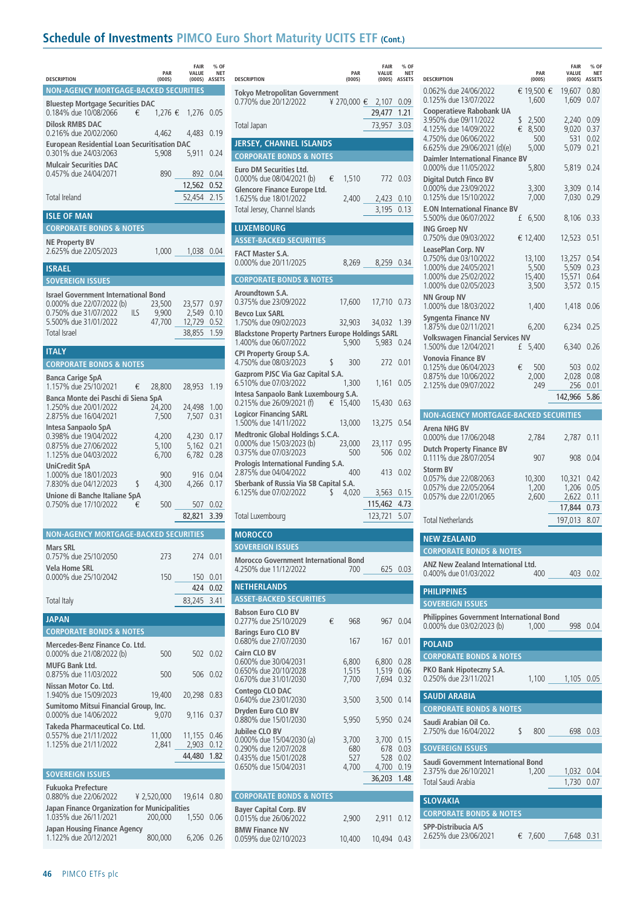# Schedule of Investments PIMCO Euro Short Maturity UCITS ETF (Cont.)

| DESCRIPTION | PAR (000S) | FAIR VALUE (000S) | % OF NET ASSETS |
|---|---|---|---|
| **NON-AGENCY MORTGAGE-BACKED SECURITIES** | | | |
| **Bluestep Mortgage Securities DAC** | | | |
| 0.184% due 10/08/2066 | € 1,276 | € 1,276 | 0.05 |
| **Dilosk RMBS DAC** | | | |
| 0.216% due 20/02/2060 | 4,462 | 4,483 | 0.19 |
| **European Residential Loan Securitisation DAC** | | | |
| 0.301% due 24/03/2063 | 5,908 | 5,911 | 0.24 |
| **Mulcair Securities DAC** | | | |
| 0.457% due 24/04/2071 | 890 | 892 | 0.04 |
| | | 12,562 | 0.52 |
| Total Ireland | | 52,454 | 2.15 |
| **ISLE OF MAN** | | | |
| **CORPORATE BONDS & NOTES** | | | |
| **NE Property BV** | | | |
| 2.625% due 22/05/2023 | 1,000 | 1,038 | 0.04 |
| **ISRAEL** | | | |
| **SOVEREIGN ISSUES** | | | |
| **Israel Government International Bond** | | | |
| 0.000% due 22/07/2022 (b) | 23,500 | 23,577 | 0.97 |
| 0.750% due 31/07/2022 | ILS 9,900 | 2,549 | 0.10 |
| 5.500% due 31/01/2022 | 47,700 | 12,729 | 0.52 |
| Total Israel | | 38,855 | 1.59 |
| **ITALY** | | | |
| **CORPORATE BONDS & NOTES** | | | |
| **Banca Carige SpA** | | | |
| 1.157% due 25/10/2021 | € 28,800 | 28,953 | 1.19 |
| **Banca Monte dei Paschi di Siena SpA** | | | |
| 1.250% due 20/01/2022 | 24,200 | 24,498 | 1.00 |
| 2.875% due 16/04/2021 | 7,500 | 7,507 | 0.31 |
| **Intesa Sanpaolo SpA** | | | |
| 0.398% due 19/04/2022 | 4,200 | 4,230 | 0.17 |
| 0.875% due 27/06/2022 | 5,100 | 5,162 | 0.21 |
| 1.125% due 04/03/2022 | 6,700 | 6,782 | 0.28 |
| **UniCredit SpA** | | | |
| 1.000% due 18/01/2023 | 900 | 916 | 0.04 |
| 7.830% due 04/12/2023 | $ 4,300 | 4,266 | 0.17 |
| **Unione di Banche Italiane SpA** | | | |
| 0.750% due 17/10/2022 | € 500 | 507 | 0.02 |
| | | 82,821 | 3.39 |
| **NON-AGENCY MORTGAGE-BACKED SECURITIES** | | | |
| **Mars SRL** | | | |
| 0.757% due 25/10/2050 | 273 | 274 | 0.01 |
| **Vela Home SRL** | | | |
| 0.000% due 25/10/2042 | 150 | 150 | 0.01 |
| | | 424 | 0.02 |
| Total Italy | | 83,245 | 3.41 |
| **JAPAN** | | | |
| **CORPORATE BONDS & NOTES** | | | |
| **Mercedes-Benz Finance Co. Ltd.** | | | |
| 0.000% due 21/08/2022 (b) | 500 | 502 | 0.02 |
| **MUFG Bank Ltd.** | | | |
| 0.875% due 11/03/2022 | 500 | 506 | 0.02 |
| **Nissan Motor Co. Ltd.** | | | |
| 1.940% due 15/09/2023 | 19,400 | 20,298 | 0.83 |
| **Sumitomo Mitsui Financial Group, Inc.** | | | |
| 0.000% due 14/06/2022 | 9,070 | 9,116 | 0.37 |
| **Takeda Pharmaceutical Co. Ltd.** | | | |
| 0.557% due 21/11/2022 | 11,000 | 11,155 | 0.46 |
| 1.125% due 21/11/2022 | 2,841 | 2,903 | 0.12 |
| | | 44,480 | 1.82 |
| **SOVEREIGN ISSUES** | | | |
| **Fukuoka Prefecture** | | | |
| 0.880% due 22/06/2022 | ¥ 2,520,000 | 19,614 | 0.80 |
| **Japan Finance Organization for Municipalities** | | | |
| 1.035% due 26/11/2021 | 200,000 | 1,550 | 0.06 |
| **Japan Housing Finance Agency** | | | |
| 1.122% due 20/12/2021 | 800,000 | 6,206 | 0.26 |
| **Tokyo Metropolitan Government** | | | |
| 0.770% due 20/12/2022 | ¥ 270,000 | € 2,107 | 0.09 |
| | | 29,477 | 1.21 |
| Total Japan | | 73,957 | 3.03 |
| **JERSEY, CHANNEL ISLANDS** | | | |
| **CORPORATE BONDS & NOTES** | | | |
| **Euro DM Securities Ltd.** | | | |
| 0.000% due 08/04/2021 (b) | € 1,510 | 772 | 0.03 |
| **Glencore Finance Europe Ltd.** | | | |
| 1.625% due 18/01/2022 | 2,400 | 2,423 | 0.10 |
| Total Jersey, Channel Islands | | 3,195 | 0.13 |
| **LUXEMBOURG** | | | |
| **ASSET-BACKED SECURITIES** | | | |
| **FACT Master S.A.** | | | |
| 0.000% due 20/11/2025 | 8,269 | 8,259 | 0.34 |
| **CORPORATE BONDS & NOTES** | | | |
| **Aroundtown S.A.** | | | |
| 0.375% due 23/09/2022 | 17,600 | 17,710 | 0.73 |
| **Bevco Lux SARL** | | | |
| 1.750% due 09/02/2023 | 32,903 | 34,032 | 1.39 |
| **Blackstone Property Partners Europe Holdings SARL** | | | |
| 1.400% due 06/07/2022 | 5,900 | 5,983 | 0.24 |
| **CPI Property Group S.A.** | | | |
| 4.750% due 08/03/2023 | $ 300 | 272 | 0.01 |
| **Gazprom PJSC Via Gaz Capital S.A.** | | | |
| 6.510% due 07/03/2022 | 1,300 | 1,161 | 0.05 |
| **Intesa Sanpaolo Bank Luxembourg S.A.** | | | |
| 0.215% due 26/09/2021 (f) | € 15,400 | 15,430 | 0.63 |
| **Logicor Financing SARL** | | | |
| 1.500% due 14/11/2022 | 13,000 | 13,275 | 0.54 |
| **Medtronic Global Holdings S.C.A.** | | | |
| 0.000% due 15/03/2023 (b) | 23,000 | 23,117 | 0.95 |
| 0.375% due 07/03/2023 | 500 | 506 | 0.02 |
| **Prologis International Funding S.A.** | | | |
| 2.875% due 04/04/2022 | 400 | 413 | 0.02 |
| **Sberbank of Russia Via SB Capital S.A.** | | | |
| 6.125% due 07/02/2022 | $ 4,020 | 3,563 | 0.15 |
| | | 115,462 | 4.73 |
| Total Luxembourg | | 123,721 | 5.07 |
| **MOROCCO** | | | |
| **SOVEREIGN ISSUES** | | | |
| **Morocco Government International Bond** | | | |
| 4.250% due 11/12/2022 | 700 | 625 | 0.03 |
| **NETHERLANDS** | | | |
| **ASSET-BACKED SECURITIES** | | | |
| **Babson Euro CLO BV** | | | |
| 0.277% due 25/10/2029 | € 968 | 967 | 0.04 |
| **Barings Euro CLO BV** | | | |
| 0.680% due 27/07/2030 | 167 | 167 | 0.01 |
| **Cairn CLO BV** | | | |
| 0.600% due 30/04/2031 | 6,800 | 6,800 | 0.28 |
| 0.650% due 20/10/2028 | 1,515 | 1,519 | 0.06 |
| 0.670% due 31/01/2030 | 7,700 | 7,694 | 0.32 |
| **Contego CLO DAC** | | | |
| 0.640% due 23/01/2030 | 3,500 | 3,500 | 0.14 |
| **Dryden Euro CLO BV** | | | |
| 0.880% due 15/01/2030 | 5,950 | 5,950 | 0.24 |
| **Jubilee CLO BV** | | | |
| 0.000% due 15/04/2030 (a) | 3,700 | 3,700 | 0.15 |
| 0.290% due 12/07/2028 | 680 | 678 | 0.03 |
| 0.435% due 15/01/2028 | 527 | 528 | 0.02 |
| 0.650% due 15/04/2031 | 4,700 | 4,700 | 0.19 |
| | | 36,203 | 1.48 |
| **CORPORATE BONDS & NOTES** | | | |
| **Bayer Capital Corp. BV** | | | |
| 0.015% due 26/06/2022 | 2,900 | 2,911 | 0.12 |
| **BMW Finance NV** | | | |
| 0.059% due 02/10/2023 | 10,400 | 10,494 | 0.43 |
| 0.062% due 24/06/2022 | € 19,500 | € 19,607 | 0.80 |
| 0.125% due 13/07/2022 | 1,600 | 1,609 | 0.07 |
| **Cooperatieve Rabobank UA** | | | |
| 3.950% due 09/11/2022 | $ 2,500 | 2,240 | 0.09 |
| 4.125% due 14/09/2022 | € 8,500 | 9,020 | 0.37 |
| 4.750% due 06/06/2022 | 500 | 531 | 0.02 |
| 6.625% due 29/06/2021 (d)(e) | 5,000 | 5,079 | 0.21 |
| **Daimler International Finance BV** | | | |
| 0.000% due 11/05/2022 | 5,800 | 5,819 | 0.24 |
| **Digital Dutch Finco BV** | | | |
| 0.000% due 23/09/2022 | 3,300 | 3,309 | 0.14 |
| 0.125% due 15/10/2022 | 7,000 | 7,030 | 0.29 |
| **E.ON International Finance BV** | | | |
| 5.500% due 06/07/2022 | £ 6,500 | 8,106 | 0.33 |
| **ING Groep NV** | | | |
| 0.750% due 09/03/2022 | € 12,400 | 12,523 | 0.51 |
| **LeasePlan Corp. NV** | | | |
| 0.750% due 03/10/2022 | 13,100 | 13,257 | 0.54 |
| 1.000% due 24/05/2021 | 5,500 | 5,509 | 0.23 |
| 1.000% due 25/02/2022 | 15,400 | 15,571 | 0.64 |
| 1.000% due 02/05/2023 | 3,500 | 3,572 | 0.15 |
| **NN Group NV** | | | |
| 1.000% due 18/03/2022 | 1,400 | 1,418 | 0.06 |
| **Syngenta Finance NV** | | | |
| 1.875% due 02/11/2021 | 6,200 | 6,234 | 0.25 |
| **Volkswagen Financial Services NV** | | | |
| 1.500% due 12/04/2021 | £ 5,400 | 6,340 | 0.26 |
| **Vonovia Finance BV** | | | |
| 0.125% due 06/04/2023 | € 500 | 503 | 0.02 |
| 0.875% due 10/06/2022 | 2,000 | 2,028 | 0.08 |
| 2.125% due 09/07/2022 | 249 | 256 | 0.01 |
| | | 142,966 | 5.86 |
| **NON-AGENCY MORTGAGE-BACKED SECURITIES** | | | |
| **Arena NHG BV** | | | |
| 0.000% due 17/06/2048 | 2,784 | 2,787 | 0.11 |
| **Dutch Property Finance BV** | | | |
| 0.111% due 28/07/2054 | 907 | 908 | 0.04 |
| **Storm BV** | | | |
| 0.057% due 22/08/2063 | 10,300 | 10,321 | 0.42 |
| 0.057% due 22/05/2064 | 1,200 | 1,206 | 0.05 |
| 0.057% due 22/01/2065 | 2,600 | 2,622 | 0.11 |
| | | 17,844 | 0.73 |
| Total Netherlands | | 197,013 | 8.07 |
| **NEW ZEALAND** | | | |
| **CORPORATE BONDS & NOTES** | | | |
| **ANZ New Zealand International Ltd.** | | | |
| 0.400% due 01/03/2022 | 400 | 403 | 0.02 |
| **PHILIPPINES** | | | |
| **SOVEREIGN ISSUES** | | | |
| **Philippines Government International Bond** | | | |
| 0.000% due 03/02/2023 (b) | 1,000 | 998 | 0.04 |
| **POLAND** | | | |
| **CORPORATE BONDS & NOTES** | | | |
| **PKO Bank Hipoteczny S.A.** | | | |
| 0.250% due 23/11/2021 | 1,100 | 1,105 | 0.05 |
| **SAUDI ARABIA** | | | |
| **CORPORATE BONDS & NOTES** | | | |
| **Saudi Arabian Oil Co.** | | | |
| 2.750% due 16/04/2022 | $ 800 | 698 | 0.03 |
| **SOVEREIGN ISSUES** | | | |
| **Saudi Government International Bond** | | | |
| 2.375% due 26/10/2021 | 1,200 | 1,032 | 0.04 |
| Total Saudi Arabia | | 1,730 | 0.07 |
| **SLOVAKIA** | | | |
| **CORPORATE BONDS & NOTES** | | | |
| **SPP-Distribucia A/S** | | | |
| 2.625% due 23/06/2021 | € 7,600 | 7,648 | 0.31 |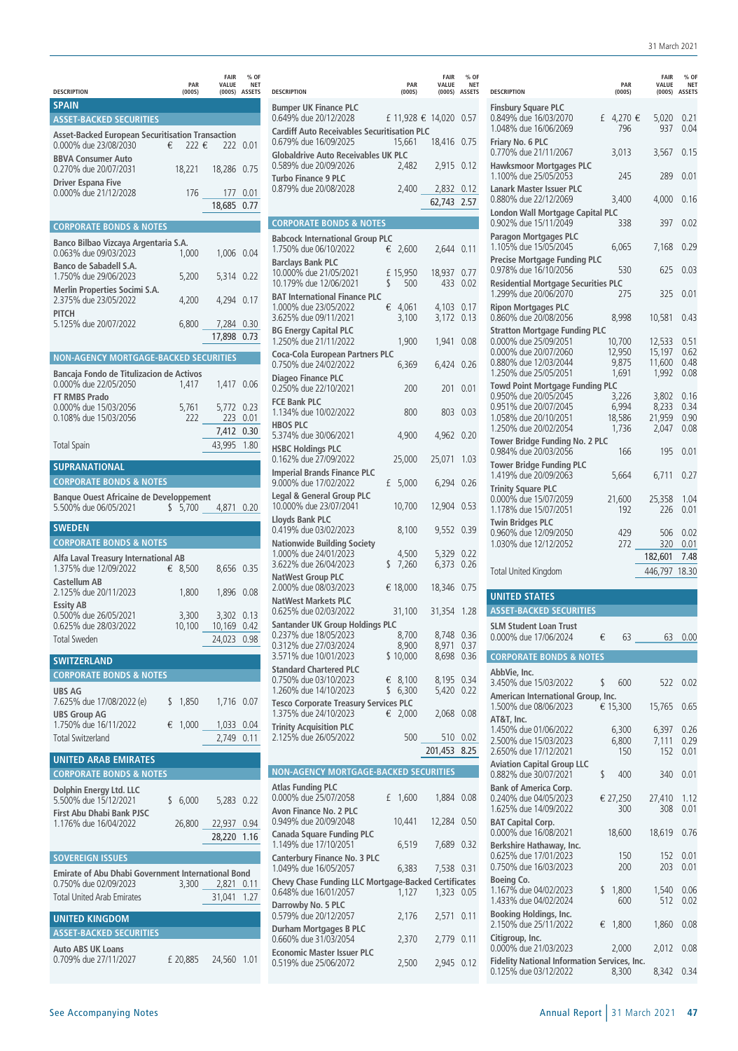| DESCRIPTION | PAR (000S) | FAIR VALUE (000S) | % OF NET ASSETS |
|---|---|---|---|
| **SPAIN** | | | |
| **ASSET-BACKED SECURITIES** | | | |
| **Asset-Backed European Securitisation Transaction** | | | |
| 0.000% due 23/08/2030 | € 222 | € 222 | 0.01 |
| **BBVA Consumer Auto** | | | |
| 0.270% due 20/07/2031 | 18,221 | 18,286 | 0.75 |
| **Driver Espana Five** | | | |
| 0.000% due 21/12/2028 | 176 | 177 | 0.01 |
| | | 18,685 | 0.77 |
| **CORPORATE BONDS & NOTES** | | | |
| **Banco Bilbao Vizcaya Argentaria S.A.** | | | |
| 0.063% due 09/03/2023 | 1,000 | 1,006 | 0.04 |
| **Banco de Sabadell S.A.** | | | |
| 1.750% due 29/06/2023 | 5,200 | 5,314 | 0.22 |
| **Merlin Properties Socimi S.A.** | | | |
| 2.375% due 23/05/2022 | 4,200 | 4,294 | 0.17 |
| **PITCH** | | | |
| 5.125% due 20/07/2022 | 6,800 | 7,284 | 0.30 |
| | | 17,898 | 0.73 |
| **NON-AGENCY MORTGAGE-BACKED SECURITIES** | | | |
| **Bancaja Fondo de Titulizacion de Activos** | | | |
| 0.000% due 22/05/2050 | 1,417 | 1,417 | 0.06 |
| **FT RMBS Prado** | | | |
| 0.000% due 15/03/2056 | 5,761 | 5,772 | 0.23 |
| 0.108% due 15/03/2056 | 222 | 223 | 0.01 |
| | | 7,412 | 0.30 |
| Total Spain | | 43,995 | 1.80 |
| **SUPRANATIONAL** | | | |
| **CORPORATE BONDS & NOTES** | | | |
| **Banque Ouest Africaine de Developpement** | | | |
| 5.500% due 06/05/2021 | $ 5,700 | 4,871 | 0.20 |
| **SWEDEN** | | | |
| **CORPORATE BONDS & NOTES** | | | |
| **Alfa Laval Treasury International AB** | | | |
| 1.375% due 12/09/2022 | € 8,500 | 8,656 | 0.35 |
| **Castellum AB** | | | |
| 2.125% due 20/11/2023 | 1,800 | 1,896 | 0.08 |
| **Essity AB** | | | |
| 0.500% due 26/05/2021 | 3,300 | 3,302 | 0.13 |
| 0.625% due 28/03/2022 | 10,100 | 10,169 | 0.42 |
| Total Sweden | | 24,023 | 0.98 |
| **SWITZERLAND** | | | |
| **CORPORATE BONDS & NOTES** | | | |
| **UBS AG** | | | |
| 7.625% due 17/08/2022 (e) | $ 1,850 | 1,716 | 0.07 |
| **UBS Group AG** | | | |
| 1.750% due 16/11/2022 | € 1,000 | 1,033 | 0.04 |
| Total Switzerland | | 2,749 | 0.11 |
| **UNITED ARAB EMIRATES** | | | |
| **CORPORATE BONDS & NOTES** | | | |
| **Dolphin Energy Ltd. LLC** | | | |
| 5.500% due 15/12/2021 | $ 6,000 | 5,283 | 0.22 |
| **First Abu Dhabi Bank PJSC** | | | |
| 1.176% due 16/04/2022 | 26,800 | 22,937 | 0.94 |
| | | 28,220 | 1.16 |
| **SOVEREIGN ISSUES** | | | |
| **Emirate of Abu Dhabi Government International Bond** | | | |
| 0.750% due 02/09/2023 | 3,300 | 2,821 | 0.11 |
| Total United Arab Emirates | | 31,041 | 1.27 |
| **UNITED KINGDOM** | | | |
| **ASSET-BACKED SECURITIES** | | | |
| **Auto ABS UK Loans** | | | |
| 0.709% due 27/11/2027 | £ 20,885 | 24,560 | 1.01 |
| **Bumper UK Finance PLC** | | | |
| 0.649% due 20/12/2028 | £ 11,928 | € 14,020 | 0.57 |
| **Cardiff Auto Receivables Securitisation PLC** | | | |
| 0.679% due 16/09/2025 | 15,661 | 18,416 | 0.75 |
| **Globaldrive Auto Receivables UK PLC** | | | |
| 0.589% due 20/09/2026 | 2,482 | 2,915 | 0.12 |
| **Turbo Finance 9 PLC** | | | |
| 0.879% due 20/08/2028 | 2,400 | 2,832 | 0.12 |
| | | 62,743 | 2.57 |
| **CORPORATE BONDS & NOTES** | | | |
| **Babcock International Group PLC** | | | |
| 1.750% due 06/10/2022 | € 2,600 | 2,644 | 0.11 |
| **Barclays Bank PLC** | | | |
| 10.000% due 21/05/2021 | £ 15,950 | 18,937 | 0.77 |
| 10.179% due 12/06/2021 | $ 500 | 433 | 0.02 |
| **BAT International Finance PLC** | | | |
| 1.000% due 23/05/2022 | € 4,061 | 4,103 | 0.17 |
| 3.625% due 09/11/2021 | 3,100 | 3,172 | 0.13 |
| **BG Energy Capital PLC** | | | |
| 1.250% due 21/11/2022 | 1,900 | 1,941 | 0.08 |
| **Coca-Cola European Partners PLC** | | | |
| 0.750% due 24/02/2022 | 6,369 | 6,424 | 0.26 |
| **Diageo Finance PLC** | | | |
| 0.250% due 22/10/2021 | 200 | 201 | 0.01 |
| **FCE Bank PLC** | | | |
| 1.134% due 10/02/2022 | 800 | 803 | 0.03 |
| **HBOS PLC** | | | |
| 5.374% due 30/06/2021 | 4,900 | 4,962 | 0.20 |
| **HSBC Holdings PLC** | | | |
| 0.162% due 27/09/2022 | 25,000 | 25,071 | 1.03 |
| **Imperial Brands Finance PLC** | | | |
| 9.000% due 17/02/2022 | £ 5,000 | 6,294 | 0.26 |
| **Legal & General Group PLC** | | | |
| 10.000% due 23/07/2041 | 10,700 | 12,904 | 0.53 |
| **Lloyds Bank PLC** | | | |
| 0.419% due 03/02/2023 | 8,100 | 9,552 | 0.39 |
| **Nationwide Building Society** | | | |
| 1.000% due 24/01/2023 | 4,500 | 5,329 | 0.22 |
| 3.622% due 26/04/2023 | $ 7,260 | 6,373 | 0.26 |
| **NatWest Group PLC** | | | |
| 2.000% due 08/03/2023 | € 18,000 | 18,346 | 0.75 |
| **NatWest Markets PLC** | | | |
| 0.625% due 02/03/2022 | 31,100 | 31,354 | 1.28 |
| **Santander UK Group Holdings PLC** | | | |
| 0.237% due 18/05/2023 | 8,700 | 8,748 | 0.36 |
| 0.312% due 27/03/2024 | 8,900 | 8,971 | 0.37 |
| 3.571% due 10/01/2023 | $ 10,000 | 8,698 | 0.36 |
| **Standard Chartered PLC** | | | |
| 0.750% due 03/10/2023 | € 8,100 | 8,195 | 0.34 |
| 1.260% due 14/10/2023 | $ 6,300 | 5,420 | 0.22 |
| **Tesco Corporate Treasury Services PLC** | | | |
| 1.375% due 24/10/2023 | € 2,000 | 2,068 | 0.08 |
| **Trinity Acquisition PLC** | | | |
| 2.125% due 26/05/2022 | 500 | 510 | 0.02 |
| | | 201,453 | 8.25 |
| **NON-AGENCY MORTGAGE-BACKED SECURITIES** | | | |
| **Atlas Funding PLC** | | | |
| 0.000% due 25/07/2058 | £ 1,600 | 1,884 | 0.08 |
| **Avon Finance No. 2 PLC** | | | |
| 0.949% due 20/09/2048 | 10,441 | 12,284 | 0.50 |
| **Canada Square Funding PLC** | | | |
| 1.149% due 17/10/2051 | 6,519 | 7,689 | 0.32 |
| **Canterbury Finance No. 3 PLC** | | | |
| 1.049% due 16/05/2057 | 6,383 | 7,538 | 0.31 |
| **Chevy Chase Funding LLC Mortgage-Backed Certificates** | | | |
| 0.648% due 16/01/2057 | 1,127 | 1,323 | 0.05 |
| **Darrowby No. 5 PLC** | | | |
| 0.579% due 20/12/2057 | 2,176 | 2,571 | 0.11 |
| **Durham Mortgages B PLC** | | | |
| 0.660% due 31/03/2054 | 2,370 | 2,779 | 0.11 |
| **Economic Master Issuer PLC** | | | |
| 0.519% due 25/06/2072 | 2,500 | 2,945 | 0.12 |
| **Finsbury Square PLC** | | | |
| 0.849% due 16/03/2070 | £ 4,270 | € 5,020 | 0.21 |
| 1.048% due 16/06/2069 | 796 | 937 | 0.04 |
| **Friary No. 6 PLC** | | | |
| 0.770% due 21/11/2067 | 3,013 | 3,567 | 0.15 |
| **Hawksmoor Mortgages PLC** | | | |
| 1.100% due 25/05/2053 | 245 | 289 | 0.01 |
| **Lanark Master Issuer PLC** | | | |
| 0.880% due 22/12/2069 | 3,400 | 4,000 | 0.16 |
| **London Wall Mortgage Capital PLC** | | | |
| 0.902% due 15/11/2049 | 338 | 397 | 0.02 |
| **Paragon Mortgages PLC** | | | |
| 1.105% due 15/05/2045 | 6,065 | 7,168 | 0.29 |
| **Precise Mortgage Funding PLC** | | | |
| 0.978% due 16/10/2056 | 530 | 625 | 0.03 |
| **Residential Mortgage Securities PLC** | | | |
| 1.299% due 20/06/2070 | 275 | 325 | 0.01 |
| **Ripon Mortgages PLC** | | | |
| 0.860% due 20/08/2056 | 8,998 | 10,581 | 0.43 |
| **Stratton Mortgage Funding PLC** | | | |
| 0.000% due 25/09/2051 | 10,700 | 12,533 | 0.51 |
| 0.000% due 20/07/2060 | 12,950 | 15,197 | 0.62 |
| 0.880% due 12/03/2044 | 9,875 | 11,600 | 0.48 |
| 1.250% due 25/05/2051 | 1,691 | 1,992 | 0.08 |
| **Towd Point Mortgage Funding PLC** | | | |
| 0.950% due 20/05/2045 | 3,226 | 3,802 | 0.16 |
| 0.951% due 20/07/2045 | 6,994 | 8,233 | 0.34 |
| 1.058% due 20/10/2051 | 18,586 | 21,959 | 0.90 |
| 1.250% due 20/02/2054 | 1,736 | 2,047 | 0.08 |
| **Tower Bridge Funding No. 2 PLC** | | | |
| 0.984% due 20/03/2056 | 166 | 195 | 0.01 |
| **Tower Bridge Funding PLC** | | | |
| 1.419% due 20/09/2063 | 5,664 | 6,711 | 0.27 |
| **Trinity Square PLC** | | | |
| 0.000% due 15/07/2059 | 21,600 | 25,358 | 1.04 |
| 1.178% due 15/07/2051 | 192 | 226 | 0.01 |
| **Twin Bridges PLC** | | | |
| 0.960% due 12/09/2050 | 429 | 506 | 0.02 |
| 1.030% due 12/12/2052 | 272 | 320 | 0.01 |
| | | 182,601 | 7.48 |
| Total United Kingdom | | 446,797 | 18.30 |
| **UNITED STATES** | | | |
| **ASSET-BACKED SECURITIES** | | | |
| **SLM Student Loan Trust** | | | |
| 0.000% due 17/06/2024 | € 63 | 63 | 0.00 |
| **CORPORATE BONDS & NOTES** | | | |
| **AbbVie, Inc.** | | | |
| 3.450% due 15/03/2022 | $ 600 | 522 | 0.02 |
| **American International Group, Inc.** | | | |
| 1.500% due 08/06/2023 | € 15,300 | 15,765 | 0.65 |
| **AT&T, Inc.** | | | |
| 1.450% due 01/06/2022 | 6,300 | 6,397 | 0.26 |
| 2.500% due 15/03/2023 | 6,800 | 7,111 | 0.29 |
| 2.650% due 17/12/2021 | 150 | 152 | 0.01 |
| **Aviation Capital Group LLC** | | | |
| 0.882% due 30/07/2021 | $ 400 | 340 | 0.01 |
| **Bank of America Corp.** | | | |
| 0.240% due 04/05/2023 | € 27,250 | 27,410 | 1.12 |
| 1.625% due 14/09/2022 | 300 | 308 | 0.01 |
| **BAT Capital Corp.** | | | |
| 0.000% due 16/08/2021 | 18,600 | 18,619 | 0.76 |
| **Berkshire Hathaway, Inc.** | | | |
| 0.625% due 17/01/2023 | 150 | 152 | 0.01 |
| 0.750% due 16/03/2023 | 200 | 203 | 0.01 |
| **Boeing Co.** | | | |
| 1.167% due 04/02/2023 | $ 1,800 | 1,540 | 0.06 |
| 1.433% due 04/02/2024 | 600 | 512 | 0.02 |
| **Booking Holdings, Inc.** | | | |
| 2.150% due 25/11/2022 | € 1,800 | 1,860 | 0.08 |
| **Citigroup, Inc.** | | | |
| 0.000% due 21/03/2023 | 2,000 | 2,012 | 0.08 |
| **Fidelity National Information Services, Inc.** | | | |
| 0.125% due 03/12/2022 | 8,300 | 8,342 | 0.34 |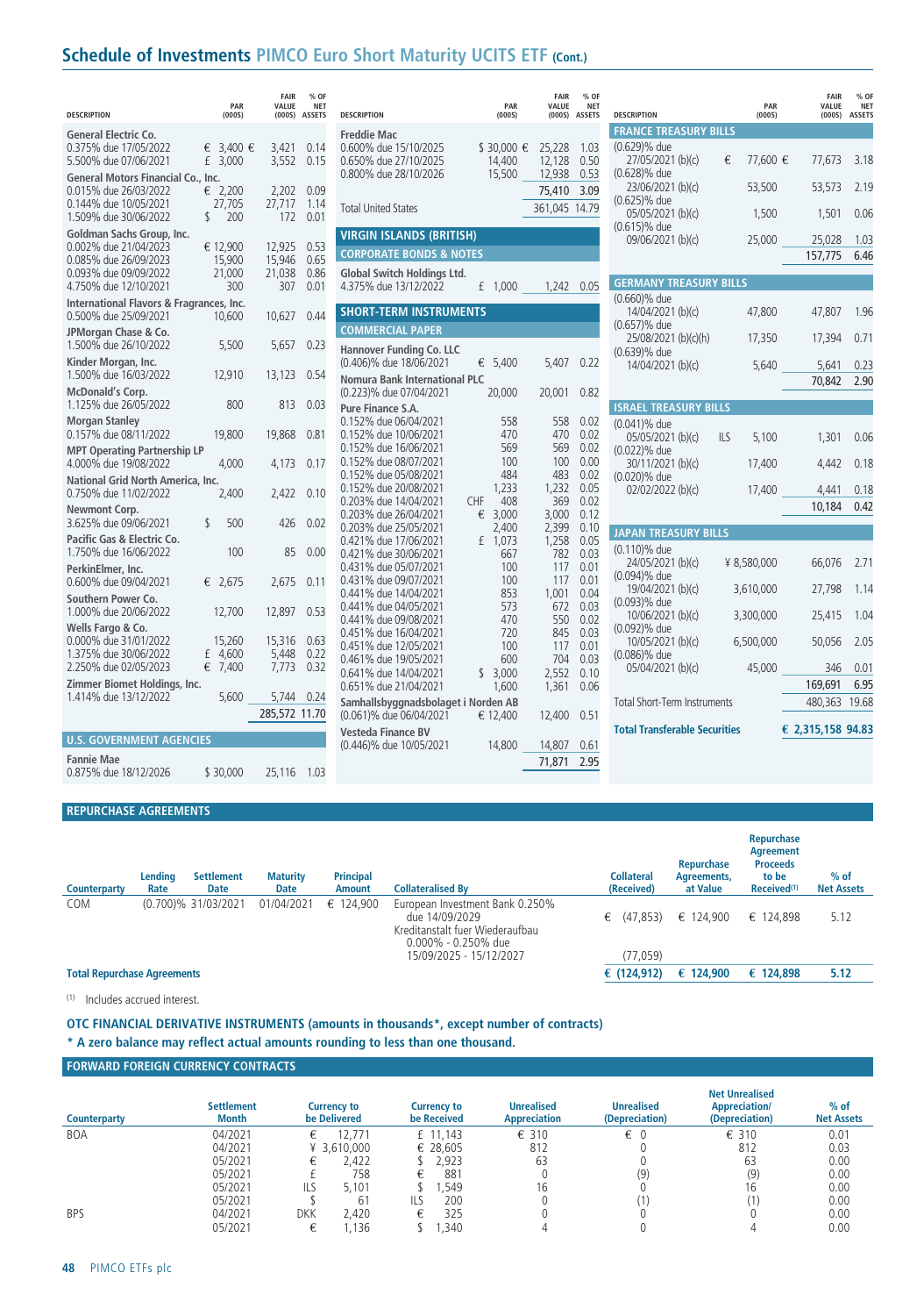## Schedule of Investments PIMCO Euro Short Maturity UCITS ETF (Cont.)

| DESCRIPTION | PAR (000S) | FAIR VALUE (000S) | % OF NET ASSETS |
|---|---|---|---|
| **General Electric Co.** | | | |
| 0.375% due 17/05/2022 | € 3,400 | € 3,421 | 0.14 |
| 5.500% due 07/06/2021 | £ 3,000 | 3,552 | 0.15 |
| **General Motors Financial Co., Inc.** | | | |
| 0.015% due 26/03/2022 | € 2,200 | 2,202 | 0.09 |
| 0.144% due 10/05/2021 | 27,705 | 27,717 | 1.14 |
| 1.509% due 30/06/2022 | $ 200 | 172 | 0.01 |
| **Goldman Sachs Group, Inc.** | | | |
| 0.002% due 21/04/2023 | € 12,900 | 12,925 | 0.53 |
| 0.085% due 26/09/2023 | 15,900 | 15,946 | 0.65 |
| 0.093% due 09/09/2022 | 21,000 | 21,038 | 0.86 |
| 4.750% due 12/10/2021 | 300 | 307 | 0.01 |
| **International Flavors & Fragrances, Inc.** | | | |
| 0.500% due 25/09/2021 | 10,600 | 10,627 | 0.44 |
| **JPMorgan Chase & Co.** | | | |
| 1.500% due 26/10/2022 | 5,500 | 5,657 | 0.23 |
| **Kinder Morgan, Inc.** | | | |
| 1.500% due 16/03/2022 | 12,910 | 13,123 | 0.54 |
| **McDonald's Corp.** | | | |
| 1.125% due 26/05/2022 | 800 | 813 | 0.03 |
| **Morgan Stanley** | | | |
| 0.157% due 08/11/2022 | 19,800 | 19,868 | 0.81 |
| **MPT Operating Partnership LP** | | | |
| 4.000% due 19/08/2022 | 4,000 | 4,173 | 0.17 |
| **National Grid North America, Inc.** | | | |
| 0.750% due 11/02/2022 | 2,400 | 2,422 | 0.10 |
| **Newmont Corp.** | | | |
| 3.625% due 09/06/2021 | $ 500 | 426 | 0.02 |
| **Pacific Gas & Electric Co.** | | | |
| 1.750% due 16/06/2022 | 100 | 85 | 0.00 |
| **PerkinElmer, Inc.** | | | |
| 0.600% due 09/04/2021 | € 2,675 | 2,675 | 0.11 |
| **Southern Power Co.** | | | |
| 1.000% due 20/06/2022 | 12,700 | 12,897 | 0.53 |
| **Wells Fargo & Co.** | | | |
| 0.000% due 31/01/2022 | 15,260 | 15,316 | 0.63 |
| 1.375% due 30/06/2022 | £ 4,600 | 5,448 | 0.22 |
| 2.250% due 02/05/2023 | € 7,400 | 7,773 | 0.32 |
| **Zimmer Biomet Holdings, Inc.** | | | |
| 1.414% due 13/12/2022 | 5,600 | 5,744 | 0.24 |
| | | 285,572 | 11.70 |
| **U.S. GOVERNMENT AGENCIES** | | | |
| **Fannie Mae** | | | |
| 0.875% due 18/12/2026 | $ 30,000 | 25,116 | 1.03 |
| **Freddie Mac** | | | |
| 0.600% due 15/10/2025 | $ 30,000 | € 25,228 | 1.03 |
| 0.650% due 27/10/2025 | 14,400 | 12,128 | 0.50 |
| 0.800% due 28/10/2026 | 15,500 | 12,938 | 0.53 |
| | | 75,410 | 3.09 |
| Total United States | | 361,045 | 14.79 |
| **VIRGIN ISLANDS (BRITISH)** | | | |
| **CORPORATE BONDS & NOTES** | | | |
| **Global Switch Holdings Ltd.** | | | |
| 4.375% due 13/12/2022 | £ 1,000 | 1,242 | 0.05 |
| **SHORT-TERM INSTRUMENTS** | | | |
| **COMMERCIAL PAPER** | | | |
| **Hannover Funding Co. LLC** | | | |
| (0.406)% due 18/06/2021 | € 5,400 | 5,407 | 0.22 |
| **Nomura Bank International PLC** | | | |
| (0.223)% due 07/04/2021 | 20,000 | 20,001 | 0.82 |
| **Pure Finance S.A.** | | | |
| 0.152% due 06/04/2021 | 558 | 558 | 0.02 |
| 0.152% due 10/06/2021 | 470 | 470 | 0.02 |
| 0.152% due 16/06/2021 | 569 | 569 | 0.02 |
| 0.152% due 08/07/2021 | 100 | 100 | 0.00 |
| 0.152% due 05/08/2021 | 484 | 483 | 0.02 |
| 0.152% due 20/08/2021 | 1,233 | 1,232 | 0.05 |
| 0.203% due 14/04/2021 | CHF 408 | 369 | 0.02 |
| 0.203% due 26/04/2021 | € 3,000 | 3,000 | 0.12 |
| 0.203% due 25/05/2021 | 2,400 | 2,399 | 0.10 |
| 0.421% due 17/06/2021 | £ 1,073 | 1,258 | 0.05 |
| 0.421% due 30/06/2021 | 667 | 782 | 0.03 |
| 0.431% due 05/07/2021 | 100 | 117 | 0.01 |
| 0.431% due 09/07/2021 | 100 | 117 | 0.01 |
| 0.441% due 14/04/2021 | 853 | 1,001 | 0.04 |
| 0.441% due 04/05/2021 | 573 | 672 | 0.03 |
| 0.441% due 09/08/2021 | 470 | 550 | 0.02 |
| 0.451% due 16/04/2021 | 720 | 845 | 0.03 |
| 0.451% due 12/05/2021 | 100 | 117 | 0.01 |
| 0.461% due 19/05/2021 | 600 | 704 | 0.03 |
| 0.641% due 14/04/2021 | $ 3,000 | 2,552 | 0.10 |
| 0.651% due 21/04/2021 | 1,600 | 1,361 | 0.06 |
| **Samhallsbyggnadsbolaget i Norden AB** | | | |
| (0.061)% due 06/04/2021 | € 12,400 | 12,400 | 0.51 |
| **Vesteda Finance BV** | | | |
| (0.446)% due 10/05/2021 | 14,800 | 14,807 | 0.61 |
| | | 71,871 | 2.95 |
| **FRANCE TREASURY BILLS** | | | |
| (0.629)% due 27/05/2021 (b)(c) | € 77,600 | € 77,673 | 3.18 |
| (0.628)% due 23/06/2021 (b)(c) | 53,500 | 53,573 | 2.19 |
| (0.625)% due 05/05/2021 (b)(c) | 1,500 | 1,501 | 0.06 |
| (0.615)% due 09/06/2021 (b)(c) | 25,000 | 25,028 | 1.03 |
| | | 157,775 | 6.46 |
| **GERMANY TREASURY BILLS** | | | |
| (0.660)% due 14/04/2021 (b)(c) | 47,800 | 47,807 | 1.96 |
| (0.657)% due 25/08/2021 (b)(c)(h) | 17,350 | 17,394 | 0.71 |
| (0.639)% due 14/04/2021 (b)(c) | 5,640 | 5,641 | 0.23 |
| | | 70,842 | 2.90 |
| **ISRAEL TREASURY BILLS** | | | |
| (0.041)% due 05/05/2021 (b)(c) | ILS 5,100 | 1,301 | 0.06 |
| (0.022)% due 30/11/2021 (b)(c) | 17,400 | 4,442 | 0.18 |
| (0.020)% due 02/02/2022 (b)(c) | 17,400 | 4,441 | 0.18 |
| | | 10,184 | 0.42 |
| **JAPAN TREASURY BILLS** | | | |
| (0.110)% due 24/05/2021 (b)(c) | ¥ 8,580,000 | 66,076 | 2.71 |
| (0.094)% due 19/04/2021 (b)(c) | 3,610,000 | 27,798 | 1.14 |
| (0.093)% due 10/06/2021 (b)(c) | 3,300,000 | 25,415 | 1.04 |
| (0.092)% due 10/05/2021 (b)(c) | 6,500,000 | 50,056 | 2.05 |
| (0.086)% due 05/04/2021 (b)(c) | 45,000 | 346 | 0.01 |
| | | 169,691 | 6.95 |
| Total Short-Term Instruments | | 480,363 | 19.68 |
| **Total Transferable Securities** | | **€ 2,315,158** | **94.83** |

### REPURCHASE AGREEMENTS

| Counterparty | Lending Rate | Settlement Date | Maturity Date | Principal Amount | Collateralised By | Collateral (Received) | Repurchase Agreements, at Value | Repurchase Agreement Proceeds to be Received[(1)] | % of Net Assets |
|---|---|---|---|---|---|---|---|---|---|
| COM | (0.700)% | 31/03/2021 | 01/04/2021 | € 124,900 | European Investment Bank 0.250% due 14/09/2029 | € (47,853) | € 124,900 | € 124,898 | 5.12 |
| | | | | | Kreditanstalt fuer Wiederaufbau 0.000% - 0.250% due 15/09/2025 - 15/12/2027 | (77,059) | | | |
| **Total Repurchase Agreements** | | | | | | **€ (124,912)** | **€ 124,900** | **€ 124,898** | **5.12** |

(1) Includes accrued interest.

**OTC FINANCIAL DERIVATIVE INSTRUMENTS (amounts in thousands*, except number of contracts)**

**\* A zero balance may reflect actual amounts rounding to less than one thousand.**

### FORWARD FOREIGN CURRENCY CONTRACTS

| Counterparty | Settlement Month | Currency to be Delivered | Currency to be Received | Unrealised Appreciation | Unrealised (Depreciation) | Net Unrealised Appreciation/ (Depreciation) | % of Net Assets |
|---|---|---|---|---|---|---|---|
| BOA | 04/2021 | € 12,771 | £ 11,143 | € 310 | € 0 | € 310 | 0.01 |
| | 04/2021 | ¥ 3,610,000 | € 28,605 | 812 | 0 | 812 | 0.03 |
| | 05/2021 | € 2,422 | $ 2,923 | 63 | 0 | 63 | 0.00 |
| | 05/2021 | £ 758 | € 881 | 0 | (9) | (9) | 0.00 |
| | 05/2021 | ILS 5,101 | $ 1,549 | 16 | 0 | 16 | 0.00 |
| | 05/2021 | $ 61 | ILS 200 | 0 | (1) | (1) | 0.00 |
| BPS | 04/2021 | DKK 2,420 | € 325 | 0 | 0 | 0 | 0.00 |
| | 05/2021 | € 1,136 | $ 1,340 | 4 | 0 | 4 | 0.00 |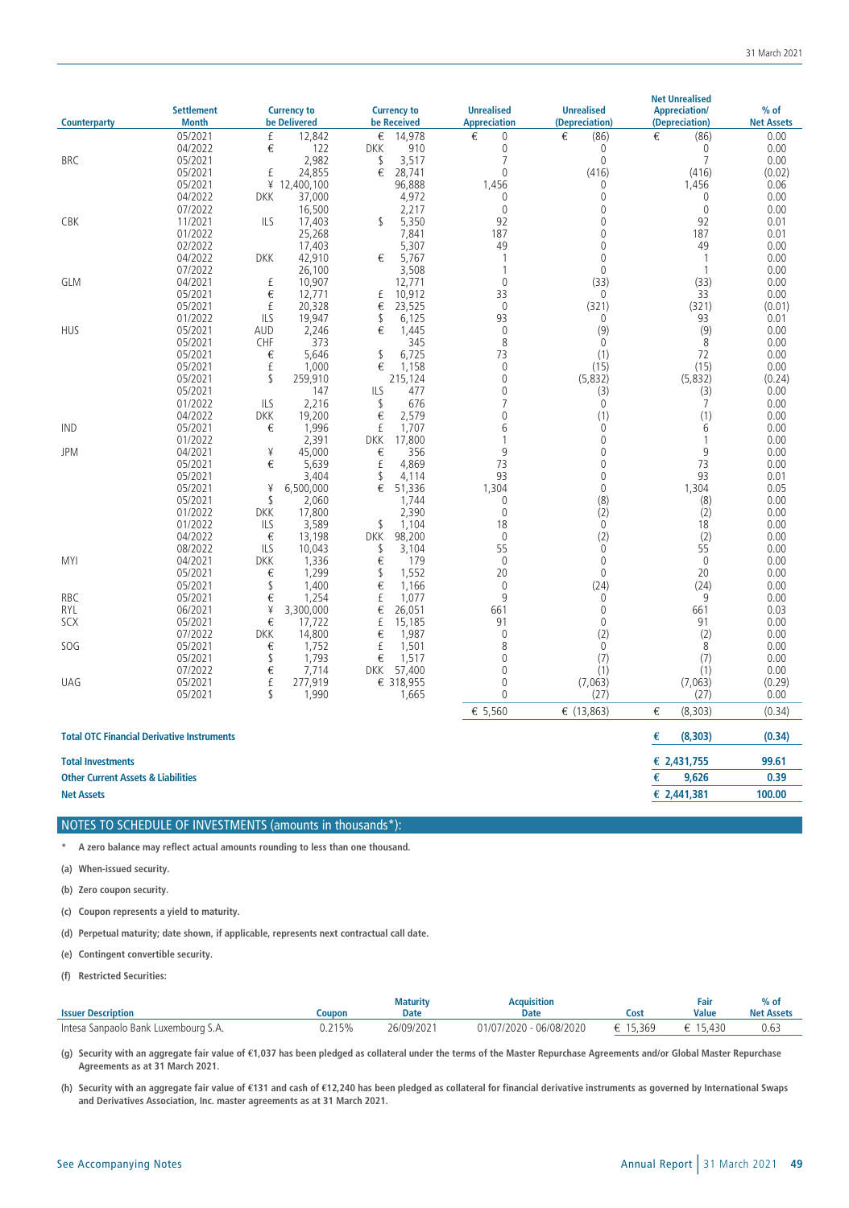| Counterparty | Settlement Month | Currency to be Delivered | | Currency to be Received | | Unrealised Appreciation | Unrealised (Depreciation) | Net Unrealised Appreciation/ (Depreciation) | % of Net Assets |
|---|---|---|---|---|---|---|---|---|---|
| | 05/2021 | £ | 12,842 | € | 14,978 | € 0 | € (86) | € (86) | 0.00 |
| | 04/2022 | € | 122 | DKK | 910 | 0 | 0 | 0 | 0.00 |
| BRC | 05/2021 | | 2,982 | $ | 3,517 | 7 | 0 | 7 | 0.00 |
| | 05/2021 | £ | 24,855 | € | 28,741 | 0 | (416) | (416) | (0.02) |
| | 05/2021 | ¥ | 12,400,100 | | 96,888 | 1,456 | 0 | 1,456 | 0.06 |
| | 04/2022 | DKK | 37,000 | | 4,972 | 0 | 0 | 0 | 0.00 |
| | 07/2022 | | 16,500 | | 2,217 | 0 | 0 | 0 | 0.00 |
| CBK | 11/2021 | ILS | 17,403 | $ | 5,350 | 92 | 0 | 92 | 0.01 |
| | 01/2022 | | 25,268 | | 7,841 | 187 | 0 | 187 | 0.01 |
| | 02/2022 | | 17,403 | | 5,307 | 49 | 0 | 49 | 0.00 |
| | 04/2022 | DKK | 42,910 | € | 5,767 | 1 | 0 | 1 | 0.00 |
| | 07/2022 | | 26,100 | | 3,508 | 1 | 0 | 1 | 0.00 |
| GLM | 04/2021 | £ | 10,907 | | 12,771 | 0 | (33) | (33) | 0.00 |
| | 05/2021 | € | 12,771 | £ | 10,912 | 33 | 0 | 33 | 0.00 |
| | 05/2021 | £ | 20,328 | € | 23,525 | 0 | (321) | (321) | (0.01) |
| | 01/2022 | ILS | 19,947 | $ | 6,125 | 93 | 0 | 93 | 0.01 |
| HUS | 05/2021 | AUD | 2,246 | € | 1,445 | 0 | (9) | (9) | 0.00 |
| | 05/2021 | CHF | 373 | | 345 | 8 | 0 | 8 | 0.00 |
| | 05/2021 | € | 5,646 | $ | 6,725 | 73 | (1) | 72 | 0.00 |
| | 05/2021 | £ | 1,000 | € | 1,158 | 0 | (15) | (15) | 0.00 |
| | 05/2021 | $ | 259,910 | | 215,124 | 0 | (5,832) | (5,832) | (0.24) |
| | 05/2021 | | 147 | ILS | 477 | 0 | (3) | (3) | 0.00 |
| | 01/2022 | ILS | 2,216 | $ | 676 | 7 | 0 | 7 | 0.00 |
| | 04/2022 | DKK | 19,200 | € | 2,579 | 0 | (1) | (1) | 0.00 |
| IND | 05/2021 | € | 1,996 | £ | 1,707 | 6 | 0 | 6 | 0.00 |
| | 01/2022 | | 2,391 | DKK | 17,800 | 1 | 0 | 1 | 0.00 |
| JPM | 04/2021 | ¥ | 45,000 | € | 356 | 9 | 0 | 9 | 0.00 |
| | 05/2021 | € | 5,639 | £ | 4,869 | 73 | 0 | 73 | 0.00 |
| | 05/2021 | | 3,404 | $ | 4,114 | 93 | 0 | 93 | 0.01 |
| | 05/2021 | ¥ | 6,500,000 | € | 51,336 | 1,304 | 0 | 1,304 | 0.05 |
| | 05/2021 | $ | 2,060 | | 1,744 | 0 | (8) | (8) | 0.00 |
| | 01/2022 | DKK | 17,800 | | 2,390 | 0 | (2) | (2) | 0.00 |
| | 01/2022 | ILS | 3,589 | $ | 1,104 | 18 | 0 | 18 | 0.00 |
| | 04/2022 | € | 13,198 | DKK | 98,200 | 0 | (2) | (2) | 0.00 |
| | 08/2022 | ILS | 10,043 | $ | 3,104 | 55 | 0 | 55 | 0.00 |
| MYI | 04/2021 | DKK | 1,336 | € | 179 | 0 | 0 | 0 | 0.00 |
| | 05/2021 | € | 1,299 | $ | 1,552 | 20 | 0 | 20 | 0.00 |
| | 05/2021 | $ | 1,400 | € | 1,166 | 0 | (24) | (24) | 0.00 |
| RBC | 05/2021 | € | 1,254 | £ | 1,077 | 9 | 0 | 9 | 0.00 |
| RYL | 06/2021 | ¥ | 3,300,000 | € | 26,051 | 661 | 0 | 661 | 0.03 |
| SCX | 05/2021 | € | 17,722 | £ | 15,185 | 91 | 0 | 91 | 0.00 |
| | 07/2022 | DKK | 14,800 | € | 1,987 | 0 | (2) | (2) | 0.00 |
| SOG | 05/2021 | € | 1,752 | £ | 1,501 | 8 | 0 | 8 | 0.00 |
| | 05/2021 | $ | 1,793 | € | 1,517 | 0 | (7) | (7) | 0.00 |
| | 07/2022 | € | 7,714 | DKK | 57,400 | 0 | (1) | (1) | 0.00 |
| UAG | 05/2021 | £ | 277,919 | € | 318,955 | 0 | (7,063) | (7,063) | (0.29) |
| | 05/2021 | $ | 1,990 | | 1,665 | 0 | (27) | (27) | 0.00 |
| | | | | | | € 5,560 | € (13,863) | € (8,303) | (0.34) |

| | | |
|---|---|---|
| **Total OTC Financial Derivative Instruments** | **€ (8,303)** | **(0.34)** |
| **Total Investments** | **€ 2,431,755** | **99.61** |
| **Other Current Assets & Liabilities** | **€ 9,626** | **0.39** |
| **Net Assets** | **€ 2,441,381** | **100.00** |

## NOTES TO SCHEDULE OF INVESTMENTS (amounts in thousands*):

\* **A zero balance may reflect actual amounts rounding to less than one thousand.**

**(a) When-issued security.**

**(b) Zero coupon security.**

**(c) Coupon represents a yield to maturity.**

**(d) Perpetual maturity; date shown, if applicable, represents next contractual call date.**

**(e) Contingent convertible security.**

**(f) Restricted Securities:**

| Issuer Description | Coupon | Maturity Date | Acquisition Date | Cost | Fair Value | % of Net Assets |
|---|---|---|---|---|---|---|
| Intesa Sanpaolo Bank Luxembourg S.A. | 0.215% | 26/09/2021 | 01/07/2020 - 06/08/2020 | € 15,369 | € 15,430 | 0.63 |

**(g) Security with an aggregate fair value of €1,037 has been pledged as collateral under the terms of the Master Repurchase Agreements and/or Global Master Repurchase Agreements as at 31 March 2021.**

**(h) Security with an aggregate fair value of €131 and cash of €12,240 has been pledged as collateral for financial derivative instruments as governed by International Swaps and Derivatives Association, Inc. master agreements as at 31 March 2021.**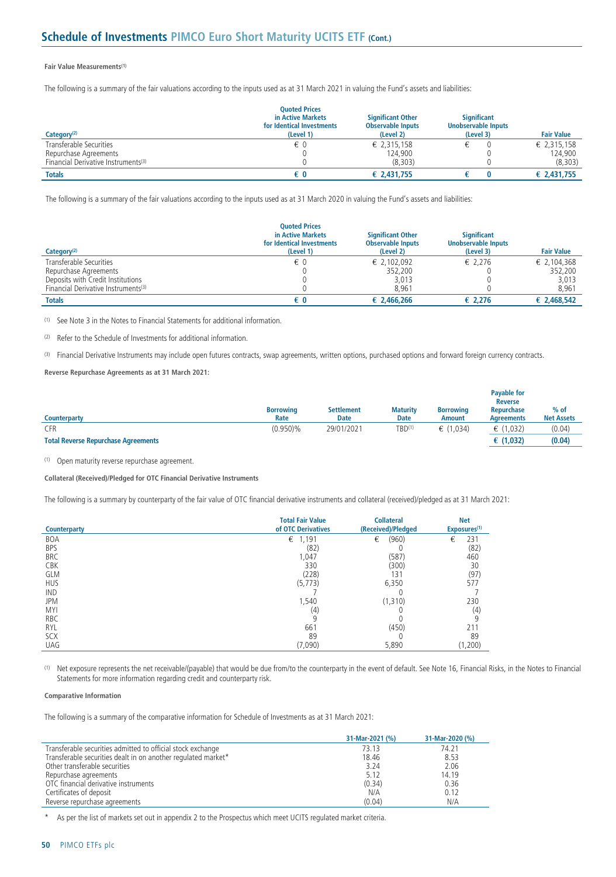# Schedule of Investments PIMCO Euro Short Maturity UCITS ETF (Cont.)

**Fair Value Measurements[1]**

The following is a summary of the fair valuations according to the inputs used as at 31 March 2021 in valuing the Fund's assets and liabilities:

| Category[2] | Quoted Prices in Active Markets for Identical Investments (Level 1) | Significant Other Observable Inputs (Level 2) | Significant Unobservable Inputs (Level 3) | Fair Value |
|---|---|---|---|---|
| Transferable Securities | € 0 | € 2,315,158 | € 0 | € 2,315,158 |
| Repurchase Agreements | 0 | 124,900 | 0 | 124,900 |
| Financial Derivative Instruments[3] | 0 | (8,303) | 0 | (8,303) |
| **Totals** | **€ 0** | **€ 2,431,755** | **€ 0** | **€ 2,431,755** |

The following is a summary of the fair valuations according to the inputs used as at 31 March 2020 in valuing the Fund's assets and liabilities:

| Category[2] | Quoted Prices in Active Markets for Identical Investments (Level 1) | Significant Other Observable Inputs (Level 2) | Significant Unobservable Inputs (Level 3) | Fair Value |
|---|---|---|---|---|
| Transferable Securities | € 0 | € 2,102,092 | € 2,276 | € 2,104,368 |
| Repurchase Agreements | 0 | 352,200 | 0 | 352,200 |
| Deposits with Credit Institutions | 0 | 3,013 | 0 | 3,013 |
| Financial Derivative Instruments[3] | 0 | 8,961 | 0 | 8,961 |
| **Totals** | **€ 0** | **€ 2,466,266** | **€ 2,276** | **€ 2,468,542** |

[1] See Note 3 in the Notes to Financial Statements for additional information.

[2] Refer to the Schedule of Investments for additional information.

[3] Financial Derivative Instruments may include open futures contracts, swap agreements, written options, purchased options and forward foreign currency contracts.

**Reverse Repurchase Agreements as at 31 March 2021:**

| Counterparty | Borrowing Rate | Settlement Date | Maturity Date | Borrowing Amount | Payable for Reverse Repurchase Agreements | % of Net Assets |
|---|---|---|---|---|---|---|
| CFR | (0.950)% | 29/01/2021 | TBD[1] | € (1,034) | € (1,032) | (0.04) |
| **Total Reverse Repurchase Agreements** | | | | | **€ (1,032)** | **(0.04)** |

[1] Open maturity reverse repurchase agreement.

**Collateral (Received)/Pledged for OTC Financial Derivative Instruments**

The following is a summary by counterparty of the fair value of OTC financial derivative instruments and collateral (received)/pledged as at 31 March 2021:

| Counterparty | Total Fair Value of OTC Derivatives | Collateral (Received)/Pledged | Net Exposures[1] |
|---|---|---|---|
| BOA | € 1,191 | € (960) | € 231 |
| BPS | (82) | 0 | (82) |
| BRC | 1,047 | (587) | 460 |
| CBK | 330 | (300) | 30 |
| GLM | (228) | 131 | (97) |
| HUS | (5,773) | 6,350 | 577 |
| IND | 7 | 0 | 7 |
| JPM | 1,540 | (1,310) | 230 |
| MYI | (4) | 0 | (4) |
| RBC | 9 | 0 | 9 |
| RYL | 661 | (450) | 211 |
| SCX | 89 | 0 | 89 |
| UAG | (7,090) | 5,890 | (1,200) |

[1] Net exposure represents the net receivable/(payable) that would be due from/to the counterparty in the event of default. See Note 16, Financial Risks, in the Notes to Financial Statements for more information regarding credit and counterparty risk.

**Comparative Information**

The following is a summary of the comparative information for Schedule of Investments as at 31 March 2021:

| | 31-Mar-2021 (%) | 31-Mar-2020 (%) |
|---|---|---|
| Transferable securities admitted to official stock exchange | 73.13 | 74.21 |
| Transferable securities dealt in on another regulated market* | 18.46 | 8.53 |
| Other transferable securities | 3.24 | 2.06 |
| Repurchase agreements | 5.12 | 14.19 |
| OTC financial derivative instruments | (0.34) | 0.36 |
| Certificates of deposit | N/A | 0.12 |
| Reverse repurchase agreements | (0.04) | N/A |

* As per the list of markets set out in appendix 2 to the Prospectus which meet UCITS regulated market criteria.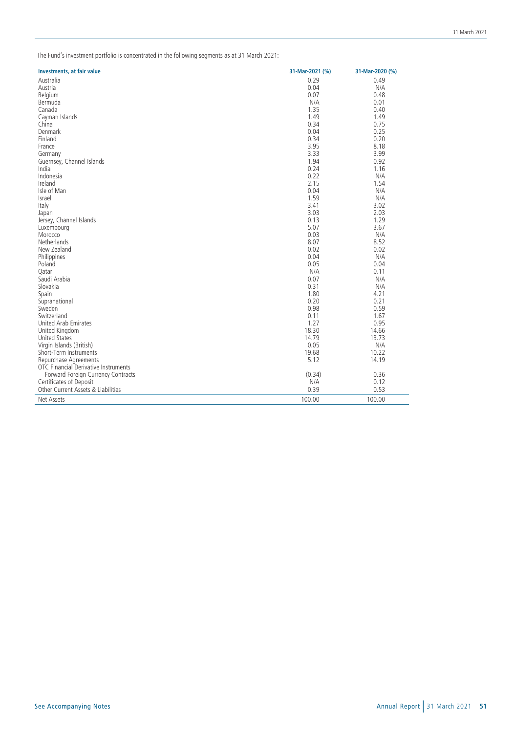The Fund's investment portfolio is concentrated in the following segments as at 31 March 2021:

| Investments, at fair value | 31-Mar-2021 (%) | 31-Mar-2020 (%) |
|---|---|---|
| Australia | 0.29 | 0.49 |
| Austria | 0.04 | N/A |
| Belgium | 0.07 | 0.48 |
| Bermuda | N/A | 0.01 |
| Canada | 1.35 | 0.40 |
| Cayman Islands | 1.49 | 1.49 |
| China | 0.34 | 0.75 |
| Denmark | 0.04 | 0.25 |
| Finland | 0.34 | 0.20 |
| France | 3.95 | 8.18 |
| Germany | 3.33 | 3.99 |
| Guernsey, Channel Islands | 1.94 | 0.92 |
| India | 0.24 | 1.16 |
| Indonesia | 0.22 | N/A |
| Ireland | 2.15 | 1.54 |
| Isle of Man | 0.04 | N/A |
| Israel | 1.59 | N/A |
| Italy | 3.41 | 3.02 |
| Japan | 3.03 | 2.03 |
| Jersey, Channel Islands | 0.13 | 1.29 |
| Luxembourg | 5.07 | 3.67 |
| Morocco | 0.03 | N/A |
| Netherlands | 8.07 | 8.52 |
| New Zealand | 0.02 | 0.02 |
| Philippines | 0.04 | N/A |
| Poland | 0.05 | 0.04 |
| Qatar | N/A | 0.11 |
| Saudi Arabia | 0.07 | N/A |
| Slovakia | 0.31 | N/A |
| Spain | 1.80 | 4.21 |
| Supranational | 0.20 | 0.21 |
| Sweden | 0.98 | 0.59 |
| Switzerland | 0.11 | 1.67 |
| United Arab Emirates | 1.27 | 0.95 |
| United Kingdom | 18.30 | 14.66 |
| United States | 14.79 | 13.73 |
| Virgin Islands (British) | 0.05 | N/A |
| Short-Term Instruments | 19.68 | 10.22 |
| Repurchase Agreements | 5.12 | 14.19 |
| OTC Financial Derivative Instruments | | |
| Forward Foreign Currency Contracts | (0.34) | 0.36 |
| Certificates of Deposit | N/A | 0.12 |
| Other Current Assets & Liabilities | 0.39 | 0.53 |
| Net Assets | 100.00 | 100.00 |

See Accompanying Notes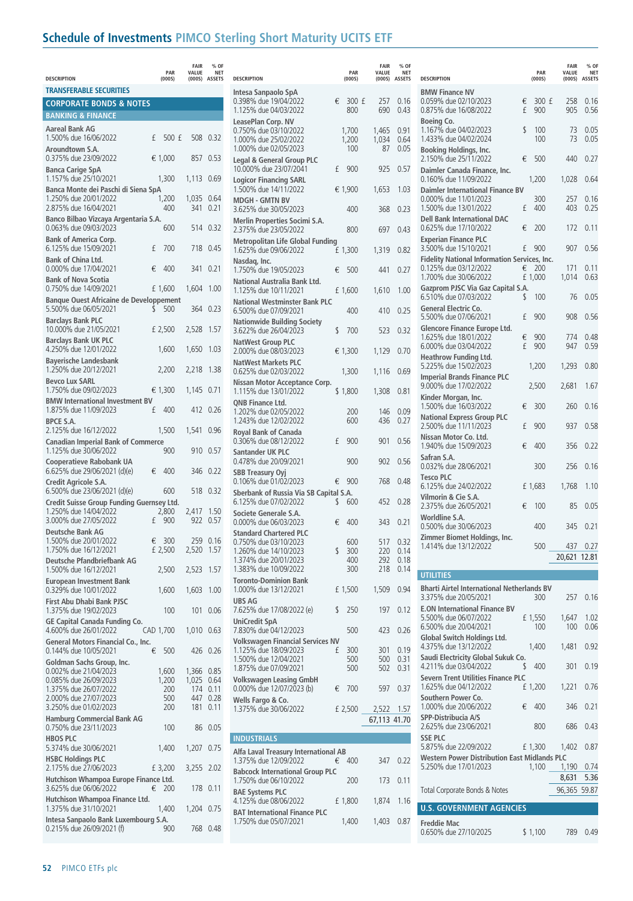# Schedule of Investments PIMCO Sterling Short Maturity UCITS ETF

| DESCRIPTION | PAR (000S) | FAIR VALUE (000S) | % OF NET ASSETS |
|---|---|---|---|
| **TRANSFERABLE SECURITIES** | | | |
| **CORPORATE BONDS & NOTES** | | | |
| **BANKING & FINANCE** | | | |
| **Aareal Bank AG** | | | |
| 1.500% due 16/06/2022 | £ 500 | £ 508 | 0.32 |
| **Aroundtown S.A.** | | | |
| 0.375% due 23/09/2022 | € 1,000 | 857 | 0.53 |
| **Banca Carige SpA** | | | |
| 1.157% due 25/10/2021 | 1,300 | 1,113 | 0.69 |
| **Banca Monte dei Paschi di Siena SpA** | | | |
| 1.250% due 20/01/2022 | 1,200 | 1,035 | 0.64 |
| 2.875% due 16/04/2021 | 400 | 341 | 0.21 |
| **Banco Bilbao Vizcaya Argentaria S.A.** | | | |
| 0.063% due 09/03/2023 | 600 | 514 | 0.32 |
| **Bank of America Corp.** | | | |
| 6.125% due 15/09/2021 | £ 700 | 718 | 0.45 |
| **Bank of China Ltd.** | | | |
| 0.000% due 17/04/2021 | € 400 | 341 | 0.21 |
| **Bank of Nova Scotia** | | | |
| 0.750% due 14/09/2021 | £ 1,600 | 1,604 | 1.00 |
| **Banque Ouest Africaine de Developpement** | | | |
| 5.500% due 06/05/2021 | $ 500 | 364 | 0.23 |
| **Barclays Bank PLC** | | | |
| 10.000% due 21/05/2021 | £ 2,500 | 2,528 | 1.57 |
| **Barclays Bank UK PLC** | | | |
| 4.250% due 12/01/2022 | 1,600 | 1,650 | 1.03 |
| **Bayerische Landesbank** | | | |
| 1.250% due 20/12/2021 | 2,200 | 2,218 | 1.38 |
| **Bevco Lux SARL** | | | |
| 1.750% due 09/02/2023 | € 1,300 | 1,145 | 0.71 |
| **BMW International Investment BV** | | | |
| 1.875% due 11/09/2023 | £ 400 | 412 | 0.26 |
| **BPCE S.A.** | | | |
| 2.125% due 16/12/2022 | 1,500 | 1,541 | 0.96 |
| **Canadian Imperial Bank of Commerce** | | | |
| 1.125% due 30/06/2022 | 900 | 910 | 0.57 |
| **Cooperatieve Rabobank UA** | | | |
| 6.625% due 29/06/2021 (d)(e) | € 400 | 346 | 0.22 |
| **Credit Agricole S.A.** | | | |
| 6.500% due 23/06/2021 (d)(e) | 600 | 518 | 0.32 |
| **Credit Suisse Group Funding Guernsey Ltd.** | | | |
| 1.250% due 14/04/2022 | 2,800 | 2,417 | 1.50 |
| 3.000% due 27/05/2022 | £ 900 | 922 | 0.57 |
| **Deutsche Bank AG** | | | |
| 1.500% due 20/01/2022 | € 300 | 259 | 0.16 |
| 1.750% due 16/12/2021 | £ 2,500 | 2,520 | 1.57 |
| **Deutsche Pfandbriefbank AG** | | | |
| 1.500% due 16/12/2021 | 2,500 | 2,523 | 1.57 |
| **European Investment Bank** | | | |
| 0.329% due 10/01/2022 | 1,600 | 1,603 | 1.00 |
| **First Abu Dhabi Bank PJSC** | | | |
| 1.375% due 19/02/2023 | 100 | 101 | 0.06 |
| **GE Capital Canada Funding Co.** | | | |
| 4.600% due 26/01/2022 | CAD 1,700 | 1,010 | 0.63 |
| **General Motors Financial Co., Inc.** | | | |
| 0.144% due 10/05/2021 | € 500 | 426 | 0.26 |
| **Goldman Sachs Group, Inc.** | | | |
| 0.002% due 21/04/2023 | 1,600 | 1,366 | 0.85 |
| 0.085% due 26/09/2023 | 1,200 | 1,025 | 0.64 |
| 1.375% due 26/07/2022 | 200 | 174 | 0.11 |
| 2.000% due 27/07/2023 | 500 | 447 | 0.28 |
| 3.250% due 01/02/2023 | 200 | 181 | 0.11 |
| **Hamburg Commercial Bank AG** | | | |
| 0.750% due 23/11/2023 | 100 | 86 | 0.05 |
| **HBOS PLC** | | | |
| 5.374% due 30/06/2021 | 1,400 | 1,207 | 0.75 |
| **HSBC Holdings PLC** | | | |
| 2.175% due 27/06/2023 | £ 3,200 | 3,255 | 2.02 |
| **Hutchison Whampoa Europe Finance Ltd.** | | | |
| 3.625% due 06/06/2022 | € 200 | 178 | 0.11 |
| **Hutchison Whampoa Finance Ltd.** | | | |
| 1.375% due 31/10/2021 | 1,400 | 1,204 | 0.75 |
| **Intesa Sanpaolo Bank Luxembourg S.A.** | | | |
| 0.215% due 26/09/2021 (f) | 900 | 768 | 0.48 |
| **Intesa Sanpaolo SpA** | | | |
| 0.398% due 19/04/2022 | € 300 | £ 257 | 0.16 |
| 1.125% due 04/03/2022 | 800 | 690 | 0.43 |
| **LeasePlan Corp. NV** | | | |
| 0.750% due 03/10/2022 | 1,700 | 1,465 | 0.91 |
| 1.000% due 25/02/2022 | 1,200 | 1,034 | 0.64 |
| 1.000% due 02/05/2023 | 100 | 87 | 0.05 |
| **Legal & General Group PLC** | | | |
| 10.000% due 23/07/2041 | £ 900 | 925 | 0.57 |
| **Logicor Financing SARL** | | | |
| 1.500% due 14/11/2022 | € 1,900 | 1,653 | 1.03 |
| **MDGH - GMTN BV** | | | |
| 3.625% due 30/05/2023 | 400 | 368 | 0.23 |
| **Merlin Properties Socimi S.A.** | | | |
| 2.375% due 23/05/2022 | 800 | 697 | 0.43 |
| **Metropolitan Life Global Funding** | | | |
| 1.625% due 09/06/2022 | £ 1,300 | 1,319 | 0.82 |
| **Nasdaq, Inc.** | | | |
| 1.750% due 19/05/2023 | € 500 | 441 | 0.27 |
| **National Australia Bank Ltd.** | | | |
| 1.125% due 10/11/2021 | £ 1,600 | 1,610 | 1.00 |
| **National Westminster Bank PLC** | | | |
| 6.500% due 07/09/2021 | 400 | 410 | 0.25 |
| **Nationwide Building Society** | | | |
| 3.622% due 26/04/2023 | $ 700 | 523 | 0.32 |
| **NatWest Group PLC** | | | |
| 2.000% due 08/03/2023 | € 1,300 | 1,129 | 0.70 |
| **NatWest Markets PLC** | | | |
| 0.625% due 02/03/2022 | 1,300 | 1,116 | 0.69 |
| **Nissan Motor Acceptance Corp.** | | | |
| 1.115% due 13/01/2022 | $ 1,800 | 1,308 | 0.81 |
| **QNB Finance Ltd.** | | | |
| 1.202% due 02/05/2022 | 200 | 146 | 0.09 |
| 1.243% due 12/02/2022 | 600 | 436 | 0.27 |
| **Royal Bank of Canada** | | | |
| 0.306% due 08/12/2022 | £ 900 | 901 | 0.56 |
| **Santander UK PLC** | | | |
| 0.478% due 20/09/2021 | 900 | 902 | 0.56 |
| **SBB Treasury Oyj** | | | |
| 0.106% due 01/02/2023 | € 900 | 768 | 0.48 |
| **Sberbank of Russia Via SB Capital S.A.** | | | |
| 6.125% due 07/02/2022 | $ 600 | 452 | 0.28 |
| **Societe Generale S.A.** | | | |
| 0.000% due 06/03/2023 | € 400 | 343 | 0.21 |
| **Standard Chartered PLC** | | | |
| 0.750% due 03/10/2023 | 600 | 517 | 0.32 |
| 1.260% due 14/10/2023 | $ 300 | 220 | 0.14 |
| 1.374% due 20/01/2023 | 400 | 292 | 0.18 |
| 1.383% due 10/09/2022 | 300 | 218 | 0.14 |
| **Toronto-Dominion Bank** | | | |
| 1.000% due 13/12/2021 | £ 1,500 | 1,509 | 0.94 |
| **UBS AG** | | | |
| 7.625% due 17/08/2022 (e) | $ 250 | 197 | 0.12 |
| **UniCredit SpA** | | | |
| 7.830% due 04/12/2023 | 500 | 423 | 0.26 |
| **Volkswagen Financial Services NV** | | | |
| 1.125% due 18/09/2023 | £ 300 | 301 | 0.19 |
| 1.500% due 12/04/2021 | 500 | 500 | 0.31 |
| 1.875% due 07/09/2021 | 500 | 502 | 0.31 |
| **Volkswagen Leasing GmbH** | | | |
| 0.000% due 12/07/2023 (b) | € 700 | 597 | 0.37 |
| **Wells Fargo & Co.** | | | |
| 1.375% due 30/06/2022 | £ 2,500 | 2,522 | 1.57 |
| | | 67,113 | 41.70 |
| **INDUSTRIALS** | | | |
| **Alfa Laval Treasury International AB** | | | |
| 1.375% due 12/09/2022 | € 400 | 347 | 0.22 |
| **Babcock International Group PLC** | | | |
| 1.750% due 06/10/2022 | 200 | 173 | 0.11 |
| **BAE Systems PLC** | | | |
| 4.125% due 08/06/2022 | £ 1,800 | 1,874 | 1.16 |
| **BAT International Finance PLC** | | | |
| 1.750% due 05/07/2021 | 1,400 | 1,403 | 0.87 |
| **BMW Finance NV** | | | |
| 0.059% due 02/10/2023 | € 300 | £ 258 | 0.16 |
| 0.875% due 16/08/2022 | £ 900 | 905 | 0.56 |
| **Boeing Co.** | | | |
| 1.167% due 04/02/2023 | $ 100 | 73 | 0.05 |
| 1.433% due 04/02/2024 | 100 | 73 | 0.05 |
| **Booking Holdings, Inc.** | | | |
| 2.150% due 25/11/2022 | € 500 | 440 | 0.27 |
| **Daimler Canada Finance, Inc.** | | | |
| 0.160% due 11/09/2022 | 1,200 | 1,028 | 0.64 |
| **Daimler International Finance BV** | | | |
| 0.000% due 11/01/2023 | 300 | 257 | 0.16 |
| 1.500% due 13/01/2022 | £ 400 | 403 | 0.25 |
| **Dell Bank International DAC** | | | |
| 0.625% due 17/10/2022 | € 200 | 172 | 0.11 |
| **Experian Finance PLC** | | | |
| 3.500% due 15/10/2021 | £ 900 | 907 | 0.56 |
| **Fidelity National Information Services, Inc.** | | | |
| 0.125% due 03/12/2022 | € 200 | 171 | 0.11 |
| 1.700% due 30/06/2022 | £ 1,000 | 1,014 | 0.63 |
| **Gazprom PJSC Via Gaz Capital S.A.** | | | |
| 6.510% due 07/03/2022 | $ 100 | 76 | 0.05 |
| **General Electric Co.** | | | |
| 5.500% due 07/06/2021 | £ 900 | 908 | 0.56 |
| **Glencore Finance Europe Ltd.** | | | |
| 1.625% due 18/01/2022 | € 900 | 774 | 0.48 |
| 6.000% due 03/04/2022 | £ 900 | 947 | 0.59 |
| **Heathrow Funding Ltd.** | | | |
| 5.225% due 15/02/2023 | 1,200 | 1,293 | 0.80 |
| **Imperial Brands Finance PLC** | | | |
| 9.000% due 17/02/2022 | 2,500 | 2,681 | 1.67 |
| **Kinder Morgan, Inc.** | | | |
| 1.500% due 16/03/2022 | € 300 | 260 | 0.16 |
| **National Express Group PLC** | | | |
| 2.500% due 11/11/2023 | £ 900 | 937 | 0.58 |
| **Nissan Motor Co. Ltd.** | | | |
| 1.940% due 15/09/2023 | € 400 | 356 | 0.22 |
| **Safran S.A.** | | | |
| 0.032% due 28/06/2021 | 300 | 256 | 0.16 |
| **Tesco PLC** | | | |
| 6.125% due 24/02/2022 | £ 1,683 | 1,768 | 1.10 |
| **Vilmorin & Cie S.A.** | | | |
| 2.375% due 26/05/2021 | € 100 | 85 | 0.05 |
| **Worldline S.A.** | | | |
| 0.500% due 30/06/2023 | 400 | 345 | 0.21 |
| **Zimmer Biomet Holdings, Inc.** | | | |
| 1.414% due 13/12/2022 | 500 | 437 | 0.27 |
| | | 20,621 | 12.81 |
| **UTILITIES** | | | |
| **Bharti Airtel International Netherlands BV** | | | |
| 3.375% due 20/05/2021 | 300 | 257 | 0.16 |
| **E.ON International Finance BV** | | | |
| 5.500% due 06/07/2022 | £ 1,550 | 1,647 | 1.02 |
| 6.500% due 20/04/2021 | 100 | 100 | 0.06 |
| **Global Switch Holdings Ltd.** | | | |
| 4.375% due 13/12/2022 | 1,400 | 1,481 | 0.92 |
| **Saudi Electricity Global Sukuk Co.** | | | |
| 4.211% due 03/04/2022 | $ 400 | 301 | 0.19 |
| **Severn Trent Utilities Finance PLC** | | | |
| 1.625% due 04/12/2022 | £ 1,200 | 1,221 | 0.76 |
| **Southern Power Co.** | | | |
| 1.000% due 20/06/2022 | € 400 | 346 | 0.21 |
| **SPP-Distribucia A/S** | | | |
| 2.625% due 23/06/2021 | 800 | 686 | 0.43 |
| **SSE PLC** | | | |
| 5.875% due 22/09/2022 | £ 1,300 | 1,402 | 0.87 |
| **Western Power Distribution East Midlands PLC** | | | |
| 5.250% due 17/01/2023 | 1,100 | 1,190 | 0.74 |
| | | 8,631 | 5.36 |
| Total Corporate Bonds & Notes | | 96,365 | 59.87 |
| **U.S. GOVERNMENT AGENCIES** | | | |
| **Freddie Mac** | | | |
| 0.650% due 27/10/2025 | $ 1,100 | 789 | 0.49 |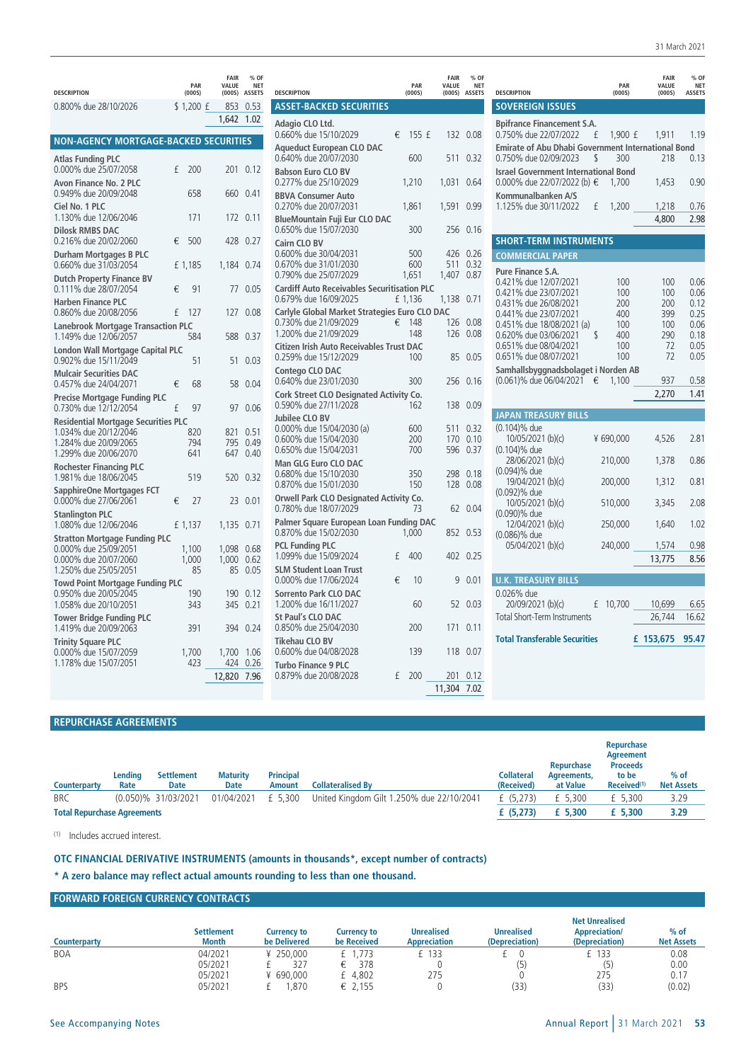| DESCRIPTION | PAR (000S) | FAIR VALUE (000S) | % OF NET ASSETS |
|---|---|---|---|
| 0.800% due 28/10/2026 | $ 1,200 | £ 853 | 0.53 |
| | | 1,642 | 1.02 |
| **NON-AGENCY MORTGAGE-BACKED SECURITIES** | | | |
| **Atlas Funding PLC** | | | |
| 0.000% due 25/07/2058 | £ 200 | 201 | 0.12 |
| **Avon Finance No. 2 PLC** | | | |
| 0.949% due 20/09/2048 | 658 | 660 | 0.41 |
| **Ciel No. 1 PLC** | | | |
| 1.130% due 12/06/2046 | 171 | 172 | 0.11 |
| **Dilosk RMBS DAC** | | | |
| 0.216% due 20/02/2060 | € 500 | 428 | 0.27 |
| **Durham Mortgages B PLC** | | | |
| 0.660% due 31/03/2054 | £ 1,185 | 1,184 | 0.74 |
| **Dutch Property Finance BV** | | | |
| 0.111% due 28/07/2054 | € 91 | 77 | 0.05 |
| **Harben Finance PLC** | | | |
| 0.860% due 20/08/2056 | £ 127 | 127 | 0.08 |
| **Lanebrook Mortgage Transaction PLC** | | | |
| 1.149% due 12/06/2057 | 584 | 588 | 0.37 |
| **London Wall Mortgage Capital PLC** | | | |
| 0.902% due 15/11/2049 | 51 | 51 | 0.03 |
| **Mulcair Securities DAC** | | | |
| 0.457% due 24/04/2071 | € 68 | 58 | 0.04 |
| **Precise Mortgage Funding PLC** | | | |
| 0.730% due 12/12/2054 | £ 97 | 97 | 0.06 |
| **Residential Mortgage Securities PLC** | | | |
| 1.034% due 20/12/2046 | 820 | 821 | 0.51 |
| 1.284% due 20/09/2065 | 794 | 795 | 0.49 |
| 1.299% due 20/06/2070 | 641 | 647 | 0.40 |
| **Rochester Financing PLC** | | | |
| 1.981% due 18/06/2045 | 519 | 520 | 0.32 |
| **SapphireOne Mortgages FCT** | | | |
| 0.000% due 27/06/2061 | € 27 | 23 | 0.01 |
| **Stanlington PLC** | | | |
| 1.080% due 12/06/2046 | £ 1,137 | 1,135 | 0.71 |
| **Stratton Mortgage Funding PLC** | | | |
| 0.000% due 25/09/2051 | 1,100 | 1,098 | 0.68 |
| 0.000% due 20/07/2060 | 1,000 | 1,000 | 0.62 |
| 1.250% due 25/05/2051 | 85 | 85 | 0.05 |
| **Towd Point Mortgage Funding PLC** | | | |
| 0.950% due 20/05/2045 | 190 | 190 | 0.12 |
| 1.058% due 20/10/2051 | 343 | 345 | 0.21 |
| **Tower Bridge Funding PLC** | | | |
| 1.419% due 20/09/2063 | 391 | 394 | 0.24 |
| **Trinity Square PLC** | | | |
| 0.000% due 15/07/2059 | 1,700 | 1,700 | 1.06 |
| 1.178% due 15/07/2051 | 423 | 424 | 0.26 |
| | | 12,820 | 7.96 |

| DESCRIPTION | PAR (000S) | FAIR VALUE (000S) | % OF NET ASSETS |
|---|---|---|---|
| **ASSET-BACKED SECURITIES** | | | |
| **Adagio CLO Ltd.** | | | |
| 0.660% due 15/10/2029 | € 155 | £ 132 | 0.08 |
| **Aqueduct European CLO DAC** | | | |
| 0.640% due 20/07/2030 | 600 | 511 | 0.32 |
| **Babson Euro CLO BV** | | | |
| 0.277% due 25/10/2029 | 1,210 | 1,031 | 0.64 |
| **BBVA Consumer Auto** | | | |
| 0.270% due 20/07/2031 | 1,861 | 1,591 | 0.99 |
| **BlueMountain Fuji Eur CLO DAC** | | | |
| 0.650% due 15/07/2030 | 300 | 256 | 0.16 |
| **Cairn CLO BV** | | | |
| 0.600% due 30/04/2031 | 500 | 426 | 0.26 |
| 0.670% due 31/01/2030 | 600 | 511 | 0.32 |
| 0.790% due 25/07/2029 | 1,651 | 1,407 | 0.87 |
| **Cardiff Auto Receivables Securitisation PLC** | | | |
| 0.679% due 16/09/2025 | £ 1,136 | 1,138 | 0.71 |
| **Carlyle Global Market Strategies Euro CLO DAC** | | | |
| 0.730% due 21/09/2029 | € 148 | 126 | 0.08 |
| 1.200% due 21/09/2029 | 148 | 126 | 0.08 |
| **Citizen Irish Auto Receivables Trust DAC** | | | |
| 0.259% due 15/12/2029 | 100 | 85 | 0.05 |
| **Contego CLO DAC** | | | |
| 0.640% due 23/01/2030 | 300 | 256 | 0.16 |
| **Cork Street CLO Designated Activity Co.** | | | |
| 0.590% due 27/11/2028 | 162 | 138 | 0.09 |
| **Jubilee CLO BV** | | | |
| 0.000% due 15/04/2030 (a) | 600 | 511 | 0.32 |
| 0.600% due 15/04/2030 | 200 | 170 | 0.10 |
| 0.650% due 15/04/2031 | 700 | 596 | 0.37 |
| **Man GLG Euro CLO DAC** | | | |
| 0.680% due 15/10/2030 | 350 | 298 | 0.18 |
| 0.870% due 15/01/2030 | 150 | 128 | 0.08 |
| **Orwell Park CLO Designated Activity Co.** | | | |
| 0.780% due 18/07/2029 | 73 | 62 | 0.04 |
| **Palmer Square European Loan Funding DAC** | | | |
| 0.870% due 15/02/2030 | 1,000 | 852 | 0.53 |
| **PCL Funding PLC** | | | |
| 1.099% due 15/09/2024 | £ 400 | 402 | 0.25 |
| **SLM Student Loan Trust** | | | |
| 0.000% due 17/06/2024 | € 10 | 9 | 0.01 |
| **Sorrento Park CLO DAC** | | | |
| 1.200% due 16/11/2027 | 60 | 52 | 0.03 |
| **St Paul's CLO DAC** | | | |
| 0.850% due 25/04/2030 | 200 | 171 | 0.11 |
| **Tikehau CLO BV** | | | |
| 0.600% due 04/08/2028 | 139 | 118 | 0.07 |
| **Turbo Finance 9 PLC** | | | |
| 0.879% due 20/08/2028 | £ 200 | 201 | 0.12 |
| | | 11,304 | 7.02 |

| DESCRIPTION | PAR (000S) | FAIR VALUE (000S) | % OF NET ASSETS |
|---|---|---|---|
| **SOVEREIGN ISSUES** | | | |
| **Bpifrance Financement S.A.** | | | |
| 0.750% due 22/07/2022 | £ 1,900 | £ 1,911 | 1.19 |
| **Emirate of Abu Dhabi Government International Bond** | | | |
| 0.750% due 02/09/2023 | $ 300 | 218 | 0.13 |
| **Israel Government International Bond** | | | |
| 0.000% due 22/07/2022 (b) | € 1,700 | 1,453 | 0.90 |
| **Kommunalbanken A/S** | | | |
| 1.125% due 30/11/2022 | £ 1,200 | 1,218 | 0.76 |
| | | 4,800 | 2.98 |
| **SHORT-TERM INSTRUMENTS** | | | |
| **COMMERCIAL PAPER** | | | |
| **Pure Finance S.A.** | | | |
| 0.421% due 12/07/2021 | 100 | 100 | 0.06 |
| 0.421% due 23/07/2021 | 100 | 100 | 0.06 |
| 0.431% due 26/08/2021 | 200 | 200 | 0.12 |
| 0.441% due 23/07/2021 | 400 | 399 | 0.25 |
| 0.451% due 18/08/2021 (a) | 100 | 100 | 0.06 |
| 0.620% due 03/06/2021 | $ 400 | 290 | 0.18 |
| 0.651% due 08/04/2021 | 100 | 72 | 0.05 |
| 0.651% due 08/07/2021 | 100 | 72 | 0.05 |
| **Samhallsbyggnadsbolaget i Norden AB** | | | |
| (0.061)% due 06/04/2021 | € 1,100 | 937 | 0.58 |
| | | 2,270 | 1.41 |
| **JAPAN TREASURY BILLS** | | | |
| (0.104)% due 10/05/2021 (b)(c) | ¥ 690,000 | 4,526 | 2.81 |
| (0.104)% due 28/06/2021 (b)(c) | 210,000 | 1,378 | 0.86 |
| (0.094)% due 19/04/2021 (b)(c) | 200,000 | 1,312 | 0.81 |
| (0.092)% due 10/05/2021 (b)(c) | 510,000 | 3,345 | 2.08 |
| (0.090)% due 12/04/2021 (b)(c) | 250,000 | 1,640 | 1.02 |
| (0.086)% due 05/04/2021 (b)(c) | 240,000 | 1,574 | 0.98 |
| | | 13,775 | 8.56 |
| **U.K. TREASURY BILLS** | | | |
| 0.026% due 20/09/2021 (b)(c) | £ 10,700 | 10,699 | 6.65 |
| Total Short-Term Instruments | | 26,744 | 16.62 |
| **Total Transferable Securities** | | **£ 153,675** | **95.47** |

## REPURCHASE AGREEMENTS

| Counterparty | Lending Rate | Settlement Date | Maturity Date | Principal Amount | Collateralised By | Collateral (Received) | Repurchase Agreements, at Value | Repurchase Agreement Proceeds to be Received[1] | % of Net Assets |
|---|---|---|---|---|---|---|---|---|---|
| BRC | (0.050)% | 31/03/2021 | 01/04/2021 | £ 5,300 | United Kingdom Gilt 1.250% due 22/10/2041 | £ (5,273) | £ 5,300 | £ 5,300 | 3.29 |
| **Total Repurchase Agreements** | | | | | | **£ (5,273)** | **£ 5,300** | **£ 5,300** | **3.29** |

[1] Includes accrued interest.

**OTC FINANCIAL DERIVATIVE INSTRUMENTS (amounts in thousands*, except number of contracts)**

**\* A zero balance may reflect actual amounts rounding to less than one thousand.**

## FORWARD FOREIGN CURRENCY CONTRACTS

| Counterparty | Settlement Month | Currency to be Delivered | Currency to be Received | Unrealised Appreciation | Unrealised (Depreciation) | Net Unrealised Appreciation/ (Depreciation) | % of Net Assets |
|---|---|---|---|---|---|---|---|
| BOA | 04/2021 | ¥ 250,000 | £ 1,773 | £ 133 | £ 0 | £ 133 | 0.08 |
| | 05/2021 | £ 327 | € 378 | 0 | (5) | (5) | 0.00 |
| | 05/2021 | ¥ 690,000 | £ 4,802 | 275 | 0 | 275 | 0.17 |
| BPS | 05/2021 | £ 1,870 | € 2,155 | 0 | (33) | (33) | (0.02) |

See Accompanying Notes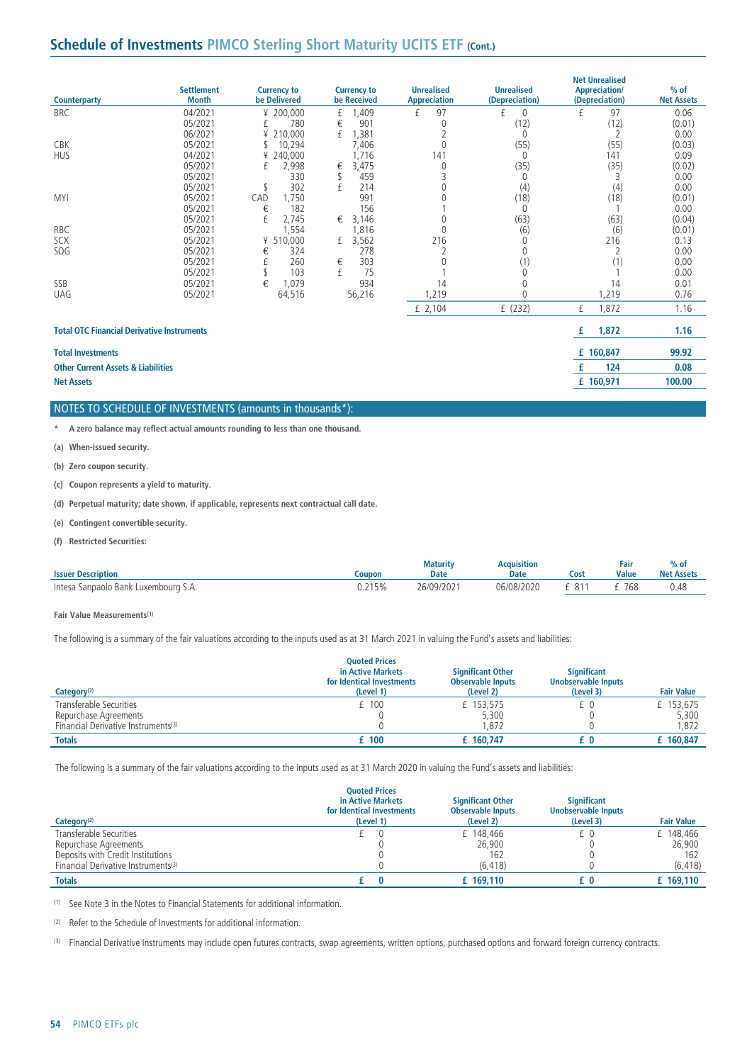## Schedule of Investments PIMCO Sterling Short Maturity UCITS ETF (Cont.)

| Counterparty | Settlement Month | Currency to be Delivered | Currency to be Received | Unrealised Appreciation | Unrealised (Depreciation) | Net Unrealised Appreciation/ (Depreciation) | % of Net Assets |
|---|---|---|---|---|---|---|---|
| BRC | 04/2021 | ¥ 200,000 | £ 1,409 | £ 97 | £ 0 | £ 97 | 0.06 |
| | 05/2021 | £ 780 | € 901 | 0 | (12) | (12) | (0.01) |
| | 06/2021 | ¥ 210,000 | £ 1,381 | 2 | 0 | 2 | 0.00 |
| CBK | 05/2021 | $ 10,294 | 7,406 | 0 | (55) | (55) | (0.03) |
| HUS | 04/2021 | ¥ 240,000 | 1,716 | 141 | 0 | 141 | 0.09 |
| | 05/2021 | £ 2,998 | € 3,475 | 0 | (35) | (35) | (0.02) |
| | 05/2021 | 330 | $ 459 | 3 | 0 | 3 | 0.00 |
| | 05/2021 | $ 302 | £ 214 | 0 | (4) | (4) | 0.00 |
| MYI | 05/2021 | CAD 1,750 | 991 | 0 | (18) | (18) | (0.01) |
| | 05/2021 | € 182 | 156 | 1 | 0 | 1 | 0.00 |
| | 05/2021 | £ 2,745 | € 3,146 | 0 | (63) | (63) | (0.04) |
| RBC | 05/2021 | 1,554 | 1,816 | 0 | (6) | (6) | (0.01) |
| SCX | 05/2021 | ¥ 510,000 | £ 3,562 | 216 | 0 | 216 | 0.13 |
| SOG | 05/2021 | € 324 | 278 | 2 | 0 | 2 | 0.00 |
| | 05/2021 | £ 260 | € 303 | 0 | (1) | (1) | 0.00 |
| | 05/2021 | $ 103 | £ 75 | 1 | 0 | 1 | 0.00 |
| SSB | 05/2021 | € 1,079 | 934 | 14 | 0 | 14 | 0.01 |
| UAG | 05/2021 | 64,516 | 56,216 | 1,219 | 0 | 1,219 | 0.76 |
| | | | | £ 2,104 | £ (232) | £ 1,872 | 1.16 |

| | | |
|---|---|---|
| **Total OTC Financial Derivative Instruments** | **£ 1,872** | **1.16** |
| **Total Investments** | **£ 160,847** | **99.92** |
| **Other Current Assets & Liabilities** | **£ 124** | **0.08** |
| **Net Assets** | **£ 160,971** | **100.00** |

## NOTES TO SCHEDULE OF INVESTMENTS (amounts in thousands*):

\* **A zero balance may reflect actual amounts rounding to less than one thousand.**

**(a) When-issued security.**

**(b) Zero coupon security.**

**(c) Coupon represents a yield to maturity.**

**(d) Perpetual maturity; date shown, if applicable, represents next contractual call date.**

**(e) Contingent convertible security.**

**(f) Restricted Securities:**

| Issuer Description | Coupon | Maturity Date | Acquisition Date | Cost | Fair Value | % of Net Assets |
|---|---|---|---|---|---|---|
| Intesa Sanpaolo Bank Luxembourg S.A. | 0.215% | 26/09/2021 | 06/08/2020 | £ 811 | £ 768 | 0.48 |

**Fair Value Measurements[1]**

The following is a summary of the fair valuations according to the inputs used as at 31 March 2021 in valuing the Fund's assets and liabilities:

| Category[2] | Quoted Prices in Active Markets for Identical Investments (Level 1) | Significant Other Observable Inputs (Level 2) | Significant Unobservable Inputs (Level 3) | Fair Value |
|---|---|---|---|---|
| Transferable Securities | £ 100 | £ 153,575 | £ 0 | £ 153,675 |
| Repurchase Agreements | 0 | 5,300 | 0 | 5,300 |
| Financial Derivative Instruments[3] | 0 | 1,872 | 0 | 1,872 |
| **Totals** | **£ 100** | **£ 160,747** | **£ 0** | **£ 160,847** |

The following is a summary of the fair valuations according to the inputs used as at 31 March 2020 in valuing the Fund's assets and liabilities:

| Category[2] | Quoted Prices in Active Markets for Identical Investments (Level 1) | Significant Other Observable Inputs (Level 2) | Significant Unobservable Inputs (Level 3) | Fair Value |
|---|---|---|---|---|
| Transferable Securities | £ 0 | £ 148,466 | £ 0 | £ 148,466 |
| Repurchase Agreements | 0 | 26,900 | 0 | 26,900 |
| Deposits with Credit Institutions | 0 | 162 | 0 | 162 |
| Financial Derivative Instruments[3] | 0 | (6,418) | 0 | (6,418) |
| **Totals** | **£ 0** | **£ 169,110** | **£ 0** | **£ 169,110** |

[1] See Note 3 in the Notes to Financial Statements for additional information.

[2] Refer to the Schedule of Investments for additional information.

[3] Financial Derivative Instruments may include open futures contracts, swap agreements, written options, purchased options and forward foreign currency contracts.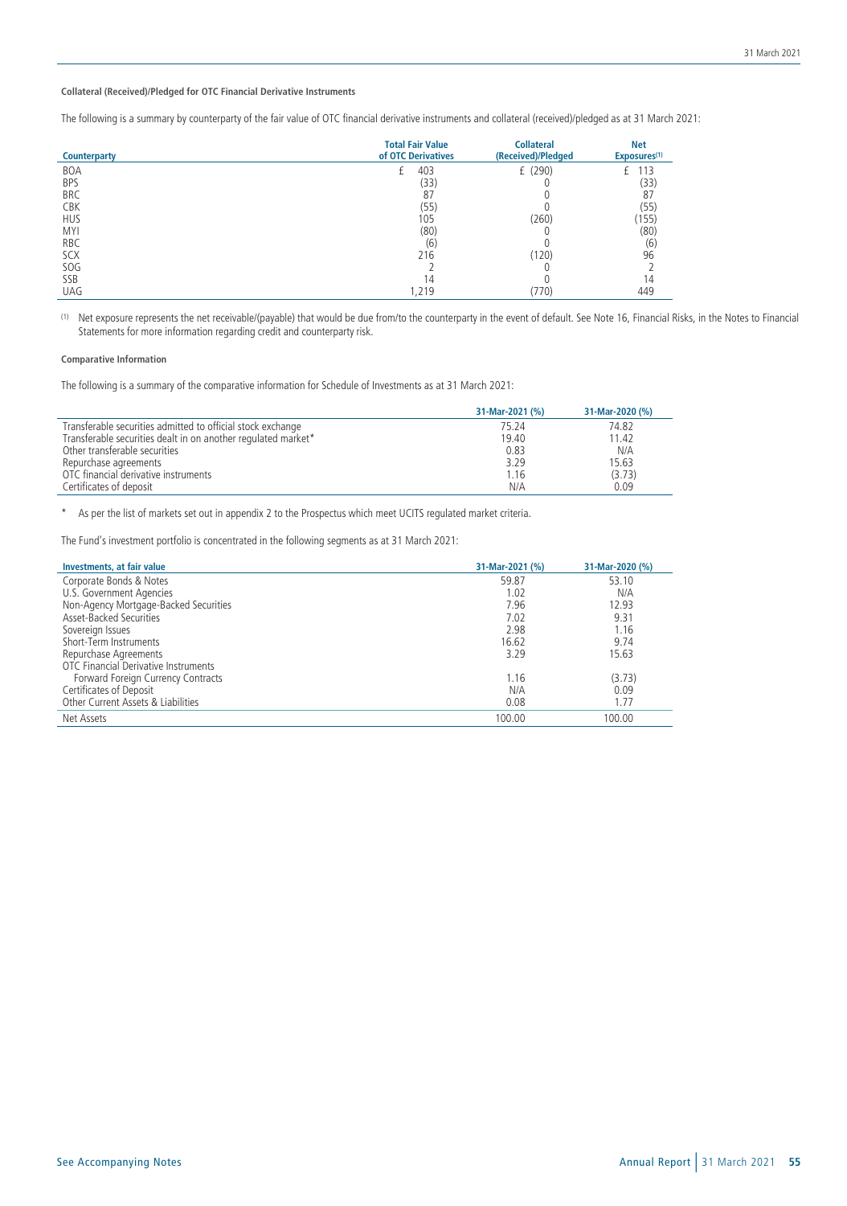#### Collateral (Received)/Pledged for OTC Financial Derivative Instruments

The following is a summary by counterparty of the fair value of OTC financial derivative instruments and collateral (received)/pledged as at 31 March 2021:

| Counterparty | Total Fair Value of OTC Derivatives | Collateral (Received)/Pledged | Net Exposures[(1)] |
|---|---|---|---|
| BOA | £ 403 | £ (290) | £ 113 |
| BPS | (33) | 0 | (33) |
| BRC | 87 | 0 | 87 |
| CBK | (55) | 0 | (55) |
| HUS | 105 | (260) | (155) |
| MYI | (80) | 0 | (80) |
| RBC | (6) | 0 | (6) |
| SCX | 216 | (120) | 96 |
| SOG | 2 | 0 | 2 |
| SSB | 14 | 0 | 14 |
| UAG | 1,219 | (770) | 449 |

(1) Net exposure represents the net receivable/(payable) that would be due from/to the counterparty in the event of default. See Note 16, Financial Risks, in the Notes to Financial Statements for more information regarding credit and counterparty risk.

#### Comparative Information

The following is a summary of the comparative information for Schedule of Investments as at 31 March 2021:

| | 31-Mar-2021 (%) | 31-Mar-2020 (%) |
|---|---|---|
| Transferable securities admitted to official stock exchange | 75.24 | 74.82 |
| Transferable securities dealt in on another regulated market* | 19.40 | 11.42 |
| Other transferable securities | 0.83 | N/A |
| Repurchase agreements | 3.29 | 15.63 |
| OTC financial derivative instruments | 1.16 | (3.73) |
| Certificates of deposit | N/A | 0.09 |

\* As per the list of markets set out in appendix 2 to the Prospectus which meet UCITS regulated market criteria.

The Fund's investment portfolio is concentrated in the following segments as at 31 March 2021:

| Investments, at fair value | 31-Mar-2021 (%) | 31-Mar-2020 (%) |
|---|---|---|
| Corporate Bonds & Notes | 59.87 | 53.10 |
| U.S. Government Agencies | 1.02 | N/A |
| Non-Agency Mortgage-Backed Securities | 7.96 | 12.93 |
| Asset-Backed Securities | 7.02 | 9.31 |
| Sovereign Issues | 2.98 | 1.16 |
| Short-Term Instruments | 16.62 | 9.74 |
| Repurchase Agreements | 3.29 | 15.63 |
| OTC Financial Derivative Instruments | | |
| Forward Foreign Currency Contracts | 1.16 | (3.73) |
| Certificates of Deposit | N/A | 0.09 |
| Other Current Assets & Liabilities | 0.08 | 1.77 |
| Net Assets | 100.00 | 100.00 |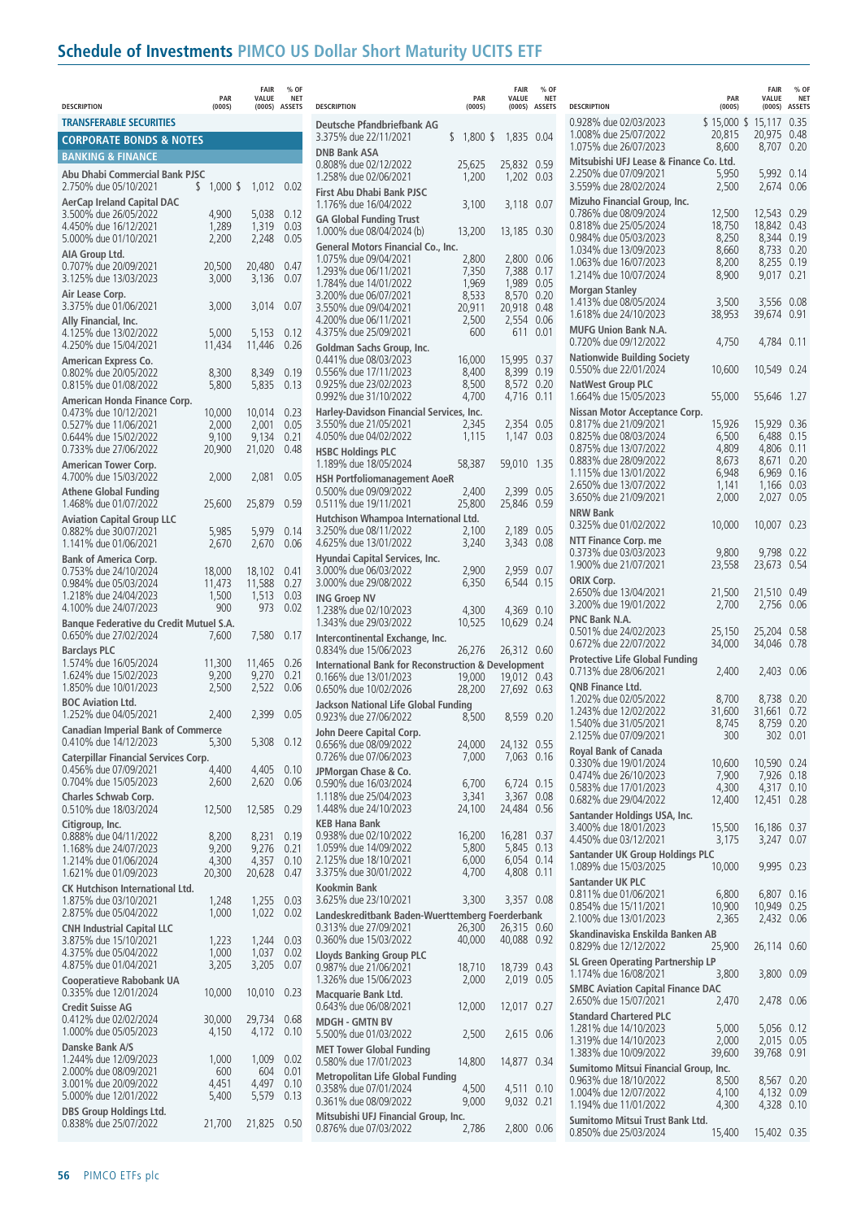# Schedule of Investments PIMCO US Dollar Short Maturity UCITS ETF

| DESCRIPTION | PAR (000S) | FAIR VALUE (000S) | % OF NET ASSETS |
|---|---|---|---|
| **TRANSFERABLE SECURITIES** | | | |
| **CORPORATE BONDS & NOTES** | | | |
| **BANKING & FINANCE** | | | |
| **Abu Dhabi Commercial Bank PJSC** | | | |
| 2.750% due 05/10/2021 | $ 1,000 | $ 1,012 | 0.02 |
| **AerCap Ireland Capital DAC** | | | |
| 3.500% due 26/05/2022 | 4,900 | 5,038 | 0.12 |
| 4.450% due 16/12/2021 | 1,289 | 1,319 | 0.03 |
| 5.000% due 01/10/2021 | 2,200 | 2,248 | 0.05 |
| **AIA Group Ltd.** | | | |
| 0.707% due 20/09/2021 | 20,500 | 20,480 | 0.47 |
| 3.125% due 13/03/2023 | 3,000 | 3,136 | 0.07 |
| **Air Lease Corp.** | | | |
| 3.375% due 01/06/2021 | 3,000 | 3,014 | 0.07 |
| **Ally Financial, Inc.** | | | |
| 4.125% due 13/02/2022 | 5,000 | 5,153 | 0.12 |
| 4.250% due 15/04/2021 | 11,434 | 11,446 | 0.26 |
| **American Express Co.** | | | |
| 0.802% due 20/05/2022 | 8,300 | 8,349 | 0.19 |
| 0.815% due 01/08/2022 | 5,800 | 5,835 | 0.13 |
| **American Honda Finance Corp.** | | | |
| 0.473% due 10/12/2021 | 10,000 | 10,014 | 0.23 |
| 0.527% due 11/06/2021 | 2,000 | 2,001 | 0.05 |
| 0.644% due 15/02/2022 | 9,100 | 9,134 | 0.21 |
| 0.733% due 27/06/2022 | 20,900 | 21,020 | 0.48 |
| **American Tower Corp.** | | | |
| 4.700% due 15/03/2022 | 2,000 | 2,081 | 0.05 |
| **Athene Global Funding** | | | |
| 1.468% due 01/07/2022 | 25,600 | 25,879 | 0.59 |
| **Aviation Capital Group LLC** | | | |
| 0.882% due 30/07/2021 | 5,985 | 5,979 | 0.14 |
| 1.141% due 01/06/2021 | 2,670 | 2,670 | 0.06 |
| **Bank of America Corp.** | | | |
| 0.753% due 24/10/2024 | 18,000 | 18,102 | 0.41 |
| 0.984% due 05/03/2024 | 11,473 | 11,588 | 0.27 |
| 1.218% due 24/04/2023 | 1,500 | 1,513 | 0.03 |
| 4.100% due 24/07/2023 | 900 | 973 | 0.02 |
| **Banque Federative du Credit Mutuel S.A.** | | | |
| 0.650% due 27/02/2024 | 7,600 | 7,580 | 0.17 |
| **Barclays PLC** | | | |
| 1.574% due 16/05/2024 | 11,300 | 11,465 | 0.26 |
| 1.624% due 15/02/2023 | 9,200 | 9,270 | 0.21 |
| 1.850% due 10/01/2023 | 2,500 | 2,522 | 0.06 |
| **BOC Aviation Ltd.** | | | |
| 1.252% due 04/05/2021 | 2,400 | 2,399 | 0.05 |
| **Canadian Imperial Bank of Commerce** | | | |
| 0.410% due 14/12/2023 | 5,300 | 5,308 | 0.12 |
| **Caterpillar Financial Services Corp.** | | | |
| 0.456% due 07/09/2021 | 4,400 | 4,405 | 0.10 |
| 0.704% due 15/05/2023 | 2,600 | 2,620 | 0.06 |
| **Charles Schwab Corp.** | | | |
| 0.510% due 18/03/2024 | 12,500 | 12,585 | 0.29 |
| **Citigroup, Inc.** | | | |
| 0.888% due 04/11/2022 | 8,200 | 8,231 | 0.19 |
| 1.168% due 24/07/2023 | 9,200 | 9,276 | 0.21 |
| 1.214% due 01/06/2024 | 4,300 | 4,357 | 0.10 |
| 1.621% due 01/09/2023 | 20,300 | 20,628 | 0.47 |
| **CK Hutchison International Ltd.** | | | |
| 1.875% due 03/10/2021 | 1,248 | 1,255 | 0.03 |
| 2.875% due 05/04/2022 | 1,000 | 1,022 | 0.02 |
| **CNH Industrial Capital LLC** | | | |
| 3.875% due 15/10/2021 | 1,223 | 1,244 | 0.03 |
| 4.375% due 05/04/2022 | 1,000 | 1,037 | 0.02 |
| 4.875% due 01/04/2021 | 3,205 | 3,205 | 0.07 |
| **Cooperatieve Rabobank UA** | | | |
| 0.335% due 12/01/2024 | 10,000 | 10,010 | 0.23 |
| **Credit Suisse AG** | | | |
| 0.412% due 02/02/2024 | 30,000 | 29,734 | 0.68 |
| 1.000% due 05/05/2023 | 4,150 | 4,172 | 0.10 |
| **Danske Bank A/S** | | | |
| 1.244% due 12/09/2023 | 1,000 | 1,009 | 0.02 |
| 2.000% due 08/09/2021 | 600 | 604 | 0.01 |
| 3.001% due 20/09/2022 | 4,451 | 4,497 | 0.10 |
| 5.000% due 12/01/2022 | 5,400 | 5,579 | 0.13 |
| **DBS Group Holdings Ltd.** | | | |
| 0.838% due 25/07/2022 | 21,700 | 21,825 | 0.50 |
| **Deutsche Pfandbriefbank AG** | | | |
| 3.375% due 22/11/2021 | $ 1,800 | $ 1,835 | 0.04 |
| **DNB Bank ASA** | | | |
| 0.808% due 02/12/2022 | 25,625 | 25,832 | 0.59 |
| 1.258% due 02/06/2021 | 1,200 | 1,202 | 0.03 |
| **First Abu Dhabi Bank PJSC** | | | |
| 1.176% due 16/04/2022 | 3,100 | 3,118 | 0.07 |
| **GA Global Funding Trust** | | | |
| 1.000% due 08/04/2024 (b) | 13,200 | 13,185 | 0.30 |
| **General Motors Financial Co., Inc.** | | | |
| 1.075% due 09/04/2021 | 2,800 | 2,800 | 0.06 |
| 1.293% due 06/11/2021 | 7,350 | 7,388 | 0.17 |
| 1.784% due 14/01/2022 | 1,969 | 1,989 | 0.05 |
| 3.200% due 06/07/2021 | 8,533 | 8,570 | 0.20 |
| 3.550% due 09/04/2021 | 20,911 | 20,918 | 0.48 |
| 4.200% due 06/11/2021 | 2,500 | 2,554 | 0.06 |
| 4.375% due 25/09/2021 | 600 | 611 | 0.01 |
| **Goldman Sachs Group, Inc.** | | | |
| 0.441% due 08/03/2023 | 16,000 | 15,995 | 0.37 |
| 0.556% due 17/11/2023 | 8,400 | 8,399 | 0.19 |
| 0.925% due 23/02/2023 | 8,500 | 8,572 | 0.20 |
| 0.992% due 31/10/2022 | 4,700 | 4,716 | 0.11 |
| **Harley-Davidson Financial Services, Inc.** | | | |
| 3.550% due 21/05/2021 | 2,345 | 2,354 | 0.05 |
| 4.050% due 04/02/2022 | 1,115 | 1,147 | 0.03 |
| **HSBC Holdings PLC** | | | |
| 1.189% due 18/05/2024 | 58,387 | 59,010 | 1.35 |
| **HSH Portfoliomanagement AoeR** | | | |
| 0.500% due 09/09/2022 | 2,400 | 2,399 | 0.05 |
| 0.511% due 19/11/2021 | 25,800 | 25,846 | 0.59 |
| **Hutchison Whampoa International Ltd.** | | | |
| 3.250% due 08/11/2022 | 2,100 | 2,189 | 0.05 |
| 4.625% due 13/01/2022 | 3,240 | 3,343 | 0.08 |
| **Hyundai Capital Services, Inc.** | | | |
| 3.000% due 06/03/2022 | 2,900 | 2,959 | 0.07 |
| 3.000% due 29/08/2022 | 6,350 | 6,544 | 0.15 |
| **ING Groep NV** | | | |
| 1.238% due 02/10/2023 | 4,300 | 4,369 | 0.10 |
| 1.343% due 29/03/2022 | 10,525 | 10,629 | 0.24 |
| **Intercontinental Exchange, Inc.** | | | |
| 0.834% due 15/06/2023 | 26,276 | 26,312 | 0.60 |
| **International Bank for Reconstruction & Development** | | | |
| 0.166% due 13/01/2023 | 19,000 | 19,012 | 0.43 |
| 0.650% due 10/02/2026 | 28,200 | 27,692 | 0.63 |
| **Jackson National Life Global Funding** | | | |
| 0.923% due 27/06/2022 | 8,500 | 8,559 | 0.20 |
| **John Deere Capital Corp.** | | | |
| 0.656% due 08/09/2022 | 24,000 | 24,132 | 0.55 |
| 0.726% due 07/06/2023 | 7,000 | 7,063 | 0.16 |
| **JPMorgan Chase & Co.** | | | |
| 0.590% due 16/03/2024 | 6,700 | 6,724 | 0.15 |
| 1.118% due 25/04/2023 | 3,341 | 3,367 | 0.08 |
| 1.448% due 24/10/2023 | 24,100 | 24,484 | 0.56 |
| **KEB Hana Bank** | | | |
| 0.938% due 02/10/2022 | 16,200 | 16,281 | 0.37 |
| 1.059% due 14/09/2022 | 5,800 | 5,845 | 0.13 |
| 2.125% due 18/10/2021 | 6,000 | 6,054 | 0.14 |
| 3.375% due 30/01/2022 | 4,700 | 4,808 | 0.11 |
| **Kookmin Bank** | | | |
| 3.625% due 23/10/2021 | 3,300 | 3,357 | 0.08 |
| **Landeskreditbank Baden-Wuerttemberg Foerderbank** | | | |
| 0.313% due 27/09/2021 | 26,300 | 26,315 | 0.60 |
| 0.360% due 15/03/2022 | 40,000 | 40,088 | 0.92 |
| **Lloyds Banking Group PLC** | | | |
| 0.987% due 21/06/2021 | 18,710 | 18,739 | 0.43 |
| 1.326% due 15/06/2023 | 2,000 | 2,019 | 0.05 |
| **Macquarie Bank Ltd.** | | | |
| 0.643% due 06/08/2021 | 12,000 | 12,017 | 0.27 |
| **MDGH - GMTN BV** | | | |
| 5.500% due 01/03/2022 | 2,500 | 2,615 | 0.06 |
| **MET Tower Global Funding** | | | |
| 0.580% due 17/01/2023 | 14,800 | 14,877 | 0.34 |
| **Metropolitan Life Global Funding** | | | |
| 0.358% due 07/01/2024 | 4,500 | 4,511 | 0.10 |
| 0.361% due 08/09/2022 | 9,000 | 9,032 | 0.21 |
| **Mitsubishi UFJ Financial Group, Inc.** | | | |
| 0.876% due 07/03/2022 | 2,786 | 2,800 | 0.06 |
| 0.928% due 02/03/2023 | $ 15,000 | $ 15,117 | 0.35 |
| 1.008% due 25/07/2022 | 20,815 | 20,975 | 0.48 |
| 1.075% due 26/07/2023 | 8,600 | 8,707 | 0.20 |
| **Mitsubishi UFJ Lease & Finance Co. Ltd.** | | | |
| 2.250% due 07/09/2021 | 5,950 | 5,992 | 0.14 |
| 3.559% due 28/02/2024 | 2,500 | 2,674 | 0.06 |
| **Mizuho Financial Group, Inc.** | | | |
| 0.786% due 08/09/2024 | 12,500 | 12,543 | 0.29 |
| 0.818% due 25/05/2024 | 18,750 | 18,842 | 0.43 |
| 0.984% due 05/03/2023 | 8,250 | 8,344 | 0.19 |
| 1.034% due 13/09/2023 | 8,660 | 8,733 | 0.20 |
| 1.063% due 16/07/2023 | 8,200 | 8,255 | 0.19 |
| 1.214% due 10/07/2024 | 8,900 | 9,017 | 0.21 |
| **Morgan Stanley** | | | |
| 1.413% due 08/05/2024 | 3,500 | 3,556 | 0.08 |
| 1.618% due 24/10/2023 | 38,953 | 39,674 | 0.91 |
| **MUFG Union Bank N.A.** | | | |
| 0.720% due 09/12/2022 | 4,750 | 4,784 | 0.11 |
| **Nationwide Building Society** | | | |
| 0.550% due 22/01/2024 | 10,600 | 10,549 | 0.24 |
| **NatWest Group PLC** | | | |
| 1.664% due 15/05/2023 | 55,000 | 55,646 | 1.27 |
| **Nissan Motor Acceptance Corp.** | | | |
| 0.817% due 21/09/2021 | 15,926 | 15,929 | 0.36 |
| 0.825% due 08/03/2024 | 6,500 | 6,488 | 0.15 |
| 0.875% due 13/07/2022 | 4,809 | 4,806 | 0.11 |
| 0.883% due 28/09/2022 | 8,673 | 8,671 | 0.20 |
| 1.115% due 13/01/2022 | 6,948 | 6,969 | 0.16 |
| 2.650% due 13/07/2022 | 1,141 | 1,166 | 0.03 |
| 3.650% due 21/09/2021 | 2,000 | 2,027 | 0.05 |
| **NRW Bank** | | | |
| 0.325% due 01/02/2022 | 10,000 | 10,007 | 0.23 |
| **NTT Finance Corp. me** | | | |
| 0.373% due 03/03/2023 | 9,800 | 9,798 | 0.22 |
| 1.900% due 21/07/2021 | 23,558 | 23,673 | 0.54 |
| **ORIX Corp.** | | | |
| 2.650% due 13/04/2021 | 21,500 | 21,510 | 0.49 |
| 3.200% due 19/01/2022 | 2,700 | 2,756 | 0.06 |
| **PNC Bank N.A.** | | | |
| 0.501% due 24/02/2023 | 25,150 | 25,204 | 0.58 |
| 0.672% due 22/07/2022 | 34,000 | 34,046 | 0.78 |
| **Protective Life Global Funding** | | | |
| 0.713% due 28/06/2021 | 2,400 | 2,403 | 0.06 |
| **QNB Finance Ltd.** | | | |
| 1.202% due 02/05/2022 | 8,700 | 8,738 | 0.20 |
| 1.243% due 12/02/2022 | 31,600 | 31,661 | 0.72 |
| 1.540% due 31/05/2021 | 8,745 | 8,759 | 0.20 |
| 2.125% due 07/09/2021 | 300 | 302 | 0.01 |
| **Royal Bank of Canada** | | | |
| 0.330% due 19/01/2024 | 10,600 | 10,590 | 0.24 |
| 0.474% due 26/10/2023 | 7,900 | 7,926 | 0.18 |
| 0.583% due 17/01/2023 | 4,300 | 4,317 | 0.10 |
| 0.682% due 29/04/2022 | 12,400 | 12,451 | 0.28 |
| **Santander Holdings USA, Inc.** | | | |
| 3.400% due 18/01/2023 | 15,500 | 16,186 | 0.37 |
| 4.450% due 03/12/2021 | 3,175 | 3,247 | 0.07 |
| **Santander UK Group Holdings PLC** | | | |
| 1.089% due 15/03/2025 | 10,000 | 9,995 | 0.23 |
| **Santander UK PLC** | | | |
| 0.811% due 01/06/2021 | 6,800 | 6,807 | 0.16 |
| 0.854% due 15/11/2021 | 10,900 | 10,949 | 0.25 |
| 2.100% due 13/01/2023 | 2,365 | 2,432 | 0.06 |
| **Skandinaviska Enskilda Banken AB** | | | |
| 0.829% due 12/12/2022 | 25,900 | 26,114 | 0.60 |
| **SL Green Operating Partnership LP** | | | |
| 1.174% due 16/08/2021 | 3,800 | 3,800 | 0.09 |
| **SMBC Aviation Capital Finance DAC** | | | |
| 2.650% due 15/07/2021 | 2,470 | 2,478 | 0.06 |
| **Standard Chartered PLC** | | | |
| 1.281% due 14/10/2023 | 5,000 | 5,056 | 0.12 |
| 1.319% due 14/10/2023 | 2,000 | 2,015 | 0.05 |
| 1.383% due 10/09/2022 | 39,600 | 39,768 | 0.91 |
| **Sumitomo Mitsui Financial Group, Inc.** | | | |
| 0.963% due 18/10/2022 | 8,500 | 8,567 | 0.20 |
| 1.004% due 12/07/2022 | 4,100 | 4,132 | 0.09 |
| 1.194% due 11/01/2022 | 4,300 | 4,328 | 0.10 |
| **Sumitomo Mitsui Trust Bank Ltd.** | | | |
| 0.850% due 25/03/2024 | 15,400 | 15,402 | 0.35 |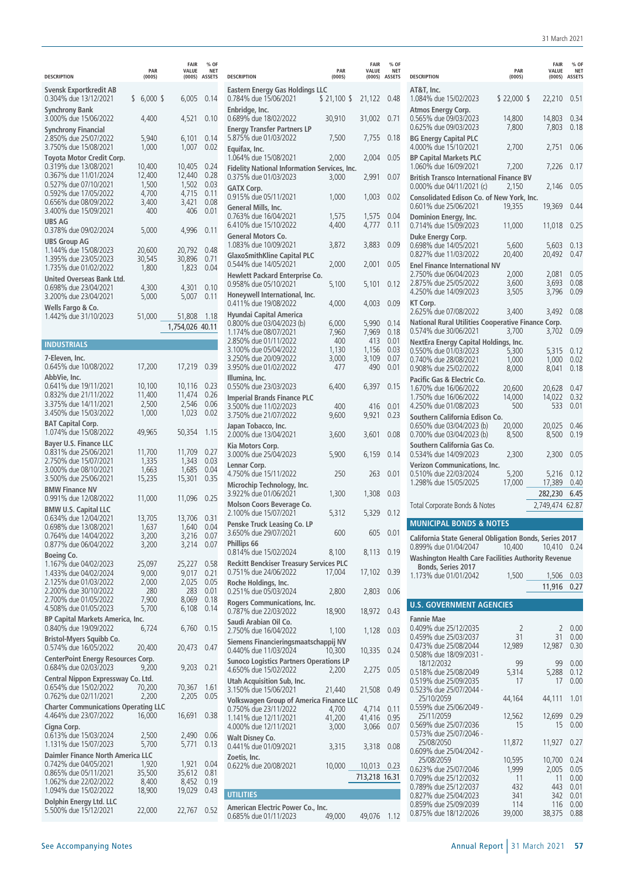| DESCRIPTION | PAR (000S) | FAIR VALUE (000S) | % OF NET ASSETS |
|---|---|---|---|
| **Svensk Exportkredit AB** | | | |
| 0.304% due 13/12/2021 | $ 6,000 | $ 6,005 | 0.14 |
| **Synchrony Bank** | | | |
| 3.000% due 15/06/2022 | 4,400 | 4,521 | 0.10 |
| **Synchrony Financial** | | | |
| 2.850% due 25/07/2022 | 5,940 | 6,101 | 0.14 |
| 3.750% due 15/08/2021 | 1,000 | 1,007 | 0.02 |
| **Toyota Motor Credit Corp.** | | | |
| 0.319% due 13/08/2021 | 10,400 | 10,405 | 0.24 |
| 0.367% due 11/01/2024 | 12,400 | 12,440 | 0.28 |
| 0.527% due 07/10/2021 | 1,500 | 1,502 | 0.03 |
| 0.592% due 17/05/2022 | 4,700 | 4,715 | 0.11 |
| 0.656% due 08/09/2022 | 3,400 | 3,421 | 0.08 |
| 3.400% due 15/09/2021 | 400 | 406 | 0.01 |
| **UBS AG** | | | |
| 0.378% due 09/02/2024 | 5,000 | 4,996 | 0.11 |
| **UBS Group AG** | | | |
| 1.144% due 15/08/2023 | 20,600 | 20,792 | 0.48 |
| 1.395% due 23/05/2023 | 30,545 | 30,896 | 0.71 |
| 1.735% due 01/02/2022 | 1,800 | 1,823 | 0.04 |
| **United Overseas Bank Ltd.** | | | |
| 0.698% due 23/04/2021 | 4,300 | 4,301 | 0.10 |
| 3.200% due 23/04/2021 | 5,000 | 5,007 | 0.11 |
| **Wells Fargo & Co.** | | | |
| 1.442% due 31/10/2023 | 51,000 | 51,808 | 1.18 |
| | | 1,754,026 | 40.11 |

## INDUSTRIALS

| DESCRIPTION | PAR (000S) | FAIR VALUE (000S) | % OF NET ASSETS |
|---|---|---|---|
| **7-Eleven, Inc.** | | | |
| 0.645% due 10/08/2022 | 17,200 | 17,219 | 0.39 |
| **AbbVie, Inc.** | | | |
| 0.641% due 19/11/2021 | 10,100 | 10,116 | 0.23 |
| 0.832% due 21/11/2022 | 11,400 | 11,474 | 0.26 |
| 3.375% due 14/11/2021 | 2,500 | 2,546 | 0.06 |
| 3.450% due 15/03/2022 | 1,000 | 1,023 | 0.02 |
| **BAT Capital Corp.** | | | |
| 1.074% due 15/08/2022 | 49,965 | 50,354 | 1.15 |
| **Bayer U.S. Finance LLC** | | | |
| 0.831% due 25/06/2021 | 11,700 | 11,709 | 0.27 |
| 2.750% due 15/07/2021 | 1,335 | 1,343 | 0.03 |
| 3.000% due 08/10/2021 | 1,663 | 1,685 | 0.04 |
| 3.500% due 25/06/2021 | 15,235 | 15,301 | 0.35 |
| **BMW Finance NV** | | | |
| 0.991% due 12/08/2022 | 11,000 | 11,096 | 0.25 |
| **BMW U.S. Capital LLC** | | | |
| 0.634% due 12/04/2021 | 13,705 | 13,706 | 0.31 |
| 0.698% due 13/08/2021 | 1,637 | 1,640 | 0.04 |
| 0.764% due 14/04/2022 | 3,200 | 3,216 | 0.07 |
| 0.877% due 06/04/2022 | 3,200 | 3,214 | 0.07 |
| **Boeing Co.** | | | |
| 1.167% due 04/02/2023 | 25,097 | 25,227 | 0.58 |
| 1.433% due 04/02/2024 | 9,000 | 9,017 | 0.21 |
| 2.125% due 01/03/2022 | 2,000 | 2,025 | 0.05 |
| 2.200% due 30/10/2022 | 280 | 283 | 0.01 |
| 2.700% due 01/05/2022 | 7,900 | 8,069 | 0.18 |
| 4.508% due 01/05/2023 | 5,700 | 6,108 | 0.14 |
| **BP Capital Markets America, Inc.** | | | |
| 0.840% due 19/09/2022 | 6,724 | 6,760 | 0.15 |
| **Bristol-Myers Squibb Co.** | | | |
| 0.574% due 16/05/2022 | 20,400 | 20,473 | 0.47 |
| **CenterPoint Energy Resources Corp.** | | | |
| 0.684% due 02/03/2023 | 9,200 | 9,203 | 0.21 |
| **Central Nippon Expressway Co. Ltd.** | | | |
| 0.654% due 15/02/2022 | 70,200 | 70,367 | 1.61 |
| 0.762% due 02/11/2021 | 2,200 | 2,205 | 0.05 |
| **Charter Communications Operating LLC** | | | |
| 4.464% due 23/07/2022 | 16,000 | 16,691 | 0.38 |
| **Cigna Corp.** | | | |
| 0.613% due 15/03/2024 | 2,500 | 2,490 | 0.06 |
| 1.131% due 15/07/2023 | 5,700 | 5,771 | 0.13 |
| **Daimler Finance North America LLC** | | | |
| 0.742% due 04/05/2021 | 1,920 | 1,921 | 0.04 |
| 0.865% due 05/11/2021 | 35,500 | 35,612 | 0.81 |
| 1.062% due 22/02/2022 | 8,400 | 8,452 | 0.19 |
| 1.094% due 15/02/2022 | 18,900 | 19,029 | 0.43 |
| **Dolphin Energy Ltd. LLC** | | | |
| 5.500% due 15/12/2021 | 22,000 | 22,767 | 0.52 |
| **Eastern Energy Gas Holdings LLC** | | | |
| 0.784% due 15/06/2021 | $ 21,100 | $ 21,122 | 0.48 |
| **Enbridge, Inc.** | | | |
| 0.689% due 18/02/2022 | 30,910 | 31,002 | 0.71 |
| **Energy Transfer Partners LP** | | | |
| 5.875% due 01/03/2022 | 7,500 | 7,755 | 0.18 |
| **Equifax, Inc.** | | | |
| 1.064% due 15/08/2021 | 2,000 | 2,004 | 0.05 |
| **Fidelity National Information Services, Inc.** | | | |
| 0.375% due 01/03/2023 | 3,000 | 2,991 | 0.07 |
| **GATX Corp.** | | | |
| 0.915% due 05/11/2021 | 1,000 | 1,003 | 0.02 |
| **General Mills, Inc.** | | | |
| 0.763% due 16/04/2021 | 1,575 | 1,575 | 0.04 |
| 6.410% due 15/10/2022 | 4,400 | 4,777 | 0.11 |
| **General Motors Co.** | | | |
| 1.083% due 10/09/2021 | 3,872 | 3,883 | 0.09 |
| **GlaxoSmithKline Capital PLC** | | | |
| 0.544% due 14/05/2021 | 2,000 | 2,001 | 0.05 |
| **Hewlett Packard Enterprise Co.** | | | |
| 0.958% due 05/10/2021 | 5,100 | 5,101 | 0.12 |
| **Honeywell International, Inc.** | | | |
| 0.411% due 19/08/2022 | 4,000 | 4,003 | 0.09 |
| **Hyundai Capital America** | | | |
| 0.800% due 03/04/2023 (b) | 6,000 | 5,990 | 0.14 |
| 1.174% due 08/07/2021 | 7,960 | 7,969 | 0.18 |
| 2.850% due 01/11/2022 | 400 | 413 | 0.01 |
| 3.100% due 05/04/2022 | 1,130 | 1,156 | 0.03 |
| 3.250% due 20/09/2022 | 3,000 | 3,109 | 0.07 |
| 3.950% due 01/02/2022 | 477 | 490 | 0.01 |
| **Illumina, Inc.** | | | |
| 0.550% due 23/03/2023 | 6,400 | 6,397 | 0.15 |
| **Imperial Brands Finance PLC** | | | |
| 3.500% due 11/02/2023 | 400 | 416 | 0.01 |
| 3.750% due 21/07/2022 | 9,600 | 9,921 | 0.23 |
| **Japan Tobacco, Inc.** | | | |
| 2.000% due 13/04/2021 | 3,600 | 3,601 | 0.08 |
| **Kia Motors Corp.** | | | |
| 3.000% due 25/04/2023 | 5,900 | 6,159 | 0.14 |
| **Lennar Corp.** | | | |
| 4.750% due 15/11/2022 | 250 | 263 | 0.01 |
| **Microchip Technology, Inc.** | | | |
| 3.922% due 01/06/2021 | 1,300 | 1,308 | 0.03 |
| **Molson Coors Beverage Co.** | | | |
| 2.100% due 15/07/2021 | 5,312 | 5,329 | 0.12 |
| **Penske Truck Leasing Co. LP** | | | |
| 3.650% due 29/07/2021 | 600 | 605 | 0.01 |
| **Phillips 66** | | | |
| 0.814% due 15/02/2024 | 8,100 | 8,113 | 0.19 |
| **Reckitt Benckiser Treasury Services PLC** | | | |
| 0.751% due 24/06/2022 | 17,004 | 17,102 | 0.39 |
| **Roche Holdings, Inc.** | | | |
| 0.251% due 05/03/2024 | 2,800 | 2,803 | 0.06 |
| **Rogers Communications, Inc.** | | | |
| 0.787% due 22/03/2022 | 18,900 | 18,972 | 0.43 |
| **Saudi Arabian Oil Co.** | | | |
| 2.750% due 16/04/2022 | 1,100 | 1,128 | 0.03 |
| **Siemens Financieringsmaatschappij NV** | | | |
| 0.440% due 11/03/2024 | 10,300 | 10,335 | 0.24 |
| **Sunoco Logistics Partners Operations LP** | | | |
| 4.650% due 15/02/2022 | 2,200 | 2,275 | 0.05 |
| **Utah Acquisition Sub, Inc.** | | | |
| 3.150% due 15/06/2021 | 21,440 | 21,508 | 0.49 |
| **Volkswagen Group of America Finance LLC** | | | |
| 0.750% due 23/11/2022 | 4,700 | 4,714 | 0.11 |
| 1.141% due 12/11/2021 | 41,200 | 41,416 | 0.95 |
| 4.000% due 12/11/2021 | 3,000 | 3,066 | 0.07 |
| **Walt Disney Co.** | | | |
| 0.441% due 01/09/2021 | 3,315 | 3,318 | 0.08 |
| **Zoetis, Inc.** | | | |
| 0.622% due 20/08/2021 | 10,000 | 10,013 | 0.23 |
| | | 713,218 | 16.31 |

## UTILITIES

| DESCRIPTION | PAR (000S) | FAIR VALUE (000S) | % OF NET ASSETS |
|---|---|---|---|
| **American Electric Power Co., Inc.** | | | |
| 0.685% due 01/11/2023 | 49,000 | 49,076 | 1.12 |
| **AT&T, Inc.** | | | |
| 1.084% due 15/02/2023 | $ 22,000 | $ 22,210 | 0.51 |
| **Atmos Energy Corp.** | | | |
| 0.565% due 09/03/2023 | 14,800 | 14,803 | 0.34 |
| 0.625% due 09/03/2023 | 7,800 | 7,803 | 0.18 |
| **BG Energy Capital PLC** | | | |
| 4.000% due 15/10/2021 | 2,700 | 2,751 | 0.06 |
| **BP Capital Markets PLC** | | | |
| 1.060% due 16/09/2021 | 7,200 | 7,226 | 0.17 |
| **British Transco International Finance BV** | | | |
| 0.000% due 04/11/2021 (c) | 2,150 | 2,146 | 0.05 |
| **Consolidated Edison Co. of New York, Inc.** | | | |
| 0.601% due 25/06/2021 | 19,355 | 19,369 | 0.44 |
| **Dominion Energy, Inc.** | | | |
| 0.714% due 15/09/2023 | 11,000 | 11,018 | 0.25 |
| **Duke Energy Corp.** | | | |
| 0.698% due 14/05/2021 | 5,600 | 5,603 | 0.13 |
| 0.827% due 11/03/2022 | 20,400 | 20,492 | 0.47 |
| **Enel Finance International NV** | | | |
| 2.750% due 06/04/2023 | 2,000 | 2,081 | 0.05 |
| 2.875% due 25/05/2022 | 3,600 | 3,693 | 0.08 |
| 4.250% due 14/09/2023 | 3,505 | 3,796 | 0.09 |
| **KT Corp.** | | | |
| 2.625% due 07/08/2022 | 3,400 | 3,492 | 0.08 |
| **National Rural Utilities Cooperative Finance Corp.** | | | |
| 0.574% due 30/06/2021 | 3,700 | 3,702 | 0.09 |
| **NextEra Energy Capital Holdings, Inc.** | | | |
| 0.550% due 01/03/2023 | 5,300 | 5,315 | 0.12 |
| 0.740% due 28/08/2021 | 1,000 | 1,000 | 0.02 |
| 0.908% due 25/02/2022 | 8,000 | 8,041 | 0.18 |
| **Pacific Gas & Electric Co.** | | | |
| 1.670% due 16/06/2022 | 20,600 | 20,628 | 0.47 |
| 1.750% due 16/06/2022 | 14,000 | 14,022 | 0.32 |
| 4.250% due 01/08/2023 | 500 | 533 | 0.01 |
| **Southern California Edison Co.** | | | |
| 0.650% due 03/04/2023 (b) | 20,000 | 20,025 | 0.46 |
| 0.700% due 03/04/2023 (b) | 8,500 | 8,500 | 0.19 |
| **Southern California Gas Co.** | | | |
| 0.534% due 14/09/2023 | 2,300 | 2,300 | 0.05 |
| **Verizon Communications, Inc.** | | | |
| 0.510% due 22/03/2024 | 5,200 | 5,216 | 0.12 |
| 1.298% due 15/05/2025 | 17,000 | 17,389 | 0.40 |
| | | 282,230 | 6.45 |
| Total Corporate Bonds & Notes | | 2,749,474 | 62.87 |

## MUNICIPAL BONDS & NOTES

| DESCRIPTION | PAR (000S) | FAIR VALUE (000S) | % OF NET ASSETS |
|---|---|---|---|
| **California State General Obligation Bonds, Series 2017** | | | |
| 0.899% due 01/04/2047 | 10,400 | 10,410 | 0.24 |
| **Washington Health Care Facilities Authority Revenue Bonds, Series 2017** | | | |
| 1.173% due 01/01/2042 | 1,500 | 1,506 | 0.03 |
| | | 11,916 | 0.27 |

## U.S. GOVERNMENT AGENCIES

| DESCRIPTION | PAR (000S) | FAIR VALUE (000S) | % OF NET ASSETS |
|---|---|---|---|
| **Fannie Mae** | | | |
| 0.409% due 25/12/2035 | 2 | 2 | 0.00 |
| 0.459% due 25/03/2037 | 31 | 31 | 0.00 |
| 0.473% due 25/08/2044 | 12,989 | 12,987 | 0.30 |
| 0.508% due 18/09/2031 - 18/12/2032 | 99 | 99 | 0.00 |
| 0.518% due 25/08/2049 | 5,314 | 5,288 | 0.12 |
| 0.519% due 25/09/2035 | 17 | 17 | 0.00 |
| 0.523% due 25/07/2044 - 25/10/2059 | 44,164 | 44,111 | 1.01 |
| 0.559% due 25/06/2049 - 25/11/2059 | 12,562 | 12,699 | 0.29 |
| 0.569% due 25/07/2036 | 15 | 15 | 0.00 |
| 0.573% due 25/07/2046 - 25/08/2050 | 11,872 | 11,927 | 0.27 |
| 0.609% due 25/04/2042 - 25/08/2059 | 10,595 | 10,700 | 0.24 |
| 0.623% due 25/07/2046 | 1,999 | 2,005 | 0.05 |
| 0.709% due 25/12/2032 | 11 | 11 | 0.00 |
| 0.789% due 25/12/2037 | 432 | 443 | 0.01 |
| 0.827% due 25/04/2023 | 341 | 342 | 0.01 |
| 0.859% due 25/09/2039 | 114 | 116 | 0.00 |
| 0.875% due 18/12/2026 | 39,000 | 38,375 | 0.88 |

See Accompanying Notes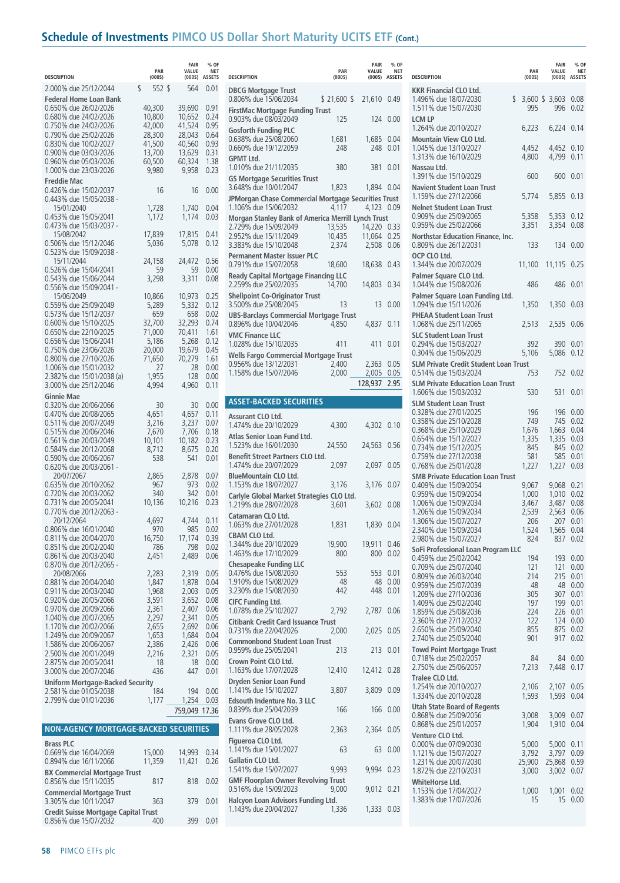## Schedule of Investments PIMCO US Dollar Short Maturity UCITS ETF (Cont.)

| DESCRIPTION | PAR (000S) | FAIR VALUE (000S) | % OF NET ASSETS |
|---|---|---|---|
| 2.000% due 25/12/2044 | $ 552 | $ 564 | 0.01 |
| **Federal Home Loan Bank** | | | |
| 0.650% due 26/02/2026 | 40,300 | 39,690 | 0.91 |
| 0.680% due 24/02/2026 | 10,800 | 10,652 | 0.24 |
| 0.750% due 24/02/2026 | 42,000 | 41,524 | 0.95 |
| 0.790% due 25/02/2026 | 28,300 | 28,043 | 0.64 |
| 0.830% due 10/02/2027 | 41,500 | 40,560 | 0.93 |
| 0.900% due 03/03/2026 | 13,700 | 13,629 | 0.31 |
| 0.960% due 05/03/2026 | 60,500 | 60,324 | 1.38 |
| 1.000% due 23/03/2026 | 9,980 | 9,958 | 0.23 |
| **Freddie Mac** | | | |
| 0.426% due 15/02/2037 | 16 | 16 | 0.00 |
| 0.443% due 15/05/2038 - 15/01/2040 | 1,728 | 1,740 | 0.04 |
| 0.453% due 15/05/2041 | 1,172 | 1,174 | 0.03 |
| 0.473% due 15/03/2037 - 15/08/2042 | 17,839 | 17,815 | 0.41 |
| 0.506% due 15/12/2046 | 5,036 | 5,078 | 0.12 |
| 0.523% due 15/09/2038 - 15/11/2044 | 24,158 | 24,472 | 0.56 |
| 0.526% due 15/04/2041 | 59 | 59 | 0.00 |
| 0.543% due 15/06/2044 | 3,298 | 3,311 | 0.08 |
| 0.556% due 15/09/2041 - 15/06/2049 | 10,866 | 10,973 | 0.25 |
| 0.559% due 25/09/2049 | 5,289 | 5,332 | 0.12 |
| 0.573% due 15/12/2037 | 659 | 658 | 0.02 |
| 0.600% due 15/10/2025 | 32,700 | 32,293 | 0.74 |
| 0.650% due 22/10/2025 | 71,000 | 70,411 | 1.61 |
| 0.656% due 15/06/2041 | 5,186 | 5,268 | 0.12 |
| 0.750% due 23/06/2026 | 20,000 | 19,679 | 0.45 |
| 0.800% due 27/10/2026 | 71,650 | 70,279 | 1.61 |
| 1.006% due 15/01/2032 | 27 | 28 | 0.00 |
| 2.382% due 15/01/2038 (a) | 1,955 | 128 | 0.00 |
| 3.000% due 25/12/2046 | 4,994 | 4,960 | 0.11 |
| **Ginnie Mae** | | | |
| 0.320% due 20/06/2066 | 30 | 30 | 0.00 |
| 0.470% due 20/08/2065 | 4,651 | 4,657 | 0.11 |
| 0.511% due 20/07/2049 | 3,216 | 3,237 | 0.07 |
| 0.515% due 20/06/2046 | 7,670 | 7,706 | 0.18 |
| 0.561% due 20/03/2049 | 10,101 | 10,182 | 0.23 |
| 0.584% due 20/12/2068 | 8,712 | 8,675 | 0.20 |
| 0.590% due 20/06/2067 | 538 | 541 | 0.01 |
| 0.620% due 20/03/2061 - 20/07/2067 | 2,865 | 2,878 | 0.07 |
| 0.635% due 20/10/2062 | 967 | 973 | 0.02 |
| 0.720% due 20/03/2062 | 340 | 342 | 0.01 |
| 0.731% due 20/05/2041 | 10,136 | 10,216 | 0.23 |
| 0.770% due 20/12/2063 - 20/12/2064 | 4,697 | 4,744 | 0.11 |
| 0.806% due 16/01/2040 | 970 | 985 | 0.02 |
| 0.811% due 20/04/2070 | 16,750 | 17,174 | 0.39 |
| 0.851% due 20/02/2040 | 786 | 798 | 0.02 |
| 0.861% due 20/03/2040 | 2,451 | 2,489 | 0.06 |
| 0.870% due 20/12/2065 - 20/08/2066 | 2,283 | 2,319 | 0.05 |
| 0.881% due 20/04/2040 | 1,847 | 1,878 | 0.04 |
| 0.911% due 20/03/2040 | 1,968 | 2,003 | 0.05 |
| 0.920% due 20/05/2066 | 3,591 | 3,652 | 0.08 |
| 0.970% due 20/09/2066 | 2,361 | 2,407 | 0.06 |
| 1.040% due 20/07/2065 | 2,297 | 2,341 | 0.05 |
| 1.170% due 20/02/2066 | 2,655 | 2,692 | 0.06 |
| 1.249% due 20/09/2067 | 1,653 | 1,684 | 0.04 |
| 1.586% due 20/06/2067 | 2,386 | 2,426 | 0.06 |
| 2.500% due 20/01/2049 | 2,216 | 2,321 | 0.05 |
| 2.875% due 20/05/2041 | 18 | 18 | 0.00 |
| 3.000% due 20/07/2046 | 436 | 447 | 0.01 |
| **Uniform Mortgage-Backed Security** | | | |
| 2.581% due 01/05/2038 | 184 | 194 | 0.00 |
| 2.799% due 01/01/2036 | 1,177 | 1,254 | 0.03 |
| | | 759,049 | 17.36 |

### NON-AGENCY MORTGAGE-BACKED SECURITIES

| DESCRIPTION | PAR (000S) | FAIR VALUE (000S) | % OF NET ASSETS |
|---|---|---|---|
| **Brass PLC** | | | |
| 0.669% due 16/04/2069 | 15,000 | 14,993 | 0.34 |
| 0.894% due 16/11/2066 | 11,359 | 11,421 | 0.26 |
| **BX Commercial Mortgage Trust** | | | |
| 0.856% due 15/11/2035 | 817 | 818 | 0.02 |
| **Commercial Mortgage Trust** | | | |
| 3.305% due 10/11/2047 | 363 | 379 | 0.01 |
| **Credit Suisse Mortgage Capital Trust** | | | |
| 0.856% due 15/07/2032 | 400 | 399 | 0.01 |
| **DBCG Mortgage Trust** | | | |
| 0.806% due 15/06/2034 | $ 21,600 | $ 21,610 | 0.49 |
| **FirstMac Mortgage Funding Trust** | | | |
| 0.903% due 08/03/2049 | 125 | 124 | 0.00 |
| **Gosforth Funding PLC** | | | |
| 0.638% due 25/08/2060 | 1,681 | 1,685 | 0.04 |
| 0.660% due 19/12/2059 | 248 | 248 | 0.01 |
| **GPMT Ltd.** | | | |
| 1.010% due 21/11/2035 | 380 | 381 | 0.01 |
| **GS Mortgage Securities Trust** | | | |
| 3.648% due 10/01/2047 | 1,823 | 1,894 | 0.04 |
| **JPMorgan Chase Commercial Mortgage Securities Trust** | | | |
| 1.106% due 15/06/2032 | 4,117 | 4,123 | 0.09 |
| **Morgan Stanley Bank of America Merrill Lynch Trust** | | | |
| 2.729% due 15/09/2049 | 13,535 | 14,220 | 0.33 |
| 2.952% due 15/11/2049 | 10,435 | 11,064 | 0.25 |
| 3.383% due 15/10/2048 | 2,374 | 2,508 | 0.06 |
| **Permanent Master Issuer PLC** | | | |
| 0.791% due 15/07/2058 | 18,600 | 18,638 | 0.43 |
| **Ready Capital Mortgage Financing LLC** | | | |
| 2.259% due 25/02/2035 | 14,700 | 14,803 | 0.34 |
| **Shellpoint Co-Originator Trust** | | | |
| 3.500% due 25/08/2045 | 13 | 13 | 0.00 |
| **UBS-Barclays Commercial Mortgage Trust** | | | |
| 0.896% due 10/04/2046 | 4,850 | 4,837 | 0.11 |
| **VMC Finance LLC** | | | |
| 1.028% due 15/10/2035 | 411 | 411 | 0.01 |
| **Wells Fargo Commercial Mortgage Trust** | | | |
| 0.956% due 13/12/2031 | 2,400 | 2,363 | 0.05 |
| 1.158% due 15/07/2046 | 2,000 | 2,005 | 0.05 |
| | | 128,937 | 2.95 |

### ASSET-BACKED SECURITIES

| DESCRIPTION | PAR (000S) | FAIR VALUE (000S) | % OF NET ASSETS |
|---|---|---|---|
| **Assurant CLO Ltd.** | | | |
| 1.474% due 20/10/2029 | 4,300 | 4,302 | 0.10 |
| **Atlas Senior Loan Fund Ltd.** | | | |
| 1.523% due 16/01/2030 | 24,550 | 24,563 | 0.56 |
| **Benefit Street Partners CLO Ltd.** | | | |
| 1.474% due 20/07/2029 | 2,097 | 2,097 | 0.05 |
| **BlueMountain CLO Ltd.** | | | |
| 1.153% due 18/07/2027 | 3,176 | 3,176 | 0.07 |
| **Carlyle Global Market Strategies CLO Ltd.** | | | |
| 1.219% due 28/07/2028 | 3,601 | 3,602 | 0.08 |
| **Catamaran CLO Ltd.** | | | |
| 1.063% due 27/01/2028 | 1,831 | 1,830 | 0.04 |
| **CBAM CLO Ltd.** | | | |
| 1.344% due 20/10/2029 | 19,900 | 19,911 | 0.46 |
| 1.463% due 17/10/2029 | 800 | 800 | 0.02 |
| **Chesapeake Funding LLC** | | | |
| 0.476% due 15/08/2030 | 553 | 553 | 0.01 |
| 1.910% due 15/08/2029 | 48 | 48 | 0.00 |
| 3.230% due 15/08/2030 | 442 | 448 | 0.01 |
| **CIFC Funding Ltd.** | | | |
| 1.078% due 25/10/2027 | 2,792 | 2,787 | 0.06 |
| **Citibank Credit Card Issuance Trust** | | | |
| 0.731% due 22/04/2026 | 2,000 | 2,025 | 0.05 |
| **Commonbond Student Loan Trust** | | | |
| 0.959% due 25/05/2041 | 213 | 213 | 0.01 |
| **Crown Point CLO Ltd.** | | | |
| 1.163% due 17/07/2028 | 12,410 | 12,412 | 0.28 |
| **Dryden Senior Loan Fund** | | | |
| 1.141% due 15/10/2027 | 3,807 | 3,809 | 0.09 |
| **Edsouth Indenture No. 3 LLC** | | | |
| 0.839% due 25/04/2039 | 166 | 166 | 0.00 |
| **Evans Grove CLO Ltd.** | | | |
| 1.111% due 28/05/2028 | 2,363 | 2,364 | 0.05 |
| **Figueroa CLO Ltd.** | | | |
| 1.141% due 15/01/2027 | 63 | 63 | 0.00 |
| **Gallatin CLO Ltd.** | | | |
| 1.541% due 15/07/2027 | 9,993 | 9,994 | 0.23 |
| **GMF Floorplan Owner Revolving Trust** | | | |
| 0.516% due 15/09/2023 | 9,000 | 9,012 | 0.21 |
| **Halcyon Loan Advisors Funding Ltd.** | | | |
| 1.143% due 20/04/2027 | 1,336 | 1,333 | 0.03 |
| **KKR Financial CLO Ltd.** | | | |
| 1.496% due 18/07/2030 | $ 3,600 | $ 3,603 | 0.08 |
| 1.511% due 15/07/2030 | 995 | 996 | 0.02 |
| **LCM LP** | | | |
| 1.264% due 20/10/2027 | 6,223 | 6,224 | 0.14 |
| **Mountain View CLO Ltd.** | | | |
| 1.045% due 13/10/2027 | 4,452 | 4,452 | 0.10 |
| 1.313% due 16/10/2029 | 4,800 | 4,799 | 0.11 |
| **Nassau Ltd.** | | | |
| 1.391% due 15/10/2029 | 600 | 600 | 0.01 |
| **Navient Student Loan Trust** | | | |
| 1.159% due 27/12/2066 | 5,774 | 5,855 | 0.13 |
| **Nelnet Student Loan Trust** | | | |
| 0.909% due 25/09/2065 | 5,358 | 5,353 | 0.12 |
| 0.959% due 25/02/2066 | 3,351 | 3,354 | 0.08 |
| **Northstar Education Finance, Inc.** | | | |
| 0.809% due 26/12/2031 | 133 | 134 | 0.00 |
| **OCP CLO Ltd.** | | | |
| 1.344% due 20/07/2029 | 11,100 | 11,115 | 0.25 |
| **Palmer Square CLO Ltd.** | | | |
| 1.044% due 15/08/2026 | 486 | 486 | 0.01 |
| **Palmer Square Loan Funding Ltd.** | | | |
| 1.094% due 15/11/2026 | 1,350 | 1,350 | 0.03 |
| **PHEAA Student Loan Trust** | | | |
| 1.068% due 25/11/2065 | 2,513 | 2,535 | 0.06 |
| **SLC Student Loan Trust** | | | |
| 0.294% due 15/03/2027 | 392 | 390 | 0.01 |
| 0.304% due 15/06/2029 | 5,106 | 5,086 | 0.12 |
| **SLM Private Credit Student Loan Trust** | | | |
| 0.514% due 15/03/2024 | 753 | 752 | 0.02 |
| **SLM Private Education Loan Trust** | | | |
| 1.606% due 15/03/2032 | 530 | 531 | 0.01 |
| **SLM Student Loan Trust** | | | |
| 0.328% due 27/01/2025 | 196 | 196 | 0.00 |
| 0.358% due 25/10/2028 | 749 | 745 | 0.02 |
| 0.368% due 25/10/2029 | 1,676 | 1,663 | 0.04 |
| 0.654% due 15/12/2027 | 1,335 | 1,335 | 0.03 |
| 0.734% due 15/12/2025 | 845 | 845 | 0.02 |
| 0.759% due 27/12/2038 | 581 | 585 | 0.01 |
| 0.768% due 25/01/2028 | 1,227 | 1,227 | 0.03 |
| **SMB Private Education Loan Trust** | | | |
| 0.409% due 15/09/2054 | 9,067 | 9,068 | 0.21 |
| 0.959% due 15/09/2054 | 1,000 | 1,010 | 0.02 |
| 1.006% due 15/09/2034 | 3,467 | 3,487 | 0.08 |
| 1.206% due 15/09/2034 | 2,539 | 2,563 | 0.06 |
| 1.306% due 15/07/2027 | 206 | 207 | 0.01 |
| 2.340% due 15/09/2034 | 1,524 | 1,565 | 0.04 |
| 2.980% due 15/07/2027 | 824 | 837 | 0.02 |
| **SoFi Professional Loan Program LLC** | | | |
| 0.459% due 25/02/2042 | 194 | 193 | 0.00 |
| 0.709% due 25/07/2040 | 121 | 121 | 0.00 |
| 0.809% due 26/03/2040 | 214 | 215 | 0.01 |
| 0.959% due 25/07/2039 | 48 | 48 | 0.00 |
| 1.209% due 27/10/2036 | 305 | 307 | 0.01 |
| 1.409% due 25/02/2040 | 197 | 199 | 0.01 |
| 1.859% due 25/08/2036 | 224 | 226 | 0.01 |
| 2.360% due 27/12/2032 | 122 | 124 | 0.00 |
| 2.650% due 25/09/2040 | 855 | 875 | 0.02 |
| 2.740% due 25/05/2040 | 901 | 917 | 0.02 |
| **Towd Point Mortgage Trust** | | | |
| 0.718% due 25/02/2057 | 84 | 84 | 0.00 |
| 2.750% due 25/06/2057 | 7,213 | 7,448 | 0.17 |
| **Tralee CLO Ltd.** | | | |
| 1.254% due 20/10/2027 | 2,106 | 2,107 | 0.05 |
| 1.334% due 20/10/2028 | 1,593 | 1,593 | 0.04 |
| **Utah State Board of Regents** | | | |
| 0.868% due 25/09/2056 | 3,008 | 3,009 | 0.07 |
| 0.868% due 25/01/2057 | 1,904 | 1,910 | 0.04 |
| **Venture CLO Ltd.** | | | |
| 0.000% due 07/09/2030 | 5,000 | 5,000 | 0.11 |
| 1.121% due 15/07/2027 | 3,792 | 3,797 | 0.09 |
| 1.231% due 20/07/2030 | 25,900 | 25,868 | 0.59 |
| 1.872% due 22/10/2031 | 3,000 | 3,002 | 0.07 |
| **WhiteHorse Ltd.** | | | |
| 1.153% due 17/04/2027 | 1,000 | 1,001 | 0.02 |
| 1.383% due 17/07/2026 | 15 | 15 | 0.00 |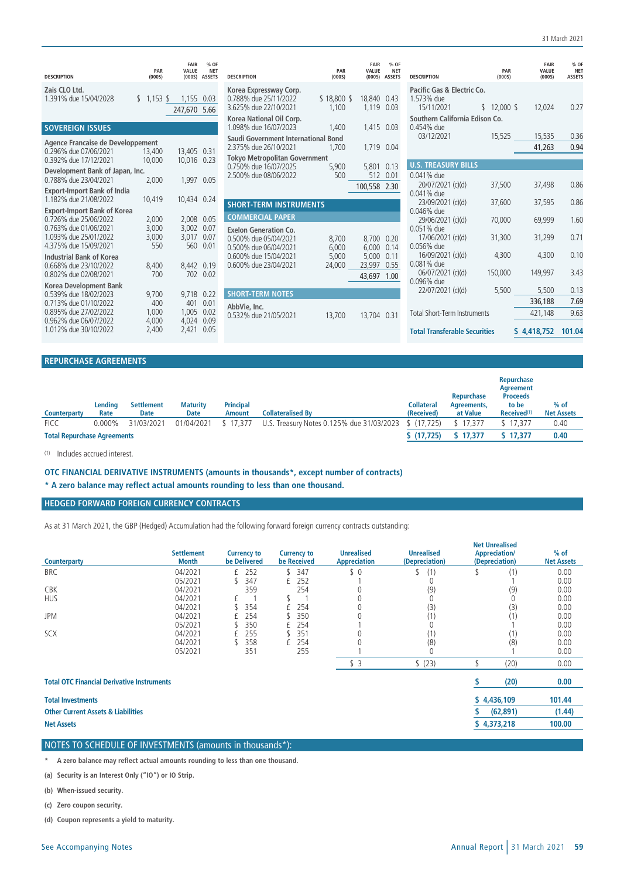| DESCRIPTION | PAR (000S) | FAIR VALUE (000S) | % OF NET ASSETS |
|---|---|---|---|
| **Zais CLO Ltd.** | | | |
| 1.391% due 15/04/2028 | $ 1,153 | $ 1,155 | 0.03 |
| | | 247,670 | 5.66 |
| **SOVEREIGN ISSUES** | | | |
| **Agence Francaise de Developpement** | | | |
| 0.296% due 07/06/2021 | 13,400 | 13,405 | 0.31 |
| 0.392% due 17/12/2021 | 10,000 | 10,016 | 0.23 |
| **Development Bank of Japan, Inc.** | | | |
| 0.788% due 23/04/2021 | 2,000 | 1,997 | 0.05 |
| **Export-Import Bank of India** | | | |
| 1.182% due 21/08/2022 | 10,419 | 10,434 | 0.24 |
| **Export-Import Bank of Korea** | | | |
| 0.726% due 25/06/2022 | 2,000 | 2,008 | 0.05 |
| 0.763% due 01/06/2021 | 3,000 | 3,002 | 0.07 |
| 1.093% due 25/01/2022 | 3,000 | 3,017 | 0.07 |
| 4.375% due 15/09/2021 | 550 | 560 | 0.01 |
| **Industrial Bank of Korea** | | | |
| 0.668% due 23/10/2022 | 8,400 | 8,442 | 0.19 |
| 0.802% due 02/08/2021 | 700 | 702 | 0.02 |
| **Korea Development Bank** | | | |
| 0.539% due 18/02/2023 | 9,700 | 9,718 | 0.22 |
| 0.713% due 01/10/2022 | 400 | 401 | 0.01 |
| 0.895% due 27/02/2022 | 1,000 | 1,005 | 0.02 |
| 0.962% due 06/07/2022 | 4,000 | 4,024 | 0.09 |
| 1.012% due 30/10/2022 | 2,400 | 2,421 | 0.05 |
| **Korea Expressway Corp.** | | | |
| 0.788% due 25/11/2022 | $ 18,800 | $ 18,840 | 0.43 |
| 3.625% due 22/10/2021 | 1,100 | 1,119 | 0.03 |
| **Korea National Oil Corp.** | | | |
| 1.098% due 16/07/2023 | 1,400 | 1,415 | 0.03 |
| **Saudi Government International Bond** | | | |
| 2.375% due 26/10/2021 | 1,700 | 1,719 | 0.04 |
| **Tokyo Metropolitan Government** | | | |
| 0.750% due 16/07/2025 | 5,900 | 5,801 | 0.13 |
| 2.500% due 08/06/2022 | 500 | 512 | 0.01 |
| | | 100,558 | 2.30 |
| **SHORT-TERM INSTRUMENTS** | | | |
| **COMMERCIAL PAPER** | | | |
| **Exelon Generation Co.** | | | |
| 0.500% due 05/04/2021 | 8,700 | 8,700 | 0.20 |
| 0.500% due 06/04/2021 | 6,000 | 6,000 | 0.14 |
| 0.600% due 15/04/2021 | 5,000 | 5,000 | 0.11 |
| 0.600% due 23/04/2021 | 24,000 | 23,997 | 0.55 |
| | | 43,697 | 1.00 |
| **SHORT-TERM NOTES** | | | |
| **AbbVie, Inc.** | | | |
| 0.532% due 21/05/2021 | 13,700 | 13,704 | 0.31 |
| **Pacific Gas & Electric Co.** | | | |
| 1.573% due 15/11/2021 | $ 12,000 | $ 12,024 | 0.27 |
| **Southern California Edison Co.** | | | |
| 0.454% due 03/12/2021 | 15,525 | 15,535 | 0.36 |
| | | 41,263 | 0.94 |
| **U.S. TREASURY BILLS** | | | |
| 0.041% due 20/07/2021 (c)(d) | 37,500 | 37,498 | 0.86 |
| 0.041% due 23/09/2021 (c)(d) | 37,600 | 37,595 | 0.86 |
| 0.046% due 29/06/2021 (c)(d) | 70,000 | 69,999 | 1.60 |
| 0.051% due 17/06/2021 (c)(d) | 31,300 | 31,299 | 0.71 |
| 0.056% due 16/09/2021 (c)(d) | 4,300 | 4,300 | 0.10 |
| 0.081% due 06/07/2021 (c)(d) | 150,000 | 149,997 | 3.43 |
| 0.096% due 22/07/2021 (c)(d) | 5,500 | 5,500 | 0.13 |
| | | 336,188 | 7.69 |
| Total Short-Term Instruments | | 421,148 | 9.63 |
| **Total Transferable Securities** | | **$ 4,418,752** | **101.04** |

## REPURCHASE AGREEMENTS

| Counterparty | Lending Rate | Settlement Date | Maturity Date | Principal Amount | Collateralised By | Collateral (Received) | Repurchase Agreements, at Value | Repurchase Agreement Proceeds to be Received[1] | % of Net Assets |
|---|---|---|---|---|---|---|---|---|---|
| FICC | 0.000% | 31/03/2021 | 01/04/2021 | $ 17,377 | U.S. Treasury Notes 0.125% due 31/03/2023 | $ (17,725) | $ 17,377 | $ 17,377 | 0.40 |
| **Total Repurchase Agreements** | | | | | | **$ (17,725)** | **$ 17,377** | **$ 17,377** | **0.40** |

[1] Includes accrued interest.

**OTC FINANCIAL DERIVATIVE INSTRUMENTS (amounts in thousands*, except number of contracts)**

**\* A zero balance may reflect actual amounts rounding to less than one thousand.**

## HEDGED FORWARD FOREIGN CURRENCY CONTRACTS

As at 31 March 2021, the GBP (Hedged) Accumulation had the following forward foreign currency contracts outstanding:

| Counterparty | Settlement Month | Currency to be Delivered | Currency to be Received | Unrealised Appreciation | Unrealised (Depreciation) | Net Unrealised Appreciation/ (Depreciation) | % of Net Assets |
|---|---|---|---|---|---|---|---|
| BRC | 04/2021 | £ 252 | $ 347 | $ 0 | $ (1) | $ (1) | 0.00 |
| | 05/2021 | $ 347 | £ 252 | 1 | 0 | 1 | 0.00 |
| CBK | 04/2021 | 359 | 254 | 0 | (9) | (9) | 0.00 |
| HUS | 04/2021 | £ 1 | $ 1 | 0 | 0 | 0 | 0.00 |
| | 04/2021 | $ 354 | £ 254 | 0 | (3) | (3) | 0.00 |
| JPM | 04/2021 | £ 254 | $ 350 | 0 | (1) | (1) | 0.00 |
| | 05/2021 | $ 350 | £ 254 | 1 | 0 | 1 | 0.00 |
| SCX | 04/2021 | £ 255 | $ 351 | 0 | (1) | (1) | 0.00 |
| | 04/2021 | $ 358 | £ 254 | 0 | (8) | (8) | 0.00 |
| | 05/2021 | 351 | 255 | 1 | 0 | 1 | 0.00 |
| | | | | $ 3 | $ (23) | $ (20) | 0.00 |

| | | |
|---|---|---|
| **Total OTC Financial Derivative Instruments** | **$ (20)** | **0.00** |
| **Total Investments** | **$ 4,436,109** | **101.44** |
| **Other Current Assets & Liabilities** | **$ (62,891)** | **(1.44)** |
| **Net Assets** | **$ 4,373,218** | **100.00** |

## NOTES TO SCHEDULE OF INVESTMENTS (amounts in thousands*):

**\* A zero balance may reflect actual amounts rounding to less than one thousand.**

**(a) Security is an Interest Only ("IO") or IO Strip.**

**(b) When-issued security.**

**(c) Zero coupon security.**

**(d) Coupon represents a yield to maturity.**

See Accompanying Notes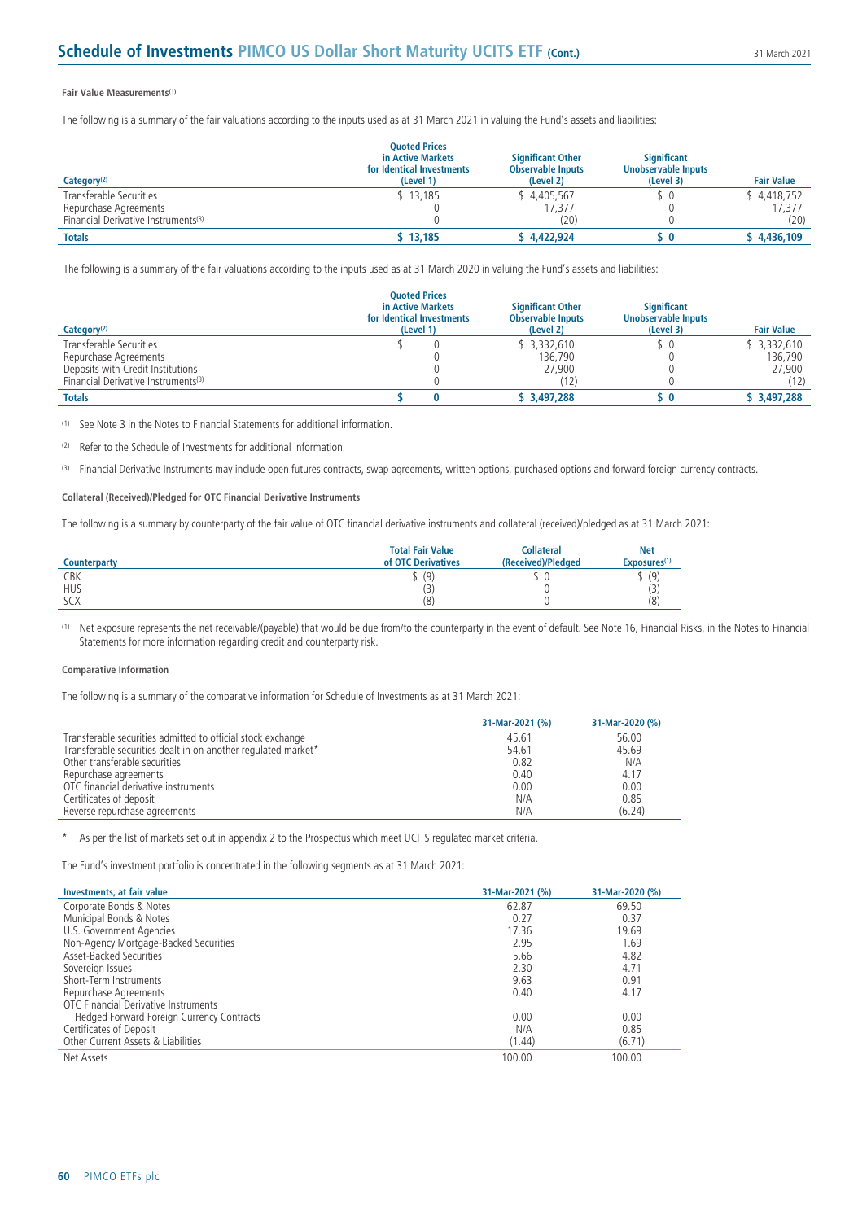**Fair Value Measurements**[1]

The following is a summary of the fair valuations according to the inputs used as at 31 March 2021 in valuing the Fund's assets and liabilities:

| Category[2] | Quoted Prices in Active Markets for Identical Investments (Level 1) | Significant Other Observable Inputs (Level 2) | Significant Unobservable Inputs (Level 3) | Fair Value |
|---|---|---|---|---|
| Transferable Securities | $ 13,185 | $ 4,405,567 | $ 0 | $ 4,418,752 |
| Repurchase Agreements | 0 | 17,377 | 0 | 17,377 |
| Financial Derivative Instruments[3] | 0 | (20) | 0 | (20) |
| **Totals** | **$ 13,185** | **$ 4,422,924** | **$ 0** | **$ 4,436,109** |

The following is a summary of the fair valuations according to the inputs used as at 31 March 2020 in valuing the Fund's assets and liabilities:

| Category[2] | Quoted Prices in Active Markets for Identical Investments (Level 1) | Significant Other Observable Inputs (Level 2) | Significant Unobservable Inputs (Level 3) | Fair Value |
|---|---|---|---|---|
| Transferable Securities | $ 0 | $ 3,332,610 | $ 0 | $ 3,332,610 |
| Repurchase Agreements | 0 | 136,790 | 0 | 136,790 |
| Deposits with Credit Institutions | 0 | 27,900 | 0 | 27,900 |
| Financial Derivative Instruments[3] | 0 | (12) | 0 | (12) |
| **Totals** | **$ 0** | **$ 3,497,288** | **$ 0** | **$ 3,497,288** |

[1] See Note 3 in the Notes to Financial Statements for additional information.

[2] Refer to the Schedule of Investments for additional information.

[3] Financial Derivative Instruments may include open futures contracts, swap agreements, written options, purchased options and forward foreign currency contracts.

**Collateral (Received)/Pledged for OTC Financial Derivative Instruments**

The following is a summary by counterparty of the fair value of OTC financial derivative instruments and collateral (received)/pledged as at 31 March 2021:

| Counterparty | Total Fair Value of OTC Derivatives | Collateral (Received)/Pledged | Net Exposures[1] |
|---|---|---|---|
| CBK | $ (9) | $ 0 | $ (9) |
| HUS | (3) | 0 | (3) |
| SCX | (8) | 0 | (8) |

[1] Net exposure represents the net receivable/(payable) that would be due from/to the counterparty in the event of default. See Note 16, Financial Risks, in the Notes to Financial Statements for more information regarding credit and counterparty risk.

**Comparative Information**

The following is a summary of the comparative information for Schedule of Investments as at 31 March 2021:

| | 31-Mar-2021 (%) | 31-Mar-2020 (%) |
|---|---|---|
| Transferable securities admitted to official stock exchange | 45.61 | 56.00 |
| Transferable securities dealt in on another regulated market* | 54.61 | 45.69 |
| Other transferable securities | 0.82 | N/A |
| Repurchase agreements | 0.40 | 4.17 |
| OTC financial derivative instruments | 0.00 | 0.00 |
| Certificates of deposit | N/A | 0.85 |
| Reverse repurchase agreements | N/A | (6.24) |

\* As per the list of markets set out in appendix 2 to the Prospectus which meet UCITS regulated market criteria.

The Fund's investment portfolio is concentrated in the following segments as at 31 March 2021:

| Investments, at fair value | 31-Mar-2021 (%) | 31-Mar-2020 (%) |
|---|---|---|
| Corporate Bonds & Notes | 62.87 | 69.50 |
| Municipal Bonds & Notes | 0.27 | 0.37 |
| U.S. Government Agencies | 17.36 | 19.69 |
| Non-Agency Mortgage-Backed Securities | 2.95 | 1.69 |
| Asset-Backed Securities | 5.66 | 4.82 |
| Sovereign Issues | 2.30 | 4.71 |
| Short-Term Instruments | 9.63 | 0.91 |
| Repurchase Agreements | 0.40 | 4.17 |
| OTC Financial Derivative Instruments | | |
| Hedged Forward Foreign Currency Contracts | 0.00 | 0.00 |
| Certificates of Deposit | N/A | 0.85 |
| Other Current Assets & Liabilities | (1.44) | (6.71) |
| Net Assets | 100.00 | 100.00 |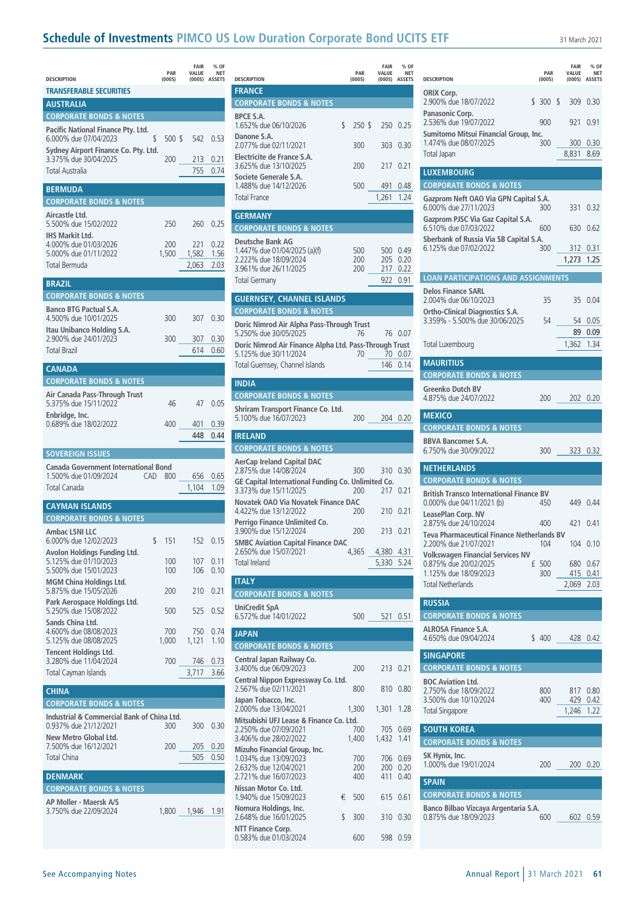# Schedule of Investments PIMCO US Low Duration Corporate Bond UCITS ETF

31 March 2021

| DESCRIPTION | PAR (000S) | FAIR VALUE (000S) | % OF NET ASSETS |
|---|---|---|---|
| **TRANSFERABLE SECURITIES** | | | |
| **AUSTRALIA** | | | |
| **CORPORATE BONDS & NOTES** | | | |
| **Pacific National Finance Pty. Ltd.** | | | |
| 6.000% due 07/04/2023 | $ 500 | $ 542 | 0.53 |
| **Sydney Airport Finance Co. Pty. Ltd.** | | | |
| 3.375% due 30/04/2025 | 200 | 213 | 0.21 |
| Total Australia | | 755 | 0.74 |
| **BERMUDA** | | | |
| **CORPORATE BONDS & NOTES** | | | |
| **Aircastle Ltd.** | | | |
| 5.500% due 15/02/2022 | 250 | 260 | 0.25 |
| **IHS Markit Ltd.** | | | |
| 4.000% due 01/03/2026 | 200 | 221 | 0.22 |
| 5.000% due 01/11/2022 | 1,500 | 1,582 | 1.56 |
| Total Bermuda | | 2,063 | 2.03 |
| **BRAZIL** | | | |
| **CORPORATE BONDS & NOTES** | | | |
| **Banco BTG Pactual S.A.** | | | |
| 4.500% due 10/01/2025 | 300 | 307 | 0.30 |
| **Itau Unibanco Holding S.A.** | | | |
| 2.900% due 24/01/2023 | 300 | 307 | 0.30 |
| Total Brazil | | 614 | 0.60 |
| **CANADA** | | | |
| **CORPORATE BONDS & NOTES** | | | |
| **Air Canada Pass-Through Trust** | | | |
| 5.375% due 15/11/2022 | 46 | 47 | 0.05 |
| **Enbridge, Inc.** | | | |
| 0.689% due 18/02/2022 | 400 | 401 | 0.39 |
| | | 448 | 0.44 |
| **SOVEREIGN ISSUES** | | | |
| **Canada Government International Bond** | | | |
| 1.500% due 01/09/2024 | CAD 800 | 656 | 0.65 |
| Total Canada | | 1,104 | 1.09 |
| **CAYMAN ISLANDS** | | | |
| **CORPORATE BONDS & NOTES** | | | |
| **Ambac LSNI LLC** | | | |
| 6.000% due 12/02/2023 | $ 151 | 152 | 0.15 |
| **Avolon Holdings Funding Ltd.** | | | |
| 5.125% due 01/10/2023 | 100 | 107 | 0.11 |
| 5.500% due 15/01/2023 | 100 | 106 | 0.10 |
| **MGM China Holdings Ltd.** | | | |
| 5.875% due 15/05/2026 | 200 | 210 | 0.21 |
| **Park Aerospace Holdings Ltd.** | | | |
| 5.250% due 15/08/2022 | 500 | 525 | 0.52 |
| **Sands China Ltd.** | | | |
| 4.600% due 08/08/2023 | 700 | 750 | 0.74 |
| 5.125% due 08/08/2025 | 1,000 | 1,121 | 1.10 |
| **Tencent Holdings Ltd.** | | | |
| 3.280% due 11/04/2024 | 700 | 746 | 0.73 |
| Total Cayman Islands | | 3,717 | 3.66 |
| **CHINA** | | | |
| **CORPORATE BONDS & NOTES** | | | |
| **Industrial & Commercial Bank of China Ltd.** | | | |
| 0.937% due 21/12/2021 | 300 | 300 | 0.30 |
| **New Metro Global Ltd.** | | | |
| 7.500% due 16/12/2021 | 200 | 205 | 0.20 |
| Total China | | 505 | 0.50 |
| **DENMARK** | | | |
| **CORPORATE BONDS & NOTES** | | | |
| **AP Moller - Maersk A/S** | | | |
| 3.750% due 22/09/2024 | 1,800 | 1,946 | 1.91 |
| **FRANCE** | | | |
| **CORPORATE BONDS & NOTES** | | | |
| **BPCE S.A.** | | | |
| 1.652% due 06/10/2026 | $ 250 | $ 250 | 0.25 |
| **Danone S.A.** | | | |
| 2.077% due 02/11/2021 | 300 | 303 | 0.30 |
| **Electricite de France S.A.** | | | |
| 3.625% due 13/10/2025 | 200 | 217 | 0.21 |
| **Societe Generale S.A.** | | | |
| 1.488% due 14/12/2026 | 500 | 491 | 0.48 |
| Total France | | 1,261 | 1.24 |
| **GERMANY** | | | |
| **CORPORATE BONDS & NOTES** | | | |
| **Deutsche Bank AG** | | | |
| 1.447% due 01/04/2025 (a)(f) | 500 | 500 | 0.49 |
| 2.222% due 18/09/2024 | 200 | 205 | 0.20 |
| 3.961% due 26/11/2025 | 200 | 217 | 0.22 |
| Total Germany | | 922 | 0.91 |
| **GUERNSEY, CHANNEL ISLANDS** | | | |
| **CORPORATE BONDS & NOTES** | | | |
| **Doric Nimrod Air Alpha Pass-Through Trust** | | | |
| 5.250% due 30/05/2025 | 76 | 76 | 0.07 |
| **Doric Nimrod Air Finance Alpha Ltd. Pass-Through Trust** | | | |
| 5.125% due 30/11/2024 | 70 | 70 | 0.07 |
| Total Guernsey, Channel Islands | | 146 | 0.14 |
| **INDIA** | | | |
| **CORPORATE BONDS & NOTES** | | | |
| **Shriram Transport Finance Co. Ltd.** | | | |
| 5.100% due 16/07/2023 | 200 | 204 | 0.20 |
| **IRELAND** | | | |
| **CORPORATE BONDS & NOTES** | | | |
| **AerCap Ireland Capital DAC** | | | |
| 2.875% due 14/08/2024 | 300 | 310 | 0.30 |
| **GE Capital International Funding Co. Unlimited Co.** | | | |
| 3.373% due 15/11/2025 | 200 | 217 | 0.21 |
| **Novatek OAO Via Novatek Finance DAC** | | | |
| 4.422% due 13/12/2022 | 200 | 210 | 0.21 |
| **Perrigo Finance Unlimited Co.** | | | |
| 3.900% due 15/12/2024 | 200 | 213 | 0.21 |
| **SMBC Aviation Capital Finance DAC** | | | |
| 2.650% due 15/07/2021 | 4,365 | 4,380 | 4.31 |
| Total Ireland | | 5,330 | 5.24 |
| **ITALY** | | | |
| **CORPORATE BONDS & NOTES** | | | |
| **UniCredit SpA** | | | |
| 6.572% due 14/01/2022 | 500 | 521 | 0.51 |
| **JAPAN** | | | |
| **CORPORATE BONDS & NOTES** | | | |
| **Central Japan Railway Co.** | | | |
| 3.400% due 06/09/2023 | 200 | 213 | 0.21 |
| **Central Nippon Expressway Co. Ltd.** | | | |
| 2.567% due 02/11/2021 | 800 | 810 | 0.80 |
| **Japan Tobacco, Inc.** | | | |
| 2.000% due 13/04/2021 | 1,300 | 1,301 | 1.28 |
| **Mitsubishi UFJ Lease & Finance Co. Ltd.** | | | |
| 2.250% due 07/09/2021 | 700 | 705 | 0.69 |
| 3.406% due 28/02/2022 | 1,400 | 1,432 | 1.41 |
| **Mizuho Financial Group, Inc.** | | | |
| 1.034% due 13/09/2023 | 700 | 706 | 0.69 |
| 2.632% due 12/04/2021 | 200 | 200 | 0.20 |
| 2.721% due 16/07/2023 | 400 | 411 | 0.40 |
| **Nissan Motor Co. Ltd.** | | | |
| 1.940% due 15/09/2023 | € 500 | 615 | 0.61 |
| **Nomura Holdings, Inc.** | | | |
| 2.648% due 16/01/2025 | $ 300 | 310 | 0.30 |
| **NTT Finance Corp.** | | | |
| 0.583% due 01/03/2024 | 600 | 598 | 0.59 |
| **ORIX Corp.** | | | |
| 2.900% due 18/07/2022 | $ 300 | $ 309 | 0.30 |
| **Panasonic Corp.** | | | |
| 2.536% due 19/07/2022 | 900 | 921 | 0.91 |
| **Sumitomo Mitsui Financial Group, Inc.** | | | |
| 1.474% due 08/07/2025 | 300 | 300 | 0.30 |
| Total Japan | | 8,831 | 8.69 |
| **LUXEMBOURG** | | | |
| **CORPORATE BONDS & NOTES** | | | |
| **Gazprom Neft OAO Via GPN Capital S.A.** | | | |
| 6.000% due 27/11/2023 | 300 | 331 | 0.32 |
| **Gazprom PJSC Via Gaz Capital S.A.** | | | |
| 6.510% due 07/03/2022 | 600 | 630 | 0.62 |
| **Sberbank of Russia Via SB Capital S.A.** | | | |
| 6.125% due 07/02/2022 | 300 | 312 | 0.31 |
| | | 1,273 | 1.25 |
| **LOAN PARTICIPATIONS AND ASSIGNMENTS** | | | |
| **Delos Finance SARL** | | | |
| 2.004% due 06/10/2023 | 35 | 35 | 0.04 |
| **Ortho-Clinical Diagnostics S.A.** | | | |
| 3.359% - 5.500% due 30/06/2025 | 54 | 54 | 0.05 |
| | | 89 | 0.09 |
| Total Luxembourg | | 1,362 | 1.34 |
| **MAURITIUS** | | | |
| **CORPORATE BONDS & NOTES** | | | |
| **Greenko Dutch BV** | | | |
| 4.875% due 24/07/2022 | 200 | 202 | 0.20 |
| **MEXICO** | | | |
| **CORPORATE BONDS & NOTES** | | | |
| **BBVA Bancomer S.A.** | | | |
| 6.750% due 30/09/2022 | 300 | 323 | 0.32 |
| **NETHERLANDS** | | | |
| **CORPORATE BONDS & NOTES** | | | |
| **British Transco International Finance BV** | | | |
| 0.000% due 04/11/2021 (b) | 450 | 449 | 0.44 |
| **LeasePlan Corp. NV** | | | |
| 2.875% due 24/10/2024 | 400 | 421 | 0.41 |
| **Teva Pharmaceutical Finance Netherlands BV** | | | |
| 2.200% due 21/07/2021 | 104 | 104 | 0.10 |
| **Volkswagen Financial Services NV** | | | |
| 0.875% due 20/02/2025 | £ 500 | 680 | 0.67 |
| 1.125% due 18/09/2023 | 300 | 415 | 0.41 |
| Total Netherlands | | 2,069 | 2.03 |
| **RUSSIA** | | | |
| **CORPORATE BONDS & NOTES** | | | |
| **ALROSA Finance S.A.** | | | |
| 4.650% due 09/04/2024 | $ 400 | 428 | 0.42 |
| **SINGAPORE** | | | |
| **CORPORATE BONDS & NOTES** | | | |
| **BOC Aviation Ltd.** | | | |
| 2.750% due 18/09/2022 | 800 | 817 | 0.80 |
| 3.500% due 10/10/2024 | 400 | 429 | 0.42 |
| Total Singapore | | 1,246 | 1.22 |
| **SOUTH KOREA** | | | |
| **CORPORATE BONDS & NOTES** | | | |
| **SK Hynix, Inc.** | | | |
| 1.000% due 19/01/2024 | 200 | 200 | 0.20 |
| **SPAIN** | | | |
| **CORPORATE BONDS & NOTES** | | | |
| **Banco Bilbao Vizcaya Argentaria S.A.** | | | |
| 0.875% due 18/09/2023 | 600 | 602 | 0.59 |

See Accompanying Notes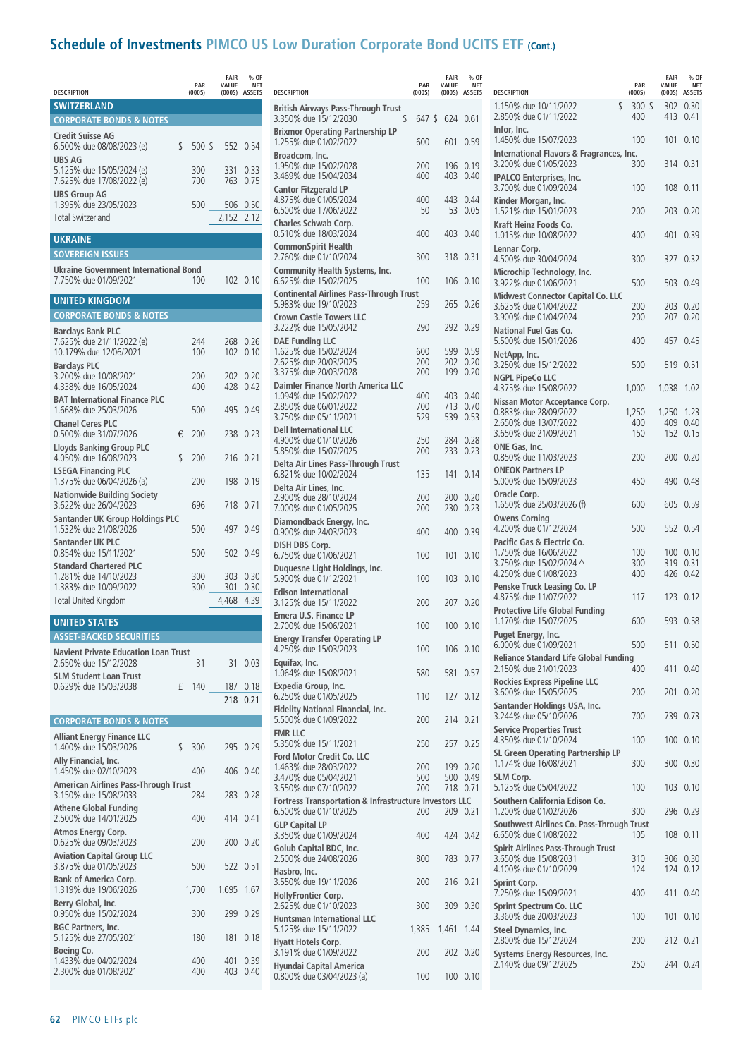## Schedule of Investments PIMCO US Low Duration Corporate Bond UCITS ETF (Cont.)

| DESCRIPTION | PAR (000S) | FAIR VALUE (000S) | % OF NET ASSETS |
|---|---|---|---|
| **SWITZERLAND** | | | |
| **CORPORATE BONDS & NOTES** | | | |
| **Credit Suisse AG** | | | |
| 6.500% due 08/08/2023 (e) | $ 500 | $ 552 | 0.54 |
| **UBS AG** | | | |
| 5.125% due 15/05/2024 (e) | 300 | 331 | 0.33 |
| 7.625% due 17/08/2022 (e) | 700 | 763 | 0.75 |
| **UBS Group AG** | | | |
| 1.395% due 23/05/2023 | 500 | 506 | 0.50 |
| Total Switzerland | | 2,152 | 2.12 |
| **UKRAINE** | | | |
| **SOVEREIGN ISSUES** | | | |
| **Ukraine Government International Bond** | | | |
| 7.750% due 01/09/2021 | 100 | 102 | 0.10 |
| **UNITED KINGDOM** | | | |
| **CORPORATE BONDS & NOTES** | | | |
| **Barclays Bank PLC** | | | |
| 7.625% due 21/11/2022 (e) | 244 | 268 | 0.26 |
| 10.179% due 12/06/2021 | 100 | 102 | 0.10 |
| **Barclays PLC** | | | |
| 3.200% due 10/08/2021 | 200 | 202 | 0.20 |
| 4.338% due 16/05/2024 | 400 | 428 | 0.42 |
| **BAT International Finance PLC** | | | |
| 1.668% due 25/03/2026 | 500 | 495 | 0.49 |
| **Chanel Ceres PLC** | | | |
| 0.500% due 31/07/2026 | € 200 | 238 | 0.23 |
| **Lloyds Banking Group PLC** | | | |
| 4.050% due 16/08/2023 | $ 200 | 216 | 0.21 |
| **LSEGA Financing PLC** | | | |
| 1.375% due 06/04/2026 (a) | 200 | 198 | 0.19 |
| **Nationwide Building Society** | | | |
| 3.622% due 26/04/2023 | 696 | 718 | 0.71 |
| **Santander UK Group Holdings PLC** | | | |
| 1.532% due 21/08/2026 | 500 | 497 | 0.49 |
| **Santander UK PLC** | | | |
| 0.854% due 15/11/2021 | 500 | 502 | 0.49 |
| **Standard Chartered PLC** | | | |
| 1.281% due 14/10/2023 | 300 | 303 | 0.30 |
| 1.383% due 10/09/2022 | 300 | 301 | 0.30 |
| Total United Kingdom | | 4,468 | 4.39 |
| **UNITED STATES** | | | |
| **ASSET-BACKED SECURITIES** | | | |
| **Navient Private Education Loan Trust** | | | |
| 2.650% due 15/12/2028 | 31 | 31 | 0.03 |
| **SLM Student Loan Trust** | | | |
| 0.629% due 15/03/2038 | £ 140 | 187 | 0.18 |
| | | 218 | 0.21 |
| **CORPORATE BONDS & NOTES** | | | |
| **Alliant Energy Finance LLC** | | | |
| 1.400% due 15/03/2026 | $ 300 | 295 | 0.29 |
| **Ally Financial, Inc.** | | | |
| 1.450% due 02/10/2023 | 400 | 406 | 0.40 |
| **American Airlines Pass-Through Trust** | | | |
| 3.150% due 15/08/2033 | 284 | 283 | 0.28 |
| **Athene Global Funding** | | | |
| 2.500% due 14/01/2025 | 400 | 414 | 0.41 |
| **Atmos Energy Corp.** | | | |
| 0.625% due 09/03/2023 | 200 | 200 | 0.20 |
| **Aviation Capital Group LLC** | | | |
| 3.875% due 01/05/2023 | 500 | 522 | 0.51 |
| **Bank of America Corp.** | | | |
| 1.319% due 19/06/2026 | 1,700 | 1,695 | 1.67 |
| **Berry Global, Inc.** | | | |
| 0.950% due 15/02/2024 | 300 | 299 | 0.29 |
| **BGC Partners, Inc.** | | | |
| 5.125% due 27/05/2021 | 180 | 181 | 0.18 |
| **Boeing Co.** | | | |
| 1.433% due 04/02/2024 | 400 | 401 | 0.39 |
| 2.300% due 01/08/2021 | 400 | 403 | 0.40 |
| **British Airways Pass-Through Trust** | | | |
| 3.350% due 15/12/2030 | $ 647 | $ 624 | 0.61 |
| **Brixmor Operating Partnership LP** | | | |
| 1.255% due 01/02/2022 | 600 | 601 | 0.59 |
| **Broadcom, Inc.** | | | |
| 1.950% due 15/02/2028 | 200 | 196 | 0.19 |
| 3.469% due 15/04/2034 | 400 | 403 | 0.40 |
| **Cantor Fitzgerald LP** | | | |
| 4.875% due 01/05/2024 | 400 | 443 | 0.44 |
| 6.500% due 17/06/2022 | 50 | 53 | 0.05 |
| **Charles Schwab Corp.** | | | |
| 0.510% due 18/03/2024 | 400 | 403 | 0.40 |
| **CommonSpirit Health** | | | |
| 2.760% due 01/10/2024 | 300 | 318 | 0.31 |
| **Community Health Systems, Inc.** | | | |
| 6.625% due 15/02/2025 | 100 | 106 | 0.10 |
| **Continental Airlines Pass-Through Trust** | | | |
| 5.983% due 19/10/2023 | 259 | 265 | 0.26 |
| **Crown Castle Towers LLC** | | | |
| 3.222% due 15/05/2042 | 290 | 292 | 0.29 |
| **DAE Funding LLC** | | | |
| 1.625% due 15/02/2024 | 600 | 599 | 0.59 |
| 2.625% due 20/03/2025 | 200 | 202 | 0.20 |
| 3.375% due 20/03/2028 | 200 | 199 | 0.20 |
| **Daimler Finance North America LLC** | | | |
| 1.094% due 15/02/2022 | 400 | 403 | 0.40 |
| 2.850% due 06/01/2022 | 700 | 713 | 0.70 |
| 3.750% due 05/11/2021 | 529 | 539 | 0.53 |
| **Dell International LLC** | | | |
| 4.900% due 01/10/2026 | 250 | 284 | 0.28 |
| 5.850% due 15/07/2025 | 200 | 233 | 0.23 |
| **Delta Air Lines Pass-Through Trust** | | | |
| 6.821% due 10/02/2024 | 135 | 141 | 0.14 |
| **Delta Air Lines, Inc.** | | | |
| 2.900% due 28/10/2024 | 200 | 200 | 0.20 |
| 7.000% due 01/05/2025 | 200 | 230 | 0.23 |
| **Diamondback Energy, Inc.** | | | |
| 0.900% due 24/03/2023 | 400 | 400 | 0.39 |
| **DISH DBS Corp.** | | | |
| 6.750% due 01/06/2021 | 100 | 101 | 0.10 |
| **Duquesne Light Holdings, Inc.** | | | |
| 5.900% due 01/12/2021 | 100 | 103 | 0.10 |
| **Edison International** | | | |
| 3.125% due 15/11/2022 | 200 | 207 | 0.20 |
| **Emera U.S. Finance LP** | | | |
| 2.700% due 15/06/2021 | 100 | 100 | 0.10 |
| **Energy Transfer Operating LP** | | | |
| 4.250% due 15/03/2023 | 100 | 106 | 0.10 |
| **Equifax, Inc.** | | | |
| 1.064% due 15/08/2021 | 580 | 581 | 0.57 |
| **Expedia Group, Inc.** | | | |
| 6.250% due 01/05/2025 | 110 | 127 | 0.12 |
| **Fidelity National Financial, Inc.** | | | |
| 5.500% due 01/09/2022 | 200 | 214 | 0.21 |
| **FMR LLC** | | | |
| 5.350% due 15/11/2021 | 250 | 257 | 0.25 |
| **Ford Motor Credit Co. LLC** | | | |
| 1.463% due 28/03/2022 | 200 | 199 | 0.20 |
| 3.470% due 05/04/2021 | 500 | 500 | 0.49 |
| 3.550% due 07/10/2022 | 700 | 718 | 0.71 |
| **Fortress Transportation & Infrastructure Investors LLC** | | | |
| 6.500% due 01/10/2025 | 200 | 209 | 0.21 |
| **GLP Capital LP** | | | |
| 3.350% due 01/09/2024 | 400 | 424 | 0.42 |
| **Golub Capital BDC, Inc.** | | | |
| 2.500% due 24/08/2026 | 800 | 783 | 0.77 |
| **Hasbro, Inc.** | | | |
| 3.550% due 19/11/2026 | 200 | 216 | 0.21 |
| **HollyFrontier Corp.** | | | |
| 2.625% due 01/10/2023 | 300 | 309 | 0.30 |
| **Huntsman International LLC** | | | |
| 5.125% due 15/11/2022 | 1,385 | 1,461 | 1.44 |
| **Hyatt Hotels Corp.** | | | |
| 3.191% due 01/09/2022 | 200 | 202 | 0.20 |
| **Hyundai Capital America** | | | |
| 0.800% due 03/04/2023 (a) | 100 | 100 | 0.10 |
| 1.150% due 10/11/2022 | $ 300 | $ 302 | 0.30 |
| 2.850% due 01/11/2022 | 400 | 413 | 0.41 |
| **Infor, Inc.** | | | |
| 1.450% due 15/07/2023 | 100 | 101 | 0.10 |
| **International Flavors & Fragrances, Inc.** | | | |
| 3.200% due 01/05/2023 | 300 | 314 | 0.31 |
| **IPALCO Enterprises, Inc.** | | | |
| 3.700% due 01/09/2024 | 100 | 108 | 0.11 |
| **Kinder Morgan, Inc.** | | | |
| 1.521% due 15/01/2023 | 200 | 203 | 0.20 |
| **Kraft Heinz Foods Co.** | | | |
| 1.015% due 10/08/2022 | 400 | 401 | 0.39 |
| **Lennar Corp.** | | | |
| 4.500% due 30/04/2024 | 300 | 327 | 0.32 |
| **Microchip Technology, Inc.** | | | |
| 3.922% due 01/06/2021 | 500 | 503 | 0.49 |
| **Midwest Connector Capital Co. LLC** | | | |
| 3.625% due 01/04/2022 | 200 | 203 | 0.20 |
| 3.900% due 01/04/2024 | 200 | 207 | 0.20 |
| **National Fuel Gas Co.** | | | |
| 5.500% due 15/01/2026 | 400 | 457 | 0.45 |
| **NetApp, Inc.** | | | |
| 3.250% due 15/12/2022 | 500 | 519 | 0.51 |
| **NGPL PipeCo LLC** | | | |
| 4.375% due 15/08/2022 | 1,000 | 1,038 | 1.02 |
| **Nissan Motor Acceptance Corp.** | | | |
| 0.883% due 28/09/2022 | 1,250 | 1,250 | 1.23 |
| 2.650% due 13/07/2022 | 400 | 409 | 0.40 |
| 3.650% due 21/09/2021 | 150 | 152 | 0.15 |
| **ONE Gas, Inc.** | | | |
| 0.850% due 11/03/2023 | 200 | 200 | 0.20 |
| **ONEOK Partners LP** | | | |
| 5.000% due 15/09/2023 | 450 | 490 | 0.48 |
| **Oracle Corp.** | | | |
| 1.650% due 25/03/2026 (f) | 600 | 605 | 0.59 |
| **Owens Corning** | | | |
| 4.200% due 01/12/2024 | 500 | 552 | 0.54 |
| **Pacific Gas & Electric Co.** | | | |
| 1.750% due 16/06/2022 | 100 | 100 | 0.10 |
| 3.750% due 15/02/2024 ^ | 300 | 319 | 0.31 |
| 4.250% due 01/08/2023 | 400 | 426 | 0.42 |
| **Penske Truck Leasing Co. LP** | | | |
| 4.875% due 11/07/2022 | 117 | 123 | 0.12 |
| **Protective Life Global Funding** | | | |
| 1.170% due 15/07/2025 | 600 | 593 | 0.58 |
| **Puget Energy, Inc.** | | | |
| 6.000% due 01/09/2021 | 500 | 511 | 0.50 |
| **Reliance Standard Life Global Funding** | | | |
| 2.150% due 21/01/2023 | 400 | 411 | 0.40 |
| **Rockies Express Pipeline LLC** | | | |
| 3.600% due 15/05/2025 | 200 | 201 | 0.20 |
| **Santander Holdings USA, Inc.** | | | |
| 3.244% due 05/10/2026 | 700 | 739 | 0.73 |
| **Service Properties Trust** | | | |
| 4.350% due 01/10/2024 | 100 | 100 | 0.10 |
| **SL Green Operating Partnership LP** | | | |
| 1.174% due 16/08/2021 | 300 | 300 | 0.30 |
| **SLM Corp.** | | | |
| 5.125% due 05/04/2022 | 100 | 103 | 0.10 |
| **Southern California Edison Co.** | | | |
| 1.200% due 01/02/2026 | 300 | 296 | 0.29 |
| **Southwest Airlines Co. Pass-Through Trust** | | | |
| 6.650% due 01/08/2022 | 105 | 108 | 0.11 |
| **Spirit Airlines Pass-Through Trust** | | | |
| 3.650% due 15/08/2031 | 310 | 306 | 0.30 |
| 4.100% due 01/10/2029 | 124 | 124 | 0.12 |
| **Sprint Corp.** | | | |
| 7.250% due 15/09/2021 | 400 | 411 | 0.40 |
| **Sprint Spectrum Co. LLC** | | | |
| 3.360% due 20/03/2023 | 100 | 101 | 0.10 |
| **Steel Dynamics, Inc.** | | | |
| 2.800% due 15/12/2024 | 200 | 212 | 0.21 |
| **Systems Energy Resources, Inc.** | | | |
| 2.140% due 09/12/2025 | 250 | 244 | 0.24 |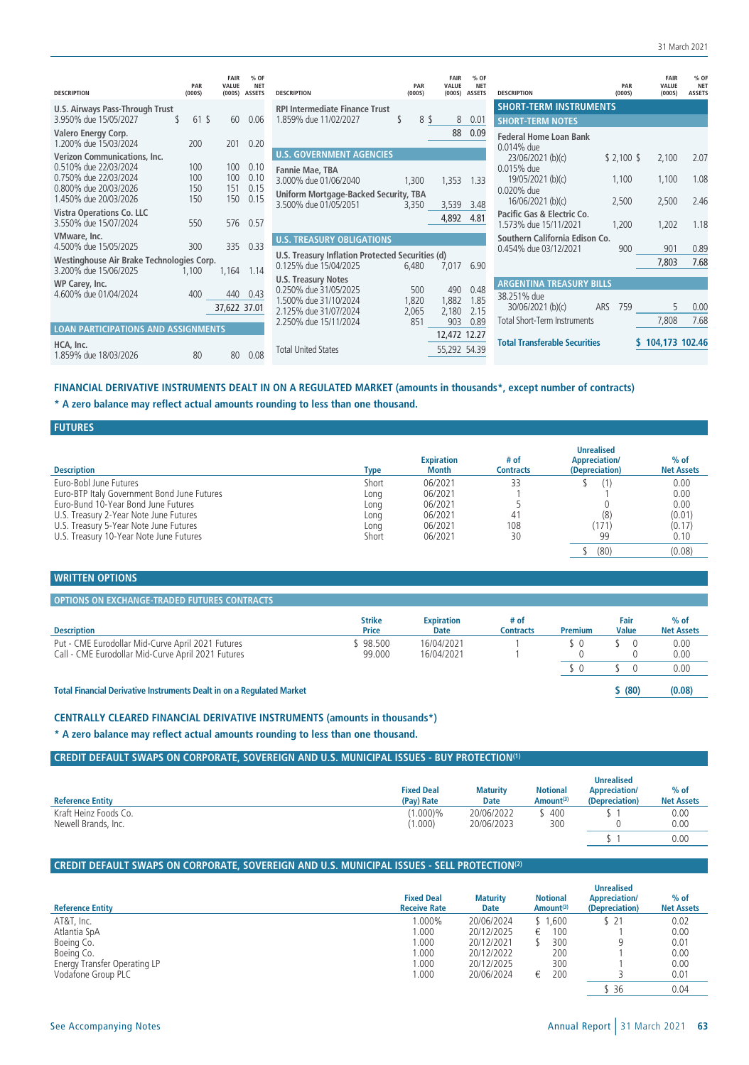| DESCRIPTION | PAR (000S) | FAIR VALUE (000S) | % OF NET ASSETS |
|---|---|---|---|
| **U.S. Airways Pass-Through Trust** | | | |
| 3.950% due 15/05/2027 | $ 61 | $ 60 | 0.06 |
| **Valero Energy Corp.** | | | |
| 1.200% due 15/03/2024 | 200 | 201 | 0.20 |
| **Verizon Communications, Inc.** | | | |
| 0.510% due 22/03/2024 | 100 | 100 | 0.10 |
| 0.750% due 22/03/2024 | 100 | 100 | 0.10 |
| 0.800% due 20/03/2026 | 150 | 151 | 0.15 |
| 1.450% due 20/03/2026 | 150 | 150 | 0.15 |
| **Vistra Operations Co. LLC** | | | |
| 3.550% due 15/07/2024 | 550 | 576 | 0.57 |
| **VMware, Inc.** | | | |
| 4.500% due 15/05/2025 | 300 | 335 | 0.33 |
| **Westinghouse Air Brake Technologies Corp.** | | | |
| 3.200% due 15/06/2025 | 1,100 | 1,164 | 1.14 |
| **WP Carey, Inc.** | | | |
| 4.600% due 01/04/2024 | 400 | 440 | 0.43 |
| | | 37,622 | 37.01 |
| **LOAN PARTICIPATIONS AND ASSIGNMENTS** | | | |
| **HCA, Inc.** | | | |
| 1.859% due 18/03/2026 | 80 | 80 | 0.08 |
| **RPI Intermediate Finance Trust** | | | |
| 1.859% due 11/02/2027 | $ 8 | $ 8 | 0.01 |
| | | 88 | 0.09 |
| **U.S. GOVERNMENT AGENCIES** | | | |
| **Fannie Mae, TBA** | | | |
| 3.000% due 01/06/2040 | 1,300 | 1,353 | 1.33 |
| **Uniform Mortgage-Backed Security, TBA** | | | |
| 3.500% due 01/05/2051 | 3,350 | 3,539 | 3.48 |
| | | 4,892 | 4.81 |
| **U.S. TREASURY OBLIGATIONS** | | | |
| **U.S. Treasury Inflation Protected Securities (d)** | | | |
| 0.125% due 15/04/2025 | 6,480 | 7,017 | 6.90 |
| **U.S. Treasury Notes** | | | |
| 0.250% due 31/05/2025 | 500 | 490 | 0.48 |
| 1.500% due 31/10/2024 | 1,820 | 1,882 | 1.85 |
| 2.125% due 31/07/2024 | 2,065 | 2,180 | 2.15 |
| 2.250% due 15/11/2024 | 851 | 903 | 0.89 |
| | | 12,472 | 12.27 |
| Total United States | | 55,292 | 54.39 |
| **SHORT-TERM INSTRUMENTS** | | | |
| **SHORT-TERM NOTES** | | | |
| **Federal Home Loan Bank** | | | |
| 0.014% due 23/06/2021 (b)(c) | $ 2,100 | $ 2,100 | 2.07 |
| 0.015% due 19/05/2021 (b)(c) | 1,100 | 1,100 | 1.08 |
| 0.020% due 16/06/2021 (b)(c) | 2,500 | 2,500 | 2.46 |
| **Pacific Gas & Electric Co.** | | | |
| 1.573% due 15/11/2021 | 1,200 | 1,202 | 1.18 |
| **Southern California Edison Co.** | | | |
| 0.454% due 03/12/2021 | 900 | 901 | 0.89 |
| | | 7,803 | 7.68 |
| **ARGENTINA TREASURY BILLS** | | | |
| 38.251% due 30/06/2021 (b)(c) | ARS 759 | 5 | 0.00 |
| Total Short-Term Instruments | | 7,808 | 7.68 |
| **Total Transferable Securities** | | **$ 104,173** | **102.46** |

**FINANCIAL DERIVATIVE INSTRUMENTS DEALT IN ON A REGULATED MARKET (amounts in thousands*, except number of contracts)**

**\* A zero balance may reflect actual amounts rounding to less than one thousand.**

## FUTURES

| Description | Type | Expiration Month | # of Contracts | Unrealised Appreciation/ (Depreciation) | % of Net Assets |
|---|---|---|---|---|---|
| Euro-Bobl June Futures | Short | 06/2021 | 33 | $ (1) | 0.00 |
| Euro-BTP Italy Government Bond June Futures | Long | 06/2021 | 1 | 1 | 0.00 |
| Euro-Bund 10-Year Bond June Futures | Long | 06/2021 | 5 | 0 | 0.00 |
| U.S. Treasury 2-Year Note June Futures | Long | 06/2021 | 41 | (8) | (0.01) |
| U.S. Treasury 5-Year Note June Futures | Long | 06/2021 | 108 | (171) | (0.17) |
| U.S. Treasury 10-Year Note June Futures | Short | 06/2021 | 30 | 99 | 0.10 |
| | | | | $ (80) | (0.08) |

## WRITTEN OPTIONS

### OPTIONS ON EXCHANGE-TRADED FUTURES CONTRACTS

| Description | Strike Price | Expiration Date | # of Contracts | Premium | Fair Value | % of Net Assets |
|---|---|---|---|---|---|---|
| Put - CME Eurodollar Mid-Curve April 2021 Futures | $ 98.500 | 16/04/2021 | 1 | $ 0 | $ 0 | 0.00 |
| Call - CME Eurodollar Mid-Curve April 2021 Futures | 99.000 | 16/04/2021 | 1 | 0 | 0 | 0.00 |
| | | | | $ 0 | $ 0 | 0.00 |

| | | |
|---|---|---|
| **Total Financial Derivative Instruments Dealt in on a Regulated Market** | **$ (80)** | **(0.08)** |

**CENTRALLY CLEARED FINANCIAL DERIVATIVE INSTRUMENTS (amounts in thousands*)**

**\* A zero balance may reflect actual amounts rounding to less than one thousand.**

## CREDIT DEFAULT SWAPS ON CORPORATE, SOVEREIGN AND U.S. MUNICIPAL ISSUES - BUY PROTECTION(1)

| Reference Entity | Fixed Deal (Pay) Rate | Maturity Date | Notional Amount(3) | Unrealised Appreciation/ (Depreciation) | % of Net Assets |
|---|---|---|---|---|---|
| Kraft Heinz Foods Co. | (1.000)% | 20/06/2022 | $ 400 | $ 1 | 0.00 |
| Newell Brands, Inc. | (1.000) | 20/06/2023 | 300 | 0 | 0.00 |
| | | | | $ 1 | 0.00 |

## CREDIT DEFAULT SWAPS ON CORPORATE, SOVEREIGN AND U.S. MUNICIPAL ISSUES - SELL PROTECTION(2)

| Reference Entity | Fixed Deal Receive Rate | Maturity Date | Notional Amount(3) | Unrealised Appreciation/ (Depreciation) | % of Net Assets |
|---|---|---|---|---|---|
| AT&T, Inc. | 1.000% | 20/06/2024 | $ 1,600 | $ 21 | 0.02 |
| Atlantia SpA | 1.000 | 20/12/2025 | € 100 | 1 | 0.00 |
| Boeing Co. | 1.000 | 20/12/2021 | $ 300 | 9 | 0.01 |
| Boeing Co. | 1.000 | 20/12/2022 | 200 | 1 | 0.00 |
| Energy Transfer Operating LP | 1.000 | 20/12/2025 | 300 | 1 | 0.00 |
| Vodafone Group PLC | 1.000 | 20/06/2024 | € 200 | 3 | 0.01 |
| | | | | $ 36 | 0.04 |

See Accompanying Notes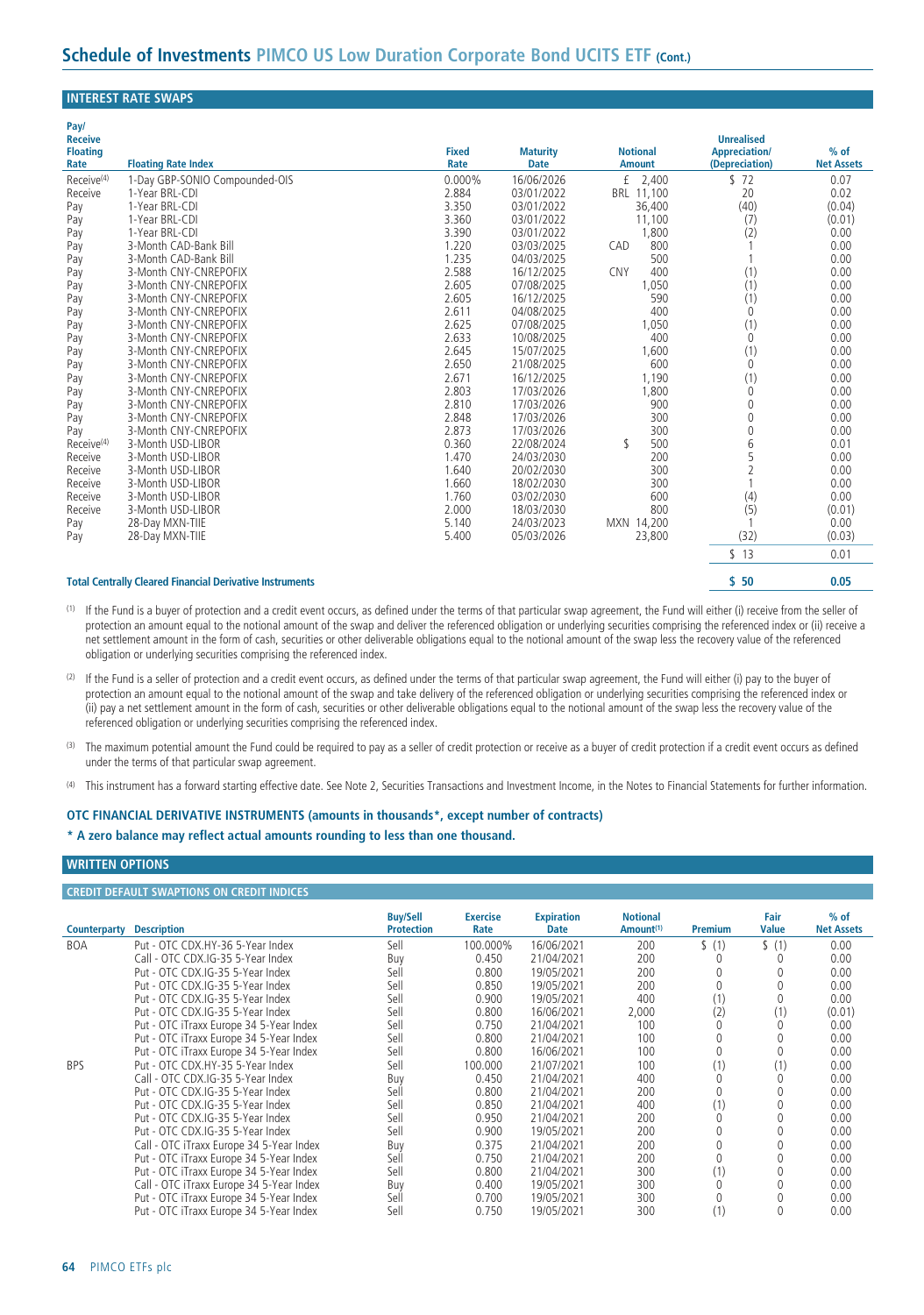## Schedule of Investments PIMCO US Low Duration Corporate Bond UCITS ETF (Cont.)

### INTEREST RATE SWAPS

| Pay/ Receive Floating Rate | Floating Rate Index | Fixed Rate | Maturity Date | Notional Amount | Unrealised Appreciation/ (Depreciation) | % of Net Assets |
|---|---|---|---|---|---|---|
| Receive[4] | 1-Day GBP-SONIO Compounded-OIS | 0.000% | 16/06/2026 | £ 2,400 | $ 72 | 0.07 |
| Receive | 1-Year BRL-CDI | 2.884 | 03/01/2022 | BRL 11,100 | 20 | 0.02 |
| Pay | 1-Year BRL-CDI | 3.350 | 03/01/2022 | 36,400 | (40) | (0.04) |
| Pay | 1-Year BRL-CDI | 3.360 | 03/01/2022 | 11,100 | (7) | (0.01) |
| Pay | 1-Year BRL-CDI | 3.390 | 03/01/2022 | 1,800 | (2) | 0.00 |
| Pay | 3-Month CAD-Bank Bill | 1.220 | 03/03/2025 | CAD 800 | 1 | 0.00 |
| Pay | 3-Month CAD-Bank Bill | 1.235 | 04/03/2025 | 500 | 1 | 0.00 |
| Pay | 3-Month CNY-CNREPOFIX | 2.588 | 16/12/2025 | CNY 400 | (1) | 0.00 |
| Pay | 3-Month CNY-CNREPOFIX | 2.605 | 07/08/2025 | 1,050 | (1) | 0.00 |
| Pay | 3-Month CNY-CNREPOFIX | 2.605 | 16/12/2025 | 590 | (1) | 0.00 |
| Pay | 3-Month CNY-CNREPOFIX | 2.611 | 04/08/2025 | 400 | 0 | 0.00 |
| Pay | 3-Month CNY-CNREPOFIX | 2.625 | 07/08/2025 | 1,050 | (1) | 0.00 |
| Pay | 3-Month CNY-CNREPOFIX | 2.633 | 10/08/2025 | 400 | 0 | 0.00 |
| Pay | 3-Month CNY-CNREPOFIX | 2.645 | 15/07/2025 | 1,600 | (1) | 0.00 |
| Pay | 3-Month CNY-CNREPOFIX | 2.650 | 21/08/2025 | 600 | 0 | 0.00 |
| Pay | 3-Month CNY-CNREPOFIX | 2.671 | 16/12/2025 | 1,190 | (1) | 0.00 |
| Pay | 3-Month CNY-CNREPOFIX | 2.803 | 17/03/2026 | 1,800 | 0 | 0.00 |
| Pay | 3-Month CNY-CNREPOFIX | 2.810 | 17/03/2026 | 900 | 0 | 0.00 |
| Pay | 3-Month CNY-CNREPOFIX | 2.848 | 17/03/2026 | 300 | 0 | 0.00 |
| Pay | 3-Month CNY-CNREPOFIX | 2.873 | 17/03/2026 | 300 | 0 | 0.00 |
| Receive[4] | 3-Month USD-LIBOR | 0.360 | 22/08/2024 | $ 500 | 6 | 0.01 |
| Receive | 3-Month USD-LIBOR | 1.470 | 24/03/2030 | 200 | 5 | 0.00 |
| Receive | 3-Month USD-LIBOR | 1.640 | 20/02/2030 | 300 | 2 | 0.00 |
| Receive | 3-Month USD-LIBOR | 1.660 | 18/02/2030 | 300 | 1 | 0.00 |
| Receive | 3-Month USD-LIBOR | 1.760 | 03/02/2030 | 600 | (4) | 0.00 |
| Receive | 3-Month USD-LIBOR | 2.000 | 18/03/2030 | 800 | (5) | (0.01) |
| Pay | 28-Day MXN-TIIE | 5.140 | 24/03/2023 | MXN 14,200 | 1 | 0.00 |
| Pay | 28-Day MXN-TIIE | 5.400 | 05/03/2026 | 23,800 | (32) | (0.03) |
| | | | | | $ 13 | 0.01 |
| **Total Centrally Cleared Financial Derivative Instruments** | | | | | **$ 50** | **0.05** |

[1] If the Fund is a buyer of protection and a credit event occurs, as defined under the terms of that particular swap agreement, the Fund will either (i) receive from the seller of protection an amount equal to the notional amount of the swap and deliver the referenced obligation or underlying securities comprising the referenced index or (ii) receive a net settlement amount in the form of cash, securities or other deliverable obligations equal to the notional amount of the swap less the recovery value of the referenced obligation or underlying securities comprising the referenced index.

[2] If the Fund is a seller of protection and a credit event occurs, as defined under the terms of that particular swap agreement, the Fund will either (i) pay to the buyer of protection an amount equal to the notional amount of the swap and take delivery of the referenced obligation or underlying securities comprising the referenced index or (ii) pay a net settlement amount in the form of cash, securities or other deliverable obligations equal to the notional amount of the swap less the recovery value of the referenced obligation or underlying securities comprising the referenced index.

[3] The maximum potential amount the Fund could be required to pay as a seller of credit protection or receive as a buyer of credit protection if a credit event occurs as defined under the terms of that particular swap agreement.

[4] This instrument has a forward starting effective date. See Note 2, Securities Transactions and Investment Income, in the Notes to Financial Statements for further information.

### OTC FINANCIAL DERIVATIVE INSTRUMENTS (amounts in thousands*, except number of contracts)

**\* A zero balance may reflect actual amounts rounding to less than one thousand.**

### WRITTEN OPTIONS

#### CREDIT DEFAULT SWAPTIONS ON CREDIT INDICES

| Counterparty | Description | Buy/Sell Protection | Exercise Rate | Expiration Date | Notional Amount[1] | Premium | Fair Value | % of Net Assets |
|---|---|---|---|---|---|---|---|---|
| BOA | Put - OTC CDX.HY-36 5-Year Index | Sell | 100.000% | 16/06/2021 | 200 | $ (1) | $ (1) | 0.00 |
| | Call - OTC CDX.IG-35 5-Year Index | Buy | 0.450 | 21/04/2021 | 200 | 0 | 0 | 0.00 |
| | Put - OTC CDX.IG-35 5-Year Index | Sell | 0.800 | 19/05/2021 | 200 | 0 | 0 | 0.00 |
| | Put - OTC CDX.IG-35 5-Year Index | Sell | 0.850 | 19/05/2021 | 200 | 0 | 0 | 0.00 |
| | Put - OTC CDX.IG-35 5-Year Index | Sell | 0.900 | 19/05/2021 | 400 | (1) | 0 | 0.00 |
| | Put - OTC CDX.IG-35 5-Year Index | Sell | 0.800 | 16/06/2021 | 2,000 | (2) | (1) | (0.01) |
| | Put - OTC iTraxx Europe 34 5-Year Index | Sell | 0.750 | 21/04/2021 | 100 | 0 | 0 | 0.00 |
| | Put - OTC iTraxx Europe 34 5-Year Index | Sell | 0.800 | 21/04/2021 | 100 | 0 | 0 | 0.00 |
| | Put - OTC iTraxx Europe 34 5-Year Index | Sell | 0.800 | 16/06/2021 | 100 | 0 | 0 | 0.00 |
| BPS | Put - OTC CDX.HY-35 5-Year Index | Sell | 100.000 | 21/07/2021 | 100 | (1) | (1) | 0.00 |
| | Call - OTC CDX.IG-35 5-Year Index | Buy | 0.450 | 21/04/2021 | 400 | 0 | 0 | 0.00 |
| | Put - OTC CDX.IG-35 5-Year Index | Sell | 0.800 | 21/04/2021 | 200 | 0 | 0 | 0.00 |
| | Put - OTC CDX.IG-35 5-Year Index | Sell | 0.850 | 21/04/2021 | 400 | (1) | 0 | 0.00 |
| | Put - OTC CDX.IG-35 5-Year Index | Sell | 0.950 | 21/04/2021 | 200 | 0 | 0 | 0.00 |
| | Put - OTC CDX.IG-35 5-Year Index | Sell | 0.900 | 19/05/2021 | 200 | 0 | 0 | 0.00 |
| | Call - OTC iTraxx Europe 34 5-Year Index | Buy | 0.375 | 21/04/2021 | 200 | 0 | 0 | 0.00 |
| | Put - OTC iTraxx Europe 34 5-Year Index | Sell | 0.750 | 21/04/2021 | 200 | 0 | 0 | 0.00 |
| | Put - OTC iTraxx Europe 34 5-Year Index | Sell | 0.800 | 21/04/2021 | 300 | (1) | 0 | 0.00 |
| | Call - OTC iTraxx Europe 34 5-Year Index | Buy | 0.400 | 19/05/2021 | 300 | 0 | 0 | 0.00 |
| | Put - OTC iTraxx Europe 34 5-Year Index | Sell | 0.700 | 19/05/2021 | 300 | 0 | 0 | 0.00 |
| | Put - OTC iTraxx Europe 34 5-Year Index | Sell | 0.750 | 19/05/2021 | 300 | (1) | 0 | 0.00 |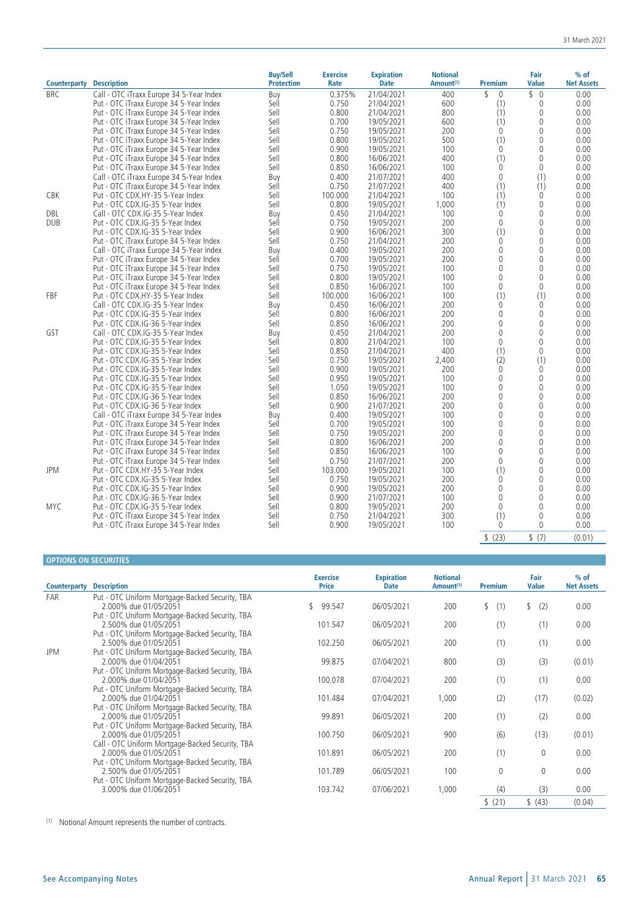| Counterparty | Description | Buy/Sell Protection | Exercise Rate | Expiration Date | Notional Amount[(1)] | Premium | Fair Value | % of Net Assets |
|---|---|---|---|---|---|---|---|---|
| BRC | Call - OTC iTraxx Europe 34 5-Year Index | Buy | 0.375% | 21/04/2021 | 400 | $ 0 | $ 0 | 0.00 |
| | Put - OTC iTraxx Europe 34 5-Year Index | Sell | 0.750 | 21/04/2021 | 600 | (1) | 0 | 0.00 |
| | Put - OTC iTraxx Europe 34 5-Year Index | Sell | 0.800 | 21/04/2021 | 800 | (1) | 0 | 0.00 |
| | Put - OTC iTraxx Europe 34 5-Year Index | Sell | 0.700 | 19/05/2021 | 600 | (1) | 0 | 0.00 |
| | Put - OTC iTraxx Europe 34 5-Year Index | Sell | 0.750 | 19/05/2021 | 200 | 0 | 0 | 0.00 |
| | Put - OTC iTraxx Europe 34 5-Year Index | Sell | 0.800 | 19/05/2021 | 500 | (1) | 0 | 0.00 |
| | Put - OTC iTraxx Europe 34 5-Year Index | Sell | 0.900 | 19/05/2021 | 100 | 0 | 0 | 0.00 |
| | Put - OTC iTraxx Europe 34 5-Year Index | Sell | 0.800 | 16/06/2021 | 400 | (1) | 0 | 0.00 |
| | Put - OTC iTraxx Europe 34 5-Year Index | Sell | 0.850 | 16/06/2021 | 100 | 0 | 0 | 0.00 |
| | Call - OTC iTraxx Europe 34 5-Year Index | Buy | 0.400 | 21/07/2021 | 400 | 0 | (1) | 0.00 |
| | Put - OTC iTraxx Europe 34 5-Year Index | Sell | 0.750 | 21/07/2021 | 400 | (1) | (1) | 0.00 |
| CBK | Put - OTC CDX.HY-35 5-Year Index | Sell | 100.000 | 21/04/2021 | 100 | (1) | 0 | 0.00 |
| | Put - OTC CDX.IG-35 5-Year Index | Sell | 0.800 | 19/05/2021 | 1,000 | (1) | 0 | 0.00 |
| DBL | Call - OTC CDX.IG-35 5-Year Index | Buy | 0.450 | 21/04/2021 | 100 | 0 | 0 | 0.00 |
| DUB | Put - OTC CDX.IG-35 5-Year Index | Sell | 0.750 | 19/05/2021 | 200 | 0 | 0 | 0.00 |
| | Put - OTC CDX.IG-35 5-Year Index | Sell | 0.900 | 16/06/2021 | 300 | (1) | 0 | 0.00 |
| | Put - OTC iTraxx Europe 34 5-Year Index | Sell | 0.750 | 21/04/2021 | 200 | 0 | 0 | 0.00 |
| | Call - OTC iTraxx Europe 34 5-Year Index | Buy | 0.400 | 19/05/2021 | 200 | 0 | 0 | 0.00 |
| | Put - OTC iTraxx Europe 34 5-Year Index | Sell | 0.700 | 19/05/2021 | 200 | 0 | 0 | 0.00 |
| | Put - OTC iTraxx Europe 34 5-Year Index | Sell | 0.750 | 19/05/2021 | 100 | 0 | 0 | 0.00 |
| | Put - OTC iTraxx Europe 34 5-Year Index | Sell | 0.800 | 19/05/2021 | 100 | 0 | 0 | 0.00 |
| | Put - OTC iTraxx Europe 34 5-Year Index | Sell | 0.850 | 16/06/2021 | 100 | 0 | 0 | 0.00 |
| FBF | Put - OTC CDX.HY-35 5-Year Index | Sell | 100.000 | 16/06/2021 | 100 | (1) | (1) | 0.00 |
| | Call - OTC CDX.IG-35 5-Year Index | Buy | 0.450 | 16/06/2021 | 200 | 0 | 0 | 0.00 |
| | Put - OTC CDX.IG-35 5-Year Index | Sell | 0.800 | 16/06/2021 | 200 | 0 | 0 | 0.00 |
| | Put - OTC CDX.IG-36 5-Year Index | Sell | 0.850 | 16/06/2021 | 200 | 0 | 0 | 0.00 |
| GST | Call - OTC CDX.IG-35 5-Year Index | Buy | 0.450 | 21/04/2021 | 200 | 0 | 0 | 0.00 |
| | Put - OTC CDX.IG-35 5-Year Index | Sell | 0.800 | 21/04/2021 | 100 | 0 | 0 | 0.00 |
| | Put - OTC CDX.IG-35 5-Year Index | Sell | 0.850 | 21/04/2021 | 400 | (1) | 0 | 0.00 |
| | Put - OTC CDX.IG-35 5-Year Index | Sell | 0.750 | 19/05/2021 | 2,400 | (2) | (1) | 0.00 |
| | Put - OTC CDX.IG-35 5-Year Index | Sell | 0.900 | 19/05/2021 | 200 | 0 | 0 | 0.00 |
| | Put - OTC CDX.IG-35 5-Year Index | Sell | 0.950 | 19/05/2021 | 100 | 0 | 0 | 0.00 |
| | Put - OTC CDX.IG-35 5-Year Index | Sell | 1.050 | 19/05/2021 | 100 | 0 | 0 | 0.00 |
| | Put - OTC CDX.IG-36 5-Year Index | Sell | 0.850 | 16/06/2021 | 200 | 0 | 0 | 0.00 |
| | Put - OTC CDX.IG-36 5-Year Index | Sell | 0.900 | 21/07/2021 | 200 | 0 | 0 | 0.00 |
| | Call - OTC iTraxx Europe 34 5-Year Index | Buy | 0.400 | 19/05/2021 | 100 | 0 | 0 | 0.00 |
| | Put - OTC iTraxx Europe 34 5-Year Index | Sell | 0.700 | 19/05/2021 | 100 | 0 | 0 | 0.00 |
| | Put - OTC iTraxx Europe 34 5-Year Index | Sell | 0.750 | 19/05/2021 | 200 | 0 | 0 | 0.00 |
| | Put - OTC iTraxx Europe 34 5-Year Index | Sell | 0.800 | 16/06/2021 | 200 | 0 | 0 | 0.00 |
| | Put - OTC iTraxx Europe 34 5-Year Index | Sell | 0.850 | 16/06/2021 | 100 | 0 | 0 | 0.00 |
| | Put - OTC iTraxx Europe 34 5-Year Index | Sell | 0.750 | 21/07/2021 | 200 | 0 | 0 | 0.00 |
| JPM | Put - OTC CDX.HY-35 5-Year Index | Sell | 103.000 | 19/05/2021 | 100 | (1) | 0 | 0.00 |
| | Put - OTC CDX.IG-35 5-Year Index | Sell | 0.750 | 19/05/2021 | 200 | 0 | 0 | 0.00 |
| | Put - OTC CDX.IG-35 5-Year Index | Sell | 0.900 | 19/05/2021 | 200 | 0 | 0 | 0.00 |
| | Put - OTC CDX.IG-36 5-Year Index | Sell | 0.900 | 21/07/2021 | 100 | 0 | 0 | 0.00 |
| MYC | Put - OTC CDX.IG-35 5-Year Index | Sell | 0.800 | 19/05/2021 | 200 | 0 | 0 | 0.00 |
| | Put - OTC iTraxx Europe 34 5-Year Index | Sell | 0.750 | 21/04/2021 | 300 | (1) | 0 | 0.00 |
| | Put - OTC iTraxx Europe 34 5-Year Index | Sell | 0.900 | 19/05/2021 | 100 | 0 | 0 | 0.00 |
| | | | | | | $ (23) | $ (7) | (0.01) |

## OPTIONS ON SECURITIES

| Counterparty | Description | Exercise Price | Expiration Date | Notional Amount[(1)] | Premium | Fair Value | % of Net Assets |
|---|---|---|---|---|---|---|---|
| FAR | Put - OTC Uniform Mortgage-Backed Security, TBA 2.000% due 01/05/2051 | $ 99.547 | 06/05/2021 | 200 | $ (1) | $ (2) | 0.00 |
| | Put - OTC Uniform Mortgage-Backed Security, TBA 2.500% due 01/05/2051 | 101.547 | 06/05/2021 | 200 | (1) | (1) | 0.00 |
| | Put - OTC Uniform Mortgage-Backed Security, TBA 2.500% due 01/05/2051 | 102.250 | 06/05/2021 | 200 | (1) | (1) | 0.00 |
| JPM | Put - OTC Uniform Mortgage-Backed Security, TBA 2.000% due 01/04/2051 | 99.875 | 07/04/2021 | 800 | (3) | (3) | (0.01) |
| | Put - OTC Uniform Mortgage-Backed Security, TBA 2.000% due 01/04/2051 | 100.078 | 07/04/2021 | 200 | (1) | (1) | 0.00 |
| | Put - OTC Uniform Mortgage-Backed Security, TBA 2.000% due 01/04/2051 | 101.484 | 07/04/2021 | 1,000 | (2) | (17) | (0.02) |
| | Put - OTC Uniform Mortgage-Backed Security, TBA 2.000% due 01/05/2051 | 99.891 | 06/05/2021 | 200 | (1) | (2) | 0.00 |
| | Put - OTC Uniform Mortgage-Backed Security, TBA 2.000% due 01/05/2051 | 100.750 | 06/05/2021 | 900 | (6) | (13) | (0.01) |
| | Call - OTC Uniform Mortgage-Backed Security, TBA 2.000% due 01/05/2051 | 101.891 | 06/05/2021 | 200 | (1) | 0 | 0.00 |
| | Put - OTC Uniform Mortgage-Backed Security, TBA 2.500% due 01/05/2051 | 101.789 | 06/05/2021 | 100 | 0 | 0 | 0.00 |
| | Put - OTC Uniform Mortgage-Backed Security, TBA 3.000% due 01/06/2051 | 103.742 | 07/06/2021 | 1,000 | (4) | (3) | 0.00 |
| | | | | | $ (21) | $ (43) | (0.04) |

[(1)] Notional Amount represents the number of contracts.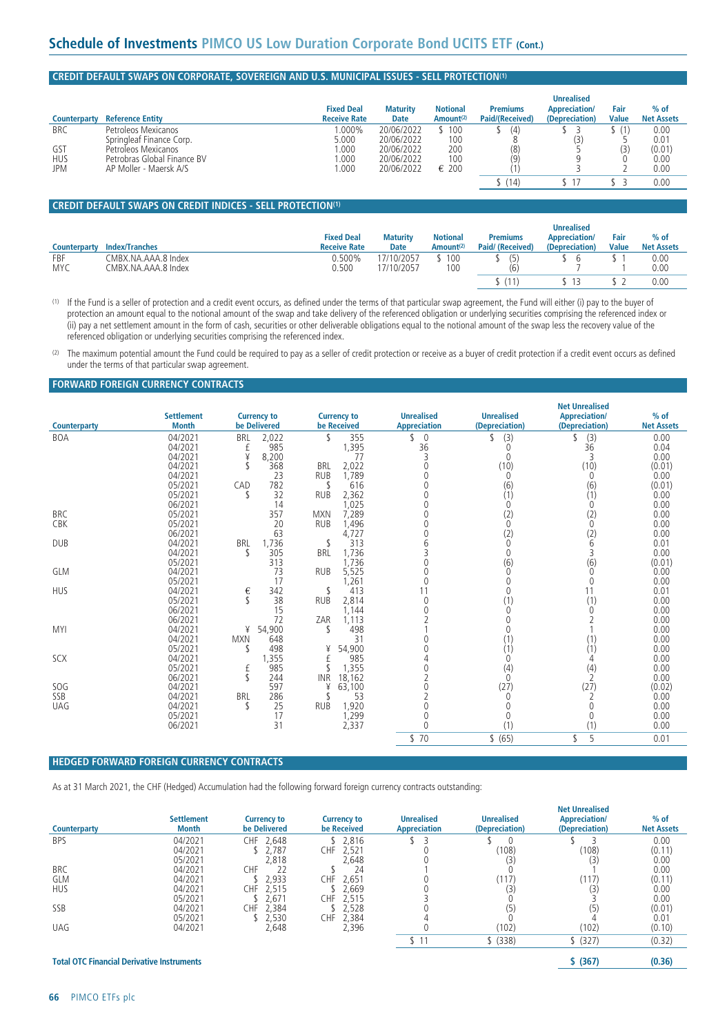## Schedule of Investments PIMCO US Low Duration Corporate Bond UCITS ETF (Cont.)

### CREDIT DEFAULT SWAPS ON CORPORATE, SOVEREIGN AND U.S. MUNICIPAL ISSUES - SELL PROTECTION(1)

| Counterparty | Reference Entity | Fixed Deal Receive Rate | Maturity Date | Notional Amount(2) | Premiums Paid/(Received) | Unrealised Appreciation/ (Depreciation) | Fair Value | % of Net Assets |
|---|---|---|---|---|---|---|---|---|
| BRC | Petroleos Mexicanos | 1.000% | 20/06/2022 | $ 100 | $ (4) | $ 3 | $ (1) | 0.00 |
| | Springleaf Finance Corp. | 5.000 | 20/06/2022 | 100 | 8 | (3) | 5 | 0.01 |
| GST | Petroleos Mexicanos | 1.000 | 20/06/2022 | 200 | (8) | 5 | (3) | (0.01) |
| HUS | Petrobras Global Finance BV | 1.000 | 20/06/2022 | 100 | (9) | 9 | 0 | 0.00 |
| JPM | AP Moller - Maersk A/S | 1.000 | 20/06/2022 | € 200 | (1) | 3 | 2 | 0.00 |
| | | | | | $ (14) | $ 17 | $ 3 | 0.00 |

### CREDIT DEFAULT SWAPS ON CREDIT INDICES - SELL PROTECTION(1)

| Counterparty | Index/Tranches | Fixed Deal Receive Rate | Maturity Date | Notional Amount(2) | Premiums Paid/ (Received) | Unrealised Appreciation/ (Depreciation) | Fair Value | % of Net Assets |
|---|---|---|---|---|---|---|---|---|
| FBF | CMBX.NA.AAA.8 Index | 0.500% | 17/10/2057 | $ 100 | $ (5) | $ 6 | $ 1 | 0.00 |
| MYC | CMBX.NA.AAA.8 Index | 0.500 | 17/10/2057 | 100 | (6) | 7 | 1 | 0.00 |
| | | | | | $ (11) | $ 13 | $ 2 | 0.00 |

(1) If the Fund is a seller of protection and a credit event occurs, as defined under the terms of that particular swap agreement, the Fund will either (i) pay to the buyer of protection an amount equal to the notional amount of the swap and take delivery of the referenced obligation or underlying securities comprising the referenced index or (ii) pay a net settlement amount in the form of cash, securities or other deliverable obligations equal to the notional amount of the swap less the recovery value of the referenced obligation or underlying securities comprising the referenced index.

(2) The maximum potential amount the Fund could be required to pay as a seller of credit protection or receive as a buyer of credit protection if a credit event occurs as defined under the terms of that particular swap agreement.

### FORWARD FOREIGN CURRENCY CONTRACTS

| Counterparty | Settlement Month | Currency to be Delivered | Currency to be Received | Unrealised Appreciation | Unrealised (Depreciation) | Net Unrealised Appreciation/ (Depreciation) | % of Net Assets |
|---|---|---|---|---|---|---|---|
| BOA | 04/2021 | BRL 2,022 | $ 355 | $ 0 | $ (3) | $ (3) | 0.00 |
| | 04/2021 | £ 985 | 1,395 | 36 | 0 | 36 | 0.04 |
| | 04/2021 | ¥ 8,200 | 77 | 3 | 0 | 3 | 0.00 |
| | 04/2021 | $ 368 | BRL 2,022 | 0 | (10) | (10) | (0.01) |
| | 04/2021 | 23 | RUB 1,789 | 0 | 0 | 0 | 0.00 |
| | 05/2021 | CAD 782 | $ 616 | 0 | (6) | (6) | (0.01) |
| | 05/2021 | $ 32 | RUB 2,362 | 0 | (1) | (1) | 0.00 |
| | 06/2021 | 14 | 1,025 | 0 | 0 | 0 | 0.00 |
| BRC | 05/2021 | 357 | MXN 7,289 | 0 | (2) | (2) | 0.00 |
| CBK | 05/2021 | 20 | RUB 1,496 | 0 | 0 | 0 | 0.00 |
| | 06/2021 | 63 | 4,727 | 0 | (2) | (2) | 0.00 |
| DUB | 04/2021 | BRL 1,736 | $ 313 | 6 | 0 | 6 | 0.01 |
| | 04/2021 | $ 305 | BRL 1,736 | 3 | 0 | 3 | 0.00 |
| | 05/2021 | 313 | 1,736 | 0 | (6) | (6) | (0.01) |
| GLM | 04/2021 | 73 | RUB 5,525 | 0 | 0 | 0 | 0.00 |
| | 05/2021 | 17 | 1,261 | 0 | 0 | 0 | 0.00 |
| HUS | 04/2021 | € 342 | $ 413 | 11 | 0 | 11 | 0.01 |
| | 05/2021 | $ 38 | RUB 2,814 | 0 | (1) | (1) | 0.00 |
| | 06/2021 | 15 | 1,144 | 0 | 0 | 0 | 0.00 |
| | 06/2021 | 72 | ZAR 1,113 | 2 | 0 | 2 | 0.00 |
| MYI | 04/2021 | ¥ 54,900 | $ 498 | 1 | 0 | 1 | 0.00 |
| | 04/2021 | MXN 648 | 31 | 0 | (1) | (1) | 0.00 |
| | 05/2021 | $ 498 | ¥ 54,900 | 0 | (1) | (1) | 0.00 |
| SCX | 04/2021 | 1,355 | £ 985 | 4 | 0 | 4 | 0.00 |
| | 05/2021 | £ 985 | $ 1,355 | 0 | (4) | (4) | 0.00 |
| | 06/2021 | $ 244 | INR 18,162 | 2 | 0 | 2 | 0.00 |
| SOG | 04/2021 | 597 | ¥ 63,100 | 0 | (27) | (27) | (0.02) |
| SSB | 04/2021 | BRL 286 | $ 53 | 2 | 0 | 2 | 0.00 |
| UAG | 04/2021 | $ 25 | RUB 1,920 | 0 | 0 | 0 | 0.00 |
| | 05/2021 | 17 | 1,299 | 0 | 0 | 0 | 0.00 |
| | 06/2021 | 31 | 2,337 | 0 | (1) | (1) | 0.00 |
| | | | | $ 70 | $ (65) | $ 5 | 0.01 |

### HEDGED FORWARD FOREIGN CURRENCY CONTRACTS

As at 31 March 2021, the CHF (Hedged) Accumulation had the following forward foreign currency contracts outstanding:

| Counterparty | Settlement Month | Currency to be Delivered | Currency to be Received | Unrealised Appreciation | Unrealised (Depreciation) | Net Unrealised Appreciation/ (Depreciation) | % of Net Assets |
|---|---|---|---|---|---|---|---|
| BPS | 04/2021 | CHF 2,648 | $ 2,816 | $ 3 | $ 0 | $ 3 | 0.00 |
| | 04/2021 | $ 2,787 | CHF 2,521 | 0 | (108) | (108) | (0.11) |
| | 05/2021 | 2,818 | 2,648 | 0 | (3) | (3) | 0.00 |
| BRC | 04/2021 | CHF 22 | $ 24 | 1 | 0 | 1 | 0.00 |
| GLM | 04/2021 | $ 2,933 | CHF 2,651 | 0 | (117) | (117) | (0.11) |
| HUS | 04/2021 | CHF 2,515 | $ 2,669 | 0 | (3) | (3) | 0.00 |
| | 05/2021 | $ 2,671 | CHF 2,515 | 3 | 0 | 3 | 0.00 |
| SSB | 04/2021 | CHF 2,384 | $ 2,528 | 0 | (5) | (5) | (0.01) |
| | 05/2021 | $ 2,530 | CHF 2,384 | 4 | 0 | 4 | 0.01 |
| UAG | 04/2021 | 2,648 | 2,396 | 0 | (102) | (102) | (0.10) |
| | | | | $ 11 | $ (338) | $ (327) | (0.32) |

| **Total OTC Financial Derivative Instruments** | **$ (367)** | **(0.36)** |
|---|---|---|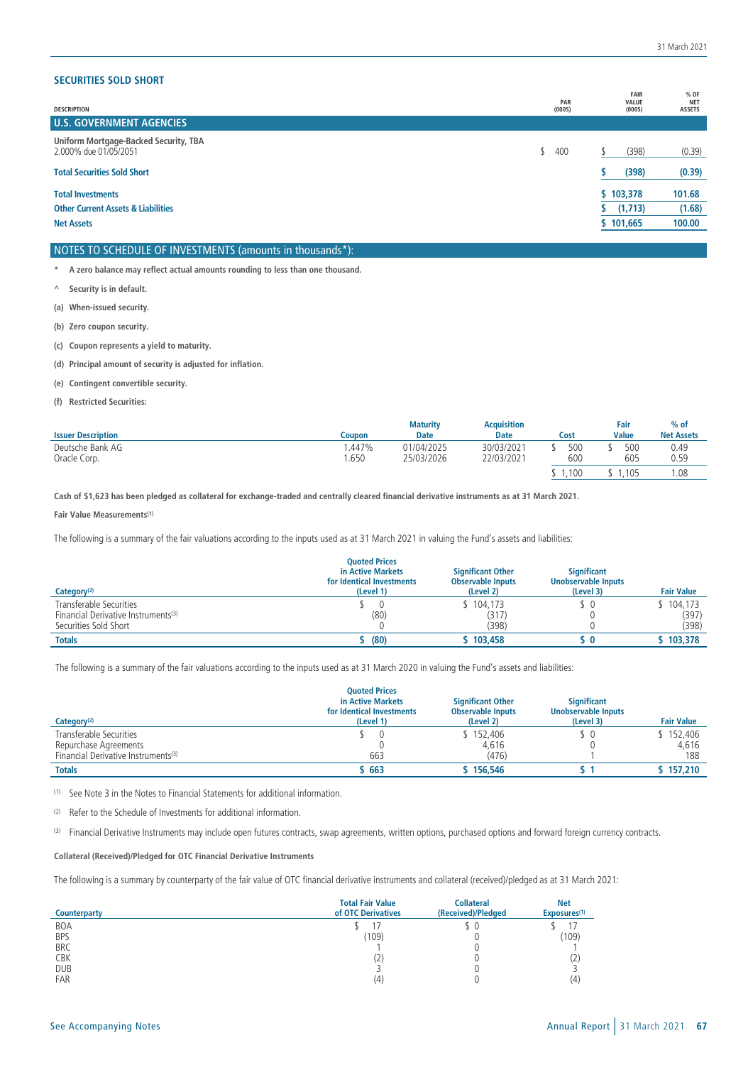## SECURITIES SOLD SHORT

| DESCRIPTION | PAR (000S) | FAIR VALUE (000S) | % OF NET ASSETS |
|---|---|---|---|
| **U.S. GOVERNMENT AGENCIES** | | | |
| **Uniform Mortgage-Backed Security, TBA** 2.000% due 01/05/2051 | $ 400 | $ (398) | (0.39) |
| **Total Securities Sold Short** | | **$ (398)** | **(0.39)** |
| **Total Investments** | | **$ 103,378** | **101.68** |
| **Other Current Assets & Liabilities** | | **$ (1,713)** | **(1.68)** |
| **Net Assets** | | **$ 101,665** | **100.00** |

## NOTES TO SCHEDULE OF INVESTMENTS (amounts in thousands*):

\* **A zero balance may reflect actual amounts rounding to less than one thousand.**

^ **Security is in default.**

**(a) When-issued security.**

**(b) Zero coupon security.**

**(c) Coupon represents a yield to maturity.**

**(d) Principal amount of security is adjusted for inflation.**

**(e) Contingent convertible security.**

**(f) Restricted Securities:**

| Issuer Description | Coupon | Maturity Date | Acquisition Date | Cost | Fair Value | % of Net Assets |
|---|---|---|---|---|---|---|
| Deutsche Bank AG | 1.447% | 01/04/2025 | 30/03/2021 | $ 500 | $ 500 | 0.49 |
| Oracle Corp. | 1.650 | 25/03/2026 | 22/03/2021 | 600 | 605 | 0.59 |
| | | | | $ 1,100 | $ 1,105 | 1.08 |

**Cash of $1,623 has been pledged as collateral for exchange-traded and centrally cleared financial derivative instruments as at 31 March 2021.**

**Fair Value Measurements[(1)]**

The following is a summary of the fair valuations according to the inputs used as at 31 March 2021 in valuing the Fund's assets and liabilities:

| Category[(2)] | Quoted Prices in Active Markets for Identical Investments (Level 1) | Significant Other Observable Inputs (Level 2) | Significant Unobservable Inputs (Level 3) | Fair Value |
|---|---|---|---|---|
| Transferable Securities | $ 0 | $ 104,173 | $ 0 | $ 104,173 |
| Financial Derivative Instruments[(3)] | (80) | (317) | 0 | (397) |
| Securities Sold Short | 0 | (398) | 0 | (398) |
| **Totals** | **$ (80)** | **$ 103,458** | **$ 0** | **$ 103,378** |

The following is a summary of the fair valuations according to the inputs used as at 31 March 2020 in valuing the Fund's assets and liabilities:

| Category[(2)] | Quoted Prices in Active Markets for Identical Investments (Level 1) | Significant Other Observable Inputs (Level 2) | Significant Unobservable Inputs (Level 3) | Fair Value |
|---|---|---|---|---|
| Transferable Securities | $ 0 | $ 152,406 | $ 0 | $ 152,406 |
| Repurchase Agreements | 0 | 4,616 | 0 | 4,616 |
| Financial Derivative Instruments[(3)] | 663 | (476) | 1 | 188 |
| **Totals** | **$ 663** | **$ 156,546** | **$ 1** | **$ 157,210** |

(1) See Note 3 in the Notes to Financial Statements for additional information.

(2) Refer to the Schedule of Investments for additional information.

(3) Financial Derivative Instruments may include open futures contracts, swap agreements, written options, purchased options and forward foreign currency contracts.

**Collateral (Received)/Pledged for OTC Financial Derivative Instruments**

The following is a summary by counterparty of the fair value of OTC financial derivative instruments and collateral (received)/pledged as at 31 March 2021:

| Counterparty | Total Fair Value of OTC Derivatives | Collateral (Received)/Pledged | Net Exposures[(1)] |
|---|---|---|---|
| BOA | $ 17 | $ 0 | $ 17 |
| BPS | (109) | 0 | (109) |
| BRC | 1 | 0 | 1 |
| CBK | (2) | 0 | (2) |
| DUB | 3 | 0 | 3 |
| FAR | (4) | 0 | (4) |

See Accompanying Notes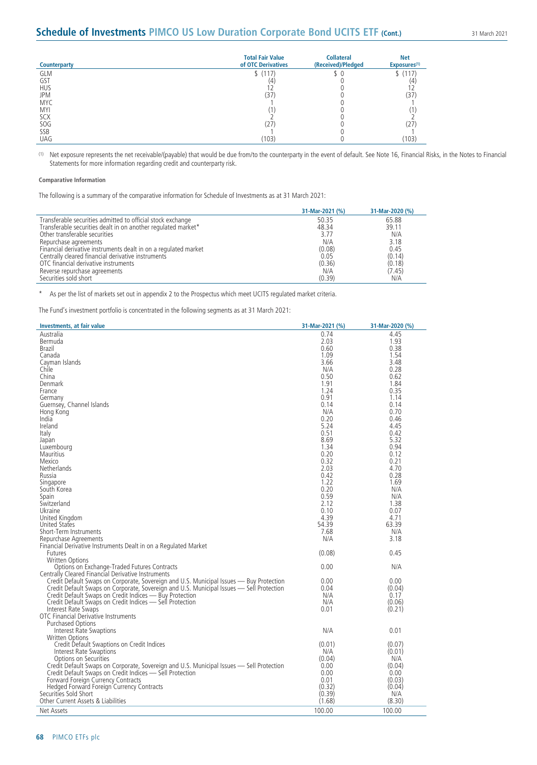| Counterparty | Total Fair Value of OTC Derivatives | Collateral (Received)/Pledged | Net Exposures[1] |
|---|---|---|---|
| GLM | $ (117) | $ 0 | $ (117) |
| GST | (4) | 0 | (4) |
| HUS | 12 | 0 | 12 |
| JPM | (37) | 0 | (37) |
| MYC | 1 | 0 | 1 |
| MYI | (1) | 0 | (1) |
| SCX | 2 | 0 | 2 |
| SOG | (27) | 0 | (27) |
| SSB | 1 | 0 | 1 |
| UAG | (103) | 0 | (103) |

[1] Net exposure represents the net receivable/(payable) that would be due from/to the counterparty in the event of default. See Note 16, Financial Risks, in the Notes to Financial Statements for more information regarding credit and counterparty risk.

**Comparative Information**

The following is a summary of the comparative information for Schedule of Investments as at 31 March 2021:

| | 31-Mar-2021 (%) | 31-Mar-2020 (%) |
|---|---|---|
| Transferable securities admitted to official stock exchange | 50.35 | 65.88 |
| Transferable securities dealt in on another regulated market* | 48.34 | 39.11 |
| Other transferable securities | 3.77 | N/A |
| Repurchase agreements | N/A | 3.18 |
| Financial derivative instruments dealt in on a regulated market | (0.08) | 0.45 |
| Centrally cleared financial derivative instruments | 0.05 | (0.14) |
| OTC financial derivative instruments | (0.36) | (0.18) |
| Reverse repurchase agreements | N/A | (7.45) |
| Securities sold short | (0.39) | N/A |

\* As per the list of markets set out in appendix 2 to the Prospectus which meet UCITS regulated market criteria.

The Fund's investment portfolio is concentrated in the following segments as at 31 March 2021:

| Investments, at fair value | 31-Mar-2021 (%) | 31-Mar-2020 (%) |
|---|---|---|
| Australia | 0.74 | 4.45 |
| Bermuda | 2.03 | 1.93 |
| Brazil | 0.60 | 0.38 |
| Canada | 1.09 | 1.54 |
| Cayman Islands | 3.66 | 3.48 |
| Chile | N/A | 0.28 |
| China | 0.50 | 0.62 |
| Denmark | 1.91 | 1.84 |
| France | 1.24 | 0.35 |
| Germany | 0.91 | 1.14 |
| Guernsey, Channel Islands | 0.14 | 0.14 |
| Hong Kong | N/A | 0.70 |
| India | 0.20 | 0.46 |
| Ireland | 5.24 | 4.45 |
| Italy | 0.51 | 0.42 |
| Japan | 8.69 | 5.32 |
| Luxembourg | 1.34 | 0.94 |
| Mauritius | 0.20 | 0.12 |
| Mexico | 0.32 | 0.21 |
| Netherlands | 2.03 | 4.70 |
| Russia | 0.42 | 0.28 |
| Singapore | 1.22 | 1.69 |
| South Korea | 0.20 | N/A |
| Spain | 0.59 | N/A |
| Switzerland | 2.12 | 1.38 |
| Ukraine | 0.10 | 0.07 |
| United Kingdom | 4.39 | 4.71 |
| United States | 54.39 | 63.39 |
| Short-Term Instruments | 7.68 | N/A |
| Repurchase Agreements | N/A | 3.18 |
| Financial Derivative Instruments Dealt in on a Regulated Market | | |
| Futures | (0.08) | 0.45 |
| Written Options | | |
| Options on Exchange-Traded Futures Contracts | 0.00 | N/A |
| Centrally Cleared Financial Derivative Instruments | | |
| Credit Default Swaps on Corporate, Sovereign and U.S. Municipal Issues — Buy Protection | 0.00 | 0.00 |
| Credit Default Swaps on Corporate, Sovereign and U.S. Municipal Issues — Sell Protection | 0.04 | (0.04) |
| Credit Default Swaps on Credit Indices — Buy Protection | N/A | 0.17 |
| Credit Default Swaps on Credit Indices — Sell Protection | N/A | (0.06) |
| Interest Rate Swaps | 0.01 | (0.21) |
| OTC Financial Derivative Instruments | | |
| Purchased Options | | |
| Interest Rate Swaptions | N/A | 0.01 |
| Written Options | | |
| Credit Default Swaptions on Credit Indices | (0.01) | (0.07) |
| Interest Rate Swaptions | N/A | (0.01) |
| Options on Securities | (0.04) | N/A |
| Credit Default Swaps on Corporate, Sovereign and U.S. Municipal Issues — Sell Protection | 0.00 | (0.04) |
| Credit Default Swaps on Credit Indices — Sell Protection | 0.00 | 0.00 |
| Forward Foreign Currency Contracts | 0.01 | (0.03) |
| Hedged Forward Foreign Currency Contracts | (0.32) | (0.04) |
| Securities Sold Short | (0.39) | N/A |
| Other Current Assets & Liabilities | (1.68) | (8.30) |
| Net Assets | 100.00 | 100.00 |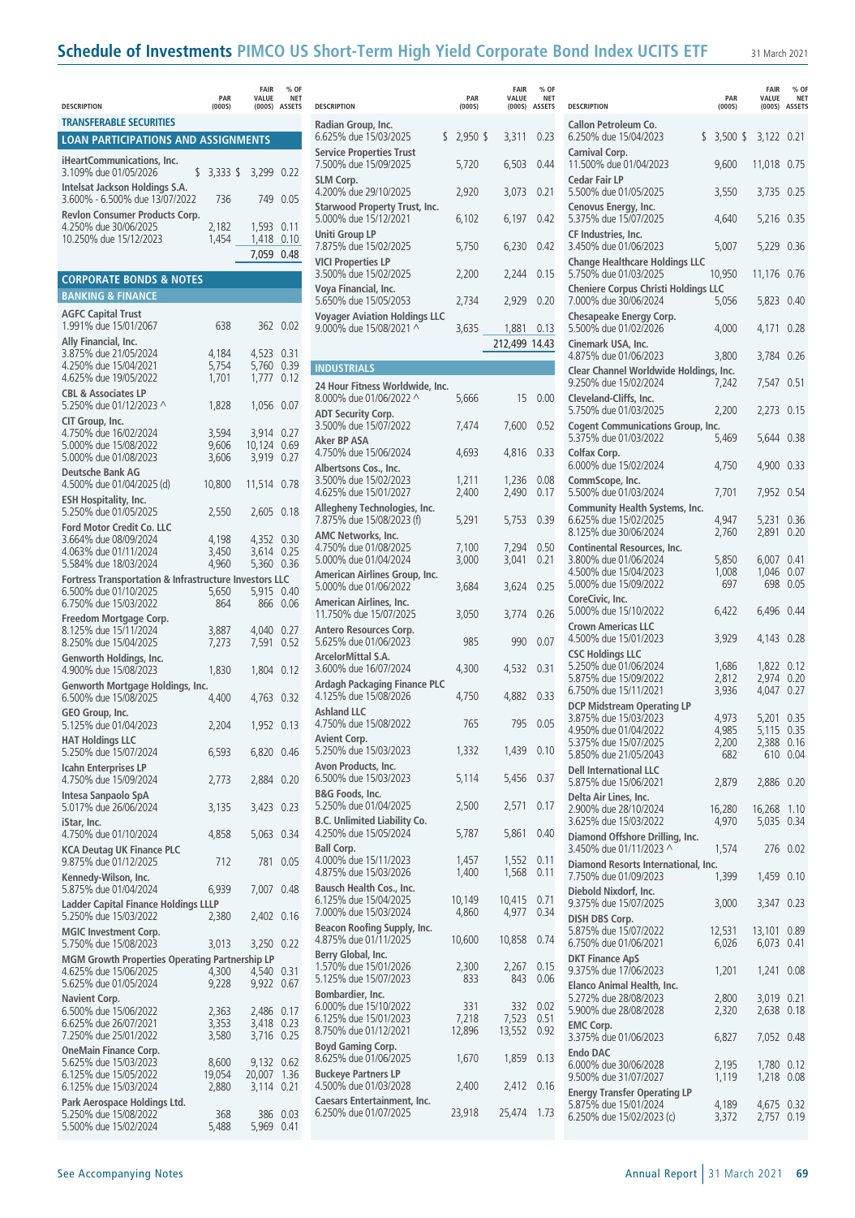# Schedule of Investments PIMCO US Short-Term High Yield Corporate Bond Index UCITS ETF

31 March 2021

| DESCRIPTION | PAR (000S) | FAIR VALUE (000S) | % OF NET ASSETS |
|---|---|---|---|
| **TRANSFERABLE SECURITIES** | | | |
| **LOAN PARTICIPATIONS AND ASSIGNMENTS** | | | |
| **iHeartCommunications, Inc.** | | | |
| 3.109% due 01/05/2026 | $ 3,333 | $ 3,299 | 0.22 |
| **Intelsat Jackson Holdings S.A.** | | | |
| 3.600% - 6.500% due 13/07/2022 | 736 | 749 | 0.05 |
| **Revlon Consumer Products Corp.** | | | |
| 4.250% due 30/06/2025 | 2,182 | 1,593 | 0.11 |
| 10.250% due 15/12/2023 | 1,454 | 1,418 | 0.10 |
| | | 7,059 | 0.48 |
| **CORPORATE BONDS & NOTES** | | | |
| **BANKING & FINANCE** | | | |
| **AGFC Capital Trust** | | | |
| 1.991% due 15/01/2067 | 638 | 362 | 0.02 |
| **Ally Financial, Inc.** | | | |
| 3.875% due 21/05/2024 | 4,184 | 4,523 | 0.31 |
| 4.250% due 15/04/2021 | 5,754 | 5,760 | 0.39 |
| 4.625% due 19/05/2022 | 1,701 | 1,777 | 0.12 |
| **CBL & Associates LP** | | | |
| 5.250% due 01/12/2023 ^ | 1,828 | 1,056 | 0.07 |
| **CIT Group, Inc.** | | | |
| 4.750% due 16/02/2024 | 3,594 | 3,914 | 0.27 |
| 5.000% due 15/08/2022 | 9,606 | 10,124 | 0.69 |
| 5.000% due 01/08/2023 | 3,606 | 3,919 | 0.27 |
| **Deutsche Bank AG** | | | |
| 4.500% due 01/04/2025 (d) | 10,800 | 11,514 | 0.78 |
| **ESH Hospitality, Inc.** | | | |
| 5.250% due 01/05/2025 | 2,550 | 2,605 | 0.18 |
| **Ford Motor Credit Co. LLC** | | | |
| 3.664% due 08/09/2024 | 4,198 | 4,352 | 0.30 |
| 4.063% due 01/11/2024 | 3,450 | 3,614 | 0.25 |
| 5.584% due 18/03/2024 | 4,960 | 5,360 | 0.36 |
| **Fortress Transportation & Infrastructure Investors LLC** | | | |
| 6.500% due 01/10/2025 | 5,650 | 5,915 | 0.40 |
| 6.750% due 15/03/2022 | 864 | 866 | 0.06 |
| **Freedom Mortgage Corp.** | | | |
| 8.125% due 15/11/2024 | 3,887 | 4,040 | 0.27 |
| 8.250% due 15/04/2025 | 7,273 | 7,591 | 0.52 |
| **Genworth Holdings, Inc.** | | | |
| 4.900% due 15/08/2023 | 1,830 | 1,804 | 0.12 |
| **Genworth Mortgage Holdings, Inc.** | | | |
| 6.500% due 15/08/2025 | 4,400 | 4,763 | 0.32 |
| **GEO Group, Inc.** | | | |
| 5.125% due 01/04/2023 | 2,204 | 1,952 | 0.13 |
| **HAT Holdings LLC** | | | |
| 5.250% due 15/07/2024 | 6,593 | 6,820 | 0.46 |
| **Icahn Enterprises LP** | | | |
| 4.750% due 15/09/2024 | 2,773 | 2,884 | 0.20 |
| **Intesa Sanpaolo SpA** | | | |
| 5.017% due 26/06/2024 | 3,135 | 3,423 | 0.23 |
| **iStar, Inc.** | | | |
| 4.750% due 01/10/2024 | 4,858 | 5,063 | 0.34 |
| **KCA Deutag UK Finance PLC** | | | |
| 9.875% due 01/12/2025 | 712 | 781 | 0.05 |
| **Kennedy-Wilson, Inc.** | | | |
| 5.875% due 01/04/2024 | 6,939 | 7,007 | 0.48 |
| **Ladder Capital Finance Holdings LLLP** | | | |
| 5.250% due 15/03/2022 | 2,380 | 2,402 | 0.16 |
| **MGIC Investment Corp.** | | | |
| 5.750% due 15/08/2023 | 3,013 | 3,250 | 0.22 |
| **MGM Growth Properties Operating Partnership LP** | | | |
| 4.625% due 15/06/2025 | 4,300 | 4,540 | 0.31 |
| 5.625% due 01/05/2024 | 9,228 | 9,922 | 0.67 |
| **Navient Corp.** | | | |
| 6.500% due 15/06/2022 | 2,363 | 2,486 | 0.17 |
| 6.625% due 26/07/2021 | 3,353 | 3,418 | 0.23 |
| 7.250% due 25/01/2022 | 3,580 | 3,716 | 0.25 |
| **OneMain Finance Corp.** | | | |
| 5.625% due 15/03/2023 | 8,600 | 9,132 | 0.62 |
| 6.125% due 15/05/2022 | 19,054 | 20,007 | 1.36 |
| 6.125% due 15/03/2024 | 2,880 | 3,114 | 0.21 |
| **Park Aerospace Holdings Ltd.** | | | |
| 5.250% due 15/08/2022 | 368 | 386 | 0.03 |
| 5.500% due 15/02/2024 | 5,488 | 5,969 | 0.41 |
| **Radian Group, Inc.** | | | |
| 6.625% due 15/03/2025 | $ 2,950 | $ 3,311 | 0.23 |
| **Service Properties Trust** | | | |
| 7.500% due 15/09/2025 | 5,720 | 6,503 | 0.44 |
| **SLM Corp.** | | | |
| 4.200% due 29/10/2025 | 2,920 | 3,073 | 0.21 |
| **Starwood Property Trust, Inc.** | | | |
| 5.000% due 15/12/2021 | 6,102 | 6,197 | 0.42 |
| **Uniti Group LP** | | | |
| 7.875% due 15/02/2025 | 5,750 | 6,230 | 0.42 |
| **VICI Properties LP** | | | |
| 3.500% due 15/02/2025 | 2,200 | 2,244 | 0.15 |
| **Voya Financial, Inc.** | | | |
| 5.650% due 15/05/2053 | 2,734 | 2,929 | 0.20 |
| **Voyager Aviation Holdings LLC** | | | |
| 9.000% due 15/08/2021 ^ | 3,635 | 1,881 | 0.13 |
| | | 212,499 | 14.43 |
| **INDUSTRIALS** | | | |
| **24 Hour Fitness Worldwide, Inc.** | | | |
| 8.000% due 01/06/2022 ^ | 5,666 | 15 | 0.00 |
| **ADT Security Corp.** | | | |
| 3.500% due 15/07/2022 | 7,474 | 7,600 | 0.52 |
| **Aker BP ASA** | | | |
| 4.750% due 15/06/2024 | 4,693 | 4,816 | 0.33 |
| **Albertsons Cos., Inc.** | | | |
| 3.500% due 15/02/2023 | 1,211 | 1,236 | 0.08 |
| 4.625% due 15/01/2027 | 2,400 | 2,490 | 0.17 |
| **Allegheny Technologies, Inc.** | | | |
| 7.875% due 15/08/2023 (f) | 5,291 | 5,753 | 0.39 |
| **AMC Networks, Inc.** | | | |
| 4.750% due 01/08/2025 | 7,100 | 7,294 | 0.50 |
| 5.000% due 01/04/2024 | 3,000 | 3,041 | 0.21 |
| **American Airlines Group, Inc.** | | | |
| 5.000% due 01/06/2022 | 3,684 | 3,624 | 0.25 |
| **American Airlines, Inc.** | | | |
| 11.750% due 15/07/2025 | 3,050 | 3,774 | 0.26 |
| **Antero Resources Corp.** | | | |
| 5.625% due 01/06/2023 | 985 | 990 | 0.07 |
| **ArcelorMittal S.A.** | | | |
| 3.600% due 16/07/2024 | 4,300 | 4,532 | 0.31 |
| **Ardagh Packaging Finance PLC** | | | |
| 4.125% due 15/08/2026 | 4,750 | 4,882 | 0.33 |
| **Ashland LLC** | | | |
| 4.750% due 15/08/2022 | 765 | 795 | 0.05 |
| **Avient Corp.** | | | |
| 5.250% due 15/03/2023 | 1,332 | 1,439 | 0.10 |
| **Avon Products, Inc.** | | | |
| 6.500% due 15/03/2023 | 5,114 | 5,456 | 0.37 |
| **B&G Foods, Inc.** | | | |
| 5.250% due 01/04/2025 | 2,500 | 2,571 | 0.17 |
| **B.C. Unlimited Liability Co.** | | | |
| 4.250% due 15/05/2024 | 5,787 | 5,861 | 0.40 |
| **Ball Corp.** | | | |
| 4.000% due 15/11/2023 | 1,457 | 1,552 | 0.11 |
| 4.875% due 15/03/2026 | 1,400 | 1,568 | 0.11 |
| **Bausch Health Cos., Inc.** | | | |
| 6.125% due 15/04/2025 | 10,149 | 10,415 | 0.71 |
| 7.000% due 15/03/2024 | 4,860 | 4,977 | 0.34 |
| **Beacon Roofing Supply, Inc.** | | | |
| 4.875% due 01/11/2025 | 10,600 | 10,858 | 0.74 |
| **Berry Global, Inc.** | | | |
| 1.570% due 15/01/2026 | 2,300 | 2,267 | 0.15 |
| 5.125% due 15/07/2023 | 833 | 843 | 0.06 |
| **Bombardier, Inc.** | | | |
| 6.000% due 15/10/2022 | 331 | 332 | 0.02 |
| 6.125% due 15/01/2023 | 7,218 | 7,523 | 0.51 |
| 8.750% due 01/12/2021 | 12,896 | 13,552 | 0.92 |
| **Boyd Gaming Corp.** | | | |
| 8.625% due 01/06/2025 | 1,670 | 1,859 | 0.13 |
| **Buckeye Partners LP** | | | |
| 4.500% due 01/03/2028 | 2,400 | 2,412 | 0.16 |
| **Caesars Entertainment, Inc.** | | | |
| 6.250% due 01/07/2025 | 23,918 | 25,474 | 1.73 |
| **Callon Petroleum Co.** | | | |
| 6.250% due 15/04/2023 | $ 3,500 | $ 3,122 | 0.21 |
| **Carnival Corp.** | | | |
| 11.500% due 01/04/2023 | 9,600 | 11,018 | 0.75 |
| **Cedar Fair LP** | | | |
| 5.500% due 01/05/2025 | 3,550 | 3,735 | 0.25 |
| **Cenovus Energy, Inc.** | | | |
| 5.375% due 15/07/2025 | 4,640 | 5,216 | 0.35 |
| **CF Industries, Inc.** | | | |
| 3.450% due 01/06/2023 | 5,007 | 5,229 | 0.36 |
| **Change Healthcare Holdings LLC** | | | |
| 5.750% due 01/03/2025 | 10,950 | 11,176 | 0.76 |
| **Cheniere Corpus Christi Holdings LLC** | | | |
| 7.000% due 30/06/2024 | 5,056 | 5,823 | 0.40 |
| **Chesapeake Energy Corp.** | | | |
| 5.500% due 01/02/2026 | 4,000 | 4,171 | 0.28 |
| **Cinemark USA, Inc.** | | | |
| 4.875% due 01/06/2023 | 3,800 | 3,784 | 0.26 |
| **Clear Channel Worldwide Holdings, Inc.** | | | |
| 9.250% due 15/02/2024 | 7,242 | 7,547 | 0.51 |
| **Cleveland-Cliffs, Inc.** | | | |
| 5.750% due 01/03/2025 | 2,200 | 2,273 | 0.15 |
| **Cogent Communications Group, Inc.** | | | |
| 5.375% due 01/03/2022 | 5,469 | 5,644 | 0.38 |
| **Colfax Corp.** | | | |
| 6.000% due 15/02/2024 | 4,750 | 4,900 | 0.33 |
| **CommScope, Inc.** | | | |
| 5.500% due 01/03/2024 | 7,701 | 7,952 | 0.54 |
| **Community Health Systems, Inc.** | | | |
| 6.625% due 15/02/2025 | 4,947 | 5,231 | 0.36 |
| 8.125% due 30/06/2024 | 2,760 | 2,891 | 0.20 |
| **Continental Resources, Inc.** | | | |
| 3.800% due 01/06/2024 | 5,850 | 6,007 | 0.41 |
| 4.500% due 15/04/2023 | 1,008 | 1,046 | 0.07 |
| 5.000% due 15/09/2022 | 697 | 698 | 0.05 |
| **CoreCivic, Inc.** | | | |
| 5.000% due 15/10/2022 | 6,422 | 6,496 | 0.44 |
| **Crown Americas LLC** | | | |
| 4.500% due 15/01/2023 | 3,929 | 4,143 | 0.28 |
| **CSC Holdings LLC** | | | |
| 5.250% due 01/06/2024 | 1,686 | 1,822 | 0.12 |
| 5.875% due 15/09/2022 | 2,812 | 2,974 | 0.20 |
| 6.750% due 15/11/2021 | 3,936 | 4,047 | 0.27 |
| **DCP Midstream Operating LP** | | | |
| 3.875% due 15/03/2023 | 4,973 | 5,201 | 0.35 |
| 4.950% due 01/04/2022 | 4,985 | 5,115 | 0.35 |
| 5.375% due 15/07/2025 | 2,200 | 2,388 | 0.16 |
| 5.850% due 21/05/2043 | 682 | 610 | 0.04 |
| **Dell International LLC** | | | |
| 5.875% due 15/06/2021 | 2,879 | 2,886 | 0.20 |
| **Delta Air Lines, Inc.** | | | |
| 2.900% due 28/10/2024 | 16,280 | 16,268 | 1.10 |
| 3.625% due 15/03/2022 | 4,970 | 5,035 | 0.34 |
| **Diamond Offshore Drilling, Inc.** | | | |
| 3.450% due 01/11/2023 ^ | 1,574 | 276 | 0.02 |
| **Diamond Resorts International, Inc.** | | | |
| 7.750% due 01/09/2023 | 1,399 | 1,459 | 0.10 |
| **Diebold Nixdorf, Inc.** | | | |
| 9.375% due 15/07/2025 | 3,000 | 3,347 | 0.23 |
| **DISH DBS Corp.** | | | |
| 5.875% due 15/07/2022 | 12,531 | 13,101 | 0.89 |
| 6.750% due 01/06/2021 | 6,026 | 6,073 | 0.41 |
| **DKT Finance ApS** | | | |
| 9.375% due 17/06/2023 | 1,201 | 1,241 | 0.08 |
| **Elanco Animal Health, Inc.** | | | |
| 5.272% due 28/08/2023 | 2,800 | 3,019 | 0.21 |
| 5.900% due 28/08/2028 | 2,320 | 2,638 | 0.18 |
| **EMC Corp.** | | | |
| 3.375% due 01/06/2023 | 6,827 | 7,052 | 0.48 |
| **Endo DAC** | | | |
| 6.000% due 30/06/2028 | 2,195 | 1,780 | 0.12 |
| 9.500% due 31/07/2027 | 1,119 | 1,218 | 0.08 |
| **Energy Transfer Operating LP** | | | |
| 5.875% due 15/01/2024 | 4,189 | 4,675 | 0.32 |
| 6.250% due 15/02/2023 (c) | 3,372 | 2,757 | 0.19 |

See Accompanying Notes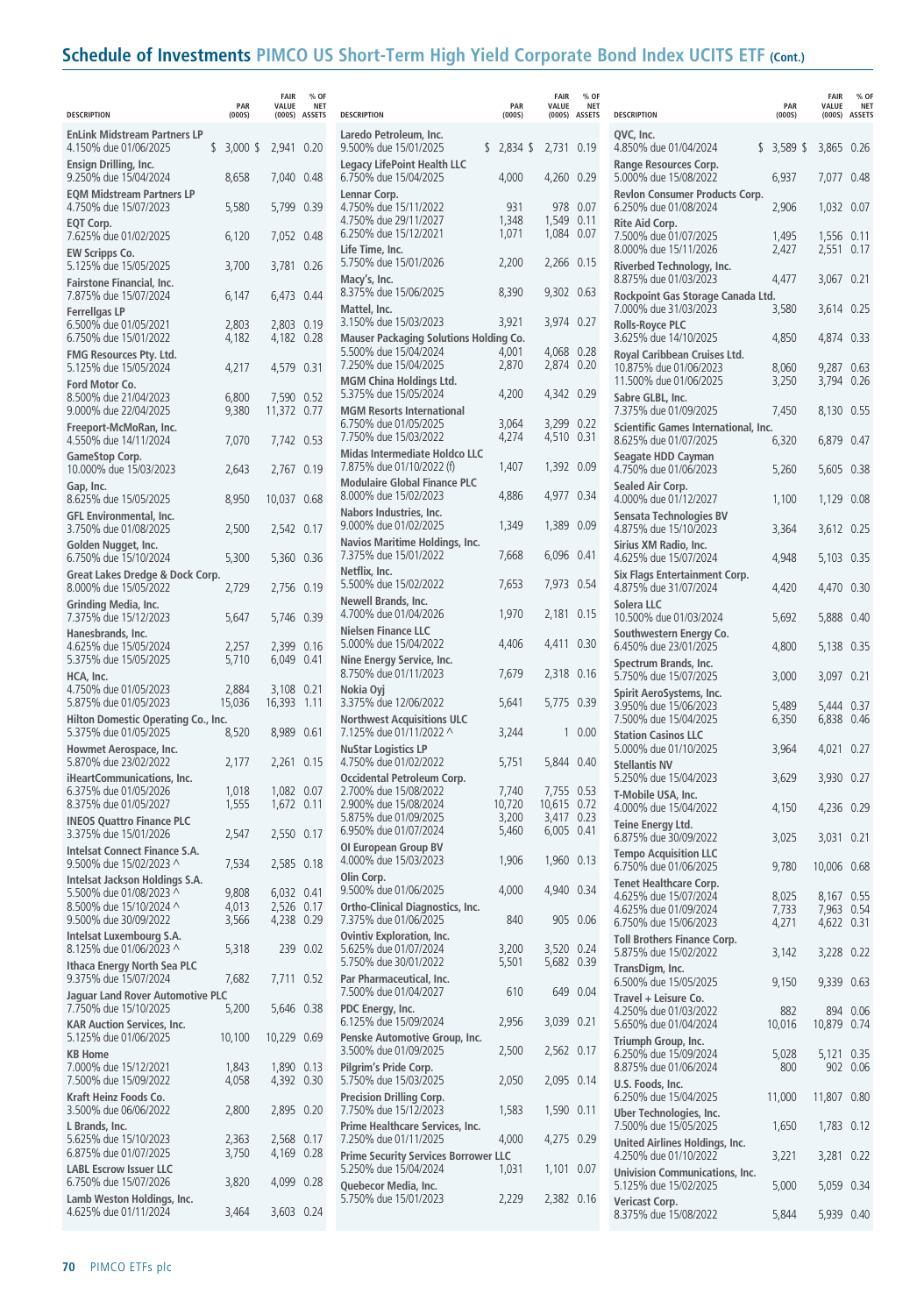# Schedule of Investments PIMCO US Short-Term High Yield Corporate Bond Index UCITS ETF (Cont.)

| DESCRIPTION | PAR (000S) | FAIR VALUE (000S) | % OF NET ASSETS |
|---|---|---|---|
| **EnLink Midstream Partners LP** | | | |
| 4.150% due 01/06/2025 | $ 3,000 | $ 2,941 | 0.20 |
| **Ensign Drilling, Inc.** | | | |
| 9.250% due 15/04/2024 | 8,658 | 7,040 | 0.48 |
| **EQM Midstream Partners LP** | | | |
| 4.750% due 15/07/2023 | 5,580 | 5,799 | 0.39 |
| **EQT Corp.** | | | |
| 7.625% due 01/02/2025 | 6,120 | 7,052 | 0.48 |
| **EW Scripps Co.** | | | |
| 5.125% due 15/05/2025 | 3,700 | 3,781 | 0.26 |
| **Fairstone Financial, Inc.** | | | |
| 7.875% due 15/07/2024 | 6,147 | 6,473 | 0.44 |
| **Ferrellgas LP** | | | |
| 6.500% due 01/05/2021 | 2,803 | 2,803 | 0.19 |
| 6.750% due 15/01/2022 | 4,182 | 4,182 | 0.28 |
| **FMG Resources Pty. Ltd.** | | | |
| 5.125% due 15/05/2024 | 4,217 | 4,579 | 0.31 |
| **Ford Motor Co.** | | | |
| 8.500% due 21/04/2023 | 6,800 | 7,590 | 0.52 |
| 9.000% due 22/04/2025 | 9,380 | 11,372 | 0.77 |
| **Freeport-McMoRan, Inc.** | | | |
| 4.550% due 14/11/2024 | 7,070 | 7,742 | 0.53 |
| **GameStop Corp.** | | | |
| 10.000% due 15/03/2023 | 2,643 | 2,767 | 0.19 |
| **Gap, Inc.** | | | |
| 8.625% due 15/05/2025 | 8,950 | 10,037 | 0.68 |
| **GFL Environmental, Inc.** | | | |
| 3.750% due 01/08/2025 | 2,500 | 2,542 | 0.17 |
| **Golden Nugget, Inc.** | | | |
| 6.750% due 15/10/2024 | 5,300 | 5,360 | 0.36 |
| **Great Lakes Dredge & Dock Corp.** | | | |
| 8.000% due 15/05/2022 | 2,729 | 2,756 | 0.19 |
| **Grinding Media, Inc.** | | | |
| 7.375% due 15/12/2023 | 5,647 | 5,746 | 0.39 |
| **Hanesbrands, Inc.** | | | |
| 4.625% due 15/05/2024 | 2,257 | 2,399 | 0.16 |
| 5.375% due 15/05/2025 | 5,710 | 6,049 | 0.41 |
| **HCA, Inc.** | | | |
| 4.750% due 01/05/2023 | 2,884 | 3,108 | 0.21 |
| 5.875% due 01/05/2023 | 15,036 | 16,393 | 1.11 |
| **Hilton Domestic Operating Co., Inc.** | | | |
| 5.375% due 01/05/2025 | 8,520 | 8,989 | 0.61 |
| **Howmet Aerospace, Inc.** | | | |
| 5.870% due 23/02/2022 | 2,177 | 2,261 | 0.15 |
| **iHeartCommunications, Inc.** | | | |
| 6.375% due 01/05/2026 | 1,018 | 1,082 | 0.07 |
| 8.375% due 01/05/2027 | 1,555 | 1,672 | 0.11 |
| **INEOS Quattro Finance PLC** | | | |
| 3.375% due 15/01/2026 | 2,547 | 2,550 | 0.17 |
| **Intelsat Connect Finance S.A.** | | | |
| 9.500% due 15/02/2023 ^ | 7,534 | 2,585 | 0.18 |
| **Intelsat Jackson Holdings S.A.** | | | |
| 5.500% due 01/08/2023 ^ | 9,808 | 6,032 | 0.41 |
| 8.500% due 15/10/2024 ^ | 4,013 | 2,526 | 0.17 |
| 9.500% due 30/09/2022 | 3,566 | 4,238 | 0.29 |
| **Intelsat Luxembourg S.A.** | | | |
| 8.125% due 01/06/2023 ^ | 5,318 | 239 | 0.02 |
| **Ithaca Energy North Sea PLC** | | | |
| 9.375% due 15/07/2024 | 7,682 | 7,711 | 0.52 |
| **Jaguar Land Rover Automotive PLC** | | | |
| 7.750% due 15/10/2025 | 5,200 | 5,646 | 0.38 |
| **KAR Auction Services, Inc.** | | | |
| 5.125% due 01/06/2025 | 10,100 | 10,229 | 0.69 |
| **KB Home** | | | |
| 7.000% due 15/12/2021 | 1,843 | 1,890 | 0.13 |
| 7.500% due 15/09/2022 | 4,058 | 4,392 | 0.30 |
| **Kraft Heinz Foods Co.** | | | |
| 3.500% due 06/06/2022 | 2,800 | 2,895 | 0.20 |
| **L Brands, Inc.** | | | |
| 5.625% due 15/10/2023 | 2,363 | 2,568 | 0.17 |
| 6.875% due 01/07/2025 | 3,750 | 4,169 | 0.28 |
| **LABL Escrow Issuer LLC** | | | |
| 6.750% due 15/07/2026 | 3,820 | 4,099 | 0.28 |
| **Lamb Weston Holdings, Inc.** | | | |
| 4.625% due 01/11/2024 | 3,464 | 3,603 | 0.24 |
| **Laredo Petroleum, Inc.** | | | |
| 9.500% due 15/01/2025 | $ 2,834 | $ 2,731 | 0.19 |
| **Legacy LifePoint Health LLC** | | | |
| 6.750% due 15/04/2025 | 4,000 | 4,260 | 0.29 |
| **Lennar Corp.** | | | |
| 4.750% due 15/11/2022 | 931 | 978 | 0.07 |
| 4.750% due 29/11/2027 | 1,348 | 1,549 | 0.11 |
| 6.250% due 15/12/2021 | 1,071 | 1,084 | 0.07 |
| **Life Time, Inc.** | | | |
| 5.750% due 15/01/2026 | 2,200 | 2,266 | 0.15 |
| **Macy's, Inc.** | | | |
| 8.375% due 15/06/2025 | 8,390 | 9,302 | 0.63 |
| **Mattel, Inc.** | | | |
| 3.150% due 15/03/2023 | 3,921 | 3,974 | 0.27 |
| **Mauser Packaging Solutions Holding Co.** | | | |
| 5.500% due 15/04/2024 | 4,001 | 4,068 | 0.28 |
| 7.250% due 15/04/2025 | 2,870 | 2,874 | 0.20 |
| **MGM China Holdings Ltd.** | | | |
| 5.375% due 15/05/2024 | 4,200 | 4,342 | 0.29 |
| **MGM Resorts International** | | | |
| 6.750% due 01/05/2025 | 3,064 | 3,299 | 0.22 |
| 7.750% due 15/03/2022 | 4,274 | 4,510 | 0.31 |
| **Midas Intermediate Holdco LLC** | | | |
| 7.875% due 01/10/2022 (f) | 1,407 | 1,392 | 0.09 |
| **Modulaire Global Finance PLC** | | | |
| 8.000% due 15/02/2023 | 4,886 | 4,977 | 0.34 |
| **Nabors Industries, Inc.** | | | |
| 9.000% due 01/02/2025 | 1,349 | 1,389 | 0.09 |
| **Navios Maritime Holdings, Inc.** | | | |
| 7.375% due 15/01/2022 | 7,668 | 6,096 | 0.41 |
| **Netflix, Inc.** | | | |
| 5.500% due 15/02/2022 | 7,653 | 7,973 | 0.54 |
| **Newell Brands, Inc.** | | | |
| 4.700% due 01/04/2026 | 1,970 | 2,181 | 0.15 |
| **Nielsen Finance LLC** | | | |
| 5.000% due 15/04/2022 | 4,406 | 4,411 | 0.30 |
| **Nine Energy Service, Inc.** | | | |
| 8.750% due 01/11/2023 | 7,679 | 2,318 | 0.16 |
| **Nokia Oyj** | | | |
| 3.375% due 12/06/2022 | 5,641 | 5,775 | 0.39 |
| **Northwest Acquisitions ULC** | | | |
| 7.125% due 01/11/2022 ^ | 3,244 | 1 | 0.00 |
| **NuStar Logistics LP** | | | |
| 4.750% due 01/02/2022 | 5,751 | 5,844 | 0.40 |
| **Occidental Petroleum Corp.** | | | |
| 2.700% due 15/08/2022 | 7,740 | 7,755 | 0.53 |
| 2.900% due 15/08/2024 | 10,720 | 10,615 | 0.72 |
| 5.875% due 01/09/2025 | 3,200 | 3,417 | 0.23 |
| 6.950% due 01/07/2024 | 5,460 | 6,005 | 0.41 |
| **OI European Group BV** | | | |
| 4.000% due 15/03/2023 | 1,906 | 1,960 | 0.13 |
| **Olin Corp.** | | | |
| 9.500% due 01/06/2025 | 4,000 | 4,940 | 0.34 |
| **Ortho-Clinical Diagnostics, Inc.** | | | |
| 7.375% due 01/06/2025 | 840 | 905 | 0.06 |
| **Ovintiv Exploration, Inc.** | | | |
| 5.625% due 01/07/2024 | 3,200 | 3,520 | 0.24 |
| 5.750% due 30/01/2022 | 5,501 | 5,682 | 0.39 |
| **Par Pharmaceutical, Inc.** | | | |
| 7.500% due 01/04/2027 | 610 | 649 | 0.04 |
| **PDC Energy, Inc.** | | | |
| 6.125% due 15/09/2024 | 2,956 | 3,039 | 0.21 |
| **Penske Automotive Group, Inc.** | | | |
| 3.500% due 01/09/2025 | 2,500 | 2,562 | 0.17 |
| **Pilgrim's Pride Corp.** | | | |
| 5.750% due 15/03/2025 | 2,050 | 2,095 | 0.14 |
| **Precision Drilling Corp.** | | | |
| 7.750% due 15/12/2023 | 1,583 | 1,590 | 0.11 |
| **Prime Healthcare Services, Inc.** | | | |
| 7.250% due 01/11/2025 | 4,000 | 4,275 | 0.29 |
| **Prime Security Services Borrower LLC** | | | |
| 5.250% due 15/04/2024 | 1,031 | 1,101 | 0.07 |
| **Quebecor Media, Inc.** | | | |
| 5.750% due 15/01/2023 | 2,229 | 2,382 | 0.16 |
| **QVC, Inc.** | | | |
| 4.850% due 01/04/2024 | $ 3,589 | $ 3,865 | 0.26 |
| **Range Resources Corp.** | | | |
| 5.000% due 15/08/2022 | 6,937 | 7,077 | 0.48 |
| **Revlon Consumer Products Corp.** | | | |
| 6.250% due 01/08/2024 | 2,906 | 1,032 | 0.07 |
| **Rite Aid Corp.** | | | |
| 7.500% due 01/07/2025 | 1,495 | 1,556 | 0.11 |
| 8.000% due 15/11/2026 | 2,427 | 2,551 | 0.17 |
| **Riverbed Technology, Inc.** | | | |
| 8.875% due 01/03/2023 | 4,477 | 3,067 | 0.21 |
| **Rockpoint Gas Storage Canada Ltd.** | | | |
| 7.000% due 31/03/2023 | 3,580 | 3,614 | 0.25 |
| **Rolls-Royce PLC** | | | |
| 3.625% due 14/10/2025 | 4,850 | 4,874 | 0.33 |
| **Royal Caribbean Cruises Ltd.** | | | |
| 10.875% due 01/06/2023 | 8,060 | 9,287 | 0.63 |
| 11.500% due 01/06/2025 | 3,250 | 3,794 | 0.26 |
| **Sabre GLBL, Inc.** | | | |
| 7.375% due 01/09/2025 | 7,450 | 8,130 | 0.55 |
| **Scientific Games International, Inc.** | | | |
| 8.625% due 01/07/2025 | 6,320 | 6,879 | 0.47 |
| **Seagate HDD Cayman** | | | |
| 4.750% due 01/06/2023 | 5,260 | 5,605 | 0.38 |
| **Sealed Air Corp.** | | | |
| 4.000% due 01/12/2027 | 1,100 | 1,129 | 0.08 |
| **Sensata Technologies BV** | | | |
| 4.875% due 15/10/2023 | 3,364 | 3,612 | 0.25 |
| **Sirius XM Radio, Inc.** | | | |
| 4.625% due 15/07/2024 | 4,948 | 5,103 | 0.35 |
| **Six Flags Entertainment Corp.** | | | |
| 4.875% due 31/07/2024 | 4,420 | 4,470 | 0.30 |
| **Solera LLC** | | | |
| 10.500% due 01/03/2024 | 5,692 | 5,888 | 0.40 |
| **Southwestern Energy Co.** | | | |
| 6.450% due 23/01/2025 | 4,800 | 5,138 | 0.35 |
| **Spectrum Brands, Inc.** | | | |
| 5.750% due 15/07/2025 | 3,000 | 3,097 | 0.21 |
| **Spirit AeroSystems, Inc.** | | | |
| 3.950% due 15/06/2023 | 5,489 | 5,444 | 0.37 |
| 7.500% due 15/04/2025 | 6,350 | 6,838 | 0.46 |
| **Station Casinos LLC** | | | |
| 5.000% due 01/10/2025 | 3,964 | 4,021 | 0.27 |
| **Stellantis NV** | | | |
| 5.250% due 15/04/2023 | 3,629 | 3,930 | 0.27 |
| **T-Mobile USA, Inc.** | | | |
| 4.000% due 15/04/2022 | 4,150 | 4,236 | 0.29 |
| **Teine Energy Ltd.** | | | |
| 6.875% due 30/09/2022 | 3,025 | 3,031 | 0.21 |
| **Tempo Acquisition LLC** | | | |
| 6.750% due 01/06/2025 | 9,780 | 10,006 | 0.68 |
| **Tenet Healthcare Corp.** | | | |
| 4.625% due 15/07/2024 | 8,025 | 8,167 | 0.55 |
| 4.625% due 01/09/2024 | 7,733 | 7,963 | 0.54 |
| 6.750% due 15/06/2023 | 4,271 | 4,622 | 0.31 |
| **Toll Brothers Finance Corp.** | | | |
| 5.875% due 15/02/2022 | 3,142 | 3,228 | 0.22 |
| **TransDigm, Inc.** | | | |
| 6.500% due 15/05/2025 | 9,150 | 9,339 | 0.63 |
| **Travel + Leisure Co.** | | | |
| 4.250% due 01/03/2022 | 882 | 894 | 0.06 |
| 5.650% due 01/04/2024 | 10,016 | 10,879 | 0.74 |
| **Triumph Group, Inc.** | | | |
| 6.250% due 15/09/2024 | 5,028 | 5,121 | 0.35 |
| 8.875% due 01/06/2024 | 800 | 902 | 0.06 |
| **U.S. Foods, Inc.** | | | |
| 6.250% due 15/04/2025 | 11,000 | 11,807 | 0.80 |
| **Uber Technologies, Inc.** | | | |
| 7.500% due 15/05/2025 | 1,650 | 1,783 | 0.12 |
| **United Airlines Holdings, Inc.** | | | |
| 4.250% due 01/10/2022 | 3,221 | 3,281 | 0.22 |
| **Univision Communications, Inc.** | | | |
| 5.125% due 15/02/2025 | 5,000 | 5,059 | 0.34 |
| **Vericast Corp.** | | | |
| 8.375% due 15/08/2022 | 5,844 | 5,939 | 0.40 |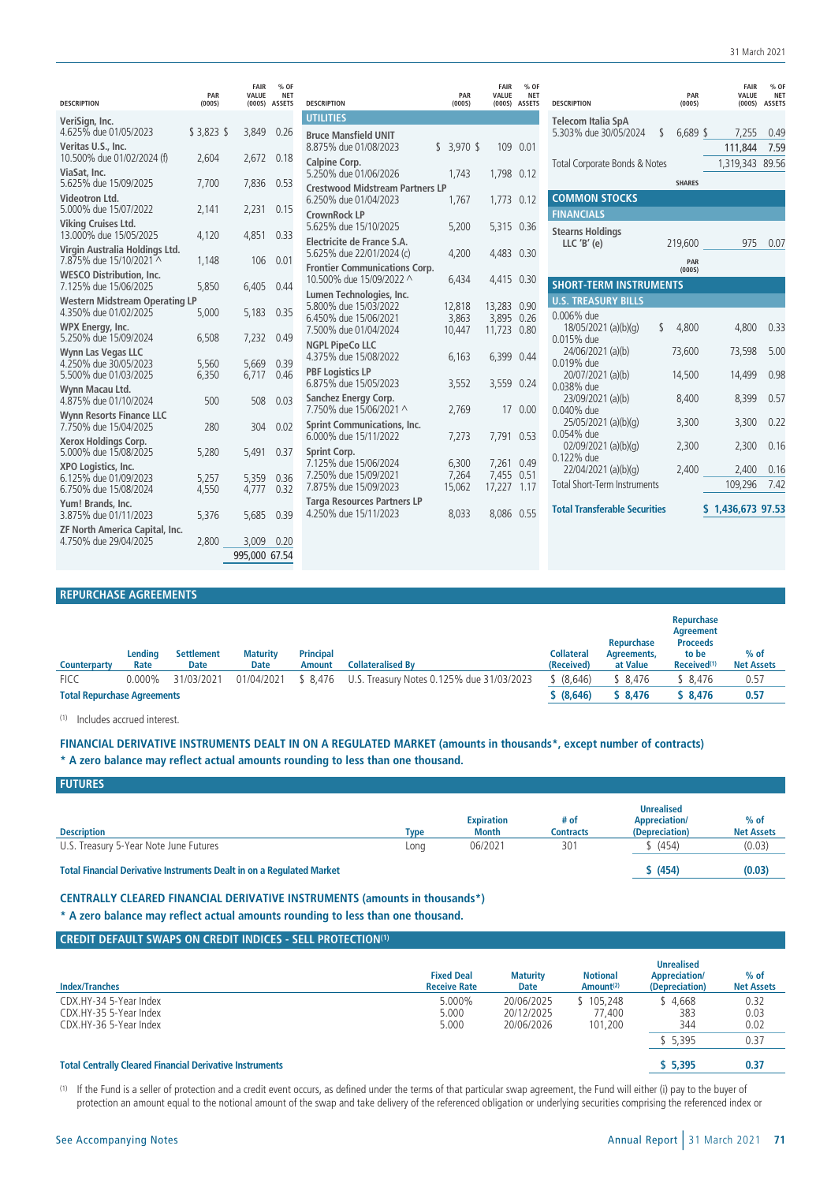| DESCRIPTION | PAR (000S) | FAIR VALUE (000S) | % OF NET ASSETS |
|---|---|---|---|
| **VeriSign, Inc.** | | | |
| 4.625% due 01/05/2023 | $ 3,823 | $ 3,849 | 0.26 |
| **Veritas U.S., Inc.** | | | |
| 10.500% due 01/02/2024 (f) | 2,604 | 2,672 | 0.18 |
| **ViaSat, Inc.** | | | |
| 5.625% due 15/09/2025 | 7,700 | 7,836 | 0.53 |
| **Videotron Ltd.** | | | |
| 5.000% due 15/07/2022 | 2,141 | 2,231 | 0.15 |
| **Viking Cruises Ltd.** | | | |
| 13.000% due 15/05/2025 | 4,120 | 4,851 | 0.33 |
| **Virgin Australia Holdings Ltd.** | | | |
| 7.875% due 15/10/2021 ^ | 1,148 | 106 | 0.01 |
| **WESCO Distribution, Inc.** | | | |
| 7.125% due 15/06/2025 | 5,850 | 6,405 | 0.44 |
| **Western Midstream Operating LP** | | | |
| 4.350% due 01/02/2025 | 5,000 | 5,183 | 0.35 |
| **WPX Energy, Inc.** | | | |
| 5.250% due 15/09/2024 | 6,508 | 7,232 | 0.49 |
| **Wynn Las Vegas LLC** | | | |
| 4.250% due 30/05/2023 | 5,560 | 5,669 | 0.39 |
| 5.500% due 01/03/2025 | 6,350 | 6,717 | 0.46 |
| **Wynn Macau Ltd.** | | | |
| 4.875% due 01/10/2024 | 500 | 508 | 0.03 |
| **Wynn Resorts Finance LLC** | | | |
| 7.750% due 15/04/2025 | 280 | 304 | 0.02 |
| **Xerox Holdings Corp.** | | | |
| 5.000% due 15/08/2025 | 5,280 | 5,491 | 0.37 |
| **XPO Logistics, Inc.** | | | |
| 6.125% due 01/09/2023 | 5,257 | 5,359 | 0.36 |
| 6.750% due 15/08/2024 | 4,550 | 4,777 | 0.32 |
| **Yum! Brands, Inc.** | | | |
| 3.875% due 01/11/2023 | 5,376 | 5,685 | 0.39 |
| **ZF North America Capital, Inc.** | | | |
| 4.750% due 29/04/2025 | 2,800 | 3,009 | 0.20 |
| | | 995,000 | 67.54 |
| **UTILITIES** | | | |
| **Bruce Mansfield UNIT** | | | |
| 8.875% due 01/08/2023 | $ 3,970 | $ 109 | 0.01 |
| **Calpine Corp.** | | | |
| 5.250% due 01/06/2026 | 1,743 | 1,798 | 0.12 |
| **Crestwood Midstream Partners LP** | | | |
| 6.250% due 01/04/2023 | 1,767 | 1,773 | 0.12 |
| **CrownRock LP** | | | |
| 5.625% due 15/10/2025 | 5,200 | 5,315 | 0.36 |
| **Electricite de France S.A.** | | | |
| 5.625% due 22/01/2024 (c) | 4,200 | 4,483 | 0.30 |
| **Frontier Communications Corp.** | | | |
| 10.500% due 15/09/2022 ^ | 6,434 | 4,415 | 0.30 |
| **Lumen Technologies, Inc.** | | | |
| 5.800% due 15/03/2022 | 12,818 | 13,283 | 0.90 |
| 6.450% due 15/06/2021 | 3,863 | 3,895 | 0.26 |
| 7.500% due 01/04/2024 | 10,447 | 11,723 | 0.80 |
| **NGPL PipeCo LLC** | | | |
| 4.375% due 15/08/2022 | 6,163 | 6,399 | 0.44 |
| **PBF Logistics LP** | | | |
| 6.875% due 15/05/2023 | 3,552 | 3,559 | 0.24 |
| **Sanchez Energy Corp.** | | | |
| 7.750% due 15/06/2021 ^ | 2,769 | 17 | 0.00 |
| **Sprint Communications, Inc.** | | | |
| 6.000% due 15/11/2022 | 7,273 | 7,791 | 0.53 |
| **Sprint Corp.** | | | |
| 7.125% due 15/06/2024 | 6,300 | 7,261 | 0.49 |
| 7.250% due 15/09/2021 | 7,264 | 7,455 | 0.51 |
| 7.875% due 15/09/2023 | 15,062 | 17,227 | 1.17 |
| **Targa Resources Partners LP** | | | |
| 4.250% due 15/11/2023 | 8,033 | 8,086 | 0.55 |
| **Telecom Italia SpA** | | | |
| 5.303% due 30/05/2024 | $ 6,689 | $ 7,255 | 0.49 |
| | | 111,844 | 7.59 |
| Total Corporate Bonds & Notes | | 1,319,343 | 89.56 |
| | **SHARES** | | |
| **COMMON STOCKS** | | | |
| **FINANCIALS** | | | |
| **Stearns Holdings LLC 'B' (e)** | 219,600 | 975 | 0.07 |
| | **PAR (000S)** | | |
| **SHORT-TERM INSTRUMENTS** | | | |
| **U.S. TREASURY BILLS** | | | |
| 0.006% due 18/05/2021 (a)(b)(g) | $ 4,800 | 4,800 | 0.33 |
| 0.015% due 24/06/2021 (a)(b) | 73,600 | 73,598 | 5.00 |
| 0.019% due 20/07/2021 (a)(b) | 14,500 | 14,499 | 0.98 |
| 0.038% due 23/09/2021 (a)(b) | 8,400 | 8,399 | 0.57 |
| 0.040% due 25/05/2021 (a)(b)(g) | 3,300 | 3,300 | 0.22 |
| 0.054% due 02/09/2021 (a)(b)(g) | 2,300 | 2,300 | 0.16 |
| 0.122% due 22/04/2021 (a)(b)(g) | 2,400 | 2,400 | 0.16 |
| Total Short-Term Instruments | | 109,296 | 7.42 |
| **Total Transferable Securities** | | **$ 1,436,673** | **97.53** |

## REPURCHASE AGREEMENTS

| Counterparty | Lending Rate | Settlement Date | Maturity Date | Principal Amount | Collateralised By | Collateral (Received) | Repurchase Agreements, at Value | Repurchase Agreement Proceeds to be Received[(1)] | % of Net Assets |
|---|---|---|---|---|---|---|---|---|---|
| FICC | 0.000% | 31/03/2021 | 01/04/2021 | $ 8,476 | U.S. Treasury Notes 0.125% due 31/03/2023 | $ (8,646) | $ 8,476 | $ 8,476 | 0.57 |
| **Total Repurchase Agreements** | | | | | | **$ (8,646)** | **$ 8,476** | **$ 8,476** | **0.57** |

(1) Includes accrued interest.

**FINANCIAL DERIVATIVE INSTRUMENTS DEALT IN ON A REGULATED MARKET (amounts in thousands*, except number of contracts)**

*** A zero balance may reflect actual amounts rounding to less than one thousand.**

## FUTURES

| Description | Type | Expiration Month | # of Contracts | Unrealised Appreciation/ (Depreciation) | % of Net Assets |
|---|---|---|---|---|---|
| U.S. Treasury 5-Year Note June Futures | Long | 06/2021 | 301 | $ (454) | (0.03) |
| **Total Financial Derivative Instruments Dealt in on a Regulated Market** | | | | **$ (454)** | **(0.03)** |

**CENTRALLY CLEARED FINANCIAL DERIVATIVE INSTRUMENTS (amounts in thousands*)**

*** A zero balance may reflect actual amounts rounding to less than one thousand.**

## CREDIT DEFAULT SWAPS ON CREDIT INDICES - SELL PROTECTION[(1)]

| Index/Tranches | Fixed Deal Receive Rate | Maturity Date | Notional Amount[(2)] | Unrealised Appreciation/ (Depreciation) | % of Net Assets |
|---|---|---|---|---|---|
| CDX.HY-34 5-Year Index | 5.000% | 20/06/2025 | $ 105,248 | $ 4,668 | 0.32 |
| CDX.HY-35 5-Year Index | 5.000 | 20/12/2025 | 77,400 | 383 | 0.03 |
| CDX.HY-36 5-Year Index | 5.000 | 20/06/2026 | 101,200 | 344 | 0.02 |
| | | | | $ 5,395 | 0.37 |
| **Total Centrally Cleared Financial Derivative Instruments** | | | | **$ 5,395** | **0.37** |

(1) If the Fund is a seller of protection and a credit event occurs, as defined under the terms of that particular swap agreement, the Fund will either (i) pay to the buyer of protection an amount equal to the notional amount of the swap and take delivery of the referenced obligation or underlying securities comprising the referenced index or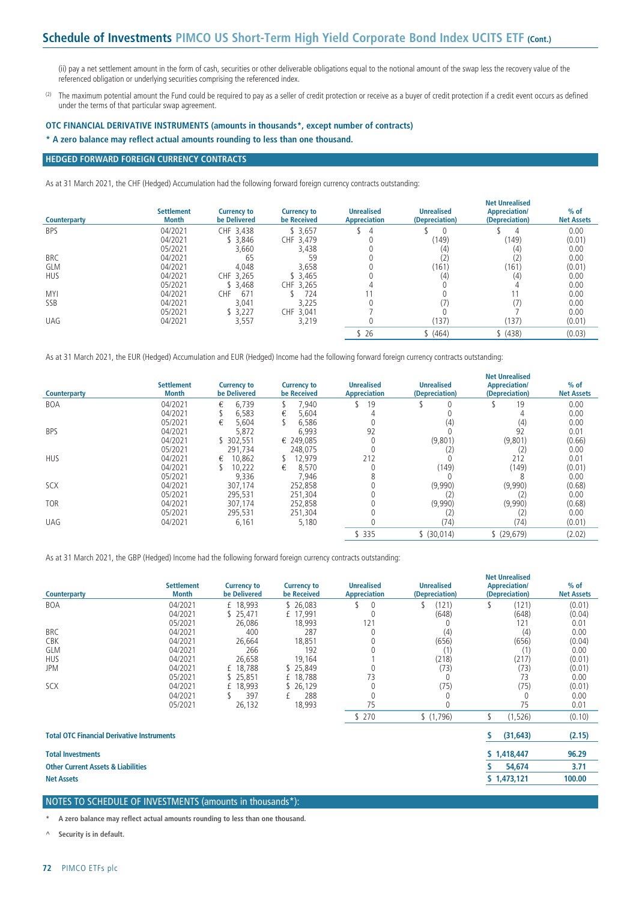(ii) pay a net settlement amount in the form of cash, securities or other deliverable obligations equal to the notional amount of the swap less the recovery value of the referenced obligation or underlying securities comprising the referenced index.

(2) The maximum potential amount the Fund could be required to pay as a seller of credit protection or receive as a buyer of credit protection if a credit event occurs as defined under the terms of that particular swap agreement.

**OTC FINANCIAL DERIVATIVE INSTRUMENTS (amounts in thousands*, except number of contracts)**

**\* A zero balance may reflect actual amounts rounding to less than one thousand.**

## HEDGED FORWARD FOREIGN CURRENCY CONTRACTS

As at 31 March 2021, the CHF (Hedged) Accumulation had the following forward foreign currency contracts outstanding:

| Counterparty | Settlement Month | Currency to be Delivered | Currency to be Received | Unrealised Appreciation | Unrealised (Depreciation) | Net Unrealised Appreciation/ (Depreciation) | % of Net Assets |
|---|---|---|---|---|---|---|---|
| BPS | 04/2021 | CHF 3,438 | $ 3,657 | $ 4 | $ 0 | $ 4 | 0.00 |
| | 04/2021 | $ 3,846 | CHF 3,479 | 0 | (149) | (149) | (0.01) |
| | 05/2021 | 3,660 | 3,438 | 0 | (4) | (4) | 0.00 |
| BRC | 04/2021 | 65 | 59 | 0 | (2) | (2) | 0.00 |
| GLM | 04/2021 | 4,048 | 3,658 | 0 | (161) | (161) | (0.01) |
| HUS | 04/2021 | CHF 3,265 | $ 3,465 | 0 | (4) | (4) | 0.00 |
| | 05/2021 | $ 3,468 | CHF 3,265 | 4 | 0 | 4 | 0.00 |
| MYI | 04/2021 | CHF 671 | $ 724 | 11 | 0 | 11 | 0.00 |
| SSB | 04/2021 | 3,041 | 3,225 | 0 | (7) | (7) | 0.00 |
| | 05/2021 | $ 3,227 | CHF 3,041 | 7 | 0 | 7 | 0.00 |
| UAG | 04/2021 | 3,557 | 3,219 | 0 | (137) | (137) | (0.01) |
| | | | | $ 26 | $ (464) | $ (438) | (0.03) |

As at 31 March 2021, the EUR (Hedged) Accumulation and EUR (Hedged) Income had the following forward foreign currency contracts outstanding:

| Counterparty | Settlement Month | Currency to be Delivered | Currency to be Received | Unrealised Appreciation | Unrealised (Depreciation) | Net Unrealised Appreciation/ (Depreciation) | % of Net Assets |
|---|---|---|---|---|---|---|---|
| BOA | 04/2021 | € 6,739 | $ 7,940 | $ 19 | $ 0 | $ 19 | 0.00 |
| | 04/2021 | $ 6,583 | € 5,604 | 4 | 0 | 4 | 0.00 |
| | 05/2021 | € 5,604 | $ 6,586 | 0 | (4) | (4) | 0.00 |
| BPS | 04/2021 | 5,872 | 6,993 | 92 | 0 | 92 | 0.01 |
| | 04/2021 | $ 302,551 | € 249,085 | 0 | (9,801) | (9,801) | (0.66) |
| | 05/2021 | 291,734 | 248,075 | 0 | (2) | (2) | 0.00 |
| HUS | 04/2021 | € 10,862 | $ 12,979 | 212 | 0 | 212 | 0.01 |
| | 04/2021 | $ 10,222 | € 8,570 | 0 | (149) | (149) | (0.01) |
| | 05/2021 | 9,336 | 7,946 | 8 | 0 | 8 | 0.00 |
| SCX | 04/2021 | 307,174 | 252,858 | 0 | (9,990) | (9,990) | (0.68) |
| | 05/2021 | 295,531 | 251,304 | 0 | (2) | (2) | 0.00 |
| TOR | 04/2021 | 307,174 | 252,858 | 0 | (9,990) | (9,990) | (0.68) |
| | 05/2021 | 295,531 | 251,304 | 0 | (2) | (2) | 0.00 |
| UAG | 04/2021 | 6,161 | 5,180 | 0 | (74) | (74) | (0.01) |
| | | | | $ 335 | $ (30,014) | $ (29,679) | (2.02) |

As at 31 March 2021, the GBP (Hedged) Income had the following forward foreign currency contracts outstanding:

| Counterparty | Settlement Month | Currency to be Delivered | Currency to be Received | Unrealised Appreciation | Unrealised (Depreciation) | Net Unrealised Appreciation/ (Depreciation) | % of Net Assets |
|---|---|---|---|---|---|---|---|
| BOA | 04/2021 | £ 18,993 | $ 26,083 | $ 0 | $ (121) | $ (121) | (0.01) |
| | 04/2021 | $ 25,471 | £ 17,991 | 0 | (648) | (648) | (0.04) |
| | 05/2021 | 26,086 | 18,993 | 121 | 0 | 121 | 0.01 |
| BRC | 04/2021 | 400 | 287 | 0 | (4) | (4) | 0.00 |
| CBK | 04/2021 | 26,664 | 18,851 | 0 | (656) | (656) | (0.04) |
| GLM | 04/2021 | 266 | 192 | 0 | (1) | (1) | 0.00 |
| HUS | 04/2021 | 26,658 | 19,164 | 1 | (218) | (217) | (0.01) |
| JPM | 04/2021 | £ 18,788 | $ 25,849 | 0 | (73) | (73) | (0.01) |
| | 05/2021 | $ 25,851 | £ 18,788 | 73 | 0 | 73 | 0.00 |
| SCX | 04/2021 | £ 18,993 | $ 26,129 | 0 | (75) | (75) | (0.01) |
| | 04/2021 | $ 397 | £ 288 | 0 | 0 | 0 | 0.00 |
| | 05/2021 | 26,132 | 18,993 | 75 | 0 | 75 | 0.01 |
| | | | | $ 270 | $ (1,796) | $ (1,526) | (0.10) |

| | | |
|---|---|---|
| **Total OTC Financial Derivative Instruments** | **$ (31,643)** | **(2.15)** |
| **Total Investments** | **$ 1,418,447** | **96.29** |
| **Other Current Assets & Liabilities** | **$ 54,674** | **3.71** |
| **Net Assets** | **$ 1,473,121** | **100.00** |

## NOTES TO SCHEDULE OF INVESTMENTS (amounts in thousands*):

\* **A zero balance may reflect actual amounts rounding to less than one thousand.**

^ **Security is in default.**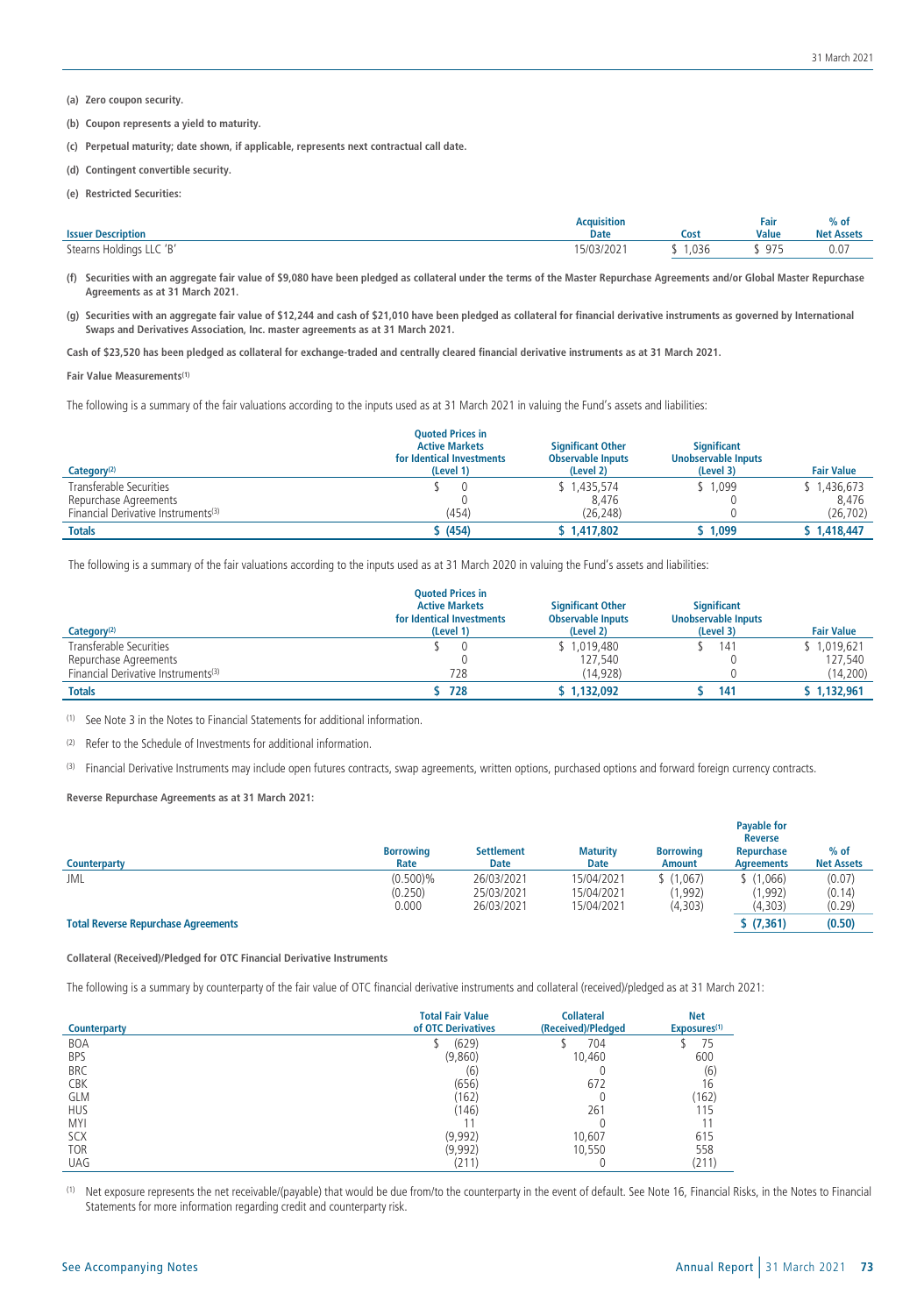**(a) Zero coupon security.**

**(b) Coupon represents a yield to maturity.**

**(c) Perpetual maturity; date shown, if applicable, represents next contractual call date.**

**(d) Contingent convertible security.**

**(e) Restricted Securities:**

| Issuer Description | Acquisition Date | Cost | Fair Value | % of Net Assets |
|---|---|---|---|---|
| Stearns Holdings LLC 'B' | 15/03/2021 | $ 1,036 | $ 975 | 0.07 |

**(f) Securities with an aggregate fair value of $9,080 have been pledged as collateral under the terms of the Master Repurchase Agreements and/or Global Master Repurchase Agreements as at 31 March 2021.**

**(g) Securities with an aggregate fair value of $12,244 and cash of $21,010 have been pledged as collateral for financial derivative instruments as governed by International Swaps and Derivatives Association, Inc. master agreements as at 31 March 2021.**

**Cash of $23,520 has been pledged as collateral for exchange-traded and centrally cleared financial derivative instruments as at 31 March 2021.**

**Fair Value Measurements[1]**

The following is a summary of the fair valuations according to the inputs used as at 31 March 2021 in valuing the Fund's assets and liabilities:

| Category[2] | Quoted Prices in Active Markets for Identical Investments (Level 1) | Significant Other Observable Inputs (Level 2) | Significant Unobservable Inputs (Level 3) | Fair Value |
|---|---|---|---|---|
| Transferable Securities | $ 0 | $ 1,435,574 | $ 1,099 | $ 1,436,673 |
| Repurchase Agreements | 0 | 8,476 | 0 | 8,476 |
| Financial Derivative Instruments[3] | (454) | (26,248) | 0 | (26,702) |
| **Totals** | **$ (454)** | **$ 1,417,802** | **$ 1,099** | **$ 1,418,447** |

The following is a summary of the fair valuations according to the inputs used as at 31 March 2020 in valuing the Fund's assets and liabilities:

| Category[2] | Quoted Prices in Active Markets for Identical Investments (Level 1) | Significant Other Observable Inputs (Level 2) | Significant Unobservable Inputs (Level 3) | Fair Value |
|---|---|---|---|---|
| Transferable Securities | $ 0 | $ 1,019,480 | $ 141 | $ 1,019,621 |
| Repurchase Agreements | 0 | 127,540 | 0 | 127,540 |
| Financial Derivative Instruments[3] | 728 | (14,928) | 0 | (14,200) |
| **Totals** | **$ 728** | **$ 1,132,092** | **$ 141** | **$ 1,132,961** |

[1] See Note 3 in the Notes to Financial Statements for additional information.

[2] Refer to the Schedule of Investments for additional information.

[3] Financial Derivative Instruments may include open futures contracts, swap agreements, written options, purchased options and forward foreign currency contracts.

**Reverse Repurchase Agreements as at 31 March 2021:**

| Counterparty | Borrowing Rate | Settlement Date | Maturity Date | Borrowing Amount | Payable for Reverse Repurchase Agreements | % of Net Assets |
|---|---|---|---|---|---|---|
| JML | (0.500)% | 26/03/2021 | 15/04/2021 | $ (1,067) | $ (1,066) | (0.07) |
| | (0.250) | 25/03/2021 | 15/04/2021 | (1,992) | (1,992) | (0.14) |
| | 0.000 | 26/03/2021 | 15/04/2021 | (4,303) | (4,303) | (0.29) |
| **Total Reverse Repurchase Agreements** | | | | | **$ (7,361)** | **(0.50)** |

**Collateral (Received)/Pledged for OTC Financial Derivative Instruments**

The following is a summary by counterparty of the fair value of OTC financial derivative instruments and collateral (received)/pledged as at 31 March 2021:

| Counterparty | Total Fair Value of OTC Derivatives | Collateral (Received)/Pledged | Net Exposures[1] |
|---|---|---|---|
| BOA | $ (629) | $ 704 | $ 75 |
| BPS | (9,860) | 10,460 | 600 |
| BRC | (6) | 0 | (6) |
| CBK | (656) | 672 | 16 |
| GLM | (162) | 0 | (162) |
| HUS | (146) | 261 | 115 |
| MYI | 11 | 0 | 11 |
| SCX | (9,992) | 10,607 | 615 |
| TOR | (9,992) | 10,550 | 558 |
| UAG | (211) | 0 | (211) |

[1] Net exposure represents the net receivable/(payable) that would be due from/to the counterparty in the event of default. See Note 16, Financial Risks, in the Notes to Financial Statements for more information regarding credit and counterparty risk.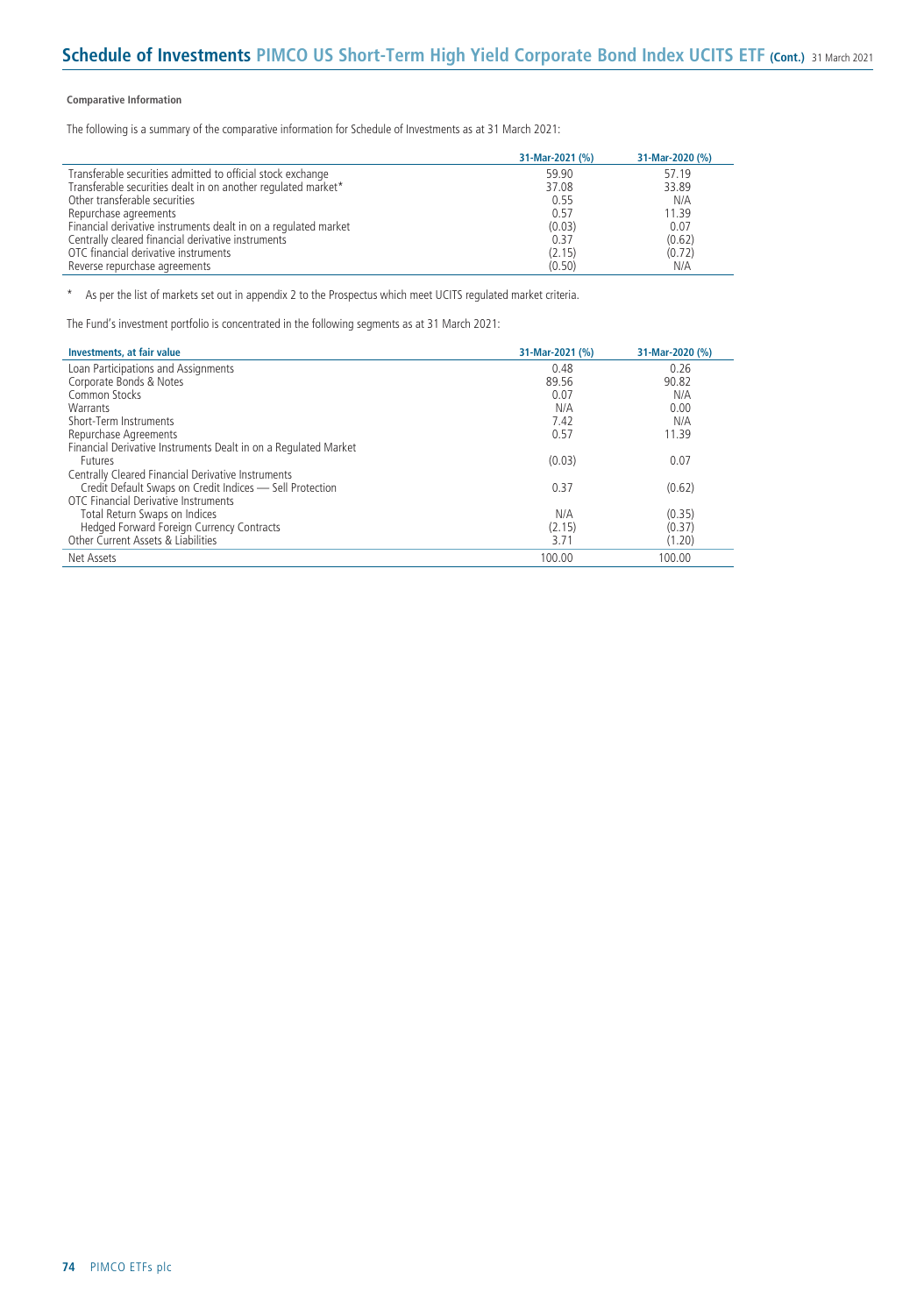#### Comparative Information

The following is a summary of the comparative information for Schedule of Investments as at 31 March 2021:

| | 31-Mar-2021 (%) | 31-Mar-2020 (%) |
|---|---|---|
| Transferable securities admitted to official stock exchange | 59.90 | 57.19 |
| Transferable securities dealt in on another regulated market* | 37.08 | 33.89 |
| Other transferable securities | 0.55 | N/A |
| Repurchase agreements | 0.57 | 11.39 |
| Financial derivative instruments dealt in on a regulated market | (0.03) | 0.07 |
| Centrally cleared financial derivative instruments | 0.37 | (0.62) |
| OTC financial derivative instruments | (2.15) | (0.72) |
| Reverse repurchase agreements | (0.50) | N/A |

\* As per the list of markets set out in appendix 2 to the Prospectus which meet UCITS regulated market criteria.

The Fund's investment portfolio is concentrated in the following segments as at 31 March 2021:

| Investments, at fair value | 31-Mar-2021 (%) | 31-Mar-2020 (%) |
|---|---|---|
| Loan Participations and Assignments | 0.48 | 0.26 |
| Corporate Bonds & Notes | 89.56 | 90.82 |
| Common Stocks | 0.07 | N/A |
| Warrants | N/A | 0.00 |
| Short-Term Instruments | 7.42 | N/A |
| Repurchase Agreements | 0.57 | 11.39 |
| Financial Derivative Instruments Dealt in on a Regulated Market | | |
| Futures | (0.03) | 0.07 |
| Centrally Cleared Financial Derivative Instruments | | |
| Credit Default Swaps on Credit Indices — Sell Protection | 0.37 | (0.62) |
| OTC Financial Derivative Instruments | | |
| Total Return Swaps on Indices | N/A | (0.35) |
| Hedged Forward Foreign Currency Contracts | (2.15) | (0.37) |
| Other Current Assets & Liabilities | 3.71 | (1.20) |
| Net Assets | 100.00 | 100.00 |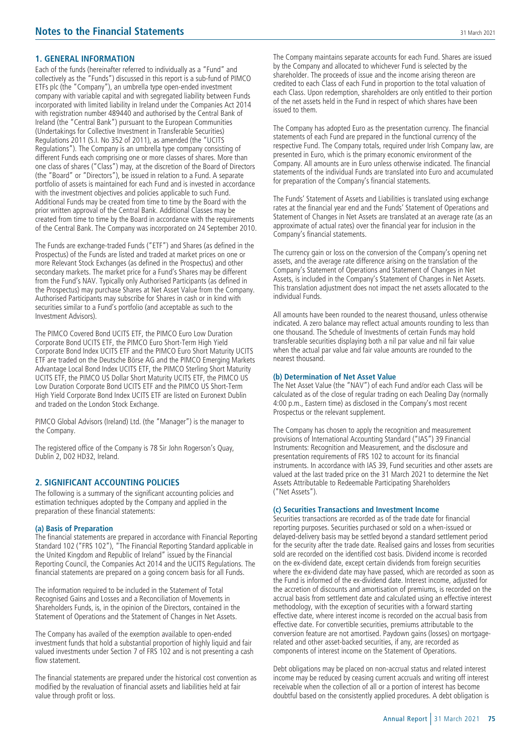# Notes to the Financial Statements

## 1. GENERAL INFORMATION

Each of the funds (hereinafter referred to individually as a "Fund" and collectively as the "Funds") discussed in this report is a sub-fund of PIMCO ETFs plc (the "Company"), an umbrella type open-ended investment company with variable capital and with segregated liability between Funds incorporated with limited liability in Ireland under the Companies Act 2014 with registration number 489440 and authorised by the Central Bank of Ireland (the "Central Bank") pursuant to the European Communities (Undertakings for Collective Investment in Transferable Securities) Regulations 2011 (S.I. No 352 of 2011), as amended (the "UCITS Regulations"). The Company is an umbrella type company consisting of different Funds each comprising one or more classes of shares. More than one class of shares ("Class") may, at the discretion of the Board of Directors (the "Board" or "Directors"), be issued in relation to a Fund. A separate portfolio of assets is maintained for each Fund and is invested in accordance with the investment objectives and policies applicable to such Fund. Additional Funds may be created from time to time by the Board with the prior written approval of the Central Bank. Additional Classes may be created from time to time by the Board in accordance with the requirements of the Central Bank. The Company was incorporated on 24 September 2010.

The Funds are exchange-traded Funds ("ETF") and Shares (as defined in the Prospectus) of the Funds are listed and traded at market prices on one or more Relevant Stock Exchanges (as defined in the Prospectus) and other secondary markets. The market price for a Fund's Shares may be different from the Fund's NAV. Typically only Authorised Participants (as defined in the Prospectus) may purchase Shares at Net Asset Value from the Company. Authorised Participants may subscribe for Shares in cash or in kind with securities similar to a Fund's portfolio (and acceptable as such to the Investment Advisors).

The PIMCO Covered Bond UCITS ETF, the PIMCO Euro Low Duration Corporate Bond UCITS ETF, the PIMCO Euro Short-Term High Yield Corporate Bond Index UCITS ETF and the PIMCO Euro Short Maturity UCITS ETF are traded on the Deutsche Börse AG and the PIMCO Emerging Markets Advantage Local Bond Index UCITS ETF, the PIMCO Sterling Short Maturity UCITS ETF, the PIMCO US Dollar Short Maturity UCITS ETF, the PIMCO US Low Duration Corporate Bond UCITS ETF and the PIMCO US Short-Term High Yield Corporate Bond Index UCITS ETF are listed on Euronext Dublin and traded on the London Stock Exchange.

PIMCO Global Advisors (Ireland) Ltd. (the "Manager") is the manager to the Company.

The registered office of the Company is 78 Sir John Rogerson's Quay, Dublin 2, D02 HD32, Ireland.

## 2. SIGNIFICANT ACCOUNTING POLICIES

The following is a summary of the significant accounting policies and estimation techniques adopted by the Company and applied in the preparation of these financial statements:

### (a) Basis of Preparation

The financial statements are prepared in accordance with Financial Reporting Standard 102 ("FRS 102"), "The Financial Reporting Standard applicable in the United Kingdom and Republic of Ireland" issued by the Financial Reporting Council, the Companies Act 2014 and the UCITS Regulations. The financial statements are prepared on a going concern basis for all Funds.

The information required to be included in the Statement of Total Recognised Gains and Losses and a Reconciliation of Movements in Shareholders Funds, is, in the opinion of the Directors, contained in the Statement of Operations and the Statement of Changes in Net Assets.

The Company has availed of the exemption available to open-ended investment funds that hold a substantial proportion of highly liquid and fair valued investments under Section 7 of FRS 102 and is not presenting a cash flow statement.

The financial statements are prepared under the historical cost convention as modified by the revaluation of financial assets and liabilities held at fair value through profit or loss.

The Company maintains separate accounts for each Fund. Shares are issued by the Company and allocated to whichever Fund is selected by the shareholder. The proceeds of issue and the income arising thereon are credited to each Class of each Fund in proportion to the total valuation of each Class. Upon redemption, shareholders are only entitled to their portion of the net assets held in the Fund in respect of which shares have been issued to them.

The Company has adopted Euro as the presentation currency. The financial statements of each Fund are prepared in the functional currency of the respective Fund. The Company totals, required under Irish Company law, are presented in Euro, which is the primary economic environment of the Company. All amounts are in Euro unless otherwise indicated. The financial statements of the individual Funds are translated into Euro and accumulated for preparation of the Company's financial statements.

The Funds' Statement of Assets and Liabilities is translated using exchange rates at the financial year end and the Funds' Statement of Operations and Statement of Changes in Net Assets are translated at an average rate (as an approximate of actual rates) over the financial year for inclusion in the Company's financial statements.

The currency gain or loss on the conversion of the Company's opening net assets, and the average rate difference arising on the translation of the Company's Statement of Operations and Statement of Changes in Net Assets, is included in the Company's Statement of Changes in Net Assets. This translation adjustment does not impact the net assets allocated to the individual Funds.

All amounts have been rounded to the nearest thousand, unless otherwise indicated. A zero balance may reflect actual amounts rounding to less than one thousand. The Schedule of Investments of certain Funds may hold transferable securities displaying both a nil par value and nil fair value when the actual par value and fair value amounts are rounded to the nearest thousand.

### (b) Determination of Net Asset Value

The Net Asset Value (the "NAV") of each Fund and/or each Class will be calculated as of the close of regular trading on each Dealing Day (normally 4:00 p.m., Eastern time) as disclosed in the Company's most recent Prospectus or the relevant supplement.

The Company has chosen to apply the recognition and measurement provisions of International Accounting Standard ("IAS") 39 Financial Instruments: Recognition and Measurement, and the disclosure and presentation requirements of FRS 102 to account for its financial instruments. In accordance with IAS 39, Fund securities and other assets are valued at the last traded price on the 31 March 2021 to determine the Net Assets Attributable to Redeemable Participating Shareholders ("Net Assets").

### (c) Securities Transactions and Investment Income

Securities transactions are recorded as of the trade date for financial reporting purposes. Securities purchased or sold on a when-issued or delayed-delivery basis may be settled beyond a standard settlement period for the security after the trade date. Realised gains and losses from securities sold are recorded on the identified cost basis. Dividend income is recorded on the ex-dividend date, except certain dividends from foreign securities where the ex-dividend date may have passed, which are recorded as soon as the Fund is informed of the ex-dividend date. Interest income, adjusted for the accretion of discounts and amortisation of premiums, is recorded on the accrual basis from settlement date and calculated using an effective interest methodology, with the exception of securities with a forward starting effective date, where interest income is recorded on the accrual basis from effective date. For convertible securities, premiums attributable to the conversion feature are not amortised. Paydown gains (losses) on mortgage-related and other asset-backed securities, if any, are recorded as components of interest income on the Statement of Operations.

Debt obligations may be placed on non-accrual status and related interest income may be reduced by ceasing current accruals and writing off interest receivable when the collection of all or a portion of interest has become doubtful based on the consistently applied procedures. A debt obligation is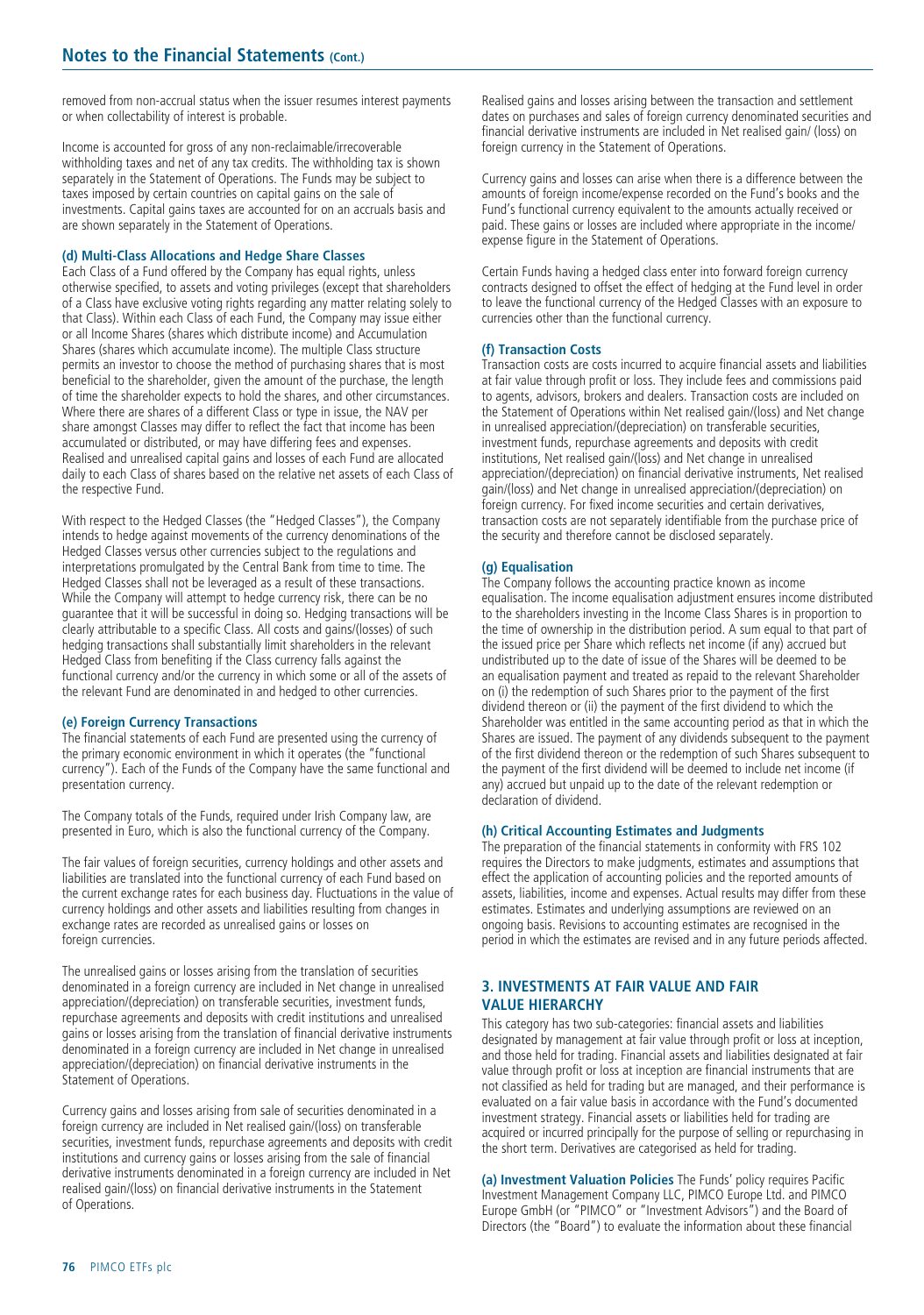removed from non-accrual status when the issuer resumes interest payments or when collectability of interest is probable.

Income is accounted for gross of any non-reclaimable/irrecoverable withholding taxes and net of any tax credits. The withholding tax is shown separately in the Statement of Operations. The Funds may be subject to taxes imposed by certain countries on capital gains on the sale of investments. Capital gains taxes are accounted for on an accruals basis and are shown separately in the Statement of Operations.

#### (d) Multi-Class Allocations and Hedge Share Classes

Each Class of a Fund offered by the Company has equal rights, unless otherwise specified, to assets and voting privileges (except that shareholders of a Class have exclusive voting rights regarding any matter relating solely to that Class). Within each Class of each Fund, the Company may issue either or all Income Shares (shares which distribute income) and Accumulation Shares (shares which accumulate income). The multiple Class structure permits an investor to choose the method of purchasing shares that is most beneficial to the shareholder, given the amount of the purchase, the length of time the shareholder expects to hold the shares, and other circumstances. Where there are shares of a different Class or type in issue, the NAV per share amongst Classes may differ to reflect the fact that income has been accumulated or distributed, or may have differing fees and expenses. Realised and unrealised capital gains and losses of each Fund are allocated daily to each Class of shares based on the relative net assets of each Class of the respective Fund.

With respect to the Hedged Classes (the "Hedged Classes"), the Company intends to hedge against movements of the currency denominations of the Hedged Classes versus other currencies subject to the regulations and interpretations promulgated by the Central Bank from time to time. The Hedged Classes shall not be leveraged as a result of these transactions. While the Company will attempt to hedge currency risk, there can be no guarantee that it will be successful in doing so. Hedging transactions will be clearly attributable to a specific Class. All costs and gains/(losses) of such hedging transactions shall substantially limit shareholders in the relevant Hedged Class from benefiting if the Class currency falls against the functional currency and/or the currency in which some or all of the assets of the relevant Fund are denominated in and hedged to other currencies.

#### (e) Foreign Currency Transactions

The financial statements of each Fund are presented using the currency of the primary economic environment in which it operates (the "functional currency"). Each of the Funds of the Company have the same functional and presentation currency.

The Company totals of the Funds, required under Irish Company law, are presented in Euro, which is also the functional currency of the Company.

The fair values of foreign securities, currency holdings and other assets and liabilities are translated into the functional currency of each Fund based on the current exchange rates for each business day. Fluctuations in the value of currency holdings and other assets and liabilities resulting from changes in exchange rates are recorded as unrealised gains or losses on foreign currencies.

The unrealised gains or losses arising from the translation of securities denominated in a foreign currency are included in Net change in unrealised appreciation/(depreciation) on transferable securities, investment funds, repurchase agreements and deposits with credit institutions and unrealised gains or losses arising from the translation of financial derivative instruments denominated in a foreign currency are included in Net change in unrealised appreciation/(depreciation) on financial derivative instruments in the Statement of Operations.

Currency gains and losses arising from sale of securities denominated in a foreign currency are included in Net realised gain/(loss) on transferable securities, investment funds, repurchase agreements and deposits with credit institutions and currency gains or losses arising from the sale of financial derivative instruments denominated in a foreign currency are included in Net realised gain/(loss) on financial derivative instruments in the Statement of Operations.

Realised gains and losses arising between the transaction and settlement dates on purchases and sales of foreign currency denominated securities and financial derivative instruments are included in Net realised gain/ (loss) on foreign currency in the Statement of Operations.

Currency gains and losses can arise when there is a difference between the amounts of foreign income/expense recorded on the Fund's books and the Fund's functional currency equivalent to the amounts actually received or paid. These gains or losses are included where appropriate in the income/ expense figure in the Statement of Operations.

Certain Funds having a hedged class enter into forward foreign currency contracts designed to offset the effect of hedging at the Fund level in order to leave the functional currency of the Hedged Classes with an exposure to currencies other than the functional currency.

#### (f) Transaction Costs

Transaction costs are costs incurred to acquire financial assets and liabilities at fair value through profit or loss. They include fees and commissions paid to agents, advisors, brokers and dealers. Transaction costs are included on the Statement of Operations within Net realised gain/(loss) and Net change in unrealised appreciation/(depreciation) on transferable securities, investment funds, repurchase agreements and deposits with credit institutions, Net realised gain/(loss) and Net change in unrealised appreciation/(depreciation) on financial derivative instruments, Net realised gain/(loss) and Net change in unrealised appreciation/(depreciation) on foreign currency. For fixed income securities and certain derivatives, transaction costs are not separately identifiable from the purchase price of the security and therefore cannot be disclosed separately.

#### (g) Equalisation

The Company follows the accounting practice known as income equalisation. The income equalisation adjustment ensures income distributed to the shareholders investing in the Income Class Shares is in proportion to the time of ownership in the distribution period. A sum equal to that part of the issued price per Share which reflects net income (if any) accrued but undistributed up to the date of issue of the Shares will be deemed to be an equalisation payment and treated as repaid to the relevant Shareholder on (i) the redemption of such Shares prior to the payment of the first dividend thereon or (ii) the payment of the first dividend to which the Shareholder was entitled in the same accounting period as that in which the Shares are issued. The payment of any dividends subsequent to the payment of the first dividend thereon or the redemption of such Shares subsequent to the payment of the first dividend will be deemed to include net income (if any) accrued but unpaid up to the date of the relevant redemption or declaration of dividend.

#### (h) Critical Accounting Estimates and Judgments

The preparation of the financial statements in conformity with FRS 102 requires the Directors to make judgments, estimates and assumptions that effect the application of accounting policies and the reported amounts of assets, liabilities, income and expenses. Actual results may differ from these estimates. Estimates and underlying assumptions are reviewed on an ongoing basis. Revisions to accounting estimates are recognised in the period in which the estimates are revised and in any future periods affected.

## 3. INVESTMENTS AT FAIR VALUE AND FAIR VALUE HIERARCHY

This category has two sub-categories: financial assets and liabilities designated by management at fair value through profit or loss at inception, and those held for trading. Financial assets and liabilities designated at fair value through profit or loss at inception are financial instruments that are not classified as held for trading but are managed, and their performance is evaluated on a fair value basis in accordance with the Fund's documented investment strategy. Financial assets or liabilities held for trading are acquired or incurred principally for the purpose of selling or repurchasing in the short term. Derivatives are categorised as held for trading.

**(a) Investment Valuation Policies** The Funds' policy requires Pacific Investment Management Company LLC, PIMCO Europe Ltd. and PIMCO Europe GmbH (or "PIMCO" or "Investment Advisors") and the Board of Directors (the "Board") to evaluate the information about these financial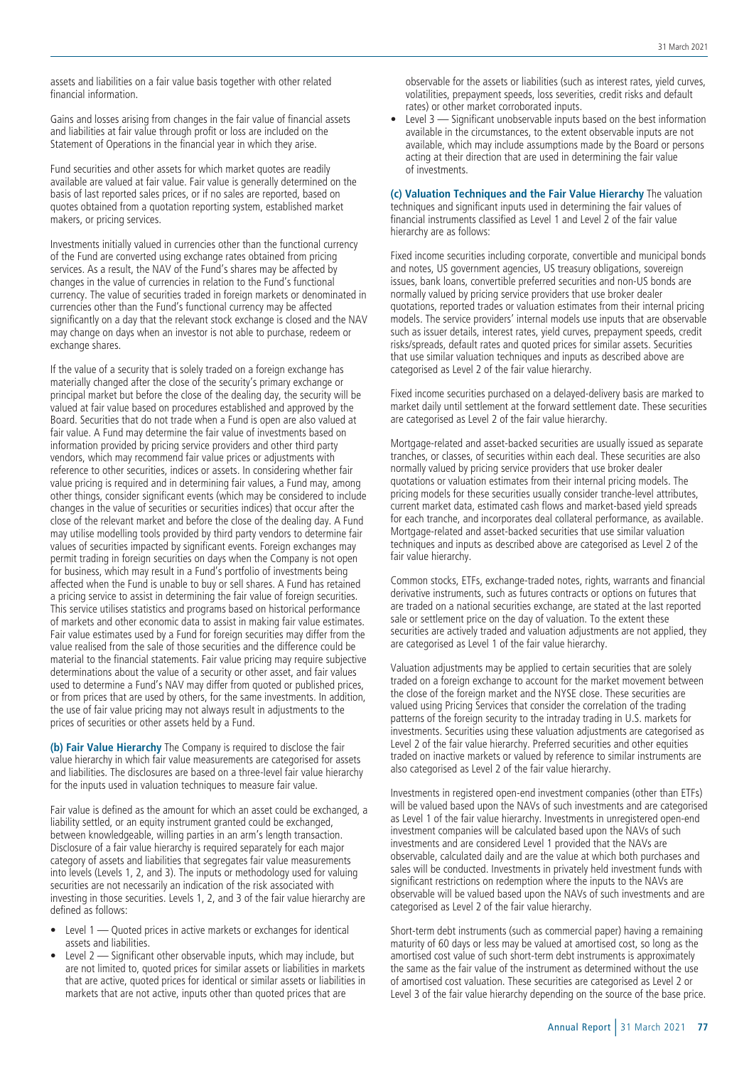assets and liabilities on a fair value basis together with other related financial information.

Gains and losses arising from changes in the fair value of financial assets and liabilities at fair value through profit or loss are included on the Statement of Operations in the financial year in which they arise.

Fund securities and other assets for which market quotes are readily available are valued at fair value. Fair value is generally determined on the basis of last reported sales prices, or if no sales are reported, based on quotes obtained from a quotation reporting system, established market makers, or pricing services.

Investments initially valued in currencies other than the functional currency of the Fund are converted using exchange rates obtained from pricing services. As a result, the NAV of the Fund's shares may be affected by changes in the value of currencies in relation to the Fund's functional currency. The value of securities traded in foreign markets or denominated in currencies other than the Fund's functional currency may be affected significantly on a day that the relevant stock exchange is closed and the NAV may change on days when an investor is not able to purchase, redeem or exchange shares.

If the value of a security that is solely traded on a foreign exchange has materially changed after the close of the security's primary exchange or principal market but before the close of the dealing day, the security will be valued at fair value based on procedures established and approved by the Board. Securities that do not trade when a Fund is open are also valued at fair value. A Fund may determine the fair value of investments based on information provided by pricing service providers and other third party vendors, which may recommend fair value prices or adjustments with reference to other securities, indices or assets. In considering whether fair value pricing is required and in determining fair values, a Fund may, among other things, consider significant events (which may be considered to include changes in the value of securities or securities indices) that occur after the close of the relevant market and before the close of the dealing day. A Fund may utilise modelling tools provided by third party vendors to determine fair values of securities impacted by significant events. Foreign exchanges may permit trading in foreign securities on days when the Company is not open for business, which may result in a Fund's portfolio of investments being affected when the Fund is unable to buy or sell shares. A Fund has retained a pricing service to assist in determining the fair value of foreign securities. This service utilises statistics and programs based on historical performance of markets and other economic data to assist in making fair value estimates. Fair value estimates used by a Fund for foreign securities may differ from the value realised from the sale of those securities and the difference could be material to the financial statements. Fair value pricing may require subjective determinations about the value of a security or other asset, and fair values used to determine a Fund's NAV may differ from quoted or published prices, or from prices that are used by others, for the same investments. In addition, the use of fair value pricing may not always result in adjustments to the prices of securities or other assets held by a Fund.

**(b) Fair Value Hierarchy** The Company is required to disclose the fair value hierarchy in which fair value measurements are categorised for assets and liabilities. The disclosures are based on a three-level fair value hierarchy for the inputs used in valuation techniques to measure fair value.

Fair value is defined as the amount for which an asset could be exchanged, a liability settled, or an equity instrument granted could be exchanged, between knowledgeable, willing parties in an arm's length transaction. Disclosure of a fair value hierarchy is required separately for each major category of assets and liabilities that segregates fair value measurements into levels (Levels 1, 2, and 3). The inputs or methodology used for valuing securities are not necessarily an indication of the risk associated with investing in those securities. Levels 1, 2, and 3 of the fair value hierarchy are defined as follows:

- Level 1 — Quoted prices in active markets or exchanges for identical assets and liabilities.
- Level 2 — Significant other observable inputs, which may include, but are not limited to, quoted prices for similar assets or liabilities in markets that are active, quoted prices for identical or similar assets or liabilities in markets that are not active, inputs other than quoted prices that are observable for the assets or liabilities (such as interest rates, yield curves, volatilities, prepayment speeds, loss severities, credit risks and default rates) or other market corroborated inputs.
- Level 3 — Significant unobservable inputs based on the best information available in the circumstances, to the extent observable inputs are not available, which may include assumptions made by the Board or persons acting at their direction that are used in determining the fair value of investments.

**(c) Valuation Techniques and the Fair Value Hierarchy** The valuation techniques and significant inputs used in determining the fair values of financial instruments classified as Level 1 and Level 2 of the fair value hierarchy are as follows:

Fixed income securities including corporate, convertible and municipal bonds and notes, US government agencies, US treasury obligations, sovereign issues, bank loans, convertible preferred securities and non-US bonds are normally valued by pricing service providers that use broker dealer quotations, reported trades or valuation estimates from their internal pricing models. The service providers' internal models use inputs that are observable such as issuer details, interest rates, yield curves, prepayment speeds, credit risks/spreads, default rates and quoted prices for similar assets. Securities that use similar valuation techniques and inputs as described above are categorised as Level 2 of the fair value hierarchy.

Fixed income securities purchased on a delayed-delivery basis are marked to market daily until settlement at the forward settlement date. These securities are categorised as Level 2 of the fair value hierarchy.

Mortgage-related and asset-backed securities are usually issued as separate tranches, or classes, of securities within each deal. These securities are also normally valued by pricing service providers that use broker dealer quotations or valuation estimates from their internal pricing models. The pricing models for these securities usually consider tranche-level attributes, current market data, estimated cash flows and market-based yield spreads for each tranche, and incorporates deal collateral performance, as available. Mortgage-related and asset-backed securities that use similar valuation techniques and inputs as described above are categorised as Level 2 of the fair value hierarchy.

Common stocks, ETFs, exchange-traded notes, rights, warrants and financial derivative instruments, such as futures contracts or options on futures that are traded on a national securities exchange, are stated at the last reported sale or settlement price on the day of valuation. To the extent these securities are actively traded and valuation adjustments are not applied, they are categorised as Level 1 of the fair value hierarchy.

Valuation adjustments may be applied to certain securities that are solely traded on a foreign exchange to account for the market movement between the close of the foreign market and the NYSE close. These securities are valued using Pricing Services that consider the correlation of the trading patterns of the foreign security to the intraday trading in U.S. markets for investments. Securities using these valuation adjustments are categorised as Level 2 of the fair value hierarchy. Preferred securities and other equities traded on inactive markets or valued by reference to similar instruments are also categorised as Level 2 of the fair value hierarchy.

Investments in registered open-end investment companies (other than ETFs) will be valued based upon the NAVs of such investments and are categorised as Level 1 of the fair value hierarchy. Investments in unregistered open-end investment companies will be calculated based upon the NAVs of such investments and are considered Level 1 provided that the NAVs are observable, calculated daily and are the value at which both purchases and sales will be conducted. Investments in privately held investment funds with significant restrictions on redemption where the inputs to the NAVs are observable will be valued based upon the NAVs of such investments and are categorised as Level 2 of the fair value hierarchy.

Short-term debt instruments (such as commercial paper) having a remaining maturity of 60 days or less may be valued at amortised cost, so long as the amortised cost value of such short-term debt instruments is approximately the same as the fair value of the instrument as determined without the use of amortised cost valuation. These securities are categorised as Level 2 or Level 3 of the fair value hierarchy depending on the source of the base price.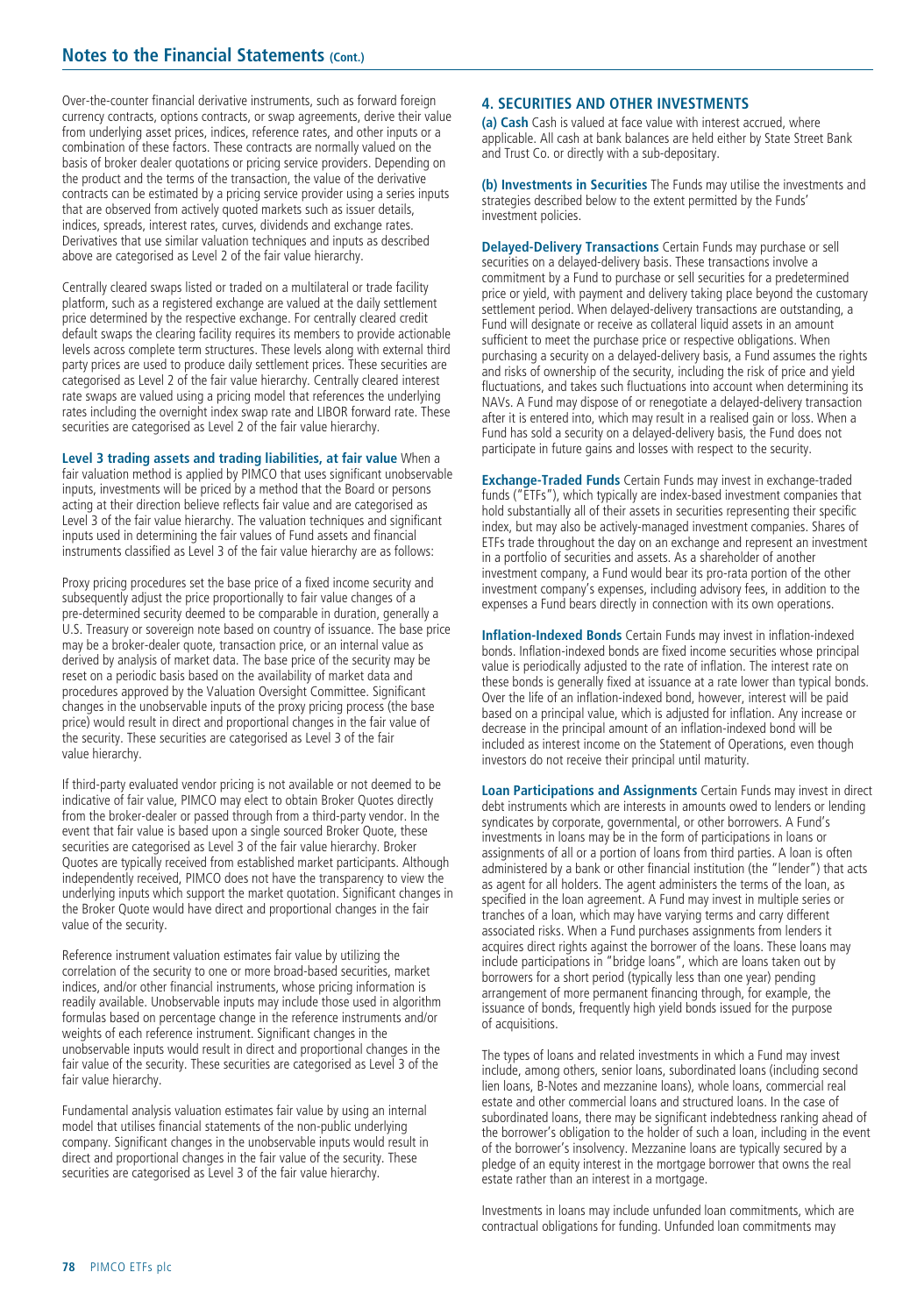Over-the-counter financial derivative instruments, such as forward foreign currency contracts, options contracts, or swap agreements, derive their value from underlying asset prices, indices, reference rates, and other inputs or a combination of these factors. These contracts are normally valued on the basis of broker dealer quotations or pricing service providers. Depending on the product and the terms of the transaction, the value of the derivative contracts can be estimated by a pricing service provider using a series inputs that are observed from actively quoted markets such as issuer details, indices, spreads, interest rates, curves, dividends and exchange rates. Derivatives that use similar valuation techniques and inputs as described above are categorised as Level 2 of the fair value hierarchy.

Centrally cleared swaps listed or traded on a multilateral or trade facility platform, such as a registered exchange are valued at the daily settlement price determined by the respective exchange. For centrally cleared credit default swaps the clearing facility requires its members to provide actionable levels across complete term structures. These levels along with external third party prices are used to produce daily settlement prices. These securities are categorised as Level 2 of the fair value hierarchy. Centrally cleared interest rate swaps are valued using a pricing model that references the underlying rates including the overnight index swap rate and LIBOR forward rate. These securities are categorised as Level 2 of the fair value hierarchy.

**Level 3 trading assets and trading liabilities, at fair value** When a fair valuation method is applied by PIMCO that uses significant unobservable inputs, investments will be priced by a method that the Board or persons acting at their direction believe reflects fair value and are categorised as Level 3 of the fair value hierarchy. The valuation techniques and significant inputs used in determining the fair values of Fund assets and financial instruments classified as Level 3 of the fair value hierarchy are as follows:

Proxy pricing procedures set the base price of a fixed income security and subsequently adjust the price proportionally to fair value changes of a pre-determined security deemed to be comparable in duration, generally a U.S. Treasury or sovereign note based on country of issuance. The base price may be a broker-dealer quote, transaction price, or an internal value as derived by analysis of market data. The base price of the security may be reset on a periodic basis based on the availability of market data and procedures approved by the Valuation Oversight Committee. Significant changes in the unobservable inputs of the proxy pricing process (the base price) would result in direct and proportional changes in the fair value of the security. These securities are categorised as Level 3 of the fair value hierarchy.

If third-party evaluated vendor pricing is not available or not deemed to be indicative of fair value, PIMCO may elect to obtain Broker Quotes directly from the broker-dealer or passed through from a third-party vendor. In the event that fair value is based upon a single sourced Broker Quote, these securities are categorised as Level 3 of the fair value hierarchy. Broker Quotes are typically received from established market participants. Although independently received, PIMCO does not have the transparency to view the underlying inputs which support the market quotation. Significant changes in the Broker Quote would have direct and proportional changes in the fair value of the security.

Reference instrument valuation estimates fair value by utilizing the correlation of the security to one or more broad-based securities, market indices, and/or other financial instruments, whose pricing information is readily available. Unobservable inputs may include those used in algorithm formulas based on percentage change in the reference instruments and/or weights of each reference instrument. Significant changes in the unobservable inputs would result in direct and proportional changes in the fair value of the security. These securities are categorised as Level 3 of the fair value hierarchy.

Fundamental analysis valuation estimates fair value by using an internal model that utilises financial statements of the non-public underlying company. Significant changes in the unobservable inputs would result in direct and proportional changes in the fair value of the security. These securities are categorised as Level 3 of the fair value hierarchy.

## 4. SECURITIES AND OTHER INVESTMENTS

**(a) Cash** Cash is valued at face value with interest accrued, where applicable. All cash at bank balances are held either by State Street Bank and Trust Co. or directly with a sub-depositary.

**(b) Investments in Securities** The Funds may utilise the investments and strategies described below to the extent permitted by the Funds' investment policies.

**Delayed-Delivery Transactions** Certain Funds may purchase or sell securities on a delayed-delivery basis. These transactions involve a commitment by a Fund to purchase or sell securities for a predetermined price or yield, with payment and delivery taking place beyond the customary settlement period. When delayed-delivery transactions are outstanding, a Fund will designate or receive as collateral liquid assets in an amount sufficient to meet the purchase price or respective obligations. When purchasing a security on a delayed-delivery basis, a Fund assumes the rights and risks of ownership of the security, including the risk of price and yield fluctuations, and takes such fluctuations into account when determining its NAVs. A Fund may dispose of or renegotiate a delayed-delivery transaction after it is entered into, which may result in a realised gain or loss. When a Fund has sold a security on a delayed-delivery basis, the Fund does not participate in future gains and losses with respect to the security.

**Exchange-Traded Funds** Certain Funds may invest in exchange-traded funds ("ETFs"), which typically are index-based investment companies that hold substantially all of their assets in securities representing their specific index, but may also be actively-managed investment companies. Shares of ETFs trade throughout the day on an exchange and represent an investment in a portfolio of securities and assets. As a shareholder of another investment company, a Fund would bear its pro-rata portion of the other investment company's expenses, including advisory fees, in addition to the expenses a Fund bears directly in connection with its own operations.

**Inflation-Indexed Bonds** Certain Funds may invest in inflation-indexed bonds. Inflation-indexed bonds are fixed income securities whose principal value is periodically adjusted to the rate of inflation. The interest rate on these bonds is generally fixed at issuance at a rate lower than typical bonds. Over the life of an inflation-indexed bond, however, interest will be paid based on a principal value, which is adjusted for inflation. Any increase or decrease in the principal amount of an inflation-indexed bond will be included as interest income on the Statement of Operations, even though investors do not receive their principal until maturity.

**Loan Participations and Assignments** Certain Funds may invest in direct debt instruments which are interests in amounts owed to lenders or lending syndicates by corporate, governmental, or other borrowers. A Fund's investments in loans may be in the form of participations in loans or assignments of all or a portion of loans from third parties. A loan is often administered by a bank or other financial institution (the "lender") that acts as agent for all holders. The agent administers the terms of the loan, as specified in the loan agreement. A Fund may invest in multiple series or tranches of a loan, which may have varying terms and carry different associated risks. When a Fund purchases assignments from lenders it acquires direct rights against the borrower of the loans. These loans may include participations in "bridge loans", which are loans taken out by borrowers for a short period (typically less than one year) pending arrangement of more permanent financing through, for example, the issuance of bonds, frequently high yield bonds issued for the purpose of acquisitions.

The types of loans and related investments in which a Fund may invest include, among others, senior loans, subordinated loans (including second lien loans, B-Notes and mezzanine loans), whole loans, commercial real estate and other commercial loans and structured loans. In the case of subordinated loans, there may be significant indebtedness ranking ahead of the borrower's obligation to the holder of such a loan, including in the event of the borrower's insolvency. Mezzanine loans are typically secured by a pledge of an equity interest in the mortgage borrower that owns the real estate rather than an interest in a mortgage.

Investments in loans may include unfunded loan commitments, which are contractual obligations for funding. Unfunded loan commitments may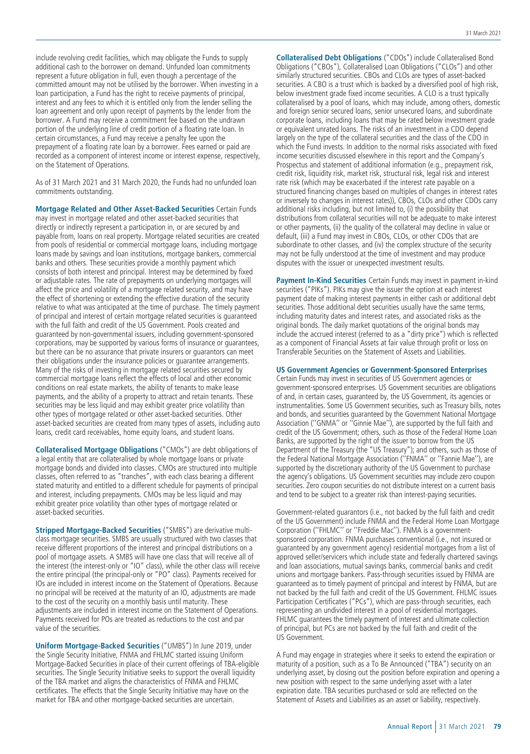include revolving credit facilities, which may obligate the Funds to supply additional cash to the borrower on demand. Unfunded loan commitments represent a future obligation in full, even though a percentage of the committed amount may not be utilised by the borrower. When investing in a loan participation, a Fund has the right to receive payments of principal, interest and any fees to which it is entitled only from the lender selling the loan agreement and only upon receipt of payments by the lender from the borrower. A Fund may receive a commitment fee based on the undrawn portion of the underlying line of credit portion of a floating rate loan. In certain circumstances, a Fund may receive a penalty fee upon the prepayment of a floating rate loan by a borrower. Fees earned or paid are recorded as a component of interest income or interest expense, respectively, on the Statement of Operations.

As of 31 March 2021 and 31 March 2020, the Funds had no unfunded loan commitments outstanding.

**Mortgage Related and Other Asset-Backed Securities** Certain Funds may invest in mortgage related and other asset-backed securities that directly or indirectly represent a participation in, or are secured by and payable from, loans on real property. Mortgage related securities are created from pools of residential or commercial mortgage loans, including mortgage loans made by savings and loan institutions, mortgage bankers, commercial banks and others. These securities provide a monthly payment which consists of both interest and principal. Interest may be determined by fixed or adjustable rates. The rate of prepayments on underlying mortgages will affect the price and volatility of a mortgage related security, and may have the effect of shortening or extending the effective duration of the security relative to what was anticipated at the time of purchase. The timely payment of principal and interest of certain mortgage related securities is guaranteed with the full faith and credit of the US Government. Pools created and guaranteed by non-governmental issuers, including government-sponsored corporations, may be supported by various forms of insurance or guarantees, but there can be no assurance that private insurers or guarantors can meet their obligations under the insurance policies or guarantee arrangements. Many of the risks of investing in mortgage related securities secured by commercial mortgage loans reflect the effects of local and other economic conditions on real estate markets, the ability of tenants to make lease payments, and the ability of a property to attract and retain tenants. These securities may be less liquid and may exhibit greater price volatility than other types of mortgage related or other asset-backed securities. Other asset-backed securities are created from many types of assets, including auto loans, credit card receivables, home equity loans, and student loans.

**Collateralised Mortgage Obligations** ("CMOs") are debt obligations of a legal entity that are collateralised by whole mortgage loans or private mortgage bonds and divided into classes. CMOs are structured into multiple classes, often referred to as "tranches", with each class bearing a different stated maturity and entitled to a different schedule for payments of principal and interest, including prepayments. CMOs may be less liquid and may exhibit greater price volatility than other types of mortgage related or asset-backed securities.

**Stripped Mortgage-Backed Securities** ("SMBS") are derivative multi-class mortgage securities. SMBS are usually structured with two classes that receive different proportions of the interest and principal distributions on a pool of mortgage assets. A SMBS will have one class that will receive all of the interest (the interest-only or "IO" class), while the other class will receive the entire principal (the principal-only or "PO" class). Payments received for IOs are included in interest income on the Statement of Operations. Because no principal will be received at the maturity of an IO, adjustments are made to the cost of the security on a monthly basis until maturity. These adjustments are included in interest income on the Statement of Operations. Payments received for POs are treated as reductions to the cost and par value of the securities.

**Uniform Mortgage-Backed Securities** ("UMBS") In June 2019, under the Single Security Initiative, FNMA and FHLMC started issuing Uniform Mortgage-Backed Securities in place of their current offerings of TBA-eligible securities. The Single Security Initiative seeks to support the overall liquidity of the TBA market and aligns the characteristics of FNMA and FHLMC certificates. The effects that the Single Security Initiative may have on the market for TBA and other mortgage-backed securities are uncertain.

**Collateralised Debt Obligations** ("CDOs") include Collateralised Bond Obligations ("CBOs"), Collateralised Loan Obligations ("CLOs") and other similarly structured securities. CBOs and CLOs are types of asset-backed securities. A CBO is a trust which is backed by a diversified pool of high risk, below investment grade fixed income securities. A CLO is a trust typically collateralised by a pool of loans, which may include, among others, domestic and foreign senior secured loans, senior unsecured loans, and subordinate corporate loans, including loans that may be rated below investment grade or equivalent unrated loans. The risks of an investment in a CDO depend largely on the type of the collateral securities and the class of the CDO in which the Fund invests. In addition to the normal risks associated with fixed income securities discussed elsewhere in this report and the Company's Prospectus and statement of additional information (e.g., prepayment risk, credit risk, liquidity risk, market risk, structural risk, legal risk and interest rate risk (which may be exacerbated if the interest rate payable on a structured financing changes based on multiples of changes in interest rates or inversely to changes in interest rates)), CBOs, CLOs and other CDOs carry additional risks including, but not limited to, (i) the possibility that distributions from collateral securities will not be adequate to make interest or other payments, (ii) the quality of the collateral may decline in value or default, (iii) a Fund may invest in CBOs, CLOs, or other CDOs that are subordinate to other classes, and (iv) the complex structure of the security may not be fully understood at the time of investment and may produce disputes with the issuer or unexpected investment results.

**Payment In-Kind Securities** Certain Funds may invest in payment in-kind securities ("PIKs"). PIKs may give the issuer the option at each interest payment date of making interest payments in either cash or additional debt securities. Those additional debt securities usually have the same terms, including maturity dates and interest rates, and associated risks as the original bonds. The daily market quotations of the original bonds may include the accrued interest (referred to as a "dirty price") which is reflected as a component of Financial Assets at fair value through profit or loss on Transferable Securities on the Statement of Assets and Liabilities.

**US Government Agencies or Government-Sponsored Enterprises** Certain Funds may invest in securities of US Government agencies or government-sponsored enterprises. US Government securities are obligations of and, in certain cases, guaranteed by, the US Government, its agencies or instrumentalities. Some US Government securities, such as Treasury bills, notes and bonds, and securities guaranteed by the Government National Mortgage Association (''GNMA'' or ''Ginnie Mae''), are supported by the full faith and credit of the US Government; others, such as those of the Federal Home Loan Banks, are supported by the right of the issuer to borrow from the US Department of the Treasury (the "US Treasury"); and others, such as those of the Federal National Mortgage Association (''FNMA'' or ''Fannie Mae''), are supported by the discretionary authority of the US Government to purchase the agency's obligations. US Government securities may include zero coupon securities. Zero coupon securities do not distribute interest on a current basis and tend to be subject to a greater risk than interest-paying securities.

Government-related guarantors (i.e., not backed by the full faith and credit of the US Government) include FNMA and the Federal Home Loan Mortgage Corporation (''FHLMC'' or ''Freddie Mac''). FNMA is a government-sponsored corporation. FNMA purchases conventional (i.e., not insured or guaranteed by any government agency) residential mortgages from a list of approved seller/servicers which include state and federally chartered savings and loan associations, mutual savings banks, commercial banks and credit unions and mortgage bankers. Pass-through securities issued by FNMA are guaranteed as to timely payment of principal and interest by FNMA, but are not backed by the full faith and credit of the US Government. FHLMC issues Participation Certificates ("PCs"), which are pass-through securities, each representing an undivided interest in a pool of residential mortgages. FHLMC guarantees the timely payment of interest and ultimate collection of principal, but PCs are not backed by the full faith and credit of the US Government.

A Fund may engage in strategies where it seeks to extend the expiration or maturity of a position, such as a To Be Announced ("TBA") security on an underlying asset, by closing out the position before expiration and opening a new position with respect to the same underlying asset with a later expiration date. TBA securities purchased or sold are reflected on the Statement of Assets and Liabilities as an asset or liability, respectively.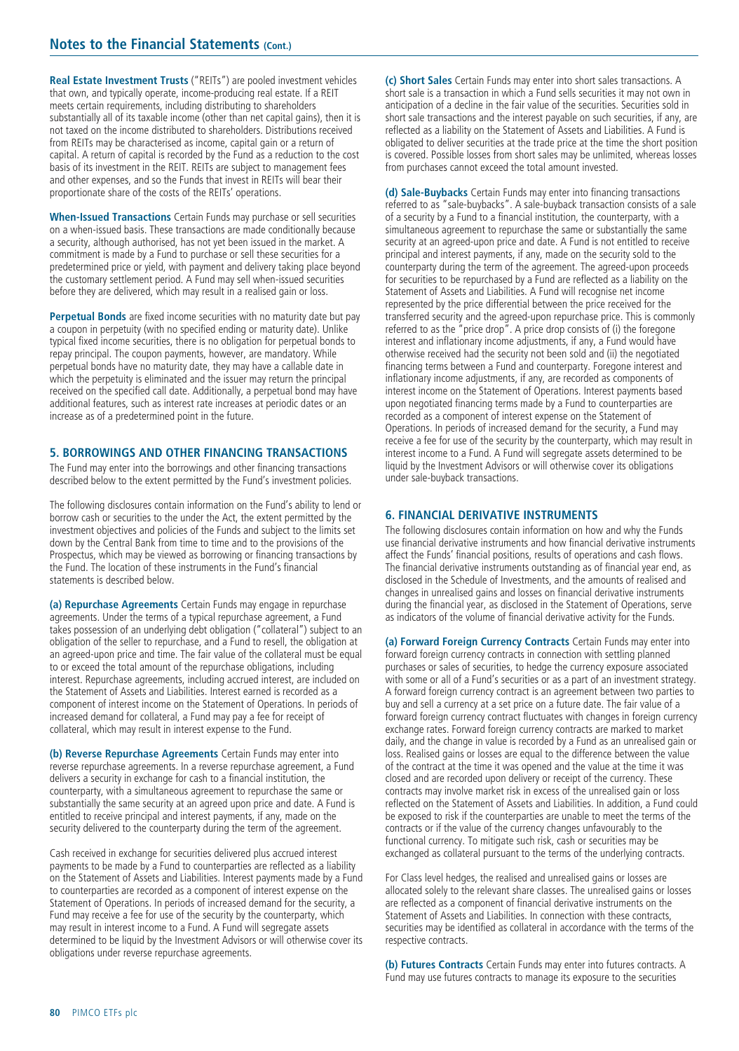**Real Estate Investment Trusts** ("REITs") are pooled investment vehicles that own, and typically operate, income-producing real estate. If a REIT meets certain requirements, including distributing to shareholders substantially all of its taxable income (other than net capital gains), then it is not taxed on the income distributed to shareholders. Distributions received from REITs may be characterised as income, capital gain or a return of capital. A return of capital is recorded by the Fund as a reduction to the cost basis of its investment in the REIT. REITs are subject to management fees and other expenses, and so the Funds that invest in REITs will bear their proportionate share of the costs of the REITs' operations.

**When-Issued Transactions** Certain Funds may purchase or sell securities on a when-issued basis. These transactions are made conditionally because a security, although authorised, has not yet been issued in the market. A commitment is made by a Fund to purchase or sell these securities for a predetermined price or yield, with payment and delivery taking place beyond the customary settlement period. A Fund may sell when-issued securities before they are delivered, which may result in a realised gain or loss.

**Perpetual Bonds** are fixed income securities with no maturity date but pay a coupon in perpetuity (with no specified ending or maturity date). Unlike typical fixed income securities, there is no obligation for perpetual bonds to repay principal. The coupon payments, however, are mandatory. While perpetual bonds have no maturity date, they may have a callable date in which the perpetuity is eliminated and the issuer may return the principal received on the specified call date. Additionally, a perpetual bond may have additional features, such as interest rate increases at periodic dates or an increase as of a predetermined point in the future.

## 5. BORROWINGS AND OTHER FINANCING TRANSACTIONS

The Fund may enter into the borrowings and other financing transactions described below to the extent permitted by the Fund's investment policies.

The following disclosures contain information on the Fund's ability to lend or borrow cash or securities to the under the Act, the extent permitted by the investment objectives and policies of the Funds and subject to the limits set down by the Central Bank from time to time and to the provisions of the Prospectus, which may be viewed as borrowing or financing transactions by the Fund. The location of these instruments in the Fund's financial statements is described below.

**(a) Repurchase Agreements** Certain Funds may engage in repurchase agreements. Under the terms of a typical repurchase agreement, a Fund takes possession of an underlying debt obligation ("collateral") subject to an obligation of the seller to repurchase, and a Fund to resell, the obligation at an agreed-upon price and time. The fair value of the collateral must be equal to or exceed the total amount of the repurchase obligations, including interest. Repurchase agreements, including accrued interest, are included on the Statement of Assets and Liabilities. Interest earned is recorded as a component of interest income on the Statement of Operations. In periods of increased demand for collateral, a Fund may pay a fee for receipt of collateral, which may result in interest expense to the Fund.

**(b) Reverse Repurchase Agreements** Certain Funds may enter into reverse repurchase agreements. In a reverse repurchase agreement, a Fund delivers a security in exchange for cash to a financial institution, the counterparty, with a simultaneous agreement to repurchase the same or substantially the same security at an agreed upon price and date. A Fund is entitled to receive principal and interest payments, if any, made on the security delivered to the counterparty during the term of the agreement.

Cash received in exchange for securities delivered plus accrued interest payments to be made by a Fund to counterparties are reflected as a liability on the Statement of Assets and Liabilities. Interest payments made by a Fund to counterparties are recorded as a component of interest expense on the Statement of Operations. In periods of increased demand for the security, a Fund may receive a fee for use of the security by the counterparty, which may result in interest income to a Fund. A Fund will segregate assets determined to be liquid by the Investment Advisors or will otherwise cover its obligations under reverse repurchase agreements.

**(c) Short Sales** Certain Funds may enter into short sales transactions. A short sale is a transaction in which a Fund sells securities it may not own in anticipation of a decline in the fair value of the securities. Securities sold in short sale transactions and the interest payable on such securities, if any, are reflected as a liability on the Statement of Assets and Liabilities. A Fund is obligated to deliver securities at the trade price at the time the short position is covered. Possible losses from short sales may be unlimited, whereas losses from purchases cannot exceed the total amount invested.

**(d) Sale-Buybacks** Certain Funds may enter into financing transactions referred to as "sale-buybacks". A sale-buyback transaction consists of a sale of a security by a Fund to a financial institution, the counterparty, with a simultaneous agreement to repurchase the same or substantially the same security at an agreed-upon price and date. A Fund is not entitled to receive principal and interest payments, if any, made on the security sold to the counterparty during the term of the agreement. The agreed-upon proceeds for securities to be repurchased by a Fund are reflected as a liability on the Statement of Assets and Liabilities. A Fund will recognise net income represented by the price differential between the price received for the transferred security and the agreed-upon repurchase price. This is commonly referred to as the "price drop". A price drop consists of (i) the foregone interest and inflationary income adjustments, if any, a Fund would have otherwise received had the security not been sold and (ii) the negotiated financing terms between a Fund and counterparty. Foregone interest and inflationary income adjustments, if any, are recorded as components of interest income on the Statement of Operations. Interest payments based upon negotiated financing terms made by a Fund to counterparties are recorded as a component of interest expense on the Statement of Operations. In periods of increased demand for the security, a Fund may receive a fee for use of the security by the counterparty, which may result in interest income to a Fund. A Fund will segregate assets determined to be liquid by the Investment Advisors or will otherwise cover its obligations under sale-buyback transactions.

## 6. FINANCIAL DERIVATIVE INSTRUMENTS

The following disclosures contain information on how and why the Funds use financial derivative instruments and how financial derivative instruments affect the Funds' financial positions, results of operations and cash flows. The financial derivative instruments outstanding as of financial year end, as disclosed in the Schedule of Investments, and the amounts of realised and changes in unrealised gains and losses on financial derivative instruments during the financial year, as disclosed in the Statement of Operations, serve as indicators of the volume of financial derivative activity for the Funds.

**(a) Forward Foreign Currency Contracts** Certain Funds may enter into forward foreign currency contracts in connection with settling planned purchases or sales of securities, to hedge the currency exposure associated with some or all of a Fund's securities or as a part of an investment strategy. A forward foreign currency contract is an agreement between two parties to buy and sell a currency at a set price on a future date. The fair value of a forward foreign currency contract fluctuates with changes in foreign currency exchange rates. Forward foreign currency contracts are marked to market daily, and the change in value is recorded by a Fund as an unrealised gain or loss. Realised gains or losses are equal to the difference between the value of the contract at the time it was opened and the value at the time it was closed and are recorded upon delivery or receipt of the currency. These contracts may involve market risk in excess of the unrealised gain or loss reflected on the Statement of Assets and Liabilities. In addition, a Fund could be exposed to risk if the counterparties are unable to meet the terms of the contracts or if the value of the currency changes unfavourably to the functional currency. To mitigate such risk, cash or securities may be exchanged as collateral pursuant to the terms of the underlying contracts.

For Class level hedges, the realised and unrealised gains or losses are allocated solely to the relevant share classes. The unrealised gains or losses are reflected as a component of financial derivative instruments on the Statement of Assets and Liabilities. In connection with these contracts, securities may be identified as collateral in accordance with the terms of the respective contracts.

**(b) Futures Contracts** Certain Funds may enter into futures contracts. A Fund may use futures contracts to manage its exposure to the securities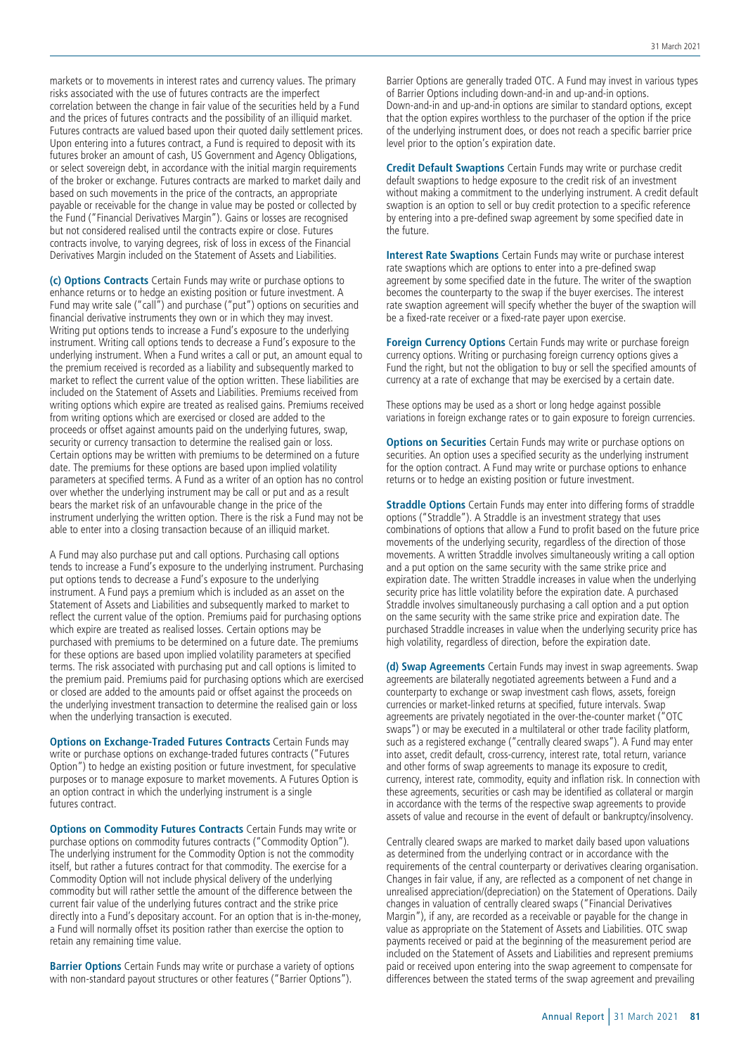markets or to movements in interest rates and currency values. The primary risks associated with the use of futures contracts are the imperfect correlation between the change in fair value of the securities held by a Fund and the prices of futures contracts and the possibility of an illiquid market. Futures contracts are valued based upon their quoted daily settlement prices. Upon entering into a futures contract, a Fund is required to deposit with its futures broker an amount of cash, US Government and Agency Obligations, or select sovereign debt, in accordance with the initial margin requirements of the broker or exchange. Futures contracts are marked to market daily and based on such movements in the price of the contracts, an appropriate payable or receivable for the change in value may be posted or collected by the Fund ("Financial Derivatives Margin"). Gains or losses are recognised but not considered realised until the contracts expire or close. Futures contracts involve, to varying degrees, risk of loss in excess of the Financial Derivatives Margin included on the Statement of Assets and Liabilities.

**(c) Options Contracts** Certain Funds may write or purchase options to enhance returns or to hedge an existing position or future investment. A Fund may write sale ("call") and purchase ("put") options on securities and financial derivative instruments they own or in which they may invest. Writing put options tends to increase a Fund's exposure to the underlying instrument. Writing call options tends to decrease a Fund's exposure to the underlying instrument. When a Fund writes a call or put, an amount equal to the premium received is recorded as a liability and subsequently marked to market to reflect the current value of the option written. These liabilities are included on the Statement of Assets and Liabilities. Premiums received from writing options which expire are treated as realised gains. Premiums received from writing options which are exercised or closed are added to the proceeds or offset against amounts paid on the underlying futures, swap, security or currency transaction to determine the realised gain or loss. Certain options may be written with premiums to be determined on a future date. The premiums for these options are based upon implied volatility parameters at specified terms. A Fund as a writer of an option has no control over whether the underlying instrument may be call or put and as a result bears the market risk of an unfavourable change in the price of the instrument underlying the written option. There is the risk a Fund may not be able to enter into a closing transaction because of an illiquid market.

A Fund may also purchase put and call options. Purchasing call options tends to increase a Fund's exposure to the underlying instrument. Purchasing put options tends to decrease a Fund's exposure to the underlying instrument. A Fund pays a premium which is included as an asset on the Statement of Assets and Liabilities and subsequently marked to market to reflect the current value of the option. Premiums paid for purchasing options which expire are treated as realised losses. Certain options may be purchased with premiums to be determined on a future date. The premiums for these options are based upon implied volatility parameters at specified terms. The risk associated with purchasing put and call options is limited to the premium paid. Premiums paid for purchasing options which are exercised or closed are added to the amounts paid or offset against the proceeds on the underlying investment transaction to determine the realised gain or loss when the underlying transaction is executed.

**Options on Exchange-Traded Futures Contracts** Certain Funds may write or purchase options on exchange-traded futures contracts ("Futures Option") to hedge an existing position or future investment, for speculative purposes or to manage exposure to market movements. A Futures Option is an option contract in which the underlying instrument is a single futures contract.

**Options on Commodity Futures Contracts** Certain Funds may write or purchase options on commodity futures contracts ("Commodity Option"). The underlying instrument for the Commodity Option is not the commodity itself, but rather a futures contract for that commodity. The exercise for a Commodity Option will not include physical delivery of the underlying commodity but will rather settle the amount of the difference between the current fair value of the underlying futures contract and the strike price directly into a Fund's depositary account. For an option that is in-the-money, a Fund will normally offset its position rather than exercise the option to retain any remaining time value.

**Barrier Options** Certain Funds may write or purchase a variety of options with non-standard payout structures or other features ("Barrier Options"). Barrier Options are generally traded OTC. A Fund may invest in various types of Barrier Options including down-and-in and up-and-in options. Down-and-in and up-and-in options are similar to standard options, except that the option expires worthless to the purchaser of the option if the price of the underlying instrument does, or does not reach a specific barrier price level prior to the option's expiration date.

**Credit Default Swaptions** Certain Funds may write or purchase credit default swaptions to hedge exposure to the credit risk of an investment without making a commitment to the underlying instrument. A credit default swaption is an option to sell or buy credit protection to a specific reference by entering into a pre-defined swap agreement by some specified date in the future.

**Interest Rate Swaptions** Certain Funds may write or purchase interest rate swaptions which are options to enter into a pre-defined swap agreement by some specified date in the future. The writer of the swaption becomes the counterparty to the swap if the buyer exercises. The interest rate swaption agreement will specify whether the buyer of the swaption will be a fixed-rate receiver or a fixed-rate payer upon exercise.

**Foreign Currency Options** Certain Funds may write or purchase foreign currency options. Writing or purchasing foreign currency options gives a Fund the right, but not the obligation to buy or sell the specified amounts of currency at a rate of exchange that may be exercised by a certain date.

These options may be used as a short or long hedge against possible variations in foreign exchange rates or to gain exposure to foreign currencies.

**Options on Securities** Certain Funds may write or purchase options on securities. An option uses a specified security as the underlying instrument for the option contract. A Fund may write or purchase options to enhance returns or to hedge an existing position or future investment.

**Straddle Options** Certain Funds may enter into differing forms of straddle options ("Straddle"). A Straddle is an investment strategy that uses combinations of options that allow a Fund to profit based on the future price movements of the underlying security, regardless of the direction of those movements. A written Straddle involves simultaneously writing a call option and a put option on the same security with the same strike price and expiration date. The written Straddle increases in value when the underlying security price has little volatility before the expiration date. A purchased Straddle involves simultaneously purchasing a call option and a put option on the same security with the same strike price and expiration date. The purchased Straddle increases in value when the underlying security price has high volatility, regardless of direction, before the expiration date.

**(d) Swap Agreements** Certain Funds may invest in swap agreements. Swap agreements are bilaterally negotiated agreements between a Fund and a counterparty to exchange or swap investment cash flows, assets, foreign currencies or market-linked returns at specified, future intervals. Swap agreements are privately negotiated in the over-the-counter market ("OTC swaps") or may be executed in a multilateral or other trade facility platform, such as a registered exchange ("centrally cleared swaps"). A Fund may enter into asset, credit default, cross-currency, interest rate, total return, variance and other forms of swap agreements to manage its exposure to credit, currency, interest rate, commodity, equity and inflation risk. In connection with these agreements, securities or cash may be identified as collateral or margin in accordance with the terms of the respective swap agreements to provide assets of value and recourse in the event of default or bankruptcy/insolvency.

Centrally cleared swaps are marked to market daily based upon valuations as determined from the underlying contract or in accordance with the requirements of the central counterparty or derivatives clearing organisation. Changes in fair value, if any, are reflected as a component of net change in unrealised appreciation/(depreciation) on the Statement of Operations. Daily changes in valuation of centrally cleared swaps ("Financial Derivatives Margin"), if any, are recorded as a receivable or payable for the change in value as appropriate on the Statement of Assets and Liabilities. OTC swap payments received or paid at the beginning of the measurement period are included on the Statement of Assets and Liabilities and represent premiums paid or received upon entering into the swap agreement to compensate for differences between the stated terms of the swap agreement and prevailing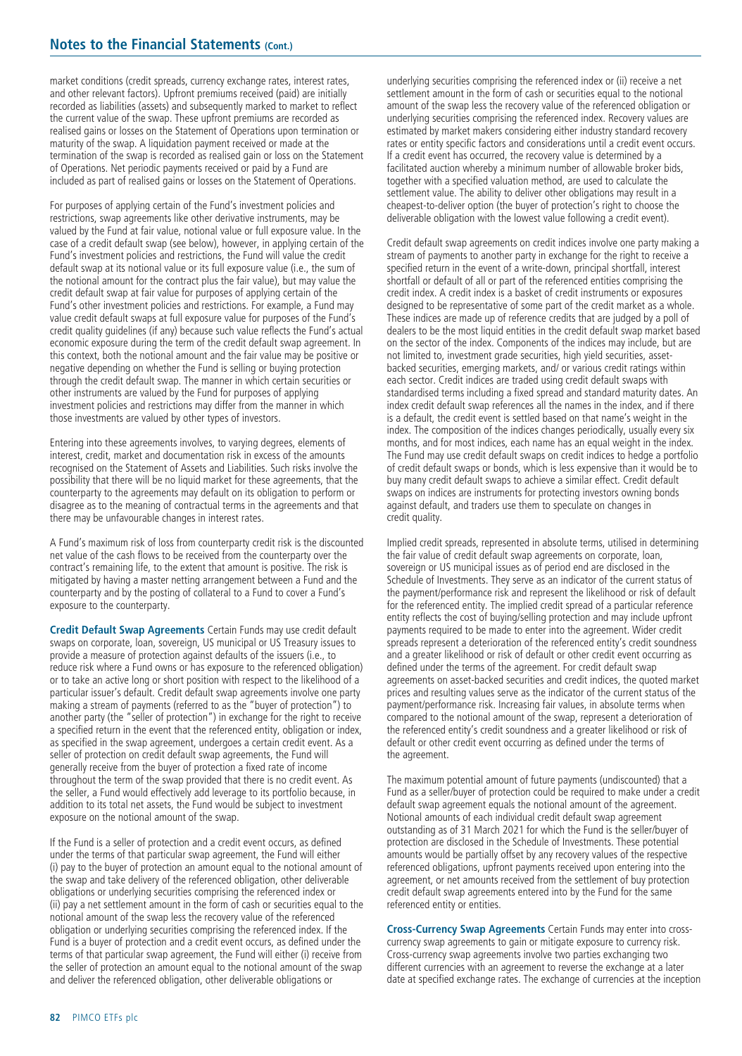market conditions (credit spreads, currency exchange rates, interest rates, and other relevant factors). Upfront premiums received (paid) are initially recorded as liabilities (assets) and subsequently marked to market to reflect the current value of the swap. These upfront premiums are recorded as realised gains or losses on the Statement of Operations upon termination or maturity of the swap. A liquidation payment received or made at the termination of the swap is recorded as realised gain or loss on the Statement of Operations. Net periodic payments received or paid by a Fund are included as part of realised gains or losses on the Statement of Operations.

For purposes of applying certain of the Fund's investment policies and restrictions, swap agreements like other derivative instruments, may be valued by the Fund at fair value, notional value or full exposure value. In the case of a credit default swap (see below), however, in applying certain of the Fund's investment policies and restrictions, the Fund will value the credit default swap at its notional value or its full exposure value (i.e., the sum of the notional amount for the contract plus the fair value), but may value the credit default swap at fair value for purposes of applying certain of the Fund's other investment policies and restrictions. For example, a Fund may value credit default swaps at full exposure value for purposes of the Fund's credit quality guidelines (if any) because such value reflects the Fund's actual economic exposure during the term of the credit default swap agreement. In this context, both the notional amount and the fair value may be positive or negative depending on whether the Fund is selling or buying protection through the credit default swap. The manner in which certain securities or other instruments are valued by the Fund for purposes of applying investment policies and restrictions may differ from the manner in which those investments are valued by other types of investors.

Entering into these agreements involves, to varying degrees, elements of interest, credit, market and documentation risk in excess of the amounts recognised on the Statement of Assets and Liabilities. Such risks involve the possibility that there will be no liquid market for these agreements, that the counterparty to the agreements may default on its obligation to perform or disagree as to the meaning of contractual terms in the agreements and that there may be unfavourable changes in interest rates.

A Fund's maximum risk of loss from counterparty credit risk is the discounted net value of the cash flows to be received from the counterparty over the contract's remaining life, to the extent that amount is positive. The risk is mitigated by having a master netting arrangement between a Fund and the counterparty and by the posting of collateral to a Fund to cover a Fund's exposure to the counterparty.

**Credit Default Swap Agreements** Certain Funds may use credit default swaps on corporate, loan, sovereign, US municipal or US Treasury issues to provide a measure of protection against defaults of the issuers (i.e., to reduce risk where a Fund owns or has exposure to the referenced obligation) or to take an active long or short position with respect to the likelihood of a particular issuer's default. Credit default swap agreements involve one party making a stream of payments (referred to as the "buyer of protection") to another party (the "seller of protection") in exchange for the right to receive a specified return in the event that the referenced entity, obligation or index, as specified in the swap agreement, undergoes a certain credit event. As a seller of protection on credit default swap agreements, the Fund will generally receive from the buyer of protection a fixed rate of income throughout the term of the swap provided that there is no credit event. As the seller, a Fund would effectively add leverage to its portfolio because, in addition to its total net assets, the Fund would be subject to investment exposure on the notional amount of the swap.

If the Fund is a seller of protection and a credit event occurs, as defined under the terms of that particular swap agreement, the Fund will either (i) pay to the buyer of protection an amount equal to the notional amount of the swap and take delivery of the referenced obligation, other deliverable obligations or underlying securities comprising the referenced index or (ii) pay a net settlement amount in the form of cash or securities equal to the notional amount of the swap less the recovery value of the referenced obligation or underlying securities comprising the referenced index. If the Fund is a buyer of protection and a credit event occurs, as defined under the terms of that particular swap agreement, the Fund will either (i) receive from the seller of protection an amount equal to the notional amount of the swap and deliver the referenced obligation, other deliverable obligations or underlying securities comprising the referenced index or (ii) receive a net settlement amount in the form of cash or securities equal to the notional amount of the swap less the recovery value of the referenced obligation or underlying securities comprising the referenced index. Recovery values are estimated by market makers considering either industry standard recovery rates or entity specific factors and considerations until a credit event occurs. If a credit event has occurred, the recovery value is determined by a facilitated auction whereby a minimum number of allowable broker bids, together with a specified valuation method, are used to calculate the settlement value. The ability to deliver other obligations may result in a cheapest-to-deliver option (the buyer of protection's right to choose the deliverable obligation with the lowest value following a credit event).

Credit default swap agreements on credit indices involve one party making a stream of payments to another party in exchange for the right to receive a specified return in the event of a write-down, principal shortfall, interest shortfall or default of all or part of the referenced entities comprising the credit index. A credit index is a basket of credit instruments or exposures designed to be representative of some part of the credit market as a whole. These indices are made up of reference credits that are judged by a poll of dealers to be the most liquid entities in the credit default swap market based on the sector of the index. Components of the indices may include, but are not limited to, investment grade securities, high yield securities, asset-backed securities, emerging markets, and/ or various credit ratings within each sector. Credit indices are traded using credit default swaps with standardised terms including a fixed spread and standard maturity dates. An index credit default swap references all the names in the index, and if there is a default, the credit event is settled based on that name's weight in the index. The composition of the indices changes periodically, usually every six months, and for most indices, each name has an equal weight in the index. The Fund may use credit default swaps on credit indices to hedge a portfolio of credit default swaps or bonds, which is less expensive than it would be to buy many credit default swaps to achieve a similar effect. Credit default swaps on indices are instruments for protecting investors owning bonds against default, and traders use them to speculate on changes in credit quality.

Implied credit spreads, represented in absolute terms, utilised in determining the fair value of credit default swap agreements on corporate, loan, sovereign or US municipal issues as of period end are disclosed in the Schedule of Investments. They serve as an indicator of the current status of the payment/performance risk and represent the likelihood or risk of default for the referenced entity. The implied credit spread of a particular reference entity reflects the cost of buying/selling protection and may include upfront payments required to be made to enter into the agreement. Wider credit spreads represent a deterioration of the referenced entity's credit soundness and a greater likelihood or risk of default or other credit event occurring as defined under the terms of the agreement. For credit default swap agreements on asset-backed securities and credit indices, the quoted market prices and resulting values serve as the indicator of the current status of the payment/performance risk. Increasing fair values, in absolute terms when compared to the notional amount of the swap, represent a deterioration of the referenced entity's credit soundness and a greater likelihood or risk of default or other credit event occurring as defined under the terms of the agreement.

The maximum potential amount of future payments (undiscounted) that a Fund as a seller/buyer of protection could be required to make under a credit default swap agreement equals the notional amount of the agreement. Notional amounts of each individual credit default swap agreement outstanding as of 31 March 2021 for which the Fund is the seller/buyer of protection are disclosed in the Schedule of Investments. These potential amounts would be partially offset by any recovery values of the respective referenced obligations, upfront payments received upon entering into the agreement, or net amounts received from the settlement of buy protection credit default swap agreements entered into by the Fund for the same referenced entity or entities.

**Cross-Currency Swap Agreements** Certain Funds may enter into cross-currency swap agreements to gain or mitigate exposure to currency risk. Cross-currency swap agreements involve two parties exchanging two different currencies with an agreement to reverse the exchange at a later date at specified exchange rates. The exchange of currencies at the inception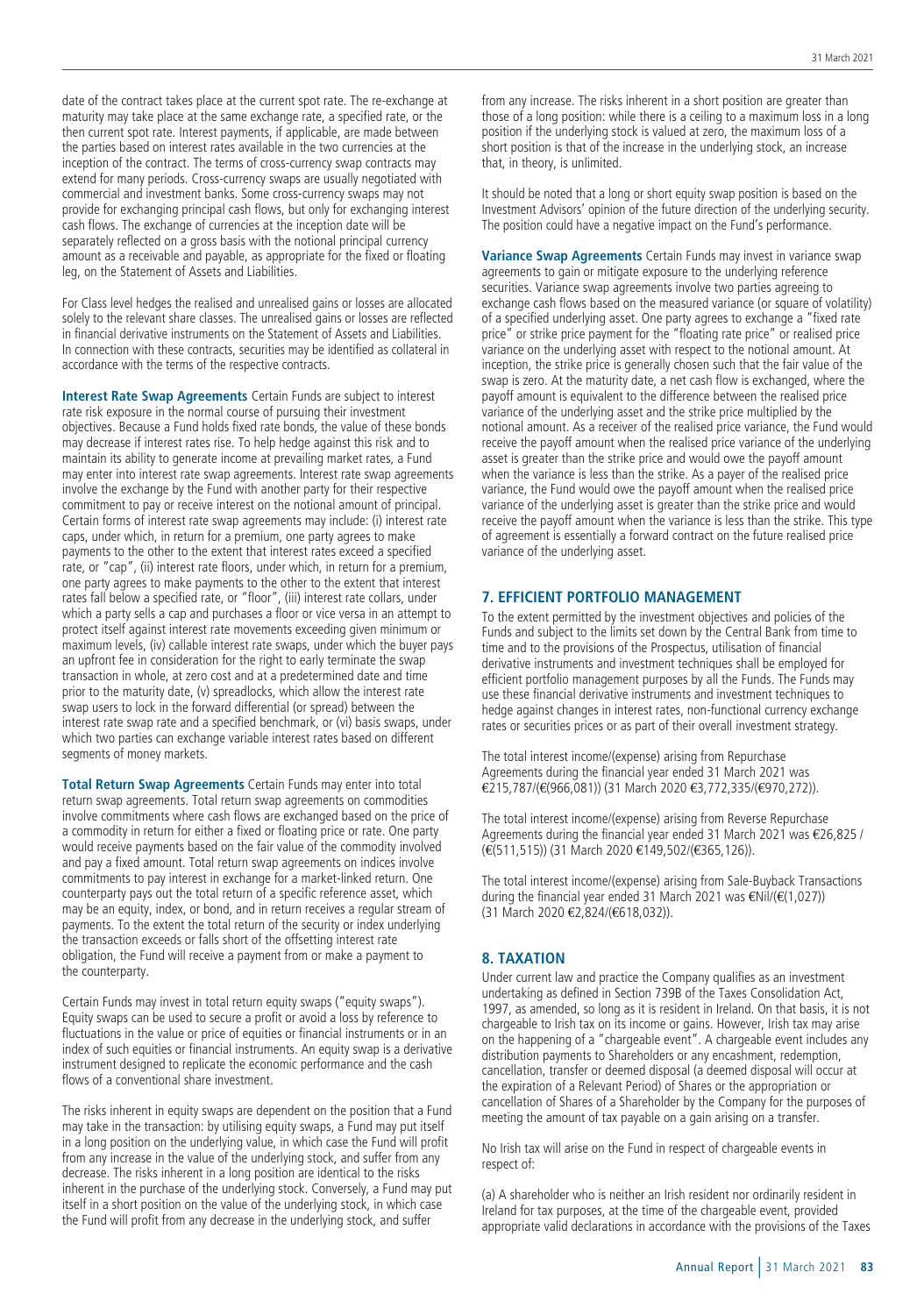date of the contract takes place at the current spot rate. The re-exchange at maturity may take place at the same exchange rate, a specified rate, or the then current spot rate. Interest payments, if applicable, are made between the parties based on interest rates available in the two currencies at the inception of the contract. The terms of cross-currency swap contracts may extend for many periods. Cross-currency swaps are usually negotiated with commercial and investment banks. Some cross-currency swaps may not provide for exchanging principal cash flows, but only for exchanging interest cash flows. The exchange of currencies at the inception date will be separately reflected on a gross basis with the notional principal currency amount as a receivable and payable, as appropriate for the fixed or floating leg, on the Statement of Assets and Liabilities.

For Class level hedges the realised and unrealised gains or losses are allocated solely to the relevant share classes. The unrealised gains or losses are reflected in financial derivative instruments on the Statement of Assets and Liabilities. In connection with these contracts, securities may be identified as collateral in accordance with the terms of the respective contracts.

**Interest Rate Swap Agreements** Certain Funds are subject to interest rate risk exposure in the normal course of pursuing their investment objectives. Because a Fund holds fixed rate bonds, the value of these bonds may decrease if interest rates rise. To help hedge against this risk and to maintain its ability to generate income at prevailing market rates, a Fund may enter into interest rate swap agreements. Interest rate swap agreements involve the exchange by the Fund with another party for their respective commitment to pay or receive interest on the notional amount of principal. Certain forms of interest rate swap agreements may include: (i) interest rate caps, under which, in return for a premium, one party agrees to make payments to the other to the extent that interest rates exceed a specified rate, or "cap", (ii) interest rate floors, under which, in return for a premium, one party agrees to make payments to the other to the extent that interest rates fall below a specified rate, or "floor", (iii) interest rate collars, under which a party sells a cap and purchases a floor or vice versa in an attempt to protect itself against interest rate movements exceeding given minimum or maximum levels, (iv) callable interest rate swaps, under which the buyer pays an upfront fee in consideration for the right to early terminate the swap transaction in whole, at zero cost and at a predetermined date and time prior to the maturity date, (v) spreadlocks, which allow the interest rate swap users to lock in the forward differential (or spread) between the interest rate swap rate and a specified benchmark, or (vi) basis swaps, under which two parties can exchange variable interest rates based on different segments of money markets.

**Total Return Swap Agreements** Certain Funds may enter into total return swap agreements. Total return swap agreements on commodities involve commitments where cash flows are exchanged based on the price of a commodity in return for either a fixed or floating price or rate. One party would receive payments based on the fair value of the commodity involved and pay a fixed amount. Total return swap agreements on indices involve commitments to pay interest in exchange for a market-linked return. One counterparty pays out the total return of a specific reference asset, which may be an equity, index, or bond, and in return receives a regular stream of payments. To the extent the total return of the security or index underlying the transaction exceeds or falls short of the offsetting interest rate obligation, the Fund will receive a payment from or make a payment to the counterparty.

Certain Funds may invest in total return equity swaps ("equity swaps"). Equity swaps can be used to secure a profit or avoid a loss by reference to fluctuations in the value or price of equities or financial instruments or in an index of such equities or financial instruments. An equity swap is a derivative instrument designed to replicate the economic performance and the cash flows of a conventional share investment.

The risks inherent in equity swaps are dependent on the position that a Fund may take in the transaction: by utilising equity swaps, a Fund may put itself in a long position on the underlying value, in which case the Fund will profit from any increase in the value of the underlying stock, and suffer from any decrease. The risks inherent in a long position are identical to the risks inherent in the purchase of the underlying stock. Conversely, a Fund may put itself in a short position on the value of the underlying stock, in which case the Fund will profit from any decrease in the underlying stock, and suffer from any increase. The risks inherent in a short position are greater than those of a long position: while there is a ceiling to a maximum loss in a long position if the underlying stock is valued at zero, the maximum loss of a short position is that of the increase in the underlying stock, an increase that, in theory, is unlimited.

It should be noted that a long or short equity swap position is based on the Investment Advisors' opinion of the future direction of the underlying security. The position could have a negative impact on the Fund's performance.

**Variance Swap Agreements** Certain Funds may invest in variance swap agreements to gain or mitigate exposure to the underlying reference securities. Variance swap agreements involve two parties agreeing to exchange cash flows based on the measured variance (or square of volatility) of a specified underlying asset. One party agrees to exchange a "fixed rate price" or strike price payment for the "floating rate price" or realised price variance on the underlying asset with respect to the notional amount. At inception, the strike price is generally chosen such that the fair value of the swap is zero. At the maturity date, a net cash flow is exchanged, where the payoff amount is equivalent to the difference between the realised price variance of the underlying asset and the strike price multiplied by the notional amount. As a receiver of the realised price variance, the Fund would receive the payoff amount when the realised price variance of the underlying asset is greater than the strike price and would owe the payoff amount when the variance is less than the strike. As a payer of the realised price variance, the Fund would owe the payoff amount when the realised price variance of the underlying asset is greater than the strike price and would receive the payoff amount when the variance is less than the strike. This type of agreement is essentially a forward contract on the future realised price variance of the underlying asset.

## 7. EFFICIENT PORTFOLIO MANAGEMENT

To the extent permitted by the investment objectives and policies of the Funds and subject to the limits set down by the Central Bank from time to time and to the provisions of the Prospectus, utilisation of financial derivative instruments and investment techniques shall be employed for efficient portfolio management purposes by all the Funds. The Funds may use these financial derivative instruments and investment techniques to hedge against changes in interest rates, non-functional currency exchange rates or securities prices or as part of their overall investment strategy.

The total interest income/(expense) arising from Repurchase Agreements during the financial year ended 31 March 2021 was €215,787/(€(966,081)) (31 March 2020 €3,772,335/(€970,272)).

The total interest income/(expense) arising from Reverse Repurchase Agreements during the financial year ended 31 March 2021 was €26,825 / (€(511,515)) (31 March 2020 €149,502/(€365,126)).

The total interest income/(expense) arising from Sale-Buyback Transactions during the financial year ended 31 March 2021 was €Nil/(€(1,027)) (31 March 2020 €2,824/(€618,032)).

## 8. TAXATION

Under current law and practice the Company qualifies as an investment undertaking as defined in Section 739B of the Taxes Consolidation Act, 1997, as amended, so long as it is resident in Ireland. On that basis, it is not chargeable to Irish tax on its income or gains. However, Irish tax may arise on the happening of a "chargeable event". A chargeable event includes any distribution payments to Shareholders or any encashment, redemption, cancellation, transfer or deemed disposal (a deemed disposal will occur at the expiration of a Relevant Period) of Shares or the appropriation or cancellation of Shares of a Shareholder by the Company for the purposes of meeting the amount of tax payable on a gain arising on a transfer.

No Irish tax will arise on the Fund in respect of chargeable events in respect of:

(a) A shareholder who is neither an Irish resident nor ordinarily resident in Ireland for tax purposes, at the time of the chargeable event, provided appropriate valid declarations in accordance with the provisions of the Taxes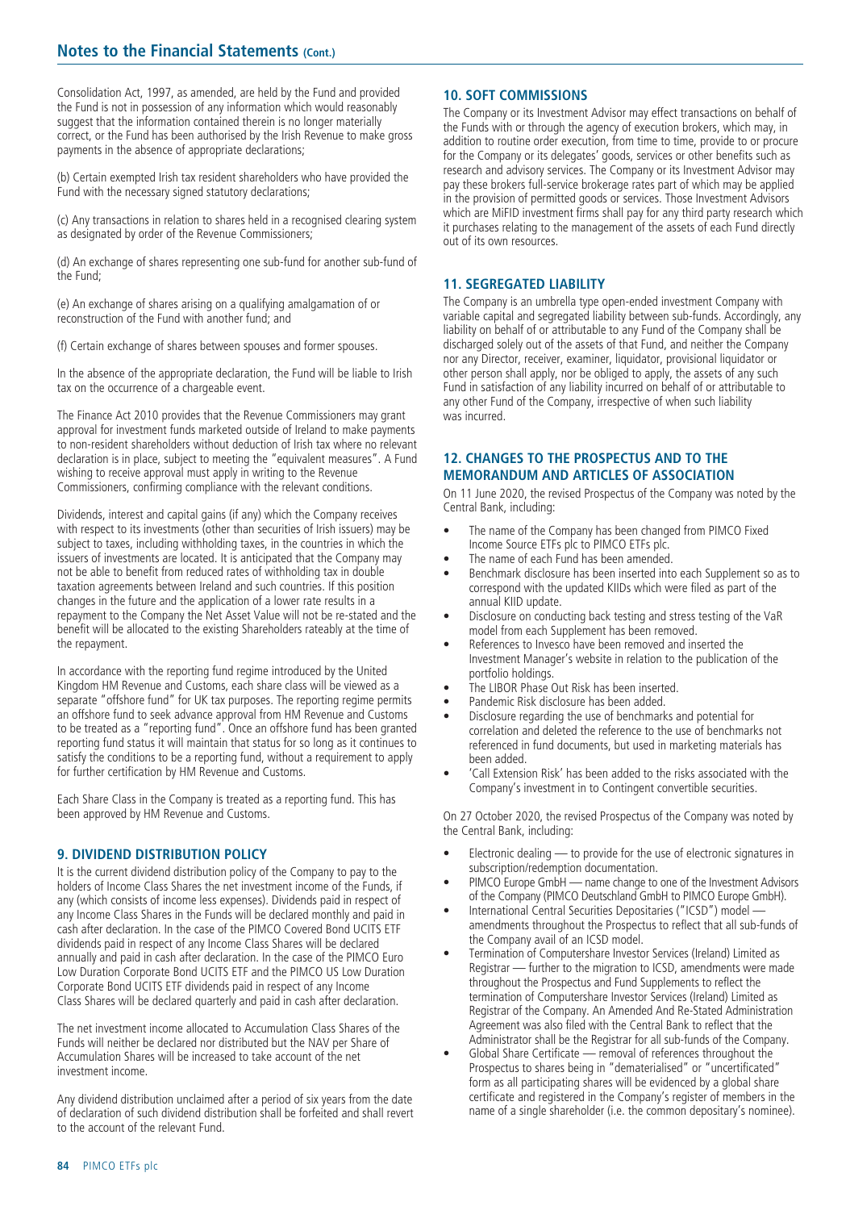Consolidation Act, 1997, as amended, are held by the Fund and provided the Fund is not in possession of any information which would reasonably suggest that the information contained therein is no longer materially correct, or the Fund has been authorised by the Irish Revenue to make gross payments in the absence of appropriate declarations;

(b) Certain exempted Irish tax resident shareholders who have provided the Fund with the necessary signed statutory declarations;

(c) Any transactions in relation to shares held in a recognised clearing system as designated by order of the Revenue Commissioners;

(d) An exchange of shares representing one sub-fund for another sub-fund of the Fund;

(e) An exchange of shares arising on a qualifying amalgamation of or reconstruction of the Fund with another fund; and

(f) Certain exchange of shares between spouses and former spouses.

In the absence of the appropriate declaration, the Fund will be liable to Irish tax on the occurrence of a chargeable event.

The Finance Act 2010 provides that the Revenue Commissioners may grant approval for investment funds marketed outside of Ireland to make payments to non-resident shareholders without deduction of Irish tax where no relevant declaration is in place, subject to meeting the "equivalent measures". A Fund wishing to receive approval must apply in writing to the Revenue Commissioners, confirming compliance with the relevant conditions.

Dividends, interest and capital gains (if any) which the Company receives with respect to its investments (other than securities of Irish issuers) may be subject to taxes, including withholding taxes, in the countries in which the issuers of investments are located. It is anticipated that the Company may not be able to benefit from reduced rates of withholding tax in double taxation agreements between Ireland and such countries. If this position changes in the future and the application of a lower rate results in a repayment to the Company the Net Asset Value will not be re-stated and the benefit will be allocated to the existing Shareholders rateably at the time of the repayment.

In accordance with the reporting fund regime introduced by the United Kingdom HM Revenue and Customs, each share class will be viewed as a separate "offshore fund" for UK tax purposes. The reporting regime permits an offshore fund to seek advance approval from HM Revenue and Customs to be treated as a "reporting fund". Once an offshore fund has been granted reporting fund status it will maintain that status for so long as it continues to satisfy the conditions to be a reporting fund, without a requirement to apply for further certification by HM Revenue and Customs.

Each Share Class in the Company is treated as a reporting fund. This has been approved by HM Revenue and Customs.

## 9. DIVIDEND DISTRIBUTION POLICY

It is the current dividend distribution policy of the Company to pay to the holders of Income Class Shares the net investment income of the Funds, if any (which consists of income less expenses). Dividends paid in respect of any Income Class Shares in the Funds will be declared monthly and paid in cash after declaration. In the case of the PIMCO Covered Bond UCITS ETF dividends paid in respect of any Income Class Shares will be declared annually and paid in cash after declaration. In the case of the PIMCO Euro Low Duration Corporate Bond UCITS ETF and the PIMCO US Low Duration Corporate Bond UCITS ETF dividends paid in respect of any Income Class Shares will be declared quarterly and paid in cash after declaration.

The net investment income allocated to Accumulation Class Shares of the Funds will neither be declared nor distributed but the NAV per Share of Accumulation Shares will be increased to take account of the net investment income.

Any dividend distribution unclaimed after a period of six years from the date of declaration of such dividend distribution shall be forfeited and shall revert to the account of the relevant Fund.

## 10. SOFT COMMISSIONS

The Company or its Investment Advisor may effect transactions on behalf of the Funds with or through the agency of execution brokers, which may, in addition to routine order execution, from time to time, provide to or procure for the Company or its delegates' goods, services or other benefits such as research and advisory services. The Company or its Investment Advisor may pay these brokers full-service brokerage rates part of which may be applied in the provision of permitted goods or services. Those Investment Advisors which are MiFID investment firms shall pay for any third party research which it purchases relating to the management of the assets of each Fund directly out of its own resources.

## 11. SEGREGATED LIABILITY

The Company is an umbrella type open-ended investment Company with variable capital and segregated liability between sub-funds. Accordingly, any liability on behalf of or attributable to any Fund of the Company shall be discharged solely out of the assets of that Fund, and neither the Company nor any Director, receiver, examiner, liquidator, provisional liquidator or other person shall apply, nor be obliged to apply, the assets of any such Fund in satisfaction of any liability incurred on behalf of or attributable to any other Fund of the Company, irrespective of when such liability was incurred.

## 12. CHANGES TO THE PROSPECTUS AND TO THE MEMORANDUM AND ARTICLES OF ASSOCIATION

On 11 June 2020, the revised Prospectus of the Company was noted by the Central Bank, including:

- The name of the Company has been changed from PIMCO Fixed Income Source ETFs plc to PIMCO ETFs plc.
- The name of each Fund has been amended.
- Benchmark disclosure has been inserted into each Supplement so as to correspond with the updated KIIDs which were filed as part of the annual KIID update.
- Disclosure on conducting back testing and stress testing of the VaR model from each Supplement has been removed.
- References to Invesco have been removed and inserted the Investment Manager's website in relation to the publication of the portfolio holdings.
- The LIBOR Phase Out Risk has been inserted.
- Pandemic Risk disclosure has been added.
- Disclosure regarding the use of benchmarks and potential for correlation and deleted the reference to the use of benchmarks not referenced in fund documents, but used in marketing materials has been added.
- 'Call Extension Risk' has been added to the risks associated with the Company's investment in to Contingent convertible securities.

On 27 October 2020, the revised Prospectus of the Company was noted by the Central Bank, including:

- Electronic dealing — to provide for the use of electronic signatures in subscription/redemption documentation.
- PIMCO Europe GmbH — name change to one of the Investment Advisors of the Company (PIMCO Deutschland GmbH to PIMCO Europe GmbH).
- International Central Securities Depositaries ("ICSD") model — amendments throughout the Prospectus to reflect that all sub-funds of the Company avail of an ICSD model.
- Termination of Computershare Investor Services (Ireland) Limited as Registrar — further to the migration to ICSD, amendments were made throughout the Prospectus and Fund Supplements to reflect the termination of Computershare Investor Services (Ireland) Limited as Registrar of the Company. An Amended And Re-Stated Administration Agreement was also filed with the Central Bank to reflect that the Administrator shall be the Registrar for all sub-funds of the Company.
- Global Share Certificate — removal of references throughout the Prospectus to shares being in "dematerialised" or "uncertificated" form as all participating shares will be evidenced by a global share certificate and registered in the Company's register of members in the name of a single shareholder (i.e. the common depositary's nominee).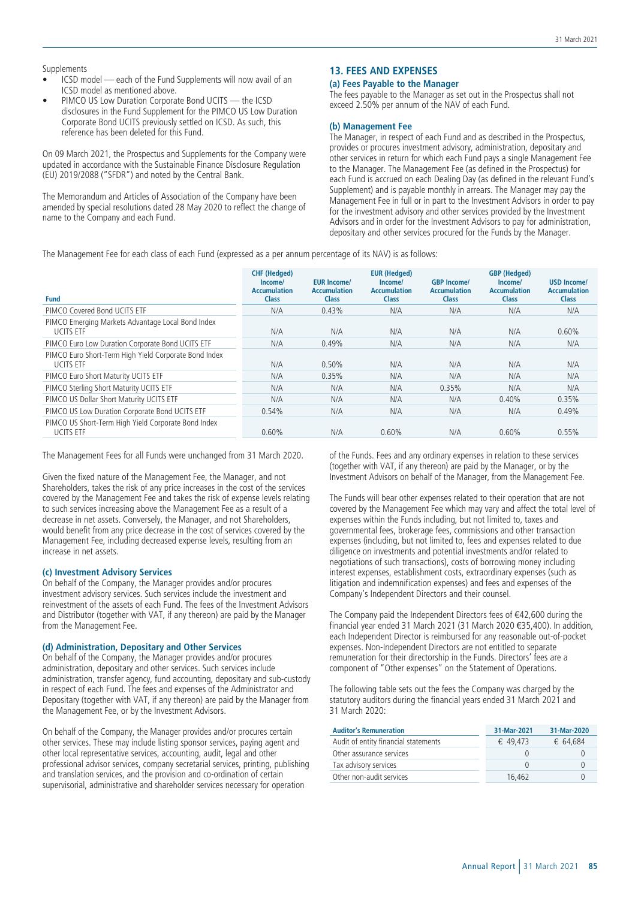Supplements

- ICSD model — each of the Fund Supplements will now avail of an ICSD model as mentioned above.
- PIMCO US Low Duration Corporate Bond UCITS — the ICSD disclosures in the Fund Supplement for the PIMCO US Low Duration Corporate Bond UCITS previously settled on ICSD. As such, this reference has been deleted for this Fund.

On 09 March 2021, the Prospectus and Supplements for the Company were updated in accordance with the Sustainable Finance Disclosure Regulation (EU) 2019/2088 ("SFDR") and noted by the Central Bank.

The Memorandum and Articles of Association of the Company have been amended by special resolutions dated 28 May 2020 to reflect the change of name to the Company and each Fund.

## 13. FEES AND EXPENSES

### (a) Fees Payable to the Manager

The fees payable to the Manager as set out in the Prospectus shall not exceed 2.50% per annum of the NAV of each Fund.

### (b) Management Fee

The Manager, in respect of each Fund and as described in the Prospectus, provides or procures investment advisory, administration, depositary and other services in return for which each Fund pays a single Management Fee to the Manager. The Management Fee (as defined in the Prospectus) for each Fund is accrued on each Dealing Day (as defined in the relevant Fund's Supplement) and is payable monthly in arrears. The Manager may pay the Management Fee in full or in part to the Investment Advisors in order to pay for the investment advisory and other services provided by the Investment Advisors and in order for the Investment Advisors to pay for administration, depositary and other services procured for the Funds by the Manager.

The Management Fee for each class of each Fund (expressed as a per annum percentage of its NAV) is as follows:

| Fund | CHF (Hedged) Income/ Accumulation Class | EUR Income/ Accumulation Class | EUR (Hedged) Income/ Accumulation Class | GBP Income/ Accumulation Class | GBP (Hedged) Income/ Accumulation Class | USD Income/ Accumulation Class |
|---|---|---|---|---|---|---|
| PIMCO Covered Bond UCITS ETF | N/A | 0.43% | N/A | N/A | N/A | N/A |
| PIMCO Emerging Markets Advantage Local Bond Index UCITS ETF | N/A | N/A | N/A | N/A | N/A | 0.60% |
| PIMCO Euro Low Duration Corporate Bond UCITS ETF | N/A | 0.49% | N/A | N/A | N/A | N/A |
| PIMCO Euro Short-Term High Yield Corporate Bond Index UCITS ETF | N/A | 0.50% | N/A | N/A | N/A | N/A |
| PIMCO Euro Short Maturity UCITS ETF | N/A | 0.35% | N/A | N/A | N/A | N/A |
| PIMCO Sterling Short Maturity UCITS ETF | N/A | N/A | N/A | 0.35% | N/A | N/A |
| PIMCO US Dollar Short Maturity UCITS ETF | N/A | N/A | N/A | N/A | 0.40% | 0.35% |
| PIMCO US Low Duration Corporate Bond UCITS ETF | 0.54% | N/A | N/A | N/A | N/A | 0.49% |
| PIMCO US Short-Term High Yield Corporate Bond Index UCITS ETF | 0.60% | N/A | 0.60% | N/A | 0.60% | 0.55% |

The Management Fees for all Funds were unchanged from 31 March 2020.

Given the fixed nature of the Management Fee, the Manager, and not Shareholders, takes the risk of any price increases in the cost of the services covered by the Management Fee and takes the risk of expense levels relating to such services increasing above the Management Fee as a result of a decrease in net assets. Conversely, the Manager, and not Shareholders, would benefit from any price decrease in the cost of services covered by the Management Fee, including decreased expense levels, resulting from an increase in net assets.

### (c) Investment Advisory Services

On behalf of the Company, the Manager provides and/or procures investment advisory services. Such services include the investment and reinvestment of the assets of each Fund. The fees of the Investment Advisors and Distributor (together with VAT, if any thereon) are paid by the Manager from the Management Fee.

### (d) Administration, Depositary and Other Services

On behalf of the Company, the Manager provides and/or procures administration, depositary and other services. Such services include administration, transfer agency, fund accounting, depositary and sub-custody in respect of each Fund. The fees and expenses of the Administrator and Depositary (together with VAT, if any thereon) are paid by the Manager from the Management Fee, or by the Investment Advisors.

On behalf of the Company, the Manager provides and/or procures certain other services. These may include listing sponsor services, paying agent and other local representative services, accounting, audit, legal and other professional advisor services, company secretarial services, printing, publishing and translation services, and the provision and co-ordination of certain supervisorial, administrative and shareholder services necessary for operation of the Funds. Fees and any ordinary expenses in relation to these services (together with VAT, if any thereon) are paid by the Manager, or by the Investment Advisors on behalf of the Manager, from the Management Fee.

The Funds will bear other expenses related to their operation that are not covered by the Management Fee which may vary and affect the total level of expenses within the Funds including, but not limited to, taxes and governmental fees, brokerage fees, commissions and other transaction expenses (including, but not limited to, fees and expenses related to due diligence on investments and potential investments and/or related to negotiations of such transactions), costs of borrowing money including interest expenses, establishment costs, extraordinary expenses (such as litigation and indemnification expenses) and fees and expenses of the Company's Independent Directors and their counsel.

The Company paid the Independent Directors fees of €42,600 during the financial year ended 31 March 2021 (31 March 2020 €35,400). In addition, each Independent Director is reimbursed for any reasonable out-of-pocket expenses. Non-Independent Directors are not entitled to separate remuneration for their directorship in the Funds. Directors' fees are a component of "Other expenses" on the Statement of Operations.

The following table sets out the fees the Company was charged by the statutory auditors during the financial years ended 31 March 2021 and 31 March 2020:

| Auditor's Remuneration | 31-Mar-2021 | 31-Mar-2020 |
|---|---|---|
| Audit of entity financial statements | € 49,473 | € 64,684 |
| Other assurance services | 0 | 0 |
| Tax advisory services | 0 | 0 |
| Other non-audit services | 16,462 | 0 |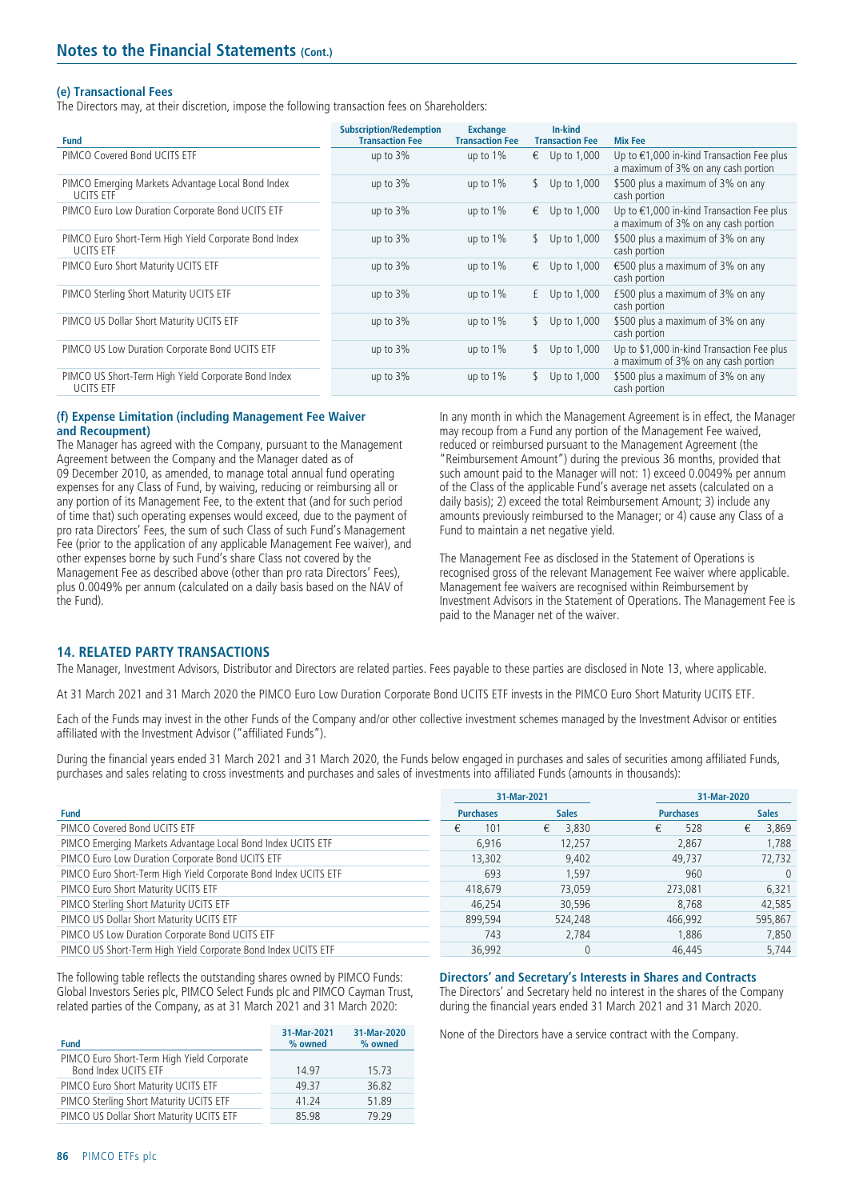# Notes to the Financial Statements (Cont.)

### (e) Transactional Fees

The Directors may, at their discretion, impose the following transaction fees on Shareholders:

| Fund | Subscription/Redemption Transaction Fee | Exchange Transaction Fee | In-kind Transaction Fee | Mix Fee |
|---|---|---|---|---|
| PIMCO Covered Bond UCITS ETF | up to 3% | up to 1% | € Up to 1,000 | Up to €1,000 in-kind Transaction Fee plus a maximum of 3% on any cash portion |
| PIMCO Emerging Markets Advantage Local Bond Index UCITS ETF | up to 3% | up to 1% | $ Up to 1,000 | $500 plus a maximum of 3% on any cash portion |
| PIMCO Euro Low Duration Corporate Bond UCITS ETF | up to 3% | up to 1% | € Up to 1,000 | Up to €1,000 in-kind Transaction Fee plus a maximum of 3% on any cash portion |
| PIMCO Euro Short-Term High Yield Corporate Bond Index UCITS ETF | up to 3% | up to 1% | $ Up to 1,000 | $500 plus a maximum of 3% on any cash portion |
| PIMCO Euro Short Maturity UCITS ETF | up to 3% | up to 1% | € Up to 1,000 | €500 plus a maximum of 3% on any cash portion |
| PIMCO Sterling Short Maturity UCITS ETF | up to 3% | up to 1% | £ Up to 1,000 | £500 plus a maximum of 3% on any cash portion |
| PIMCO US Dollar Short Maturity UCITS ETF | up to 3% | up to 1% | $ Up to 1,000 | $500 plus a maximum of 3% on any cash portion |
| PIMCO US Low Duration Corporate Bond UCITS ETF | up to 3% | up to 1% | $ Up to 1,000 | Up to $1,000 in-kind Transaction Fee plus a maximum of 3% on any cash portion |
| PIMCO US Short-Term High Yield Corporate Bond Index UCITS ETF | up to 3% | up to 1% | $ Up to 1,000 | $500 plus a maximum of 3% on any cash portion |

### (f) Expense Limitation (including Management Fee Waiver and Recoupment)

The Manager has agreed with the Company, pursuant to the Management Agreement between the Company and the Manager dated as of 09 December 2010, as amended, to manage total annual fund operating expenses for any Class of Fund, by waiving, reducing or reimbursing all or any portion of its Management Fee, to the extent that (and for such period of time that) such operating expenses would exceed, due to the payment of pro rata Directors' Fees, the sum of such Class of such Fund's Management Fee (prior to the application of any applicable Management Fee waiver), and other expenses borne by such Fund's share Class not covered by the Management Fee as described above (other than pro rata Directors' Fees), plus 0.0049% per annum (calculated on a daily basis based on the NAV of the Fund).

In any month in which the Management Agreement is in effect, the Manager may recoup from a Fund any portion of the Management Fee waived, reduced or reimbursed pursuant to the Management Agreement (the "Reimbursement Amount") during the previous 36 months, provided that such amount paid to the Manager will not: 1) exceed 0.0049% per annum of the Class of the applicable Fund's average net assets (calculated on a daily basis); 2) exceed the total Reimbursement Amount; 3) include any amounts previously reimbursed to the Manager; or 4) cause any Class of a Fund to maintain a net negative yield.

The Management Fee as disclosed in the Statement of Operations is recognised gross of the relevant Management Fee waiver where applicable. Management fee waivers are recognised within Reimbursement by Investment Advisors in the Statement of Operations. The Management Fee is paid to the Manager net of the waiver.

## 14. RELATED PARTY TRANSACTIONS

The Manager, Investment Advisors, Distributor and Directors are related parties. Fees payable to these parties are disclosed in Note 13, where applicable.

At 31 March 2021 and 31 March 2020 the PIMCO Euro Low Duration Corporate Bond UCITS ETF invests in the PIMCO Euro Short Maturity UCITS ETF.

Each of the Funds may invest in the other Funds of the Company and/or other collective investment schemes managed by the Investment Advisor or entities affiliated with the Investment Advisor ("affiliated Funds").

During the financial years ended 31 March 2021 and 31 March 2020, the Funds below engaged in purchases and sales of securities among affiliated Funds, purchases and sales relating to cross investments and purchases and sales of investments into affiliated Funds (amounts in thousands):

| Fund | 31-Mar-2021 Purchases | 31-Mar-2021 Sales | 31-Mar-2020 Purchases | 31-Mar-2020 Sales |
|---|---|---|---|---|
| PIMCO Covered Bond UCITS ETF | € 101 | € 3,830 | € 528 | € 3,869 |
| PIMCO Emerging Markets Advantage Local Bond Index UCITS ETF | 6,916 | 12,257 | 2,867 | 1,788 |
| PIMCO Euro Low Duration Corporate Bond UCITS ETF | 13,302 | 9,402 | 49,737 | 72,732 |
| PIMCO Euro Short-Term High Yield Corporate Bond Index UCITS ETF | 693 | 1,597 | 960 | 0 |
| PIMCO Euro Short Maturity UCITS ETF | 418,679 | 73,059 | 273,081 | 6,321 |
| PIMCO Sterling Short Maturity UCITS ETF | 46,254 | 30,596 | 8,768 | 42,585 |
| PIMCO US Dollar Short Maturity UCITS ETF | 899,594 | 524,248 | 466,992 | 595,867 |
| PIMCO US Low Duration Corporate Bond UCITS ETF | 743 | 2,784 | 1,886 | 7,850 |
| PIMCO US Short-Term High Yield Corporate Bond Index UCITS ETF | 36,992 | 0 | 46,445 | 5,744 |

The following table reflects the outstanding shares owned by PIMCO Funds: Global Investors Series plc, PIMCO Select Funds plc and PIMCO Cayman Trust, related parties of the Company, as at 31 March 2021 and 31 March 2020:

| Fund | 31-Mar-2021 % owned | 31-Mar-2020 % owned |
|---|---|---|
| PIMCO Euro Short-Term High Yield Corporate Bond Index UCITS ETF | 14.97 | 15.73 |
| PIMCO Euro Short Maturity UCITS ETF | 49.37 | 36.82 |
| PIMCO Sterling Short Maturity UCITS ETF | 41.24 | 51.89 |
| PIMCO US Dollar Short Maturity UCITS ETF | 85.98 | 79.29 |

### Directors' and Secretary's Interests in Shares and Contracts

The Directors' and Secretary held no interest in the shares of the Company during the financial years ended 31 March 2021 and 31 March 2020.

None of the Directors have a service contract with the Company.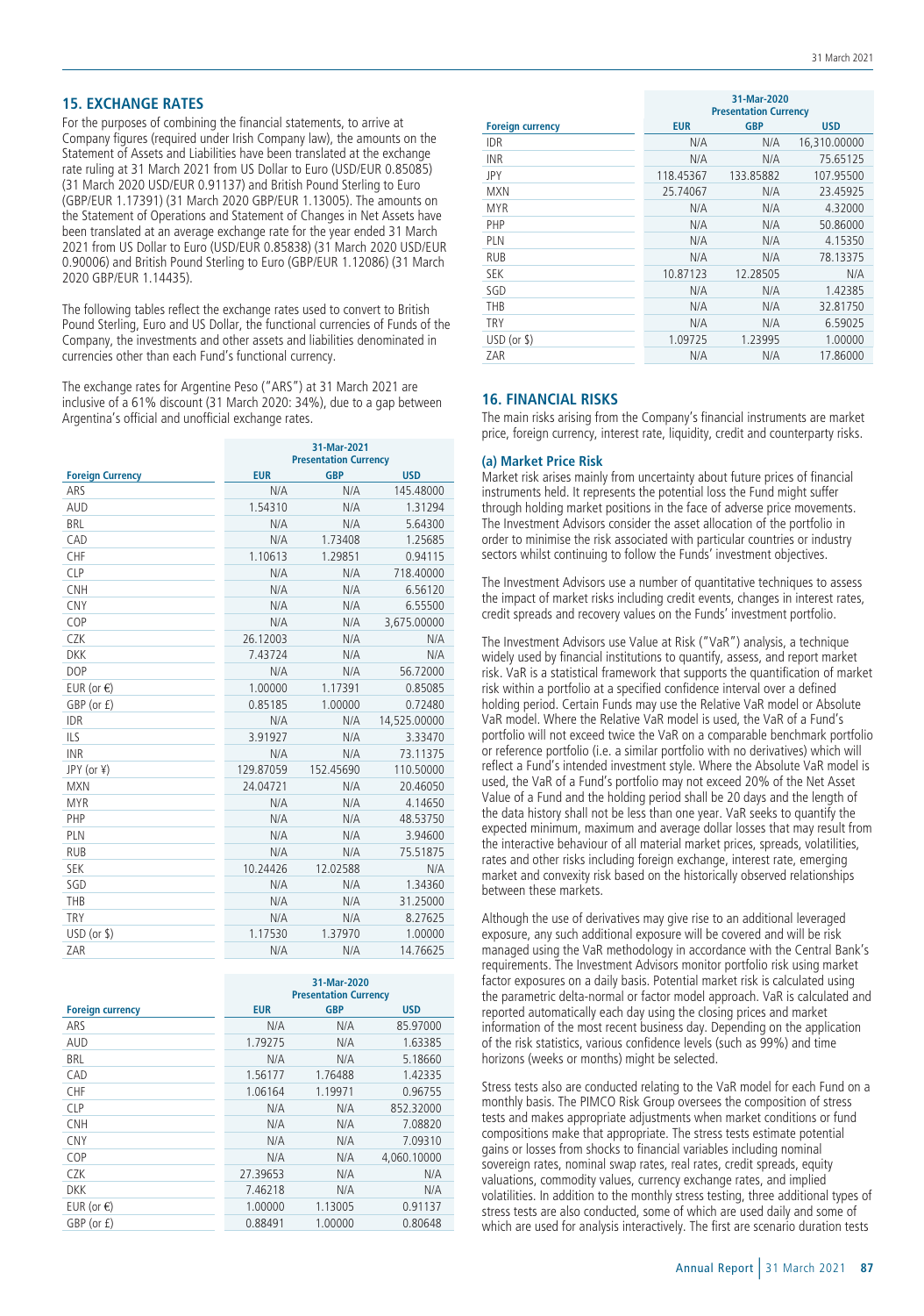## 15. EXCHANGE RATES

For the purposes of combining the financial statements, to arrive at Company figures (required under Irish Company law), the amounts on the Statement of Assets and Liabilities have been translated at the exchange rate ruling at 31 March 2021 from US Dollar to Euro (USD/EUR 0.85085) (31 March 2020 USD/EUR 0.91137) and British Pound Sterling to Euro (GBP/EUR 1.17391) (31 March 2020 GBP/EUR 1.13005). The amounts on the Statement of Operations and Statement of Changes in Net Assets have been translated at an average exchange rate for the year ended 31 March 2021 from US Dollar to Euro (USD/EUR 0.85838) (31 March 2020 USD/EUR 0.90006) and British Pound Sterling to Euro (GBP/EUR 1.12086) (31 March 2020 GBP/EUR 1.14435).

The following tables reflect the exchange rates used to convert to British Pound Sterling, Euro and US Dollar, the functional currencies of Funds of the Company, the investments and other assets and liabilities denominated in currencies other than each Fund's functional currency.

The exchange rates for Argentine Peso ("ARS") at 31 March 2021 are inclusive of a 61% discount (31 March 2020: 34%), due to a gap between Argentina's official and unofficial exchange rates.

| | 31-Mar-2021 Presentation Currency | | |
|---|---|---|---|
| **Foreign Currency** | **EUR** | **GBP** | **USD** |
| ARS | N/A | N/A | 145.48000 |
| AUD | 1.54310 | N/A | 1.31294 |
| BRL | N/A | N/A | 5.64300 |
| CAD | N/A | 1.73408 | 1.25685 |
| CHF | 1.10613 | 1.29851 | 0.94115 |
| CLP | N/A | N/A | 718.40000 |
| CNH | N/A | N/A | 6.56120 |
| CNY | N/A | N/A | 6.55500 |
| COP | N/A | N/A | 3,675.00000 |
| CZK | 26.12003 | N/A | N/A |
| DKK | 7.43724 | N/A | N/A |
| DOP | N/A | N/A | 56.72000 |
| EUR (or €) | 1.00000 | 1.17391 | 0.85085 |
| GBP (or £) | 0.85185 | 1.00000 | 0.72480 |
| IDR | N/A | N/A | 14,525.00000 |
| ILS | 3.91927 | N/A | 3.33470 |
| INR | N/A | N/A | 73.11375 |
| JPY (or ¥) | 129.87059 | 152.45690 | 110.50000 |
| MXN | 24.04721 | N/A | 20.46050 |
| MYR | N/A | N/A | 4.14650 |
| PHP | N/A | N/A | 48.53750 |
| PLN | N/A | N/A | 3.94600 |
| RUB | N/A | N/A | 75.51875 |
| SEK | 10.24426 | 12.02588 | N/A |
| SGD | N/A | N/A | 1.34360 |
| THB | N/A | N/A | 31.25000 |
| TRY | N/A | N/A | 8.27625 |
| USD (or $) | 1.17530 | 1.37970 | 1.00000 |
| ZAR | N/A | N/A | 14.76625 |

| | 31-Mar-2020 Presentation Currency | | |
|---|---|---|---|
| **Foreign currency** | **EUR** | **GBP** | **USD** |
| ARS | N/A | N/A | 85.97000 |
| AUD | 1.79275 | N/A | 1.63385 |
| BRL | N/A | N/A | 5.18660 |
| CAD | 1.56177 | 1.76488 | 1.42335 |
| CHF | 1.06164 | 1.19971 | 0.96755 |
| CLP | N/A | N/A | 852.32000 |
| CNH | N/A | N/A | 7.08820 |
| CNY | N/A | N/A | 7.09310 |
| COP | N/A | N/A | 4,060.10000 |
| CZK | 27.39653 | N/A | N/A |
| DKK | 7.46218 | N/A | N/A |
| EUR (or €) | 1.00000 | 1.13005 | 0.91137 |
| GBP (or £) | 0.88491 | 1.00000 | 0.80648 |
| IDR | N/A | N/A | 16,310.00000 |
| INR | N/A | N/A | 75.65125 |
| JPY | 118.45367 | 133.85882 | 107.95500 |
| MXN | 25.74067 | N/A | 23.45925 |
| MYR | N/A | N/A | 4.32000 |
| PHP | N/A | N/A | 50.86000 |
| PLN | N/A | N/A | 4.15350 |
| RUB | N/A | N/A | 78.13375 |
| SEK | 10.87123 | 12.28505 | N/A |
| SGD | N/A | N/A | 1.42385 |
| THB | N/A | N/A | 32.81750 |
| TRY | N/A | N/A | 6.59025 |
| USD (or $) | 1.09725 | 1.23995 | 1.00000 |
| ZAR | N/A | N/A | 17.86000 |

## 16. FINANCIAL RISKS

The main risks arising from the Company's financial instruments are market price, foreign currency, interest rate, liquidity, credit and counterparty risks.

### (a) Market Price Risk

Market risk arises mainly from uncertainty about future prices of financial instruments held. It represents the potential loss the Fund might suffer through holding market positions in the face of adverse price movements. The Investment Advisors consider the asset allocation of the portfolio in order to minimise the risk associated with particular countries or industry sectors whilst continuing to follow the Funds' investment objectives.

The Investment Advisors use a number of quantitative techniques to assess the impact of market risks including credit events, changes in interest rates, credit spreads and recovery values on the Funds' investment portfolio.

The Investment Advisors use Value at Risk ("VaR") analysis, a technique widely used by financial institutions to quantify, assess, and report market risk. VaR is a statistical framework that supports the quantification of market risk within a portfolio at a specified confidence interval over a defined holding period. Certain Funds may use the Relative VaR model or Absolute VaR model. Where the Relative VaR model is used, the VaR of a Fund's portfolio will not exceed twice the VaR on a comparable benchmark portfolio or reference portfolio (i.e. a similar portfolio with no derivatives) which will reflect a Fund's intended investment style. Where the Absolute VaR model is used, the VaR of a Fund's portfolio may not exceed 20% of the Net Asset Value of a Fund and the holding period shall be 20 days and the length of the data history shall not be less than one year. VaR seeks to quantify the expected minimum, maximum and average dollar losses that may result from the interactive behaviour of all material market prices, spreads, volatilities, rates and other risks including foreign exchange, interest rate, emerging market and convexity risk based on the historically observed relationships between these markets.

Although the use of derivatives may give rise to an additional leveraged exposure, any such additional exposure will be covered and will be risk managed using the VaR methodology in accordance with the Central Bank's requirements. The Investment Advisors monitor portfolio risk using market factor exposures on a daily basis. Potential market risk is calculated using the parametric delta-normal or factor model approach. VaR is calculated and reported automatically each day using the closing prices and market information of the most recent business day. Depending on the application of the risk statistics, various confidence levels (such as 99%) and time horizons (weeks or months) might be selected.

Stress tests also are conducted relating to the VaR model for each Fund on a monthly basis. The PIMCO Risk Group oversees the composition of stress tests and makes appropriate adjustments when market conditions or fund compositions make that appropriate. The stress tests estimate potential gains or losses from shocks to financial variables including nominal sovereign rates, nominal swap rates, real rates, credit spreads, equity valuations, commodity values, currency exchange rates, and implied volatilities. In addition to the monthly stress testing, three additional types of stress tests are also conducted, some of which are used daily and some of which are used for analysis interactively. The first are scenario duration tests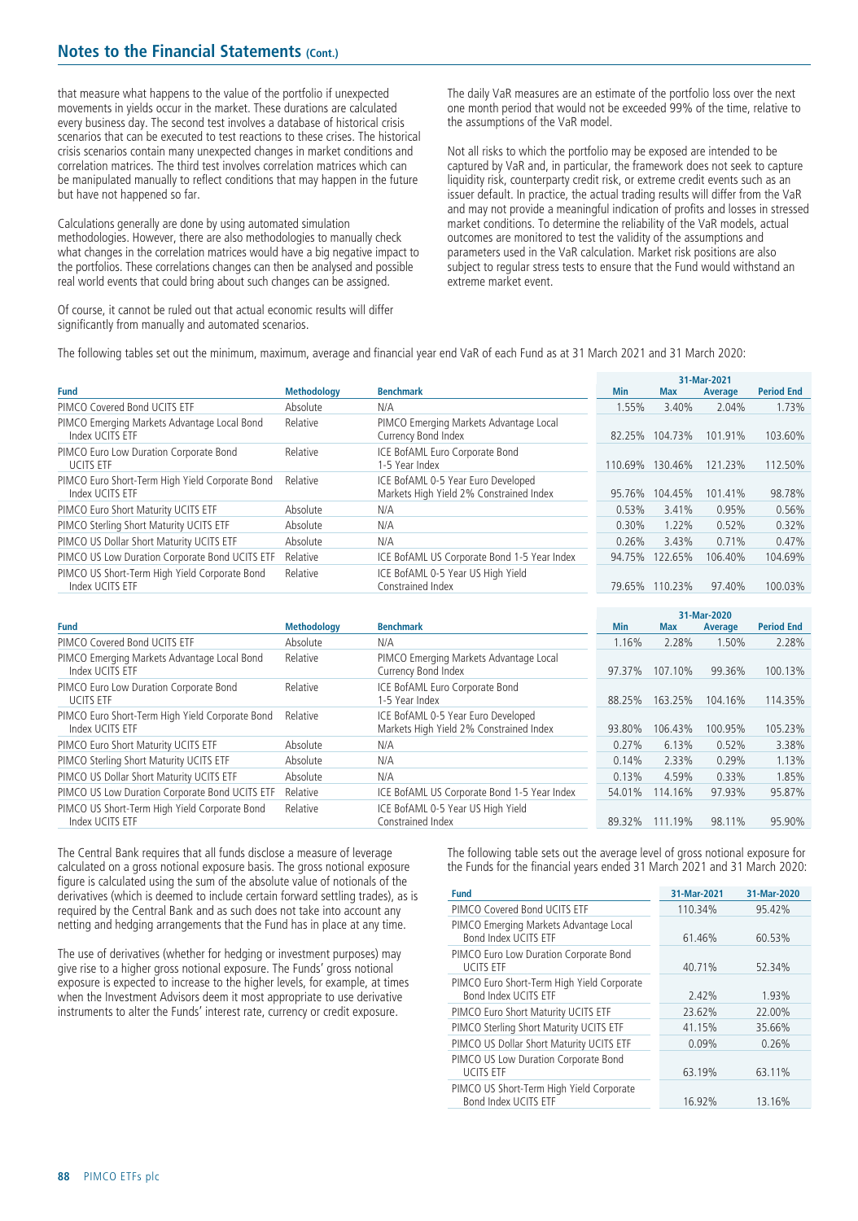that measure what happens to the value of the portfolio if unexpected movements in yields occur in the market. These durations are calculated every business day. The second test involves a database of historical crisis scenarios that can be executed to test reactions to these crises. The historical crisis scenarios contain many unexpected changes in market conditions and correlation matrices. The third test involves correlation matrices which can be manipulated manually to reflect conditions that may happen in the future but have not happened so far.

Calculations generally are done by using automated simulation methodologies. However, there are also methodologies to manually check what changes in the correlation matrices would have a big negative impact to the portfolios. These correlations changes can then be analysed and possible real world events that could bring about such changes can be assigned.

Of course, it cannot be ruled out that actual economic results will differ significantly from manually and automated scenarios.

The daily VaR measures are an estimate of the portfolio loss over the next one month period that would not be exceeded 99% of the time, relative to the assumptions of the VaR model.

Not all risks to which the portfolio may be exposed are intended to be captured by VaR and, in particular, the framework does not seek to capture liquidity risk, counterparty credit risk, or extreme credit events such as an issuer default. In practice, the actual trading results will differ from the VaR and may not provide a meaningful indication of profits and losses in stressed market conditions. To determine the reliability of the VaR models, actual outcomes are monitored to test the validity of the assumptions and parameters used in the VaR calculation. Market risk positions are also subject to regular stress tests to ensure that the Fund would withstand an extreme market event.

The following tables set out the minimum, maximum, average and financial year end VaR of each Fund as at 31 March 2021 and 31 March 2020:

| Fund | Methodology | Benchmark | 31-Mar-2021 | | | |
|---|---|---|---|---|---|---|
| | | | Min | Max | Average | Period End |
| PIMCO Covered Bond UCITS ETF | Absolute | N/A | 1.55% | 3.40% | 2.04% | 1.73% |
| PIMCO Emerging Markets Advantage Local Bond Index UCITS ETF | Relative | PIMCO Emerging Markets Advantage Local Currency Bond Index | 82.25% | 104.73% | 101.91% | 103.60% |
| PIMCO Euro Low Duration Corporate Bond UCITS ETF | Relative | ICE BofAML Euro Corporate Bond 1-5 Year Index | 110.69% | 130.46% | 121.23% | 112.50% |
| PIMCO Euro Short-Term High Yield Corporate Bond Index UCITS ETF | Relative | ICE BofAML 0-5 Year Euro Developed Markets High Yield 2% Constrained Index | 95.76% | 104.45% | 101.41% | 98.78% |
| PIMCO Euro Short Maturity UCITS ETF | Absolute | N/A | 0.53% | 3.41% | 0.95% | 0.56% |
| PIMCO Sterling Short Maturity UCITS ETF | Absolute | N/A | 0.30% | 1.22% | 0.52% | 0.32% |
| PIMCO US Dollar Short Maturity UCITS ETF | Absolute | N/A | 0.26% | 3.43% | 0.71% | 0.47% |
| PIMCO US Low Duration Corporate Bond UCITS ETF | Relative | ICE BofAML US Corporate Bond 1-5 Year Index | 94.75% | 122.65% | 106.40% | 104.69% |
| PIMCO US Short-Term High Yield Corporate Bond Index UCITS ETF | Relative | ICE BofAML 0-5 Year US High Yield Constrained Index | 79.65% | 110.23% | 97.40% | 100.03% |

| Fund | Methodology | Benchmark | 31-Mar-2020 | | | |
|---|---|---|---|---|---|---|
| | | | Min | Max | Average | Period End |
| PIMCO Covered Bond UCITS ETF | Absolute | N/A | 1.16% | 2.28% | 1.50% | 2.28% |
| PIMCO Emerging Markets Advantage Local Bond Index UCITS ETF | Relative | PIMCO Emerging Markets Advantage Local Currency Bond Index | 97.37% | 107.10% | 99.36% | 100.13% |
| PIMCO Euro Low Duration Corporate Bond UCITS ETF | Relative | ICE BofAML Euro Corporate Bond 1-5 Year Index | 88.25% | 163.25% | 104.16% | 114.35% |
| PIMCO Euro Short-Term High Yield Corporate Bond Index UCITS ETF | Relative | ICE BofAML 0-5 Year Euro Developed Markets High Yield 2% Constrained Index | 93.80% | 106.43% | 100.95% | 105.23% |
| PIMCO Euro Short Maturity UCITS ETF | Absolute | N/A | 0.27% | 6.13% | 0.52% | 3.38% |
| PIMCO Sterling Short Maturity UCITS ETF | Absolute | N/A | 0.14% | 2.33% | 0.29% | 1.13% |
| PIMCO US Dollar Short Maturity UCITS ETF | Absolute | N/A | 0.13% | 4.59% | 0.33% | 1.85% |
| PIMCO US Low Duration Corporate Bond UCITS ETF | Relative | ICE BofAML US Corporate Bond 1-5 Year Index | 54.01% | 114.16% | 97.93% | 95.87% |
| PIMCO US Short-Term High Yield Corporate Bond Index UCITS ETF | Relative | ICE BofAML 0-5 Year US High Yield Constrained Index | 89.32% | 111.19% | 98.11% | 95.90% |

The Central Bank requires that all funds disclose a measure of leverage calculated on a gross notional exposure basis. The gross notional exposure figure is calculated using the sum of the absolute value of notionals of the derivatives (which is deemed to include certain forward settling trades), as is required by the Central Bank and as such does not take into account any netting and hedging arrangements that the Fund has in place at any time.

The use of derivatives (whether for hedging or investment purposes) may give rise to a higher gross notional exposure. The Funds' gross notional exposure is expected to increase to the higher levels, for example, at times when the Investment Advisors deem it most appropriate to use derivative instruments to alter the Funds' interest rate, currency or credit exposure.

The following table sets out the average level of gross notional exposure for the Funds for the financial years ended 31 March 2021 and 31 March 2020:

| Fund | 31-Mar-2021 | 31-Mar-2020 |
|---|---|---|
| PIMCO Covered Bond UCITS ETF | 110.34% | 95.42% |
| PIMCO Emerging Markets Advantage Local Bond Index UCITS ETF | 61.46% | 60.53% |
| PIMCO Euro Low Duration Corporate Bond UCITS ETF | 40.71% | 52.34% |
| PIMCO Euro Short-Term High Yield Corporate Bond Index UCITS ETF | 2.42% | 1.93% |
| PIMCO Euro Short Maturity UCITS ETF | 23.62% | 22.00% |
| PIMCO Sterling Short Maturity UCITS ETF | 41.15% | 35.66% |
| PIMCO US Dollar Short Maturity UCITS ETF | 0.09% | 0.26% |
| PIMCO US Low Duration Corporate Bond UCITS ETF | 63.19% | 63.11% |
| PIMCO US Short-Term High Yield Corporate Bond Index UCITS ETF | 16.92% | 13.16% |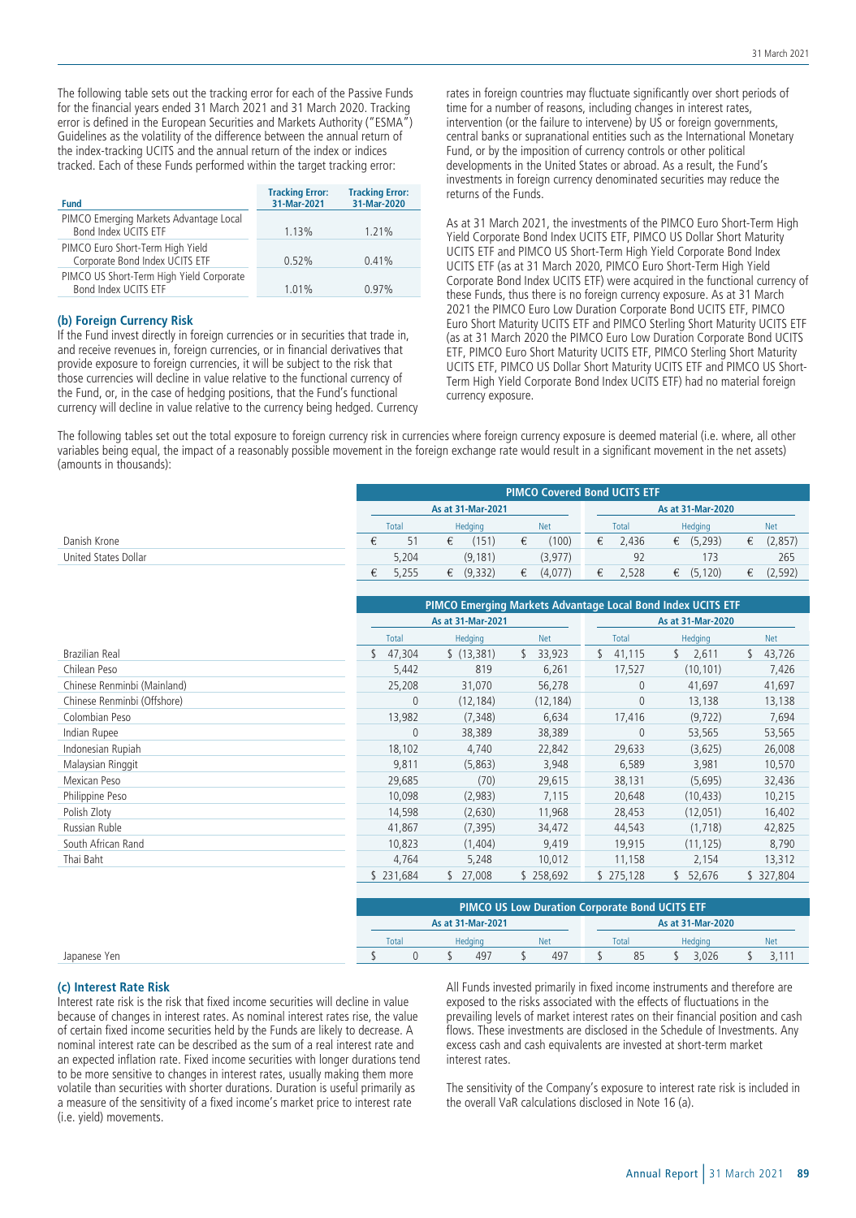The following table sets out the tracking error for each of the Passive Funds for the financial years ended 31 March 2021 and 31 March 2020. Tracking error is defined in the European Securities and Markets Authority ("ESMA") Guidelines as the volatility of the difference between the annual return of the index-tracking UCITS and the annual return of the index or indices tracked. Each of these Funds performed within the target tracking error:

| Fund | Tracking Error: 31-Mar-2021 | Tracking Error: 31-Mar-2020 |
|---|---|---|
| PIMCO Emerging Markets Advantage Local Bond Index UCITS ETF | 1.13% | 1.21% |
| PIMCO Euro Short-Term High Yield Corporate Bond Index UCITS ETF | 0.52% | 0.41% |
| PIMCO US Short-Term High Yield Corporate Bond Index UCITS ETF | 1.01% | 0.97% |

### (b) Foreign Currency Risk

If the Fund invest directly in foreign currencies or in securities that trade in, and receive revenues in, foreign currencies, or in financial derivatives that provide exposure to foreign currencies, it will be subject to the risk that those currencies will decline in value relative to the functional currency of the Fund, or, in the case of hedging positions, that the Fund's functional currency will decline in value relative to the currency being hedged. Currency rates in foreign countries may fluctuate significantly over short periods of time for a number of reasons, including changes in interest rates, intervention (or the failure to intervene) by US or foreign governments, central banks or supranational entities such as the International Monetary Fund, or by the imposition of currency controls or other political developments in the United States or abroad. As a result, the Fund's investments in foreign currency denominated securities may reduce the returns of the Funds.

As at 31 March 2021, the investments of the PIMCO Euro Short-Term High Yield Corporate Bond Index UCITS ETF, PIMCO US Dollar Short Maturity UCITS ETF and PIMCO US Short-Term High Yield Corporate Bond Index UCITS ETF (as at 31 March 2020, PIMCO Euro Short-Term High Yield Corporate Bond Index UCITS ETF) were acquired in the functional currency of these Funds, thus there is no foreign currency exposure. As at 31 March 2021 the PIMCO Euro Low Duration Corporate Bond UCITS ETF, PIMCO Euro Short Maturity UCITS ETF and PIMCO Sterling Short Maturity UCITS ETF (as at 31 March 2020 the PIMCO Euro Low Duration Corporate Bond UCITS ETF, PIMCO Euro Short Maturity UCITS ETF, PIMCO Sterling Short Maturity UCITS ETF, PIMCO US Dollar Short Maturity UCITS ETF and PIMCO US Short-Term High Yield Corporate Bond Index UCITS ETF) had no material foreign currency exposure.

The following tables set out the total exposure to foreign currency risk in currencies where foreign currency exposure is deemed material (i.e. where, all other variables being equal, the impact of a reasonably possible movement in the foreign exchange rate would result in a significant movement in the net assets) (amounts in thousands):

| | PIMCO Covered Bond UCITS ETF | | | | | |
|---|---|---|---|---|---|---|
| | As at 31-Mar-2021 | | | As at 31-Mar-2020 | | |
| | Total | Hedging | Net | Total | Hedging | Net |
| Danish Krone | € 51 | € (151) | € (100) | € 2,436 | € (5,293) | € (2,857) |
| United States Dollar | 5,204 | (9,181) | (3,977) | 92 | 173 | 265 |
| | € 5,255 | € (9,332) | € (4,077) | € 2,528 | € (5,120) | € (2,592) |

| | PIMCO Emerging Markets Advantage Local Bond Index UCITS ETF | | | | | |
|---|---|---|---|---|---|---|
| | As at 31-Mar-2021 | | | As at 31-Mar-2020 | | |
| | Total | Hedging | Net | Total | Hedging | Net |
| Brazilian Real | $ 47,304 | $ (13,381) | $ 33,923 | $ 41,115 | $ 2,611 | $ 43,726 |
| Chilean Peso | 5,442 | 819 | 6,261 | 17,527 | (10,101) | 7,426 |
| Chinese Renminbi (Mainland) | 25,208 | 31,070 | 56,278 | 0 | 41,697 | 41,697 |
| Chinese Renminbi (Offshore) | 0 | (12,184) | (12,184) | 0 | 13,138 | 13,138 |
| Colombian Peso | 13,982 | (7,348) | 6,634 | 17,416 | (9,722) | 7,694 |
| Indian Rupee | 0 | 38,389 | 38,389 | 0 | 53,565 | 53,565 |
| Indonesian Rupiah | 18,102 | 4,740 | 22,842 | 29,633 | (3,625) | 26,008 |
| Malaysian Ringgit | 9,811 | (5,863) | 3,948 | 6,589 | 3,981 | 10,570 |
| Mexican Peso | 29,685 | (70) | 29,615 | 38,131 | (5,695) | 32,436 |
| Philippine Peso | 10,098 | (2,983) | 7,115 | 20,648 | (10,433) | 10,215 |
| Polish Zloty | 14,598 | (2,630) | 11,968 | 28,453 | (12,051) | 16,402 |
| Russian Ruble | 41,867 | (7,395) | 34,472 | 44,543 | (1,718) | 42,825 |
| South African Rand | 10,823 | (1,404) | 9,419 | 19,915 | (11,125) | 8,790 |
| Thai Baht | 4,764 | 5,248 | 10,012 | 11,158 | 2,154 | 13,312 |
| | $ 231,684 | $ 27,008 | $ 258,692 | $ 275,128 | $ 52,676 | $ 327,804 |

| | PIMCO US Low Duration Corporate Bond UCITS ETF | | | | | |
|---|---|---|---|---|---|---|
| | As at 31-Mar-2021 | | | As at 31-Mar-2020 | | |
| | Total | Hedging | Net | Total | Hedging | Net |
| Japanese Yen | $ 0 | $ 497 | $ 497 | $ 85 | $ 3,026 | $ 3,111 |

### (c) Interest Rate Risk

Interest rate risk is the risk that fixed income securities will decline in value because of changes in interest rates. As nominal interest rates rise, the value of certain fixed income securities held by the Funds are likely to decrease. A nominal interest rate can be described as the sum of a real interest rate and an expected inflation rate. Fixed income securities with longer durations tend to be more sensitive to changes in interest rates, usually making them more volatile than securities with shorter durations. Duration is useful primarily as a measure of the sensitivity of a fixed income's market price to interest rate (i.e. yield) movements.

All Funds invested primarily in fixed income instruments and therefore are exposed to the risks associated with the effects of fluctuations in the prevailing levels of market interest rates on their financial position and cash flows. These investments are disclosed in the Schedule of Investments. Any excess cash and cash equivalents are invested at short-term market interest rates.

The sensitivity of the Company's exposure to interest rate risk is included in the overall VaR calculations disclosed in Note 16 (a).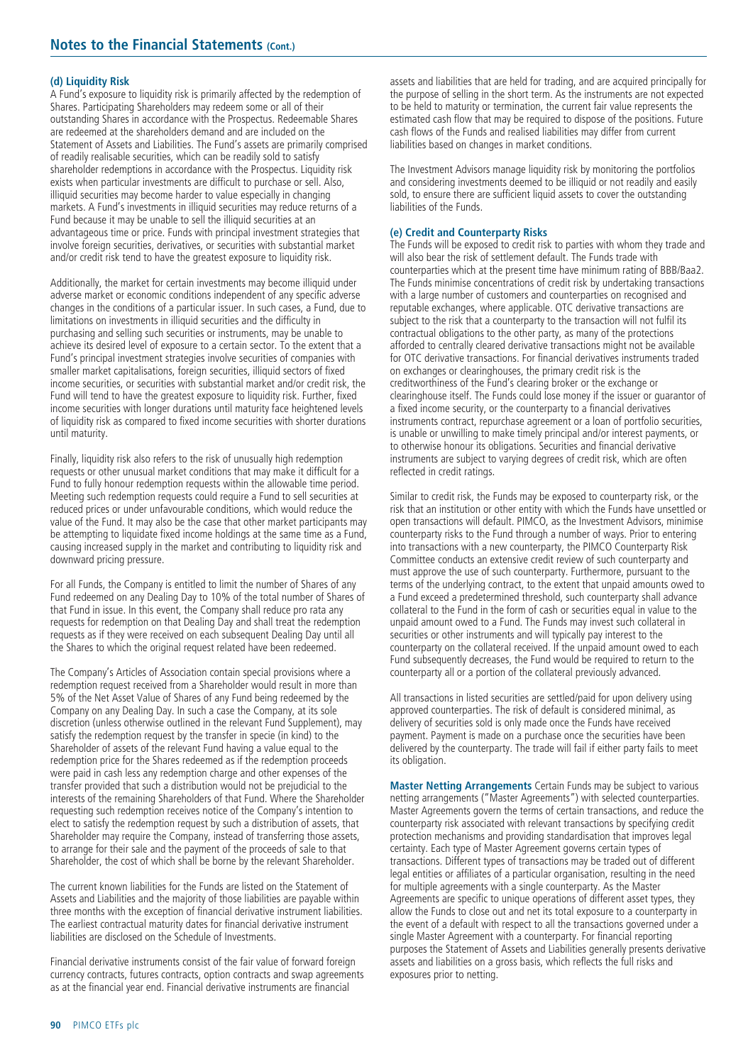## Notes to the Financial Statements (Cont.)

### (d) Liquidity Risk

A Fund's exposure to liquidity risk is primarily affected by the redemption of Shares. Participating Shareholders may redeem some or all of their outstanding Shares in accordance with the Prospectus. Redeemable Shares are redeemed at the shareholders demand and are included on the Statement of Assets and Liabilities. The Fund's assets are primarily comprised of readily realisable securities, which can be readily sold to satisfy shareholder redemptions in accordance with the Prospectus. Liquidity risk exists when particular investments are difficult to purchase or sell. Also, illiquid securities may become harder to value especially in changing markets. A Fund's investments in illiquid securities may reduce returns of a Fund because it may be unable to sell the illiquid securities at an advantageous time or price. Funds with principal investment strategies that involve foreign securities, derivatives, or securities with substantial market and/or credit risk tend to have the greatest exposure to liquidity risk.

Additionally, the market for certain investments may become illiquid under adverse market or economic conditions independent of any specific adverse changes in the conditions of a particular issuer. In such cases, a Fund, due to limitations on investments in illiquid securities and the difficulty in purchasing and selling such securities or instruments, may be unable to achieve its desired level of exposure to a certain sector. To the extent that a Fund's principal investment strategies involve securities of companies with smaller market capitalisations, foreign securities, illiquid sectors of fixed income securities, or securities with substantial market and/or credit risk, the Fund will tend to have the greatest exposure to liquidity risk. Further, fixed income securities with longer durations until maturity face heightened levels of liquidity risk as compared to fixed income securities with shorter durations until maturity.

Finally, liquidity risk also refers to the risk of unusually high redemption requests or other unusual market conditions that may make it difficult for a Fund to fully honour redemption requests within the allowable time period. Meeting such redemption requests could require a Fund to sell securities at reduced prices or under unfavourable conditions, which would reduce the value of the Fund. It may also be the case that other market participants may be attempting to liquidate fixed income holdings at the same time as a Fund, causing increased supply in the market and contributing to liquidity risk and downward pricing pressure.

For all Funds, the Company is entitled to limit the number of Shares of any Fund redeemed on any Dealing Day to 10% of the total number of Shares of that Fund in issue. In this event, the Company shall reduce pro rata any requests for redemption on that Dealing Day and shall treat the redemption requests as if they were received on each subsequent Dealing Day until all the Shares to which the original request related have been redeemed.

The Company's Articles of Association contain special provisions where a redemption request received from a Shareholder would result in more than 5% of the Net Asset Value of Shares of any Fund being redeemed by the Company on any Dealing Day. In such a case the Company, at its sole discretion (unless otherwise outlined in the relevant Fund Supplement), may satisfy the redemption request by the transfer in specie (in kind) to the Shareholder of assets of the relevant Fund having a value equal to the redemption price for the Shares redeemed as if the redemption proceeds were paid in cash less any redemption charge and other expenses of the transfer provided that such a distribution would not be prejudicial to the interests of the remaining Shareholders of that Fund. Where the Shareholder requesting such redemption receives notice of the Company's intention to elect to satisfy the redemption request by such a distribution of assets, that Shareholder may require the Company, instead of transferring those assets, to arrange for their sale and the payment of the proceeds of sale to that Shareholder, the cost of which shall be borne by the relevant Shareholder.

The current known liabilities for the Funds are listed on the Statement of Assets and Liabilities and the majority of those liabilities are payable within three months with the exception of financial derivative instrument liabilities. The earliest contractual maturity dates for financial derivative instrument liabilities are disclosed on the Schedule of Investments.

Financial derivative instruments consist of the fair value of forward foreign currency contracts, futures contracts, option contracts and swap agreements as at the financial year end. Financial derivative instruments are financial assets and liabilities that are held for trading, and are acquired principally for the purpose of selling in the short term. As the instruments are not expected to be held to maturity or termination, the current fair value represents the estimated cash flow that may be required to dispose of the positions. Future cash flows of the Funds and realised liabilities may differ from current liabilities based on changes in market conditions.

The Investment Advisors manage liquidity risk by monitoring the portfolios and considering investments deemed to be illiquid or not readily and easily sold, to ensure there are sufficient liquid assets to cover the outstanding liabilities of the Funds.

### (e) Credit and Counterparty Risks

The Funds will be exposed to credit risk to parties with whom they trade and will also bear the risk of settlement default. The Funds trade with counterparties which at the present time have minimum rating of BBB/Baa2. The Funds minimise concentrations of credit risk by undertaking transactions with a large number of customers and counterparties on recognised and reputable exchanges, where applicable. OTC derivative transactions are subject to the risk that a counterparty to the transaction will not fulfil its contractual obligations to the other party, as many of the protections afforded to centrally cleared derivative transactions might not be available for OTC derivative transactions. For financial derivatives instruments traded on exchanges or clearinghouses, the primary credit risk is the creditworthiness of the Fund's clearing broker or the exchange or clearinghouse itself. The Funds could lose money if the issuer or guarantor of a fixed income security, or the counterparty to a financial derivatives instruments contract, repurchase agreement or a loan of portfolio securities, is unable or unwilling to make timely principal and/or interest payments, or to otherwise honour its obligations. Securities and financial derivative instruments are subject to varying degrees of credit risk, which are often reflected in credit ratings.

Similar to credit risk, the Funds may be exposed to counterparty risk, or the risk that an institution or other entity with which the Funds have unsettled or open transactions will default. PIMCO, as the Investment Advisors, minimise counterparty risks to the Fund through a number of ways. Prior to entering into transactions with a new counterparty, the PIMCO Counterparty Risk Committee conducts an extensive credit review of such counterparty and must approve the use of such counterparty. Furthermore, pursuant to the terms of the underlying contract, to the extent that unpaid amounts owed to a Fund exceed a predetermined threshold, such counterparty shall advance collateral to the Fund in the form of cash or securities equal in value to the unpaid amount owed to a Fund. The Funds may invest such collateral in securities or other instruments and will typically pay interest to the counterparty on the collateral received. If the unpaid amount owed to each Fund subsequently decreases, the Fund would be required to return to the counterparty all or a portion of the collateral previously advanced.

All transactions in listed securities are settled/paid for upon delivery using approved counterparties. The risk of default is considered minimal, as delivery of securities sold is only made once the Funds have received payment. Payment is made on a purchase once the securities have been delivered by the counterparty. The trade will fail if either party fails to meet its obligation.

**Master Netting Arrangements** Certain Funds may be subject to various netting arrangements ("Master Agreements") with selected counterparties. Master Agreements govern the terms of certain transactions, and reduce the counterparty risk associated with relevant transactions by specifying credit protection mechanisms and providing standardisation that improves legal certainty. Each type of Master Agreement governs certain types of transactions. Different types of transactions may be traded out of different legal entities or affiliates of a particular organisation, resulting in the need for multiple agreements with a single counterparty. As the Master Agreements are specific to unique operations of different asset types, they allow the Funds to close out and net its total exposure to a counterparty in the event of a default with respect to all the transactions governed under a single Master Agreement with a counterparty. For financial reporting purposes the Statement of Assets and Liabilities generally presents derivative assets and liabilities on a gross basis, which reflects the full risks and exposures prior to netting.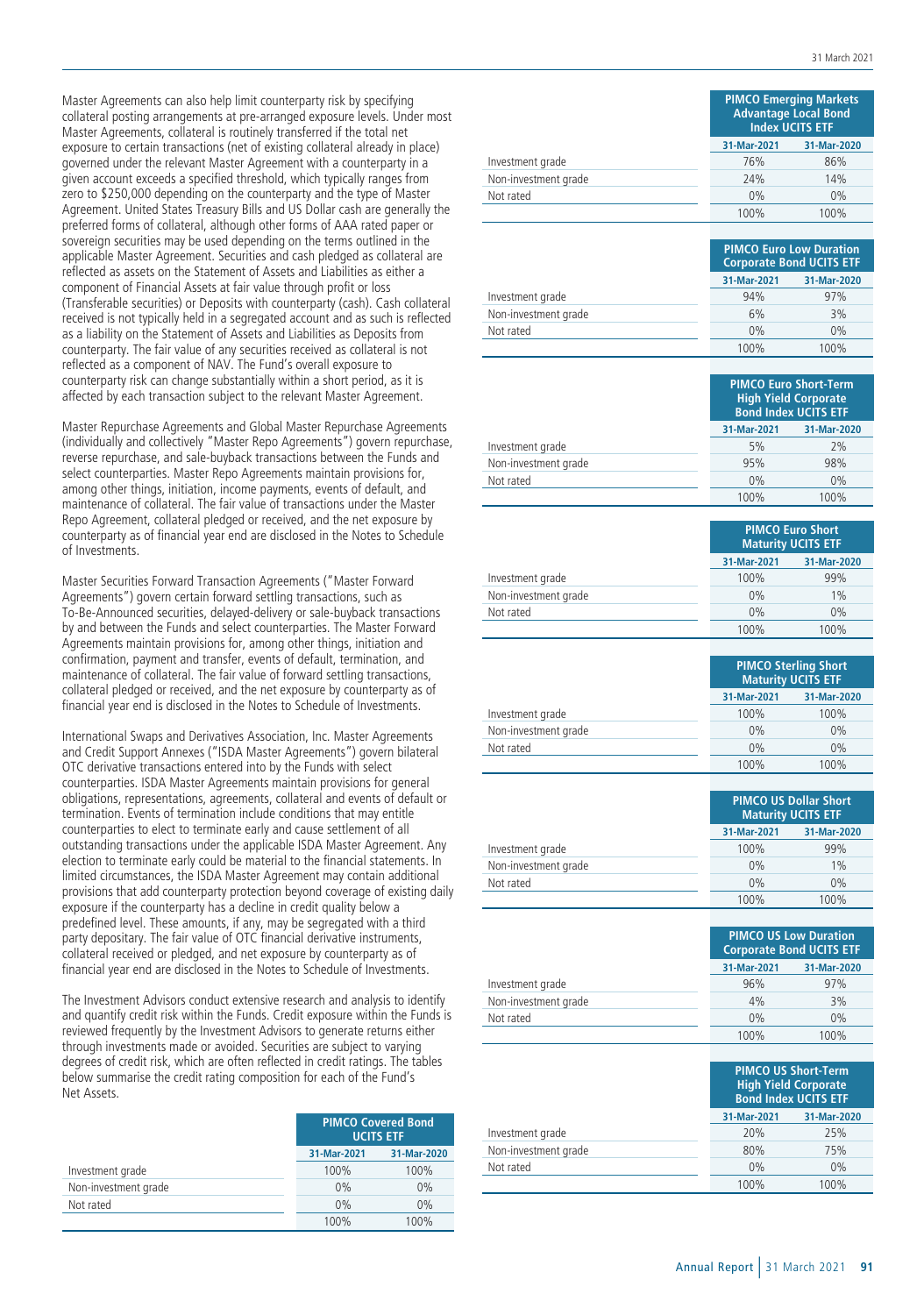Master Agreements can also help limit counterparty risk by specifying collateral posting arrangements at pre-arranged exposure levels. Under most Master Agreements, collateral is routinely transferred if the total net exposure to certain transactions (net of existing collateral already in place) governed under the relevant Master Agreement with a counterparty in a given account exceeds a specified threshold, which typically ranges from zero to $250,000 depending on the counterparty and the type of Master Agreement. United States Treasury Bills and US Dollar cash are generally the preferred forms of collateral, although other forms of AAA rated paper or sovereign securities may be used depending on the terms outlined in the applicable Master Agreement. Securities and cash pledged as collateral are reflected as assets on the Statement of Assets and Liabilities as either a component of Financial Assets at fair value through profit or loss (Transferable securities) or Deposits with counterparty (cash). Cash collateral received is not typically held in a segregated account and as such is reflected as a liability on the Statement of Assets and Liabilities as Deposits from counterparty. The fair value of any securities received as collateral is not reflected as a component of NAV. The Fund's overall exposure to counterparty risk can change substantially within a short period, as it is affected by each transaction subject to the relevant Master Agreement.

Master Repurchase Agreements and Global Master Repurchase Agreements (individually and collectively "Master Repo Agreements") govern repurchase, reverse repurchase, and sale-buyback transactions between the Funds and select counterparties. Master Repo Agreements maintain provisions for, among other things, initiation, income payments, events of default, and maintenance of collateral. The fair value of transactions under the Master Repo Agreement, collateral pledged or received, and the net exposure by counterparty as of financial year end are disclosed in the Notes to Schedule of Investments.

Master Securities Forward Transaction Agreements ("Master Forward Agreements") govern certain forward settling transactions, such as To-Be-Announced securities, delayed-delivery or sale-buyback transactions by and between the Funds and select counterparties. The Master Forward Agreements maintain provisions for, among other things, initiation and confirmation, payment and transfer, events of default, termination, and maintenance of collateral. The fair value of forward settling transactions, collateral pledged or received, and the net exposure by counterparty as of financial year end is disclosed in the Notes to Schedule of Investments.

International Swaps and Derivatives Association, Inc. Master Agreements and Credit Support Annexes ("ISDA Master Agreements") govern bilateral OTC derivative transactions entered into by the Funds with select counterparties. ISDA Master Agreements maintain provisions for general obligations, representations, agreements, collateral and events of default or termination. Events of termination include conditions that may entitle counterparties to elect to terminate early and cause settlement of all outstanding transactions under the applicable ISDA Master Agreement. Any election to terminate early could be material to the financial statements. In limited circumstances, the ISDA Master Agreement may contain additional provisions that add counterparty protection beyond coverage of existing daily exposure if the counterparty has a decline in credit quality below a predefined level. These amounts, if any, may be segregated with a third party depositary. The fair value of OTC financial derivative instruments, collateral received or pledged, and net exposure by counterparty as of financial year end are disclosed in the Notes to Schedule of Investments.

The Investment Advisors conduct extensive research and analysis to identify and quantify credit risk within the Funds. Credit exposure within the Funds is reviewed frequently by the Investment Advisors to generate returns either through investments made or avoided. Securities are subject to varying degrees of credit risk, which are often reflected in credit ratings. The tables below summarise the credit rating composition for each of the Fund's Net Assets.

| | PIMCO Covered Bond UCITS ETF | |
|---|---|---|
| | 31-Mar-2021 | 31-Mar-2020 |
| Investment grade | 100% | 100% |
| Non-investment grade | 0% | 0% |
| Not rated | 0% | 0% |
| | 100% | 100% |

| | PIMCO Emerging Markets Advantage Local Bond Index UCITS ETF | |
|---|---|---|
| | 31-Mar-2021 | 31-Mar-2020 |
| Investment grade | 76% | 86% |
| Non-investment grade | 24% | 14% |
| Not rated | 0% | 0% |
| | 100% | 100% |

| | PIMCO Euro Low Duration Corporate Bond UCITS ETF | |
|---|---|---|
| | 31-Mar-2021 | 31-Mar-2020 |
| Investment grade | 94% | 97% |
| Non-investment grade | 6% | 3% |
| Not rated | 0% | 0% |
| | 100% | 100% |

| | PIMCO Euro Short-Term High Yield Corporate Bond Index UCITS ETF | |
|---|---|---|
| | 31-Mar-2021 | 31-Mar-2020 |
| Investment grade | 5% | 2% |
| Non-investment grade | 95% | 98% |
| Not rated | 0% | 0% |
| | 100% | 100% |

| | PIMCO Euro Short Maturity UCITS ETF | |
|---|---|---|
| | 31-Mar-2021 | 31-Mar-2020 |
| Investment grade | 100% | 99% |
| Non-investment grade | 0% | 1% |
| Not rated | 0% | 0% |
| | 100% | 100% |

| | PIMCO Sterling Short Maturity UCITS ETF | |
|---|---|---|
| | 31-Mar-2021 | 31-Mar-2020 |
| Investment grade | 100% | 100% |
| Non-investment grade | 0% | 0% |
| Not rated | 0% | 0% |
| | 100% | 100% |

| | PIMCO US Dollar Short Maturity UCITS ETF | |
|---|---|---|
| | 31-Mar-2021 | 31-Mar-2020 |
| Investment grade | 100% | 99% |
| Non-investment grade | 0% | 1% |
| Not rated | 0% | 0% |
| | 100% | 100% |

| | PIMCO US Low Duration Corporate Bond UCITS ETF | |
|---|---|---|
| | 31-Mar-2021 | 31-Mar-2020 |
| Investment grade | 96% | 97% |
| Non-investment grade | 4% | 3% |
| Not rated | 0% | 0% |
| | 100% | 100% |

| | PIMCO US Short-Term High Yield Corporate Bond Index UCITS ETF | |
|---|---|---|
| | 31-Mar-2021 | 31-Mar-2020 |
| Investment grade | 20% | 25% |
| Non-investment grade | 80% | 75% |
| Not rated | 0% | 0% |
| | 100% | 100% |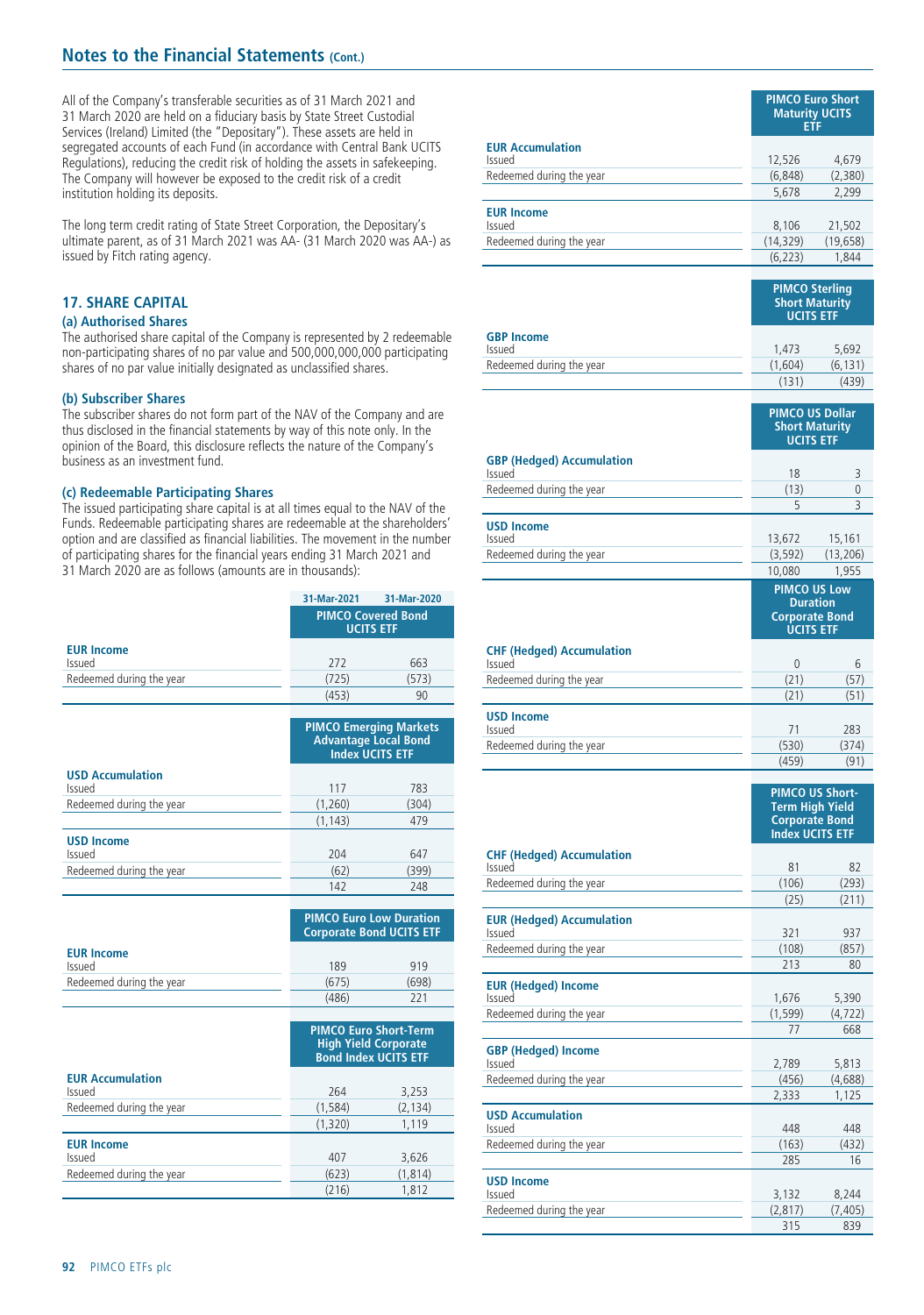## Notes to the Financial Statements (Cont.)

All of the Company's transferable securities as of 31 March 2021 and 31 March 2020 are held on a fiduciary basis by State Street Custodial Services (Ireland) Limited (the "Depositary"). These assets are held in segregated accounts of each Fund (in accordance with Central Bank UCITS Regulations), reducing the credit risk of holding the assets in safekeeping. The Company will however be exposed to the credit risk of a credit institution holding its deposits.

The long term credit rating of State Street Corporation, the Depositary's ultimate parent, as of 31 March 2021 was AA- (31 March 2020 was AA-) as issued by Fitch rating agency.

### 17. SHARE CAPITAL

#### (a) Authorised Shares

The authorised share capital of the Company is represented by 2 redeemable non-participating shares of no par value and 500,000,000,000 participating shares of no par value initially designated as unclassified shares.

#### (b) Subscriber Shares

The subscriber shares do not form part of the NAV of the Company and are thus disclosed in the financial statements by way of this note only. In the opinion of the Board, this disclosure reflects the nature of the Company's business as an investment fund.

#### (c) Redeemable Participating Shares

The issued participating share capital is at all times equal to the NAV of the Funds. Redeemable participating shares are redeemable at the shareholders' option and are classified as financial liabilities. The movement in the number of participating shares for the financial years ending 31 March 2021 and 31 March 2020 are as follows (amounts are in thousands):

| | 31-Mar-2021 | 31-Mar-2020 |
|---|---|---|
| **PIMCO Covered Bond UCITS ETF** | | |
| **EUR Income** | | |
| Issued | 272 | 663 |
| Redeemed during the year | (725) | (573) |
| | (453) | 90 |
| **PIMCO Emerging Markets Advantage Local Bond Index UCITS ETF** | | |
| **USD Accumulation** | | |
| Issued | 117 | 783 |
| Redeemed during the year | (1,260) | (304) |
| | (1,143) | 479 |
| **USD Income** | | |
| Issued | 204 | 647 |
| Redeemed during the year | (62) | (399) |
| | 142 | 248 |
| **PIMCO Euro Low Duration Corporate Bond UCITS ETF** | | |
| **EUR Income** | | |
| Issued | 189 | 919 |
| Redeemed during the year | (675) | (698) |
| | (486) | 221 |
| **PIMCO Euro Short-Term High Yield Corporate Bond Index UCITS ETF** | | |
| **EUR Accumulation** | | |
| Issued | 264 | 3,253 |
| Redeemed during the year | (1,584) | (2,134) |
| | (1,320) | 1,119 |
| **EUR Income** | | |
| Issued | 407 | 3,626 |
| Redeemed during the year | (623) | (1,814) |
| | (216) | 1,812 |
| **PIMCO Euro Short Maturity UCITS ETF** | | |
| **EUR Accumulation** | | |
| Issued | 12,526 | 4,679 |
| Redeemed during the year | (6,848) | (2,380) |
| | 5,678 | 2,299 |
| **EUR Income** | | |
| Issued | 8,106 | 21,502 |
| Redeemed during the year | (14,329) | (19,658) |
| | (6,223) | 1,844 |
| **PIMCO Sterling Short Maturity UCITS ETF** | | |
| **GBP Income** | | |
| Issued | 1,473 | 5,692 |
| Redeemed during the year | (1,604) | (6,131) |
| | (131) | (439) |
| **PIMCO US Dollar Short Maturity UCITS ETF** | | |
| **GBP (Hedged) Accumulation** | | |
| Issued | 18 | 3 |
| Redeemed during the year | (13) | 0 |
| | 5 | 3 |
| **USD Income** | | |
| Issued | 13,672 | 15,161 |
| Redeemed during the year | (3,592) | (13,206) |
| | 10,080 | 1,955 |
| **PIMCO US Low Duration Corporate Bond UCITS ETF** | | |
| **CHF (Hedged) Accumulation** | | |
| Issued | 0 | 6 |
| Redeemed during the year | (21) | (57) |
| | (21) | (51) |
| **USD Income** | | |
| Issued | 71 | 283 |
| Redeemed during the year | (530) | (374) |
| | (459) | (91) |
| **PIMCO US Short-Term High Yield Corporate Bond Index UCITS ETF** | | |
| **CHF (Hedged) Accumulation** | | |
| Issued | 81 | 82 |
| Redeemed during the year | (106) | (293) |
| | (25) | (211) |
| **EUR (Hedged) Accumulation** | | |
| Issued | 321 | 937 |
| Redeemed during the year | (108) | (857) |
| | 213 | 80 |
| **EUR (Hedged) Income** | | |
| Issued | 1,676 | 5,390 |
| Redeemed during the year | (1,599) | (4,722) |
| | 77 | 668 |
| **GBP (Hedged) Income** | | |
| Issued | 2,789 | 5,813 |
| Redeemed during the year | (456) | (4,688) |
| | 2,333 | 1,125 |
| **USD Accumulation** | | |
| Issued | 448 | 448 |
| Redeemed during the year | (163) | (432) |
| | 285 | 16 |
| **USD Income** | | |
| Issued | 3,132 | 8,244 |
| Redeemed during the year | (2,817) | (7,405) |
| | 315 | 839 |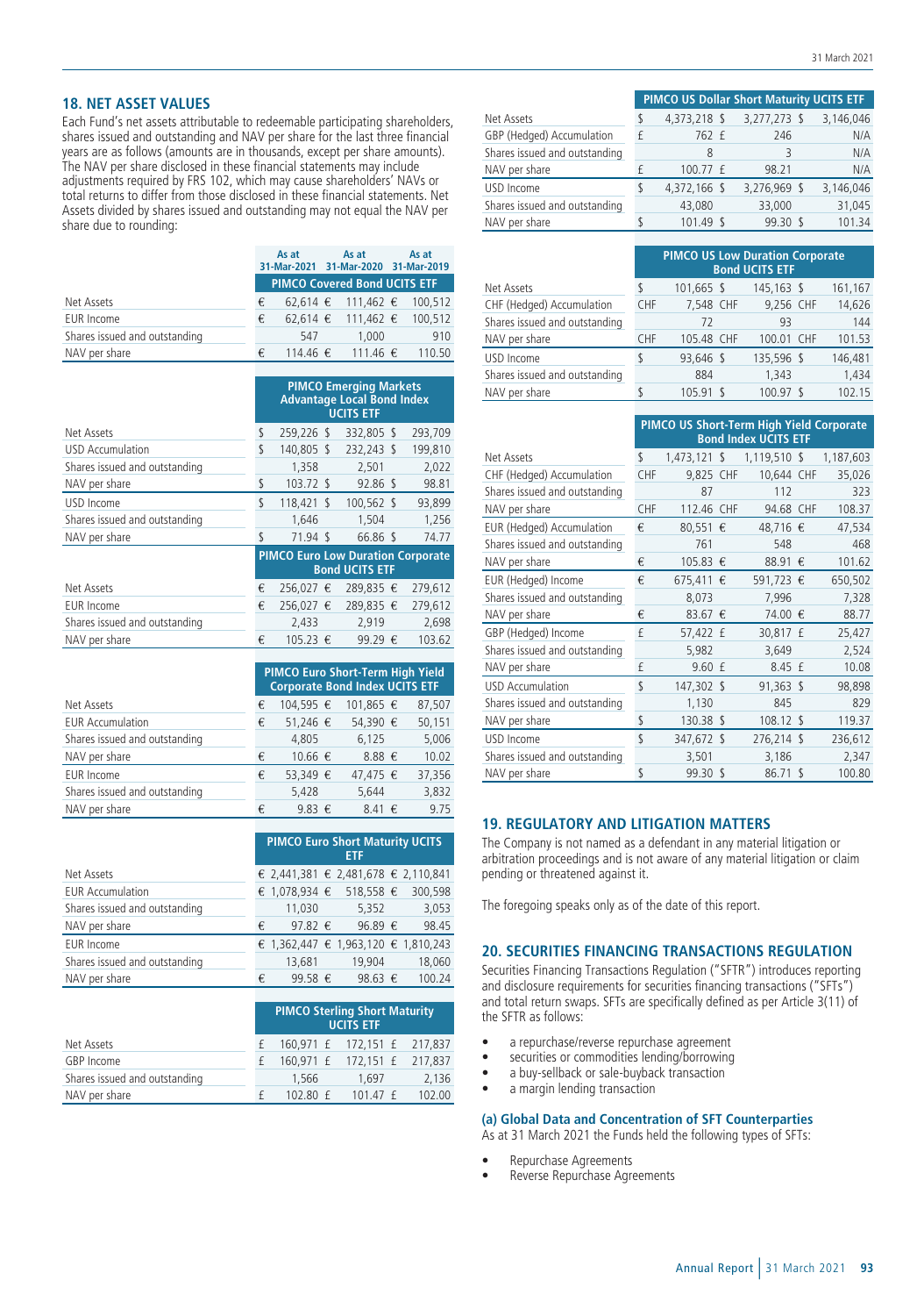## 18. NET ASSET VALUES

Each Fund's net assets attributable to redeemable participating shareholders, shares issued and outstanding and NAV per share for the last three financial years are as follows (amounts are in thousands, except per share amounts). The NAV per share disclosed in these financial statements may include adjustments required by FRS 102, which may cause shareholders' NAVs or total returns to differ from those disclosed in these financial statements. Net Assets divided by shares issued and outstanding may not equal the NAV per share due to rounding:

| | As at 31-Mar-2021 | As at 31-Mar-2020 | As at 31-Mar-2019 |
|---|---|---|---|
| **PIMCO Covered Bond UCITS ETF** | | | |
| Net Assets | € 62,614 | € 111,462 | € 100,512 |
| EUR Income | € 62,614 | € 111,462 | € 100,512 |
| Shares issued and outstanding | 547 | 1,000 | 910 |
| NAV per share | € 114.46 | € 111.46 | € 110.50 |
| **PIMCO Emerging Markets Advantage Local Bond Index UCITS ETF** | | | |
| Net Assets | $ 259,226 | $ 332,805 | $ 293,709 |
| USD Accumulation | $ 140,805 | $ 232,243 | $ 199,810 |
| Shares issued and outstanding | 1,358 | 2,501 | 2,022 |
| NAV per share | $ 103.72 | $ 92.86 | $ 98.81 |
| USD Income | $ 118,421 | $ 100,562 | $ 93,899 |
| Shares issued and outstanding | 1,646 | 1,504 | 1,256 |
| NAV per share | $ 71.94 | $ 66.86 | $ 74.77 |
| **PIMCO Euro Low Duration Corporate Bond UCITS ETF** | | | |
| Net Assets | € 256,027 | € 289,835 | € 279,612 |
| EUR Income | € 256,027 | € 289,835 | € 279,612 |
| Shares issued and outstanding | 2,433 | 2,919 | 2,698 |
| NAV per share | € 105.23 | € 99.29 | € 103.62 |
| **PIMCO Euro Short-Term High Yield Corporate Bond Index UCITS ETF** | | | |
| Net Assets | € 104,595 | € 101,865 | € 87,507 |
| EUR Accumulation | € 51,246 | € 54,390 | € 50,151 |
| Shares issued and outstanding | 4,805 | 6,125 | 5,006 |
| NAV per share | € 10.66 | € 8.88 | € 10.02 |
| EUR Income | € 53,349 | € 47,475 | € 37,356 |
| Shares issued and outstanding | 5,428 | 5,644 | 3,832 |
| NAV per share | € 9.83 | € 8.41 | € 9.75 |
| **PIMCO Euro Short Maturity UCITS ETF** | | | |
| Net Assets | € 2,441,381 | € 2,481,678 | € 2,110,841 |
| EUR Accumulation | € 1,078,934 | € 518,558 | € 300,598 |
| Shares issued and outstanding | 11,030 | 5,352 | 3,053 |
| NAV per share | € 97.82 | € 96.89 | € 98.45 |
| EUR Income | € 1,362,447 | € 1,963,120 | € 1,810,243 |
| Shares issued and outstanding | 13,681 | 19,904 | 18,060 |
| NAV per share | € 99.58 | € 98.63 | € 100.24 |
| **PIMCO Sterling Short Maturity UCITS ETF** | | | |
| Net Assets | £ 160,971 | £ 172,151 | £ 217,837 |
| GBP Income | £ 160,971 | £ 172,151 | £ 217,837 |
| Shares issued and outstanding | 1,566 | 1,697 | 2,136 |
| NAV per share | £ 102.80 | £ 101.47 | £ 102.00 |
| **PIMCO US Dollar Short Maturity UCITS ETF** | | | |
| Net Assets | $ 4,373,218 | $ 3,277,273 | $ 3,146,046 |
| GBP (Hedged) Accumulation | £ 762 | £ 246 | N/A |
| Shares issued and outstanding | 8 | 3 | N/A |
| NAV per share | £ 100.77 | £ 98.21 | N/A |
| USD Income | $ 4,372,166 | $ 3,276,969 | $ 3,146,046 |
| Shares issued and outstanding | 43,080 | 33,000 | 31,045 |
| NAV per share | $ 101.49 | $ 99.30 | $ 101.34 |
| **PIMCO US Low Duration Corporate Bond UCITS ETF** | | | |
| Net Assets | $ 101,665 | $ 145,163 | $ 161,167 |
| CHF (Hedged) Accumulation | CHF 7,548 | CHF 9,256 | CHF 14,626 |
| Shares issued and outstanding | 72 | 93 | 144 |
| NAV per share | CHF 105.48 | CHF 100.01 | CHF 101.53 |
| USD Income | $ 93,646 | $ 135,596 | $ 146,481 |
| Shares issued and outstanding | 884 | 1,343 | 1,434 |
| NAV per share | $ 105.91 | $ 100.97 | $ 102.15 |
| **PIMCO US Short-Term High Yield Corporate Bond Index UCITS ETF** | | | |
| Net Assets | $ 1,473,121 | $ 1,119,510 | $ 1,187,603 |
| CHF (Hedged) Accumulation | CHF 9,825 | CHF 10,644 | CHF 35,026 |
| Shares issued and outstanding | 87 | 112 | 323 |
| NAV per share | CHF 112.46 | CHF 94.68 | CHF 108.37 |
| EUR (Hedged) Accumulation | € 80,551 | € 48,716 | € 47,534 |
| Shares issued and outstanding | 761 | 548 | 468 |
| NAV per share | € 105.83 | € 88.91 | € 101.62 |
| EUR (Hedged) Income | € 675,411 | € 591,723 | € 650,502 |
| Shares issued and outstanding | 8,073 | 7,996 | 7,328 |
| NAV per share | € 83.67 | € 74.00 | € 88.77 |
| GBP (Hedged) Income | £ 57,422 | £ 30,817 | £ 25,427 |
| Shares issued and outstanding | 5,982 | 3,649 | 2,524 |
| NAV per share | £ 9.60 | £ 8.45 | £ 10.08 |
| USD Accumulation | $ 147,302 | $ 91,363 | $ 98,898 |
| Shares issued and outstanding | 1,130 | 845 | 829 |
| NAV per share | $ 130.38 | $ 108.12 | $ 119.37 |
| USD Income | $ 347,672 | $ 276,214 | $ 236,612 |
| Shares issued and outstanding | 3,501 | 3,186 | 2,347 |
| NAV per share | $ 99.30 | $ 86.71 | $ 100.80 |

## 19. REGULATORY AND LITIGATION MATTERS

The Company is not named as a defendant in any material litigation or arbitration proceedings and is not aware of any material litigation or claim pending or threatened against it.

The foregoing speaks only as of the date of this report.

## 20. SECURITIES FINANCING TRANSACTIONS REGULATION

Securities Financing Transactions Regulation ("SFTR") introduces reporting and disclosure requirements for securities financing transactions ("SFTs") and total return swaps. SFTs are specifically defined as per Article 3(11) of the SFTR as follows:

- a repurchase/reverse repurchase agreement
- securities or commodities lending/borrowing
- a buy-sellback or sale-buyback transaction
- a margin lending transaction

### (a) Global Data and Concentration of SFT Counterparties

As at 31 March 2021 the Funds held the following types of SFTs:

- Repurchase Agreements
- Reverse Repurchase Agreements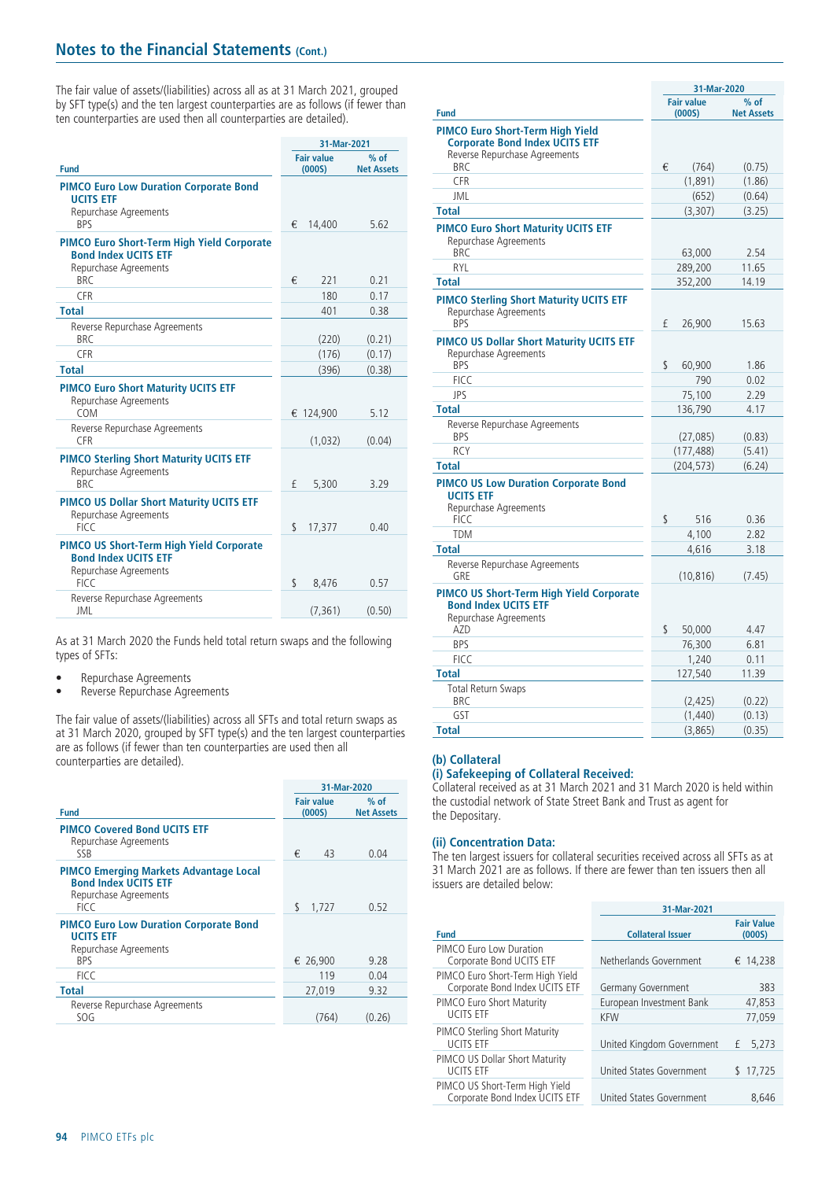## Notes to the Financial Statements (Cont.)

The fair value of assets/(liabilities) across all as at 31 March 2021, grouped by SFT type(s) and the ten largest counterparties are as follows (if fewer than ten counterparties are used then all counterparties are detailed).

| Fund | 31-Mar-2021 Fair value (000S) | % of Net Assets |
|---|---|---|
| **PIMCO Euro Low Duration Corporate Bond UCITS ETF** | | |
| Repurchase Agreements | | |
| BPS | € 14,400 | 5.62 |
| **PIMCO Euro Short-Term High Yield Corporate Bond Index UCITS ETF** | | |
| Repurchase Agreements | | |
| BRC | € 221 | 0.21 |
| CFR | 180 | 0.17 |
| **Total** | 401 | 0.38 |
| Reverse Repurchase Agreements | | |
| BRC | (220) | (0.21) |
| CFR | (176) | (0.17) |
| **Total** | (396) | (0.38) |
| **PIMCO Euro Short Maturity UCITS ETF** | | |
| Repurchase Agreements | | |
| COM | € 124,900 | 5.12 |
| Reverse Repurchase Agreements | | |
| CFR | (1,032) | (0.04) |
| **PIMCO Sterling Short Maturity UCITS ETF** | | |
| Repurchase Agreements | | |
| BRC | £ 5,300 | 3.29 |
| **PIMCO US Dollar Short Maturity UCITS ETF** | | |
| Repurchase Agreements | | |
| FICC | $ 17,377 | 0.40 |
| **PIMCO US Short-Term High Yield Corporate Bond Index UCITS ETF** | | |
| Repurchase Agreements | | |
| FICC | $ 8,476 | 0.57 |
| Reverse Repurchase Agreements | | |
| JML | (7,361) | (0.50) |

As at 31 March 2020 the Funds held total return swaps and the following types of SFTs:

- Repurchase Agreements
- Reverse Repurchase Agreements

The fair value of assets/(liabilities) across all SFTs and total return swaps as at 31 March 2020, grouped by SFT type(s) and the ten largest counterparties are as follows (if fewer than ten counterparties are used then all counterparties are detailed).

| Fund | 31-Mar-2020 Fair value (000S) | % of Net Assets |
|---|---|---|
| **PIMCO Covered Bond UCITS ETF** | | |
| Repurchase Agreements | | |
| SSB | € 43 | 0.04 |
| **PIMCO Emerging Markets Advantage Local Bond Index UCITS ETF** | | |
| Repurchase Agreements | | |
| FICC | $ 1,727 | 0.52 |
| **PIMCO Euro Low Duration Corporate Bond UCITS ETF** | | |
| Repurchase Agreements | | |
| BPS | € 26,900 | 9.28 |
| FICC | 119 | 0.04 |
| **Total** | 27,019 | 9.32 |
| Reverse Repurchase Agreements | | |
| SOG | (764) | (0.26) |
| **PIMCO Euro Short-Term High Yield Corporate Bond Index UCITS ETF** | | |
| Reverse Repurchase Agreements | | |
| BRC | € (764) | (0.75) |
| CFR | (1,891) | (1.86) |
| JML | (652) | (0.64) |
| **Total** | (3,307) | (3.25) |
| **PIMCO Euro Short Maturity UCITS ETF** | | |
| Repurchase Agreements | | |
| BRC | 63,000 | 2.54 |
| RYL | 289,200 | 11.65 |
| **Total** | 352,200 | 14.19 |
| **PIMCO Sterling Short Maturity UCITS ETF** | | |
| Repurchase Agreements | | |
| BPS | £ 26,900 | 15.63 |
| **PIMCO US Dollar Short Maturity UCITS ETF** | | |
| Repurchase Agreements | | |
| BPS | $ 60,900 | 1.86 |
| FICC | 790 | 0.02 |
| JPS | 75,100 | 2.29 |
| **Total** | 136,790 | 4.17 |
| Reverse Repurchase Agreements | | |
| BPS | (27,085) | (0.83) |
| RCY | (177,488) | (5.41) |
| **Total** | (204,573) | (6.24) |
| **PIMCO US Low Duration Corporate Bond UCITS ETF** | | |
| Repurchase Agreements | | |
| FICC | $ 516 | 0.36 |
| TDM | 4,100 | 2.82 |
| **Total** | 4,616 | 3.18 |
| Reverse Repurchase Agreements | | |
| GRE | (10,816) | (7.45) |
| **PIMCO US Short-Term High Yield Corporate Bond Index UCITS ETF** | | |
| Repurchase Agreements | | |
| AZD | $ 50,000 | 4.47 |
| BPS | 76,300 | 6.81 |
| FICC | 1,240 | 0.11 |
| **Total** | 127,540 | 11.39 |
| Total Return Swaps | | |
| BRC | (2,425) | (0.22) |
| GST | (1,440) | (0.13) |
| **Total** | (3,865) | (0.35) |

### (b) Collateral

#### (i) Safekeeping of Collateral Received:

Collateral received as at 31 March 2021 and 31 March 2020 is held within the custodial network of State Street Bank and Trust as agent for the Depositary.

#### (ii) Concentration Data:

The ten largest issuers for collateral securities received across all SFTs as at 31 March 2021 are as follows. If there are fewer than ten issuers then all issuers are detailed below:

| Fund | 31-Mar-2021 Collateral Issuer | Fair Value (000S) |
|---|---|---|
| PIMCO Euro Low Duration Corporate Bond UCITS ETF | Netherlands Government | € 14,238 |
| PIMCO Euro Short-Term High Yield Corporate Bond Index UCITS ETF | Germany Government | 383 |
| PIMCO Euro Short Maturity UCITS ETF | European Investment Bank | 47,853 |
| | KFW | 77,059 |
| PIMCO Sterling Short Maturity UCITS ETF | United Kingdom Government | £ 5,273 |
| PIMCO US Dollar Short Maturity UCITS ETF | United States Government | $ 17,725 |
| PIMCO US Short-Term High Yield Corporate Bond Index UCITS ETF | United States Government | 8,646 |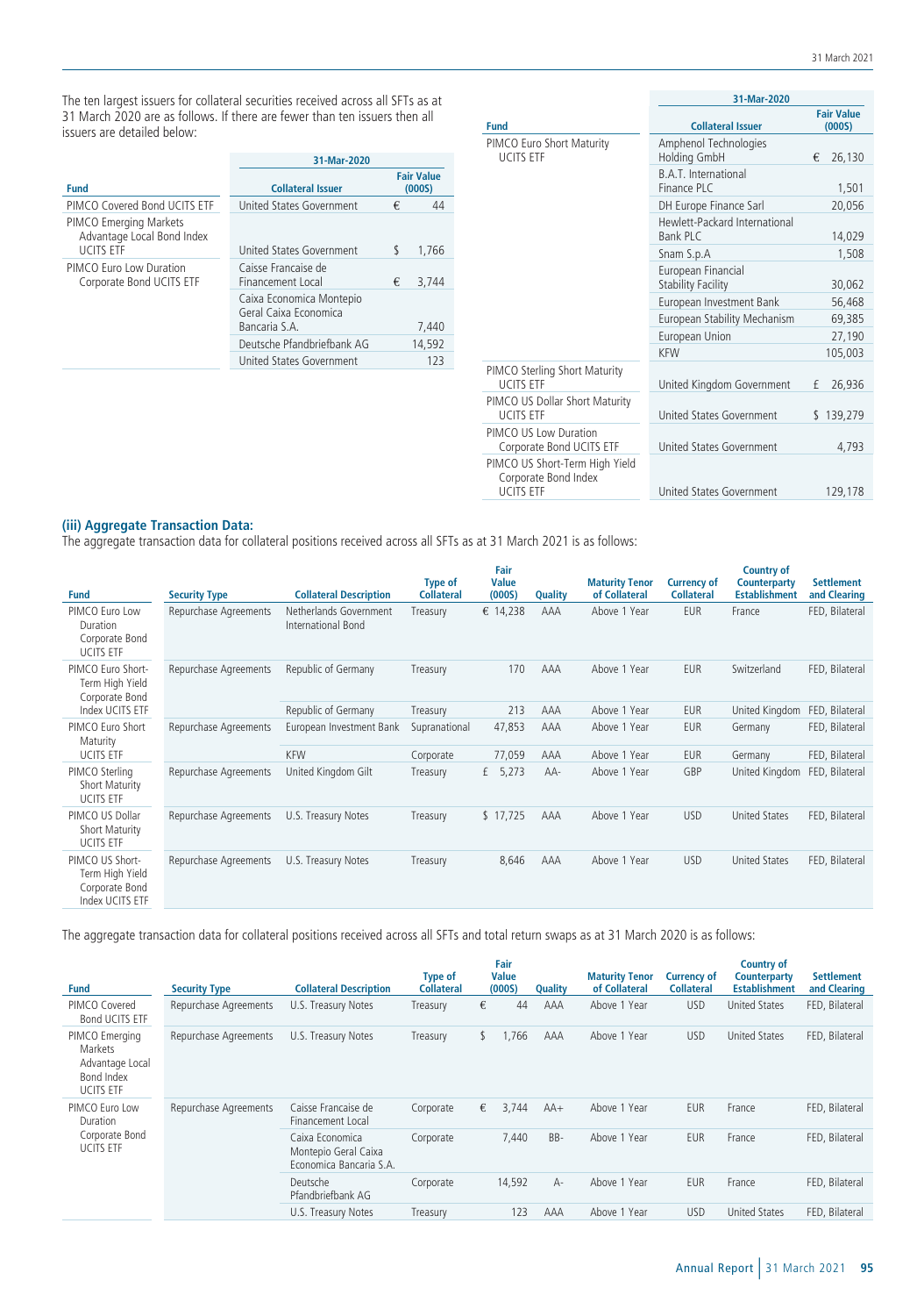The ten largest issuers for collateral securities received across all SFTs as at 31 March 2020 are as follows. If there are fewer than ten issuers then all issuers are detailed below:

| Fund | 31-Mar-2020 Collateral Issuer | Fair Value (000S) |
|---|---|---|
| PIMCO Covered Bond UCITS ETF | United States Government | € 44 |
| PIMCO Emerging Markets Advantage Local Bond Index UCITS ETF | United States Government | $ 1,766 |
| PIMCO Euro Low Duration Corporate Bond UCITS ETF | Caisse Francaise de Financement Local | € 3,744 |
| | Caixa Economica Montepio Geral Caixa Economica Bancaria S.A. | 7,440 |
| | Deutsche Pfandbriefbank AG | 14,592 |
| | United States Government | 123 |
| PIMCO Euro Short Maturity UCITS ETF | Amphenol Technologies Holding GmbH | € 26,130 |
| | B.A.T. International Finance PLC | 1,501 |
| | DH Europe Finance Sarl | 20,056 |
| | Hewlett-Packard International Bank PLC | 14,029 |
| | Snam S.p.A | 1,508 |
| | European Financial Stability Facility | 30,062 |
| | European Investment Bank | 56,468 |
| | European Stability Mechanism | 69,385 |
| | European Union | 27,190 |
| | KFW | 105,003 |
| PIMCO Sterling Short Maturity UCITS ETF | United Kingdom Government | £ 26,936 |
| PIMCO US Dollar Short Maturity UCITS ETF | United States Government | $ 139,279 |
| PIMCO US Low Duration Corporate Bond UCITS ETF | United States Government | 4,793 |
| PIMCO US Short-Term High Yield Corporate Bond Index UCITS ETF | United States Government | 129,178 |

### (iii) Aggregate Transaction Data:

The aggregate transaction data for collateral positions received across all SFTs as at 31 March 2021 is as follows:

| Fund | Security Type | Collateral Description | Type of Collateral | Fair Value (000S) | Quality | Maturity Tenor of Collateral | Currency of Collateral | Country of Counterparty Establishment | Settlement and Clearing |
|---|---|---|---|---|---|---|---|---|---|
| PIMCO Euro Low Duration Corporate Bond UCITS ETF | Repurchase Agreements | Netherlands Government International Bond | Treasury | € 14,238 | AAA | Above 1 Year | EUR | France | FED, Bilateral |
| PIMCO Euro Short-Term High Yield Corporate Bond Index UCITS ETF | Repurchase Agreements | Republic of Germany | Treasury | 170 | AAA | Above 1 Year | EUR | Switzerland | FED, Bilateral |
| | | Republic of Germany | Treasury | 213 | AAA | Above 1 Year | EUR | United Kingdom | FED, Bilateral |
| PIMCO Euro Short Maturity UCITS ETF | Repurchase Agreements | European Investment Bank | Supranational | 47,853 | AAA | Above 1 Year | EUR | Germany | FED, Bilateral |
| | | KFW | Corporate | 77,059 | AAA | Above 1 Year | EUR | Germany | FED, Bilateral |
| PIMCO Sterling Short Maturity UCITS ETF | Repurchase Agreements | United Kingdom Gilt | Treasury | £ 5,273 | AA- | Above 1 Year | GBP | United Kingdom | FED, Bilateral |
| PIMCO US Dollar Short Maturity UCITS ETF | Repurchase Agreements | U.S. Treasury Notes | Treasury | $ 17,725 | AAA | Above 1 Year | USD | United States | FED, Bilateral |
| PIMCO US Short-Term High Yield Corporate Bond Index UCITS ETF | Repurchase Agreements | U.S. Treasury Notes | Treasury | 8,646 | AAA | Above 1 Year | USD | United States | FED, Bilateral |

The aggregate transaction data for collateral positions received across all SFTs and total return swaps as at 31 March 2020 is as follows:

| Fund | Security Type | Collateral Description | Type of Collateral | Fair Value (000S) | Quality | Maturity Tenor of Collateral | Currency of Collateral | Country of Counterparty Establishment | Settlement and Clearing |
|---|---|---|---|---|---|---|---|---|---|
| PIMCO Covered Bond UCITS ETF | Repurchase Agreements | U.S. Treasury Notes | Treasury | € 44 | AAA | Above 1 Year | USD | United States | FED, Bilateral |
| PIMCO Emerging Markets Advantage Local Bond Index UCITS ETF | Repurchase Agreements | U.S. Treasury Notes | Treasury | $ 1,766 | AAA | Above 1 Year | USD | United States | FED, Bilateral |
| PIMCO Euro Low Duration Corporate Bond UCITS ETF | Repurchase Agreements | Caisse Francaise de Financement Local | Corporate | € 3,744 | AA+ | Above 1 Year | EUR | France | FED, Bilateral |
| | | Caixa Economica Montepio Geral Caixa Economica Bancaria S.A. | Corporate | 7,440 | BB- | Above 1 Year | EUR | France | FED, Bilateral |
| | | Deutsche Pfandbriefbank AG | Corporate | 14,592 | A- | Above 1 Year | EUR | France | FED, Bilateral |
| | | U.S. Treasury Notes | Treasury | 123 | AAA | Above 1 Year | USD | United States | FED, Bilateral |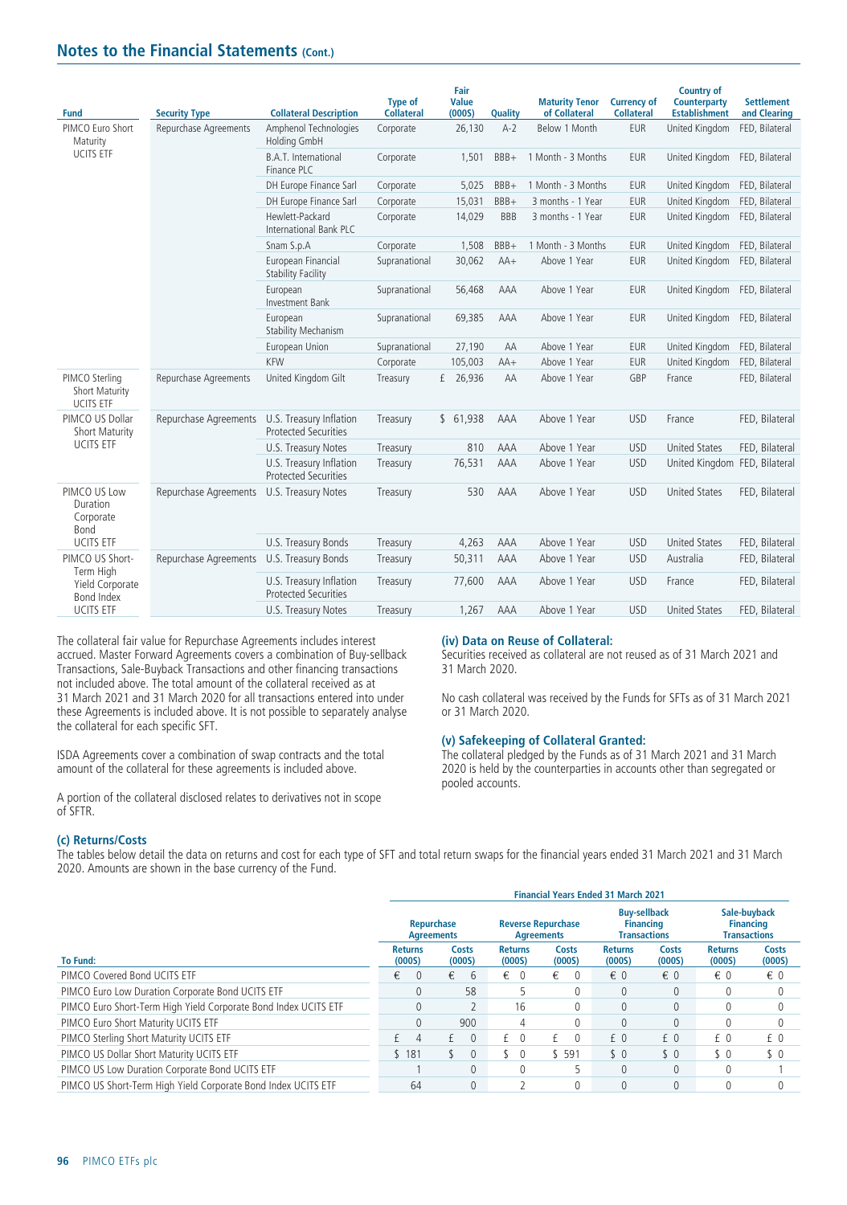## Notes to the Financial Statements (Cont.)

| Fund | Security Type | Collateral Description | Type of Collateral | Fair Value (000S) | Quality | Maturity Tenor of Collateral | Currency of Collateral | Country of Counterparty Establishment | Settlement and Clearing |
|---|---|---|---|---|---|---|---|---|---|
| PIMCO Euro Short Maturity UCITS ETF | Repurchase Agreements | Amphenol Technologies Holding GmbH | Corporate | 26,130 | A-2 | Below 1 Month | EUR | United Kingdom | FED, Bilateral |
| | | B.A.T. International Finance PLC | Corporate | 1,501 | BBB+ | 1 Month - 3 Months | EUR | United Kingdom | FED, Bilateral |
| | | DH Europe Finance Sarl | Corporate | 5,025 | BBB+ | 1 Month - 3 Months | EUR | United Kingdom | FED, Bilateral |
| | | DH Europe Finance Sarl | Corporate | 15,031 | BBB+ | 3 months - 1 Year | EUR | United Kingdom | FED, Bilateral |
| | | Hewlett-Packard International Bank PLC | Corporate | 14,029 | BBB | 3 months - 1 Year | EUR | United Kingdom | FED, Bilateral |
| | | Snam S.p.A | Corporate | 1,508 | BBB+ | 1 Month - 3 Months | EUR | United Kingdom | FED, Bilateral |
| | | European Financial Stability Facility | Supranational | 30,062 | AA+ | Above 1 Year | EUR | United Kingdom | FED, Bilateral |
| | | European Investment Bank | Supranational | 56,468 | AAA | Above 1 Year | EUR | United Kingdom | FED, Bilateral |
| | | European Stability Mechanism | Supranational | 69,385 | AAA | Above 1 Year | EUR | United Kingdom | FED, Bilateral |
| | | European Union | Supranational | 27,190 | AA | Above 1 Year | EUR | United Kingdom | FED, Bilateral |
| | | KFW | Corporate | 105,003 | AA+ | Above 1 Year | EUR | United Kingdom | FED, Bilateral |
| PIMCO Sterling Short Maturity UCITS ETF | Repurchase Agreements | United Kingdom Gilt | Treasury | £ 26,936 | AA | Above 1 Year | GBP | France | FED, Bilateral |
| PIMCO US Dollar Short Maturity UCITS ETF | Repurchase Agreements | U.S. Treasury Inflation Protected Securities | Treasury | $ 61,938 | AAA | Above 1 Year | USD | France | FED, Bilateral |
| | | U.S. Treasury Notes | Treasury | 810 | AAA | Above 1 Year | USD | United States | FED, Bilateral |
| | | U.S. Treasury Inflation Protected Securities | Treasury | 76,531 | AAA | Above 1 Year | USD | United Kingdom | FED, Bilateral |
| PIMCO US Low Duration Corporate Bond UCITS ETF | Repurchase Agreements | U.S. Treasury Notes | Treasury | 530 | AAA | Above 1 Year | USD | United States | FED, Bilateral |
| | | U.S. Treasury Bonds | Treasury | 4,263 | AAA | Above 1 Year | USD | United States | FED, Bilateral |
| PIMCO US Short-Term High Yield Corporate Bond Index UCITS ETF | Repurchase Agreements | U.S. Treasury Bonds | Treasury | 50,311 | AAA | Above 1 Year | USD | Australia | FED, Bilateral |
| | | U.S. Treasury Inflation Protected Securities | Treasury | 77,600 | AAA | Above 1 Year | USD | France | FED, Bilateral |
| | | U.S. Treasury Notes | Treasury | 1,267 | AAA | Above 1 Year | USD | United States | FED, Bilateral |

The collateral fair value for Repurchase Agreements includes interest accrued. Master Forward Agreements covers a combination of Buy-sellback Transactions, Sale-Buyback Transactions and other financing transactions not included above. The total amount of the collateral received as at 31 March 2021 and 31 March 2020 for all transactions entered into under these Agreements is included above. It is not possible to separately analyse the collateral for each specific SFT.

ISDA Agreements cover a combination of swap contracts and the total amount of the collateral for these agreements is included above.

A portion of the collateral disclosed relates to derivatives not in scope of SFTR.

**(iv) Data on Reuse of Collateral:**
Securities received as collateral are not reused as of 31 March 2021 and 31 March 2020.

No cash collateral was received by the Funds for SFTs as of 31 March 2021 or 31 March 2020.

**(v) Safekeeping of Collateral Granted:**
The collateral pledged by the Funds as of 31 March 2021 and 31 March 2020 is held by the counterparties in accounts other than segregated or pooled accounts.

### (c) Returns/Costs

The tables below detail the data on returns and cost for each type of SFT and total return swaps for the financial years ended 31 March 2021 and 31 March 2020. Amounts are shown in the base currency of the Fund.

| | Financial Years Ended 31 March 2021 | | | | | | | |
|---|---|---|---|---|---|---|---|---|
| | Repurchase Agreements | | Reverse Repurchase Agreements | | Buy-sellback Financing Transactions | | Sale-buyback Financing Transactions | |
| To Fund: | Returns (000S) | Costs (000S) | Returns (000S) | Costs (000S) | Returns (000S) | Costs (000S) | Returns (000S) | Costs (000S) |
| PIMCO Covered Bond UCITS ETF | € 0 | € 6 | € 0 | € 0 | € 0 | € 0 | € 0 | € 0 |
| PIMCO Euro Low Duration Corporate Bond UCITS ETF | 0 | 58 | 5 | 0 | 0 | 0 | 0 | 0 |
| PIMCO Euro Short-Term High Yield Corporate Bond Index UCITS ETF | 0 | 2 | 16 | 0 | 0 | 0 | 0 | 0 |
| PIMCO Euro Short Maturity UCITS ETF | 0 | 900 | 4 | 0 | 0 | 0 | 0 | 0 |
| PIMCO Sterling Short Maturity UCITS ETF | £ 4 | £ 0 | £ 0 | £ 0 | £ 0 | £ 0 | £ 0 | £ 0 |
| PIMCO US Dollar Short Maturity UCITS ETF | $ 181 | $ 0 | $ 0 | $ 591 | $ 0 | $ 0 | $ 0 | $ 0 |
| PIMCO US Low Duration Corporate Bond UCITS ETF | 1 | 0 | 0 | 5 | 0 | 0 | 0 | 1 |
| PIMCO US Short-Term High Yield Corporate Bond Index UCITS ETF | 64 | 0 | 2 | 0 | 0 | 0 | 0 | 0 |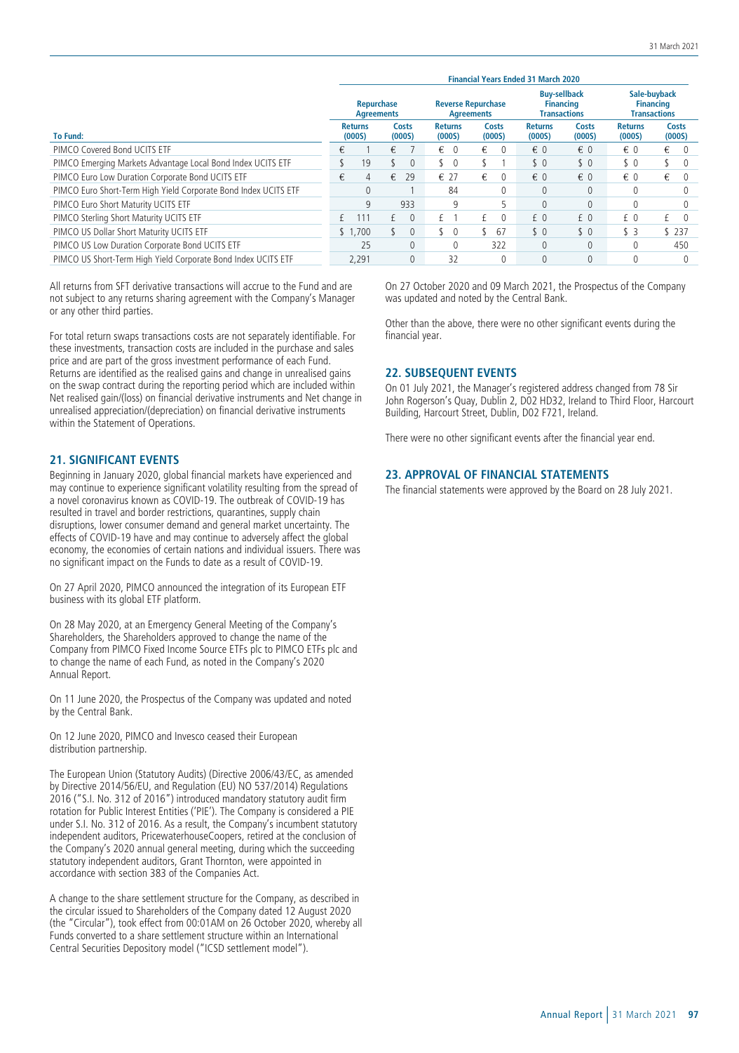| To Fund: | Financial Years Ended 31 March 2020 | | | | | | | |
|---|---|---|---|---|---|---|---|---|
| | Repurchase Agreements | | Reverse Repurchase Agreements | | Buy-sellback Financing Transactions | | Sale-buyback Financing Transactions | |
| | Returns (000S) | Costs (000S) | Returns (000S) | Costs (000S) | Returns (000S) | Costs (000S) | Returns (000S) | Costs (000S) |
| PIMCO Covered Bond UCITS ETF | € 1 | € 7 | € 0 | € 0 | € 0 | € 0 | € 0 | € 0 |
| PIMCO Emerging Markets Advantage Local Bond Index UCITS ETF | $ 19 | $ 0 | $ 0 | $ 1 | $ 0 | $ 0 | $ 0 | $ 0 |
| PIMCO Euro Low Duration Corporate Bond UCITS ETF | € 4 | € 29 | € 27 | € 0 | € 0 | € 0 | € 0 | € 0 |
| PIMCO Euro Short-Term High Yield Corporate Bond Index UCITS ETF | 0 | 1 | 84 | 0 | 0 | 0 | 0 | 0 |
| PIMCO Euro Short Maturity UCITS ETF | 9 | 933 | 9 | 5 | 0 | 0 | 0 | 0 |
| PIMCO Sterling Short Maturity UCITS ETF | £ 111 | £ 0 | £ 1 | £ 0 | £ 0 | £ 0 | £ 0 | £ 0 |
| PIMCO US Dollar Short Maturity UCITS ETF | $ 1,700 | $ 0 | $ 0 | $ 67 | $ 0 | $ 0 | $ 3 | $ 237 |
| PIMCO US Low Duration Corporate Bond UCITS ETF | 25 | 0 | 0 | 322 | 0 | 0 | 0 | 450 |
| PIMCO US Short-Term High Yield Corporate Bond Index UCITS ETF | 2,291 | 0 | 32 | 0 | 0 | 0 | 0 | 0 |

All returns from SFT derivative transactions will accrue to the Fund and are not subject to any returns sharing agreement with the Company's Manager or any other third parties.

For total return swaps transactions costs are not separately identifiable. For these investments, transaction costs are included in the purchase and sales price and are part of the gross investment performance of each Fund. Returns are identified as the realised gains and change in unrealised gains on the swap contract during the reporting period which are included within Net realised gain/(loss) on financial derivative instruments and Net change in unrealised appreciation/(depreciation) on financial derivative instruments within the Statement of Operations.

## 21. SIGNIFICANT EVENTS

Beginning in January 2020, global financial markets have experienced and may continue to experience significant volatility resulting from the spread of a novel coronavirus known as COVID-19. The outbreak of COVID-19 has resulted in travel and border restrictions, quarantines, supply chain disruptions, lower consumer demand and general market uncertainty. The effects of COVID-19 have and may continue to adversely affect the global economy, the economies of certain nations and individual issuers. There was no significant impact on the Funds to date as a result of COVID-19.

On 27 April 2020, PIMCO announced the integration of its European ETF business with its global ETF platform.

On 28 May 2020, at an Emergency General Meeting of the Company's Shareholders, the Shareholders approved to change the name of the Company from PIMCO Fixed Income Source ETFs plc to PIMCO ETFs plc and to change the name of each Fund, as noted in the Company's 2020 Annual Report.

On 11 June 2020, the Prospectus of the Company was updated and noted by the Central Bank.

On 12 June 2020, PIMCO and Invesco ceased their European distribution partnership.

The European Union (Statutory Audits) (Directive 2006/43/EC, as amended by Directive 2014/56/EU, and Regulation (EU) NO 537/2014) Regulations 2016 ("S.I. No. 312 of 2016") introduced mandatory statutory audit firm rotation for Public Interest Entities ('PIE'). The Company is considered a PIE under S.I. No. 312 of 2016. As a result, the Company's incumbent statutory independent auditors, PricewaterhouseCoopers, retired at the conclusion of the Company's 2020 annual general meeting, during which the succeeding statutory independent auditors, Grant Thornton, were appointed in accordance with section 383 of the Companies Act.

A change to the share settlement structure for the Company, as described in the circular issued to Shareholders of the Company dated 12 August 2020 (the "Circular"), took effect from 00:01AM on 26 October 2020, whereby all Funds converted to a share settlement structure within an International Central Securities Depository model ("ICSD settlement model").

On 27 October 2020 and 09 March 2021, the Prospectus of the Company was updated and noted by the Central Bank.

Other than the above, there were no other significant events during the financial year.

## 22. SUBSEQUENT EVENTS

On 01 July 2021, the Manager's registered address changed from 78 Sir John Rogerson's Quay, Dublin 2, D02 HD32, Ireland to Third Floor, Harcourt Building, Harcourt Street, Dublin, D02 F721, Ireland.

There were no other significant events after the financial year end.

## 23. APPROVAL OF FINANCIAL STATEMENTS

The financial statements were approved by the Board on 28 July 2021.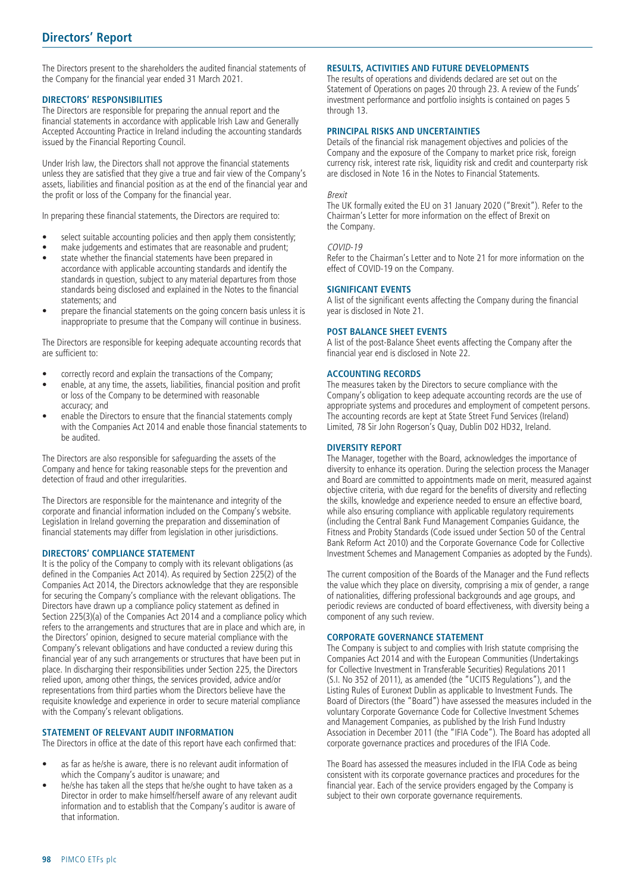# Directors' Report

The Directors present to the shareholders the audited financial statements of the Company for the financial year ended 31 March 2021.

## DIRECTORS' RESPONSIBILITIES

The Directors are responsible for preparing the annual report and the financial statements in accordance with applicable Irish Law and Generally Accepted Accounting Practice in Ireland including the accounting standards issued by the Financial Reporting Council.

Under Irish law, the Directors shall not approve the financial statements unless they are satisfied that they give a true and fair view of the Company's assets, liabilities and financial position as at the end of the financial year and the profit or loss of the Company for the financial year.

In preparing these financial statements, the Directors are required to:

- select suitable accounting policies and then apply them consistently;
- make judgements and estimates that are reasonable and prudent;
- state whether the financial statements have been prepared in accordance with applicable accounting standards and identify the standards in question, subject to any material departures from those standards being disclosed and explained in the Notes to the financial statements; and
- prepare the financial statements on the going concern basis unless it is inappropriate to presume that the Company will continue in business.

The Directors are responsible for keeping adequate accounting records that are sufficient to:

- correctly record and explain the transactions of the Company;
- enable, at any time, the assets, liabilities, financial position and profit or loss of the Company to be determined with reasonable accuracy; and
- enable the Directors to ensure that the financial statements comply with the Companies Act 2014 and enable those financial statements to be audited.

The Directors are also responsible for safeguarding the assets of the Company and hence for taking reasonable steps for the prevention and detection of fraud and other irregularities.

The Directors are responsible for the maintenance and integrity of the corporate and financial information included on the Company's website. Legislation in Ireland governing the preparation and dissemination of financial statements may differ from legislation in other jurisdictions.

## DIRECTORS' COMPLIANCE STATEMENT

It is the policy of the Company to comply with its relevant obligations (as defined in the Companies Act 2014). As required by Section 225(2) of the Companies Act 2014, the Directors acknowledge that they are responsible for securing the Company's compliance with the relevant obligations. The Directors have drawn up a compliance policy statement as defined in Section 225(3)(a) of the Companies Act 2014 and a compliance policy which refers to the arrangements and structures that are in place and which are, in the Directors' opinion, designed to secure material compliance with the Company's relevant obligations and have conducted a review during this financial year of any such arrangements or structures that have been put in place. In discharging their responsibilities under Section 225, the Directors relied upon, among other things, the services provided, advice and/or representations from third parties whom the Directors believe have the requisite knowledge and experience in order to secure material compliance with the Company's relevant obligations.

## STATEMENT OF RELEVANT AUDIT INFORMATION

The Directors in office at the date of this report have each confirmed that:

- as far as he/she is aware, there is no relevant audit information of which the Company's auditor is unaware; and
- he/she has taken all the steps that he/she ought to have taken as a Director in order to make himself/herself aware of any relevant audit information and to establish that the Company's auditor is aware of that information.

## RESULTS, ACTIVITIES AND FUTURE DEVELOPMENTS

The results of operations and dividends declared are set out on the Statement of Operations on pages 20 through 23. A review of the Funds' investment performance and portfolio insights is contained on pages 5 through 13.

## PRINCIPAL RISKS AND UNCERTAINTIES

Details of the financial risk management objectives and policies of the Company and the exposure of the Company to market price risk, foreign currency risk, interest rate risk, liquidity risk and credit and counterparty risk are disclosed in Note 16 in the Notes to Financial Statements.

*Brexit*

The UK formally exited the EU on 31 January 2020 ("Brexit"). Refer to the Chairman's Letter for more information on the effect of Brexit on the Company.

*COVID-19*

Refer to the Chairman's Letter and to Note 21 for more information on the effect of COVID-19 on the Company.

## SIGNIFICANT EVENTS

A list of the significant events affecting the Company during the financial year is disclosed in Note 21.

## POST BALANCE SHEET EVENTS

A list of the post-Balance Sheet events affecting the Company after the financial year end is disclosed in Note 22.

## ACCOUNTING RECORDS

The measures taken by the Directors to secure compliance with the Company's obligation to keep adequate accounting records are the use of appropriate systems and procedures and employment of competent persons. The accounting records are kept at State Street Fund Services (Ireland) Limited, 78 Sir John Rogerson's Quay, Dublin D02 HD32, Ireland.

## DIVERSITY REPORT

The Manager, together with the Board, acknowledges the importance of diversity to enhance its operation. During the selection process the Manager and Board are committed to appointments made on merit, measured against objective criteria, with due regard for the benefits of diversity and reflecting the skills, knowledge and experience needed to ensure an effective board, while also ensuring compliance with applicable regulatory requirements (including the Central Bank Fund Management Companies Guidance, the Fitness and Probity Standards (Code issued under Section 50 of the Central Bank Reform Act 2010) and the Corporate Governance Code for Collective Investment Schemes and Management Companies as adopted by the Funds).

The current composition of the Boards of the Manager and the Fund reflects the value which they place on diversity, comprising a mix of gender, a range of nationalities, differing professional backgrounds and age groups, and periodic reviews are conducted of board effectiveness, with diversity being a component of any such review.

## CORPORATE GOVERNANCE STATEMENT

The Company is subject to and complies with Irish statute comprising the Companies Act 2014 and with the European Communities (Undertakings for Collective Investment in Transferable Securities) Regulations 2011 (S.I. No 352 of 2011), as amended (the "UCITS Regulations"), and the Listing Rules of Euronext Dublin as applicable to Investment Funds. The Board of Directors (the "Board") have assessed the measures included in the voluntary Corporate Governance Code for Collective Investment Schemes and Management Companies, as published by the Irish Fund Industry Association in December 2011 (the "IFIA Code"). The Board has adopted all corporate governance practices and procedures of the IFIA Code.

The Board has assessed the measures included in the IFIA Code as being consistent with its corporate governance practices and procedures for the financial year. Each of the service providers engaged by the Company is subject to their own corporate governance requirements.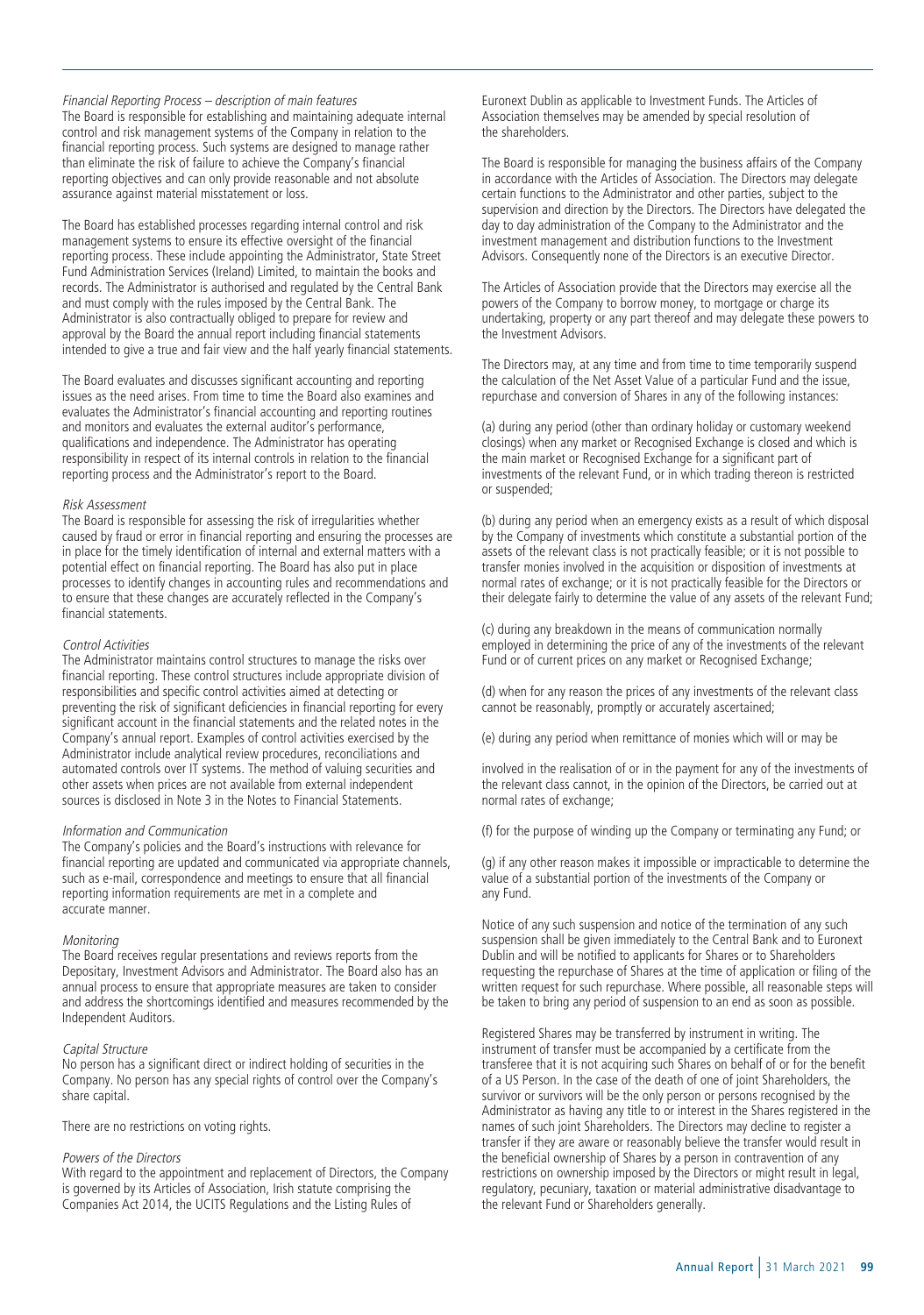*Financial Reporting Process – description of main features*
The Board is responsible for establishing and maintaining adequate internal control and risk management systems of the Company in relation to the financial reporting process. Such systems are designed to manage rather than eliminate the risk of failure to achieve the Company's financial reporting objectives and can only provide reasonable and not absolute assurance against material misstatement or loss.

The Board has established processes regarding internal control and risk management systems to ensure its effective oversight of the financial reporting process. These include appointing the Administrator, State Street Fund Administration Services (Ireland) Limited, to maintain the books and records. The Administrator is authorised and regulated by the Central Bank and must comply with the rules imposed by the Central Bank. The Administrator is also contractually obliged to prepare for review and approval by the Board the annual report including financial statements intended to give a true and fair view and the half yearly financial statements.

The Board evaluates and discusses significant accounting and reporting issues as the need arises. From time to time the Board also examines and evaluates the Administrator's financial accounting and reporting routines and monitors and evaluates the external auditor's performance, qualifications and independence. The Administrator has operating responsibility in respect of its internal controls in relation to the financial reporting process and the Administrator's report to the Board.

*Risk Assessment*
The Board is responsible for assessing the risk of irregularities whether caused by fraud or error in financial reporting and ensuring the processes are in place for the timely identification of internal and external matters with a potential effect on financial reporting. The Board has also put in place processes to identify changes in accounting rules and recommendations and to ensure that these changes are accurately reflected in the Company's financial statements.

*Control Activities*
The Administrator maintains control structures to manage the risks over financial reporting. These control structures include appropriate division of responsibilities and specific control activities aimed at detecting or preventing the risk of significant deficiencies in financial reporting for every significant account in the financial statements and the related notes in the Company's annual report. Examples of control activities exercised by the Administrator include analytical review procedures, reconciliations and automated controls over IT systems. The method of valuing securities and other assets when prices are not available from external independent sources is disclosed in Note 3 in the Notes to Financial Statements.

*Information and Communication*
The Company's policies and the Board's instructions with relevance for financial reporting are updated and communicated via appropriate channels, such as e-mail, correspondence and meetings to ensure that all financial reporting information requirements are met in a complete and accurate manner.

*Monitoring*
The Board receives regular presentations and reviews reports from the Depositary, Investment Advisors and Administrator. The Board also has an annual process to ensure that appropriate measures are taken to consider and address the shortcomings identified and measures recommended by the Independent Auditors.

*Capital Structure*
No person has a significant direct or indirect holding of securities in the Company. No person has any special rights of control over the Company's share capital.

There are no restrictions on voting rights.

*Powers of the Directors*
With regard to the appointment and replacement of Directors, the Company is governed by its Articles of Association, Irish statute comprising the Companies Act 2014, the UCITS Regulations and the Listing Rules of Euronext Dublin as applicable to Investment Funds. The Articles of Association themselves may be amended by special resolution of the shareholders.

The Board is responsible for managing the business affairs of the Company in accordance with the Articles of Association. The Directors may delegate certain functions to the Administrator and other parties, subject to the supervision and direction by the Directors. The Directors have delegated the day to day administration of the Company to the Administrator and the investment management and distribution functions to the Investment Advisors. Consequently none of the Directors is an executive Director.

The Articles of Association provide that the Directors may exercise all the powers of the Company to borrow money, to mortgage or charge its undertaking, property or any part thereof and may delegate these powers to the Investment Advisors.

The Directors may, at any time and from time to time temporarily suspend the calculation of the Net Asset Value of a particular Fund and the issue, repurchase and conversion of Shares in any of the following instances:

(a) during any period (other than ordinary holiday or customary weekend closings) when any market or Recognised Exchange is closed and which is the main market or Recognised Exchange for a significant part of investments of the relevant Fund, or in which trading thereon is restricted or suspended;

(b) during any period when an emergency exists as a result of which disposal by the Company of investments which constitute a substantial portion of the assets of the relevant class is not practically feasible; or it is not possible to transfer monies involved in the acquisition or disposition of investments at normal rates of exchange; or it is not practically feasible for the Directors or their delegate fairly to determine the value of any assets of the relevant Fund;

(c) during any breakdown in the means of communication normally employed in determining the price of any of the investments of the relevant Fund or of current prices on any market or Recognised Exchange;

(d) when for any reason the prices of any investments of the relevant class cannot be reasonably, promptly or accurately ascertained;

(e) during any period when remittance of monies which will or may be involved in the realisation of or in the payment for any of the investments of the relevant class cannot, in the opinion of the Directors, be carried out at normal rates of exchange;

(f) for the purpose of winding up the Company or terminating any Fund; or

(g) if any other reason makes it impossible or impracticable to determine the value of a substantial portion of the investments of the Company or any Fund.

Notice of any such suspension and notice of the termination of any such suspension shall be given immediately to the Central Bank and to Euronext Dublin and will be notified to applicants for Shares or to Shareholders requesting the repurchase of Shares at the time of application or filing of the written request for such repurchase. Where possible, all reasonable steps will be taken to bring any period of suspension to an end as soon as possible.

Registered Shares may be transferred by instrument in writing. The instrument of transfer must be accompanied by a certificate from the transferee that it is not acquiring such Shares on behalf of or for the benefit of a US Person. In the case of the death of one of joint Shareholders, the survivor or survivors will be the only person or persons recognised by the Administrator as having any title to or interest in the Shares registered in the names of such joint Shareholders. The Directors may decline to register a transfer if they are aware or reasonably believe the transfer would result in the beneficial ownership of Shares by a person in contravention of any restrictions on ownership imposed by the Directors or might result in legal, regulatory, pecuniary, taxation or material administrative disadvantage to the relevant Fund or Shareholders generally.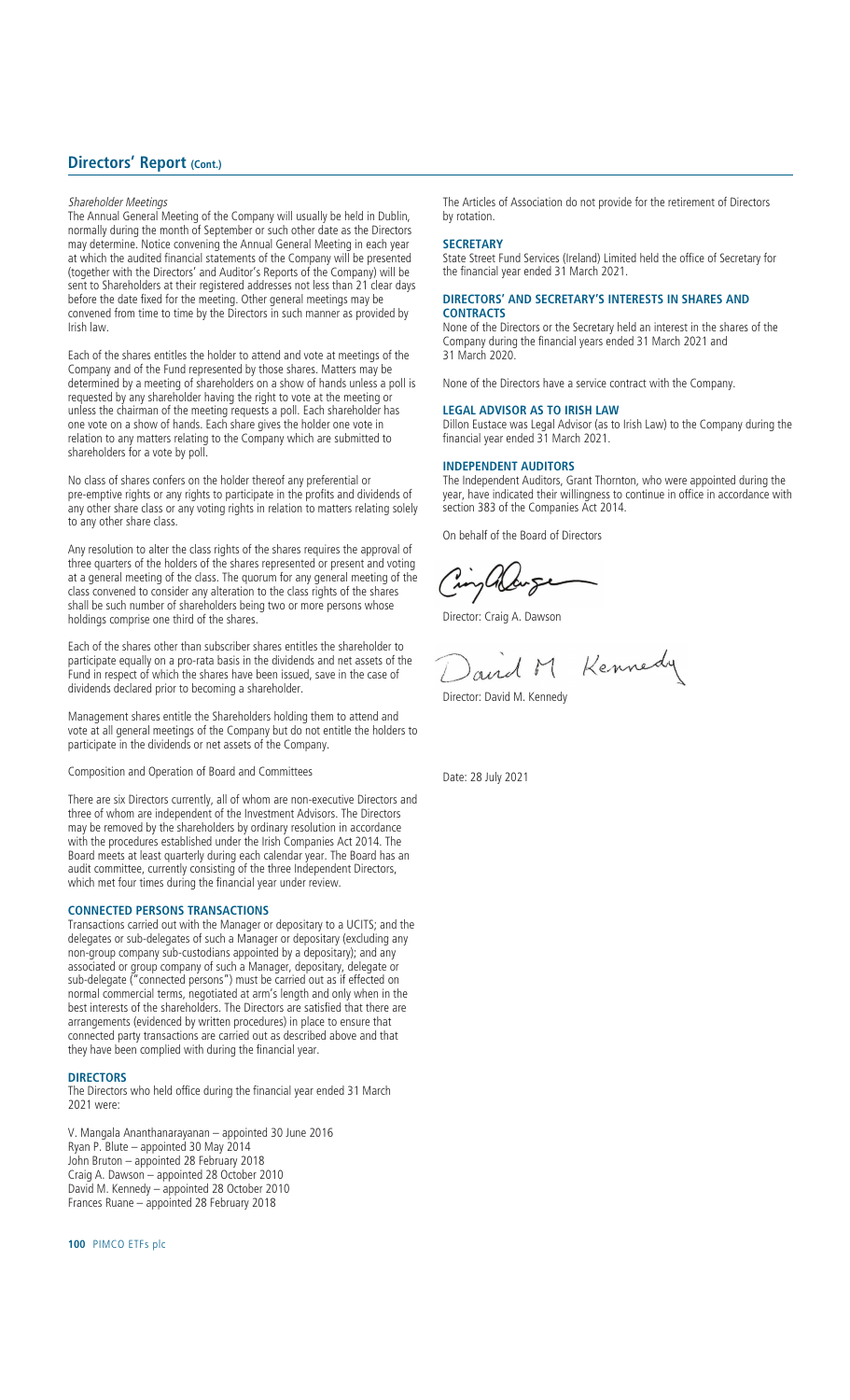## Directors' Report (Cont.)

*Shareholder Meetings*

The Annual General Meeting of the Company will usually be held in Dublin, normally during the month of September or such other date as the Directors may determine. Notice convening the Annual General Meeting in each year at which the audited financial statements of the Company will be presented (together with the Directors' and Auditor's Reports of the Company) will be sent to Shareholders at their registered addresses not less than 21 clear days before the date fixed for the meeting. Other general meetings may be convened from time to time by the Directors in such manner as provided by Irish law.

Each of the shares entitles the holder to attend and vote at meetings of the Company and of the Fund represented by those shares. Matters may be determined by a meeting of shareholders on a show of hands unless a poll is requested by any shareholder having the right to vote at the meeting or unless the chairman of the meeting requests a poll. Each shareholder has one vote on a show of hands. Each share gives the holder one vote in relation to any matters relating to the Company which are submitted to shareholders for a vote by poll.

No class of shares confers on the holder thereof any preferential or pre-emptive rights or any rights to participate in the profits and dividends of any other share class or any voting rights in relation to matters relating solely to any other share class.

Any resolution to alter the class rights of the shares requires the approval of three quarters of the holders of the shares represented or present and voting at a general meeting of the class. The quorum for any general meeting of the class convened to consider any alteration to the class rights of the shares shall be such number of shareholders being two or more persons whose holdings comprise one third of the shares.

Each of the shares other than subscriber shares entitles the shareholder to participate equally on a pro-rata basis in the dividends and net assets of the Fund in respect of which the shares have been issued, save in the case of dividends declared prior to becoming a shareholder.

Management shares entitle the Shareholders holding them to attend and vote at all general meetings of the Company but do not entitle the holders to participate in the dividends or net assets of the Company.

Composition and Operation of Board and Committees

There are six Directors currently, all of whom are non-executive Directors and three of whom are independent of the Investment Advisors. The Directors may be removed by the shareholders by ordinary resolution in accordance with the procedures established under the Irish Companies Act 2014. The Board meets at least quarterly during each calendar year. The Board has an audit committee, currently consisting of the three Independent Directors, which met four times during the financial year under review.

### CONNECTED PERSONS TRANSACTIONS

Transactions carried out with the Manager or depositary to a UCITS; and the delegates or sub-delegates of such a Manager or depositary (excluding any non-group company sub-custodians appointed by a depositary); and any associated or group company of such a Manager, depositary, delegate or sub-delegate ("connected persons") must be carried out as if effected on normal commercial terms, negotiated at arm's length and only when in the best interests of the shareholders. The Directors are satisfied that there are arrangements (evidenced by written procedures) in place to ensure that connected party transactions are carried out as described above and that they have been complied with during the financial year.

### DIRECTORS

The Directors who held office during the financial year ended 31 March 2021 were:

V. Mangala Ananthanarayanan – appointed 30 June 2016
Ryan P. Blute – appointed 30 May 2014
John Bruton – appointed 28 February 2018
Craig A. Dawson – appointed 28 October 2010
David M. Kennedy – appointed 28 October 2010
Frances Ruane – appointed 28 February 2018

The Articles of Association do not provide for the retirement of Directors by rotation.

### SECRETARY

State Street Fund Services (Ireland) Limited held the office of Secretary for the financial year ended 31 March 2021.

### DIRECTORS' AND SECRETARY'S INTERESTS IN SHARES AND CONTRACTS

None of the Directors or the Secretary held an interest in the shares of the Company during the financial years ended 31 March 2021 and 31 March 2020.

None of the Directors have a service contract with the Company.

### LEGAL ADVISOR AS TO IRISH LAW

Dillon Eustace was Legal Advisor (as to Irish Law) to the Company during the financial year ended 31 March 2021.

### INDEPENDENT AUDITORS

The Independent Auditors, Grant Thornton, who were appointed during the year, have indicated their willingness to continue in office in accordance with section 383 of the Companies Act 2014.

On behalf of the Board of Directors

Director: Craig A. Dawson

Director: David M. Kennedy

Date: 28 July 2021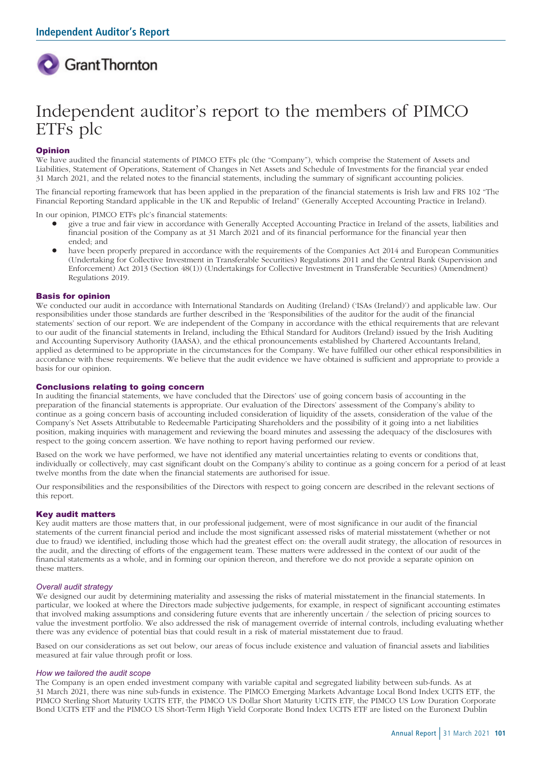# Independent auditor's report to the members of PIMCO ETFs plc

## Opinion

We have audited the financial statements of PIMCO ETFs plc (the "Company"), which comprise the Statement of Assets and Liabilities, Statement of Operations, Statement of Changes in Net Assets and Schedule of Investments for the financial year ended 31 March 2021, and the related notes to the financial statements, including the summary of significant accounting policies.

The financial reporting framework that has been applied in the preparation of the financial statements is Irish law and FRS 102 "The Financial Reporting Standard applicable in the UK and Republic of Ireland" (Generally Accepted Accounting Practice in Ireland).

In our opinion, PIMCO ETFs plc's financial statements:

- give a true and fair view in accordance with Generally Accepted Accounting Practice in Ireland of the assets, liabilities and financial position of the Company as at 31 March 2021 and of its financial performance for the financial year then ended; and
- have been properly prepared in accordance with the requirements of the Companies Act 2014 and European Communities (Undertaking for Collective Investment in Transferable Securities) Regulations 2011 and the Central Bank (Supervision and Enforcement) Act 2013 (Section 48(1)) (Undertakings for Collective Investment in Transferable Securities) (Amendment) Regulations 2019.

## Basis for opinion

We conducted our audit in accordance with International Standards on Auditing (Ireland) ('ISAs (Ireland)') and applicable law. Our responsibilities under those standards are further described in the 'Responsibilities of the auditor for the audit of the financial statements' section of our report. We are independent of the Company in accordance with the ethical requirements that are relevant to our audit of the financial statements in Ireland, including the Ethical Standard for Auditors (Ireland) issued by the Irish Auditing and Accounting Supervisory Authority (IAASA), and the ethical pronouncements established by Chartered Accountants Ireland, applied as determined to be appropriate in the circumstances for the Company. We have fulfilled our other ethical responsibilities in accordance with these requirements. We believe that the audit evidence we have obtained is sufficient and appropriate to provide a basis for our opinion.

## Conclusions relating to going concern

In auditing the financial statements, we have concluded that the Directors' use of going concern basis of accounting in the preparation of the financial statements is appropriate. Our evaluation of the Directors' assessment of the Company's ability to continue as a going concern basis of accounting included consideration of liquidity of the assets, consideration of the value of the Company's Net Assets Attributable to Redeemable Participating Shareholders and the possibility of it going into a net liabilities position, making inquiries with management and reviewing the board minutes and assessing the adequacy of the disclosures with respect to the going concern assertion. We have nothing to report having performed our review.

Based on the work we have performed, we have not identified any material uncertainties relating to events or conditions that, individually or collectively, may cast significant doubt on the Company's ability to continue as a going concern for a period of at least twelve months from the date when the financial statements are authorised for issue.

Our responsibilities and the responsibilities of the Directors with respect to going concern are described in the relevant sections of this report.

## Key audit matters

Key audit matters are those matters that, in our professional judgement, were of most significance in our audit of the financial statements of the current financial period and include the most significant assessed risks of material misstatement (whether or not due to fraud) we identified, including those which had the greatest effect on: the overall audit strategy, the allocation of resources in the audit, and the directing of efforts of the engagement team. These matters were addressed in the context of our audit of the financial statements as a whole, and in forming our opinion thereon, and therefore we do not provide a separate opinion on these matters.

### *Overall audit strategy*

We designed our audit by determining materiality and assessing the risks of material misstatement in the financial statements. In particular, we looked at where the Directors made subjective judgements, for example, in respect of significant accounting estimates that involved making assumptions and considering future events that are inherently uncertain / the selection of pricing sources to value the investment portfolio. We also addressed the risk of management override of internal controls, including evaluating whether there was any evidence of potential bias that could result in a risk of material misstatement due to fraud.

Based on our considerations as set out below, our areas of focus include existence and valuation of financial assets and liabilities measured at fair value through profit or loss.

### *How we tailored the audit scope*

The Company is an open ended investment company with variable capital and segregated liability between sub-funds. As at 31 March 2021, there was nine sub-funds in existence. The PIMCO Emerging Markets Advantage Local Bond Index UCITS ETF, the PIMCO Sterling Short Maturity UCITS ETF, the PIMCO US Dollar Short Maturity UCITS ETF, the PIMCO US Low Duration Corporate Bond UCITS ETF and the PIMCO US Short-Term High Yield Corporate Bond Index UCITS ETF are listed on the Euronext Dublin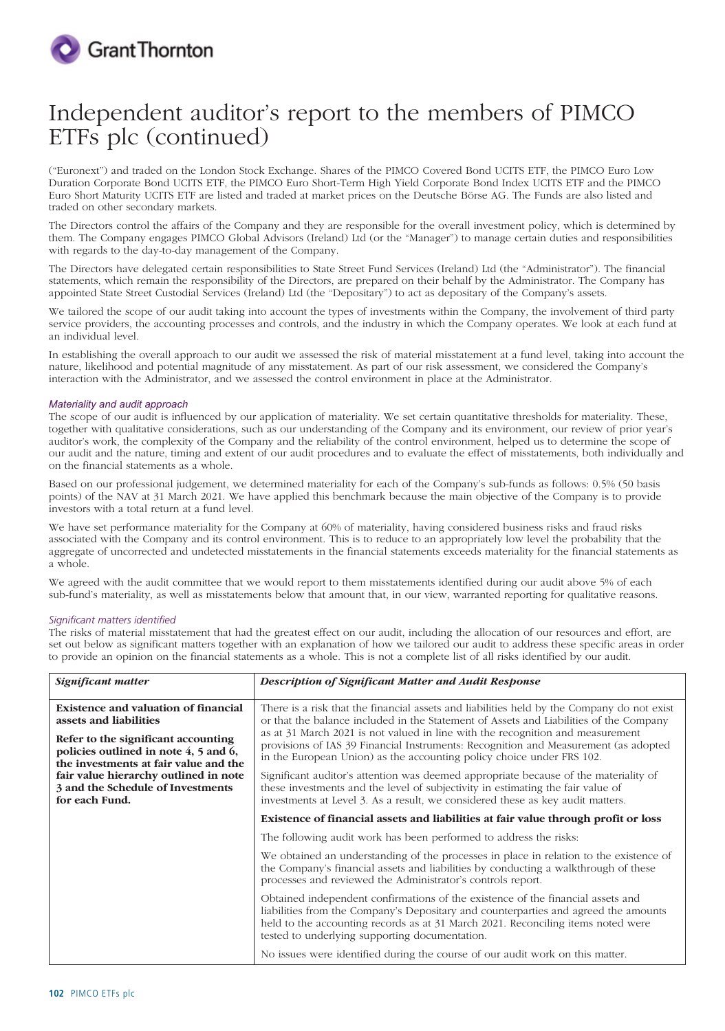# Independent auditor's report to the members of PIMCO ETFs plc (continued)

("Euronext") and traded on the London Stock Exchange. Shares of the PIMCO Covered Bond UCITS ETF, the PIMCO Euro Low Duration Corporate Bond UCITS ETF, the PIMCO Euro Short-Term High Yield Corporate Bond Index UCITS ETF and the PIMCO Euro Short Maturity UCITS ETF are listed and traded at market prices on the Deutsche Börse AG. The Funds are also listed and traded on other secondary markets.

The Directors control the affairs of the Company and they are responsible for the overall investment policy, which is determined by them. The Company engages PIMCO Global Advisors (Ireland) Ltd (or the "Manager") to manage certain duties and responsibilities with regards to the day-to-day management of the Company.

The Directors have delegated certain responsibilities to State Street Fund Services (Ireland) Ltd (the "Administrator"). The financial statements, which remain the responsibility of the Directors, are prepared on their behalf by the Administrator. The Company has appointed State Street Custodial Services (Ireland) Ltd (the "Depositary") to act as depositary of the Company's assets.

We tailored the scope of our audit taking into account the types of investments within the Company, the involvement of third party service providers, the accounting processes and controls, and the industry in which the Company operates. We look at each fund at an individual level.

In establishing the overall approach to our audit we assessed the risk of material misstatement at a fund level, taking into account the nature, likelihood and potential magnitude of any misstatement. As part of our risk assessment, we considered the Company's interaction with the Administrator, and we assessed the control environment in place at the Administrator.

*Materiality and audit approach*

The scope of our audit is influenced by our application of materiality. We set certain quantitative thresholds for materiality. These, together with qualitative considerations, such as our understanding of the Company and its environment, our review of prior year's auditor's work, the complexity of the Company and the reliability of the control environment, helped us to determine the scope of our audit and the nature, timing and extent of our audit procedures and to evaluate the effect of misstatements, both individually and on the financial statements as a whole.

Based on our professional judgement, we determined materiality for each of the Company's sub-funds as follows: 0.5% (50 basis points) of the NAV at 31 March 2021. We have applied this benchmark because the main objective of the Company is to provide investors with a total return at a fund level.

We have set performance materiality for the Company at 60% of materiality, having considered business risks and fraud risks associated with the Company and its control environment. This is to reduce to an appropriately low level the probability that the aggregate of uncorrected and undetected misstatements in the financial statements exceeds materiality for the financial statements as a whole.

We agreed with the audit committee that we would report to them misstatements identified during our audit above 5% of each sub-fund's materiality, as well as misstatements below that amount that, in our view, warranted reporting for qualitative reasons.

*Significant matters identified*

The risks of material misstatement that had the greatest effect on our audit, including the allocation of our resources and effort, are set out below as significant matters together with an explanation of how we tailored our audit to address these specific areas in order to provide an opinion on the financial statements as a whole. This is not a complete list of all risks identified by our audit.

| ***Significant matter*** | ***Description of Significant Matter and Audit Response*** |
|---|---|
| **Existence and valuation of financial assets and liabilities**<br><br>**Refer to the significant accounting policies outlined in note 4, 5 and 6, the investments at fair value and the fair value hierarchy outlined in note 3 and the Schedule of Investments for each Fund.** | There is a risk that the financial assets and liabilities held by the Company do not exist or that the balance included in the Statement of Assets and Liabilities of the Company as at 31 March 2021 is not valued in line with the recognition and measurement provisions of IAS 39 Financial Instruments: Recognition and Measurement (as adopted in the European Union) as the accounting policy choice under FRS 102.<br><br>Significant auditor's attention was deemed appropriate because of the materiality of these investments and the level of subjectivity in estimating the fair value of investments at Level 3. As a result, we considered these as key audit matters.<br><br>**Existence of financial assets and liabilities at fair value through profit or loss**<br><br>The following audit work has been performed to address the risks:<br><br>We obtained an understanding of the processes in place in relation to the existence of the Company's financial assets and liabilities by conducting a walkthrough of these processes and reviewed the Administrator's controls report.<br><br>Obtained independent confirmations of the existence of the financial assets and liabilities from the Company's Depositary and counterparties and agreed the amounts held to the accounting records as at 31 March 2021. Reconciling items noted were tested to underlying supporting documentation.<br><br>No issues were identified during the course of our audit work on this matter. |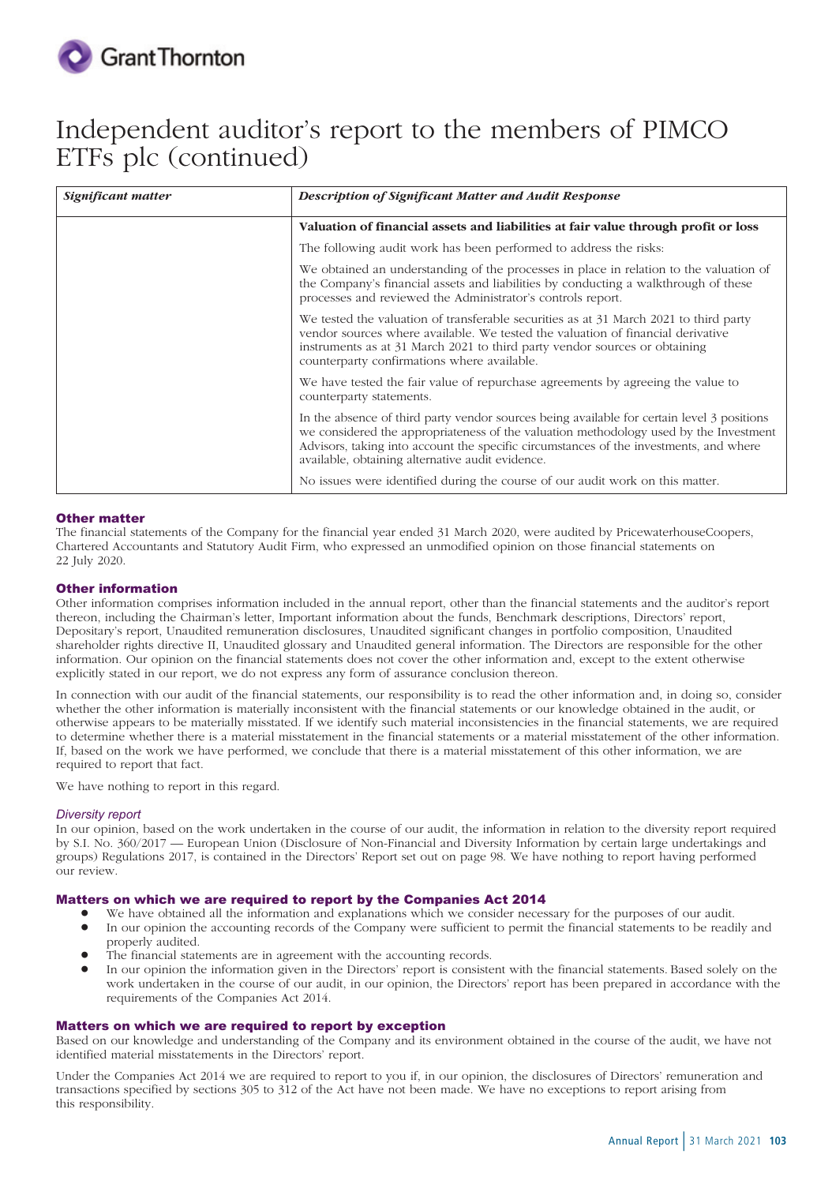# Independent auditor's report to the members of PIMCO ETFs plc (continued)

| *Significant matter* | *Description of Significant Matter and Audit Response* |
|---|---|
| | **Valuation of financial assets and liabilities at fair value through profit or loss**<br><br>The following audit work has been performed to address the risks:<br><br>We obtained an understanding of the processes in place in relation to the valuation of the Company's financial assets and liabilities by conducting a walkthrough of these processes and reviewed the Administrator's controls report.<br><br>We tested the valuation of transferable securities as at 31 March 2021 to third party vendor sources where available. We tested the valuation of financial derivative instruments as at 31 March 2021 to third party vendor sources or obtaining counterparty confirmations where available.<br><br>We have tested the fair value of repurchase agreements by agreeing the value to counterparty statements.<br><br>In the absence of third party vendor sources being available for certain level 3 positions we considered the appropriateness of the valuation methodology used by the Investment Advisors, taking into account the specific circumstances of the investments, and where available, obtaining alternative audit evidence.<br><br>No issues were identified during the course of our audit work on this matter. |

## Other matter

The financial statements of the Company for the financial year ended 31 March 2020, were audited by PricewaterhouseCoopers, Chartered Accountants and Statutory Audit Firm, who expressed an unmodified opinion on those financial statements on 22 July 2020.

## Other information

Other information comprises information included in the annual report, other than the financial statements and the auditor's report thereon, including the Chairman's letter, Important information about the funds, Benchmark descriptions, Directors' report, Depositary's report, Unaudited remuneration disclosures, Unaudited significant changes in portfolio composition, Unaudited shareholder rights directive II, Unaudited glossary and Unaudited general information. The Directors are responsible for the other information. Our opinion on the financial statements does not cover the other information and, except to the extent otherwise explicitly stated in our report, we do not express any form of assurance conclusion thereon.

In connection with our audit of the financial statements, our responsibility is to read the other information and, in doing so, consider whether the other information is materially inconsistent with the financial statements or our knowledge obtained in the audit, or otherwise appears to be materially misstated. If we identify such material inconsistencies in the financial statements, we are required to determine whether there is a material misstatement in the financial statements or a material misstatement of the other information. If, based on the work we have performed, we conclude that there is a material misstatement of this other information, we are required to report that fact.

We have nothing to report in this regard.

### *Diversity report*

In our opinion, based on the work undertaken in the course of our audit, the information in relation to the diversity report required by S.I. No. 360/2017 — European Union (Disclosure of Non-Financial and Diversity Information by certain large undertakings and groups) Regulations 2017, is contained in the Directors' Report set out on page 98. We have nothing to report having performed our review.

## Matters on which we are required to report by the Companies Act 2014

- We have obtained all the information and explanations which we consider necessary for the purposes of our audit.
- In our opinion the accounting records of the Company were sufficient to permit the financial statements to be readily and properly audited.
- The financial statements are in agreement with the accounting records.
- In our opinion the information given in the Directors' report is consistent with the financial statements. Based solely on the work undertaken in the course of our audit, in our opinion, the Directors' report has been prepared in accordance with the requirements of the Companies Act 2014.

## Matters on which we are required to report by exception

Based on our knowledge and understanding of the Company and its environment obtained in the course of the audit, we have not identified material misstatements in the Directors' report.

Under the Companies Act 2014 we are required to report to you if, in our opinion, the disclosures of Directors' remuneration and transactions specified by sections 305 to 312 of the Act have not been made. We have no exceptions to report arising from this responsibility.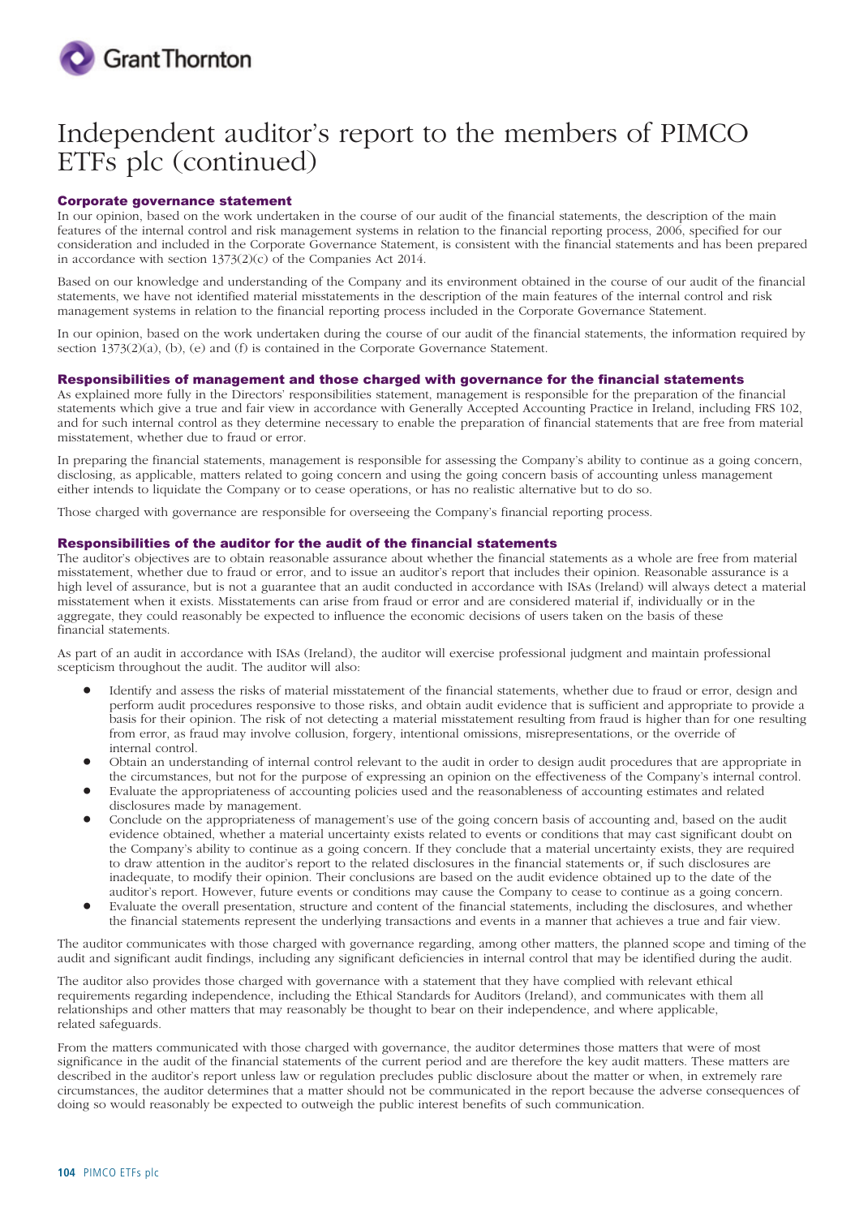# Independent auditor's report to the members of PIMCO ETFs plc (continued)

## Corporate governance statement

In our opinion, based on the work undertaken in the course of our audit of the financial statements, the description of the main features of the internal control and risk management systems in relation to the financial reporting process, 2006, specified for our consideration and included in the Corporate Governance Statement, is consistent with the financial statements and has been prepared in accordance with section 1373(2)(c) of the Companies Act 2014.

Based on our knowledge and understanding of the Company and its environment obtained in the course of our audit of the financial statements, we have not identified material misstatements in the description of the main features of the internal control and risk management systems in relation to the financial reporting process included in the Corporate Governance Statement.

In our opinion, based on the work undertaken during the course of our audit of the financial statements, the information required by section 1373(2)(a), (b), (e) and (f) is contained in the Corporate Governance Statement.

## Responsibilities of management and those charged with governance for the financial statements

As explained more fully in the Directors' responsibilities statement, management is responsible for the preparation of the financial statements which give a true and fair view in accordance with Generally Accepted Accounting Practice in Ireland, including FRS 102, and for such internal control as they determine necessary to enable the preparation of financial statements that are free from material misstatement, whether due to fraud or error.

In preparing the financial statements, management is responsible for assessing the Company's ability to continue as a going concern, disclosing, as applicable, matters related to going concern and using the going concern basis of accounting unless management either intends to liquidate the Company or to cease operations, or has no realistic alternative but to do so.

Those charged with governance are responsible for overseeing the Company's financial reporting process.

## Responsibilities of the auditor for the audit of the financial statements

The auditor's objectives are to obtain reasonable assurance about whether the financial statements as a whole are free from material misstatement, whether due to fraud or error, and to issue an auditor's report that includes their opinion. Reasonable assurance is a high level of assurance, but is not a guarantee that an audit conducted in accordance with ISAs (Ireland) will always detect a material misstatement when it exists. Misstatements can arise from fraud or error and are considered material if, individually or in the aggregate, they could reasonably be expected to influence the economic decisions of users taken on the basis of these financial statements.

As part of an audit in accordance with ISAs (Ireland), the auditor will exercise professional judgment and maintain professional scepticism throughout the audit. The auditor will also:

- Identify and assess the risks of material misstatement of the financial statements, whether due to fraud or error, design and perform audit procedures responsive to those risks, and obtain audit evidence that is sufficient and appropriate to provide a basis for their opinion. The risk of not detecting a material misstatement resulting from fraud is higher than for one resulting from error, as fraud may involve collusion, forgery, intentional omissions, misrepresentations, or the override of internal control.
- Obtain an understanding of internal control relevant to the audit in order to design audit procedures that are appropriate in the circumstances, but not for the purpose of expressing an opinion on the effectiveness of the Company's internal control.
- Evaluate the appropriateness of accounting policies used and the reasonableness of accounting estimates and related disclosures made by management.
- Conclude on the appropriateness of management's use of the going concern basis of accounting and, based on the audit evidence obtained, whether a material uncertainty exists related to events or conditions that may cast significant doubt on the Company's ability to continue as a going concern. If they conclude that a material uncertainty exists, they are required to draw attention in the auditor's report to the related disclosures in the financial statements or, if such disclosures are inadequate, to modify their opinion. Their conclusions are based on the audit evidence obtained up to the date of the auditor's report. However, future events or conditions may cause the Company to cease to continue as a going concern.
- Evaluate the overall presentation, structure and content of the financial statements, including the disclosures, and whether the financial statements represent the underlying transactions and events in a manner that achieves a true and fair view.

The auditor communicates with those charged with governance regarding, among other matters, the planned scope and timing of the audit and significant audit findings, including any significant deficiencies in internal control that may be identified during the audit.

The auditor also provides those charged with governance with a statement that they have complied with relevant ethical requirements regarding independence, including the Ethical Standards for Auditors (Ireland), and communicates with them all relationships and other matters that may reasonably be thought to bear on their independence, and where applicable, related safeguards.

From the matters communicated with those charged with governance, the auditor determines those matters that were of most significance in the audit of the financial statements of the current period and are therefore the key audit matters. These matters are described in the auditor's report unless law or regulation precludes public disclosure about the matter or when, in extremely rare circumstances, the auditor determines that a matter should not be communicated in the report because the adverse consequences of doing so would reasonably be expected to outweigh the public interest benefits of such communication.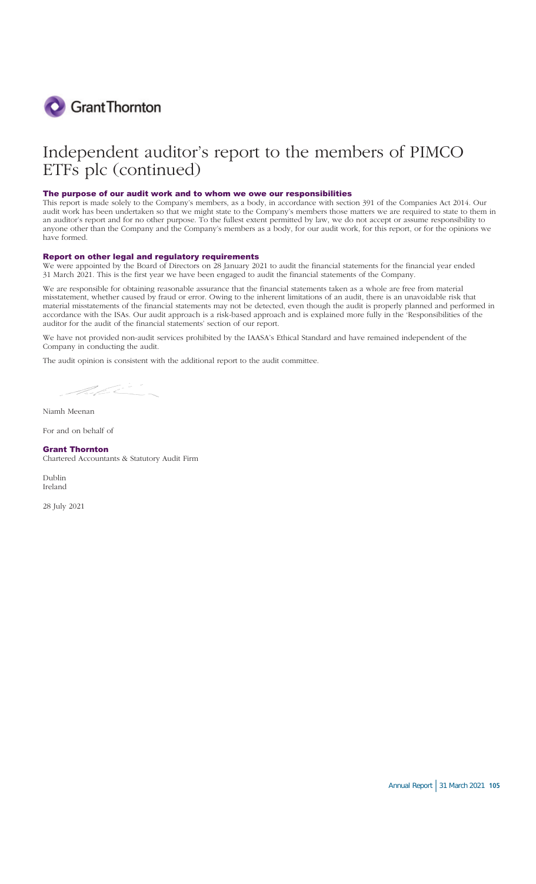Grant Thornton

# Independent auditor's report to the members of PIMCO ETFs plc (continued)

### The purpose of our audit work and to whom we owe our responsibilities

This report is made solely to the Company's members, as a body, in accordance with section 391 of the Companies Act 2014. Our audit work has been undertaken so that we might state to the Company's members those matters we are required to state to them in an auditor's report and for no other purpose. To the fullest extent permitted by law, we do not accept or assume responsibility to anyone other than the Company and the Company's members as a body, for our audit work, for this report, or for the opinions we have formed.

### Report on other legal and regulatory requirements

We were appointed by the Board of Directors on 28 January 2021 to audit the financial statements for the financial year ended 31 March 2021. This is the first year we have been engaged to audit the financial statements of the Company.

We are responsible for obtaining reasonable assurance that the financial statements taken as a whole are free from material misstatement, whether caused by fraud or error. Owing to the inherent limitations of an audit, there is an unavoidable risk that material misstatements of the financial statements may not be detected, even though the audit is properly planned and performed in accordance with the ISAs. Our audit approach is a risk-based approach and is explained more fully in the 'Responsibilities of the auditor for the audit of the financial statements' section of our report.

We have not provided non-audit services prohibited by the IAASA's Ethical Standard and have remained independent of the Company in conducting the audit.

The audit opinion is consistent with the additional report to the audit committee.

Niamh Meenan

For and on behalf of

**Grant Thornton**
Chartered Accountants & Statutory Audit Firm

Dublin
Ireland

28 July 2021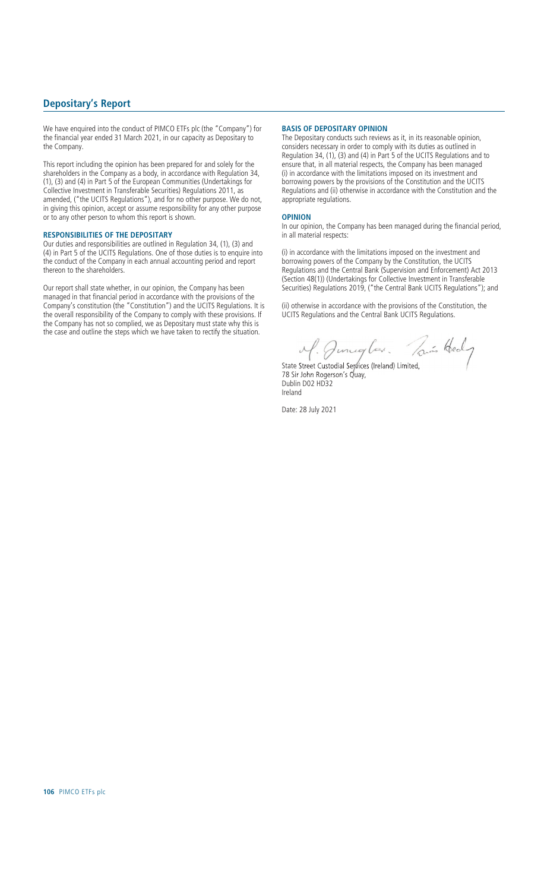# Depositary's Report

We have enquired into the conduct of PIMCO ETFs plc (the "Company") for the financial year ended 31 March 2021, in our capacity as Depositary to the Company.

This report including the opinion has been prepared for and solely for the shareholders in the Company as a body, in accordance with Regulation 34, (1), (3) and (4) in Part 5 of the European Communities (Undertakings for Collective Investment in Transferable Securities) Regulations 2011, as amended, ("the UCITS Regulations"), and for no other purpose. We do not, in giving this opinion, accept or assume responsibility for any other purpose or to any other person to whom this report is shown.

### RESPONSIBILITIES OF THE DEPOSITARY

Our duties and responsibilities are outlined in Regulation 34, (1), (3) and (4) in Part 5 of the UCITS Regulations. One of those duties is to enquire into the conduct of the Company in each annual accounting period and report thereon to the shareholders.

Our report shall state whether, in our opinion, the Company has been managed in that financial period in accordance with the provisions of the Company's constitution (the "Constitution") and the UCITS Regulations. It is the overall responsibility of the Company to comply with these provisions. If the Company has not so complied, we as Depositary must state why this is the case and outline the steps which we have taken to rectify the situation.

### BASIS OF DEPOSITARY OPINION

The Depositary conducts such reviews as it, in its reasonable opinion, considers necessary in order to comply with its duties as outlined in Regulation 34, (1), (3) and (4) in Part 5 of the UCITS Regulations and to ensure that, in all material respects, the Company has been managed (i) in accordance with the limitations imposed on its investment and borrowing powers by the provisions of the Constitution and the UCITS Regulations and (ii) otherwise in accordance with the Constitution and the appropriate regulations.

### OPINION

In our opinion, the Company has been managed during the financial period, in all material respects:

(i) in accordance with the limitations imposed on the investment and borrowing powers of the Company by the Constitution, the UCITS Regulations and the Central Bank (Supervision and Enforcement) Act 2013 (Section 48(1)) (Undertakings for Collective Investment in Transferable Securities) Regulations 2019, ("the Central Bank UCITS Regulations"); and

(ii) otherwise in accordance with the provisions of the Constitution, the UCITS Regulations and the Central Bank UCITS Regulations.

State Street Custodial Services (Ireland) Limited,
78 Sir John Rogerson's Quay,
Dublin D02 HD32
Ireland

Date: 28 July 2021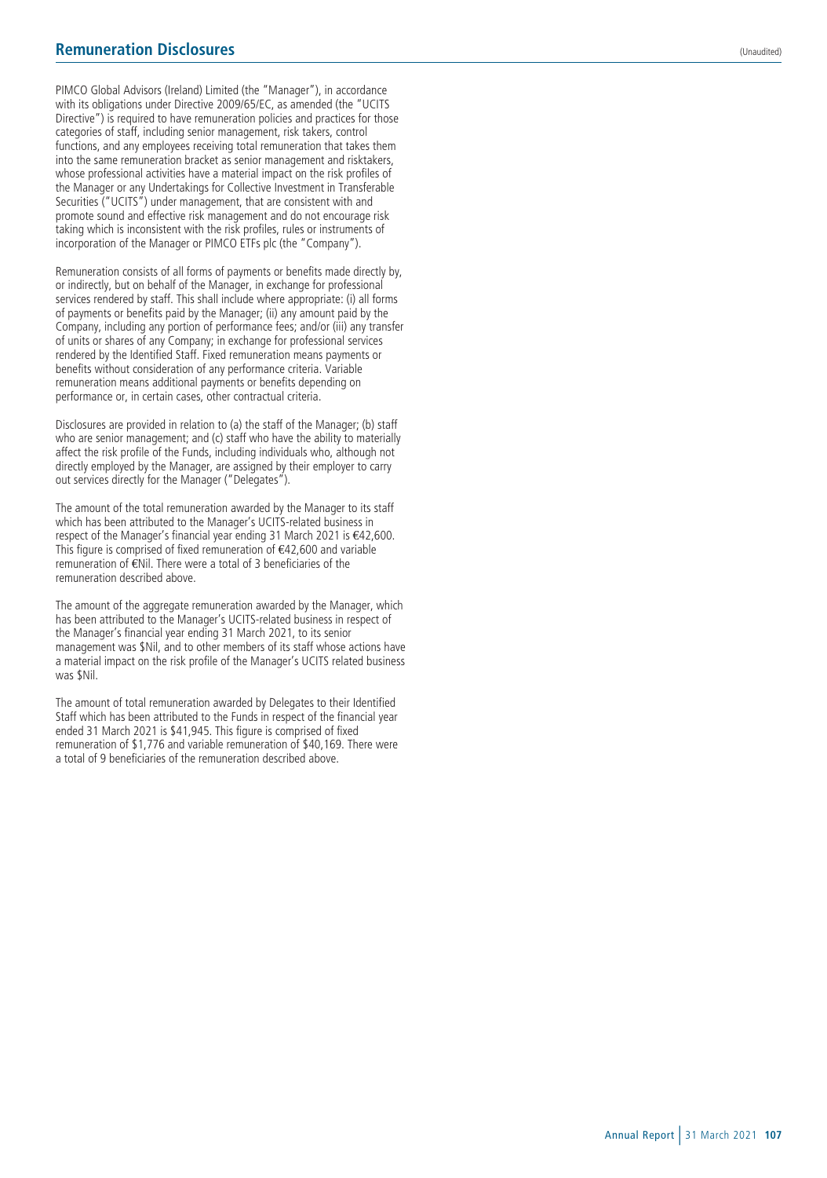# Remuneration Disclosures

(Unaudited)

PIMCO Global Advisors (Ireland) Limited (the "Manager"), in accordance with its obligations under Directive 2009/65/EC, as amended (the "UCITS Directive") is required to have remuneration policies and practices for those categories of staff, including senior management, risk takers, control functions, and any employees receiving total remuneration that takes them into the same remuneration bracket as senior management and risktakers, whose professional activities have a material impact on the risk profiles of the Manager or any Undertakings for Collective Investment in Transferable Securities ("UCITS") under management, that are consistent with and promote sound and effective risk management and do not encourage risk taking which is inconsistent with the risk profiles, rules or instruments of incorporation of the Manager or PIMCO ETFs plc (the "Company").

Remuneration consists of all forms of payments or benefits made directly by, or indirectly, but on behalf of the Manager, in exchange for professional services rendered by staff. This shall include where appropriate: (i) all forms of payments or benefits paid by the Manager; (ii) any amount paid by the Company, including any portion of performance fees; and/or (iii) any transfer of units or shares of any Company; in exchange for professional services rendered by the Identified Staff. Fixed remuneration means payments or benefits without consideration of any performance criteria. Variable remuneration means additional payments or benefits depending on performance or, in certain cases, other contractual criteria.

Disclosures are provided in relation to (a) the staff of the Manager; (b) staff who are senior management; and (c) staff who have the ability to materially affect the risk profile of the Funds, including individuals who, although not directly employed by the Manager, are assigned by their employer to carry out services directly for the Manager ("Delegates").

The amount of the total remuneration awarded by the Manager to its staff which has been attributed to the Manager's UCITS-related business in respect of the Manager's financial year ending 31 March 2021 is €42,600. This figure is comprised of fixed remuneration of €42,600 and variable remuneration of €Nil. There were a total of 3 beneficiaries of the remuneration described above.

The amount of the aggregate remuneration awarded by the Manager, which has been attributed to the Manager's UCITS-related business in respect of the Manager's financial year ending 31 March 2021, to its senior management was $Nil, and to other members of its staff whose actions have a material impact on the risk profile of the Manager's UCITS related business was $Nil.

The amount of total remuneration awarded by Delegates to their Identified Staff which has been attributed to the Funds in respect of the financial year ended 31 March 2021 is $41,945. This figure is comprised of fixed remuneration of $1,776 and variable remuneration of $40,169. There were a total of 9 beneficiaries of the remuneration described above.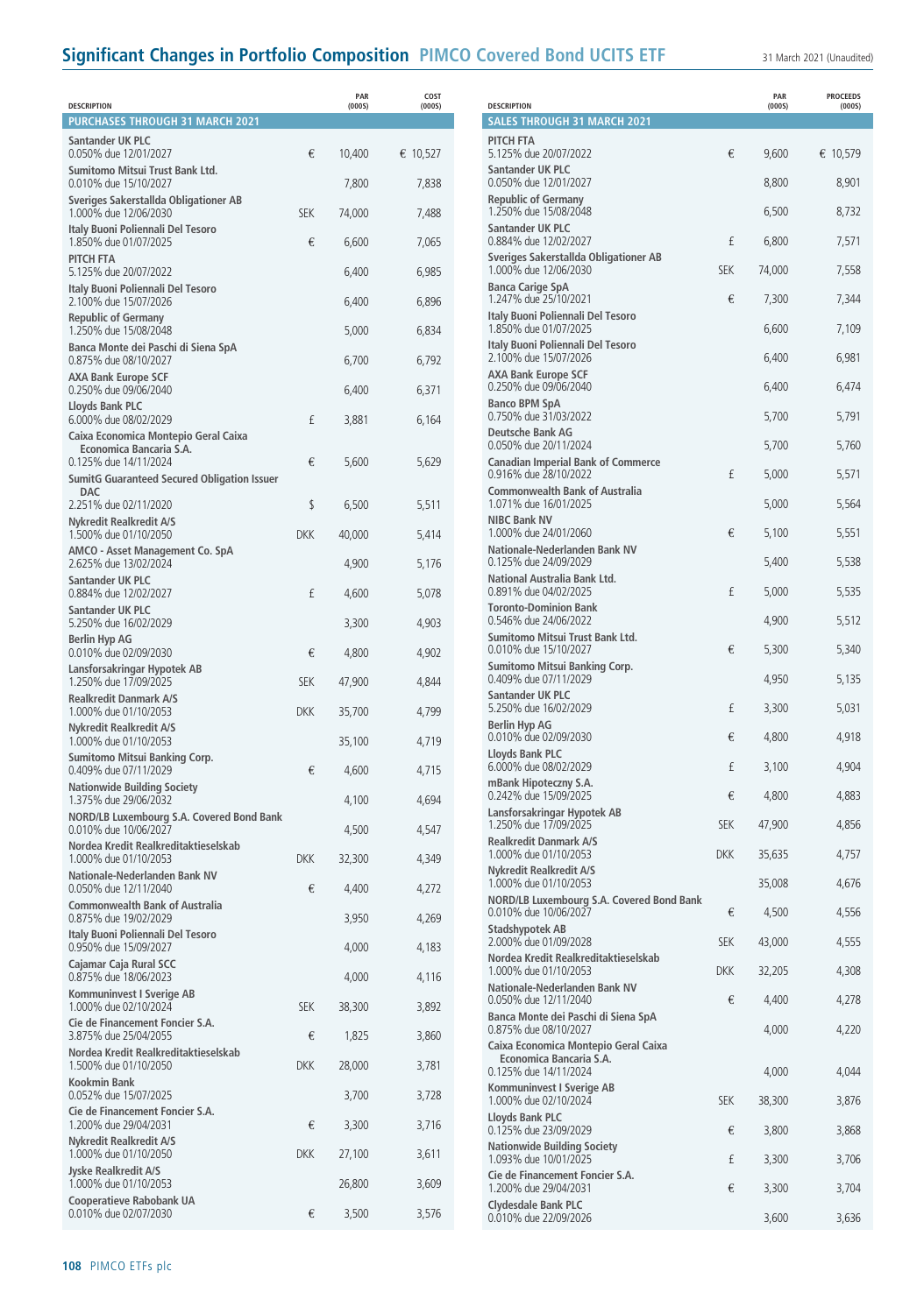# Significant Changes in Portfolio Composition PIMCO Covered Bond UCITS ETF

31 March 2021 (Unaudited)

| DESCRIPTION | | PAR (000S) | COST (000S) |
|---|---|---|---|
| **PURCHASES THROUGH 31 MARCH 2021** | | | |
| **Santander UK PLC** 0.050% due 12/01/2027 | € | 10,400 | € 10,527 |
| **Sumitomo Mitsui Trust Bank Ltd.** 0.010% due 15/10/2027 | | 7,800 | 7,838 |
| **Sveriges Sakerstallda Obligationer AB** 1.000% due 12/06/2030 | SEK | 74,000 | 7,488 |
| **Italy Buoni Poliennali Del Tesoro** 1.850% due 01/07/2025 | € | 6,600 | 7,065 |
| **PITCH FTA** 5.125% due 20/07/2022 | | 6,400 | 6,985 |
| **Italy Buoni Poliennali Del Tesoro** 2.100% due 15/07/2026 | | 6,400 | 6,896 |
| **Republic of Germany** 1.250% due 15/08/2048 | | 5,000 | 6,834 |
| **Banca Monte dei Paschi di Siena SpA** 0.875% due 08/10/2027 | | 6,700 | 6,792 |
| **AXA Bank Europe SCF** 0.250% due 09/06/2040 | | 6,400 | 6,371 |
| **Lloyds Bank PLC** 6.000% due 08/02/2029 | £ | 3,881 | 6,164 |
| **Caixa Economica Montepio Geral Caixa Economica Bancaria S.A.** 0.125% due 14/11/2024 | € | 5,600 | 5,629 |
| **SumitG Guaranteed Secured Obligation Issuer DAC** 2.251% due 02/11/2020 | $ | 6,500 | 5,511 |
| **Nykredit Realkredit A/S** 1.500% due 01/10/2050 | DKK | 40,000 | 5,414 |
| **AMCO - Asset Management Co. SpA** 2.625% due 13/02/2024 | | 4,900 | 5,176 |
| **Santander UK PLC** 0.884% due 12/02/2027 | £ | 4,600 | 5,078 |
| **Santander UK PLC** 5.250% due 16/02/2029 | | 3,300 | 4,903 |
| **Berlin Hyp AG** 0.010% due 02/09/2030 | € | 4,800 | 4,902 |
| **Lansforsakringar Hypotek AB** 1.250% due 17/09/2025 | SEK | 47,900 | 4,844 |
| **Realkredit Danmark A/S** 1.000% due 01/10/2053 | DKK | 35,700 | 4,799 |
| **Nykredit Realkredit A/S** 1.000% due 01/10/2053 | | 35,100 | 4,719 |
| **Sumitomo Mitsui Banking Corp.** 0.409% due 07/11/2029 | € | 4,600 | 4,715 |
| **Nationwide Building Society** 1.375% due 29/06/2032 | | 4,100 | 4,694 |
| **NORD/LB Luxembourg S.A. Covered Bond Bank** 0.010% due 10/06/2027 | | 4,500 | 4,547 |
| **Nordea Kredit Realkreditaktieselskab** 1.000% due 01/10/2053 | DKK | 32,300 | 4,349 |
| **Nationale-Nederlanden Bank NV** 0.050% due 12/11/2040 | € | 4,400 | 4,272 |
| **Commonwealth Bank of Australia** 0.875% due 19/02/2029 | | 3,950 | 4,269 |
| **Italy Buoni Poliennali Del Tesoro** 0.950% due 15/09/2027 | | 4,000 | 4,183 |
| **Cajamar Caja Rural SCC** 0.875% due 18/06/2023 | | 4,000 | 4,116 |
| **Kommuninvest I Sverige AB** 1.000% due 02/10/2024 | SEK | 38,300 | 3,892 |
| **Cie de Financement Foncier S.A.** 3.875% due 25/04/2055 | € | 1,825 | 3,860 |
| **Nordea Kredit Realkreditaktieselskab** 1.500% due 01/10/2050 | DKK | 28,000 | 3,781 |
| **Kookmin Bank** 0.052% due 15/07/2025 | | 3,700 | 3,728 |
| **Cie de Financement Foncier S.A.** 1.200% due 29/04/2031 | € | 3,300 | 3,716 |
| **Nykredit Realkredit A/S** 1.000% due 01/10/2050 | DKK | 27,100 | 3,611 |
| **Jyske Realkredit A/S** 1.000% due 01/10/2053 | | 26,800 | 3,609 |
| **Cooperatieve Rabobank UA** 0.010% due 02/07/2030 | € | 3,500 | 3,576 |

| DESCRIPTION | | PAR (000S) | PROCEEDS (000S) |
|---|---|---|---|
| **SALES THROUGH 31 MARCH 2021** | | | |
| **PITCH FTA** 5.125% due 20/07/2022 | € | 9,600 | € 10,579 |
| **Santander UK PLC** 0.050% due 12/01/2027 | | 8,800 | 8,901 |
| **Republic of Germany** 1.250% due 15/08/2048 | | 6,500 | 8,732 |
| **Santander UK PLC** 0.884% due 12/02/2027 | £ | 6,800 | 7,571 |
| **Sveriges Sakerstallda Obligationer AB** 1.000% due 12/06/2030 | SEK | 74,000 | 7,558 |
| **Banca Carige SpA** 1.247% due 25/10/2021 | € | 7,300 | 7,344 |
| **Italy Buoni Poliennali Del Tesoro** 1.850% due 01/07/2025 | | 6,600 | 7,109 |
| **Italy Buoni Poliennali Del Tesoro** 2.100% due 15/07/2026 | | 6,400 | 6,981 |
| **AXA Bank Europe SCF** 0.250% due 09/06/2040 | | 6,400 | 6,474 |
| **Banco BPM SpA** 0.750% due 31/03/2022 | | 5,700 | 5,791 |
| **Deutsche Bank AG** 0.050% due 20/11/2024 | | 5,700 | 5,760 |
| **Canadian Imperial Bank of Commerce** 0.916% due 28/10/2022 | £ | 5,000 | 5,571 |
| **Commonwealth Bank of Australia** 1.071% due 16/01/2025 | | 5,000 | 5,564 |
| **NIBC Bank NV** 1.000% due 24/01/2060 | € | 5,100 | 5,551 |
| **Nationale-Nederlanden Bank NV** 0.125% due 24/09/2029 | | 5,400 | 5,538 |
| **National Australia Bank Ltd.** 0.891% due 04/02/2025 | £ | 5,000 | 5,535 |
| **Toronto-Dominion Bank** 0.546% due 24/06/2022 | | 4,900 | 5,512 |
| **Sumitomo Mitsui Trust Bank Ltd.** 0.010% due 15/10/2027 | € | 5,300 | 5,340 |
| **Sumitomo Mitsui Banking Corp.** 0.409% due 07/11/2029 | | 4,950 | 5,135 |
| **Santander UK PLC** 5.250% due 16/02/2029 | £ | 3,300 | 5,031 |
| **Berlin Hyp AG** 0.010% due 02/09/2030 | € | 4,800 | 4,918 |
| **Lloyds Bank PLC** 6.000% due 08/02/2029 | £ | 3,100 | 4,904 |
| **mBank Hipoteczny S.A.** 0.242% due 15/09/2025 | € | 4,800 | 4,883 |
| **Lansforsakringar Hypotek AB** 1.250% due 17/09/2025 | SEK | 47,900 | 4,856 |
| **Realkredit Danmark A/S** 1.000% due 01/10/2053 | DKK | 35,635 | 4,757 |
| **Nykredit Realkredit A/S** 1.000% due 01/10/2053 | | 35,008 | 4,676 |
| **NORD/LB Luxembourg S.A. Covered Bond Bank** 0.010% due 10/06/2027 | € | 4,500 | 4,556 |
| **Stadshypotek AB** 2.000% due 01/09/2028 | SEK | 43,000 | 4,555 |
| **Nordea Kredit Realkreditaktieselskab** 1.000% due 01/10/2053 | DKK | 32,205 | 4,308 |
| **Nationale-Nederlanden Bank NV** 0.050% due 12/11/2040 | € | 4,400 | 4,278 |
| **Banca Monte dei Paschi di Siena SpA** 0.875% due 08/10/2027 | | 4,000 | 4,220 |
| **Caixa Economica Montepio Geral Caixa Economica Bancaria S.A.** 0.125% due 14/11/2024 | | 4,000 | 4,044 |
| **Kommuninvest I Sverige AB** 1.000% due 02/10/2024 | SEK | 38,300 | 3,876 |
| **Lloyds Bank PLC** 0.125% due 23/09/2029 | € | 3,800 | 3,868 |
| **Nationwide Building Society** 1.093% due 10/01/2025 | £ | 3,300 | 3,706 |
| **Cie de Financement Foncier S.A.** 1.200% due 29/04/2031 | € | 3,300 | 3,704 |
| **Clydesdale Bank PLC** 0.010% due 22/09/2026 | | 3,600 | 3,636 |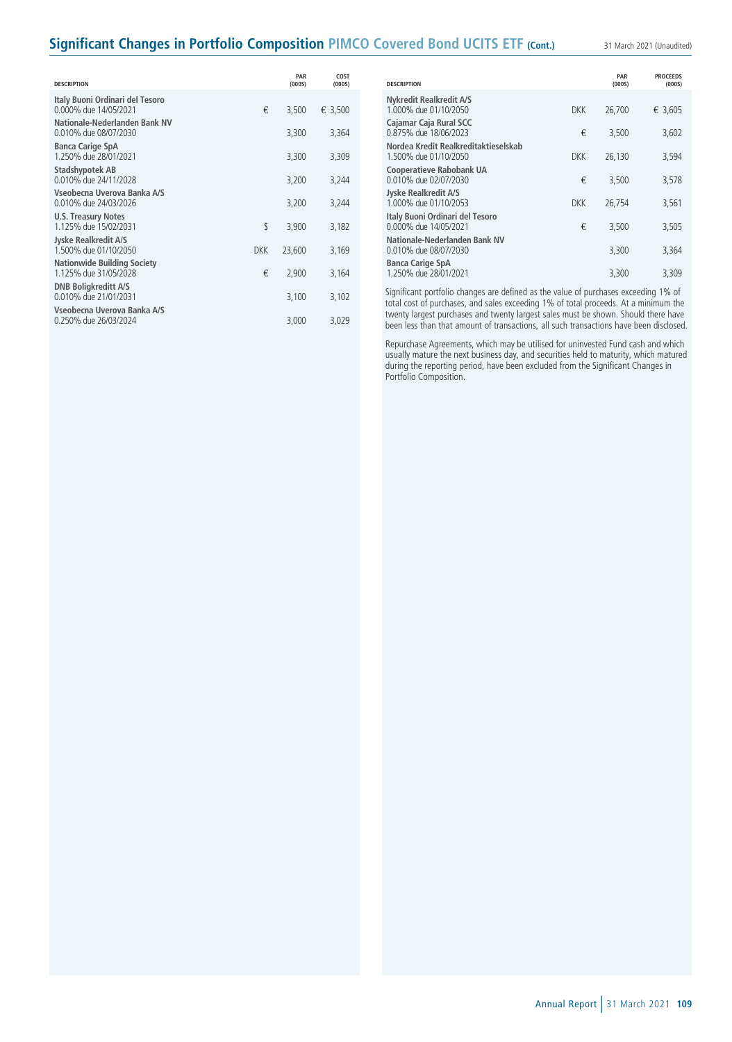## Significant Changes in Portfolio Composition PIMCO Covered Bond UCITS ETF (Cont.)

31 March 2021 (Unaudited)

| DESCRIPTION | | PAR (000S) | COST (000S) |
|---|---|---|---|
| **Italy Buoni Ordinari del Tesoro**<br>0.000% due 14/05/2021 | € | 3,500 | € 3,500 |
| **Nationale-Nederlanden Bank NV**<br>0.010% due 08/07/2030 | | 3,300 | 3,364 |
| **Banca Carige SpA**<br>1.250% due 28/01/2021 | | 3,300 | 3,309 |
| **Stadshypotek AB**<br>0.010% due 24/11/2028 | | 3,200 | 3,244 |
| **Vseobecna Uverova Banka A/S**<br>0.010% due 24/03/2026 | | 3,200 | 3,244 |
| **U.S. Treasury Notes**<br>1.125% due 15/02/2031 | $ | 3,900 | 3,182 |
| **Jyske Realkredit A/S**<br>1.500% due 01/10/2050 | DKK | 23,600 | 3,169 |
| **Nationwide Building Society**<br>1.125% due 31/05/2028 | € | 2,900 | 3,164 |
| **DNB Boligkreditt A/S**<br>0.010% due 21/01/2031 | | 3,100 | 3,102 |
| **Vseobecna Uverova Banka A/S**<br>0.250% due 26/03/2024 | | 3,000 | 3,029 |

| DESCRIPTION | | PAR (000S) | PROCEEDS (000S) |
|---|---|---|---|
| **Nykredit Realkredit A/S**<br>1.000% due 01/10/2050 | DKK | 26,700 | € 3,605 |
| **Cajamar Caja Rural SCC**<br>0.875% due 18/06/2023 | € | 3,500 | 3,602 |
| **Nordea Kredit Realkreditaktieselskab**<br>1.500% due 01/10/2050 | DKK | 26,130 | 3,594 |
| **Cooperatieve Rabobank UA**<br>0.010% due 02/07/2030 | € | 3,500 | 3,578 |
| **Jyske Realkredit A/S**<br>1.000% due 01/10/2053 | DKK | 26,754 | 3,561 |
| **Italy Buoni Ordinari del Tesoro**<br>0.000% due 14/05/2021 | € | 3,500 | 3,505 |
| **Nationale-Nederlanden Bank NV**<br>0.010% due 08/07/2030 | | 3,300 | 3,364 |
| **Banca Carige SpA**<br>1.250% due 28/01/2021 | | 3,300 | 3,309 |

Significant portfolio changes are defined as the value of purchases exceeding 1% of total cost of purchases, and sales exceeding 1% of total proceeds. At a minimum the twenty largest purchases and twenty largest sales must be shown. Should there have been less than that amount of transactions, all such transactions have been disclosed.

Repurchase Agreements, which may be utilised for uninvested Fund cash and which usually mature the next business day, and securities held to maturity, which matured during the reporting period, have been excluded from the Significant Changes in Portfolio Composition.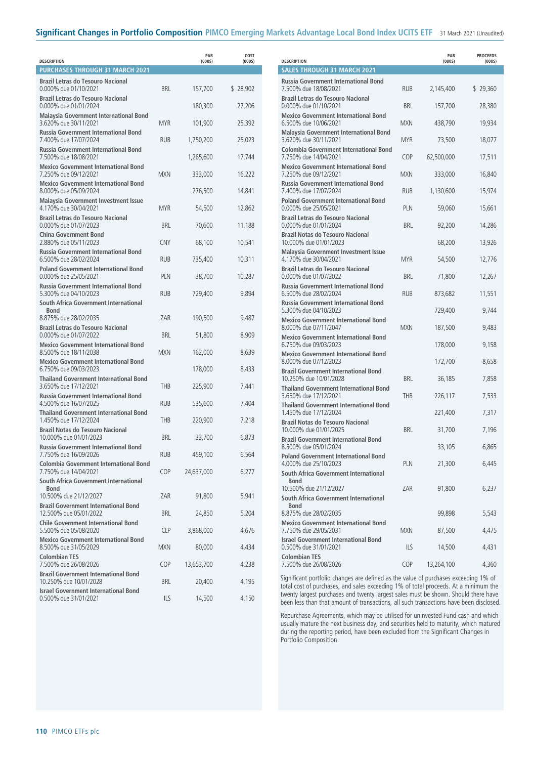## Significant Changes in Portfolio Composition PIMCO Emerging Markets Advantage Local Bond Index UCITS ETF

31 March 2021 (Unaudited)

| DESCRIPTION | | PAR (000S) | COST (000S) |
|---|---|---|---|
| **PURCHASES THROUGH 31 MARCH 2021** | | | |
| **Brazil Letras do Tesouro Nacional**<br>0.000% due 01/10/2021 | BRL | 157,700 | $ 28,902 |
| **Brazil Letras do Tesouro Nacional**<br>0.000% due 01/01/2024 | | 180,300 | 27,206 |
| **Malaysia Government International Bond**<br>3.620% due 30/11/2021 | MYR | 101,900 | 25,392 |
| **Russia Government International Bond**<br>7.400% due 17/07/2024 | RUB | 1,750,200 | 25,023 |
| **Russia Government International Bond**<br>7.500% due 18/08/2021 | | 1,265,600 | 17,744 |
| **Mexico Government International Bond**<br>7.250% due 09/12/2021 | MXN | 333,000 | 16,222 |
| **Mexico Government International Bond**<br>8.000% due 05/09/2024 | | 276,500 | 14,841 |
| **Malaysia Government Investment Issue**<br>4.170% due 30/04/2021 | MYR | 54,500 | 12,862 |
| **Brazil Letras do Tesouro Nacional**<br>0.000% due 01/07/2023 | BRL | 70,600 | 11,188 |
| **China Government Bond**<br>2.880% due 05/11/2023 | CNY | 68,100 | 10,541 |
| **Russia Government International Bond**<br>6.500% due 28/02/2024 | RUB | 735,400 | 10,311 |
| **Poland Government International Bond**<br>0.000% due 25/05/2021 | PLN | 38,700 | 10,287 |
| **Russia Government International Bond**<br>5.300% due 04/10/2023 | RUB | 729,400 | 9,894 |
| **South Africa Government International Bond**<br>8.875% due 28/02/2035 | ZAR | 190,500 | 9,487 |
| **Brazil Letras do Tesouro Nacional**<br>0.000% due 01/07/2022 | BRL | 51,800 | 8,909 |
| **Mexico Government International Bond**<br>8.500% due 18/11/2038 | MXN | 162,000 | 8,639 |
| **Mexico Government International Bond**<br>6.750% due 09/03/2023 | | 178,000 | 8,433 |
| **Thailand Government International Bond**<br>3.650% due 17/12/2021 | THB | 225,900 | 7,441 |
| **Russia Government International Bond**<br>4.500% due 16/07/2025 | RUB | 535,600 | 7,404 |
| **Thailand Government International Bond**<br>1.450% due 17/12/2024 | THB | 220,900 | 7,218 |
| **Brazil Notas do Tesouro Nacional**<br>10.000% due 01/01/2023 | BRL | 33,700 | 6,873 |
| **Russia Government International Bond**<br>7.750% due 16/09/2026 | RUB | 459,100 | 6,564 |
| **Colombia Government International Bond**<br>7.750% due 14/04/2021 | COP | 24,637,000 | 6,277 |
| **South Africa Government International Bond**<br>10.500% due 21/12/2027 | ZAR | 91,800 | 5,941 |
| **Brazil Government International Bond**<br>12.500% due 05/01/2022 | BRL | 24,850 | 5,204 |
| **Chile Government International Bond**<br>5.500% due 05/08/2020 | CLP | 3,868,000 | 4,676 |
| **Mexico Government International Bond**<br>8.500% due 31/05/2029 | MXN | 80,000 | 4,434 |
| **Colombian TES**<br>7.500% due 26/08/2026 | COP | 13,653,700 | 4,238 |
| **Brazil Government International Bond**<br>10.250% due 10/01/2028 | BRL | 20,400 | 4,195 |
| **Israel Government International Bond**<br>0.500% due 31/01/2021 | ILS | 14,500 | 4,150 |

| DESCRIPTION | | PAR (000S) | PROCEEDS (000S) |
|---|---|---|---|
| **SALES THROUGH 31 MARCH 2021** | | | |
| **Russia Government International Bond**<br>7.500% due 18/08/2021 | RUB | 2,145,400 | $ 29,360 |
| **Brazil Letras do Tesouro Nacional**<br>0.000% due 01/10/2021 | BRL | 157,700 | 28,380 |
| **Mexico Government International Bond**<br>6.500% due 10/06/2021 | MXN | 438,790 | 19,934 |
| **Malaysia Government International Bond**<br>3.620% due 30/11/2021 | MYR | 73,500 | 18,077 |
| **Colombia Government International Bond**<br>7.750% due 14/04/2021 | COP | 62,500,000 | 17,511 |
| **Mexico Government International Bond**<br>7.250% due 09/12/2021 | MXN | 333,000 | 16,840 |
| **Russia Government International Bond**<br>7.400% due 17/07/2024 | RUB | 1,130,600 | 15,974 |
| **Poland Government International Bond**<br>0.000% due 25/05/2021 | PLN | 59,060 | 15,661 |
| **Brazil Letras do Tesouro Nacional**<br>0.000% due 01/01/2024 | BRL | 92,200 | 14,286 |
| **Brazil Notas do Tesouro Nacional**<br>10.000% due 01/01/2023 | | 68,200 | 13,926 |
| **Malaysia Government Investment Issue**<br>4.170% due 30/04/2021 | MYR | 54,500 | 12,776 |
| **Brazil Letras do Tesouro Nacional**<br>0.000% due 01/07/2022 | BRL | 71,800 | 12,267 |
| **Russia Government International Bond**<br>6.500% due 28/02/2024 | RUB | 873,682 | 11,551 |
| **Russia Government International Bond**<br>5.300% due 04/10/2023 | | 729,400 | 9,744 |
| **Mexico Government International Bond**<br>8.000% due 07/11/2047 | MXN | 187,500 | 9,483 |
| **Mexico Government International Bond**<br>6.750% due 09/03/2023 | | 178,000 | 9,158 |
| **Mexico Government International Bond**<br>8.000% due 07/12/2023 | | 172,700 | 8,658 |
| **Brazil Government International Bond**<br>10.250% due 10/01/2028 | BRL | 36,185 | 7,858 |
| **Thailand Government International Bond**<br>3.650% due 17/12/2021 | THB | 226,117 | 7,533 |
| **Thailand Government International Bond**<br>1.450% due 17/12/2024 | | 221,400 | 7,317 |
| **Brazil Notas do Tesouro Nacional**<br>10.000% due 01/01/2025 | BRL | 31,700 | 7,196 |
| **Brazil Government International Bond**<br>8.500% due 05/01/2024 | | 33,105 | 6,865 |
| **Poland Government International Bond**<br>4.000% due 25/10/2023 | PLN | 21,300 | 6,445 |
| **South Africa Government International Bond**<br>10.500% due 21/12/2027 | ZAR | 91,800 | 6,237 |
| **South Africa Government International Bond**<br>8.875% due 28/02/2035 | | 99,898 | 5,543 |
| **Mexico Government International Bond**<br>7.750% due 29/05/2031 | MXN | 87,500 | 4,475 |
| **Israel Government International Bond**<br>0.500% due 31/01/2021 | ILS | 14,500 | 4,431 |
| **Colombian TES**<br>7.500% due 26/08/2026 | COP | 13,264,100 | 4,360 |

Significant portfolio changes are defined as the value of purchases exceeding 1% of total cost of purchases, and sales exceeding 1% of total proceeds. At a minimum the twenty largest purchases and twenty largest sales must be shown. Should there have been less than that amount of transactions, all such transactions have been disclosed.

Repurchase Agreements, which may be utilised for uninvested Fund cash and which usually mature the next business day, and securities held to maturity, which matured during the reporting period, have been excluded from the Significant Changes in Portfolio Composition.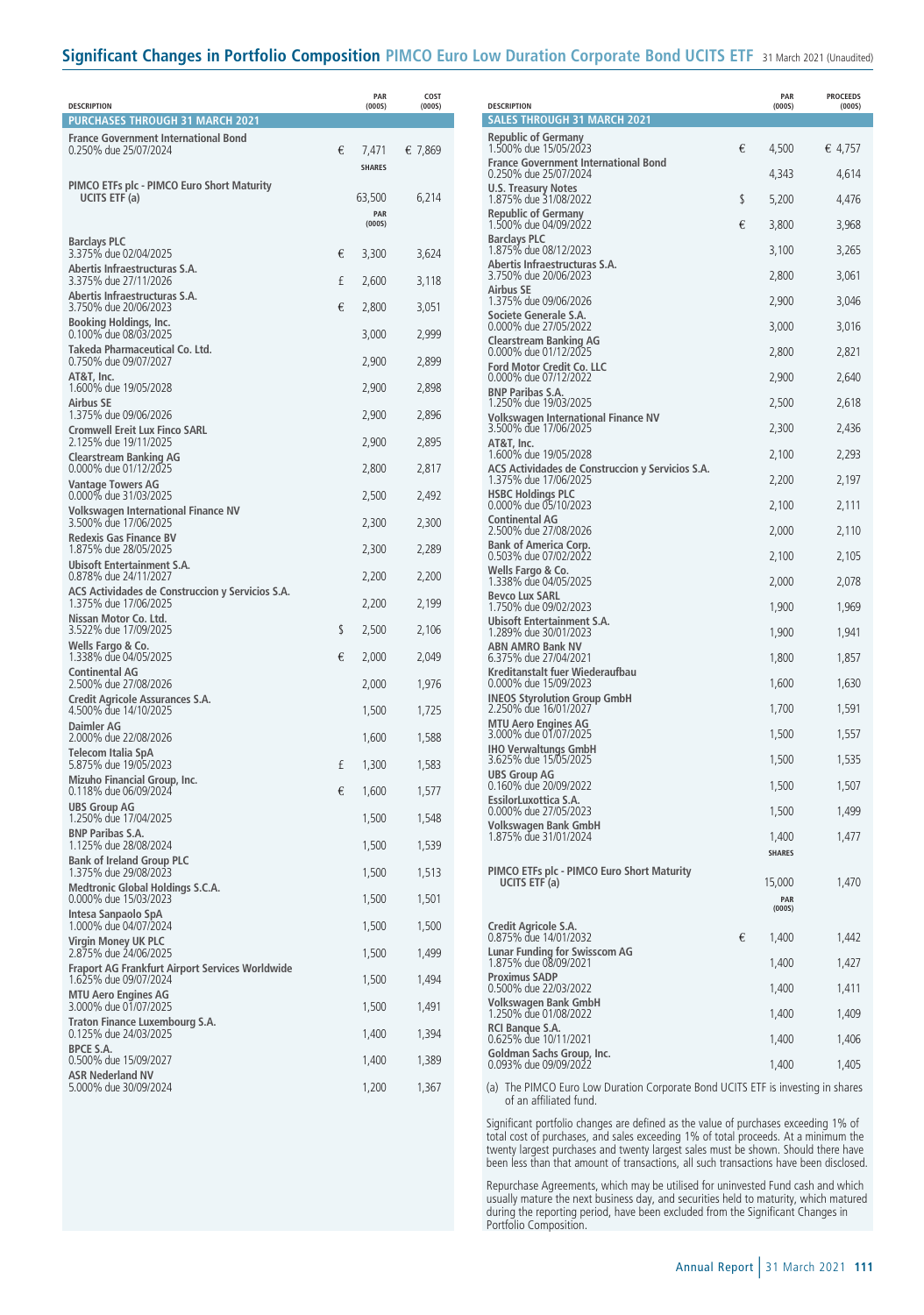## Significant Changes in Portfolio Composition PIMCO Euro Low Duration Corporate Bond UCITS ETF 31 March 2021 (Unaudited)

| DESCRIPTION | | PAR (000S) | COST (000S) |
|---|---|---|---|
| **PURCHASES THROUGH 31 MARCH 2021** | | | |
| **France Government International Bond** 0.250% due 25/07/2024 | € | 7,471 | € 7,869 |
| | | SHARES | |
| **PIMCO ETFs plc - PIMCO Euro Short Maturity UCITS ETF (a)** | | 63,500 | 6,214 |
| | | PAR (000S) | |
| **Barclays PLC** 3.375% due 02/04/2025 | € | 3,300 | 3,624 |
| **Abertis Infraestructuras S.A.** 3.375% due 27/11/2026 | £ | 2,600 | 3,118 |
| **Abertis Infraestructuras S.A.** 3.750% due 20/06/2023 | € | 2,800 | 3,051 |
| **Booking Holdings, Inc.** 0.100% due 08/03/2025 | | 3,000 | 2,999 |
| **Takeda Pharmaceutical Co. Ltd.** 0.750% due 09/07/2027 | | 2,900 | 2,899 |
| **AT&T, Inc.** 1.600% due 19/05/2028 | | 2,900 | 2,898 |
| **Airbus SE** 1.375% due 09/06/2026 | | 2,900 | 2,896 |
| **Cromwell Ereit Lux Finco SARL** 2.125% due 19/11/2025 | | 2,900 | 2,895 |
| **Clearstream Banking AG** 0.000% due 01/12/2025 | | 2,800 | 2,817 |
| **Vantage Towers AG** 0.000% due 31/03/2025 | | 2,500 | 2,492 |
| **Volkswagen International Finance NV** 3.500% due 17/06/2025 | | 2,300 | 2,300 |
| **Redexis Gas Finance BV** 1.875% due 28/05/2025 | | 2,300 | 2,289 |
| **Ubisoft Entertainment S.A.** 0.878% due 24/11/2027 | | 2,200 | 2,200 |
| **ACS Actividades de Construccion y Servicios S.A.** 1.375% due 17/06/2025 | | 2,200 | 2,199 |
| **Nissan Motor Co. Ltd.** 3.522% due 17/09/2025 | $ | 2,500 | 2,106 |
| **Wells Fargo & Co.** 1.338% due 04/05/2025 | € | 2,000 | 2,049 |
| **Continental AG** 2.500% due 27/08/2026 | | 2,000 | 1,976 |
| **Credit Agricole Assurances S.A.** 4.500% due 14/10/2025 | | 1,500 | 1,725 |
| **Daimler AG** 2.000% due 22/08/2026 | | 1,600 | 1,588 |
| **Telecom Italia SpA** 5.875% due 19/05/2023 | £ | 1,300 | 1,583 |
| **Mizuho Financial Group, Inc.** 0.118% due 06/09/2024 | € | 1,600 | 1,577 |
| **UBS Group AG** 1.250% due 17/04/2025 | | 1,500 | 1,548 |
| **BNP Paribas S.A.** 1.125% due 28/08/2024 | | 1,500 | 1,539 |
| **Bank of Ireland Group PLC** 1.375% due 29/08/2023 | | 1,500 | 1,513 |
| **Medtronic Global Holdings S.C.A.** 0.000% due 15/03/2023 | | 1,500 | 1,501 |
| **Intesa Sanpaolo SpA** 1.000% due 04/07/2024 | | 1,500 | 1,500 |
| **Virgin Money UK PLC** 2.875% due 24/06/2025 | | 1,500 | 1,499 |
| **Fraport AG Frankfurt Airport Services Worldwide** 1.625% due 09/07/2024 | | 1,500 | 1,494 |
| **MTU Aero Engines AG** 3.000% due 01/07/2025 | | 1,500 | 1,491 |
| **Traton Finance Luxembourg S.A.** 0.125% due 24/03/2025 | | 1,400 | 1,394 |
| **BPCE S.A.** 0.500% due 15/09/2027 | | 1,400 | 1,389 |
| **ASR Nederland NV** 5.000% due 30/09/2024 | | 1,200 | 1,367 |

| DESCRIPTION | | PAR (000S) | PROCEEDS (000S) |
|---|---|---|---|
| **SALES THROUGH 31 MARCH 2021** | | | |
| **Republic of Germany** 1.500% due 15/05/2023 | € | 4,500 | € 4,757 |
| **France Government International Bond** 0.250% due 25/07/2024 | | 4,343 | 4,614 |
| **U.S. Treasury Notes** 1.875% due 31/08/2022 | $ | 5,200 | 4,476 |
| **Republic of Germany** 1.500% due 04/09/2022 | € | 3,800 | 3,968 |
| **Barclays PLC** 1.875% due 08/12/2023 | | 3,100 | 3,265 |
| **Abertis Infraestructuras S.A.** 3.750% due 20/06/2023 | | 2,800 | 3,061 |
| **Airbus SE** 1.375% due 09/06/2026 | | 2,900 | 3,046 |
| **Societe Generale S.A.** 0.000% due 27/05/2022 | | 3,000 | 3,016 |
| **Clearstream Banking AG** 0.000% due 01/12/2025 | | 2,800 | 2,821 |
| **Ford Motor Credit Co. LLC** 0.000% due 07/12/2022 | | 2,900 | 2,640 |
| **BNP Paribas S.A.** 1.250% due 19/03/2025 | | 2,500 | 2,618 |
| **Volkswagen International Finance NV** 3.500% due 17/06/2025 | | 2,300 | 2,436 |
| **AT&T, Inc.** 1.600% due 19/05/2028 | | 2,100 | 2,293 |
| **ACS Actividades de Construccion y Servicios S.A.** 1.375% due 17/06/2025 | | 2,200 | 2,197 |
| **HSBC Holdings PLC** 0.000% due 05/10/2023 | | 2,100 | 2,111 |
| **Continental AG** 2.500% due 27/08/2026 | | 2,000 | 2,110 |
| **Bank of America Corp.** 0.503% due 07/02/2022 | | 2,100 | 2,105 |
| **Wells Fargo & Co.** 1.338% due 04/05/2025 | | 2,000 | 2,078 |
| **Bevco Lux SARL** 1.750% due 09/02/2023 | | 1,900 | 1,969 |
| **Ubisoft Entertainment S.A.** 1.289% due 30/01/2023 | | 1,900 | 1,941 |
| **ABN AMRO Bank NV** 6.375% due 27/04/2021 | | 1,800 | 1,857 |
| **Kreditanstalt fuer Wiederaufbau** 0.000% due 15/09/2023 | | 1,600 | 1,630 |
| **INEOS Styrolution Group GmbH** 2.250% due 16/01/2027 | | 1,700 | 1,591 |
| **MTU Aero Engines AG** 3.000% due 01/07/2025 | | 1,500 | 1,557 |
| **IHO Verwaltungs GmbH** 3.625% due 15/05/2025 | | 1,500 | 1,535 |
| **UBS Group AG** 0.160% due 20/09/2022 | | 1,500 | 1,507 |
| **EssilorLuxottica S.A.** 0.000% due 27/05/2023 | | 1,500 | 1,499 |
| **Volkswagen Bank GmbH** 1.875% due 31/01/2024 | | 1,400 | 1,477 |
| | | SHARES | |
| **PIMCO ETFs plc - PIMCO Euro Short Maturity UCITS ETF (a)** | | 15,000 | 1,470 |
| | | PAR (000S) | |
| **Credit Agricole S.A.** 0.875% due 14/01/2032 | € | 1,400 | 1,442 |
| **Lunar Funding for Swisscom AG** 1.875% due 08/09/2021 | | 1,400 | 1,427 |
| **Proximus SADP** 0.500% due 22/03/2022 | | 1,400 | 1,411 |
| **Volkswagen Bank GmbH** 1.250% due 01/08/2022 | | 1,400 | 1,409 |
| **RCI Banque S.A.** 0.625% due 10/11/2021 | | 1,400 | 1,406 |
| **Goldman Sachs Group, Inc.** 0.093% due 09/09/2022 | | 1,400 | 1,405 |

(a) The PIMCO Euro Low Duration Corporate Bond UCITS ETF is investing in shares of an affiliated fund.

Significant portfolio changes are defined as the value of purchases exceeding 1% of total cost of purchases, and sales exceeding 1% of total proceeds. At a minimum the twenty largest purchases and twenty largest sales must be shown. Should there have been less than that amount of transactions, all such transactions have been disclosed.

Repurchase Agreements, which may be utilised for uninvested Fund cash and which usually mature the next business day, and securities held to maturity, which matured during the reporting period, have been excluded from the Significant Changes in Portfolio Composition.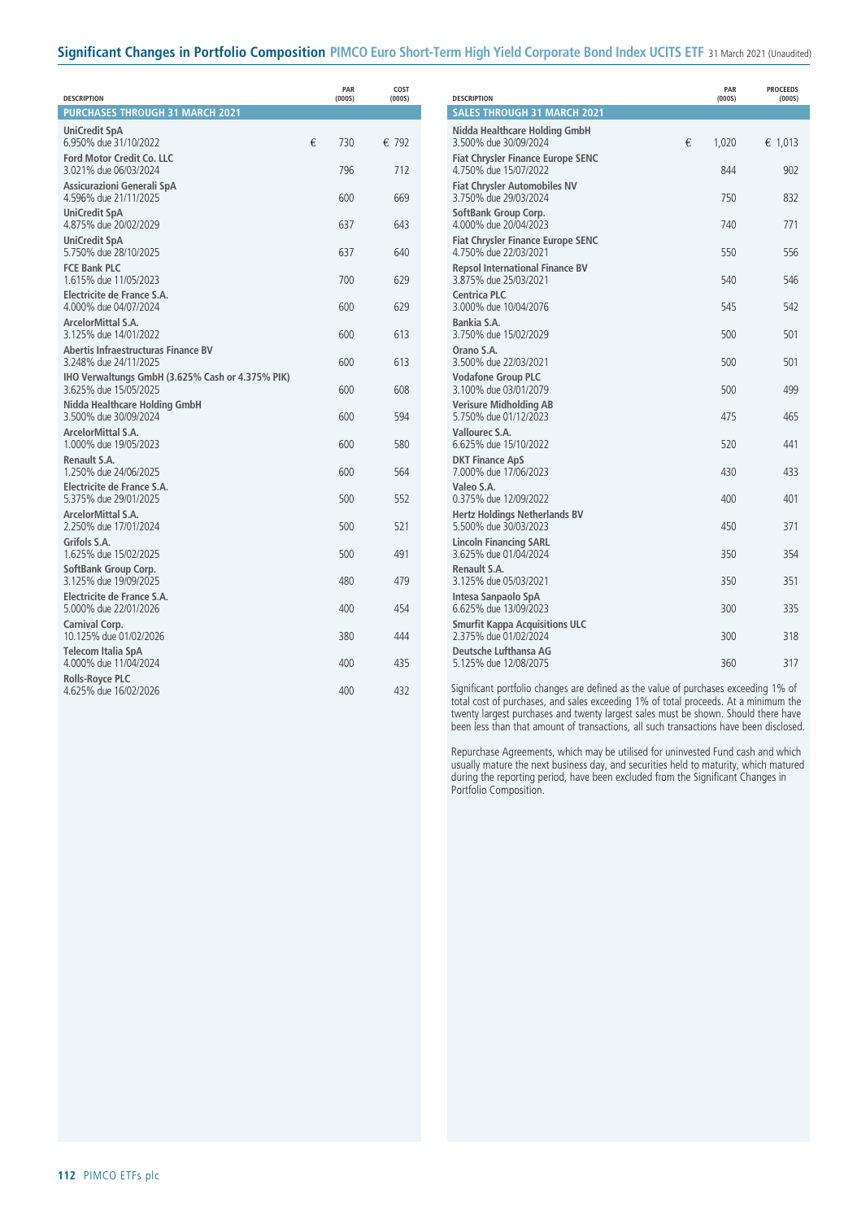## Significant Changes in Portfolio Composition PIMCO Euro Short-Term High Yield Corporate Bond Index UCITS ETF 31 March 2021 (Unaudited)

| DESCRIPTION | | PAR (000S) | COST (000S) |
|---|---|---|---|
| **PURCHASES THROUGH 31 MARCH 2021** | | | |
| **UniCredit SpA** 6.950% due 31/10/2022 | € | 730 | € 792 |
| **Ford Motor Credit Co. LLC** 3.021% due 06/03/2024 | | 796 | 712 |
| **Assicurazioni Generali SpA** 4.596% due 21/11/2025 | | 600 | 669 |
| **UniCredit SpA** 4.875% due 20/02/2029 | | 637 | 643 |
| **UniCredit SpA** 5.750% due 28/10/2025 | | 637 | 640 |
| **FCE Bank PLC** 1.615% due 11/05/2023 | | 700 | 629 |
| **Electricite de France S.A.** 4.000% due 04/07/2024 | | 600 | 629 |
| **ArcelorMittal S.A.** 3.125% due 14/01/2022 | | 600 | 613 |
| **Abertis Infraestructuras Finance BV** 3.248% due 24/11/2025 | | 600 | 613 |
| **IHO Verwaltungs GmbH (3.625% Cash or 4.375% PIK)** 3.625% due 15/05/2025 | | 600 | 608 |
| **Nidda Healthcare Holding GmbH** 3.500% due 30/09/2024 | | 600 | 594 |
| **ArcelorMittal S.A.** 1.000% due 19/05/2023 | | 600 | 580 |
| **Renault S.A.** 1.250% due 24/06/2025 | | 600 | 564 |
| **Electricite de France S.A.** 5.375% due 29/01/2025 | | 500 | 552 |
| **ArcelorMittal S.A.** 2.250% due 17/01/2024 | | 500 | 521 |
| **Grifols S.A.** 1.625% due 15/02/2025 | | 500 | 491 |
| **SoftBank Group Corp.** 3.125% due 19/09/2025 | | 480 | 479 |
| **Electricite de France S.A.** 5.000% due 22/01/2026 | | 400 | 454 |
| **Carnival Corp.** 10.125% due 01/02/2026 | | 380 | 444 |
| **Telecom Italia SpA** 4.000% due 11/04/2024 | | 400 | 435 |
| **Rolls-Royce PLC** 4.625% due 16/02/2026 | | 400 | 432 |

| DESCRIPTION | | PAR (000S) | PROCEEDS (000S) |
|---|---|---|---|
| **SALES THROUGH 31 MARCH 2021** | | | |
| **Nidda Healthcare Holding GmbH** 3.500% due 30/09/2024 | € | 1,020 | € 1,013 |
| **Fiat Chrysler Finance Europe SENC** 4.750% due 15/07/2022 | | 844 | 902 |
| **Fiat Chrysler Automobiles NV** 3.750% due 29/03/2024 | | 750 | 832 |
| **SoftBank Group Corp.** 4.000% due 20/04/2023 | | 740 | 771 |
| **Fiat Chrysler Finance Europe SENC** 4.750% due 22/03/2021 | | 550 | 556 |
| **Repsol International Finance BV** 3.875% due 25/03/2021 | | 540 | 546 |
| **Centrica PLC** 3.000% due 10/04/2076 | | 545 | 542 |
| **Bankia S.A.** 3.750% due 15/02/2029 | | 500 | 501 |
| **Orano S.A.** 3.500% due 22/03/2021 | | 500 | 501 |
| **Vodafone Group PLC** 3.100% due 03/01/2079 | | 500 | 499 |
| **Verisure Midholding AB** 5.750% due 01/12/2023 | | 475 | 465 |
| **Vallourec S.A.** 6.625% due 15/10/2022 | | 520 | 441 |
| **DKT Finance ApS** 7.000% due 17/06/2023 | | 430 | 433 |
| **Valeo S.A.** 0.375% due 12/09/2022 | | 400 | 401 |
| **Hertz Holdings Netherlands BV** 5.500% due 30/03/2023 | | 450 | 371 |
| **Lincoln Financing SARL** 3.625% due 01/04/2024 | | 350 | 354 |
| **Renault S.A.** 3.125% due 05/03/2021 | | 350 | 351 |
| **Intesa Sanpaolo SpA** 6.625% due 13/09/2023 | | 300 | 335 |
| **Smurfit Kappa Acquisitions ULC** 2.375% due 01/02/2024 | | 300 | 318 |
| **Deutsche Lufthansa AG** 5.125% due 12/08/2075 | | 360 | 317 |

Significant portfolio changes are defined as the value of purchases exceeding 1% of total cost of purchases, and sales exceeding 1% of total proceeds. At a minimum the twenty largest purchases and twenty largest sales must be shown. Should there have been less than that amount of transactions, all such transactions have been disclosed.

Repurchase Agreements, which may be utilised for uninvested Fund cash and which usually mature the next business day, and securities held to maturity, which matured during the reporting period, have been excluded from the Significant Changes in Portfolio Composition.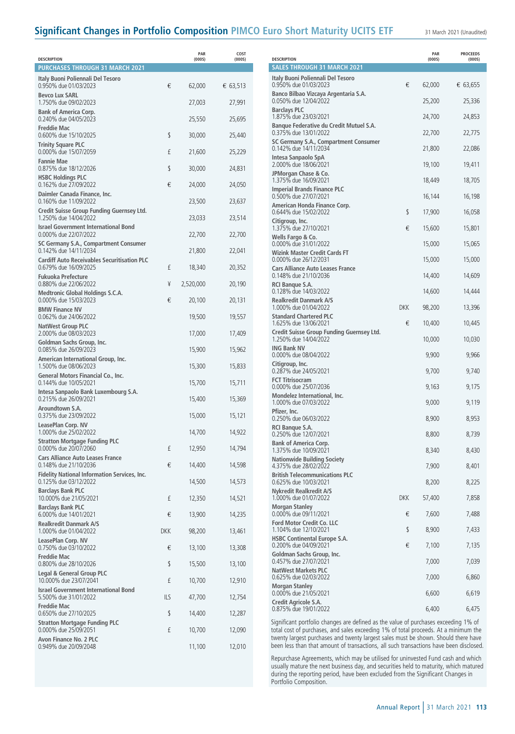## Significant Changes in Portfolio Composition PIMCO Euro Short Maturity UCITS ETF

31 March 2021 (Unaudited)

| DESCRIPTION | | PAR (000S) | COST (000S) |
|---|---|---|---|
| **PURCHASES THROUGH 31 MARCH 2021** | | | |
| **Italy Buoni Poliennali Del Tesoro** 0.950% due 01/03/2023 | € | 62,000 | € 63,513 |
| **Bevco Lux SARL** 1.750% due 09/02/2023 | | 27,003 | 27,991 |
| **Bank of America Corp.** 0.240% due 04/05/2023 | | 25,550 | 25,695 |
| **Freddie Mac** 0.600% due 15/10/2025 | $ | 30,000 | 25,440 |
| **Trinity Square PLC** 0.000% due 15/07/2059 | £ | 21,600 | 25,229 |
| **Fannie Mae** 0.875% due 18/12/2026 | $ | 30,000 | 24,831 |
| **HSBC Holdings PLC** 0.162% due 27/09/2022 | € | 24,000 | 24,050 |
| **Daimler Canada Finance, Inc.** 0.160% due 11/09/2022 | | 23,500 | 23,637 |
| **Credit Suisse Group Funding Guernsey Ltd.** 1.250% due 14/04/2022 | | 23,033 | 23,514 |
| **Israel Government International Bond** 0.000% due 22/07/2022 | | 22,700 | 22,700 |
| **SC Germany S.A., Compartment Consumer** 0.142% due 14/11/2034 | | 21,800 | 22,041 |
| **Cardiff Auto Receivables Securitisation PLC** 0.679% due 16/09/2025 | £ | 18,340 | 20,352 |
| **Fukuoka Prefecture** 0.880% due 22/06/2022 | ¥ | 2,520,000 | 20,190 |
| **Medtronic Global Holdings S.C.A.** 0.000% due 15/03/2023 | € | 20,100 | 20,131 |
| **BMW Finance NV** 0.062% due 24/06/2022 | | 19,500 | 19,557 |
| **NatWest Group PLC** 2.000% due 08/03/2023 | | 17,000 | 17,409 |
| **Goldman Sachs Group, Inc.** 0.085% due 26/09/2023 | | 15,900 | 15,962 |
| **American International Group, Inc.** 1.500% due 08/06/2023 | | 15,300 | 15,833 |
| **General Motors Financial Co., Inc.** 0.144% due 10/05/2021 | | 15,700 | 15,711 |
| **Intesa Sanpaolo Bank Luxembourg S.A.** 0.215% due 26/09/2021 | | 15,400 | 15,369 |
| **Aroundtown S.A.** 0.375% due 23/09/2022 | | 15,000 | 15,121 |
| **LeasePlan Corp. NV** 1.000% due 25/02/2022 | | 14,700 | 14,922 |
| **Stratton Mortgage Funding PLC** 0.000% due 20/07/2060 | £ | 12,950 | 14,794 |
| **Cars Alliance Auto Leases France** 0.148% due 21/10/2036 | € | 14,400 | 14,598 |
| **Fidelity National Information Services, Inc.** 0.125% due 03/12/2022 | | 14,500 | 14,573 |
| **Barclays Bank PLC** 10.000% due 21/05/2021 | £ | 12,350 | 14,521 |
| **Barclays Bank PLC** 6.000% due 14/01/2021 | € | 13,900 | 14,235 |
| **Realkredit Danmark A/S** 1.000% due 01/04/2022 | DKK | 98,200 | 13,461 |
| **LeasePlan Corp. NV** 0.750% due 03/10/2022 | € | 13,100 | 13,308 |
| **Freddie Mac** 0.800% due 28/10/2026 | $ | 15,500 | 13,100 |
| **Legal & General Group PLC** 10.000% due 23/07/2041 | £ | 10,700 | 12,910 |
| **Israel Government International Bond** 5.500% due 31/01/2022 | ILS | 47,700 | 12,754 |
| **Freddie Mac** 0.650% due 27/10/2025 | $ | 14,400 | 12,287 |
| **Stratton Mortgage Funding PLC** 0.000% due 25/09/2051 | £ | 10,700 | 12,090 |
| **Avon Finance No. 2 PLC** 0.949% due 20/09/2048 | | 11,100 | 12,010 |

| DESCRIPTION | | PAR (000S) | PROCEEDS (000S) |
|---|---|---|---|
| **SALES THROUGH 31 MARCH 2021** | | | |
| **Italy Buoni Poliennali Del Tesoro** 0.950% due 01/03/2023 | € | 62,000 | € 63,655 |
| **Banco Bilbao Vizcaya Argentaria S.A.** 0.050% due 12/04/2022 | | 25,200 | 25,336 |
| **Barclays PLC** 1.875% due 23/03/2021 | | 24,700 | 24,853 |
| **Banque Federative du Credit Mutuel S.A.** 0.375% due 13/01/2022 | | 22,700 | 22,775 |
| **SC Germany S.A., Compartment Consumer** 0.142% due 14/11/2034 | | 21,800 | 22,086 |
| **Intesa Sanpaolo SpA** 2.000% due 18/06/2021 | | 19,100 | 19,411 |
| **JPMorgan Chase & Co.** 1.375% due 16/09/2021 | | 18,449 | 18,705 |
| **Imperial Brands Finance PLC** 0.500% due 27/07/2021 | | 16,144 | 16,198 |
| **American Honda Finance Corp.** 0.644% due 15/02/2022 | $ | 17,900 | 16,058 |
| **Citigroup, Inc.** 1.375% due 27/10/2021 | € | 15,600 | 15,801 |
| **Wells Fargo & Co.** 0.000% due 31/01/2022 | | 15,000 | 15,065 |
| **Wizink Master Credit Cards FT** 0.000% due 26/12/2031 | | 15,000 | 15,000 |
| **Cars Alliance Auto Leases France** 0.148% due 21/10/2036 | | 14,400 | 14,609 |
| **RCI Banque S.A.** 0.128% due 14/03/2022 | | 14,600 | 14,444 |
| **Realkredit Danmark A/S** 1.000% due 01/04/2022 | DKK | 98,200 | 13,396 |
| **Standard Chartered PLC** 1.625% due 13/06/2021 | € | 10,400 | 10,445 |
| **Credit Suisse Group Funding Guernsey Ltd.** 1.250% due 14/04/2022 | | 10,000 | 10,030 |
| **ING Bank NV** 0.000% due 08/04/2022 | | 9,900 | 9,966 |
| **Citigroup, Inc.** 0.287% due 24/05/2021 | | 9,700 | 9,740 |
| **FCT Titrisocram** 0.000% due 25/07/2036 | | 9,163 | 9,175 |
| **Mondelez International, Inc.** 1.000% due 07/03/2022 | | 9,000 | 9,119 |
| **Pfizer, Inc.** 0.250% due 06/03/2022 | | 8,900 | 8,953 |
| **RCI Banque S.A.** 0.250% due 12/07/2021 | | 8,800 | 8,739 |
| **Bank of America Corp.** 1.375% due 10/09/2021 | | 8,340 | 8,430 |
| **Nationwide Building Society** 4.375% due 28/02/2022 | | 7,900 | 8,401 |
| **British Telecommunications PLC** 0.625% due 10/03/2021 | | 8,200 | 8,225 |
| **Nykredit Realkredit A/S** 1.000% due 01/07/2022 | DKK | 57,400 | 7,858 |
| **Morgan Stanley** 0.000% due 09/11/2021 | € | 7,600 | 7,488 |
| **Ford Motor Credit Co. LLC** 1.104% due 12/10/2021 | $ | 8,900 | 7,433 |
| **HSBC Continental Europe S.A.** 0.200% due 04/09/2021 | € | 7,100 | 7,135 |
| **Goldman Sachs Group, Inc.** 0.457% due 27/07/2021 | | 7,000 | 7,039 |
| **NatWest Markets PLC** 0.625% due 02/03/2022 | | 7,000 | 6,860 |
| **Morgan Stanley** 0.000% due 21/05/2021 | | 6,600 | 6,619 |
| **Credit Agricole S.A.** 0.875% due 19/01/2022 | | 6,400 | 6,475 |

Significant portfolio changes are defined as the value of purchases exceeding 1% of total cost of purchases, and sales exceeding 1% of total proceeds. At a minimum the twenty largest purchases and twenty largest sales must be shown. Should there have been less than that amount of transactions, all such transactions have been disclosed.

Repurchase Agreements, which may be utilised for uninvested Fund cash and which usually mature the next business day, and securities held to maturity, which matured during the reporting period, have been excluded from the Significant Changes in Portfolio Composition.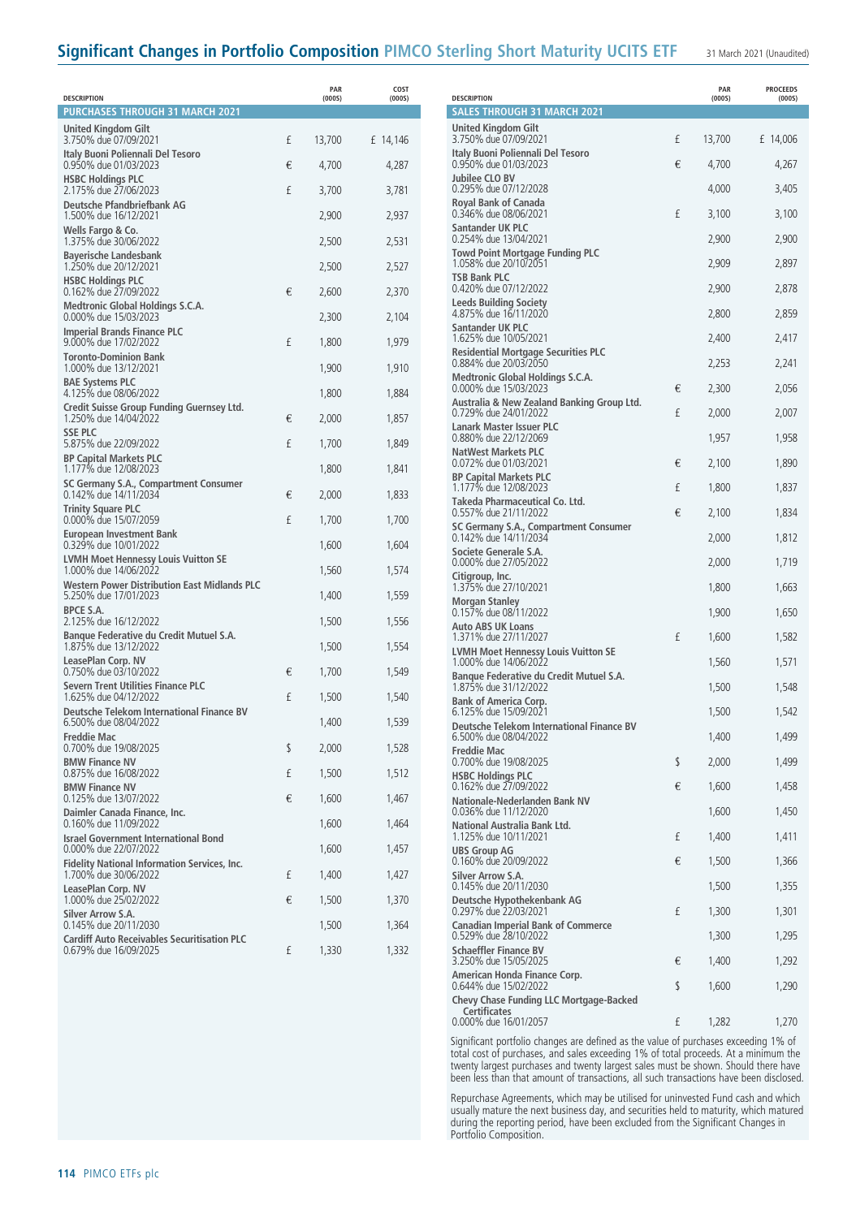# Significant Changes in Portfolio Composition PIMCO Sterling Short Maturity UCITS ETF

31 March 2021 (Unaudited)

| DESCRIPTION | | PAR (000S) | COST (000S) |
|---|---|---|---|
| **PURCHASES THROUGH 31 MARCH 2021** | | | |
| **United Kingdom Gilt** 3.750% due 07/09/2021 | £ | 13,700 | £ 14,146 |
| **Italy Buoni Poliennali Del Tesoro** 0.950% due 01/03/2023 | € | 4,700 | 4,287 |
| **HSBC Holdings PLC** 2.175% due 27/06/2023 | £ | 3,700 | 3,781 |
| **Deutsche Pfandbriefbank AG** 1.500% due 16/12/2021 | | 2,900 | 2,937 |
| **Wells Fargo & Co.** 1.375% due 30/06/2022 | | 2,500 | 2,531 |
| **Bayerische Landesbank** 1.250% due 20/12/2021 | | 2,500 | 2,527 |
| **HSBC Holdings PLC** 0.162% due 27/09/2022 | € | 2,600 | 2,370 |
| **Medtronic Global Holdings S.C.A.** 0.000% due 15/03/2023 | | 2,300 | 2,104 |
| **Imperial Brands Finance PLC** 9.000% due 17/02/2022 | £ | 1,800 | 1,979 |
| **Toronto-Dominion Bank** 1.000% due 13/12/2021 | | 1,900 | 1,910 |
| **BAE Systems PLC** 4.125% due 08/06/2022 | | 1,800 | 1,884 |
| **Credit Suisse Group Funding Guernsey Ltd.** 1.250% due 14/04/2022 | € | 2,000 | 1,857 |
| **SSE PLC** 5.875% due 22/09/2022 | £ | 1,700 | 1,849 |
| **BP Capital Markets PLC** 1.177% due 12/08/2023 | | 1,800 | 1,841 |
| **SC Germany S.A., Compartment Consumer** 0.142% due 14/11/2034 | € | 2,000 | 1,833 |
| **Trinity Square PLC** 0.000% due 15/07/2059 | £ | 1,700 | 1,700 |
| **European Investment Bank** 0.329% due 10/01/2022 | | 1,600 | 1,604 |
| **LVMH Moet Hennessy Louis Vuitton SE** 1.000% due 14/06/2022 | | 1,560 | 1,574 |
| **Western Power Distribution East Midlands PLC** 5.250% due 17/01/2023 | | 1,400 | 1,559 |
| **BPCE S.A.** 2.125% due 16/12/2022 | | 1,500 | 1,556 |
| **Banque Federative du Credit Mutuel S.A.** 1.875% due 13/12/2022 | | 1,500 | 1,554 |
| **LeasePlan Corp. NV** 0.750% due 03/10/2022 | € | 1,700 | 1,549 |
| **Severn Trent Utilities Finance PLC** 1.625% due 04/12/2022 | £ | 1,500 | 1,540 |
| **Deutsche Telekom International Finance BV** 6.500% due 08/04/2022 | | 1,400 | 1,539 |
| **Freddie Mac** 0.700% due 19/08/2025 | $ | 2,000 | 1,528 |
| **BMW Finance NV** 0.875% due 16/08/2022 | £ | 1,500 | 1,512 |
| **BMW Finance NV** 0.125% due 13/07/2022 | € | 1,600 | 1,467 |
| **Daimler Canada Finance, Inc.** 0.160% due 11/09/2022 | | 1,600 | 1,464 |
| **Israel Government International Bond** 0.000% due 22/07/2022 | | 1,600 | 1,457 |
| **Fidelity National Information Services, Inc.** 1.700% due 30/06/2022 | £ | 1,400 | 1,427 |
| **LeasePlan Corp. NV** 1.000% due 25/02/2022 | € | 1,500 | 1,370 |
| **Silver Arrow S.A.** 0.145% due 20/11/2030 | | 1,500 | 1,364 |
| **Cardiff Auto Receivables Securitisation PLC** 0.679% due 16/09/2025 | £ | 1,330 | 1,332 |

| DESCRIPTION | | PAR (000S) | PROCEEDS (000S) |
|---|---|---|---|
| **SALES THROUGH 31 MARCH 2021** | | | |
| **United Kingdom Gilt** 3.750% due 07/09/2021 | £ | 13,700 | £ 14,006 |
| **Italy Buoni Poliennali Del Tesoro** 0.950% due 01/03/2023 | € | 4,700 | 4,267 |
| **Jubilee CLO BV** 0.295% due 07/12/2028 | | 4,000 | 3,405 |
| **Royal Bank of Canada** 0.346% due 08/06/2021 | £ | 3,100 | 3,100 |
| **Santander UK PLC** 0.254% due 13/04/2021 | | 2,900 | 2,900 |
| **Towd Point Mortgage Funding PLC** 1.058% due 20/10/2051 | | 2,909 | 2,897 |
| **TSB Bank PLC** 0.420% due 07/12/2022 | | 2,900 | 2,878 |
| **Leeds Building Society** 4.875% due 16/11/2020 | | 2,800 | 2,859 |
| **Santander UK PLC** 1.625% due 10/05/2021 | | 2,400 | 2,417 |
| **Residential Mortgage Securities PLC** 0.884% due 20/03/2050 | | 2,253 | 2,241 |
| **Medtronic Global Holdings S.C.A.** 0.000% due 15/03/2023 | € | 2,300 | 2,056 |
| **Australia & New Zealand Banking Group Ltd.** 0.729% due 24/01/2022 | £ | 2,000 | 2,007 |
| **Lanark Master Issuer PLC** 0.880% due 22/12/2069 | | 1,957 | 1,958 |
| **NatWest Markets PLC** 0.072% due 01/03/2021 | € | 2,100 | 1,890 |
| **BP Capital Markets PLC** 1.177% due 12/08/2023 | £ | 1,800 | 1,837 |
| **Takeda Pharmaceutical Co. Ltd.** 0.557% due 21/11/2022 | € | 2,100 | 1,834 |
| **SC Germany S.A., Compartment Consumer** 0.142% due 14/11/2034 | | 2,000 | 1,812 |
| **Societe Generale S.A.** 0.000% due 27/05/2022 | | 2,000 | 1,719 |
| **Citigroup, Inc.** 1.375% due 27/10/2021 | | 1,800 | 1,663 |
| **Morgan Stanley** 0.157% due 08/11/2022 | | 1,900 | 1,650 |
| **Auto ABS UK Loans** 1.371% due 27/11/2027 | £ | 1,600 | 1,582 |
| **LVMH Moet Hennessy Louis Vuitton SE** 1.000% due 14/06/2022 | | 1,560 | 1,571 |
| **Banque Federative du Credit Mutuel S.A.** 1.875% due 31/12/2022 | | 1,500 | 1,548 |
| **Bank of America Corp.** 6.125% due 15/09/2021 | | 1,500 | 1,542 |
| **Deutsche Telekom International Finance BV** 6.500% due 08/04/2022 | | 1,400 | 1,499 |
| **Freddie Mac** 0.700% due 19/08/2025 | $ | 2,000 | 1,499 |
| **HSBC Holdings PLC** 0.162% due 27/09/2022 | € | 1,600 | 1,458 |
| **Nationale-Nederlanden Bank NV** 0.036% due 11/12/2020 | | 1,600 | 1,450 |
| **National Australia Bank Ltd.** 1.125% due 10/11/2021 | £ | 1,400 | 1,411 |
| **UBS Group AG** 0.160% due 20/09/2022 | € | 1,500 | 1,366 |
| **Silver Arrow S.A.** 0.145% due 20/11/2030 | | 1,500 | 1,355 |
| **Deutsche Hypothekenbank AG** 0.297% due 22/03/2021 | £ | 1,300 | 1,301 |
| **Canadian Imperial Bank of Commerce** 0.529% due 28/10/2022 | | 1,300 | 1,295 |
| **Schaeffler Finance BV** 3.250% due 15/05/2025 | € | 1,400 | 1,292 |
| **American Honda Finance Corp.** 0.644% due 15/02/2022 | $ | 1,600 | 1,290 |
| **Chevy Chase Funding LLC Mortgage-Backed Certificates** 0.000% due 16/01/2057 | £ | 1,282 | 1,270 |

Significant portfolio changes are defined as the value of purchases exceeding 1% of total cost of purchases, and sales exceeding 1% of total proceeds. At a minimum the twenty largest purchases and twenty largest sales must be shown. Should there have been less than that amount of transactions, all such transactions have been disclosed.

Repurchase Agreements, which may be utilised for uninvested Fund cash and which usually mature the next business day, and securities held to maturity, which matured during the reporting period, have been excluded from the Significant Changes in Portfolio Composition.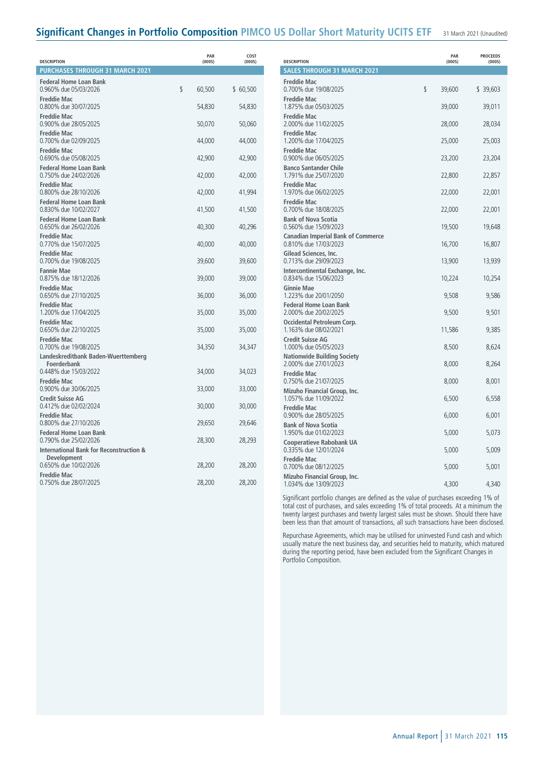## Significant Changes in Portfolio Composition PIMCO US Dollar Short Maturity UCITS ETF

31 March 2021 (Unaudited)

| DESCRIPTION | PAR (000S) | COST (000S) |
|---|---|---|
| **PURCHASES THROUGH 31 MARCH 2021** | | |
| **Federal Home Loan Bank** 0.960% due 05/03/2026 | $ 60,500 | $ 60,500 |
| **Freddie Mac** 0.800% due 30/07/2025 | 54,830 | 54,830 |
| **Freddie Mac** 0.900% due 28/05/2025 | 50,070 | 50,060 |
| **Freddie Mac** 0.700% due 02/09/2025 | 44,000 | 44,000 |
| **Freddie Mac** 0.690% due 05/08/2025 | 42,900 | 42,900 |
| **Federal Home Loan Bank** 0.750% due 24/02/2026 | 42,000 | 42,000 |
| **Freddie Mac** 0.800% due 28/10/2026 | 42,000 | 41,994 |
| **Federal Home Loan Bank** 0.830% due 10/02/2027 | 41,500 | 41,500 |
| **Federal Home Loan Bank** 0.650% due 26/02/2026 | 40,300 | 40,296 |
| **Freddie Mac** 0.770% due 15/07/2025 | 40,000 | 40,000 |
| **Freddie Mac** 0.700% due 19/08/2025 | 39,600 | 39,600 |
| **Fannie Mae** 0.875% due 18/12/2026 | 39,000 | 39,000 |
| **Freddie Mac** 0.650% due 27/10/2025 | 36,000 | 36,000 |
| **Freddie Mac** 1.200% due 17/04/2025 | 35,000 | 35,000 |
| **Freddie Mac** 0.650% due 22/10/2025 | 35,000 | 35,000 |
| **Freddie Mac** 0.700% due 19/08/2025 | 34,350 | 34,347 |
| **Landeskreditbank Baden-Wuerttemberg Foerderbank** 0.448% due 15/03/2022 | 34,000 | 34,023 |
| **Freddie Mac** 0.900% due 30/06/2025 | 33,000 | 33,000 |
| **Credit Suisse AG** 0.412% due 02/02/2024 | 30,000 | 30,000 |
| **Freddie Mac** 0.800% due 27/10/2026 | 29,650 | 29,646 |
| **Federal Home Loan Bank** 0.790% due 25/02/2026 | 28,300 | 28,293 |
| **International Bank for Reconstruction & Development** 0.650% due 10/02/2026 | 28,200 | 28,200 |
| **Freddie Mac** 0.750% due 28/07/2025 | 28,200 | 28,200 |

| DESCRIPTION | PAR (000S) | PROCEEDS (000S) |
|---|---|---|
| **SALES THROUGH 31 MARCH 2021** | | |
| **Freddie Mac** 0.700% due 19/08/2025 | $ 39,600 | $ 39,603 |
| **Freddie Mac** 1.875% due 05/03/2025 | 39,000 | 39,011 |
| **Freddie Mac** 2.000% due 11/02/2025 | 28,000 | 28,034 |
| **Freddie Mac** 1.200% due 17/04/2025 | 25,000 | 25,003 |
| **Freddie Mac** 0.900% due 06/05/2025 | 23,200 | 23,204 |
| **Banco Santander Chile** 1.791% due 25/07/2020 | 22,800 | 22,857 |
| **Freddie Mac** 1.970% due 06/02/2025 | 22,000 | 22,001 |
| **Freddie Mac** 0.700% due 18/08/2025 | 22,000 | 22,001 |
| **Bank of Nova Scotia** 0.560% due 15/09/2023 | 19,500 | 19,648 |
| **Canadian Imperial Bank of Commerce** 0.810% due 17/03/2023 | 16,700 | 16,807 |
| **Gilead Sciences, Inc.** 0.713% due 29/09/2023 | 13,900 | 13,939 |
| **Intercontinental Exchange, Inc.** 0.834% due 15/06/2023 | 10,224 | 10,254 |
| **Ginnie Mae** 1.223% due 20/01/2050 | 9,508 | 9,586 |
| **Federal Home Loan Bank** 2.000% due 20/02/2025 | 9,500 | 9,501 |
| **Occidental Petroleum Corp.** 1.163% due 08/02/2021 | 11,586 | 9,385 |
| **Credit Suisse AG** 1.000% due 05/05/2023 | 8,500 | 8,624 |
| **Nationwide Building Society** 2.000% due 27/01/2023 | 8,000 | 8,264 |
| **Freddie Mac** 0.750% due 21/07/2025 | 8,000 | 8,001 |
| **Mizuho Financial Group, Inc.** 1.057% due 11/09/2022 | 6,500 | 6,558 |
| **Freddie Mac** 0.900% due 28/05/2025 | 6,000 | 6,001 |
| **Bank of Nova Scotia** 1.950% due 01/02/2023 | 5,000 | 5,073 |
| **Cooperatieve Rabobank UA** 0.335% due 12/01/2024 | 5,000 | 5,009 |
| **Freddie Mac** 0.700% due 08/12/2025 | 5,000 | 5,001 |
| **Mizuho Financial Group, Inc.** 1.034% due 13/09/2023 | 4,300 | 4,340 |

Significant portfolio changes are defined as the value of purchases exceeding 1% of total cost of purchases, and sales exceeding 1% of total proceeds. At a minimum the twenty largest purchases and twenty largest sales must be shown. Should there have been less than that amount of transactions, all such transactions have been disclosed.

Repurchase Agreements, which may be utilised for uninvested Fund cash and which usually mature the next business day, and securities held to maturity, which matured during the reporting period, have been excluded from the Significant Changes in Portfolio Composition.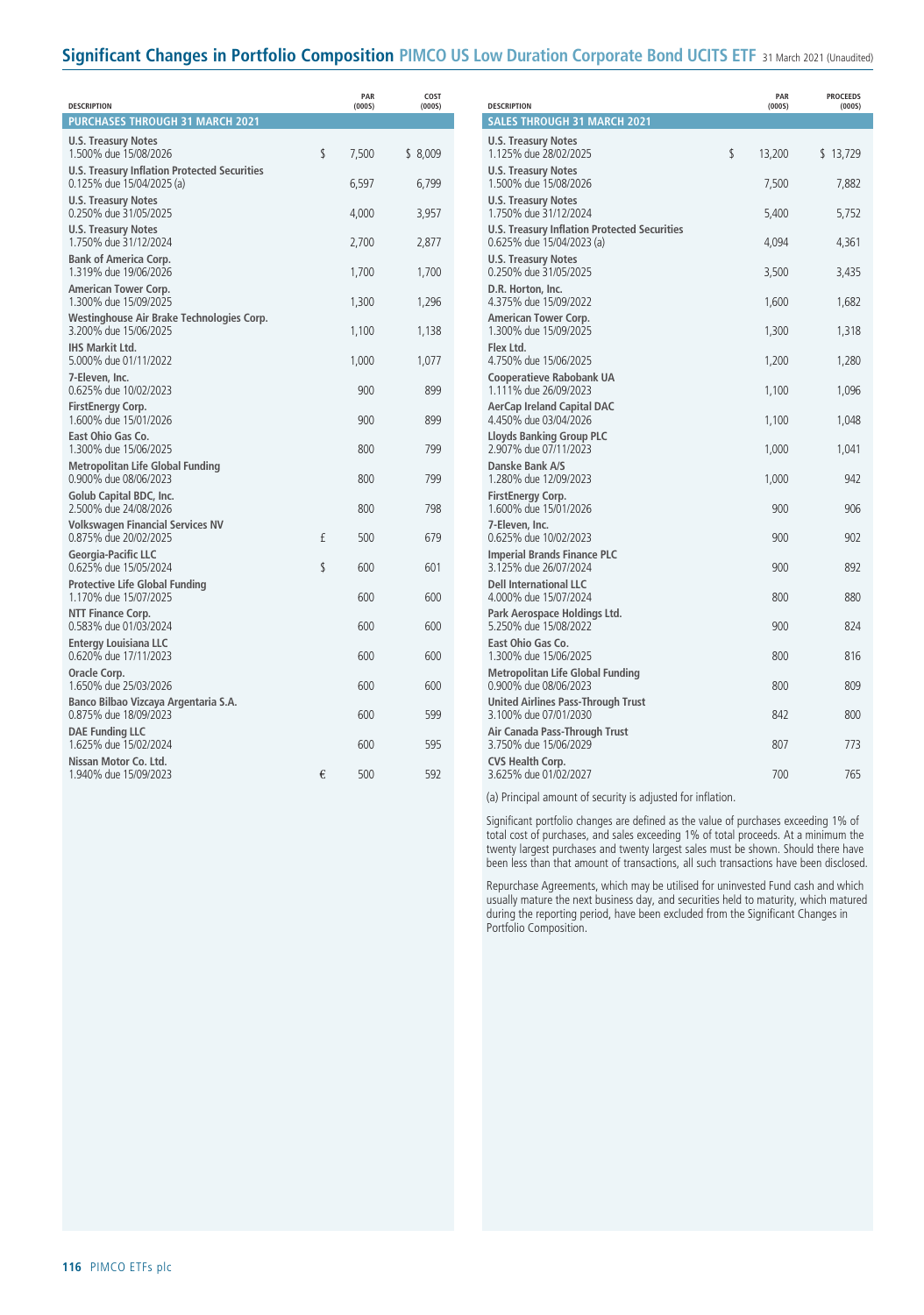## Significant Changes in Portfolio Composition PIMCO US Low Duration Corporate Bond UCITS ETF 31 March 2021 (Unaudited)

| DESCRIPTION | | PAR (000S) | COST (000S) |
|---|---|---|---|
| **PURCHASES THROUGH 31 MARCH 2021** | | | |
| **U.S. Treasury Notes** 1.500% due 15/08/2026 | $ | 7,500 | $ 8,009 |
| **U.S. Treasury Inflation Protected Securities** 0.125% due 15/04/2025 (a) | | 6,597 | 6,799 |
| **U.S. Treasury Notes** 0.250% due 31/05/2025 | | 4,000 | 3,957 |
| **U.S. Treasury Notes** 1.750% due 31/12/2024 | | 2,700 | 2,877 |
| **Bank of America Corp.** 1.319% due 19/06/2026 | | 1,700 | 1,700 |
| **American Tower Corp.** 1.300% due 15/09/2025 | | 1,300 | 1,296 |
| **Westinghouse Air Brake Technologies Corp.** 3.200% due 15/06/2025 | | 1,100 | 1,138 |
| **IHS Markit Ltd.** 5.000% due 01/11/2022 | | 1,000 | 1,077 |
| **7-Eleven, Inc.** 0.625% due 10/02/2023 | | 900 | 899 |
| **FirstEnergy Corp.** 1.600% due 15/01/2026 | | 900 | 899 |
| **East Ohio Gas Co.** 1.300% due 15/06/2025 | | 800 | 799 |
| **Metropolitan Life Global Funding** 0.900% due 08/06/2023 | | 800 | 799 |
| **Golub Capital BDC, Inc.** 2.500% due 24/08/2026 | | 800 | 798 |
| **Volkswagen Financial Services NV** 0.875% due 20/02/2025 | £ | 500 | 679 |
| **Georgia-Pacific LLC** 0.625% due 15/05/2024 | $ | 600 | 601 |
| **Protective Life Global Funding** 1.170% due 15/07/2025 | | 600 | 600 |
| **NTT Finance Corp.** 0.583% due 01/03/2024 | | 600 | 600 |
| **Entergy Louisiana LLC** 0.620% due 17/11/2023 | | 600 | 600 |
| **Oracle Corp.** 1.650% due 25/03/2026 | | 600 | 600 |
| **Banco Bilbao Vizcaya Argentaria S.A.** 0.875% due 18/09/2023 | | 600 | 599 |
| **DAE Funding LLC** 1.625% due 15/02/2024 | | 600 | 595 |
| **Nissan Motor Co. Ltd.** 1.940% due 15/09/2023 | € | 500 | 592 |

| DESCRIPTION | | PAR (000S) | PROCEEDS (000S) |
|---|---|---|---|
| **SALES THROUGH 31 MARCH 2021** | | | |
| **U.S. Treasury Notes** 1.125% due 28/02/2025 | $ | 13,200 | $ 13,729 |
| **U.S. Treasury Notes** 1.500% due 15/08/2026 | | 7,500 | 7,882 |
| **U.S. Treasury Notes** 1.750% due 31/12/2024 | | 5,400 | 5,752 |
| **U.S. Treasury Inflation Protected Securities** 0.625% due 15/04/2023 (a) | | 4,094 | 4,361 |
| **U.S. Treasury Notes** 0.250% due 31/05/2025 | | 3,500 | 3,435 |
| **D.R. Horton, Inc.** 4.375% due 15/09/2022 | | 1,600 | 1,682 |
| **American Tower Corp.** 1.300% due 15/09/2025 | | 1,300 | 1,318 |
| **Flex Ltd.** 4.750% due 15/06/2025 | | 1,200 | 1,280 |
| **Cooperatieve Rabobank UA** 1.111% due 26/09/2023 | | 1,100 | 1,096 |
| **AerCap Ireland Capital DAC** 4.450% due 03/04/2026 | | 1,100 | 1,048 |
| **Lloyds Banking Group PLC** 2.907% due 07/11/2023 | | 1,000 | 1,041 |
| **Danske Bank A/S** 1.280% due 12/09/2023 | | 1,000 | 942 |
| **FirstEnergy Corp.** 1.600% due 15/01/2026 | | 900 | 906 |
| **7-Eleven, Inc.** 0.625% due 10/02/2023 | | 900 | 902 |
| **Imperial Brands Finance PLC** 3.125% due 26/07/2024 | | 900 | 892 |
| **Dell International LLC** 4.000% due 15/07/2024 | | 800 | 880 |
| **Park Aerospace Holdings Ltd.** 5.250% due 15/08/2022 | | 900 | 824 |
| **East Ohio Gas Co.** 1.300% due 15/06/2025 | | 800 | 816 |
| **Metropolitan Life Global Funding** 0.900% due 08/06/2023 | | 800 | 809 |
| **United Airlines Pass-Through Trust** 3.100% due 07/01/2030 | | 842 | 800 |
| **Air Canada Pass-Through Trust** 3.750% due 15/06/2029 | | 807 | 773 |
| **CVS Health Corp.** 3.625% due 01/02/2027 | | 700 | 765 |

(a) Principal amount of security is adjusted for inflation.

Significant portfolio changes are defined as the value of purchases exceeding 1% of total cost of purchases, and sales exceeding 1% of total proceeds. At a minimum the twenty largest purchases and twenty largest sales must be shown. Should there have been less than that amount of transactions, all such transactions have been disclosed.

Repurchase Agreements, which may be utilised for uninvested Fund cash and which usually mature the next business day, and securities held to maturity, which matured during the reporting period, have been excluded from the Significant Changes in Portfolio Composition.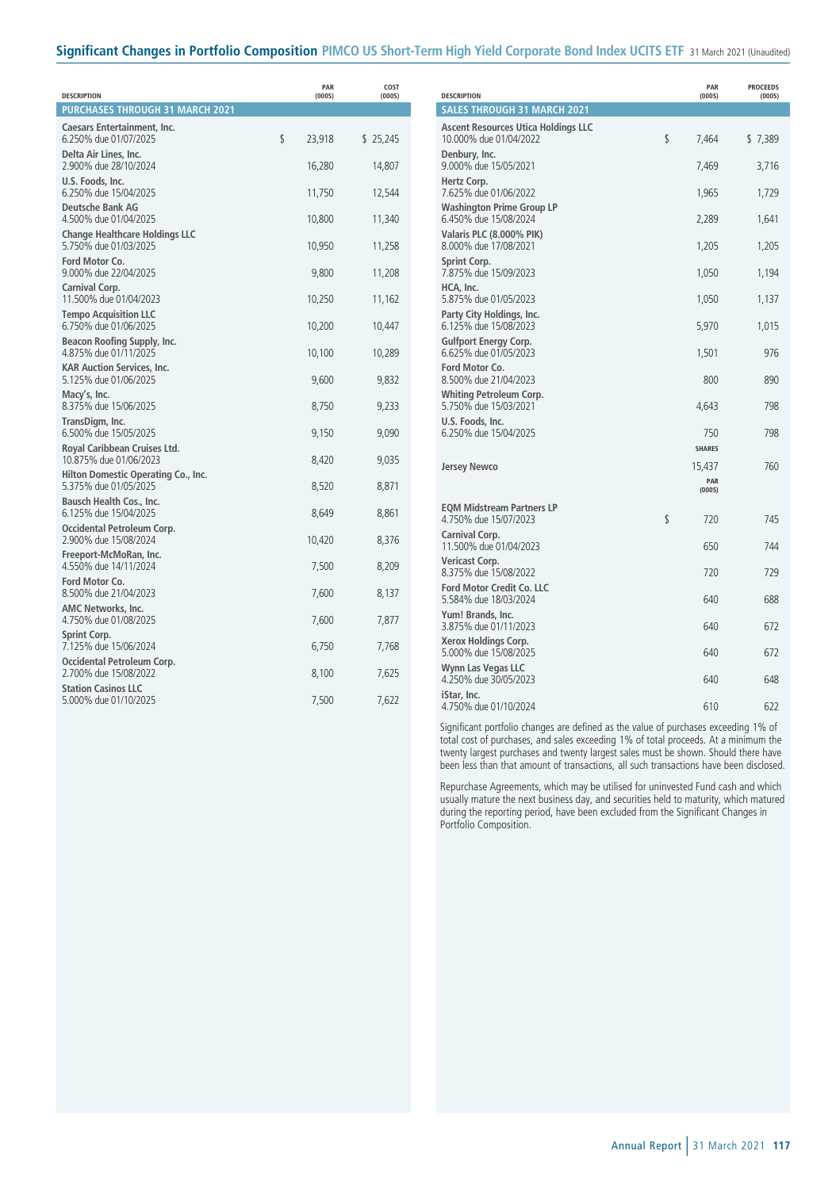## Significant Changes in Portfolio Composition PIMCO US Short-Term High Yield Corporate Bond Index UCITS ETF 31 March 2021 (Unaudited)

| DESCRIPTION | PAR (000S) | COST (000S) |
|---|---|---|
| **PURCHASES THROUGH 31 MARCH 2021** | | |
| **Caesars Entertainment, Inc.** 6.250% due 01/07/2025 | $ 23,918 | $ 25,245 |
| **Delta Air Lines, Inc.** 2.900% due 28/10/2024 | 16,280 | 14,807 |
| **U.S. Foods, Inc.** 6.250% due 15/04/2025 | 11,750 | 12,544 |
| **Deutsche Bank AG** 4.500% due 01/04/2025 | 10,800 | 11,340 |
| **Change Healthcare Holdings LLC** 5.750% due 01/03/2025 | 10,950 | 11,258 |
| **Ford Motor Co.** 9.000% due 22/04/2025 | 9,800 | 11,208 |
| **Carnival Corp.** 11.500% due 01/04/2023 | 10,250 | 11,162 |
| **Tempo Acquisition LLC** 6.750% due 01/06/2025 | 10,200 | 10,447 |
| **Beacon Roofing Supply, Inc.** 4.875% due 01/11/2025 | 10,100 | 10,289 |
| **KAR Auction Services, Inc.** 5.125% due 01/06/2025 | 9,600 | 9,832 |
| **Macy's, Inc.** 8.375% due 15/06/2025 | 8,750 | 9,233 |
| **TransDigm, Inc.** 6.500% due 15/05/2025 | 9,150 | 9,090 |
| **Royal Caribbean Cruises Ltd.** 10.875% due 01/06/2023 | 8,420 | 9,035 |
| **Hilton Domestic Operating Co., Inc.** 5.375% due 01/05/2025 | 8,520 | 8,871 |
| **Bausch Health Cos., Inc.** 6.125% due 15/04/2025 | 8,649 | 8,861 |
| **Occidental Petroleum Corp.** 2.900% due 15/08/2024 | 10,420 | 8,376 |
| **Freeport-McMoRan, Inc.** 4.550% due 14/11/2024 | 7,500 | 8,209 |
| **Ford Motor Co.** 8.500% due 21/04/2023 | 7,600 | 8,137 |
| **AMC Networks, Inc.** 4.750% due 01/08/2025 | 7,600 | 7,877 |
| **Sprint Corp.** 7.125% due 15/06/2024 | 6,750 | 7,768 |
| **Occidental Petroleum Corp.** 2.700% due 15/08/2022 | 8,100 | 7,625 |
| **Station Casinos LLC** 5.000% due 01/10/2025 | 7,500 | 7,622 |

| DESCRIPTION | PAR (000S) | PROCEEDS (000S) |
|---|---|---|
| **SALES THROUGH 31 MARCH 2021** | | |
| **Ascent Resources Utica Holdings LLC** 10.000% due 01/04/2022 | $ 7,464 | $ 7,389 |
| **Denbury, Inc.** 9.000% due 15/05/2021 | 7,469 | 3,716 |
| **Hertz Corp.** 7.625% due 01/06/2022 | 1,965 | 1,729 |
| **Washington Prime Group LP** 6.450% due 15/08/2024 | 2,289 | 1,641 |
| **Valaris PLC (8.000% PIK)** 8.000% due 17/08/2021 | 1,205 | 1,205 |
| **Sprint Corp.** 7.875% due 15/09/2023 | 1,050 | 1,194 |
| **HCA, Inc.** 5.875% due 01/05/2023 | 1,050 | 1,137 |
| **Party City Holdings, Inc.** 6.125% due 15/08/2023 | 5,970 | 1,015 |
| **Gulfport Energy Corp.** 6.625% due 01/05/2023 | 1,501 | 976 |
| **Ford Motor Co.** 8.500% due 21/04/2023 | 800 | 890 |
| **Whiting Petroleum Corp.** 5.750% due 15/03/2021 | 4,643 | 798 |
| **U.S. Foods, Inc.** 6.250% due 15/04/2025 | 750 | 798 |
| | SHARES | |
| **Jersey Newco** | 15,437 | 760 |
| | PAR (000S) | |
| **EQM Midstream Partners LP** 4.750% due 15/07/2023 | $ 720 | 745 |
| **Carnival Corp.** 11.500% due 01/04/2023 | 650 | 744 |
| **Vericast Corp.** 8.375% due 15/08/2022 | 720 | 729 |
| **Ford Motor Credit Co. LLC** 5.584% due 18/03/2024 | 640 | 688 |
| **Yum! Brands, Inc.** 3.875% due 01/11/2023 | 640 | 672 |
| **Xerox Holdings Corp.** 5.000% due 15/08/2025 | 640 | 672 |
| **Wynn Las Vegas LLC** 4.250% due 30/05/2023 | 640 | 648 |
| **iStar, Inc.** 4.750% due 01/10/2024 | 610 | 622 |

Significant portfolio changes are defined as the value of purchases exceeding 1% of total cost of purchases, and sales exceeding 1% of total proceeds. At a minimum the twenty largest purchases and twenty largest sales must be shown. Should there have been less than that amount of transactions, all such transactions have been disclosed.

Repurchase Agreements, which may be utilised for uninvested Fund cash and which usually mature the next business day, and securities held to maturity, which matured during the reporting period, have been excluded from the Significant Changes in Portfolio Composition.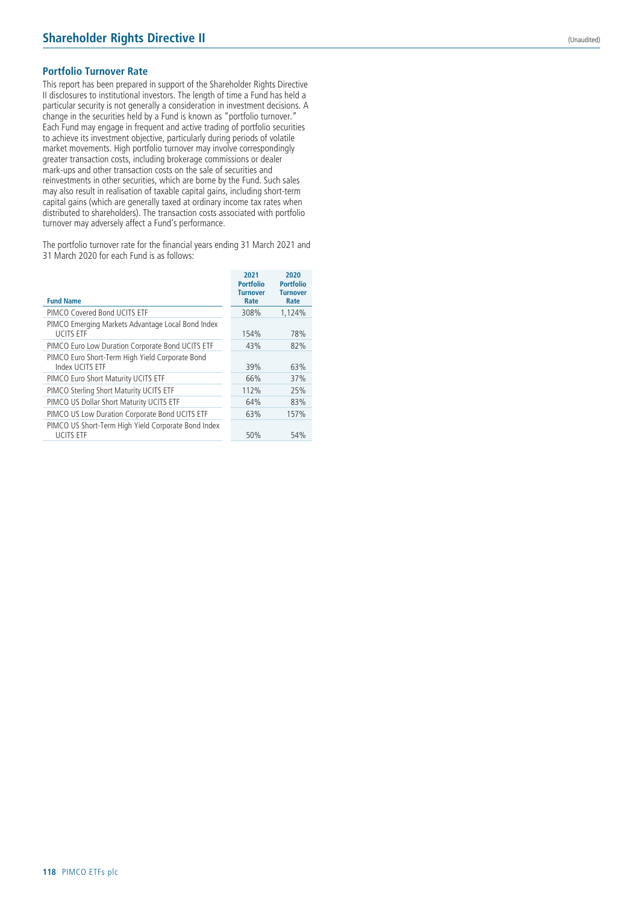## Portfolio Turnover Rate

This report has been prepared in support of the Shareholder Rights Directive II disclosures to institutional investors. The length of time a Fund has held a particular security is not generally a consideration in investment decisions. A change in the securities held by a Fund is known as "portfolio turnover." Each Fund may engage in frequent and active trading of portfolio securities to achieve its investment objective, particularly during periods of volatile market movements. High portfolio turnover may involve correspondingly greater transaction costs, including brokerage commissions or dealer mark-ups and other transaction costs on the sale of securities and reinvestments in other securities, which are borne by the Fund. Such sales may also result in realisation of taxable capital gains, including short-term capital gains (which are generally taxed at ordinary income tax rates when distributed to shareholders). The transaction costs associated with portfolio turnover may adversely affect a Fund's performance.

The portfolio turnover rate for the financial years ending 31 March 2021 and 31 March 2020 for each Fund is as follows:

| Fund Name | 2021 Portfolio Turnover Rate | 2020 Portfolio Turnover Rate |
|---|---|---|
| PIMCO Covered Bond UCITS ETF | 308% | 1,124% |
| PIMCO Emerging Markets Advantage Local Bond Index UCITS ETF | 154% | 78% |
| PIMCO Euro Low Duration Corporate Bond UCITS ETF | 43% | 82% |
| PIMCO Euro Short-Term High Yield Corporate Bond Index UCITS ETF | 39% | 63% |
| PIMCO Euro Short Maturity UCITS ETF | 66% | 37% |
| PIMCO Sterling Short Maturity UCITS ETF | 112% | 25% |
| PIMCO US Dollar Short Maturity UCITS ETF | 64% | 83% |
| PIMCO US Low Duration Corporate Bond UCITS ETF | 63% | 157% |
| PIMCO US Short-Term High Yield Corporate Bond Index UCITS ETF | 50% | 54% |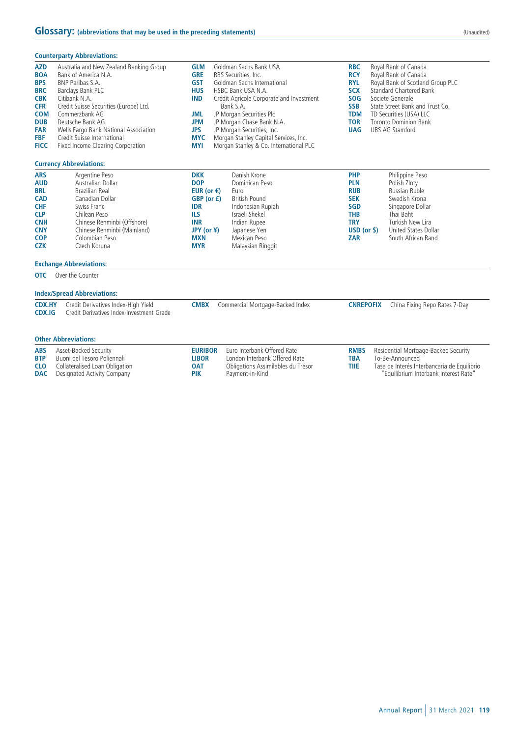# Glossary: (abbreviations that may be used in the preceding statements)

(Unaudited)

## Counterparty Abbreviations:

| | |
|---|---|
| **AZD** | Australia and New Zealand Banking Group |
| **BOA** | Bank of America N.A. |
| **BPS** | BNP Paribas S.A. |
| **BRC** | Barclays Bank PLC |
| **CBK** | Citibank N.A. |
| **CFR** | Credit Suisse Securities (Europe) Ltd. |
| **COM** | Commerzbank AG |
| **DUB** | Deutsche Bank AG |
| **FAR** | Wells Fargo Bank National Association |
| **FBF** | Credit Suisse International |
| **FICC** | Fixed Income Clearing Corporation |
| **GLM** | Goldman Sachs Bank USA |
| **GRE** | RBS Securities, Inc. |
| **GST** | Goldman Sachs International |
| **HUS** | HSBC Bank USA N.A. |
| **IND** | Crédit Agricole Corporate and Investment Bank S.A. |
| **JML** | JP Morgan Securities Plc |
| **JPM** | JP Morgan Chase Bank N.A. |
| **JPS** | JP Morgan Securities, Inc. |
| **MYC** | Morgan Stanley Capital Services, Inc. |
| **MYI** | Morgan Stanley & Co. International PLC |
| **RBC** | Royal Bank of Canada |
| **RCY** | Royal Bank of Canada |
| **RYL** | Royal Bank of Scotland Group PLC |
| **SCX** | Standard Chartered Bank |
| **SOG** | Societe Generale |
| **SSB** | State Street Bank and Trust Co. |
| **TDM** | TD Securities (USA) LLC |
| **TOR** | Toronto Dominion Bank |
| **UAG** | UBS AG Stamford |

## Currency Abbreviations:

| | |
|---|---|
| **ARS** | Argentine Peso |
| **AUD** | Australian Dollar |
| **BRL** | Brazilian Real |
| **CAD** | Canadian Dollar |
| **CHF** | Swiss Franc |
| **CLP** | Chilean Peso |
| **CNH** | Chinese Renminbi (Offshore) |
| **CNY** | Chinese Renminbi (Mainland) |
| **COP** | Colombian Peso |
| **CZK** | Czech Koruna |
| **DKK** | Danish Krone |
| **DOP** | Dominican Peso |
| **EUR (or €)** | Euro |
| **GBP (or £)** | British Pound |
| **IDR** | Indonesian Rupiah |
| **ILS** | Israeli Shekel |
| **INR** | Indian Rupee |
| **JPY (or ¥)** | Japanese Yen |
| **MXN** | Mexican Peso |
| **MYR** | Malaysian Ringgit |
| **PHP** | Philippine Peso |
| **PLN** | Polish Zloty |
| **RUB** | Russian Ruble |
| **SEK** | Swedish Krona |
| **SGD** | Singapore Dollar |
| **THB** | Thai Baht |
| **TRY** | Turkish New Lira |
| **USD (or $)** | United States Dollar |
| **ZAR** | South African Rand |

## Exchange Abbreviations:

| | |
|---|---|
| **OTC** | Over the Counter |

## Index/Spread Abbreviations:

| | |
|---|---|
| **CDX.HY** | Credit Derivatives Index-High Yield |
| **CDX.IG** | Credit Derivatives Index-Investment Grade |
| **CMBX** | Commercial Mortgage-Backed Index |
| **CNREPOFIX** | China Fixing Repo Rates 7-Day |

## Other Abbreviations:

| | |
|---|---|
| **ABS** | Asset-Backed Security |
| **BTP** | Buoni del Tesoro Poliennali |
| **CLO** | Collateralised Loan Obligation |
| **DAC** | Designated Activity Company |
| **EURIBOR** | Euro Interbank Offered Rate |
| **LIBOR** | London Interbank Offered Rate |
| **OAT** | Obligations Assimilables du Trésor |
| **PIK** | Payment-in-Kind |
| **RMBS** | Residential Mortgage-Backed Security |
| **TBA** | To-Be-Announced |
| **TIIE** | Tasa de Interés Interbancaria de Equilibrio "Equilibrium Interbank Interest Rate" |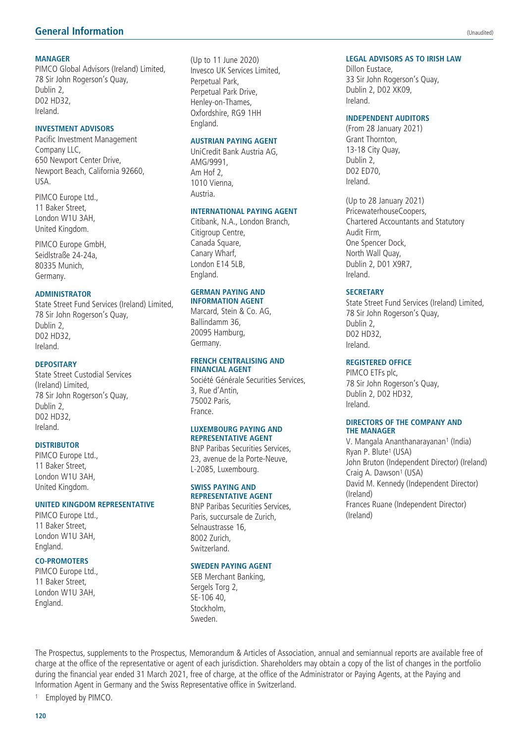# General Information

(Unaudited)

### MANAGER

PIMCO Global Advisors (Ireland) Limited,
78 Sir John Rogerson's Quay,
Dublin 2,
D02 HD32,
Ireland.

### INVESTMENT ADVISORS

Pacific Investment Management Company LLC,
650 Newport Center Drive,
Newport Beach, California 92660,
USA.

PIMCO Europe Ltd.,
11 Baker Street,
London W1U 3AH,
United Kingdom.

PIMCO Europe GmbH,
Seidlstraße 24-24a,
80335 Munich,
Germany.

### ADMINISTRATOR

State Street Fund Services (Ireland) Limited,
78 Sir John Rogerson's Quay,
Dublin 2,
D02 HD32,
Ireland.

### DEPOSITARY

State Street Custodial Services (Ireland) Limited,
78 Sir John Rogerson's Quay,
Dublin 2,
D02 HD32,
Ireland.

### DISTRIBUTOR

PIMCO Europe Ltd.,
11 Baker Street,
London W1U 3AH,
United Kingdom.

### UNITED KINGDOM REPRESENTATIVE

PIMCO Europe Ltd.,
11 Baker Street,
London W1U 3AH,
England.

### CO-PROMOTERS

PIMCO Europe Ltd.,
11 Baker Street,
London W1U 3AH,
England.

(Up to 11 June 2020)
Invesco UK Services Limited,
Perpetual Park,
Perpetual Park Drive,
Henley-on-Thames,
Oxfordshire, RG9 1HH
England.

### AUSTRIAN PAYING AGENT

UniCredit Bank Austria AG,
AMG/9991,
Am Hof 2,
1010 Vienna,
Austria.

### INTERNATIONAL PAYING AGENT

Citibank, N.A., London Branch,
Citigroup Centre,
Canada Square,
Canary Wharf,
London E14 5LB,
England.

### GERMAN PAYING AND INFORMATION AGENT

Marcard, Stein & Co. AG,
Ballindamm 36,
20095 Hamburg,
Germany.

### FRENCH CENTRALISING AND FINANCIAL AGENT

Société Générale Securities Services,
3, Rue d'Antin,
75002 Paris,
France.

### LUXEMBOURG PAYING AND REPRESENTATIVE AGENT

BNP Paribas Securities Services,
23, avenue de la Porte-Neuve,
L-2085, Luxembourg.

### SWISS PAYING AND REPRESENTATIVE AGENT

BNP Paribas Securities Services,
Paris, succursale de Zurich,
Selnaustrasse 16,
8002 Zurich,
Switzerland.

### SWEDEN PAYING AGENT

SEB Merchant Banking,
Sergels Torg 2,
SE-106 40,
Stockholm,
Sweden.

### LEGAL ADVISORS AS TO IRISH LAW

Dillon Eustace,
33 Sir John Rogerson's Quay,
Dublin 2, D02 XK09,
Ireland.

### INDEPENDENT AUDITORS

(From 28 January 2021)
Grant Thornton,
13-18 City Quay,
Dublin 2,
D02 ED70,
Ireland.

(Up to 28 January 2021)
PricewaterhouseCoopers,
Chartered Accountants and Statutory Audit Firm,
One Spencer Dock,
North Wall Quay,
Dublin 2, D01 X9R7,
Ireland.

### SECRETARY

State Street Fund Services (Ireland) Limited,
78 Sir John Rogerson's Quay,
Dublin 2,
D02 HD32,
Ireland.

### REGISTERED OFFICE

PIMCO ETFs plc,
78 Sir John Rogerson's Quay,
Dublin 2, D02 HD32,
Ireland.

### DIRECTORS OF THE COMPANY AND THE MANAGER

V. Mangala Ananthanarayanan[1] (India)
Ryan P. Blute[1] (USA)
John Bruton (Independent Director) (Ireland)
Craig A. Dawson[1] (USA)
David M. Kennedy (Independent Director) (Ireland)
Frances Ruane (Independent Director) (Ireland)

The Prospectus, supplements to the Prospectus, Memorandum & Articles of Association, annual and semiannual reports are available free of charge at the office of the representative or agent of each jurisdiction. Shareholders may obtain a copy of the list of changes in the portfolio during the financial year ended 31 March 2021, free of charge, at the office of the Administrator or Paying Agents, at the Paying and Information Agent in Germany and the Swiss Representative office in Switzerland.

[1] Employed by PIMCO.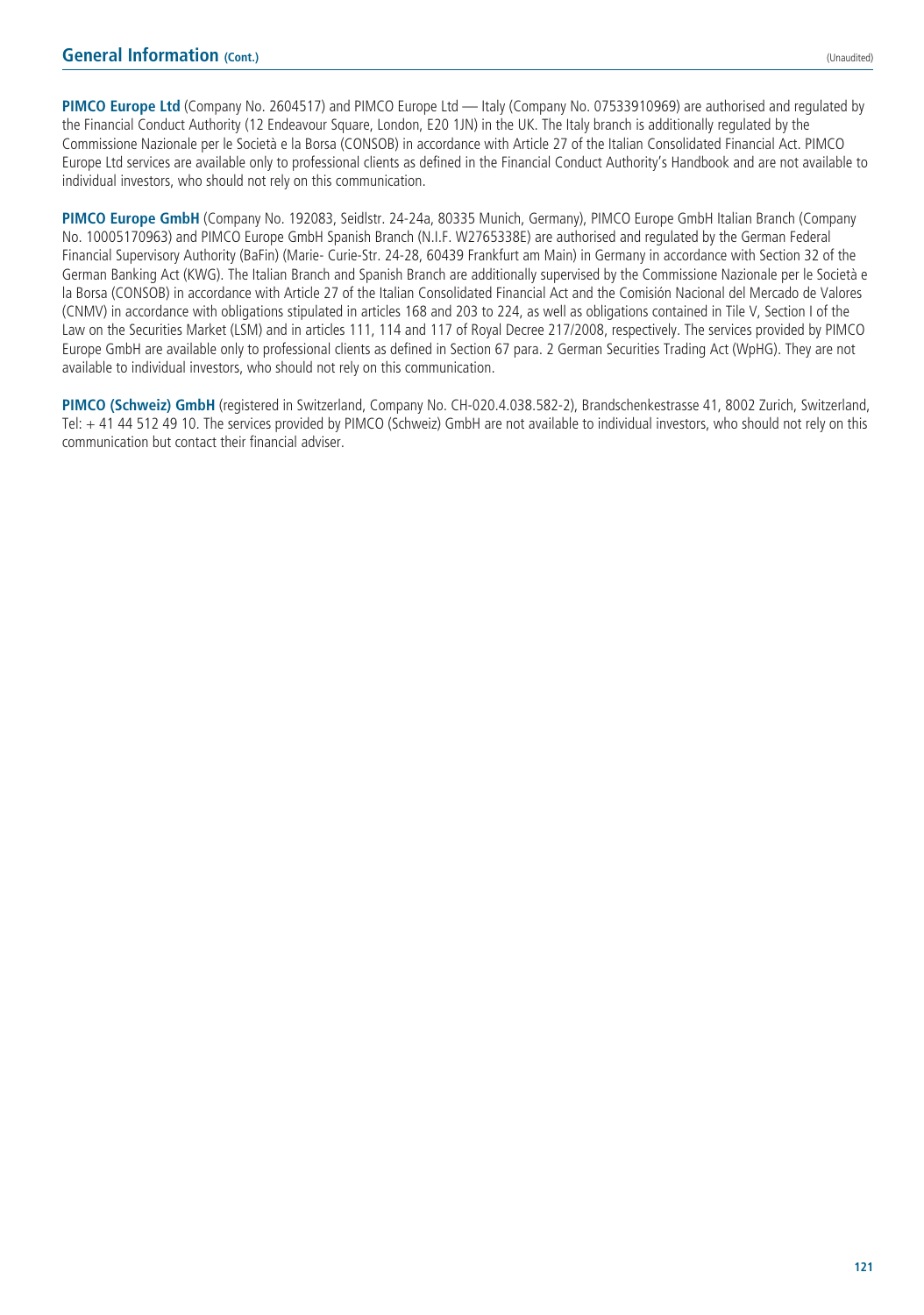**PIMCO Europe Ltd** (Company No. 2604517) and PIMCO Europe Ltd — Italy (Company No. 07533910969) are authorised and regulated by the Financial Conduct Authority (12 Endeavour Square, London, E20 1JN) in the UK. The Italy branch is additionally regulated by the Commissione Nazionale per le Società e la Borsa (CONSOB) in accordance with Article 27 of the Italian Consolidated Financial Act. PIMCO Europe Ltd services are available only to professional clients as defined in the Financial Conduct Authority's Handbook and are not available to individual investors, who should not rely on this communication.

**PIMCO Europe GmbH** (Company No. 192083, Seidlstr. 24-24a, 80335 Munich, Germany), PIMCO Europe GmbH Italian Branch (Company No. 10005170963) and PIMCO Europe GmbH Spanish Branch (N.I.F. W2765338E) are authorised and regulated by the German Federal Financial Supervisory Authority (BaFin) (Marie- Curie-Str. 24-28, 60439 Frankfurt am Main) in Germany in accordance with Section 32 of the German Banking Act (KWG). The Italian Branch and Spanish Branch are additionally supervised by the Commissione Nazionale per le Società e la Borsa (CONSOB) in accordance with Article 27 of the Italian Consolidated Financial Act and the Comisión Nacional del Mercado de Valores (CNMV) in accordance with obligations stipulated in articles 168 and 203 to 224, as well as obligations contained in Tile V, Section I of the Law on the Securities Market (LSM) and in articles 111, 114 and 117 of Royal Decree 217/2008, respectively. The services provided by PIMCO Europe GmbH are available only to professional clients as defined in Section 67 para. 2 German Securities Trading Act (WpHG). They are not available to individual investors, who should not rely on this communication.

**PIMCO (Schweiz) GmbH** (registered in Switzerland, Company No. CH-020.4.038.582-2), Brandschenkestrasse 41, 8002 Zurich, Switzerland, Tel: + 41 44 512 49 10. The services provided by PIMCO (Schweiz) GmbH are not available to individual investors, who should not rely on this communication but contact their financial adviser.